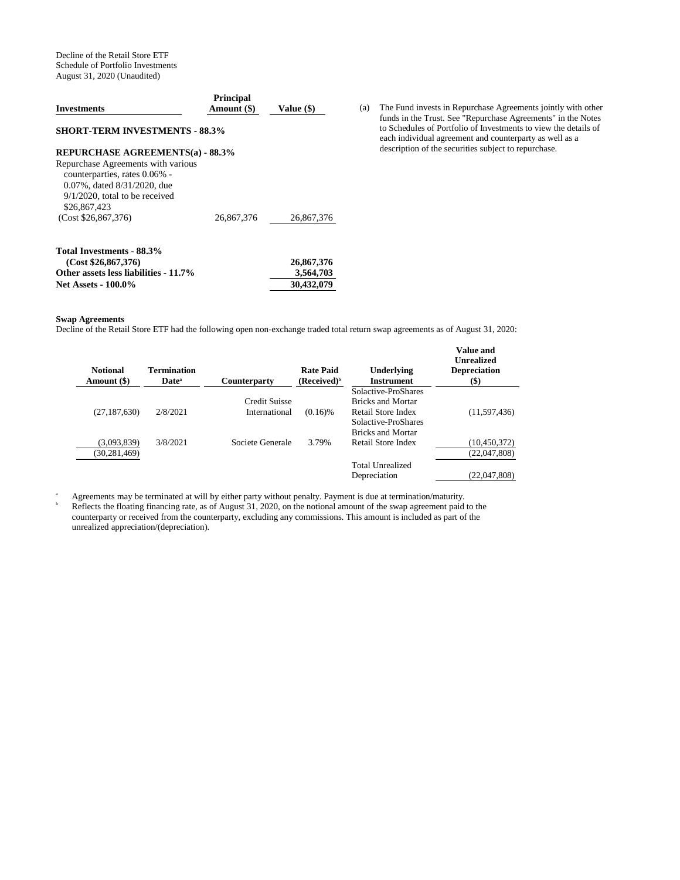Decline of the Retail Store ETF
Schedule of Portfolio Investments
August 31, 2020 (Unaudited)

| Investments | Principal Amount ($) | Value ($) |
|---|---|---|
| **SHORT-TERM INVESTMENTS - 88.3%** | | |
| **REPURCHASE AGREEMENTS(a) - 88.3%** | | |
| Repurchase Agreements with various counterparties, rates 0.06% - 0.07%, dated 8/31/2020, due 9/1/2020, total to be received $26,867,423 (Cost $26,867,376) | 26,867,376 | 26,867,376 |
| **Total Investments - 88.3% (Cost $26,867,376)** | | **26,867,376** |
| **Other assets less liabilities - 11.7%** | | **3,564,703** |
| **Net Assets - 100.0%** | | **30,432,079** |

(a) The Fund invests in Repurchase Agreements jointly with other funds in the Trust. See "Repurchase Agreements" in the Notes to Schedules of Portfolio of Investments to view the details of each individual agreement and counterparty as well as a description of the securities subject to repurchase.

**Swap Agreements**

Decline of the Retail Store ETF had the following open non-exchange traded total return swap agreements as of August 31, 2020:

| Notional Amount ($) | Termination Date[a] | Counterparty | Rate Paid (Received)[b] | Underlying Instrument | Value and Unrealized Depreciation ($) |
|---|---|---|---|---|---|
| (27,187,630) | 2/8/2021 | Credit Suisse International | (0.16)% | Solactive-ProShares Bricks and Mortar Retail Store Index | (11,597,436) |
| (3,093,839) | 3/8/2021 | Societe Generale | 3.79% | Solactive-ProShares Bricks and Mortar Retail Store Index | (10,450,372) |
| (30,281,469) | | | | | (22,047,808) |
| | | | | Total Unrealized Depreciation | (22,047,808) |

[a] Agreements may be terminated at will by either party without penalty. Payment is due at termination/maturity.

[b] Reflects the floating financing rate, as of August 31, 2020, on the notional amount of the swap agreement paid to the counterparty or received from the counterparty, excluding any commissions. This amount is included as part of the unrealized appreciation/(depreciation).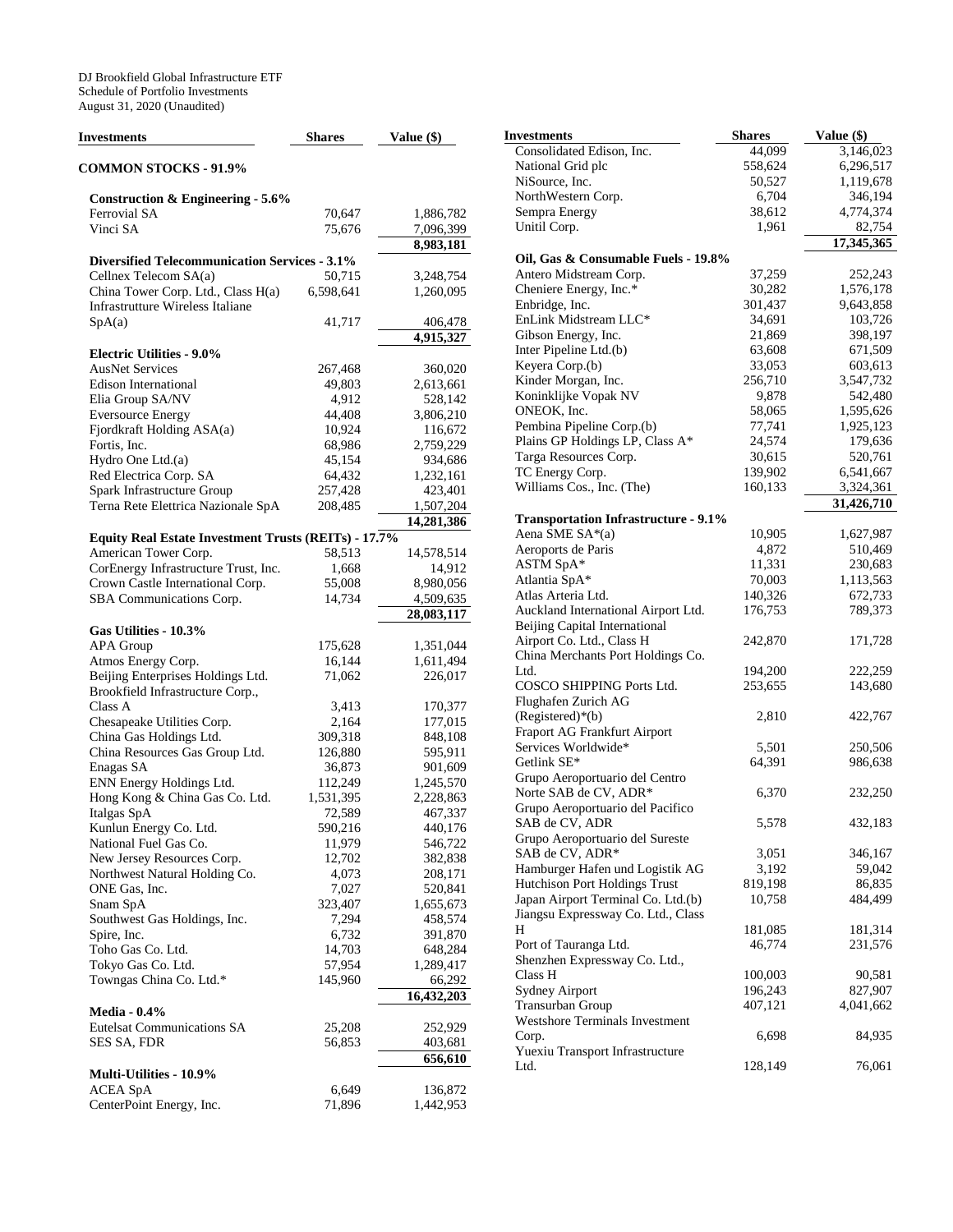DJ Brookfield Global Infrastructure ETF
Schedule of Portfolio Investments
August 31, 2020 (Unaudited)

| Investments | Shares | Value ($) |
|---|---|---|
| **COMMON STOCKS - 91.9%** | | |
| **Construction & Engineering - 5.6%** | | |
| Ferrovial SA | 70,647 | 1,886,782 |
| Vinci SA | 75,676 | 7,096,399 |
| | | **8,983,181** |
| **Diversified Telecommunication Services - 3.1%** | | |
| Cellnex Telecom SA(a) | 50,715 | 3,248,754 |
| China Tower Corp. Ltd., Class H(a) | 6,598,641 | 1,260,095 |
| Infrastrutture Wireless Italiane SpA(a) | 41,717 | 406,478 |
| | | **4,915,327** |
| **Electric Utilities - 9.0%** | | |
| AusNet Services | 267,468 | 360,020 |
| Edison International | 49,803 | 2,613,661 |
| Elia Group SA/NV | 4,912 | 528,142 |
| Eversource Energy | 44,408 | 3,806,210 |
| Fjordkraft Holding ASA(a) | 10,924 | 116,672 |
| Fortis, Inc. | 68,986 | 2,759,229 |
| Hydro One Ltd.(a) | 45,154 | 934,686 |
| Red Electrica Corp. SA | 64,432 | 1,232,161 |
| Spark Infrastructure Group | 257,428 | 423,401 |
| Terna Rete Elettrica Nazionale SpA | 208,485 | 1,507,204 |
| | | **14,281,386** |
| **Equity Real Estate Investment Trusts (REITs) - 17.7%** | | |
| American Tower Corp. | 58,513 | 14,578,514 |
| CorEnergy Infrastructure Trust, Inc. | 1,668 | 14,912 |
| Crown Castle International Corp. | 55,008 | 8,980,056 |
| SBA Communications Corp. | 14,734 | 4,509,635 |
| | | **28,083,117** |
| **Gas Utilities - 10.3%** | | |
| APA Group | 175,628 | 1,351,044 |
| Atmos Energy Corp. | 16,144 | 1,611,494 |
| Beijing Enterprises Holdings Ltd. | 71,062 | 226,017 |
| Brookfield Infrastructure Corp., Class A | 3,413 | 170,377 |
| Chesapeake Utilities Corp. | 2,164 | 177,015 |
| China Gas Holdings Ltd. | 309,318 | 848,108 |
| China Resources Gas Group Ltd. | 126,880 | 595,911 |
| Enagas SA | 36,873 | 901,609 |
| ENN Energy Holdings Ltd. | 112,249 | 1,245,570 |
| Hong Kong & China Gas Co. Ltd. | 1,531,395 | 2,228,863 |
| Italgas SpA | 72,589 | 467,337 |
| Kunlun Energy Co. Ltd. | 590,216 | 440,176 |
| National Fuel Gas Co. | 11,979 | 546,722 |
| New Jersey Resources Corp. | 12,702 | 382,838 |
| Northwest Natural Holding Co. | 4,073 | 208,171 |
| ONE Gas, Inc. | 7,027 | 520,841 |
| Snam SpA | 323,407 | 1,655,673 |
| Southwest Gas Holdings, Inc. | 7,294 | 458,574 |
| Spire, Inc. | 6,732 | 391,870 |
| Toho Gas Co. Ltd. | 14,703 | 648,284 |
| Tokyo Gas Co. Ltd. | 57,954 | 1,289,417 |
| Towngas China Co. Ltd.* | 145,960 | 66,292 |
| | | **16,432,203** |
| **Media - 0.4%** | | |
| Eutelsat Communications SA | 25,208 | 252,929 |
| SES SA, FDR | 56,853 | 403,681 |
| | | **656,610** |
| **Multi-Utilities - 10.9%** | | |
| ACEA SpA | 6,649 | 136,872 |
| CenterPoint Energy, Inc. | 71,896 | 1,442,953 |
| Consolidated Edison, Inc. | 44,099 | 3,146,023 |
| National Grid plc | 558,624 | 6,296,517 |
| NiSource, Inc. | 50,527 | 1,119,678 |
| NorthWestern Corp. | 6,704 | 346,194 |
| Sempra Energy | 38,612 | 4,774,374 |
| Unitil Corp. | 1,961 | 82,754 |
| | | **17,345,365** |
| **Oil, Gas & Consumable Fuels - 19.8%** | | |
| Antero Midstream Corp. | 37,259 | 252,243 |
| Cheniere Energy, Inc.* | 30,282 | 1,576,178 |
| Enbridge, Inc. | 301,437 | 9,643,858 |
| EnLink Midstream LLC* | 34,691 | 103,726 |
| Gibson Energy, Inc. | 21,869 | 398,197 |
| Inter Pipeline Ltd.(b) | 63,608 | 671,509 |
| Keyera Corp.(b) | 33,053 | 603,613 |
| Kinder Morgan, Inc. | 256,710 | 3,547,732 |
| Koninklijke Vopak NV | 9,878 | 542,480 |
| ONEOK, Inc. | 58,065 | 1,595,626 |
| Pembina Pipeline Corp.(b) | 77,741 | 1,925,123 |
| Plains GP Holdings LP, Class A* | 24,574 | 179,636 |
| Targa Resources Corp. | 30,615 | 520,761 |
| TC Energy Corp. | 139,902 | 6,541,667 |
| Williams Cos., Inc. (The) | 160,133 | 3,324,361 |
| | | **31,426,710** |
| **Transportation Infrastructure - 9.1%** | | |
| Aena SME SA*(a) | 10,905 | 1,627,987 |
| Aeroports de Paris | 4,872 | 510,469 |
| ASTM SpA* | 11,331 | 230,683 |
| Atlantia SpA* | 70,003 | 1,113,563 |
| Atlas Arteria Ltd. | 140,326 | 672,733 |
| Auckland International Airport Ltd. | 176,753 | 789,373 |
| Beijing Capital International Airport Co. Ltd., Class H | 242,870 | 171,728 |
| China Merchants Port Holdings Co. Ltd. | 194,200 | 222,259 |
| COSCO SHIPPING Ports Ltd. | 253,655 | 143,680 |
| Flughafen Zurich AG (Registered)*(b) | 2,810 | 422,767 |
| Fraport AG Frankfurt Airport Services Worldwide* | 5,501 | 250,506 |
| Getlink SE* | 64,391 | 986,638 |
| Grupo Aeroportuario del Centro Norte SAB de CV, ADR* | 6,370 | 232,250 |
| Grupo Aeroportuario del Pacifico SAB de CV, ADR | 5,578 | 432,183 |
| Grupo Aeroportuario del Sureste SAB de CV, ADR* | 3,051 | 346,167 |
| Hamburger Hafen und Logistik AG | 3,192 | 59,042 |
| Hutchison Port Holdings Trust | 819,198 | 86,835 |
| Japan Airport Terminal Co. Ltd.(b) | 10,758 | 484,499 |
| Jiangsu Expressway Co. Ltd., Class H | 181,085 | 181,314 |
| Port of Tauranga Ltd. | 46,774 | 231,576 |
| Shenzhen Expressway Co. Ltd., Class H | 100,003 | 90,581 |
| Sydney Airport | 196,243 | 827,907 |
| Transurban Group | 407,121 | 4,041,662 |
| Westshore Terminals Investment Corp. | 6,698 | 84,935 |
| Yuexiu Transport Infrastructure Ltd. | 128,149 | 76,061 |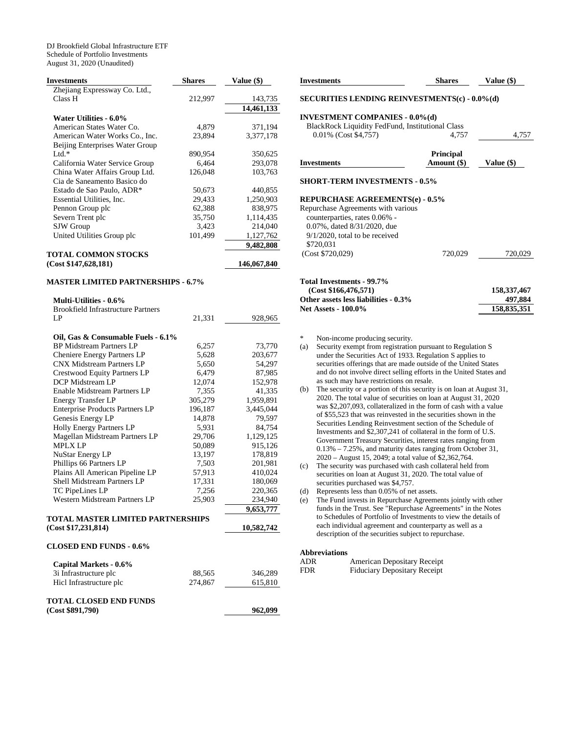DJ Brookfield Global Infrastructure ETF
Schedule of Portfolio Investments
August 31, 2020 (Unaudited)

| Investments | Shares | Value ($) |
|---|---|---|
| Zhejiang Expressway Co. Ltd., Class H | 212,997 | 143,735 |
| | | 14,461,133 |
| **Water Utilities - 6.0%** | | |
| American States Water Co. | 4,879 | 371,194 |
| American Water Works Co., Inc. | 23,894 | 3,377,178 |
| Beijing Enterprises Water Group Ltd.* | 890,954 | 350,625 |
| California Water Service Group | 6,464 | 293,078 |
| China Water Affairs Group Ltd. | 126,048 | 103,763 |
| Cia de Saneamento Basico do Estado de Sao Paulo, ADR* | 50,673 | 440,855 |
| Essential Utilities, Inc. | 29,433 | 1,250,903 |
| Pennon Group plc | 62,388 | 838,975 |
| Severn Trent plc | 35,750 | 1,114,435 |
| SJW Group | 3,423 | 214,040 |
| United Utilities Group plc | 101,499 | 1,127,762 |
| | | 9,482,808 |
| **TOTAL COMMON STOCKS (Cost $147,628,181)** | | **146,067,840** |
| **MASTER LIMITED PARTNERSHIPS - 6.7%** | | |
| **Multi-Utilities - 0.6%** | | |
| Brookfield Infrastructure Partners LP | 21,331 | 928,965 |
| **Oil, Gas & Consumable Fuels - 6.1%** | | |
| BP Midstream Partners LP | 6,257 | 73,770 |
| Cheniere Energy Partners LP | 5,628 | 203,677 |
| CNX Midstream Partners LP | 5,650 | 54,297 |
| Crestwood Equity Partners LP | 6,479 | 87,985 |
| DCP Midstream LP | 12,074 | 152,978 |
| Enable Midstream Partners LP | 7,355 | 41,335 |
| Energy Transfer LP | 305,279 | 1,959,891 |
| Enterprise Products Partners LP | 196,187 | 3,445,044 |
| Genesis Energy LP | 14,878 | 79,597 |
| Holly Energy Partners LP | 5,931 | 84,754 |
| Magellan Midstream Partners LP | 29,706 | 1,129,125 |
| MPLX LP | 50,089 | 915,126 |
| NuStar Energy LP | 13,197 | 178,819 |
| Phillips 66 Partners LP | 7,503 | 201,981 |
| Plains All American Pipeline LP | 57,913 | 410,024 |
| Shell Midstream Partners LP | 17,331 | 180,069 |
| TC PipeLines LP | 7,256 | 220,365 |
| Western Midstream Partners LP | 25,903 | 234,940 |
| | | 9,653,777 |
| **TOTAL MASTER LIMITED PARTNERSHIPS (Cost $17,231,814)** | | **10,582,742** |
| **CLOSED END FUNDS - 0.6%** | | |
| **Capital Markets - 0.6%** | | |
| 3i Infrastructure plc | 88,565 | 346,289 |
| Hicl Infrastructure plc | 274,867 | 615,810 |
| **TOTAL CLOSED END FUNDS (Cost $891,790)** | | **962,099** |

| Investments | Shares | Value ($) |
|---|---|---|
| **SECURITIES LENDING REINVESTMENTS(c) - 0.0%(d)** | | |
| **INVESTMENT COMPANIES - 0.0%(d)** | | |
| BlackRock Liquidity FedFund, Institutional Class 0.01% (Cost $4,757) | 4,757 | 4,757 |

| Investments | Principal Amount ($) | Value ($) |
|---|---|---|
| **SHORT-TERM INVESTMENTS - 0.5%** | | |
| **REPURCHASE AGREEMENTS(e) - 0.5%** | | |
| Repurchase Agreements with various counterparties, rates 0.06% - 0.07%, dated 8/31/2020, due 9/1/2020, total to be received $720,031 (Cost $720,029) | 720,029 | 720,029 |
| **Total Investments - 99.7% (Cost $166,476,571)** | | **158,337,467** |
| **Other assets less liabilities - 0.3%** | | **497,884** |
| **Net Assets - 100.0%** | | **158,835,351** |

\* Non-income producing security.

(a) Security exempt from registration pursuant to Regulation S under the Securities Act of 1933. Regulation S applies to securities offerings that are made outside of the United States and do not involve direct selling efforts in the United States and as such may have restrictions on resale.

(b) The security or a portion of this security is on loan at August 31, 2020. The total value of securities on loan at August 31, 2020 was $2,207,093, collateralized in the form of cash with a value of $55,523 that was reinvested in the securities shown in the Securities Lending Reinvestment section of the Schedule of Investments and $2,307,241 of collateral in the form of U.S. Government Treasury Securities, interest rates ranging from 0.13% – 7.25%, and maturity dates ranging from October 31, 2020 – August 15, 2049; a total value of $2,362,764.

(c) The security was purchased with cash collateral held from securities on loan at August 31, 2020. The total value of securities purchased was $4,757.

(d) Represents less than 0.05% of net assets.

(e) The Fund invests in Repurchase Agreements jointly with other funds in the Trust. See "Repurchase Agreements" in the Notes to Schedules of Portfolio of Investments to view the details of each individual agreement and counterparty as well as a description of the securities subject to repurchase.

**Abbreviations**

| | |
|---|---|
| ADR | American Depositary Receipt |
| FDR | Fiduciary Depositary Receipt |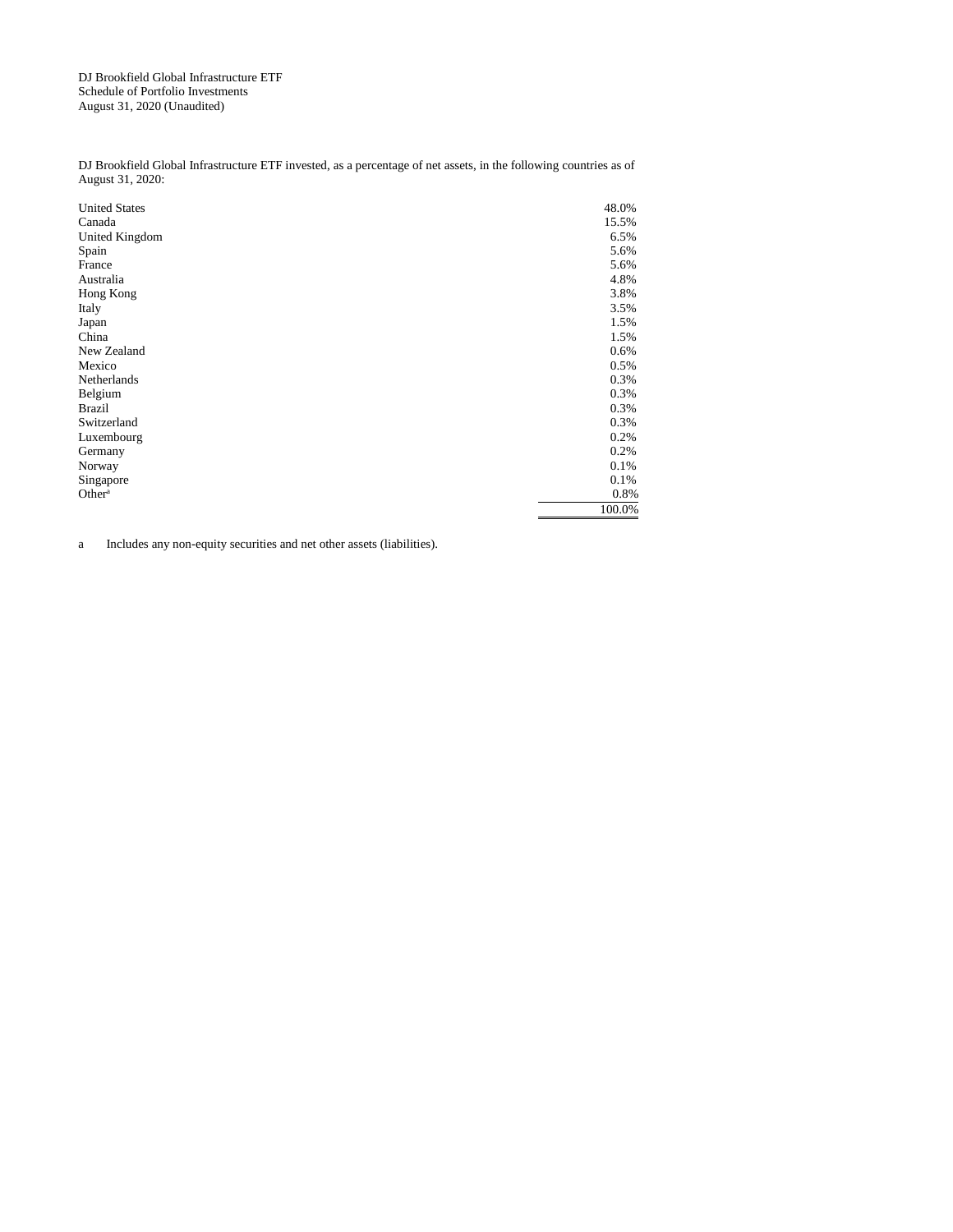DJ Brookfield Global Infrastructure ETF
Schedule of Portfolio Investments
August 31, 2020 (Unaudited)

DJ Brookfield Global Infrastructure ETF invested, as a percentage of net assets, in the following countries as of August 31, 2020:

| Country | % of Net Assets |
|---|---|
| United States | 48.0% |
| Canada | 15.5% |
| United Kingdom | 6.5% |
| Spain | 5.6% |
| France | 5.6% |
| Australia | 4.8% |
| Hong Kong | 3.8% |
| Italy | 3.5% |
| Japan | 1.5% |
| China | 1.5% |
| New Zealand | 0.6% |
| Mexico | 0.5% |
| Netherlands | 0.3% |
| Belgium | 0.3% |
| Brazil | 0.3% |
| Switzerland | 0.3% |
| Luxembourg | 0.2% |
| Germany | 0.2% |
| Norway | 0.1% |
| Singapore | 0.1% |
| Other[a] | 0.8% |
| | 100.0% |

a Includes any non-equity securities and net other assets (liabilities).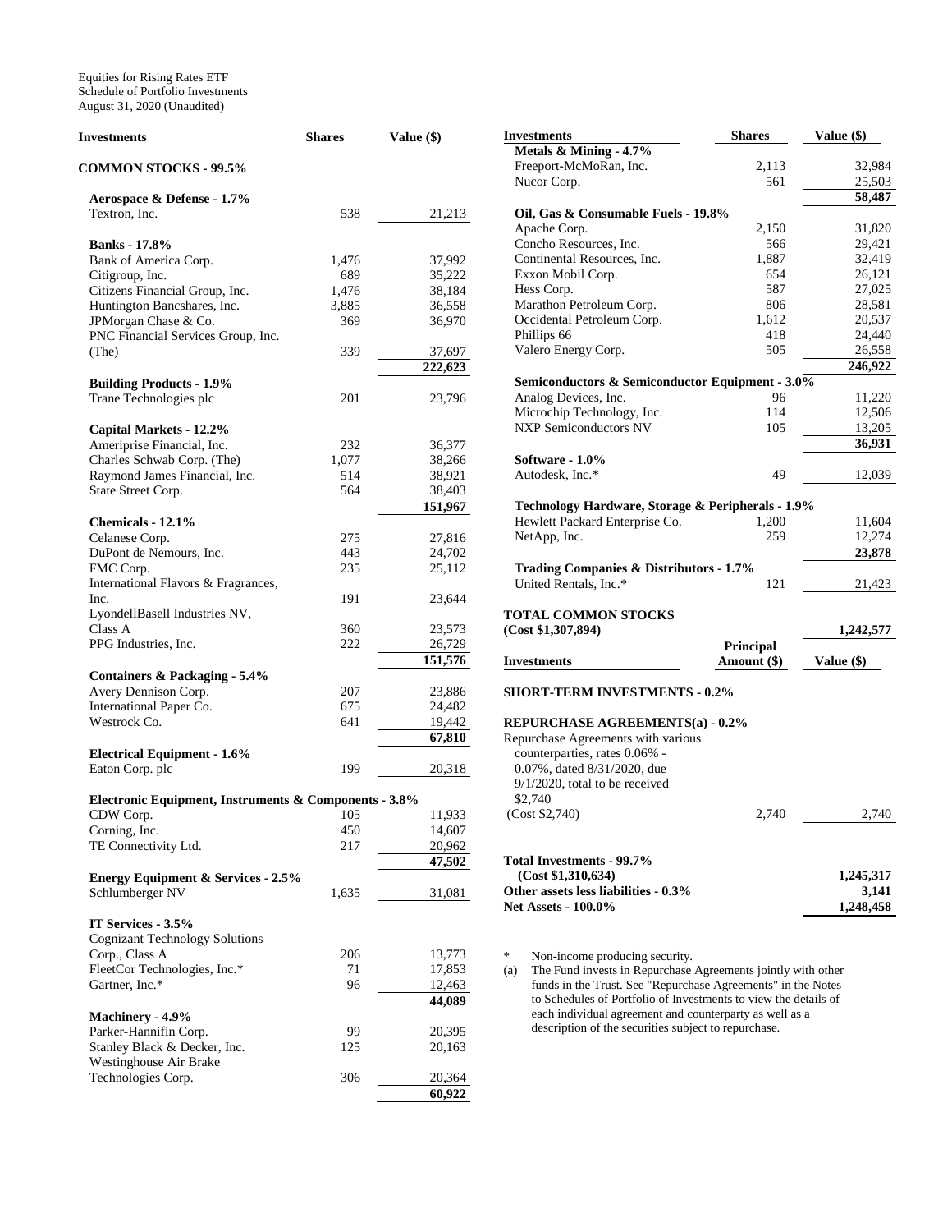Equities for Rising Rates ETF
Schedule of Portfolio Investments
August 31, 2020 (Unaudited)

| Investments | Shares | Value ($) |
|---|---|---|
| **COMMON STOCKS - 99.5%** | | |
| **Aerospace & Defense - 1.7%** | | |
| Textron, Inc. | 538 | 21,213 |
| **Banks - 17.8%** | | |
| Bank of America Corp. | 1,476 | 37,992 |
| Citigroup, Inc. | 689 | 35,222 |
| Citizens Financial Group, Inc. | 1,476 | 38,184 |
| Huntington Bancshares, Inc. | 3,885 | 36,558 |
| JPMorgan Chase & Co. | 369 | 36,970 |
| PNC Financial Services Group, Inc. (The) | 339 | 37,697 |
| | | **222,623** |
| **Building Products - 1.9%** | | |
| Trane Technologies plc | 201 | 23,796 |
| **Capital Markets - 12.2%** | | |
| Ameriprise Financial, Inc. | 232 | 36,377 |
| Charles Schwab Corp. (The) | 1,077 | 38,266 |
| Raymond James Financial, Inc. | 514 | 38,921 |
| State Street Corp. | 564 | 38,403 |
| | | **151,967** |
| **Chemicals - 12.1%** | | |
| Celanese Corp. | 275 | 27,816 |
| DuPont de Nemours, Inc. | 443 | 24,702 |
| FMC Corp. | 235 | 25,112 |
| International Flavors & Fragrances, Inc. | 191 | 23,644 |
| LyondellBasell Industries NV, Class A | 360 | 23,573 |
| PPG Industries, Inc. | 222 | 26,729 |
| | | **151,576** |
| **Containers & Packaging - 5.4%** | | |
| Avery Dennison Corp. | 207 | 23,886 |
| International Paper Co. | 675 | 24,482 |
| Westrock Co. | 641 | 19,442 |
| | | **67,810** |
| **Electrical Equipment - 1.6%** | | |
| Eaton Corp. plc | 199 | 20,318 |
| **Electronic Equipment, Instruments & Components - 3.8%** | | |
| CDW Corp. | 105 | 11,933 |
| Corning, Inc. | 450 | 14,607 |
| TE Connectivity Ltd. | 217 | 20,962 |
| | | **47,502** |
| **Energy Equipment & Services - 2.5%** | | |
| Schlumberger NV | 1,635 | 31,081 |
| **IT Services - 3.5%** | | |
| Cognizant Technology Solutions Corp., Class A | 206 | 13,773 |
| FleetCor Technologies, Inc.* | 71 | 17,853 |
| Gartner, Inc.* | 96 | 12,463 |
| | | **44,089** |
| **Machinery - 4.9%** | | |
| Parker-Hannifin Corp. | 99 | 20,395 |
| Stanley Black & Decker, Inc. | 125 | 20,163 |
| Westinghouse Air Brake Technologies Corp. | 306 | 20,364 |
| | | **60,922** |
| **Metals & Mining - 4.7%** | | |
| Freeport-McMoRan, Inc. | 2,113 | 32,984 |
| Nucor Corp. | 561 | 25,503 |
| | | **58,487** |
| **Oil, Gas & Consumable Fuels - 19.8%** | | |
| Apache Corp. | 2,150 | 31,820 |
| Concho Resources, Inc. | 566 | 29,421 |
| Continental Resources, Inc. | 1,887 | 32,419 |
| Exxon Mobil Corp. | 654 | 26,121 |
| Hess Corp. | 587 | 27,025 |
| Marathon Petroleum Corp. | 806 | 28,581 |
| Occidental Petroleum Corp. | 1,612 | 20,537 |
| Phillips 66 | 418 | 24,440 |
| Valero Energy Corp. | 505 | 26,558 |
| | | **246,922** |
| **Semiconductors & Semiconductor Equipment - 3.0%** | | |
| Analog Devices, Inc. | 96 | 11,220 |
| Microchip Technology, Inc. | 114 | 12,506 |
| NXP Semiconductors NV | 105 | 13,205 |
| | | **36,931** |
| **Software - 1.0%** | | |
| Autodesk, Inc.* | 49 | 12,039 |
| **Technology Hardware, Storage & Peripherals - 1.9%** | | |
| Hewlett Packard Enterprise Co. | 1,200 | 11,604 |
| NetApp, Inc. | 259 | 12,274 |
| | | **23,878** |
| **Trading Companies & Distributors - 1.7%** | | |
| United Rentals, Inc.* | 121 | 21,423 |
| **TOTAL COMMON STOCKS (Cost $1,307,894)** | | **1,242,577** |

| Investments | Principal Amount ($) | Value ($) |
|---|---|---|
| **SHORT-TERM INVESTMENTS - 0.2%** | | |
| **REPURCHASE AGREEMENTS(a) - 0.2%** | | |
| Repurchase Agreements with various counterparties, rates 0.06% - 0.07%, dated 8/31/2020, due 9/1/2020, total to be received $2,740 (Cost $2,740) | 2,740 | 2,740 |
| **Total Investments - 99.7% (Cost $1,310,634)** | | **1,245,317** |
| **Other assets less liabilities - 0.3%** | | **3,141** |
| **Net Assets - 100.0%** | | **1,248,458** |

\* Non-income producing security.

(a) The Fund invests in Repurchase Agreements jointly with other funds in the Trust. See "Repurchase Agreements" in the Notes to Schedules of Portfolio of Investments to view the details of each individual agreement and counterparty as well as a description of the securities subject to repurchase.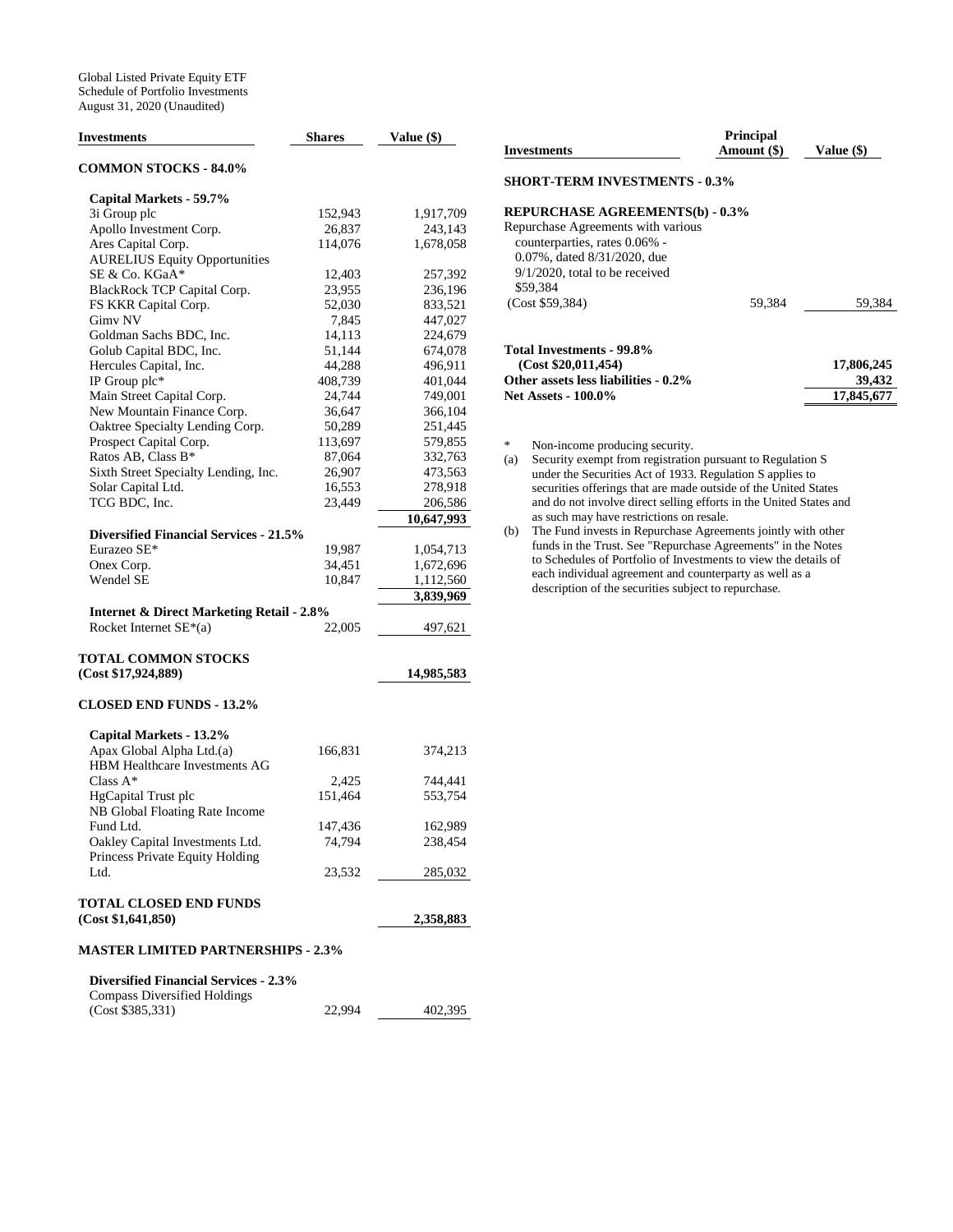Global Listed Private Equity ETF
Schedule of Portfolio Investments
August 31, 2020 (Unaudited)

| Investments | Shares | Value ($) |
|---|---|---|
| **COMMON STOCKS - 84.0%** | | |
| **Capital Markets - 59.7%** | | |
| 3i Group plc | 152,943 | 1,917,709 |
| Apollo Investment Corp. | 26,837 | 243,143 |
| Ares Capital Corp. | 114,076 | 1,678,058 |
| AURELIUS Equity Opportunities SE & Co. KGaA* | 12,403 | 257,392 |
| BlackRock TCP Capital Corp. | 23,955 | 236,196 |
| FS KKR Capital Corp. | 52,030 | 833,521 |
| Gimv NV | 7,845 | 447,027 |
| Goldman Sachs BDC, Inc. | 14,113 | 224,679 |
| Golub Capital BDC, Inc. | 51,144 | 674,078 |
| Hercules Capital, Inc. | 44,288 | 496,911 |
| IP Group plc* | 408,739 | 401,044 |
| Main Street Capital Corp. | 24,744 | 749,001 |
| New Mountain Finance Corp. | 36,647 | 366,104 |
| Oaktree Specialty Lending Corp. | 50,289 | 251,445 |
| Prospect Capital Corp. | 113,697 | 579,855 |
| Ratos AB, Class B* | 87,064 | 332,763 |
| Sixth Street Specialty Lending, Inc. | 26,907 | 473,563 |
| Solar Capital Ltd. | 16,553 | 278,918 |
| TCG BDC, Inc. | 23,449 | 206,586 |
| | | 10,647,993 |
| **Diversified Financial Services - 21.5%** | | |
| Eurazeo SE* | 19,987 | 1,054,713 |
| Onex Corp. | 34,451 | 1,672,696 |
| Wendel SE | 10,847 | 1,112,560 |
| | | 3,839,969 |
| **Internet & Direct Marketing Retail - 2.8%** | | |
| Rocket Internet SE*(a) | 22,005 | 497,621 |
| **TOTAL COMMON STOCKS (Cost $17,924,889)** | | **14,985,583** |
| **CLOSED END FUNDS - 13.2%** | | |
| **Capital Markets - 13.2%** | | |
| Apax Global Alpha Ltd.(a) | 166,831 | 374,213 |
| HBM Healthcare Investments AG Class A* | 2,425 | 744,441 |
| HgCapital Trust plc | 151,464 | 553,754 |
| NB Global Floating Rate Income Fund Ltd. | 147,436 | 162,989 |
| Oakley Capital Investments Ltd. | 74,794 | 238,454 |
| Princess Private Equity Holding Ltd. | 23,532 | 285,032 |
| **TOTAL CLOSED END FUNDS (Cost $1,641,850)** | | **2,358,883** |
| **MASTER LIMITED PARTNERSHIPS - 2.3%** | | |
| **Diversified Financial Services - 2.3%** | | |
| Compass Diversified Holdings (Cost $385,331) | 22,994 | 402,395 |

| Investments | Principal Amount ($) | Value ($) |
|---|---|---|
| **SHORT-TERM INVESTMENTS - 0.3%** | | |
| **REPURCHASE AGREEMENTS(b) - 0.3%** | | |
| Repurchase Agreements with various counterparties, rates 0.06% - 0.07%, dated 8/31/2020, due 9/1/2020, total to be received $59,384 (Cost $59,384) | 59,384 | 59,384 |
| **Total Investments - 99.8% (Cost $20,011,454)** | | **17,806,245** |
| **Other assets less liabilities - 0.2%** | | **39,432** |
| **Net Assets - 100.0%** | | **17,845,677** |

\* Non-income producing security.

(a) Security exempt from registration pursuant to Regulation S under the Securities Act of 1933. Regulation S applies to securities offerings that are made outside of the United States and do not involve direct selling efforts in the United States and as such may have restrictions on resale.

(b) The Fund invests in Repurchase Agreements jointly with other funds in the Trust. See "Repurchase Agreements" in the Notes to Schedules of Portfolio of Investments to view the details of each individual agreement and counterparty as well as a description of the securities subject to repurchase.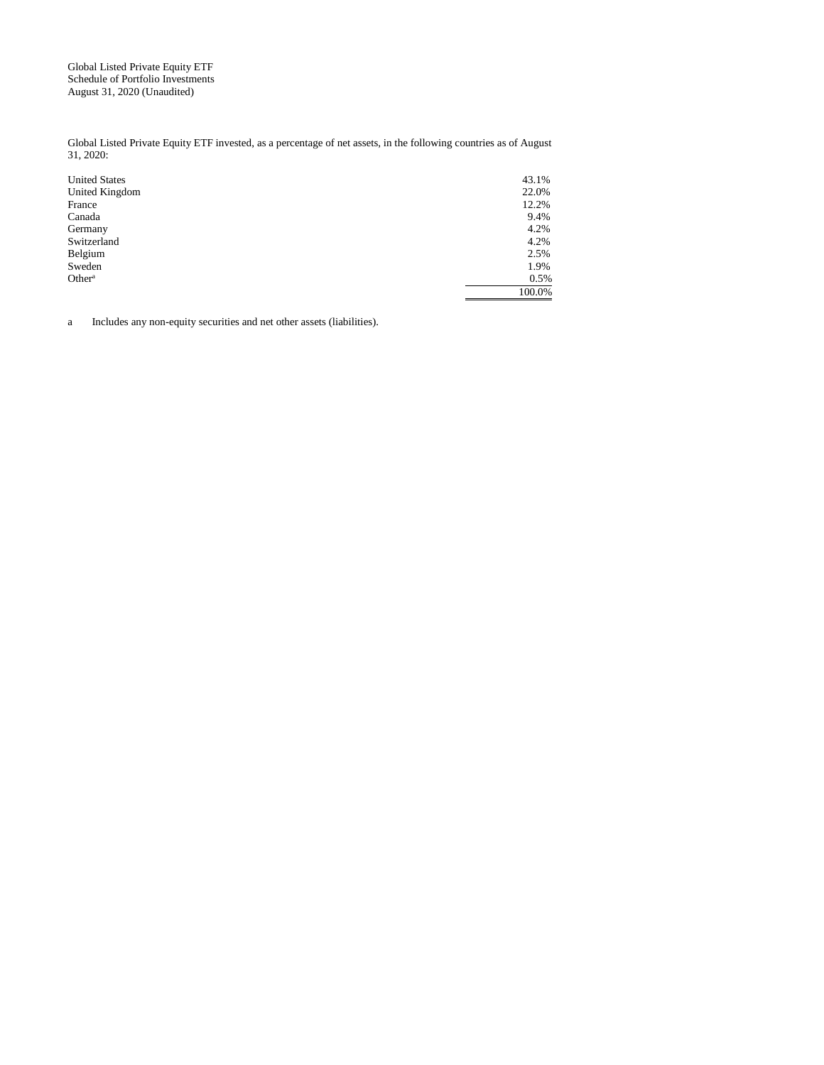Global Listed Private Equity ETF
Schedule of Portfolio Investments
August 31, 2020 (Unaudited)

Global Listed Private Equity ETF invested, as a percentage of net assets, in the following countries as of August 31, 2020:

| | |
|---|---|
| United States | 43.1% |
| United Kingdom | 22.0% |
| France | 12.2% |
| Canada | 9.4% |
| Germany | 4.2% |
| Switzerland | 4.2% |
| Belgium | 2.5% |
| Sweden | 1.9% |
| Other[a] | 0.5% |
| | 100.0% |

a Includes any non-equity securities and net other assets (liabilities).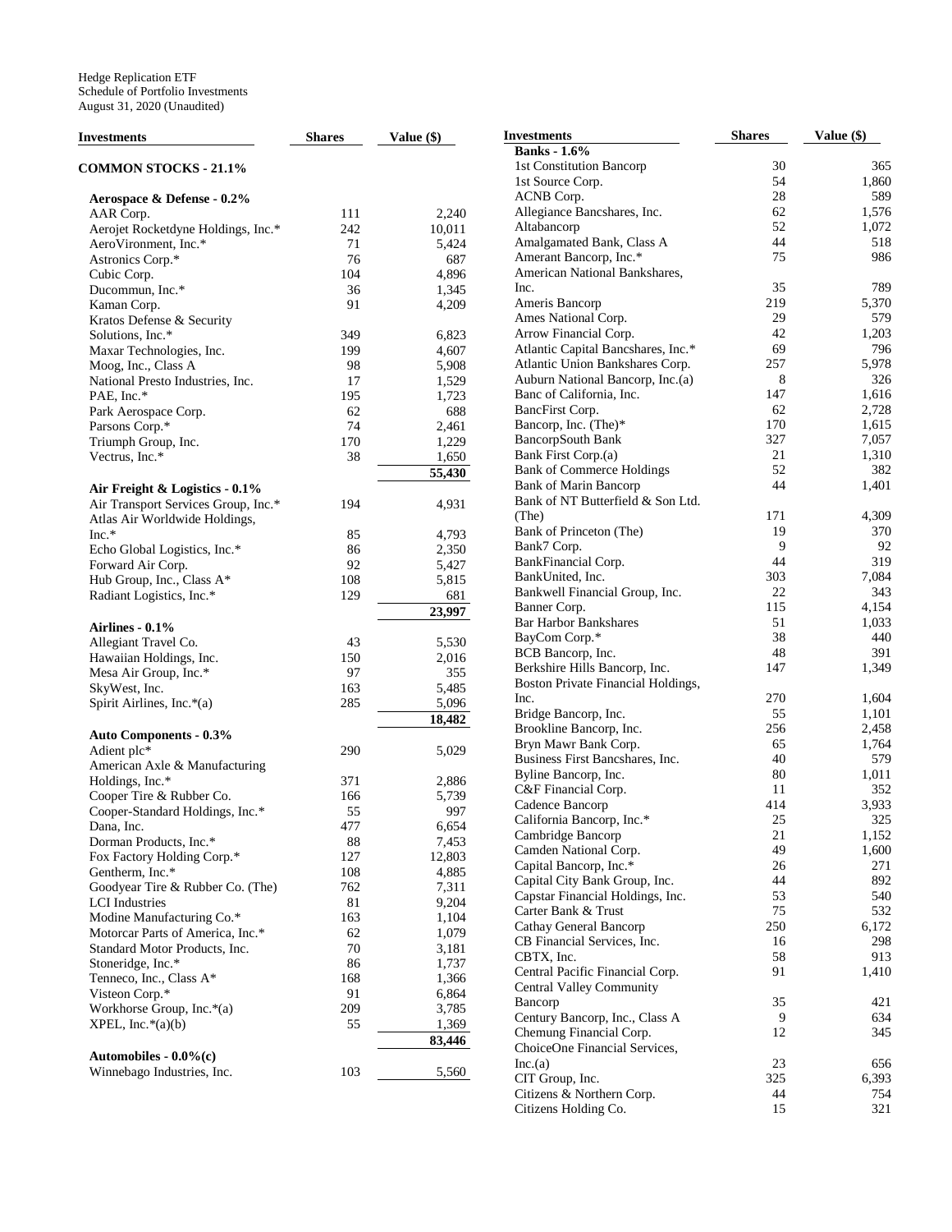Hedge Replication ETF
Schedule of Portfolio Investments
August 31, 2020 (Unaudited)

| Investments | Shares | Value ($) |
|---|---|---|
| **COMMON STOCKS - 21.1%** | | |
| **Aerospace & Defense - 0.2%** | | |
| AAR Corp. | 111 | 2,240 |
| Aerojet Rocketdyne Holdings, Inc.* | 242 | 10,011 |
| AeroVironment, Inc.* | 71 | 5,424 |
| Astronics Corp.* | 76 | 687 |
| Cubic Corp. | 104 | 4,896 |
| Ducommun, Inc.* | 36 | 1,345 |
| Kaman Corp. | 91 | 4,209 |
| Kratos Defense & Security Solutions, Inc.* | 349 | 6,823 |
| Maxar Technologies, Inc. | 199 | 4,607 |
| Moog, Inc., Class A | 98 | 5,908 |
| National Presto Industries, Inc. | 17 | 1,529 |
| PAE, Inc.* | 195 | 1,723 |
| Park Aerospace Corp. | 62 | 688 |
| Parsons Corp.* | 74 | 2,461 |
| Triumph Group, Inc. | 170 | 1,229 |
| Vectrus, Inc.* | 38 | 1,650 |
| | | 55,430 |
| **Air Freight & Logistics - 0.1%** | | |
| Air Transport Services Group, Inc.* | 194 | 4,931 |
| Atlas Air Worldwide Holdings, Inc.* | 85 | 4,793 |
| Echo Global Logistics, Inc.* | 86 | 2,350 |
| Forward Air Corp. | 92 | 5,427 |
| Hub Group, Inc., Class A* | 108 | 5,815 |
| Radiant Logistics, Inc.* | 129 | 681 |
| | | 23,997 |
| **Airlines - 0.1%** | | |
| Allegiant Travel Co. | 43 | 5,530 |
| Hawaiian Holdings, Inc. | 150 | 2,016 |
| Mesa Air Group, Inc.* | 97 | 355 |
| SkyWest, Inc. | 163 | 5,485 |
| Spirit Airlines, Inc.*(a) | 285 | 5,096 |
| | | 18,482 |
| **Auto Components - 0.3%** | | |
| Adient plc* | 290 | 5,029 |
| American Axle & Manufacturing Holdings, Inc.* | 371 | 2,886 |
| Cooper Tire & Rubber Co. | 166 | 5,739 |
| Cooper-Standard Holdings, Inc.* | 55 | 997 |
| Dana, Inc. | 477 | 6,654 |
| Dorman Products, Inc.* | 88 | 7,453 |
| Fox Factory Holding Corp.* | 127 | 12,803 |
| Gentherm, Inc.* | 108 | 4,885 |
| Goodyear Tire & Rubber Co. (The) | 762 | 7,311 |
| LCI Industries | 81 | 9,204 |
| Modine Manufacturing Co.* | 163 | 1,104 |
| Motorcar Parts of America, Inc.* | 62 | 1,079 |
| Standard Motor Products, Inc. | 70 | 3,181 |
| Stoneridge, Inc.* | 86 | 1,737 |
| Tenneco, Inc., Class A* | 168 | 1,366 |
| Visteon Corp.* | 91 | 6,864 |
| Workhorse Group, Inc.*(a) | 209 | 3,785 |
| XPEL, Inc.*(a)(b) | 55 | 1,369 |
| | | 83,446 |
| **Automobiles - 0.0%(c)** | | |
| Winnebago Industries, Inc. | 103 | 5,560 |
| **Banks - 1.6%** | | |
| 1st Constitution Bancorp | 30 | 365 |
| 1st Source Corp. | 54 | 1,860 |
| ACNB Corp. | 28 | 589 |
| Allegiance Bancshares, Inc. | 62 | 1,576 |
| Altabancorp | 52 | 1,072 |
| Amalgamated Bank, Class A | 44 | 518 |
| Amerant Bancorp, Inc.* | 75 | 986 |
| American National Bankshares, Inc. | 35 | 789 |
| Ameris Bancorp | 219 | 5,370 |
| Ames National Corp. | 29 | 579 |
| Arrow Financial Corp. | 42 | 1,203 |
| Atlantic Capital Bancshares, Inc.* | 69 | 796 |
| Atlantic Union Bankshares Corp. | 257 | 5,978 |
| Auburn National Bancorp, Inc.(a) | 8 | 326 |
| Banc of California, Inc. | 147 | 1,616 |
| BancFirst Corp. | 62 | 2,728 |
| Bancorp, Inc. (The)* | 170 | 1,615 |
| BancorpSouth Bank | 327 | 7,057 |
| Bank First Corp.(a) | 21 | 1,310 |
| Bank of Commerce Holdings | 52 | 382 |
| Bank of Marin Bancorp | 44 | 1,401 |
| Bank of NT Butterfield & Son Ltd. (The) | 171 | 4,309 |
| Bank of Princeton (The) | 19 | 370 |
| Bank7 Corp. | 9 | 92 |
| BankFinancial Corp. | 44 | 319 |
| BankUnited, Inc. | 303 | 7,084 |
| Bankwell Financial Group, Inc. | 22 | 343 |
| Banner Corp. | 115 | 4,154 |
| Bar Harbor Bankshares | 51 | 1,033 |
| BayCom Corp.* | 38 | 440 |
| BCB Bancorp, Inc. | 48 | 391 |
| Berkshire Hills Bancorp, Inc. | 147 | 1,349 |
| Boston Private Financial Holdings, Inc. | 270 | 1,604 |
| Bridge Bancorp, Inc. | 55 | 1,101 |
| Brookline Bancorp, Inc. | 256 | 2,458 |
| Bryn Mawr Bank Corp. | 65 | 1,764 |
| Business First Bancshares, Inc. | 40 | 579 |
| Byline Bancorp, Inc. | 80 | 1,011 |
| C&F Financial Corp. | 11 | 352 |
| Cadence Bancorp | 414 | 3,933 |
| California Bancorp, Inc.* | 25 | 325 |
| Cambridge Bancorp | 21 | 1,152 |
| Camden National Corp. | 49 | 1,600 |
| Capital Bancorp, Inc.* | 26 | 271 |
| Capital City Bank Group, Inc. | 44 | 892 |
| Capstar Financial Holdings, Inc. | 53 | 540 |
| Carter Bank & Trust | 75 | 532 |
| Cathay General Bancorp | 250 | 6,172 |
| CB Financial Services, Inc. | 16 | 298 |
| CBTX, Inc. | 58 | 913 |
| Central Pacific Financial Corp. | 91 | 1,410 |
| Central Valley Community Bancorp | 35 | 421 |
| Century Bancorp, Inc., Class A | 9 | 634 |
| Chemung Financial Corp. | 12 | 345 |
| ChoiceOne Financial Services, Inc.(a) | 23 | 656 |
| CIT Group, Inc. | 325 | 6,393 |
| Citizens & Northern Corp. | 44 | 754 |
| Citizens Holding Co. | 15 | 321 |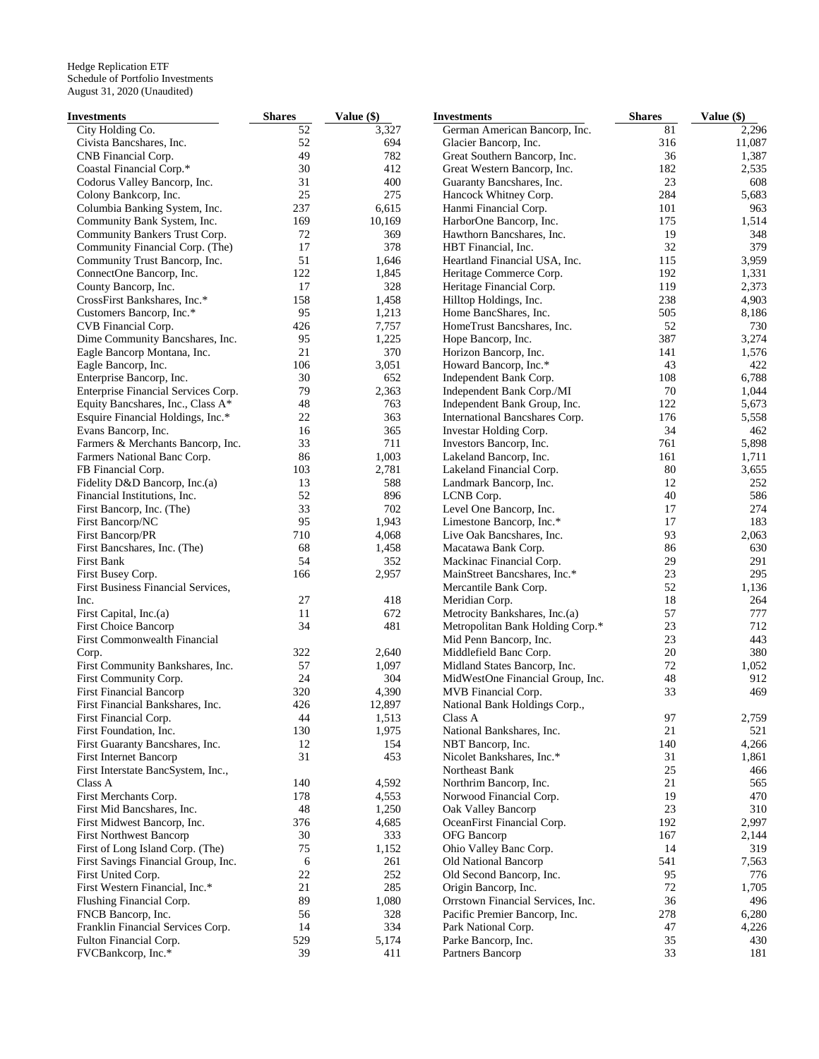Hedge Replication ETF
Schedule of Portfolio Investments
August 31, 2020 (Unaudited)

| Investments | Shares | Value ($) |
|---|---|---|
| City Holding Co. | 52 | 3,327 |
| Civista Bancshares, Inc. | 52 | 694 |
| CNB Financial Corp. | 49 | 782 |
| Coastal Financial Corp.* | 30 | 412 |
| Codorus Valley Bancorp, Inc. | 31 | 400 |
| Colony Bankcorp, Inc. | 25 | 275 |
| Columbia Banking System, Inc. | 237 | 6,615 |
| Community Bank System, Inc. | 169 | 10,169 |
| Community Bankers Trust Corp. | 72 | 369 |
| Community Financial Corp. (The) | 17 | 378 |
| Community Trust Bancorp, Inc. | 51 | 1,646 |
| ConnectOne Bancorp, Inc. | 122 | 1,845 |
| County Bancorp, Inc. | 17 | 328 |
| CrossFirst Bankshares, Inc.* | 158 | 1,458 |
| Customers Bancorp, Inc.* | 95 | 1,213 |
| CVB Financial Corp. | 426 | 7,757 |
| Dime Community Bancshares, Inc. | 95 | 1,225 |
| Eagle Bancorp Montana, Inc. | 21 | 370 |
| Eagle Bancorp, Inc. | 106 | 3,051 |
| Enterprise Bancorp, Inc. | 30 | 652 |
| Enterprise Financial Services Corp. | 79 | 2,363 |
| Equity Bancshares, Inc., Class A* | 48 | 763 |
| Esquire Financial Holdings, Inc.* | 22 | 363 |
| Evans Bancorp, Inc. | 16 | 365 |
| Farmers & Merchants Bancorp, Inc. | 33 | 711 |
| Farmers National Banc Corp. | 86 | 1,003 |
| FB Financial Corp. | 103 | 2,781 |
| Fidelity D&D Bancorp, Inc.(a) | 13 | 588 |
| Financial Institutions, Inc. | 52 | 896 |
| First Bancorp, Inc. (The) | 33 | 702 |
| First Bancorp/NC | 95 | 1,943 |
| First Bancorp/PR | 710 | 4,068 |
| First Bancshares, Inc. (The) | 68 | 1,458 |
| First Bank | 54 | 352 |
| First Busey Corp. | 166 | 2,957 |
| First Business Financial Services, Inc. | 27 | 418 |
| First Capital, Inc.(a) | 11 | 672 |
| First Choice Bancorp | 34 | 481 |
| First Commonwealth Financial Corp. | 322 | 2,640 |
| First Community Bankshares, Inc. | 57 | 1,097 |
| First Community Corp. | 24 | 304 |
| First Financial Bancorp | 320 | 4,390 |
| First Financial Bankshares, Inc. | 426 | 12,897 |
| First Financial Corp. | 44 | 1,513 |
| First Foundation, Inc. | 130 | 1,975 |
| First Guaranty Bancshares, Inc. | 12 | 154 |
| First Internet Bancorp | 31 | 453 |
| First Interstate BancSystem, Inc., Class A | 140 | 4,592 |
| First Merchants Corp. | 178 | 4,553 |
| First Mid Bancshares, Inc. | 48 | 1,250 |
| First Midwest Bancorp, Inc. | 376 | 4,685 |
| First Northwest Bancorp | 30 | 333 |
| First of Long Island Corp. (The) | 75 | 1,152 |
| First Savings Financial Group, Inc. | 6 | 261 |
| First United Corp. | 22 | 252 |
| First Western Financial, Inc.* | 21 | 285 |
| Flushing Financial Corp. | 89 | 1,080 |
| FNCB Bancorp, Inc. | 56 | 328 |
| Franklin Financial Services Corp. | 14 | 334 |
| Fulton Financial Corp. | 529 | 5,174 |
| FVCBankcorp, Inc.* | 39 | 411 |
| German American Bancorp, Inc. | 81 | 2,296 |
| Glacier Bancorp, Inc. | 316 | 11,087 |
| Great Southern Bancorp, Inc. | 36 | 1,387 |
| Great Western Bancorp, Inc. | 182 | 2,535 |
| Guaranty Bancshares, Inc. | 23 | 608 |
| Hancock Whitney Corp. | 284 | 5,683 |
| Hanmi Financial Corp. | 101 | 963 |
| HarborOne Bancorp, Inc. | 175 | 1,514 |
| Hawthorn Bancshares, Inc. | 19 | 348 |
| HBT Financial, Inc. | 32 | 379 |
| Heartland Financial USA, Inc. | 115 | 3,959 |
| Heritage Commerce Corp. | 192 | 1,331 |
| Heritage Financial Corp. | 119 | 2,373 |
| Hilltop Holdings, Inc. | 238 | 4,903 |
| Home BancShares, Inc. | 505 | 8,186 |
| HomeTrust Bancshares, Inc. | 52 | 730 |
| Hope Bancorp, Inc. | 387 | 3,274 |
| Horizon Bancorp, Inc. | 141 | 1,576 |
| Howard Bancorp, Inc.* | 43 | 422 |
| Independent Bank Corp. | 108 | 6,788 |
| Independent Bank Corp./MI | 70 | 1,044 |
| Independent Bank Group, Inc. | 122 | 5,673 |
| International Bancshares Corp. | 176 | 5,558 |
| Investar Holding Corp. | 34 | 462 |
| Investors Bancorp, Inc. | 761 | 5,898 |
| Lakeland Bancorp, Inc. | 161 | 1,711 |
| Lakeland Financial Corp. | 80 | 3,655 |
| Landmark Bancorp, Inc. | 12 | 252 |
| LCNB Corp. | 40 | 586 |
| Level One Bancorp, Inc. | 17 | 274 |
| Limestone Bancorp, Inc.* | 17 | 183 |
| Live Oak Bancshares, Inc. | 93 | 2,063 |
| Macatawa Bank Corp. | 86 | 630 |
| Mackinac Financial Corp. | 29 | 291 |
| MainStreet Bancshares, Inc.* | 23 | 295 |
| Mercantile Bank Corp. | 52 | 1,136 |
| Meridian Corp. | 18 | 264 |
| Metrocity Bankshares, Inc.(a) | 57 | 777 |
| Metropolitan Bank Holding Corp.* | 23 | 712 |
| Mid Penn Bancorp, Inc. | 23 | 443 |
| Middlefield Banc Corp. | 20 | 380 |
| Midland States Bancorp, Inc. | 72 | 1,052 |
| MidWestOne Financial Group, Inc. | 48 | 912 |
| MVB Financial Corp. | 33 | 469 |
| National Bank Holdings Corp., Class A | 97 | 2,759 |
| National Bankshares, Inc. | 21 | 521 |
| NBT Bancorp, Inc. | 140 | 4,266 |
| Nicolet Bankshares, Inc.* | 31 | 1,861 |
| Northeast Bank | 25 | 466 |
| Northrim Bancorp, Inc. | 21 | 565 |
| Norwood Financial Corp. | 19 | 470 |
| Oak Valley Bancorp | 23 | 310 |
| OceanFirst Financial Corp. | 192 | 2,997 |
| OFG Bancorp | 167 | 2,144 |
| Ohio Valley Banc Corp. | 14 | 319 |
| Old National Bancorp | 541 | 7,563 |
| Old Second Bancorp, Inc. | 95 | 776 |
| Origin Bancorp, Inc. | 72 | 1,705 |
| Orrstown Financial Services, Inc. | 36 | 496 |
| Pacific Premier Bancorp, Inc. | 278 | 6,280 |
| Park National Corp. | 47 | 4,226 |
| Parke Bancorp, Inc. | 35 | 430 |
| Partners Bancorp | 33 | 181 |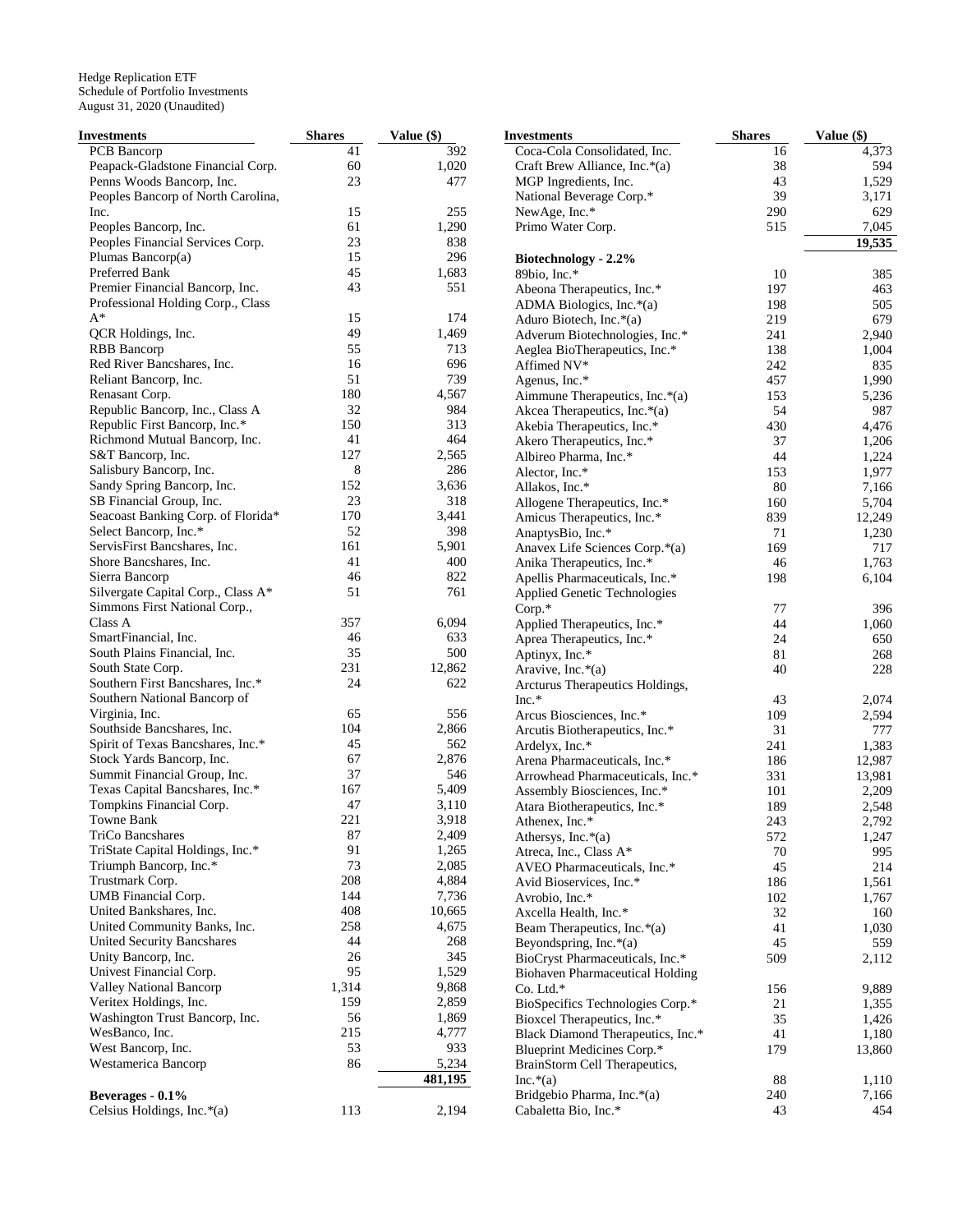Hedge Replication ETF
Schedule of Portfolio Investments
August 31, 2020 (Unaudited)

| Investments | Shares | Value ($) |
|---|---|---|
| PCB Bancorp | 41 | 392 |
| Peapack-Gladstone Financial Corp. | 60 | 1,020 |
| Penns Woods Bancorp, Inc. | 23 | 477 |
| Peoples Bancorp of North Carolina, Inc. | 15 | 255 |
| Peoples Bancorp, Inc. | 61 | 1,290 |
| Peoples Financial Services Corp. | 23 | 838 |
| Plumas Bancorp(a) | 15 | 296 |
| Preferred Bank | 45 | 1,683 |
| Premier Financial Bancorp, Inc. | 43 | 551 |
| Professional Holding Corp., Class A* | 15 | 174 |
| QCR Holdings, Inc. | 49 | 1,469 |
| RBB Bancorp | 55 | 713 |
| Red River Bancshares, Inc. | 16 | 696 |
| Reliant Bancorp, Inc. | 51 | 739 |
| Renasant Corp. | 180 | 4,567 |
| Republic Bancorp, Inc., Class A | 32 | 984 |
| Republic First Bancorp, Inc.* | 150 | 313 |
| Richmond Mutual Bancorp, Inc. | 41 | 464 |
| S&T Bancorp, Inc. | 127 | 2,565 |
| Salisbury Bancorp, Inc. | 8 | 286 |
| Sandy Spring Bancorp, Inc. | 152 | 3,636 |
| SB Financial Group, Inc. | 23 | 318 |
| Seacoast Banking Corp. of Florida* | 170 | 3,441 |
| Select Bancorp, Inc.* | 52 | 398 |
| ServisFirst Bancshares, Inc. | 161 | 5,901 |
| Shore Bancshares, Inc. | 41 | 400 |
| Sierra Bancorp | 46 | 822 |
| Silvergate Capital Corp., Class A* | 51 | 761 |
| Simmons First National Corp., Class A | 357 | 6,094 |
| SmartFinancial, Inc. | 46 | 633 |
| South Plains Financial, Inc. | 35 | 500 |
| South State Corp. | 231 | 12,862 |
| Southern First Bancshares, Inc.* | 24 | 622 |
| Southern National Bancorp of Virginia, Inc. | 65 | 556 |
| Southside Bancshares, Inc. | 104 | 2,866 |
| Spirit of Texas Bancshares, Inc.* | 45 | 562 |
| Stock Yards Bancorp, Inc. | 67 | 2,876 |
| Summit Financial Group, Inc. | 37 | 546 |
| Texas Capital Bancshares, Inc.* | 167 | 5,409 |
| Tompkins Financial Corp. | 47 | 3,110 |
| Towne Bank | 221 | 3,918 |
| TriCo Bancshares | 87 | 2,409 |
| TriState Capital Holdings, Inc.* | 91 | 1,265 |
| Triumph Bancorp, Inc.* | 73 | 2,085 |
| Trustmark Corp. | 208 | 4,884 |
| UMB Financial Corp. | 144 | 7,736 |
| United Bankshares, Inc. | 408 | 10,665 |
| United Community Banks, Inc. | 258 | 4,675 |
| United Security Bancshares | 44 | 268 |
| Unity Bancorp, Inc. | 26 | 345 |
| Univest Financial Corp. | 95 | 1,529 |
| Valley National Bancorp | 1,314 | 9,868 |
| Veritex Holdings, Inc. | 159 | 2,859 |
| Washington Trust Bancorp, Inc. | 56 | 1,869 |
| WesBanco, Inc. | 215 | 4,777 |
| West Bancorp, Inc. | 53 | 933 |
| Westamerica Bancorp | 86 | 5,234 |
| | | **481,195** |
| **Beverages - 0.1%** | | |
| Celsius Holdings, Inc.*(a) | 113 | 2,194 |
| Coca-Cola Consolidated, Inc. | 16 | 4,373 |
| Craft Brew Alliance, Inc.*(a) | 38 | 594 |
| MGP Ingredients, Inc. | 43 | 1,529 |
| National Beverage Corp.* | 39 | 3,171 |
| NewAge, Inc.* | 290 | 629 |
| Primo Water Corp. | 515 | 7,045 |
| | | **19,535** |
| **Biotechnology - 2.2%** | | |
| 89bio, Inc.* | 10 | 385 |
| Abeona Therapeutics, Inc.* | 197 | 463 |
| ADMA Biologics, Inc.*(a) | 198 | 505 |
| Aduro Biotech, Inc.*(a) | 219 | 679 |
| Adverum Biotechnologies, Inc.* | 241 | 2,940 |
| Aeglea BioTherapeutics, Inc.* | 138 | 1,004 |
| Affimed NV* | 242 | 835 |
| Agenus, Inc.* | 457 | 1,990 |
| Aimmune Therapeutics, Inc.*(a) | 153 | 5,236 |
| Akcea Therapeutics, Inc.*(a) | 54 | 987 |
| Akebia Therapeutics, Inc.* | 430 | 4,476 |
| Akero Therapeutics, Inc.* | 37 | 1,206 |
| Albireo Pharma, Inc.* | 44 | 1,224 |
| Alector, Inc.* | 153 | 1,977 |
| Allakos, Inc.* | 80 | 7,166 |
| Allogene Therapeutics, Inc.* | 160 | 5,704 |
| Amicus Therapeutics, Inc.* | 839 | 12,249 |
| AnaptysBio, Inc.* | 71 | 1,230 |
| Anavex Life Sciences Corp.*(a) | 169 | 717 |
| Anika Therapeutics, Inc.* | 46 | 1,763 |
| Apellis Pharmaceuticals, Inc.* | 198 | 6,104 |
| Applied Genetic Technologies Corp.* | 77 | 396 |
| Applied Therapeutics, Inc.* | 44 | 1,060 |
| Aprea Therapeutics, Inc.* | 24 | 650 |
| Aptinyx, Inc.* | 81 | 268 |
| Aravive, Inc.*(a) | 40 | 228 |
| Arcturus Therapeutics Holdings, Inc.* | 43 | 2,074 |
| Arcus Biosciences, Inc.* | 109 | 2,594 |
| Arcutis Biotherapeutics, Inc.* | 31 | 777 |
| Ardelyx, Inc.* | 241 | 1,383 |
| Arena Pharmaceuticals, Inc.* | 186 | 12,987 |
| Arrowhead Pharmaceuticals, Inc.* | 331 | 13,981 |
| Assembly Biosciences, Inc.* | 101 | 2,209 |
| Atara Biotherapeutics, Inc.* | 189 | 2,548 |
| Athenex, Inc.* | 243 | 2,792 |
| Athersys, Inc.*(a) | 572 | 1,247 |
| Atreca, Inc., Class A* | 70 | 995 |
| AVEO Pharmaceuticals, Inc.* | 45 | 214 |
| Avid Bioservices, Inc.* | 186 | 1,561 |
| Avrobio, Inc.* | 102 | 1,767 |
| Axcella Health, Inc.* | 32 | 160 |
| Beam Therapeutics, Inc.*(a) | 41 | 1,030 |
| Beyondspring, Inc.*(a) | 45 | 559 |
| BioCryst Pharmaceuticals, Inc.* | 509 | 2,112 |
| Biohaven Pharmaceutical Holding Co. Ltd.* | 156 | 9,889 |
| BioSpecifics Technologies Corp.* | 21 | 1,355 |
| Bioxcel Therapeutics, Inc.* | 35 | 1,426 |
| Black Diamond Therapeutics, Inc.* | 41 | 1,180 |
| Blueprint Medicines Corp.* | 179 | 13,860 |
| BrainStorm Cell Therapeutics, Inc.*(a) | 88 | 1,110 |
| Bridgebio Pharma, Inc.*(a) | 240 | 7,166 |
| Cabaletta Bio, Inc.* | 43 | 454 |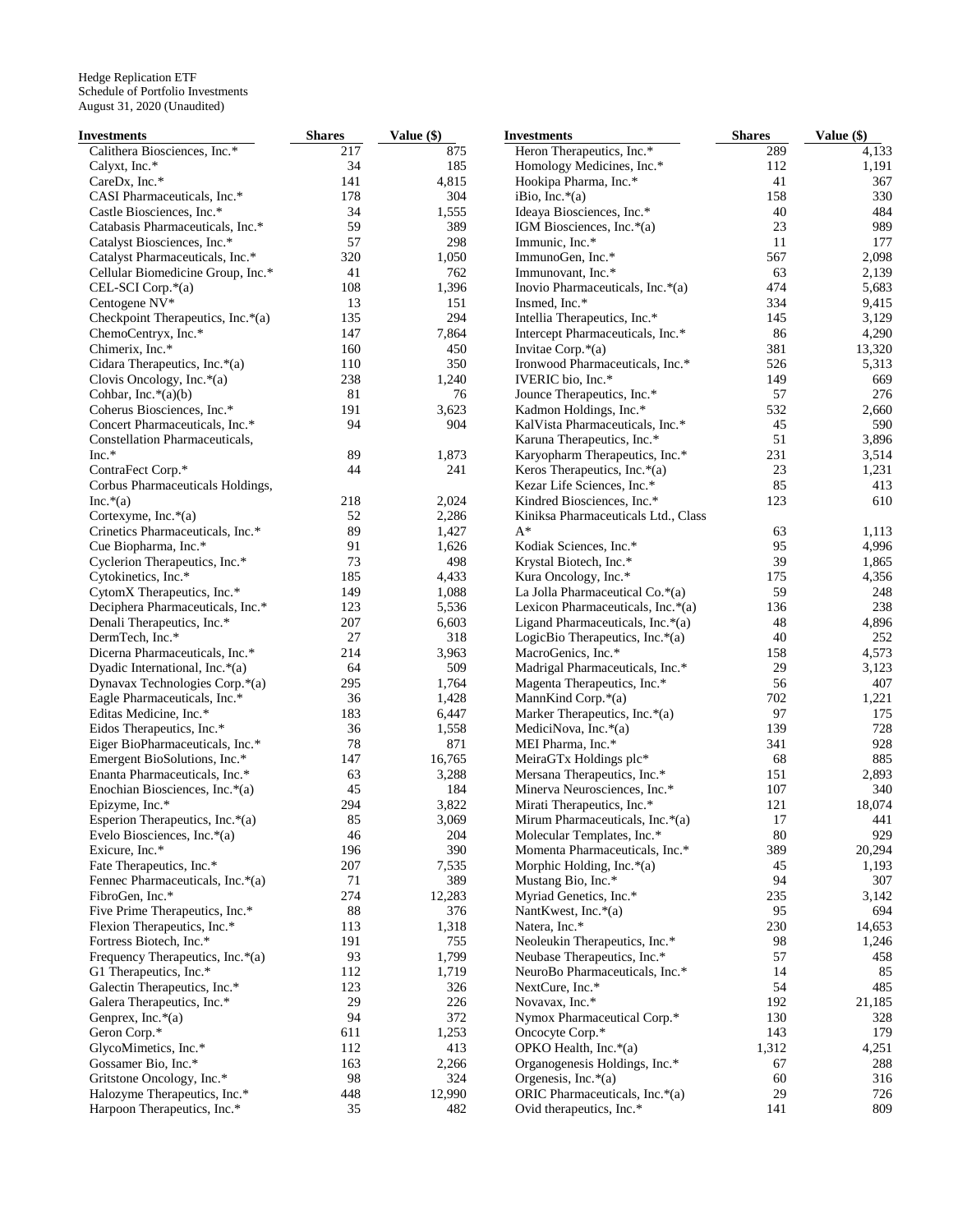Hedge Replication ETF
Schedule of Portfolio Investments
August 31, 2020 (Unaudited)

| Investments | Shares | Value ($) |
|---|---|---|
| Calithera Biosciences, Inc.* | 217 | 875 |
| Calyxt, Inc.* | 34 | 185 |
| CareDx, Inc.* | 141 | 4,815 |
| CASI Pharmaceuticals, Inc.* | 178 | 304 |
| Castle Biosciences, Inc.* | 34 | 1,555 |
| Catabasis Pharmaceuticals, Inc.* | 59 | 389 |
| Catalyst Biosciences, Inc.* | 57 | 298 |
| Catalyst Pharmaceuticals, Inc.* | 320 | 1,050 |
| Cellular Biomedicine Group, Inc.* | 41 | 762 |
| CEL-SCI Corp.*(a) | 108 | 1,396 |
| Centogene NV* | 13 | 151 |
| Checkpoint Therapeutics, Inc.*(a) | 135 | 294 |
| ChemoCentryx, Inc.* | 147 | 7,864 |
| Chimerix, Inc.* | 160 | 450 |
| Cidara Therapeutics, Inc.*(a) | 110 | 350 |
| Clovis Oncology, Inc.*(a) | 238 | 1,240 |
| Cohbar, Inc.*(a)(b) | 81 | 76 |
| Coherus Biosciences, Inc.* | 191 | 3,623 |
| Concert Pharmaceuticals, Inc.* | 94 | 904 |
| Constellation Pharmaceuticals, Inc.* | 89 | 1,873 |
| ContraFect Corp.* | 44 | 241 |
| Corbus Pharmaceuticals Holdings, Inc.*(a) | 218 | 2,024 |
| Cortexyme, Inc.*(a) | 52 | 2,286 |
| Crinetics Pharmaceuticals, Inc.* | 89 | 1,427 |
| Cue Biopharma, Inc.* | 91 | 1,626 |
| Cyclerion Therapeutics, Inc.* | 73 | 498 |
| Cytokinetics, Inc.* | 185 | 4,433 |
| CytomX Therapeutics, Inc.* | 149 | 1,088 |
| Deciphera Pharmaceuticals, Inc.* | 123 | 5,536 |
| Denali Therapeutics, Inc.* | 207 | 6,603 |
| DermTech, Inc.* | 27 | 318 |
| Dicerna Pharmaceuticals, Inc.* | 214 | 3,963 |
| Dyadic International, Inc.*(a) | 64 | 509 |
| Dynavax Technologies Corp.*(a) | 295 | 1,764 |
| Eagle Pharmaceuticals, Inc.* | 36 | 1,428 |
| Editas Medicine, Inc.* | 183 | 6,447 |
| Eidos Therapeutics, Inc.* | 36 | 1,558 |
| Eiger BioPharmaceuticals, Inc.* | 78 | 871 |
| Emergent BioSolutions, Inc.* | 147 | 16,765 |
| Enanta Pharmaceuticals, Inc.* | 63 | 3,288 |
| Enochian Biosciences, Inc.*(a) | 45 | 184 |
| Epizyme, Inc.* | 294 | 3,822 |
| Esperion Therapeutics, Inc.*(a) | 85 | 3,069 |
| Evelo Biosciences, Inc.*(a) | 46 | 204 |
| Exicure, Inc.* | 196 | 390 |
| Fate Therapeutics, Inc.* | 207 | 7,535 |
| Fennec Pharmaceuticals, Inc.*(a) | 71 | 389 |
| FibroGen, Inc.* | 274 | 12,283 |
| Five Prime Therapeutics, Inc.* | 88 | 376 |
| Flexion Therapeutics, Inc.* | 113 | 1,318 |
| Fortress Biotech, Inc.* | 191 | 755 |
| Frequency Therapeutics, Inc.*(a) | 93 | 1,799 |
| G1 Therapeutics, Inc.* | 112 | 1,719 |
| Galectin Therapeutics, Inc.* | 123 | 326 |
| Galera Therapeutics, Inc.* | 29 | 226 |
| Genprex, Inc.*(a) | 94 | 372 |
| Geron Corp.* | 611 | 1,253 |
| GlycoMimetics, Inc.* | 112 | 413 |
| Gossamer Bio, Inc.* | 163 | 2,266 |
| Gritstone Oncology, Inc.* | 98 | 324 |
| Halozyme Therapeutics, Inc.* | 448 | 12,990 |
| Harpoon Therapeutics, Inc.* | 35 | 482 |
| Heron Therapeutics, Inc.* | 289 | 4,133 |
| Homology Medicines, Inc.* | 112 | 1,191 |
| Hookipa Pharma, Inc.* | 41 | 367 |
| iBio, Inc.*(a) | 158 | 330 |
| Ideaya Biosciences, Inc.* | 40 | 484 |
| IGM Biosciences, Inc.*(a) | 23 | 989 |
| Immunic, Inc.* | 11 | 177 |
| ImmunoGen, Inc.* | 567 | 2,098 |
| Immunovant, Inc.* | 63 | 2,139 |
| Inovio Pharmaceuticals, Inc.*(a) | 474 | 5,683 |
| Insmed, Inc.* | 334 | 9,415 |
| Intellia Therapeutics, Inc.* | 145 | 3,129 |
| Intercept Pharmaceuticals, Inc.* | 86 | 4,290 |
| Invitae Corp.*(a) | 381 | 13,320 |
| Ironwood Pharmaceuticals, Inc.* | 526 | 5,313 |
| IVERIC bio, Inc.* | 149 | 669 |
| Jounce Therapeutics, Inc.* | 57 | 276 |
| Kadmon Holdings, Inc.* | 532 | 2,660 |
| KalVista Pharmaceuticals, Inc.* | 45 | 590 |
| Karuna Therapeutics, Inc.* | 51 | 3,896 |
| Karyopharm Therapeutics, Inc.* | 231 | 3,514 |
| Keros Therapeutics, Inc.*(a) | 23 | 1,231 |
| Kezar Life Sciences, Inc.* | 85 | 413 |
| Kindred Biosciences, Inc.* | 123 | 610 |
| Kiniksa Pharmaceuticals Ltd., Class A* | 63 | 1,113 |
| Kodiak Sciences, Inc.* | 95 | 4,996 |
| Krystal Biotech, Inc.* | 39 | 1,865 |
| Kura Oncology, Inc.* | 175 | 4,356 |
| La Jolla Pharmaceutical Co.*(a) | 59 | 248 |
| Lexicon Pharmaceuticals, Inc.*(a) | 136 | 238 |
| Ligand Pharmaceuticals, Inc.*(a) | 48 | 4,896 |
| LogicBio Therapeutics, Inc.*(a) | 40 | 252 |
| MacroGenics, Inc.* | 158 | 4,573 |
| Madrigal Pharmaceuticals, Inc.* | 29 | 3,123 |
| Magenta Therapeutics, Inc.* | 56 | 407 |
| MannKind Corp.*(a) | 702 | 1,221 |
| Marker Therapeutics, Inc.*(a) | 97 | 175 |
| MediciNova, Inc.*(a) | 139 | 728 |
| MEI Pharma, Inc.* | 341 | 928 |
| MeiraGTx Holdings plc* | 68 | 885 |
| Mersana Therapeutics, Inc.* | 151 | 2,893 |
| Minerva Neurosciences, Inc.* | 107 | 340 |
| Mirati Therapeutics, Inc.* | 121 | 18,074 |
| Mirum Pharmaceuticals, Inc.*(a) | 17 | 441 |
| Molecular Templates, Inc.* | 80 | 929 |
| Momenta Pharmaceuticals, Inc.* | 389 | 20,294 |
| Morphic Holding, Inc.*(a) | 45 | 1,193 |
| Mustang Bio, Inc.* | 94 | 307 |
| Myriad Genetics, Inc.* | 235 | 3,142 |
| NantKwest, Inc.*(a) | 95 | 694 |
| Natera, Inc.* | 230 | 14,653 |
| Neoleukin Therapeutics, Inc.* | 98 | 1,246 |
| Neubase Therapeutics, Inc.* | 57 | 458 |
| NeuroBo Pharmaceuticals, Inc.* | 14 | 85 |
| NextCure, Inc.* | 54 | 485 |
| Novavax, Inc.* | 192 | 21,185 |
| Nymox Pharmaceutical Corp.* | 130 | 328 |
| Oncocyte Corp.* | 143 | 179 |
| OPKO Health, Inc.*(a) | 1,312 | 4,251 |
| Organogenesis Holdings, Inc.* | 67 | 288 |
| Orgenesis, Inc.*(a) | 60 | 316 |
| ORIC Pharmaceuticals, Inc.*(a) | 29 | 726 |
| Ovid therapeutics, Inc.* | 141 | 809 |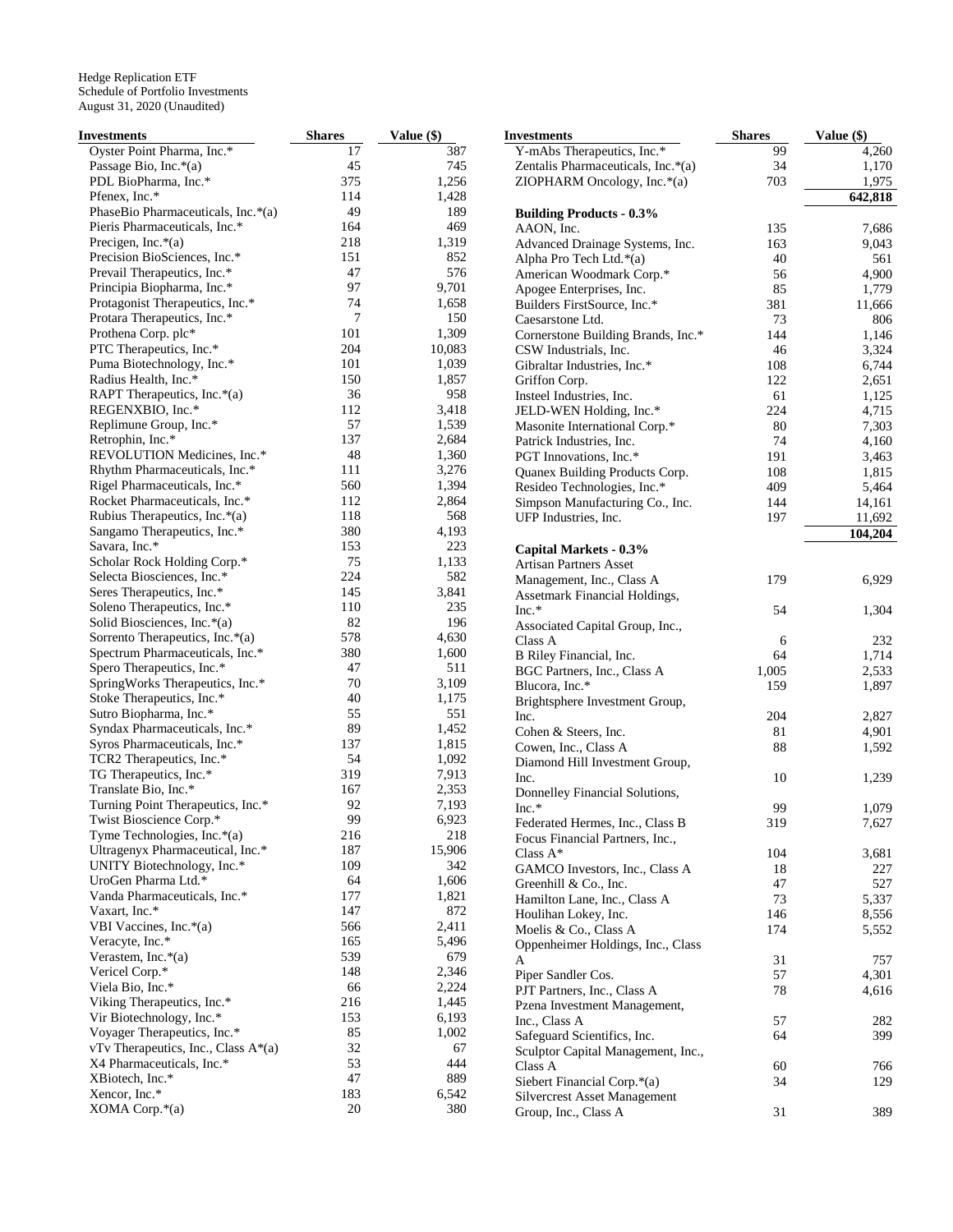Hedge Replication ETF
Schedule of Portfolio Investments
August 31, 2020 (Unaudited)

| Investments | Shares | Value ($) |
|---|---|---|
| Oyster Point Pharma, Inc.* | 17 | 387 |
| Passage Bio, Inc.*(a) | 45 | 745 |
| PDL BioPharma, Inc.* | 375 | 1,256 |
| Pfenex, Inc.* | 114 | 1,428 |
| PhaseBio Pharmaceuticals, Inc.*(a) | 49 | 189 |
| Pieris Pharmaceuticals, Inc.* | 164 | 469 |
| Precigen, Inc.*(a) | 218 | 1,319 |
| Precision BioSciences, Inc.* | 151 | 852 |
| Prevail Therapeutics, Inc.* | 47 | 576 |
| Principia Biopharma, Inc.* | 97 | 9,701 |
| Protagonist Therapeutics, Inc.* | 74 | 1,658 |
| Protara Therapeutics, Inc.* | 7 | 150 |
| Prothena Corp. plc* | 101 | 1,309 |
| PTC Therapeutics, Inc.* | 204 | 10,083 |
| Puma Biotechnology, Inc.* | 101 | 1,039 |
| Radius Health, Inc.* | 150 | 1,857 |
| RAPT Therapeutics, Inc.*(a) | 36 | 958 |
| REGENXBIO, Inc.* | 112 | 3,418 |
| Replimune Group, Inc.* | 57 | 1,539 |
| Retrophin, Inc.* | 137 | 2,684 |
| REVOLUTION Medicines, Inc.* | 48 | 1,360 |
| Rhythm Pharmaceuticals, Inc.* | 111 | 3,276 |
| Rigel Pharmaceuticals, Inc.* | 560 | 1,394 |
| Rocket Pharmaceuticals, Inc.* | 112 | 2,864 |
| Rubius Therapeutics, Inc.*(a) | 118 | 568 |
| Sangamo Therapeutics, Inc.* | 380 | 4,193 |
| Savara, Inc.* | 153 | 223 |
| Scholar Rock Holding Corp.* | 75 | 1,133 |
| Selecta Biosciences, Inc.* | 224 | 582 |
| Seres Therapeutics, Inc.* | 145 | 3,841 |
| Soleno Therapeutics, Inc.* | 110 | 235 |
| Solid Biosciences, Inc.*(a) | 82 | 196 |
| Sorrento Therapeutics, Inc.*(a) | 578 | 4,630 |
| Spectrum Pharmaceuticals, Inc.* | 380 | 1,600 |
| Spero Therapeutics, Inc.* | 47 | 511 |
| SpringWorks Therapeutics, Inc.* | 70 | 3,109 |
| Stoke Therapeutics, Inc.* | 40 | 1,175 |
| Sutro Biopharma, Inc.* | 55 | 551 |
| Syndax Pharmaceuticals, Inc.* | 89 | 1,452 |
| Syros Pharmaceuticals, Inc.* | 137 | 1,815 |
| TCR2 Therapeutics, Inc.* | 54 | 1,092 |
| TG Therapeutics, Inc.* | 319 | 7,913 |
| Translate Bio, Inc.* | 167 | 2,353 |
| Turning Point Therapeutics, Inc.* | 92 | 7,193 |
| Twist Bioscience Corp.* | 99 | 6,923 |
| Tyme Technologies, Inc.*(a) | 216 | 218 |
| Ultragenyx Pharmaceutical, Inc.* | 187 | 15,906 |
| UNITY Biotechnology, Inc.* | 109 | 342 |
| UroGen Pharma Ltd.* | 64 | 1,606 |
| Vanda Pharmaceuticals, Inc.* | 177 | 1,821 |
| Vaxart, Inc.* | 147 | 872 |
| VBI Vaccines, Inc.*(a) | 566 | 2,411 |
| Veracyte, Inc.* | 165 | 5,496 |
| Verastem, Inc.*(a) | 539 | 679 |
| Vericel Corp.* | 148 | 2,346 |
| Viela Bio, Inc.* | 66 | 2,224 |
| Viking Therapeutics, Inc.* | 216 | 1,445 |
| Vir Biotechnology, Inc.* | 153 | 6,193 |
| Voyager Therapeutics, Inc.* | 85 | 1,002 |
| vTv Therapeutics, Inc., Class A*(a) | 32 | 67 |
| X4 Pharmaceuticals, Inc.* | 53 | 444 |
| XBiotech, Inc.* | 47 | 889 |
| Xencor, Inc.* | 183 | 6,542 |
| XOMA Corp.*(a) | 20 | 380 |
| Y-mAbs Therapeutics, Inc.* | 99 | 4,260 |
| Zentalis Pharmaceuticals, Inc.*(a) | 34 | 1,170 |
| ZIOPHARM Oncology, Inc.*(a) | 703 | 1,975 |
| | | **642,818** |
| **Building Products - 0.3%** | | |
| AAON, Inc. | 135 | 7,686 |
| Advanced Drainage Systems, Inc. | 163 | 9,043 |
| Alpha Pro Tech Ltd.*(a) | 40 | 561 |
| American Woodmark Corp.* | 56 | 4,900 |
| Apogee Enterprises, Inc. | 85 | 1,779 |
| Builders FirstSource, Inc.* | 381 | 11,666 |
| Caesarstone Ltd. | 73 | 806 |
| Cornerstone Building Brands, Inc.* | 144 | 1,146 |
| CSW Industrials, Inc. | 46 | 3,324 |
| Gibraltar Industries, Inc.* | 108 | 6,744 |
| Griffon Corp. | 122 | 2,651 |
| Insteel Industries, Inc. | 61 | 1,125 |
| JELD-WEN Holding, Inc.* | 224 | 4,715 |
| Masonite International Corp.* | 80 | 7,303 |
| Patrick Industries, Inc. | 74 | 4,160 |
| PGT Innovations, Inc.* | 191 | 3,463 |
| Quanex Building Products Corp. | 108 | 1,815 |
| Resideo Technologies, Inc.* | 409 | 5,464 |
| Simpson Manufacturing Co., Inc. | 144 | 14,161 |
| UFP Industries, Inc. | 197 | 11,692 |
| | | **104,204** |
| **Capital Markets - 0.3%** | | |
| Artisan Partners Asset Management, Inc., Class A | 179 | 6,929 |
| Assetmark Financial Holdings, Inc.* | 54 | 1,304 |
| Associated Capital Group, Inc., Class A | 6 | 232 |
| B Riley Financial, Inc. | 64 | 1,714 |
| BGC Partners, Inc., Class A | 1,005 | 2,533 |
| Blucora, Inc.* | 159 | 1,897 |
| Brightsphere Investment Group, Inc. | 204 | 2,827 |
| Cohen & Steers, Inc. | 81 | 4,901 |
| Cowen, Inc., Class A | 88 | 1,592 |
| Diamond Hill Investment Group, Inc. | 10 | 1,239 |
| Donnelley Financial Solutions, Inc.* | 99 | 1,079 |
| Federated Hermes, Inc., Class B | 319 | 7,627 |
| Focus Financial Partners, Inc., Class A* | 104 | 3,681 |
| GAMCO Investors, Inc., Class A | 18 | 227 |
| Greenhill & Co., Inc. | 47 | 527 |
| Hamilton Lane, Inc., Class A | 73 | 5,337 |
| Houlihan Lokey, Inc. | 146 | 8,556 |
| Moelis & Co., Class A | 174 | 5,552 |
| Oppenheimer Holdings, Inc., Class A | 31 | 757 |
| Piper Sandler Cos. | 57 | 4,301 |
| PJT Partners, Inc., Class A | 78 | 4,616 |
| Pzena Investment Management, Inc., Class A | 57 | 282 |
| Safeguard Scientifics, Inc. | 64 | 399 |
| Sculptor Capital Management, Inc., Class A | 60 | 766 |
| Siebert Financial Corp.*(a) | 34 | 129 |
| Silvercrest Asset Management Group, Inc., Class A | 31 | 389 |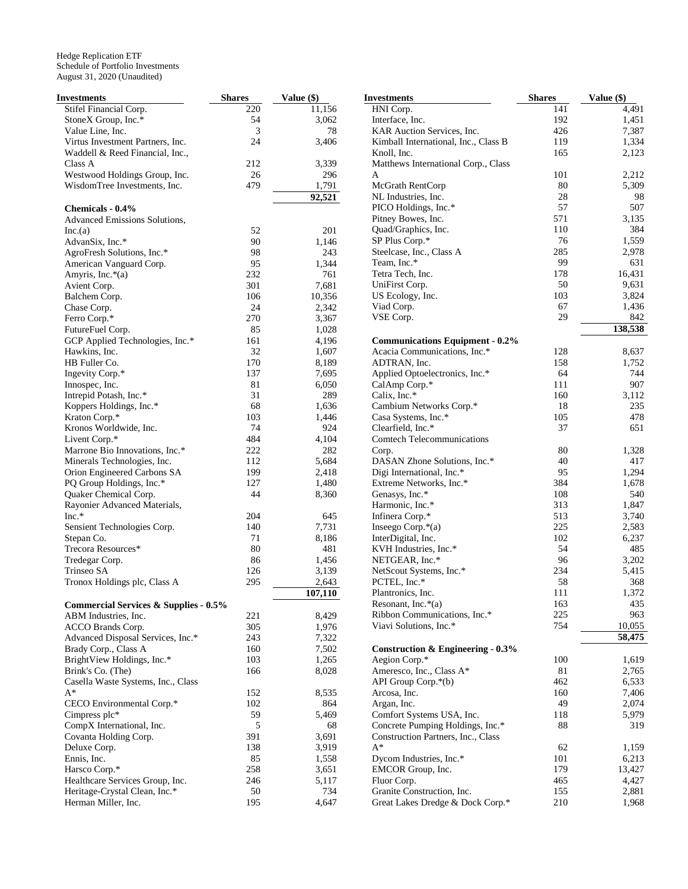Hedge Replication ETF
Schedule of Portfolio Investments
August 31, 2020 (Unaudited)

| Investments | Shares | Value ($) |
|---|---|---|
| Stifel Financial Corp. | 220 | 11,156 |
| StoneX Group, Inc.* | 54 | 3,062 |
| Value Line, Inc. | 3 | 78 |
| Virtus Investment Partners, Inc. | 24 | 3,406 |
| Waddell & Reed Financial, Inc., Class A | 212 | 3,339 |
| Westwood Holdings Group, Inc. | 26 | 296 |
| WisdomTree Investments, Inc. | 479 | 1,791 |
| | | 92,521 |
| **Chemicals - 0.4%** | | |
| Advanced Emissions Solutions, Inc.(a) | 52 | 201 |
| AdvanSix, Inc.* | 90 | 1,146 |
| AgroFresh Solutions, Inc.* | 98 | 243 |
| American Vanguard Corp. | 95 | 1,344 |
| Amyris, Inc.*(a) | 232 | 761 |
| Avient Corp. | 301 | 7,681 |
| Balchem Corp. | 106 | 10,356 |
| Chase Corp. | 24 | 2,342 |
| Ferro Corp.* | 270 | 3,367 |
| FutureFuel Corp. | 85 | 1,028 |
| GCP Applied Technologies, Inc.* | 161 | 4,196 |
| Hawkins, Inc. | 32 | 1,607 |
| HB Fuller Co. | 170 | 8,189 |
| Ingevity Corp.* | 137 | 7,695 |
| Innospec, Inc. | 81 | 6,050 |
| Intrepid Potash, Inc.* | 31 | 289 |
| Koppers Holdings, Inc.* | 68 | 1,636 |
| Kraton Corp.* | 103 | 1,446 |
| Kronos Worldwide, Inc. | 74 | 924 |
| Livent Corp.* | 484 | 4,104 |
| Marrone Bio Innovations, Inc.* | 222 | 282 |
| Minerals Technologies, Inc. | 112 | 5,684 |
| Orion Engineered Carbons SA | 199 | 2,418 |
| PQ Group Holdings, Inc.* | 127 | 1,480 |
| Quaker Chemical Corp. | 44 | 8,360 |
| Rayonier Advanced Materials, Inc.* | 204 | 645 |
| Sensient Technologies Corp. | 140 | 7,731 |
| Stepan Co. | 71 | 8,186 |
| Trecora Resources* | 80 | 481 |
| Tredegar Corp. | 86 | 1,456 |
| Trinseo SA | 126 | 3,139 |
| Tronox Holdings plc, Class A | 295 | 2,643 |
| | | 107,110 |
| **Commercial Services & Supplies - 0.5%** | | |
| ABM Industries, Inc. | 221 | 8,429 |
| ACCO Brands Corp. | 305 | 1,976 |
| Advanced Disposal Services, Inc.* | 243 | 7,322 |
| Brady Corp., Class A | 160 | 7,502 |
| BrightView Holdings, Inc.* | 103 | 1,265 |
| Brink's Co. (The) | 166 | 8,028 |
| Casella Waste Systems, Inc., Class A* | 152 | 8,535 |
| CECO Environmental Corp.* | 102 | 864 |
| Cimpress plc* | 59 | 5,469 |
| CompX International, Inc. | 5 | 68 |
| Covanta Holding Corp. | 391 | 3,691 |
| Deluxe Corp. | 138 | 3,919 |
| Ennis, Inc. | 85 | 1,558 |
| Harsco Corp.* | 258 | 3,651 |
| Healthcare Services Group, Inc. | 246 | 5,117 |
| Heritage-Crystal Clean, Inc.* | 50 | 734 |
| Herman Miller, Inc. | 195 | 4,647 |
| HNI Corp. | 141 | 4,491 |
| Interface, Inc. | 192 | 1,451 |
| KAR Auction Services, Inc. | 426 | 7,387 |
| Kimball International, Inc., Class B | 119 | 1,334 |
| Knoll, Inc. | 165 | 2,123 |
| Matthews International Corp., Class A | 101 | 2,212 |
| McGrath RentCorp | 80 | 5,309 |
| NL Industries, Inc. | 28 | 98 |
| PICO Holdings, Inc.* | 57 | 507 |
| Pitney Bowes, Inc. | 571 | 3,135 |
| Quad/Graphics, Inc. | 110 | 384 |
| SP Plus Corp.* | 76 | 1,559 |
| Steelcase, Inc., Class A | 285 | 2,978 |
| Team, Inc.* | 99 | 631 |
| Tetra Tech, Inc. | 178 | 16,431 |
| UniFirst Corp. | 50 | 9,631 |
| US Ecology, Inc. | 103 | 3,824 |
| Viad Corp. | 67 | 1,436 |
| VSE Corp. | 29 | 842 |
| | | 138,538 |
| **Communications Equipment - 0.2%** | | |
| Acacia Communications, Inc.* | 128 | 8,637 |
| ADTRAN, Inc. | 158 | 1,752 |
| Applied Optoelectronics, Inc.* | 64 | 744 |
| CalAmp Corp.* | 111 | 907 |
| Calix, Inc.* | 160 | 3,112 |
| Cambium Networks Corp.* | 18 | 235 |
| Casa Systems, Inc.* | 105 | 478 |
| Clearfield, Inc.* | 37 | 651 |
| Comtech Telecommunications Corp. | 80 | 1,328 |
| DASAN Zhone Solutions, Inc.* | 40 | 417 |
| Digi International, Inc.* | 95 | 1,294 |
| Extreme Networks, Inc.* | 384 | 1,678 |
| Genasys, Inc.* | 108 | 540 |
| Harmonic, Inc.* | 313 | 1,847 |
| Infinera Corp.* | 513 | 3,740 |
| Inseego Corp.*(a) | 225 | 2,583 |
| InterDigital, Inc. | 102 | 6,237 |
| KVH Industries, Inc.* | 54 | 485 |
| NETGEAR, Inc.* | 96 | 3,202 |
| NetScout Systems, Inc.* | 234 | 5,415 |
| PCTEL, Inc.* | 58 | 368 |
| Plantronics, Inc. | 111 | 1,372 |
| Resonant, Inc.*(a) | 163 | 435 |
| Ribbon Communications, Inc.* | 225 | 963 |
| Viavi Solutions, Inc.* | 754 | 10,055 |
| | | 58,475 |
| **Construction & Engineering - 0.3%** | | |
| Aegion Corp.* | 100 | 1,619 |
| Ameresco, Inc., Class A* | 81 | 2,765 |
| API Group Corp.*(b) | 462 | 6,533 |
| Arcosa, Inc. | 160 | 7,406 |
| Argan, Inc. | 49 | 2,074 |
| Comfort Systems USA, Inc. | 118 | 5,979 |
| Concrete Pumping Holdings, Inc.* | 88 | 319 |
| Construction Partners, Inc., Class A* | 62 | 1,159 |
| Dycom Industries, Inc.* | 101 | 6,213 |
| EMCOR Group, Inc. | 179 | 13,427 |
| Fluor Corp. | 465 | 4,427 |
| Granite Construction, Inc. | 155 | 2,881 |
| Great Lakes Dredge & Dock Corp.* | 210 | 1,968 |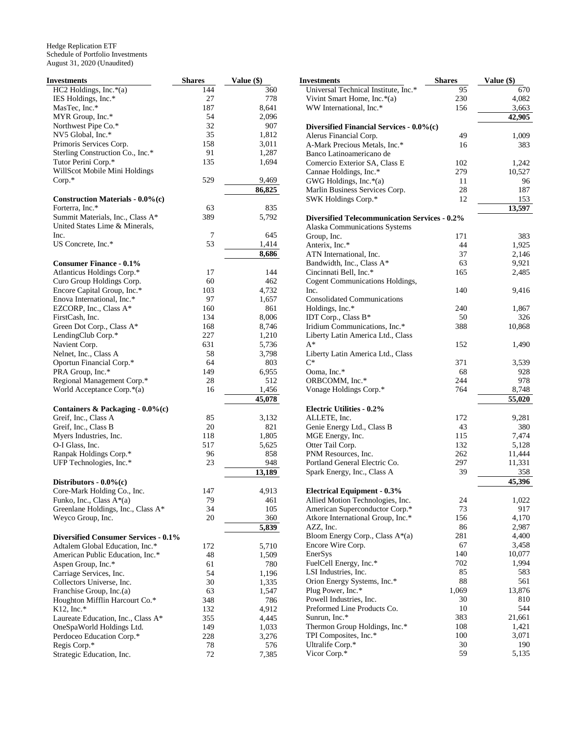Hedge Replication ETF
Schedule of Portfolio Investments
August 31, 2020 (Unaudited)

| Investments | Shares | Value ($) |
|---|---|---|
| HC2 Holdings, Inc.*(a) | 144 | 360 |
| IES Holdings, Inc.* | 27 | 778 |
| MasTec, Inc.* | 187 | 8,641 |
| MYR Group, Inc.* | 54 | 2,096 |
| Northwest Pipe Co.* | 32 | 907 |
| NV5 Global, Inc.* | 35 | 1,812 |
| Primoris Services Corp. | 158 | 3,011 |
| Sterling Construction Co., Inc.* | 91 | 1,287 |
| Tutor Perini Corp.* | 135 | 1,694 |
| WillScot Mobile Mini Holdings Corp.* | 529 | 9,469 |
| | | **86,825** |
| **Construction Materials - 0.0%(c)** | | |
| Forterra, Inc.* | 63 | 835 |
| Summit Materials, Inc., Class A* | 389 | 5,792 |
| United States Lime & Minerals, Inc. | 7 | 645 |
| US Concrete, Inc.* | 53 | 1,414 |
| | | **8,686** |
| **Consumer Finance - 0.1%** | | |
| Atlanticus Holdings Corp.* | 17 | 144 |
| Curo Group Holdings Corp. | 60 | 462 |
| Encore Capital Group, Inc.* | 103 | 4,732 |
| Enova International, Inc.* | 97 | 1,657 |
| EZCORP, Inc., Class A* | 160 | 861 |
| FirstCash, Inc. | 134 | 8,006 |
| Green Dot Corp., Class A* | 168 | 8,746 |
| LendingClub Corp.* | 227 | 1,210 |
| Navient Corp. | 631 | 5,736 |
| Nelnet, Inc., Class A | 58 | 3,798 |
| Oportun Financial Corp.* | 64 | 803 |
| PRA Group, Inc.* | 149 | 6,955 |
| Regional Management Corp.* | 28 | 512 |
| World Acceptance Corp.*(a) | 16 | 1,456 |
| | | **45,078** |
| **Containers & Packaging - 0.0%(c)** | | |
| Greif, Inc., Class A | 85 | 3,132 |
| Greif, Inc., Class B | 20 | 821 |
| Myers Industries, Inc. | 118 | 1,805 |
| O-I Glass, Inc. | 517 | 5,625 |
| Ranpak Holdings Corp.* | 96 | 858 |
| UFP Technologies, Inc.* | 23 | 948 |
| | | **13,189** |
| **Distributors - 0.0%(c)** | | |
| Core-Mark Holding Co., Inc. | 147 | 4,913 |
| Funko, Inc., Class A*(a) | 79 | 461 |
| Greenlane Holdings, Inc., Class A* | 34 | 105 |
| Weyco Group, Inc. | 20 | 360 |
| | | **5,839** |
| **Diversified Consumer Services - 0.1%** | | |
| Adtalem Global Education, Inc.* | 172 | 5,710 |
| American Public Education, Inc.* | 48 | 1,509 |
| Aspen Group, Inc.* | 61 | 780 |
| Carriage Services, Inc. | 54 | 1,196 |
| Collectors Universe, Inc. | 30 | 1,335 |
| Franchise Group, Inc.(a) | 63 | 1,547 |
| Houghton Mifflin Harcourt Co.* | 348 | 786 |
| K12, Inc.* | 132 | 4,912 |
| Laureate Education, Inc., Class A* | 355 | 4,445 |
| OneSpaWorld Holdings Ltd. | 149 | 1,033 |
| Perdoceo Education Corp.* | 228 | 3,276 |
| Regis Corp.* | 78 | 576 |
| Strategic Education, Inc. | 72 | 7,385 |
| Universal Technical Institute, Inc.* | 95 | 670 |
| Vivint Smart Home, Inc.*(a) | 230 | 4,082 |
| WW International, Inc.* | 156 | 3,663 |
| | | **42,905** |
| **Diversified Financial Services - 0.0%(c)** | | |
| Alerus Financial Corp. | 49 | 1,009 |
| A-Mark Precious Metals, Inc.* | 16 | 383 |
| Banco Latinoamericano de Comercio Exterior SA, Class E | 102 | 1,242 |
| Cannae Holdings, Inc.* | 279 | 10,527 |
| GWG Holdings, Inc.*(a) | 11 | 96 |
| Marlin Business Services Corp. | 28 | 187 |
| SWK Holdings Corp.* | 12 | 153 |
| | | **13,597** |
| **Diversified Telecommunication Services - 0.2%** | | |
| Alaska Communications Systems Group, Inc. | 171 | 383 |
| Anterix, Inc.* | 44 | 1,925 |
| ATN International, Inc. | 37 | 2,146 |
| Bandwidth, Inc., Class A* | 63 | 9,921 |
| Cincinnati Bell, Inc.* | 165 | 2,485 |
| Cogent Communications Holdings, Inc. | 140 | 9,416 |
| Consolidated Communications Holdings, Inc.* | 240 | 1,867 |
| IDT Corp., Class B* | 50 | 326 |
| Iridium Communications, Inc.* | 388 | 10,868 |
| Liberty Latin America Ltd., Class A* | 152 | 1,490 |
| Liberty Latin America Ltd., Class C* | 371 | 3,539 |
| Ooma, Inc.* | 68 | 928 |
| ORBCOMM, Inc.* | 244 | 978 |
| Vonage Holdings Corp.* | 764 | 8,748 |
| | | **55,020** |
| **Electric Utilities - 0.2%** | | |
| ALLETE, Inc. | 172 | 9,281 |
| Genie Energy Ltd., Class B | 43 | 380 |
| MGE Energy, Inc. | 115 | 7,474 |
| Otter Tail Corp. | 132 | 5,128 |
| PNM Resources, Inc. | 262 | 11,444 |
| Portland General Electric Co. | 297 | 11,331 |
| Spark Energy, Inc., Class A | 39 | 358 |
| | | **45,396** |
| **Electrical Equipment - 0.3%** | | |
| Allied Motion Technologies, Inc. | 24 | 1,022 |
| American Superconductor Corp.* | 73 | 917 |
| Atkore International Group, Inc.* | 156 | 4,170 |
| AZZ, Inc. | 86 | 2,987 |
| Bloom Energy Corp., Class A*(a) | 281 | 4,400 |
| Encore Wire Corp. | 67 | 3,458 |
| EnerSys | 140 | 10,077 |
| FuelCell Energy, Inc.* | 702 | 1,994 |
| LSI Industries, Inc. | 85 | 583 |
| Orion Energy Systems, Inc.* | 88 | 561 |
| Plug Power, Inc.* | 1,069 | 13,876 |
| Powell Industries, Inc. | 30 | 810 |
| Preformed Line Products Co. | 10 | 544 |
| Sunrun, Inc.* | 383 | 21,661 |
| Thermon Group Holdings, Inc.* | 108 | 1,421 |
| TPI Composites, Inc.* | 100 | 3,071 |
| Ultralife Corp.* | 30 | 190 |
| Vicor Corp.* | 59 | 5,135 |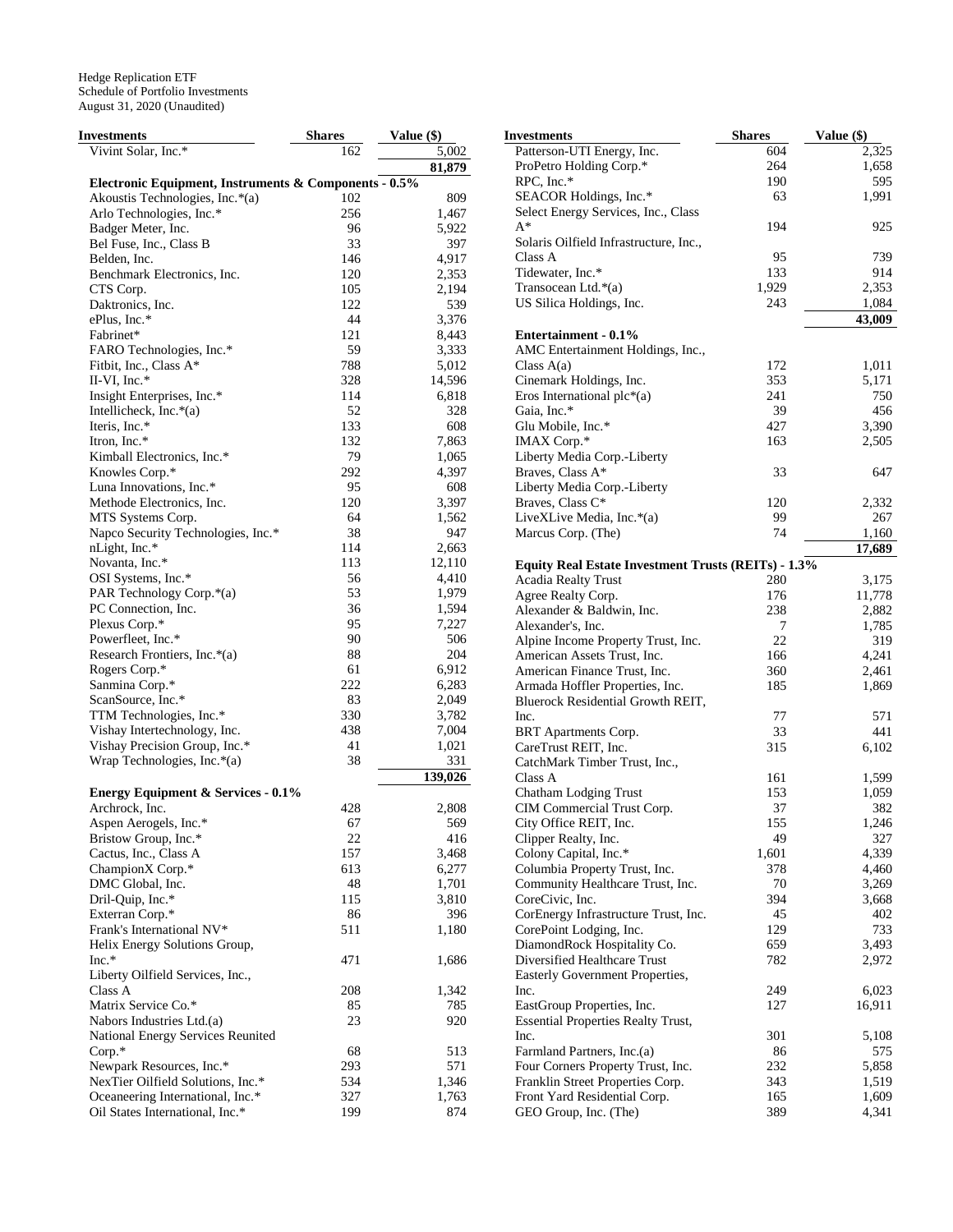Hedge Replication ETF
Schedule of Portfolio Investments
August 31, 2020 (Unaudited)

| Investments | Shares | Value ($) |
|---|---|---|
| Vivint Solar, Inc.* | 162 | 5,002 |
| | | **81,879** |
| **Electronic Equipment, Instruments & Components - 0.5%** | | |
| Akoustis Technologies, Inc.*(a) | 102 | 809 |
| Arlo Technologies, Inc.* | 256 | 1,467 |
| Badger Meter, Inc. | 96 | 5,922 |
| Bel Fuse, Inc., Class B | 33 | 397 |
| Belden, Inc. | 146 | 4,917 |
| Benchmark Electronics, Inc. | 120 | 2,353 |
| CTS Corp. | 105 | 2,194 |
| Daktronics, Inc. | 122 | 539 |
| ePlus, Inc.* | 44 | 3,376 |
| Fabrinet* | 121 | 8,443 |
| FARO Technologies, Inc.* | 59 | 3,333 |
| Fitbit, Inc., Class A* | 788 | 5,012 |
| II-VI, Inc.* | 328 | 14,596 |
| Insight Enterprises, Inc.* | 114 | 6,818 |
| Intellicheck, Inc.*(a) | 52 | 328 |
| Iteris, Inc.* | 133 | 608 |
| Itron, Inc.* | 132 | 7,863 |
| Kimball Electronics, Inc.* | 79 | 1,065 |
| Knowles Corp.* | 292 | 4,397 |
| Luna Innovations, Inc.* | 95 | 608 |
| Methode Electronics, Inc. | 120 | 3,397 |
| MTS Systems Corp. | 64 | 1,562 |
| Napco Security Technologies, Inc.* | 38 | 947 |
| nLight, Inc.* | 114 | 2,663 |
| Novanta, Inc.* | 113 | 12,110 |
| OSI Systems, Inc.* | 56 | 4,410 |
| PAR Technology Corp.*(a) | 53 | 1,979 |
| PC Connection, Inc. | 36 | 1,594 |
| Plexus Corp.* | 95 | 7,227 |
| Powerfleet, Inc.* | 90 | 506 |
| Research Frontiers, Inc.*(a) | 88 | 204 |
| Rogers Corp.* | 61 | 6,912 |
| Sanmina Corp.* | 222 | 6,283 |
| ScanSource, Inc.* | 83 | 2,049 |
| TTM Technologies, Inc.* | 330 | 3,782 |
| Vishay Intertechnology, Inc. | 438 | 7,004 |
| Vishay Precision Group, Inc.* | 41 | 1,021 |
| Wrap Technologies, Inc.*(a) | 38 | 331 |
| | | **139,026** |
| **Energy Equipment & Services - 0.1%** | | |
| Archrock, Inc. | 428 | 2,808 |
| Aspen Aerogels, Inc.* | 67 | 569 |
| Bristow Group, Inc.* | 22 | 416 |
| Cactus, Inc., Class A | 157 | 3,468 |
| ChampionX Corp.* | 613 | 6,277 |
| DMC Global, Inc. | 48 | 1,701 |
| Dril-Quip, Inc.* | 115 | 3,810 |
| Exterran Corp.* | 86 | 396 |
| Frank's International NV* | 511 | 1,180 |
| Helix Energy Solutions Group, Inc.* | 471 | 1,686 |
| Liberty Oilfield Services, Inc., Class A | 208 | 1,342 |
| Matrix Service Co.* | 85 | 785 |
| Nabors Industries Ltd.(a) | 23 | 920 |
| National Energy Services Reunited Corp.* | 68 | 513 |
| Newpark Resources, Inc.* | 293 | 571 |
| NexTier Oilfield Solutions, Inc.* | 534 | 1,346 |
| Oceaneering International, Inc.* | 327 | 1,763 |
| Oil States International, Inc.* | 199 | 874 |
| Patterson-UTI Energy, Inc. | 604 | 2,325 |
| ProPetro Holding Corp.* | 264 | 1,658 |
| RPC, Inc.* | 190 | 595 |
| SEACOR Holdings, Inc.* | 63 | 1,991 |
| Select Energy Services, Inc., Class A* | 194 | 925 |
| Solaris Oilfield Infrastructure, Inc., Class A | 95 | 739 |
| Tidewater, Inc.* | 133 | 914 |
| Transocean Ltd.*(a) | 1,929 | 2,353 |
| US Silica Holdings, Inc. | 243 | 1,084 |
| | | **43,009** |
| **Entertainment - 0.1%** | | |
| AMC Entertainment Holdings, Inc., Class A(a) | 172 | 1,011 |
| Cinemark Holdings, Inc. | 353 | 5,171 |
| Eros International plc*(a) | 241 | 750 |
| Gaia, Inc.* | 39 | 456 |
| Glu Mobile, Inc.* | 427 | 3,390 |
| IMAX Corp.* | 163 | 2,505 |
| Liberty Media Corp.-Liberty Braves, Class A* | 33 | 647 |
| Liberty Media Corp.-Liberty Braves, Class C* | 120 | 2,332 |
| LiveXLive Media, Inc.*(a) | 99 | 267 |
| Marcus Corp. (The) | 74 | 1,160 |
| | | **17,689** |
| **Equity Real Estate Investment Trusts (REITs) - 1.3%** | | |
| Acadia Realty Trust | 280 | 3,175 |
| Agree Realty Corp. | 176 | 11,778 |
| Alexander & Baldwin, Inc. | 238 | 2,882 |
| Alexander's, Inc. | 7 | 1,785 |
| Alpine Income Property Trust, Inc. | 22 | 319 |
| American Assets Trust, Inc. | 166 | 4,241 |
| American Finance Trust, Inc. | 360 | 2,461 |
| Armada Hoffler Properties, Inc. | 185 | 1,869 |
| Bluerock Residential Growth REIT, Inc. | 77 | 571 |
| BRT Apartments Corp. | 33 | 441 |
| CareTrust REIT, Inc. | 315 | 6,102 |
| CatchMark Timber Trust, Inc., Class A | 161 | 1,599 |
| Chatham Lodging Trust | 153 | 1,059 |
| CIM Commercial Trust Corp. | 37 | 382 |
| City Office REIT, Inc. | 155 | 1,246 |
| Clipper Realty, Inc. | 49 | 327 |
| Colony Capital, Inc.* | 1,601 | 4,339 |
| Columbia Property Trust, Inc. | 378 | 4,460 |
| Community Healthcare Trust, Inc. | 70 | 3,269 |
| CoreCivic, Inc. | 394 | 3,668 |
| CorEnergy Infrastructure Trust, Inc. | 45 | 402 |
| CorePoint Lodging, Inc. | 129 | 733 |
| DiamondRock Hospitality Co. | 659 | 3,493 |
| Diversified Healthcare Trust | 782 | 2,972 |
| Easterly Government Properties, Inc. | 249 | 6,023 |
| EastGroup Properties, Inc. | 127 | 16,911 |
| Essential Properties Realty Trust, Inc. | 301 | 5,108 |
| Farmland Partners, Inc.(a) | 86 | 575 |
| Four Corners Property Trust, Inc. | 232 | 5,858 |
| Franklin Street Properties Corp. | 343 | 1,519 |
| Front Yard Residential Corp. | 165 | 1,609 |
| GEO Group, Inc. (The) | 389 | 4,341 |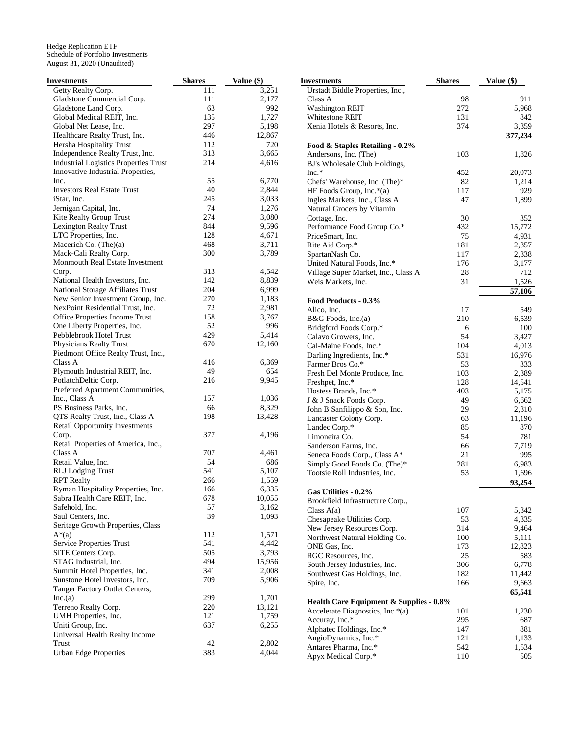Hedge Replication ETF
Schedule of Portfolio Investments
August 31, 2020 (Unaudited)

| Investments | Shares | Value ($) |
|---|---|---|
| Getty Realty Corp. | 111 | 3,251 |
| Gladstone Commercial Corp. | 111 | 2,177 |
| Gladstone Land Corp. | 63 | 992 |
| Global Medical REIT, Inc. | 135 | 1,727 |
| Global Net Lease, Inc. | 297 | 5,198 |
| Healthcare Realty Trust, Inc. | 446 | 12,867 |
| Hersha Hospitality Trust | 112 | 720 |
| Independence Realty Trust, Inc. | 313 | 3,665 |
| Industrial Logistics Properties Trust | 214 | 4,616 |
| Innovative Industrial Properties, Inc. | 55 | 6,770 |
| Investors Real Estate Trust | 40 | 2,844 |
| iStar, Inc. | 245 | 3,033 |
| Jernigan Capital, Inc. | 74 | 1,276 |
| Kite Realty Group Trust | 274 | 3,080 |
| Lexington Realty Trust | 844 | 9,596 |
| LTC Properties, Inc. | 128 | 4,671 |
| Macerich Co. (The)(a) | 468 | 3,711 |
| Mack-Cali Realty Corp. | 300 | 3,789 |
| Monmouth Real Estate Investment Corp. | 313 | 4,542 |
| National Health Investors, Inc. | 142 | 8,839 |
| National Storage Affiliates Trust | 204 | 6,999 |
| New Senior Investment Group, Inc. | 270 | 1,183 |
| NexPoint Residential Trust, Inc. | 72 | 2,981 |
| Office Properties Income Trust | 158 | 3,767 |
| One Liberty Properties, Inc. | 52 | 996 |
| Pebblebrook Hotel Trust | 429 | 5,414 |
| Physicians Realty Trust | 670 | 12,160 |
| Piedmont Office Realty Trust, Inc., Class A | 416 | 6,369 |
| Plymouth Industrial REIT, Inc. | 49 | 654 |
| PotlatchDeltic Corp. | 216 | 9,945 |
| Preferred Apartment Communities, Inc., Class A | 157 | 1,036 |
| PS Business Parks, Inc. | 66 | 8,329 |
| QTS Realty Trust, Inc., Class A | 198 | 13,428 |
| Retail Opportunity Investments Corp. | 377 | 4,196 |
| Retail Properties of America, Inc., Class A | 707 | 4,461 |
| Retail Value, Inc. | 54 | 686 |
| RLJ Lodging Trust | 541 | 5,107 |
| RPT Realty | 266 | 1,559 |
| Ryman Hospitality Properties, Inc. | 166 | 6,335 |
| Sabra Health Care REIT, Inc. | 678 | 10,055 |
| Safehold, Inc. | 57 | 3,162 |
| Saul Centers, Inc. | 39 | 1,093 |
| Seritage Growth Properties, Class A*(a) | 112 | 1,571 |
| Service Properties Trust | 541 | 4,442 |
| SITE Centers Corp. | 505 | 3,793 |
| STAG Industrial, Inc. | 494 | 15,956 |
| Summit Hotel Properties, Inc. | 341 | 2,008 |
| Sunstone Hotel Investors, Inc. | 709 | 5,906 |
| Tanger Factory Outlet Centers, Inc.(a) | 299 | 1,701 |
| Terreno Realty Corp. | 220 | 13,121 |
| UMH Properties, Inc. | 121 | 1,759 |
| Uniti Group, Inc. | 637 | 6,255 |
| Universal Health Realty Income Trust | 42 | 2,802 |
| Urban Edge Properties | 383 | 4,044 |
| Urstadt Biddle Properties, Inc., Class A | 98 | 911 |
| Washington REIT | 272 | 5,968 |
| Whitestone REIT | 131 | 842 |
| Xenia Hotels & Resorts, Inc. | 374 | 3,359 |
| | | **377,234** |
| **Food & Staples Retailing - 0.2%** | | |
| Andersons, Inc. (The) | 103 | 1,826 |
| BJ's Wholesale Club Holdings, Inc.* | 452 | 20,073 |
| Chefs' Warehouse, Inc. (The)* | 82 | 1,214 |
| HF Foods Group, Inc.*(a) | 117 | 929 |
| Ingles Markets, Inc., Class A | 47 | 1,899 |
| Natural Grocers by Vitamin Cottage, Inc. | 30 | 352 |
| Performance Food Group Co.* | 432 | 15,772 |
| PriceSmart, Inc. | 75 | 4,931 |
| Rite Aid Corp.* | 181 | 2,357 |
| SpartanNash Co. | 117 | 2,338 |
| United Natural Foods, Inc.* | 176 | 3,177 |
| Village Super Market, Inc., Class A | 28 | 712 |
| Weis Markets, Inc. | 31 | 1,526 |
| | | **57,106** |
| **Food Products - 0.3%** | | |
| Alico, Inc. | 17 | 549 |
| B&G Foods, Inc.(a) | 210 | 6,539 |
| Bridgford Foods Corp.* | 6 | 100 |
| Calavo Growers, Inc. | 54 | 3,427 |
| Cal-Maine Foods, Inc.* | 104 | 4,013 |
| Darling Ingredients, Inc.* | 531 | 16,976 |
| Farmer Bros Co.* | 53 | 333 |
| Fresh Del Monte Produce, Inc. | 103 | 2,389 |
| Freshpet, Inc.* | 128 | 14,541 |
| Hostess Brands, Inc.* | 403 | 5,175 |
| J & J Snack Foods Corp. | 49 | 6,662 |
| John B Sanfilippo & Son, Inc. | 29 | 2,310 |
| Lancaster Colony Corp. | 63 | 11,196 |
| Landec Corp.* | 85 | 870 |
| Limoneira Co. | 54 | 781 |
| Sanderson Farms, Inc. | 66 | 7,719 |
| Seneca Foods Corp., Class A* | 21 | 995 |
| Simply Good Foods Co. (The)* | 281 | 6,983 |
| Tootsie Roll Industries, Inc. | 53 | 1,696 |
| | | **93,254** |
| **Gas Utilities - 0.2%** | | |
| Brookfield Infrastructure Corp., Class A(a) | 107 | 5,342 |
| Chesapeake Utilities Corp. | 53 | 4,335 |
| New Jersey Resources Corp. | 314 | 9,464 |
| Northwest Natural Holding Co. | 100 | 5,111 |
| ONE Gas, Inc. | 173 | 12,823 |
| RGC Resources, Inc. | 25 | 583 |
| South Jersey Industries, Inc. | 306 | 6,778 |
| Southwest Gas Holdings, Inc. | 182 | 11,442 |
| Spire, Inc. | 166 | 9,663 |
| | | **65,541** |
| **Health Care Equipment & Supplies - 0.8%** | | |
| Accelerate Diagnostics, Inc.*(a) | 101 | 1,230 |
| Accuray, Inc.* | 295 | 687 |
| Alphatec Holdings, Inc.* | 147 | 881 |
| AngioDynamics, Inc.* | 121 | 1,133 |
| Antares Pharma, Inc.* | 542 | 1,534 |
| Apyx Medical Corp.* | 110 | 505 |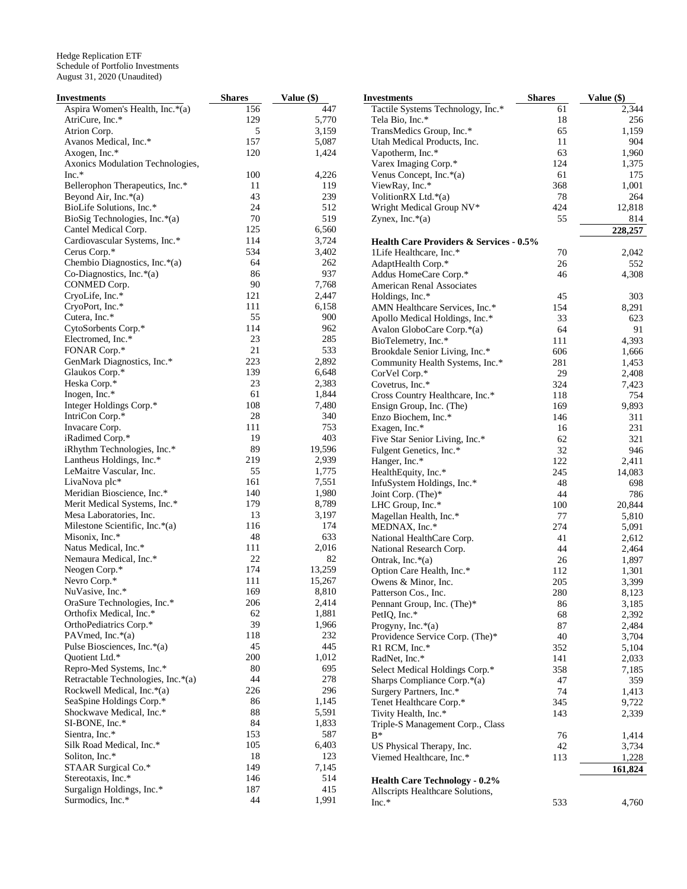Hedge Replication ETF
Schedule of Portfolio Investments
August 31, 2020 (Unaudited)

| Investments | Shares | Value ($) |
|---|---|---|
| Aspira Women's Health, Inc.*(a) | 156 | 447 |
| AtriCure, Inc.* | 129 | 5,770 |
| Atrion Corp. | 5 | 3,159 |
| Avanos Medical, Inc.* | 157 | 5,087 |
| Axogen, Inc.* | 120 | 1,424 |
| Axonics Modulation Technologies, Inc.* | 100 | 4,226 |
| Bellerophon Therapeutics, Inc.* | 11 | 119 |
| Beyond Air, Inc.*(a) | 43 | 239 |
| BioLife Solutions, Inc.* | 24 | 512 |
| BioSig Technologies, Inc.*(a) | 70 | 519 |
| Cantel Medical Corp. | 125 | 6,560 |
| Cardiovascular Systems, Inc.* | 114 | 3,724 |
| Cerus Corp.* | 534 | 3,402 |
| Chembio Diagnostics, Inc.*(a) | 64 | 262 |
| Co-Diagnostics, Inc.*(a) | 86 | 937 |
| CONMED Corp. | 90 | 7,768 |
| CryoLife, Inc.* | 121 | 2,447 |
| CryoPort, Inc.* | 111 | 6,158 |
| Cutera, Inc.* | 55 | 900 |
| CytoSorbents Corp.* | 114 | 962 |
| Electromed, Inc.* | 23 | 285 |
| FONAR Corp.* | 21 | 533 |
| GenMark Diagnostics, Inc.* | 223 | 2,892 |
| Glaukos Corp.* | 139 | 6,648 |
| Heska Corp.* | 23 | 2,383 |
| Inogen, Inc.* | 61 | 1,844 |
| Integer Holdings Corp.* | 108 | 7,480 |
| IntriCon Corp.* | 28 | 340 |
| Invacare Corp. | 111 | 753 |
| iRadimed Corp.* | 19 | 403 |
| iRhythm Technologies, Inc.* | 89 | 19,596 |
| Lantheus Holdings, Inc.* | 219 | 2,939 |
| LeMaitre Vascular, Inc. | 55 | 1,775 |
| LivaNova plc* | 161 | 7,551 |
| Meridian Bioscience, Inc.* | 140 | 1,980 |
| Merit Medical Systems, Inc.* | 179 | 8,789 |
| Mesa Laboratories, Inc. | 13 | 3,197 |
| Milestone Scientific, Inc.*(a) | 116 | 174 |
| Misonix, Inc.* | 48 | 633 |
| Natus Medical, Inc.* | 111 | 2,016 |
| Nemaura Medical, Inc.* | 22 | 82 |
| Neogen Corp.* | 174 | 13,259 |
| Nevro Corp.* | 111 | 15,267 |
| NuVasive, Inc.* | 169 | 8,810 |
| OraSure Technologies, Inc.* | 206 | 2,414 |
| Orthofix Medical, Inc.* | 62 | 1,881 |
| OrthoPediatrics Corp.* | 39 | 1,966 |
| PAVmed, Inc.*(a) | 118 | 232 |
| Pulse Biosciences, Inc.*(a) | 45 | 445 |
| Quotient Ltd.* | 200 | 1,012 |
| Repro-Med Systems, Inc.* | 80 | 695 |
| Retractable Technologies, Inc.*(a) | 44 | 278 |
| Rockwell Medical, Inc.*(a) | 226 | 296 |
| SeaSpine Holdings Corp.* | 86 | 1,145 |
| Shockwave Medical, Inc.* | 88 | 5,591 |
| SI-BONE, Inc.* | 84 | 1,833 |
| Sientra, Inc.* | 153 | 587 |
| Silk Road Medical, Inc.* | 105 | 6,403 |
| Soliton, Inc.* | 18 | 123 |
| STAAR Surgical Co.* | 149 | 7,145 |
| Stereotaxis, Inc.* | 146 | 514 |
| Surgalign Holdings, Inc.* | 187 | 415 |
| Surmodics, Inc.* | 44 | 1,991 |
| Tactile Systems Technology, Inc.* | 61 | 2,344 |
| Tela Bio, Inc.* | 18 | 256 |
| TransMedics Group, Inc.* | 65 | 1,159 |
| Utah Medical Products, Inc. | 11 | 904 |
| Vapotherm, Inc.* | 63 | 1,960 |
| Varex Imaging Corp.* | 124 | 1,375 |
| Venus Concept, Inc.*(a) | 61 | 175 |
| ViewRay, Inc.* | 368 | 1,001 |
| VolitionRX Ltd.*(a) | 78 | 264 |
| Wright Medical Group NV* | 424 | 12,818 |
| Zynex, Inc.*(a) | 55 | 814 |
| | | **228,257** |
| **Health Care Providers & Services - 0.5%** | | |
| 1Life Healthcare, Inc.* | 70 | 2,042 |
| AdaptHealth Corp.* | 26 | 552 |
| Addus HomeCare Corp.* | 46 | 4,308 |
| American Renal Associates Holdings, Inc.* | 45 | 303 |
| AMN Healthcare Services, Inc.* | 154 | 8,291 |
| Apollo Medical Holdings, Inc.* | 33 | 623 |
| Avalon GloboCare Corp.*(a) | 64 | 91 |
| BioTelemetry, Inc.* | 111 | 4,393 |
| Brookdale Senior Living, Inc.* | 606 | 1,666 |
| Community Health Systems, Inc.* | 281 | 1,453 |
| CorVel Corp.* | 29 | 2,408 |
| Covetrus, Inc.* | 324 | 7,423 |
| Cross Country Healthcare, Inc.* | 118 | 754 |
| Ensign Group, Inc. (The) | 169 | 9,893 |
| Enzo Biochem, Inc.* | 146 | 311 |
| Exagen, Inc.* | 16 | 231 |
| Five Star Senior Living, Inc.* | 62 | 321 |
| Fulgent Genetics, Inc.* | 32 | 946 |
| Hanger, Inc.* | 122 | 2,411 |
| HealthEquity, Inc.* | 245 | 14,083 |
| InfuSystem Holdings, Inc.* | 48 | 698 |
| Joint Corp. (The)* | 44 | 786 |
| LHC Group, Inc.* | 100 | 20,844 |
| Magellan Health, Inc.* | 77 | 5,810 |
| MEDNAX, Inc.* | 274 | 5,091 |
| National HealthCare Corp. | 41 | 2,612 |
| National Research Corp. | 44 | 2,464 |
| Ontrak, Inc.*(a) | 26 | 1,897 |
| Option Care Health, Inc.* | 112 | 1,301 |
| Owens & Minor, Inc. | 205 | 3,399 |
| Patterson Cos., Inc. | 280 | 8,123 |
| Pennant Group, Inc. (The)* | 86 | 3,185 |
| PetIQ, Inc.* | 68 | 2,392 |
| Progyny, Inc.*(a) | 87 | 2,484 |
| Providence Service Corp. (The)* | 40 | 3,704 |
| R1 RCM, Inc.* | 352 | 5,104 |
| RadNet, Inc.* | 141 | 2,033 |
| Select Medical Holdings Corp.* | 358 | 7,185 |
| Sharps Compliance Corp.*(a) | 47 | 359 |
| Surgery Partners, Inc.* | 74 | 1,413 |
| Tenet Healthcare Corp.* | 345 | 9,722 |
| Tivity Health, Inc.* | 143 | 2,339 |
| Triple-S Management Corp., Class B* | 76 | 1,414 |
| US Physical Therapy, Inc. | 42 | 3,734 |
| Viemed Healthcare, Inc.* | 113 | 1,228 |
| | | **161,824** |
| **Health Care Technology - 0.2%** | | |
| Allscripts Healthcare Solutions, Inc.* | 533 | 4,760 |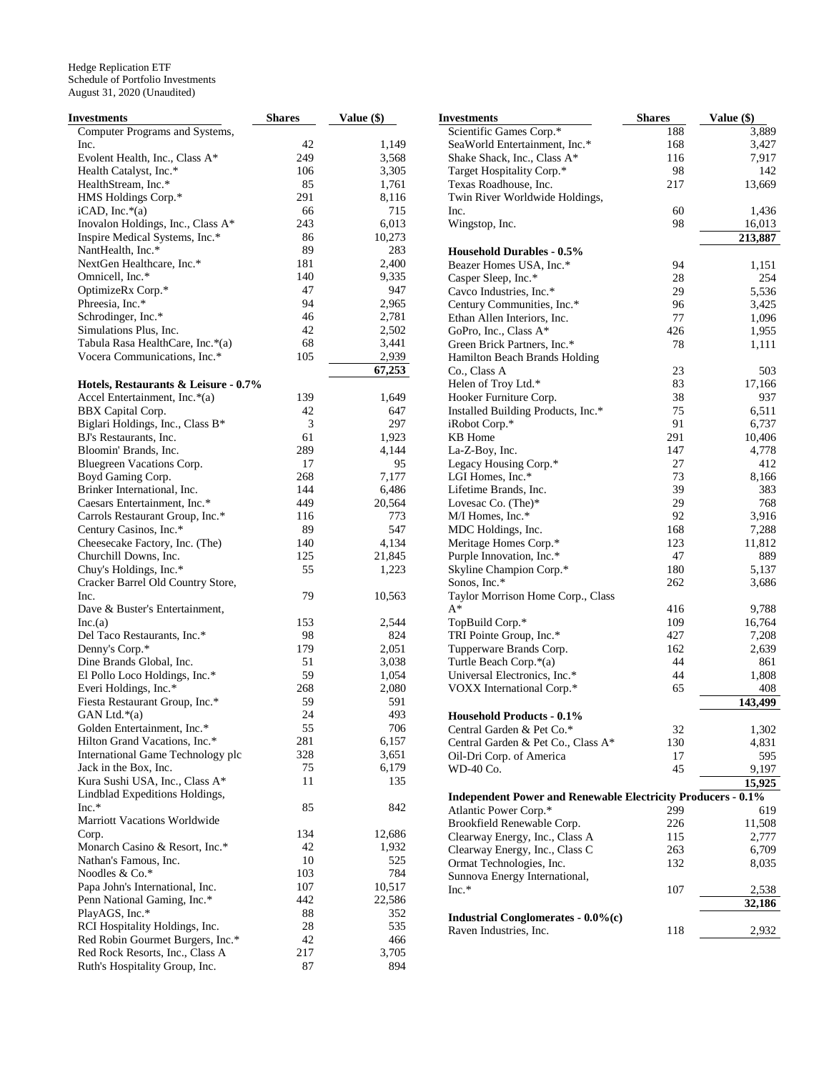Hedge Replication ETF
Schedule of Portfolio Investments
August 31, 2020 (Unaudited)

| Investments | Shares | Value ($) |
|---|---|---|
| Computer Programs and Systems, Inc. | 42 | 1,149 |
| Evolent Health, Inc., Class A* | 249 | 3,568 |
| Health Catalyst, Inc.* | 106 | 3,305 |
| HealthStream, Inc.* | 85 | 1,761 |
| HMS Holdings Corp.* | 291 | 8,116 |
| iCAD, Inc.*(a) | 66 | 715 |
| Inovalon Holdings, Inc., Class A* | 243 | 6,013 |
| Inspire Medical Systems, Inc.* | 86 | 10,273 |
| NantHealth, Inc.* | 89 | 283 |
| NextGen Healthcare, Inc.* | 181 | 2,400 |
| Omnicell, Inc.* | 140 | 9,335 |
| OptimizeRx Corp.* | 47 | 947 |
| Phreesia, Inc.* | 94 | 2,965 |
| Schrodinger, Inc.* | 46 | 2,781 |
| Simulations Plus, Inc. | 42 | 2,502 |
| Tabula Rasa HealthCare, Inc.*(a) | 68 | 3,441 |
| Vocera Communications, Inc.* | 105 | 2,939 |
| | | **67,253** |
| **Hotels, Restaurants & Leisure - 0.7%** | | |
| Accel Entertainment, Inc.*(a) | 139 | 1,649 |
| BBX Capital Corp. | 42 | 647 |
| Biglari Holdings, Inc., Class B* | 3 | 297 |
| BJ's Restaurants, Inc. | 61 | 1,923 |
| Bloomin' Brands, Inc. | 289 | 4,144 |
| Bluegreen Vacations Corp. | 17 | 95 |
| Boyd Gaming Corp. | 268 | 7,177 |
| Brinker International, Inc. | 144 | 6,486 |
| Caesars Entertainment, Inc.* | 449 | 20,564 |
| Carrols Restaurant Group, Inc.* | 116 | 773 |
| Century Casinos, Inc.* | 89 | 547 |
| Cheesecake Factory, Inc. (The) | 140 | 4,134 |
| Churchill Downs, Inc. | 125 | 21,845 |
| Chuy's Holdings, Inc.* | 55 | 1,223 |
| Cracker Barrel Old Country Store, Inc. | 79 | 10,563 |
| Dave & Buster's Entertainment, Inc.(a) | 153 | 2,544 |
| Del Taco Restaurants, Inc.* | 98 | 824 |
| Denny's Corp.* | 179 | 2,051 |
| Dine Brands Global, Inc. | 51 | 3,038 |
| El Pollo Loco Holdings, Inc.* | 59 | 1,054 |
| Everi Holdings, Inc.* | 268 | 2,080 |
| Fiesta Restaurant Group, Inc.* | 59 | 591 |
| GAN Ltd.*(a) | 24 | 493 |
| Golden Entertainment, Inc.* | 55 | 706 |
| Hilton Grand Vacations, Inc.* | 281 | 6,157 |
| International Game Technology plc | 328 | 3,651 |
| Jack in the Box, Inc. | 75 | 6,179 |
| Kura Sushi USA, Inc., Class A* | 11 | 135 |
| Lindblad Expeditions Holdings, Inc.* | 85 | 842 |
| Marriott Vacations Worldwide Corp. | 134 | 12,686 |
| Monarch Casino & Resort, Inc.* | 42 | 1,932 |
| Nathan's Famous, Inc. | 10 | 525 |
| Noodles & Co.* | 103 | 784 |
| Papa John's International, Inc. | 107 | 10,517 |
| Penn National Gaming, Inc.* | 442 | 22,586 |
| PlayAGS, Inc.* | 88 | 352 |
| RCI Hospitality Holdings, Inc. | 28 | 535 |
| Red Robin Gourmet Burgers, Inc.* | 42 | 466 |
| Red Rock Resorts, Inc., Class A | 217 | 3,705 |
| Ruth's Hospitality Group, Inc. | 87 | 894 |
| Scientific Games Corp.* | 188 | 3,889 |
| SeaWorld Entertainment, Inc.* | 168 | 3,427 |
| Shake Shack, Inc., Class A* | 116 | 7,917 |
| Target Hospitality Corp.* | 98 | 142 |
| Texas Roadhouse, Inc. | 217 | 13,669 |
| Twin River Worldwide Holdings, Inc. | 60 | 1,436 |
| Wingstop, Inc. | 98 | 16,013 |
| | | **213,887** |
| **Household Durables - 0.5%** | | |
| Beazer Homes USA, Inc.* | 94 | 1,151 |
| Casper Sleep, Inc.* | 28 | 254 |
| Cavco Industries, Inc.* | 29 | 5,536 |
| Century Communities, Inc.* | 96 | 3,425 |
| Ethan Allen Interiors, Inc. | 77 | 1,096 |
| GoPro, Inc., Class A* | 426 | 1,955 |
| Green Brick Partners, Inc.* | 78 | 1,111 |
| Hamilton Beach Brands Holding Co., Class A | 23 | 503 |
| Helen of Troy Ltd.* | 83 | 17,166 |
| Hooker Furniture Corp. | 38 | 937 |
| Installed Building Products, Inc.* | 75 | 6,511 |
| iRobot Corp.* | 91 | 6,737 |
| KB Home | 291 | 10,406 |
| La-Z-Boy, Inc. | 147 | 4,778 |
| Legacy Housing Corp.* | 27 | 412 |
| LGI Homes, Inc.* | 73 | 8,166 |
| Lifetime Brands, Inc. | 39 | 383 |
| Lovesac Co. (The)* | 29 | 768 |
| M/I Homes, Inc.* | 92 | 3,916 |
| MDC Holdings, Inc. | 168 | 7,288 |
| Meritage Homes Corp.* | 123 | 11,812 |
| Purple Innovation, Inc.* | 47 | 889 |
| Skyline Champion Corp.* | 180 | 5,137 |
| Sonos, Inc.* | 262 | 3,686 |
| Taylor Morrison Home Corp., Class A* | 416 | 9,788 |
| TopBuild Corp.* | 109 | 16,764 |
| TRI Pointe Group, Inc.* | 427 | 7,208 |
| Tupperware Brands Corp. | 162 | 2,639 |
| Turtle Beach Corp.*(a) | 44 | 861 |
| Universal Electronics, Inc.* | 44 | 1,808 |
| VOXX International Corp.* | 65 | 408 |
| | | **143,499** |
| **Household Products - 0.1%** | | |
| Central Garden & Pet Co.* | 32 | 1,302 |
| Central Garden & Pet Co., Class A* | 130 | 4,831 |
| Oil-Dri Corp. of America | 17 | 595 |
| WD-40 Co. | 45 | 9,197 |
| | | **15,925** |
| **Independent Power and Renewable Electricity Producers - 0.1%** | | |
| Atlantic Power Corp.* | 299 | 619 |
| Brookfield Renewable Corp. | 226 | 11,508 |
| Clearway Energy, Inc., Class A | 115 | 2,777 |
| Clearway Energy, Inc., Class C | 263 | 6,709 |
| Ormat Technologies, Inc. | 132 | 8,035 |
| Sunnova Energy International, Inc.* | 107 | 2,538 |
| | | **32,186** |
| **Industrial Conglomerates - 0.0%(c)** | | |
| Raven Industries, Inc. | 118 | 2,932 |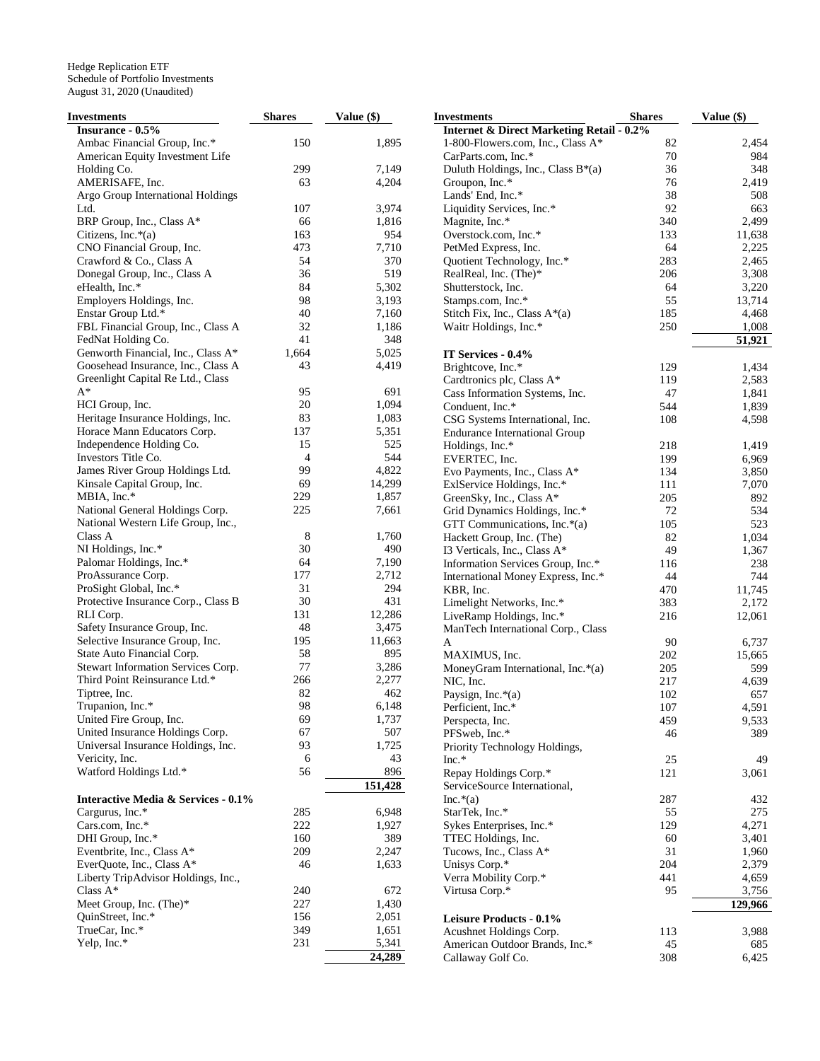Hedge Replication ETF
Schedule of Portfolio Investments
August 31, 2020 (Unaudited)

| Investments | Shares | Value ($) |
|---|---|---|
| **Insurance - 0.5%** | | |
| Ambac Financial Group, Inc.* | 150 | 1,895 |
| American Equity Investment Life Holding Co. | 299 | 7,149 |
| AMERISAFE, Inc. | 63 | 4,204 |
| Argo Group International Holdings Ltd. | 107 | 3,974 |
| BRP Group, Inc., Class A* | 66 | 1,816 |
| Citizens, Inc.*(a) | 163 | 954 |
| CNO Financial Group, Inc. | 473 | 7,710 |
| Crawford & Co., Class A | 54 | 370 |
| Donegal Group, Inc., Class A | 36 | 519 |
| eHealth, Inc.* | 84 | 5,302 |
| Employers Holdings, Inc. | 98 | 3,193 |
| Enstar Group Ltd.* | 40 | 7,160 |
| FBL Financial Group, Inc., Class A | 32 | 1,186 |
| FedNat Holding Co. | 41 | 348 |
| Genworth Financial, Inc., Class A* | 1,664 | 5,025 |
| Goosehead Insurance, Inc., Class A | 43 | 4,419 |
| Greenlight Capital Re Ltd., Class A* | 95 | 691 |
| HCI Group, Inc. | 20 | 1,094 |
| Heritage Insurance Holdings, Inc. | 83 | 1,083 |
| Horace Mann Educators Corp. | 137 | 5,351 |
| Independence Holding Co. | 15 | 525 |
| Investors Title Co. | 4 | 544 |
| James River Group Holdings Ltd. | 99 | 4,822 |
| Kinsale Capital Group, Inc. | 69 | 14,299 |
| MBIA, Inc.* | 229 | 1,857 |
| National General Holdings Corp. | 225 | 7,661 |
| National Western Life Group, Inc., Class A | 8 | 1,760 |
| NI Holdings, Inc.* | 30 | 490 |
| Palomar Holdings, Inc.* | 64 | 7,190 |
| ProAssurance Corp. | 177 | 2,712 |
| ProSight Global, Inc.* | 31 | 294 |
| Protective Insurance Corp., Class B | 30 | 431 |
| RLI Corp. | 131 | 12,286 |
| Safety Insurance Group, Inc. | 48 | 3,475 |
| Selective Insurance Group, Inc. | 195 | 11,663 |
| State Auto Financial Corp. | 58 | 895 |
| Stewart Information Services Corp. | 77 | 3,286 |
| Third Point Reinsurance Ltd.* | 266 | 2,277 |
| Tiptree, Inc. | 82 | 462 |
| Trupanion, Inc.* | 98 | 6,148 |
| United Fire Group, Inc. | 69 | 1,737 |
| United Insurance Holdings Corp. | 67 | 507 |
| Universal Insurance Holdings, Inc. | 93 | 1,725 |
| Vericity, Inc. | 6 | 43 |
| Watford Holdings Ltd.* | 56 | 896 |
| | | **151,428** |
| **Interactive Media & Services - 0.1%** | | |
| Cargurus, Inc.* | 285 | 6,948 |
| Cars.com, Inc.* | 222 | 1,927 |
| DHI Group, Inc.* | 160 | 389 |
| Eventbrite, Inc., Class A* | 209 | 2,247 |
| EverQuote, Inc., Class A* | 46 | 1,633 |
| Liberty TripAdvisor Holdings, Inc., Class A* | 240 | 672 |
| Meet Group, Inc. (The)* | 227 | 1,430 |
| QuinStreet, Inc.* | 156 | 2,051 |
| TrueCar, Inc.* | 349 | 1,651 |
| Yelp, Inc.* | 231 | 5,341 |
| | | **24,289** |
| **Internet & Direct Marketing Retail - 0.2%** | | |
| 1-800-Flowers.com, Inc., Class A* | 82 | 2,454 |
| CarParts.com, Inc.* | 70 | 984 |
| Duluth Holdings, Inc., Class B*(a) | 36 | 348 |
| Groupon, Inc.* | 76 | 2,419 |
| Lands' End, Inc.* | 38 | 508 |
| Liquidity Services, Inc.* | 92 | 663 |
| Magnite, Inc.* | 340 | 2,499 |
| Overstock.com, Inc.* | 133 | 11,638 |
| PetMed Express, Inc. | 64 | 2,225 |
| Quotient Technology, Inc.* | 283 | 2,465 |
| RealReal, Inc. (The)* | 206 | 3,308 |
| Shutterstock, Inc. | 64 | 3,220 |
| Stamps.com, Inc.* | 55 | 13,714 |
| Stitch Fix, Inc., Class A*(a) | 185 | 4,468 |
| Waitr Holdings, Inc.* | 250 | 1,008 |
| | | **51,921** |
| **IT Services - 0.4%** | | |
| Brightcove, Inc.* | 129 | 1,434 |
| Cardtronics plc, Class A* | 119 | 2,583 |
| Cass Information Systems, Inc. | 47 | 1,841 |
| Conduent, Inc.* | 544 | 1,839 |
| CSG Systems International, Inc. | 108 | 4,598 |
| Endurance International Group Holdings, Inc.* | 218 | 1,419 |
| EVERTEC, Inc. | 199 | 6,969 |
| Evo Payments, Inc., Class A* | 134 | 3,850 |
| ExlService Holdings, Inc.* | 111 | 7,070 |
| GreenSky, Inc., Class A* | 205 | 892 |
| Grid Dynamics Holdings, Inc.* | 72 | 534 |
| GTT Communications, Inc.*(a) | 105 | 523 |
| Hackett Group, Inc. (The) | 82 | 1,034 |
| I3 Verticals, Inc., Class A* | 49 | 1,367 |
| Information Services Group, Inc.* | 116 | 238 |
| International Money Express, Inc.* | 44 | 744 |
| KBR, Inc. | 470 | 11,745 |
| Limelight Networks, Inc.* | 383 | 2,172 |
| LiveRamp Holdings, Inc.* | 216 | 12,061 |
| ManTech International Corp., Class A | 90 | 6,737 |
| MAXIMUS, Inc. | 202 | 15,665 |
| MoneyGram International, Inc.*(a) | 205 | 599 |
| NIC, Inc. | 217 | 4,639 |
| Paysign, Inc.*(a) | 102 | 657 |
| Perficient, Inc.* | 107 | 4,591 |
| Perspecta, Inc. | 459 | 9,533 |
| PFSweb, Inc.* | 46 | 389 |
| Priority Technology Holdings, Inc.* | 25 | 49 |
| Repay Holdings Corp.* | 121 | 3,061 |
| ServiceSource International, Inc.*(a) | 287 | 432 |
| StarTek, Inc.* | 55 | 275 |
| Sykes Enterprises, Inc.* | 129 | 4,271 |
| TTEC Holdings, Inc. | 60 | 3,401 |
| Tucows, Inc., Class A* | 31 | 1,960 |
| Unisys Corp.* | 204 | 2,379 |
| Verra Mobility Corp.* | 441 | 4,659 |
| Virtusa Corp.* | 95 | 3,756 |
| | | **129,966** |
| **Leisure Products - 0.1%** | | |
| Acushnet Holdings Corp. | 113 | 3,988 |
| American Outdoor Brands, Inc.* | 45 | 685 |
| Callaway Golf Co. | 308 | 6,425 |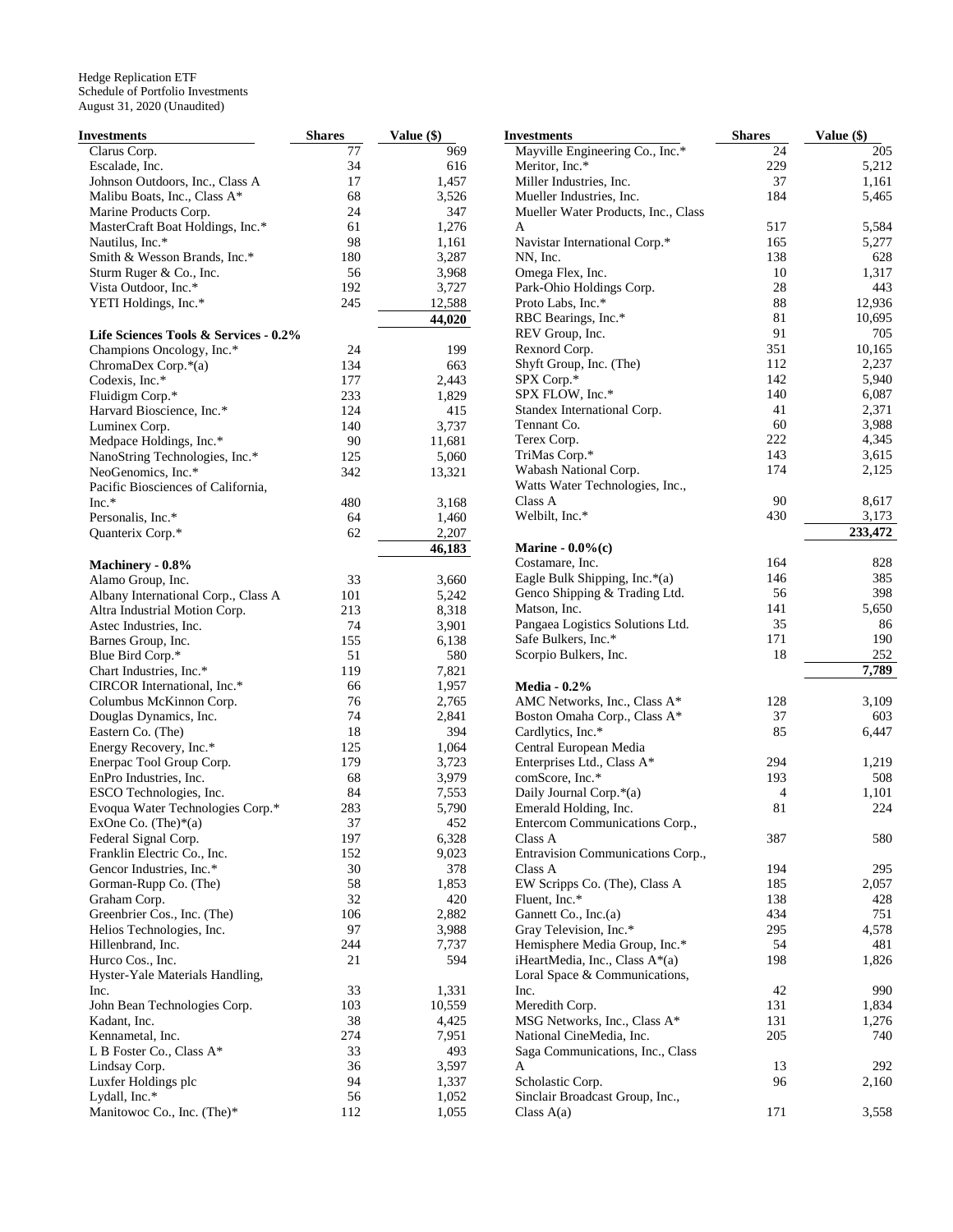Hedge Replication ETF
Schedule of Portfolio Investments
August 31, 2020 (Unaudited)

| Investments | Shares | Value ($) |
|---|---|---|
| Clarus Corp. | 77 | 969 |
| Escalade, Inc. | 34 | 616 |
| Johnson Outdoors, Inc., Class A | 17 | 1,457 |
| Malibu Boats, Inc., Class A* | 68 | 3,526 |
| Marine Products Corp. | 24 | 347 |
| MasterCraft Boat Holdings, Inc.* | 61 | 1,276 |
| Nautilus, Inc.* | 98 | 1,161 |
| Smith & Wesson Brands, Inc.* | 180 | 3,287 |
| Sturm Ruger & Co., Inc. | 56 | 3,968 |
| Vista Outdoor, Inc.* | 192 | 3,727 |
| YETI Holdings, Inc.* | 245 | 12,588 |
| | | **44,020** |
| **Life Sciences Tools & Services - 0.2%** | | |
| Champions Oncology, Inc.* | 24 | 199 |
| ChromaDex Corp.*(a) | 134 | 663 |
| Codexis, Inc.* | 177 | 2,443 |
| Fluidigm Corp.* | 233 | 1,829 |
| Harvard Bioscience, Inc.* | 124 | 415 |
| Luminex Corp. | 140 | 3,737 |
| Medpace Holdings, Inc.* | 90 | 11,681 |
| NanoString Technologies, Inc.* | 125 | 5,060 |
| NeoGenomics, Inc.* | 342 | 13,321 |
| Pacific Biosciences of California, Inc.* | 480 | 3,168 |
| Personalis, Inc.* | 64 | 1,460 |
| Quanterix Corp.* | 62 | 2,207 |
| | | **46,183** |
| **Machinery - 0.8%** | | |
| Alamo Group, Inc. | 33 | 3,660 |
| Albany International Corp., Class A | 101 | 5,242 |
| Altra Industrial Motion Corp. | 213 | 8,318 |
| Astec Industries, Inc. | 74 | 3,901 |
| Barnes Group, Inc. | 155 | 6,138 |
| Blue Bird Corp.* | 51 | 580 |
| Chart Industries, Inc.* | 119 | 7,821 |
| CIRCOR International, Inc.* | 66 | 1,957 |
| Columbus McKinnon Corp. | 76 | 2,765 |
| Douglas Dynamics, Inc. | 74 | 2,841 |
| Eastern Co. (The) | 18 | 394 |
| Energy Recovery, Inc.* | 125 | 1,064 |
| Enerpac Tool Group Corp. | 179 | 3,723 |
| EnPro Industries, Inc. | 68 | 3,979 |
| ESCO Technologies, Inc. | 84 | 7,553 |
| Evoqua Water Technologies Corp.* | 283 | 5,790 |
| ExOne Co. (The)*(a) | 37 | 452 |
| Federal Signal Corp. | 197 | 6,328 |
| Franklin Electric Co., Inc. | 152 | 9,023 |
| Gencor Industries, Inc.* | 30 | 378 |
| Gorman-Rupp Co. (The) | 58 | 1,853 |
| Graham Corp. | 32 | 420 |
| Greenbrier Cos., Inc. (The) | 106 | 2,882 |
| Helios Technologies, Inc. | 97 | 3,988 |
| Hillenbrand, Inc. | 244 | 7,737 |
| Hurco Cos., Inc. | 21 | 594 |
| Hyster-Yale Materials Handling, Inc. | 33 | 1,331 |
| John Bean Technologies Corp. | 103 | 10,559 |
| Kadant, Inc. | 38 | 4,425 |
| Kennametal, Inc. | 274 | 7,951 |
| L B Foster Co., Class A* | 33 | 493 |
| Lindsay Corp. | 36 | 3,597 |
| Luxfer Holdings plc | 94 | 1,337 |
| Lydall, Inc.* | 56 | 1,052 |
| Manitowoc Co., Inc. (The)* | 112 | 1,055 |
| Mayville Engineering Co., Inc.* | 24 | 205 |
| Meritor, Inc.* | 229 | 5,212 |
| Miller Industries, Inc. | 37 | 1,161 |
| Mueller Industries, Inc. | 184 | 5,465 |
| Mueller Water Products, Inc., Class A | 517 | 5,584 |
| Navistar International Corp.* | 165 | 5,277 |
| NN, Inc. | 138 | 628 |
| Omega Flex, Inc. | 10 | 1,317 |
| Park-Ohio Holdings Corp. | 28 | 443 |
| Proto Labs, Inc.* | 88 | 12,936 |
| RBC Bearings, Inc.* | 81 | 10,695 |
| REV Group, Inc. | 91 | 705 |
| Rexnord Corp. | 351 | 10,165 |
| Shyft Group, Inc. (The) | 112 | 2,237 |
| SPX Corp.* | 142 | 5,940 |
| SPX FLOW, Inc.* | 140 | 6,087 |
| Standex International Corp. | 41 | 2,371 |
| Tennant Co. | 60 | 3,988 |
| Terex Corp. | 222 | 4,345 |
| TriMas Corp.* | 143 | 3,615 |
| Wabash National Corp. | 174 | 2,125 |
| Watts Water Technologies, Inc., Class A | 90 | 8,617 |
| Welbilt, Inc.* | 430 | 3,173 |
| | | **233,472** |
| **Marine - 0.0%(c)** | | |
| Costamare, Inc. | 164 | 828 |
| Eagle Bulk Shipping, Inc.*(a) | 146 | 385 |
| Genco Shipping & Trading Ltd. | 56 | 398 |
| Matson, Inc. | 141 | 5,650 |
| Pangaea Logistics Solutions Ltd. | 35 | 86 |
| Safe Bulkers, Inc.* | 171 | 190 |
| Scorpio Bulkers, Inc. | 18 | 252 |
| | | **7,789** |
| **Media - 0.2%** | | |
| AMC Networks, Inc., Class A* | 128 | 3,109 |
| Boston Omaha Corp., Class A* | 37 | 603 |
| Cardlytics, Inc.* | 85 | 6,447 |
| Central European Media Enterprises Ltd., Class A* | 294 | 1,219 |
| comScore, Inc.* | 193 | 508 |
| Daily Journal Corp.*(a) | 4 | 1,101 |
| Emerald Holding, Inc. | 81 | 224 |
| Entercom Communications Corp., Class A | 387 | 580 |
| Entravision Communications Corp., Class A | 194 | 295 |
| EW Scripps Co. (The), Class A | 185 | 2,057 |
| Fluent, Inc.* | 138 | 428 |
| Gannett Co., Inc.(a) | 434 | 751 |
| Gray Television, Inc.* | 295 | 4,578 |
| Hemisphere Media Group, Inc.* | 54 | 481 |
| iHeartMedia, Inc., Class A*(a) | 198 | 1,826 |
| Loral Space & Communications, Inc. | 42 | 990 |
| Meredith Corp. | 131 | 1,834 |
| MSG Networks, Inc., Class A* | 131 | 1,276 |
| National CineMedia, Inc. | 205 | 740 |
| Saga Communications, Inc., Class A | 13 | 292 |
| Scholastic Corp. | 96 | 2,160 |
| Sinclair Broadcast Group, Inc., Class A(a) | 171 | 3,558 |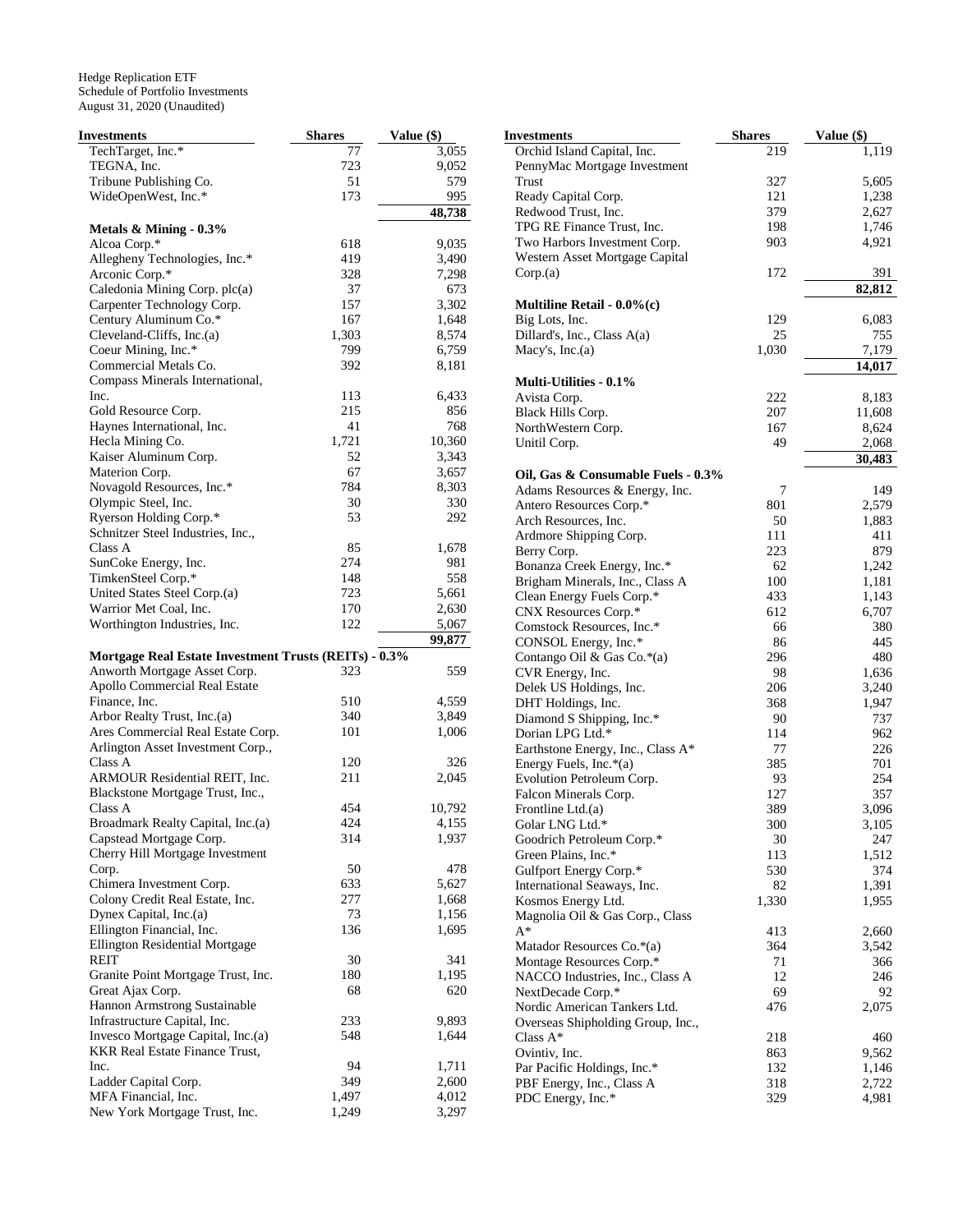Hedge Replication ETF
Schedule of Portfolio Investments
August 31, 2020 (Unaudited)

| Investments | Shares | Value ($) |
|---|---|---|
| TechTarget, Inc.* | 77 | 3,055 |
| TEGNA, Inc. | 723 | 9,052 |
| Tribune Publishing Co. | 51 | 579 |
| WideOpenWest, Inc.* | 173 | 995 |
| | | **48,738** |
| **Metals & Mining - 0.3%** | | |
| Alcoa Corp.* | 618 | 9,035 |
| Allegheny Technologies, Inc.* | 419 | 3,490 |
| Arconic Corp.* | 328 | 7,298 |
| Caledonia Mining Corp. plc(a) | 37 | 673 |
| Carpenter Technology Corp. | 157 | 3,302 |
| Century Aluminum Co.* | 167 | 1,648 |
| Cleveland-Cliffs, Inc.(a) | 1,303 | 8,574 |
| Coeur Mining, Inc.* | 799 | 6,759 |
| Commercial Metals Co. | 392 | 8,181 |
| Compass Minerals International, Inc. | 113 | 6,433 |
| Gold Resource Corp. | 215 | 856 |
| Haynes International, Inc. | 41 | 768 |
| Hecla Mining Co. | 1,721 | 10,360 |
| Kaiser Aluminum Corp. | 52 | 3,343 |
| Materion Corp. | 67 | 3,657 |
| Novagold Resources, Inc.* | 784 | 8,303 |
| Olympic Steel, Inc. | 30 | 330 |
| Ryerson Holding Corp.* | 53 | 292 |
| Schnitzer Steel Industries, Inc., Class A | 85 | 1,678 |
| SunCoke Energy, Inc. | 274 | 981 |
| TimkenSteel Corp.* | 148 | 558 |
| United States Steel Corp.(a) | 723 | 5,661 |
| Warrior Met Coal, Inc. | 170 | 2,630 |
| Worthington Industries, Inc. | 122 | 5,067 |
| | | **99,877** |
| **Mortgage Real Estate Investment Trusts (REITs) - 0.3%** | | |
| Anworth Mortgage Asset Corp. | 323 | 559 |
| Apollo Commercial Real Estate Finance, Inc. | 510 | 4,559 |
| Arbor Realty Trust, Inc.(a) | 340 | 3,849 |
| Ares Commercial Real Estate Corp. | 101 | 1,006 |
| Arlington Asset Investment Corp., Class A | 120 | 326 |
| ARMOUR Residential REIT, Inc. | 211 | 2,045 |
| Blackstone Mortgage Trust, Inc., Class A | 454 | 10,792 |
| Broadmark Realty Capital, Inc.(a) | 424 | 4,155 |
| Capstead Mortgage Corp. | 314 | 1,937 |
| Cherry Hill Mortgage Investment Corp. | 50 | 478 |
| Chimera Investment Corp. | 633 | 5,627 |
| Colony Credit Real Estate, Inc. | 277 | 1,668 |
| Dynex Capital, Inc.(a) | 73 | 1,156 |
| Ellington Financial, Inc. | 136 | 1,695 |
| Ellington Residential Mortgage REIT | 30 | 341 |
| Granite Point Mortgage Trust, Inc. | 180 | 1,195 |
| Great Ajax Corp. | 68 | 620 |
| Hannon Armstrong Sustainable Infrastructure Capital, Inc. | 233 | 9,893 |
| Invesco Mortgage Capital, Inc.(a) | 548 | 1,644 |
| KKR Real Estate Finance Trust, Inc. | 94 | 1,711 |
| Ladder Capital Corp. | 349 | 2,600 |
| MFA Financial, Inc. | 1,497 | 4,012 |
| New York Mortgage Trust, Inc. | 1,249 | 3,297 |
| Orchid Island Capital, Inc. | 219 | 1,119 |
| PennyMac Mortgage Investment Trust | 327 | 5,605 |
| Ready Capital Corp. | 121 | 1,238 |
| Redwood Trust, Inc. | 379 | 2,627 |
| TPG RE Finance Trust, Inc. | 198 | 1,746 |
| Two Harbors Investment Corp. | 903 | 4,921 |
| Western Asset Mortgage Capital Corp.(a) | 172 | 391 |
| | | **82,812** |
| **Multiline Retail - 0.0%(c)** | | |
| Big Lots, Inc. | 129 | 6,083 |
| Dillard's, Inc., Class A(a) | 25 | 755 |
| Macy's, Inc.(a) | 1,030 | 7,179 |
| | | **14,017** |
| **Multi-Utilities - 0.1%** | | |
| Avista Corp. | 222 | 8,183 |
| Black Hills Corp. | 207 | 11,608 |
| NorthWestern Corp. | 167 | 8,624 |
| Unitil Corp. | 49 | 2,068 |
| | | **30,483** |
| **Oil, Gas & Consumable Fuels - 0.3%** | | |
| Adams Resources & Energy, Inc. | 7 | 149 |
| Antero Resources Corp.* | 801 | 2,579 |
| Arch Resources, Inc. | 50 | 1,883 |
| Ardmore Shipping Corp. | 111 | 411 |
| Berry Corp. | 223 | 879 |
| Bonanza Creek Energy, Inc.* | 62 | 1,242 |
| Brigham Minerals, Inc., Class A | 100 | 1,181 |
| Clean Energy Fuels Corp.* | 433 | 1,143 |
| CNX Resources Corp.* | 612 | 6,707 |
| Comstock Resources, Inc.* | 66 | 380 |
| CONSOL Energy, Inc.* | 86 | 445 |
| Contango Oil & Gas Co.*(a) | 296 | 480 |
| CVR Energy, Inc. | 98 | 1,636 |
| Delek US Holdings, Inc. | 206 | 3,240 |
| DHT Holdings, Inc. | 368 | 1,947 |
| Diamond S Shipping, Inc.* | 90 | 737 |
| Dorian LPG Ltd.* | 114 | 962 |
| Earthstone Energy, Inc., Class A* | 77 | 226 |
| Energy Fuels, Inc.*(a) | 385 | 701 |
| Evolution Petroleum Corp. | 93 | 254 |
| Falcon Minerals Corp. | 127 | 357 |
| Frontline Ltd.(a) | 389 | 3,096 |
| Golar LNG Ltd.* | 300 | 3,105 |
| Goodrich Petroleum Corp.* | 30 | 247 |
| Green Plains, Inc.* | 113 | 1,512 |
| Gulfport Energy Corp.* | 530 | 374 |
| International Seaways, Inc. | 82 | 1,391 |
| Kosmos Energy Ltd. | 1,330 | 1,955 |
| Magnolia Oil & Gas Corp., Class A* | 413 | 2,660 |
| Matador Resources Co.*(a) | 364 | 3,542 |
| Montage Resources Corp.* | 71 | 366 |
| NACCO Industries, Inc., Class A | 12 | 246 |
| NextDecade Corp.* | 69 | 92 |
| Nordic American Tankers Ltd. | 476 | 2,075 |
| Overseas Shipholding Group, Inc., Class A* | 218 | 460 |
| Ovintiv, Inc. | 863 | 9,562 |
| Par Pacific Holdings, Inc.* | 132 | 1,146 |
| PBF Energy, Inc., Class A | 318 | 2,722 |
| PDC Energy, Inc.* | 329 | 4,981 |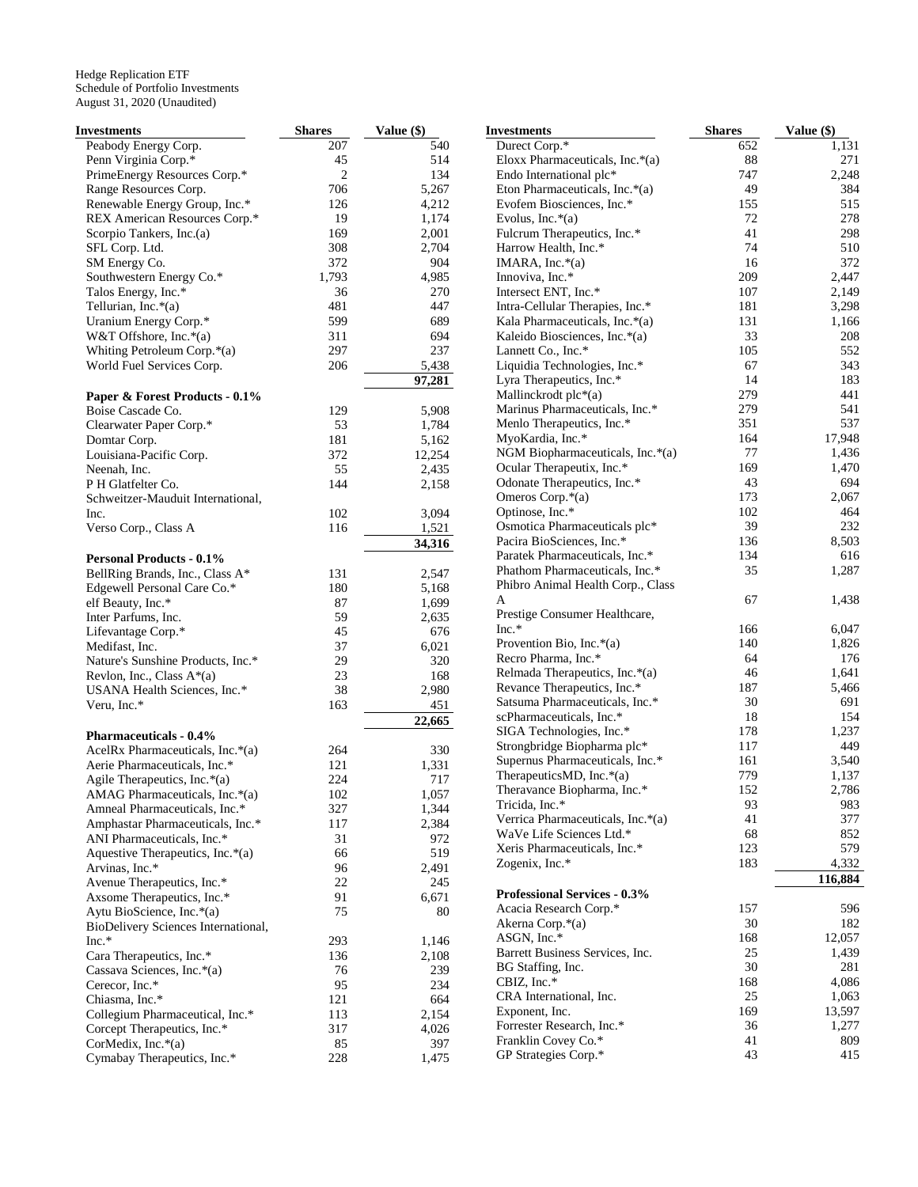Hedge Replication ETF
Schedule of Portfolio Investments
August 31, 2020 (Unaudited)

| Investments | Shares | Value ($) |
|---|---|---|
| Peabody Energy Corp. | 207 | 540 |
| Penn Virginia Corp.* | 45 | 514 |
| PrimeEnergy Resources Corp.* | 2 | 134 |
| Range Resources Corp. | 706 | 5,267 |
| Renewable Energy Group, Inc.* | 126 | 4,212 |
| REX American Resources Corp.* | 19 | 1,174 |
| Scorpio Tankers, Inc.(a) | 169 | 2,001 |
| SFL Corp. Ltd. | 308 | 2,704 |
| SM Energy Co. | 372 | 904 |
| Southwestern Energy Co.* | 1,793 | 4,985 |
| Talos Energy, Inc.* | 36 | 270 |
| Tellurian, Inc.*(a) | 481 | 447 |
| Uranium Energy Corp.* | 599 | 689 |
| W&T Offshore, Inc.*(a) | 311 | 694 |
| Whiting Petroleum Corp.*(a) | 297 | 237 |
| World Fuel Services Corp. | 206 | 5,438 |
| | | **97,281** |
| **Paper & Forest Products - 0.1%** | | |
| Boise Cascade Co. | 129 | 5,908 |
| Clearwater Paper Corp.* | 53 | 1,784 |
| Domtar Corp. | 181 | 5,162 |
| Louisiana-Pacific Corp. | 372 | 12,254 |
| Neenah, Inc. | 55 | 2,435 |
| P H Glatfelter Co. | 144 | 2,158 |
| Schweitzer-Mauduit International, Inc. | 102 | 3,094 |
| Verso Corp., Class A | 116 | 1,521 |
| | | **34,316** |
| **Personal Products - 0.1%** | | |
| BellRing Brands, Inc., Class A* | 131 | 2,547 |
| Edgewell Personal Care Co.* | 180 | 5,168 |
| elf Beauty, Inc.* | 87 | 1,699 |
| Inter Parfums, Inc. | 59 | 2,635 |
| Lifevantage Corp.* | 45 | 676 |
| Medifast, Inc. | 37 | 6,021 |
| Nature's Sunshine Products, Inc.* | 29 | 320 |
| Revlon, Inc., Class A*(a) | 23 | 168 |
| USANA Health Sciences, Inc.* | 38 | 2,980 |
| Veru, Inc.* | 163 | 451 |
| | | **22,665** |
| **Pharmaceuticals - 0.4%** | | |
| AcelRx Pharmaceuticals, Inc.*(a) | 264 | 330 |
| Aerie Pharmaceuticals, Inc.* | 121 | 1,331 |
| Agile Therapeutics, Inc.*(a) | 224 | 717 |
| AMAG Pharmaceuticals, Inc.*(a) | 102 | 1,057 |
| Amneal Pharmaceuticals, Inc.* | 327 | 1,344 |
| Amphastar Pharmaceuticals, Inc.* | 117 | 2,384 |
| ANI Pharmaceuticals, Inc.* | 31 | 972 |
| Aquestive Therapeutics, Inc.*(a) | 66 | 519 |
| Arvinas, Inc.* | 96 | 2,491 |
| Avenue Therapeutics, Inc.* | 22 | 245 |
| Axsome Therapeutics, Inc.* | 91 | 6,671 |
| Aytu BioScience, Inc.*(a) | 75 | 80 |
| BioDelivery Sciences International, Inc.* | 293 | 1,146 |
| Cara Therapeutics, Inc.* | 136 | 2,108 |
| Cassava Sciences, Inc.*(a) | 76 | 239 |
| Cerecor, Inc.* | 95 | 234 |
| Chiasma, Inc.* | 121 | 664 |
| Collegium Pharmaceutical, Inc.* | 113 | 2,154 |
| Corcept Therapeutics, Inc.* | 317 | 4,026 |
| CorMedix, Inc.*(a) | 85 | 397 |
| Cymabay Therapeutics, Inc.* | 228 | 1,475 |
| Durect Corp.* | 652 | 1,131 |
| Eloxx Pharmaceuticals, Inc.*(a) | 88 | 271 |
| Endo International plc* | 747 | 2,248 |
| Eton Pharmaceuticals, Inc.*(a) | 49 | 384 |
| Evofem Biosciences, Inc.* | 155 | 515 |
| Evolus, Inc.*(a) | 72 | 278 |
| Fulcrum Therapeutics, Inc.* | 41 | 298 |
| Harrow Health, Inc.* | 74 | 510 |
| IMARA, Inc.*(a) | 16 | 372 |
| Innoviva, Inc.* | 209 | 2,447 |
| Intersect ENT, Inc.* | 107 | 2,149 |
| Intra-Cellular Therapies, Inc.* | 181 | 3,298 |
| Kala Pharmaceuticals, Inc.*(a) | 131 | 1,166 |
| Kaleido Biosciences, Inc.*(a) | 33 | 208 |
| Lannett Co., Inc.* | 105 | 552 |
| Liquidia Technologies, Inc.* | 67 | 343 |
| Lyra Therapeutics, Inc.* | 14 | 183 |
| Mallinckrodt plc*(a) | 279 | 441 |
| Marinus Pharmaceuticals, Inc.* | 279 | 541 |
| Menlo Therapeutics, Inc.* | 351 | 537 |
| MyoKardia, Inc.* | 164 | 17,948 |
| NGM Biopharmaceuticals, Inc.*(a) | 77 | 1,436 |
| Ocular Therapeutix, Inc.* | 169 | 1,470 |
| Odonate Therapeutics, Inc.* | 43 | 694 |
| Omeros Corp.*(a) | 173 | 2,067 |
| Optinose, Inc.* | 102 | 464 |
| Osmotica Pharmaceuticals plc* | 39 | 232 |
| Pacira BioSciences, Inc.* | 136 | 8,503 |
| Paratek Pharmaceuticals, Inc.* | 134 | 616 |
| Phathom Pharmaceuticals, Inc.* | 35 | 1,287 |
| Phibro Animal Health Corp., Class A | 67 | 1,438 |
| Prestige Consumer Healthcare, Inc.* | 166 | 6,047 |
| Provention Bio, Inc.*(a) | 140 | 1,826 |
| Recro Pharma, Inc.* | 64 | 176 |
| Relmada Therapeutics, Inc.*(a) | 46 | 1,641 |
| Revance Therapeutics, Inc.* | 187 | 5,466 |
| Satsuma Pharmaceuticals, Inc.* | 30 | 691 |
| scPharmaceuticals, Inc.* | 18 | 154 |
| SIGA Technologies, Inc.* | 178 | 1,237 |
| Strongbridge Biopharma plc* | 117 | 449 |
| Supernus Pharmaceuticals, Inc.* | 161 | 3,540 |
| TherapeuticsMD, Inc.*(a) | 779 | 1,137 |
| Theravance Biopharma, Inc.* | 152 | 2,786 |
| Tricida, Inc.* | 93 | 983 |
| Verrica Pharmaceuticals, Inc.*(a) | 41 | 377 |
| WaVe Life Sciences Ltd.* | 68 | 852 |
| Xeris Pharmaceuticals, Inc.* | 123 | 579 |
| Zogenix, Inc.* | 183 | 4,332 |
| | | **116,884** |
| **Professional Services - 0.3%** | | |
| Acacia Research Corp.* | 157 | 596 |
| Akerna Corp.*(a) | 30 | 182 |
| ASGN, Inc.* | 168 | 12,057 |
| Barrett Business Services, Inc. | 25 | 1,439 |
| BG Staffing, Inc. | 30 | 281 |
| CBIZ, Inc.* | 168 | 4,086 |
| CRA International, Inc. | 25 | 1,063 |
| Exponent, Inc. | 169 | 13,597 |
| Forrester Research, Inc.* | 36 | 1,277 |
| Franklin Covey Co.* | 41 | 809 |
| GP Strategies Corp.* | 43 | 415 |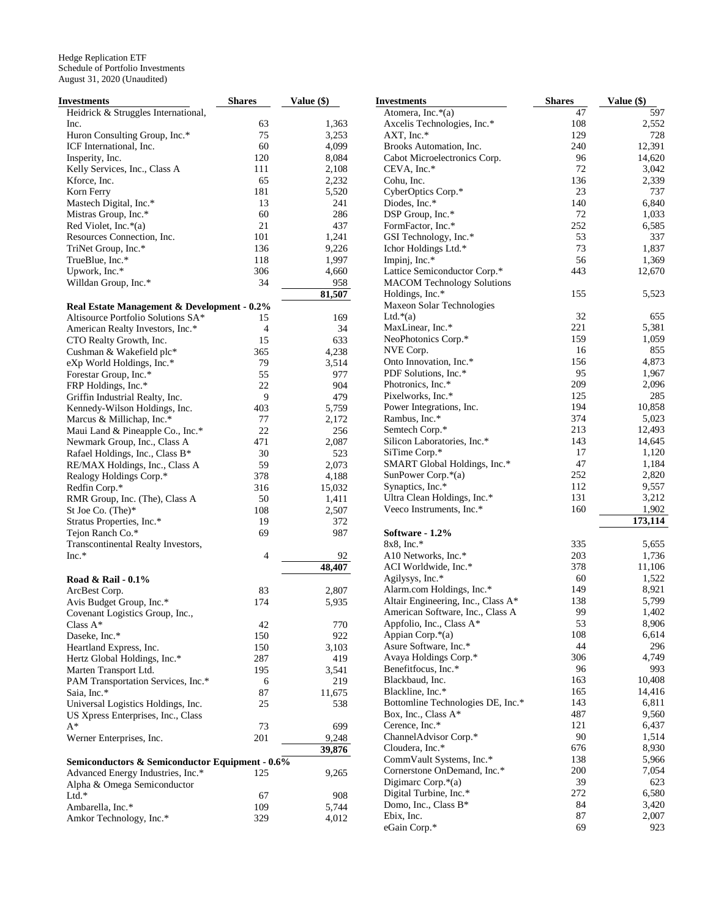Hedge Replication ETF
Schedule of Portfolio Investments
August 31, 2020 (Unaudited)

| Investments | Shares | Value ($) |
|---|---|---|
| Heidrick & Struggles International, Inc. | 63 | 1,363 |
| Huron Consulting Group, Inc.* | 75 | 3,253 |
| ICF International, Inc. | 60 | 4,099 |
| Insperity, Inc. | 120 | 8,084 |
| Kelly Services, Inc., Class A | 111 | 2,108 |
| Kforce, Inc. | 65 | 2,232 |
| Korn Ferry | 181 | 5,520 |
| Mastech Digital, Inc.* | 13 | 241 |
| Mistras Group, Inc.* | 60 | 286 |
| Red Violet, Inc.*(a) | 21 | 437 |
| Resources Connection, Inc. | 101 | 1,241 |
| TriNet Group, Inc.* | 136 | 9,226 |
| TrueBlue, Inc.* | 118 | 1,997 |
| Upwork, Inc.* | 306 | 4,660 |
| Willdan Group, Inc.* | 34 | 958 |
| | | 81,507 |
| **Real Estate Management & Development - 0.2%** | | |
| Altisource Portfolio Solutions SA* | 15 | 169 |
| American Realty Investors, Inc.* | 4 | 34 |
| CTO Realty Growth, Inc. | 15 | 633 |
| Cushman & Wakefield plc* | 365 | 4,238 |
| eXp World Holdings, Inc.* | 79 | 3,514 |
| Forestar Group, Inc.* | 55 | 977 |
| FRP Holdings, Inc.* | 22 | 904 |
| Griffin Industrial Realty, Inc. | 9 | 479 |
| Kennedy-Wilson Holdings, Inc. | 403 | 5,759 |
| Marcus & Millichap, Inc.* | 77 | 2,172 |
| Maui Land & Pineapple Co., Inc.* | 22 | 256 |
| Newmark Group, Inc., Class A | 471 | 2,087 |
| Rafael Holdings, Inc., Class B* | 30 | 523 |
| RE/MAX Holdings, Inc., Class A | 59 | 2,073 |
| Realogy Holdings Corp.* | 378 | 4,188 |
| Redfin Corp.* | 316 | 15,032 |
| RMR Group, Inc. (The), Class A | 50 | 1,411 |
| St Joe Co. (The)* | 108 | 2,507 |
| Stratus Properties, Inc.* | 19 | 372 |
| Tejon Ranch Co.* | 69 | 987 |
| Transcontinental Realty Investors, Inc.* | 4 | 92 |
| | | 48,407 |
| **Road & Rail - 0.1%** | | |
| ArcBest Corp. | 83 | 2,807 |
| Avis Budget Group, Inc.* | 174 | 5,935 |
| Covenant Logistics Group, Inc., Class A* | 42 | 770 |
| Daseke, Inc.* | 150 | 922 |
| Heartland Express, Inc. | 150 | 3,103 |
| Hertz Global Holdings, Inc.* | 287 | 419 |
| Marten Transport Ltd. | 195 | 3,541 |
| PAM Transportation Services, Inc.* | 6 | 219 |
| Saia, Inc.* | 87 | 11,675 |
| Universal Logistics Holdings, Inc. | 25 | 538 |
| US Xpress Enterprises, Inc., Class A* | 73 | 699 |
| Werner Enterprises, Inc. | 201 | 9,248 |
| | | 39,876 |
| **Semiconductors & Semiconductor Equipment - 0.6%** | | |
| Advanced Energy Industries, Inc.* | 125 | 9,265 |
| Alpha & Omega Semiconductor Ltd.* | 67 | 908 |
| Ambarella, Inc.* | 109 | 5,744 |
| Amkor Technology, Inc.* | 329 | 4,012 |
| Atomera, Inc.*(a) | 47 | 597 |
| Axcelis Technologies, Inc.* | 108 | 2,552 |
| AXT, Inc.* | 129 | 728 |
| Brooks Automation, Inc. | 240 | 12,391 |
| Cabot Microelectronics Corp. | 96 | 14,620 |
| CEVA, Inc.* | 72 | 3,042 |
| Cohu, Inc. | 136 | 2,339 |
| CyberOptics Corp.* | 23 | 737 |
| Diodes, Inc.* | 140 | 6,840 |
| DSP Group, Inc.* | 72 | 1,033 |
| FormFactor, Inc.* | 252 | 6,585 |
| GSI Technology, Inc.* | 53 | 337 |
| Ichor Holdings Ltd.* | 73 | 1,837 |
| Impinj, Inc.* | 56 | 1,369 |
| Lattice Semiconductor Corp.* | 443 | 12,670 |
| MACOM Technology Solutions Holdings, Inc.* | 155 | 5,523 |
| Maxeon Solar Technologies Ltd.*(a) | 32 | 655 |
| MaxLinear, Inc.* | 221 | 5,381 |
| NeoPhotonics Corp.* | 159 | 1,059 |
| NVE Corp. | 16 | 855 |
| Onto Innovation, Inc.* | 156 | 4,873 |
| PDF Solutions, Inc.* | 95 | 1,967 |
| Photronics, Inc.* | 209 | 2,096 |
| Pixelworks, Inc.* | 125 | 285 |
| Power Integrations, Inc. | 194 | 10,858 |
| Rambus, Inc.* | 374 | 5,023 |
| Semtech Corp.* | 213 | 12,493 |
| Silicon Laboratories, Inc.* | 143 | 14,645 |
| SiTime Corp.* | 17 | 1,120 |
| SMART Global Holdings, Inc.* | 47 | 1,184 |
| SunPower Corp.*(a) | 252 | 2,820 |
| Synaptics, Inc.* | 112 | 9,557 |
| Ultra Clean Holdings, Inc.* | 131 | 3,212 |
| Veeco Instruments, Inc.* | 160 | 1,902 |
| | | 173,114 |
| **Software - 1.2%** | | |
| 8x8, Inc.* | 335 | 5,655 |
| A10 Networks, Inc.* | 203 | 1,736 |
| ACI Worldwide, Inc.* | 378 | 11,106 |
| Agilysys, Inc.* | 60 | 1,522 |
| Alarm.com Holdings, Inc.* | 149 | 8,921 |
| Altair Engineering, Inc., Class A* | 138 | 5,799 |
| American Software, Inc., Class A | 99 | 1,402 |
| Appfolio, Inc., Class A* | 53 | 8,906 |
| Appian Corp.*(a) | 108 | 6,614 |
| Asure Software, Inc.* | 44 | 296 |
| Avaya Holdings Corp.* | 306 | 4,749 |
| Benefitfocus, Inc.* | 96 | 993 |
| Blackbaud, Inc. | 163 | 10,408 |
| Blackline, Inc.* | 165 | 14,416 |
| Bottomline Technologies DE, Inc.* | 143 | 6,811 |
| Box, Inc., Class A* | 487 | 9,560 |
| Cerence, Inc.* | 121 | 6,437 |
| ChannelAdvisor Corp.* | 90 | 1,514 |
| Cloudera, Inc.* | 676 | 8,930 |
| CommVault Systems, Inc.* | 138 | 5,966 |
| Cornerstone OnDemand, Inc.* | 200 | 7,054 |
| Digimarc Corp.*(a) | 39 | 623 |
| Digital Turbine, Inc.* | 272 | 6,580 |
| Domo, Inc., Class B* | 84 | 3,420 |
| Ebix, Inc. | 87 | 2,007 |
| eGain Corp.* | 69 | 923 |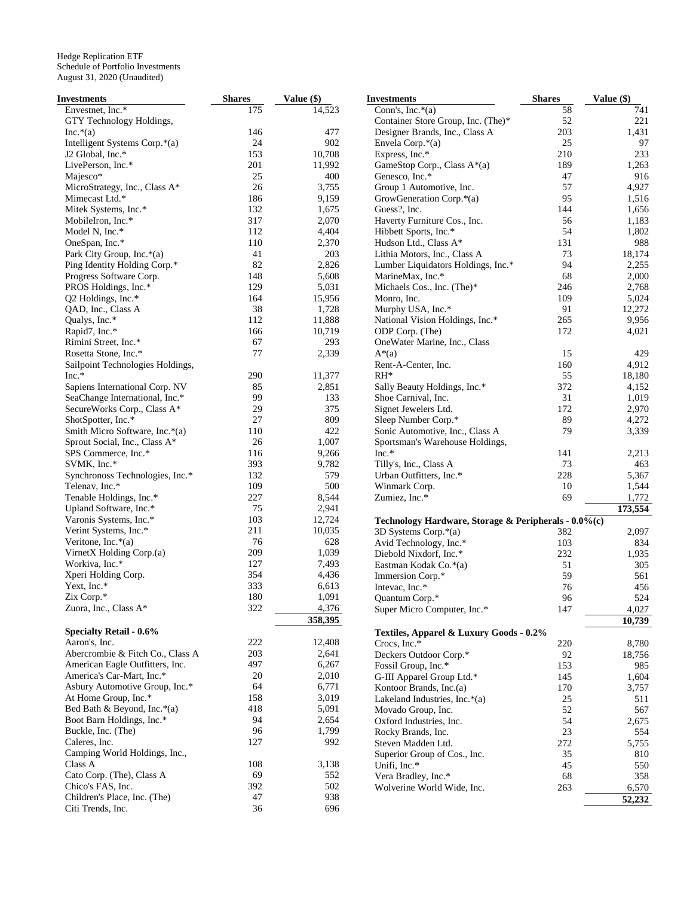Hedge Replication ETF
Schedule of Portfolio Investments
August 31, 2020 (Unaudited)

| Investments | Shares | Value ($) |
|---|---|---|
| Envestnet, Inc.* | 175 | 14,523 |
| GTY Technology Holdings, Inc.*(a) | 146 | 477 |
| Intelligent Systems Corp.*(a) | 24 | 902 |
| J2 Global, Inc.* | 153 | 10,708 |
| LivePerson, Inc.* | 201 | 11,992 |
| Majesco* | 25 | 400 |
| MicroStrategy, Inc., Class A* | 26 | 3,755 |
| Mimecast Ltd.* | 186 | 9,159 |
| Mitek Systems, Inc.* | 132 | 1,675 |
| MobileIron, Inc.* | 317 | 2,070 |
| Model N, Inc.* | 112 | 4,404 |
| OneSpan, Inc.* | 110 | 2,370 |
| Park City Group, Inc.*(a) | 41 | 203 |
| Ping Identity Holding Corp.* | 82 | 2,826 |
| Progress Software Corp. | 148 | 5,608 |
| PROS Holdings, Inc.* | 129 | 5,031 |
| Q2 Holdings, Inc.* | 164 | 15,956 |
| QAD, Inc., Class A | 38 | 1,728 |
| Qualys, Inc.* | 112 | 11,888 |
| Rapid7, Inc.* | 166 | 10,719 |
| Rimini Street, Inc.* | 67 | 293 |
| Rosetta Stone, Inc.* | 77 | 2,339 |
| Sailpoint Technologies Holdings, Inc.* | 290 | 11,377 |
| Sapiens International Corp. NV | 85 | 2,851 |
| SeaChange International, Inc.* | 99 | 133 |
| SecureWorks Corp., Class A* | 29 | 375 |
| ShotSpotter, Inc.* | 27 | 809 |
| Smith Micro Software, Inc.*(a) | 110 | 422 |
| Sprout Social, Inc., Class A* | 26 | 1,007 |
| SPS Commerce, Inc.* | 116 | 9,266 |
| SVMK, Inc.* | 393 | 9,782 |
| Synchronoss Technologies, Inc.* | 132 | 579 |
| Telenav, Inc.* | 109 | 500 |
| Tenable Holdings, Inc.* | 227 | 8,544 |
| Upland Software, Inc.* | 75 | 2,941 |
| Varonis Systems, Inc.* | 103 | 12,724 |
| Verint Systems, Inc.* | 211 | 10,035 |
| Veritone, Inc.*(a) | 76 | 628 |
| VirnetX Holding Corp.(a) | 209 | 1,039 |
| Workiva, Inc.* | 127 | 7,493 |
| Xperi Holding Corp. | 354 | 4,436 |
| Yext, Inc.* | 333 | 6,613 |
| Zix Corp.* | 180 | 1,091 |
| Zuora, Inc., Class A* | 322 | 4,376 |
| | | **358,395** |
| **Specialty Retail - 0.6%** | | |
| Aaron's, Inc. | 222 | 12,408 |
| Abercrombie & Fitch Co., Class A | 203 | 2,641 |
| American Eagle Outfitters, Inc. | 497 | 6,267 |
| America's Car-Mart, Inc.* | 20 | 2,010 |
| Asbury Automotive Group, Inc.* | 64 | 6,771 |
| At Home Group, Inc.* | 158 | 3,019 |
| Bed Bath & Beyond, Inc.*(a) | 418 | 5,091 |
| Boot Barn Holdings, Inc.* | 94 | 2,654 |
| Buckle, Inc. (The) | 96 | 1,799 |
| Caleres, Inc. | 127 | 992 |
| Camping World Holdings, Inc., Class A | 108 | 3,138 |
| Cato Corp. (The), Class A | 69 | 552 |
| Chico's FAS, Inc. | 392 | 502 |
| Children's Place, Inc. (The) | 47 | 938 |
| Citi Trends, Inc. | 36 | 696 |
| Conn's, Inc.*(a) | 58 | 741 |
| Container Store Group, Inc. (The)* | 52 | 221 |
| Designer Brands, Inc., Class A | 203 | 1,431 |
| Envela Corp.*(a) | 25 | 97 |
| Express, Inc.* | 210 | 233 |
| GameStop Corp., Class A*(a) | 189 | 1,263 |
| Genesco, Inc.* | 47 | 916 |
| Group 1 Automotive, Inc. | 57 | 4,927 |
| GrowGeneration Corp.*(a) | 95 | 1,516 |
| Guess?, Inc. | 144 | 1,656 |
| Haverty Furniture Cos., Inc. | 56 | 1,183 |
| Hibbett Sports, Inc.* | 54 | 1,802 |
| Hudson Ltd., Class A* | 131 | 988 |
| Lithia Motors, Inc., Class A | 73 | 18,174 |
| Lumber Liquidators Holdings, Inc.* | 94 | 2,255 |
| MarineMax, Inc.* | 68 | 2,000 |
| Michaels Cos., Inc. (The)* | 246 | 2,768 |
| Monro, Inc. | 109 | 5,024 |
| Murphy USA, Inc.* | 91 | 12,272 |
| National Vision Holdings, Inc.* | 265 | 9,956 |
| ODP Corp. (The) | 172 | 4,021 |
| OneWater Marine, Inc., Class A*(a) | 15 | 429 |
| Rent-A-Center, Inc. | 160 | 4,912 |
| RH* | 55 | 18,180 |
| Sally Beauty Holdings, Inc.* | 372 | 4,152 |
| Shoe Carnival, Inc. | 31 | 1,019 |
| Signet Jewelers Ltd. | 172 | 2,970 |
| Sleep Number Corp.* | 89 | 4,272 |
| Sonic Automotive, Inc., Class A | 79 | 3,339 |
| Sportsman's Warehouse Holdings, Inc.* | 141 | 2,213 |
| Tilly's, Inc., Class A | 73 | 463 |
| Urban Outfitters, Inc.* | 228 | 5,367 |
| Winmark Corp. | 10 | 1,544 |
| Zumiez, Inc.* | 69 | 1,772 |
| | | **173,554** |
| **Technology Hardware, Storage & Peripherals - 0.0%(c)** | | |
| 3D Systems Corp.*(a) | 382 | 2,097 |
| Avid Technology, Inc.* | 103 | 834 |
| Diebold Nixdorf, Inc.* | 232 | 1,935 |
| Eastman Kodak Co.*(a) | 51 | 305 |
| Immersion Corp.* | 59 | 561 |
| Intevac, Inc.* | 76 | 456 |
| Quantum Corp.* | 96 | 524 |
| Super Micro Computer, Inc.* | 147 | 4,027 |
| | | **10,739** |
| **Textiles, Apparel & Luxury Goods - 0.2%** | | |
| Crocs, Inc.* | 220 | 8,780 |
| Deckers Outdoor Corp.* | 92 | 18,756 |
| Fossil Group, Inc.* | 153 | 985 |
| G-III Apparel Group Ltd.* | 145 | 1,604 |
| Kontoor Brands, Inc.(a) | 170 | 3,757 |
| Lakeland Industries, Inc.*(a) | 25 | 511 |
| Movado Group, Inc. | 52 | 567 |
| Oxford Industries, Inc. | 54 | 2,675 |
| Rocky Brands, Inc. | 23 | 554 |
| Steven Madden Ltd. | 272 | 5,755 |
| Superior Group of Cos., Inc. | 35 | 810 |
| Unifi, Inc.* | 45 | 550 |
| Vera Bradley, Inc.* | 68 | 358 |
| Wolverine World Wide, Inc. | 263 | 6,570 |
| | | **52,232** |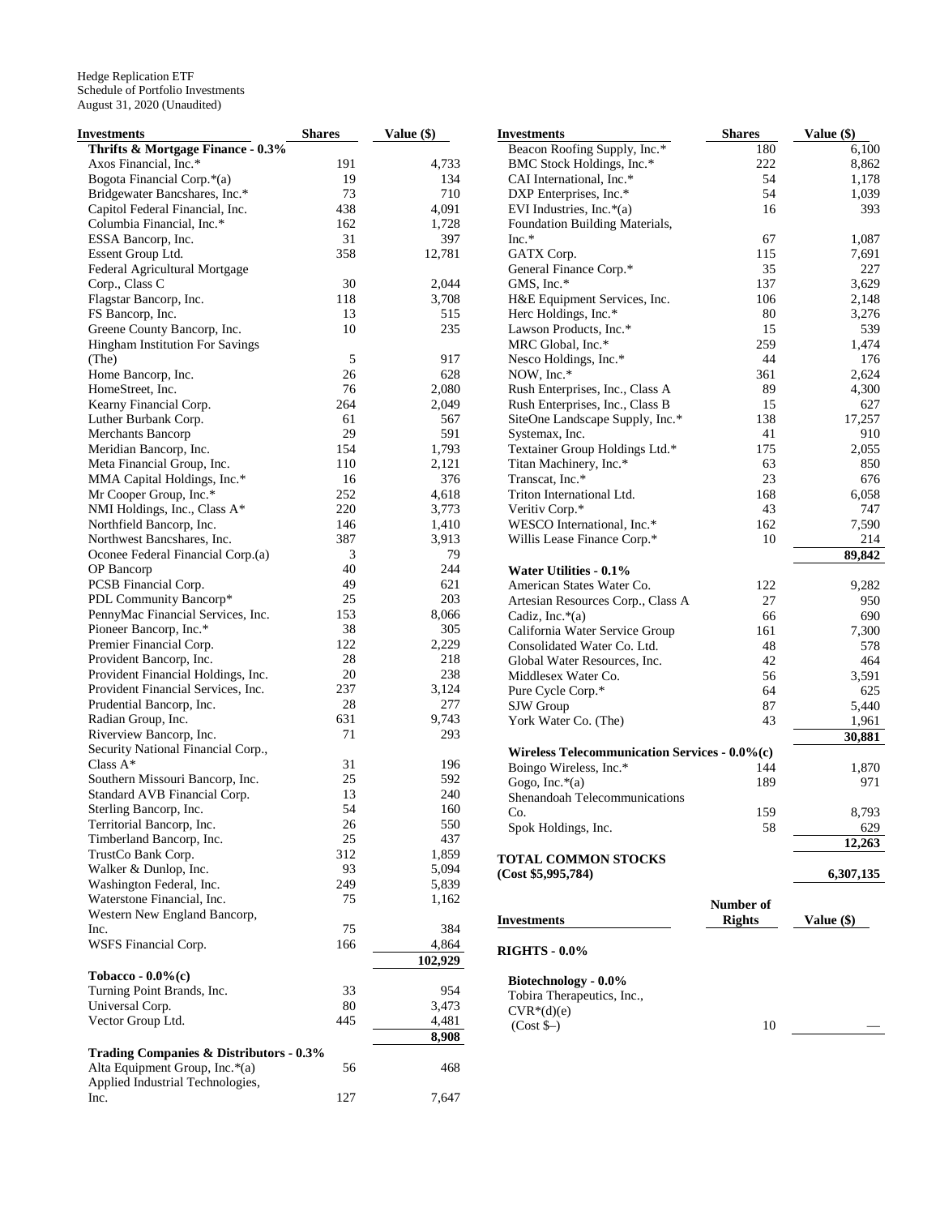Hedge Replication ETF
Schedule of Portfolio Investments
August 31, 2020 (Unaudited)

| Investments | Shares | Value ($) |
|---|---|---|
| **Thrifts & Mortgage Finance - 0.3%** | | |
| Axos Financial, Inc.* | 191 | 4,733 |
| Bogota Financial Corp.*(a) | 19 | 134 |
| Bridgewater Bancshares, Inc.* | 73 | 710 |
| Capitol Federal Financial, Inc. | 438 | 4,091 |
| Columbia Financial, Inc.* | 162 | 1,728 |
| ESSA Bancorp, Inc. | 31 | 397 |
| Essent Group Ltd. | 358 | 12,781 |
| Federal Agricultural Mortgage Corp., Class C | 30 | 2,044 |
| Flagstar Bancorp, Inc. | 118 | 3,708 |
| FS Bancorp, Inc. | 13 | 515 |
| Greene County Bancorp, Inc. | 10 | 235 |
| Hingham Institution For Savings (The) | 5 | 917 |
| Home Bancorp, Inc. | 26 | 628 |
| HomeStreet, Inc. | 76 | 2,080 |
| Kearny Financial Corp. | 264 | 2,049 |
| Luther Burbank Corp. | 61 | 567 |
| Merchants Bancorp | 29 | 591 |
| Meridian Bancorp, Inc. | 154 | 1,793 |
| Meta Financial Group, Inc. | 110 | 2,121 |
| MMA Capital Holdings, Inc.* | 16 | 376 |
| Mr Cooper Group, Inc.* | 252 | 4,618 |
| NMI Holdings, Inc., Class A* | 220 | 3,773 |
| Northfield Bancorp, Inc. | 146 | 1,410 |
| Northwest Bancshares, Inc. | 387 | 3,913 |
| Oconee Federal Financial Corp.(a) | 3 | 79 |
| OP Bancorp | 40 | 244 |
| PCSB Financial Corp. | 49 | 621 |
| PDL Community Bancorp* | 25 | 203 |
| PennyMac Financial Services, Inc. | 153 | 8,066 |
| Pioneer Bancorp, Inc.* | 38 | 305 |
| Premier Financial Corp. | 122 | 2,229 |
| Provident Bancorp, Inc. | 28 | 218 |
| Provident Financial Holdings, Inc. | 20 | 238 |
| Provident Financial Services, Inc. | 237 | 3,124 |
| Prudential Bancorp, Inc. | 28 | 277 |
| Radian Group, Inc. | 631 | 9,743 |
| Riverview Bancorp, Inc. | 71 | 293 |
| Security National Financial Corp., Class A* | 31 | 196 |
| Southern Missouri Bancorp, Inc. | 25 | 592 |
| Standard AVB Financial Corp. | 13 | 240 |
| Sterling Bancorp, Inc. | 54 | 160 |
| Territorial Bancorp, Inc. | 26 | 550 |
| Timberland Bancorp, Inc. | 25 | 437 |
| TrustCo Bank Corp. | 312 | 1,859 |
| Walker & Dunlop, Inc. | 93 | 5,094 |
| Washington Federal, Inc. | 249 | 5,839 |
| Waterstone Financial, Inc. | 75 | 1,162 |
| Western New England Bancorp, Inc. | 75 | 384 |
| WSFS Financial Corp. | 166 | 4,864 |
| | | **102,929** |
| **Tobacco - 0.0%(c)** | | |
| Turning Point Brands, Inc. | 33 | 954 |
| Universal Corp. | 80 | 3,473 |
| Vector Group Ltd. | 445 | 4,481 |
| | | **8,908** |
| **Trading Companies & Distributors - 0.3%** | | |
| Alta Equipment Group, Inc.*(a) | 56 | 468 |
| Applied Industrial Technologies, Inc. | 127 | 7,647 |
| Beacon Roofing Supply, Inc.* | 180 | 6,100 |
| BMC Stock Holdings, Inc.* | 222 | 8,862 |
| CAI International, Inc.* | 54 | 1,178 |
| DXP Enterprises, Inc.* | 54 | 1,039 |
| EVI Industries, Inc.*(a) | 16 | 393 |
| Foundation Building Materials, Inc.* | 67 | 1,087 |
| GATX Corp. | 115 | 7,691 |
| General Finance Corp.* | 35 | 227 |
| GMS, Inc.* | 137 | 3,629 |
| H&E Equipment Services, Inc. | 106 | 2,148 |
| Herc Holdings, Inc.* | 80 | 3,276 |
| Lawson Products, Inc.* | 15 | 539 |
| MRC Global, Inc.* | 259 | 1,474 |
| Nesco Holdings, Inc.* | 44 | 176 |
| NOW, Inc.* | 361 | 2,624 |
| Rush Enterprises, Inc., Class A | 89 | 4,300 |
| Rush Enterprises, Inc., Class B | 15 | 627 |
| SiteOne Landscape Supply, Inc.* | 138 | 17,257 |
| Systemax, Inc. | 41 | 910 |
| Textainer Group Holdings Ltd.* | 175 | 2,055 |
| Titan Machinery, Inc.* | 63 | 850 |
| Transcat, Inc.* | 23 | 676 |
| Triton International Ltd. | 168 | 6,058 |
| Veritiv Corp.* | 43 | 747 |
| WESCO International, Inc.* | 162 | 7,590 |
| Willis Lease Finance Corp.* | 10 | 214 |
| | | **89,842** |
| **Water Utilities - 0.1%** | | |
| American States Water Co. | 122 | 9,282 |
| Artesian Resources Corp., Class A | 27 | 950 |
| Cadiz, Inc.*(a) | 66 | 690 |
| California Water Service Group | 161 | 7,300 |
| Consolidated Water Co. Ltd. | 48 | 578 |
| Global Water Resources, Inc. | 42 | 464 |
| Middlesex Water Co. | 56 | 3,591 |
| Pure Cycle Corp.* | 64 | 625 |
| SJW Group | 87 | 5,440 |
| York Water Co. (The) | 43 | 1,961 |
| | | **30,881** |
| **Wireless Telecommunication Services - 0.0%(c)** | | |
| Boingo Wireless, Inc.* | 144 | 1,870 |
| Gogo, Inc.*(a) | 189 | 971 |
| Shenandoah Telecommunications Co. | 159 | 8,793 |
| Spok Holdings, Inc. | 58 | 629 |
| | | **12,263** |
| **TOTAL COMMON STOCKS (Cost $5,995,784)** | | **6,307,135** |

| Investments | Number of Rights | Value ($) |
|---|---|---|
| **RIGHTS - 0.0%** | | |
| **Biotechnology - 0.0%** | | |
| Tobira Therapeutics, Inc., CVR*(d)(e) (Cost $–) | 10 | — |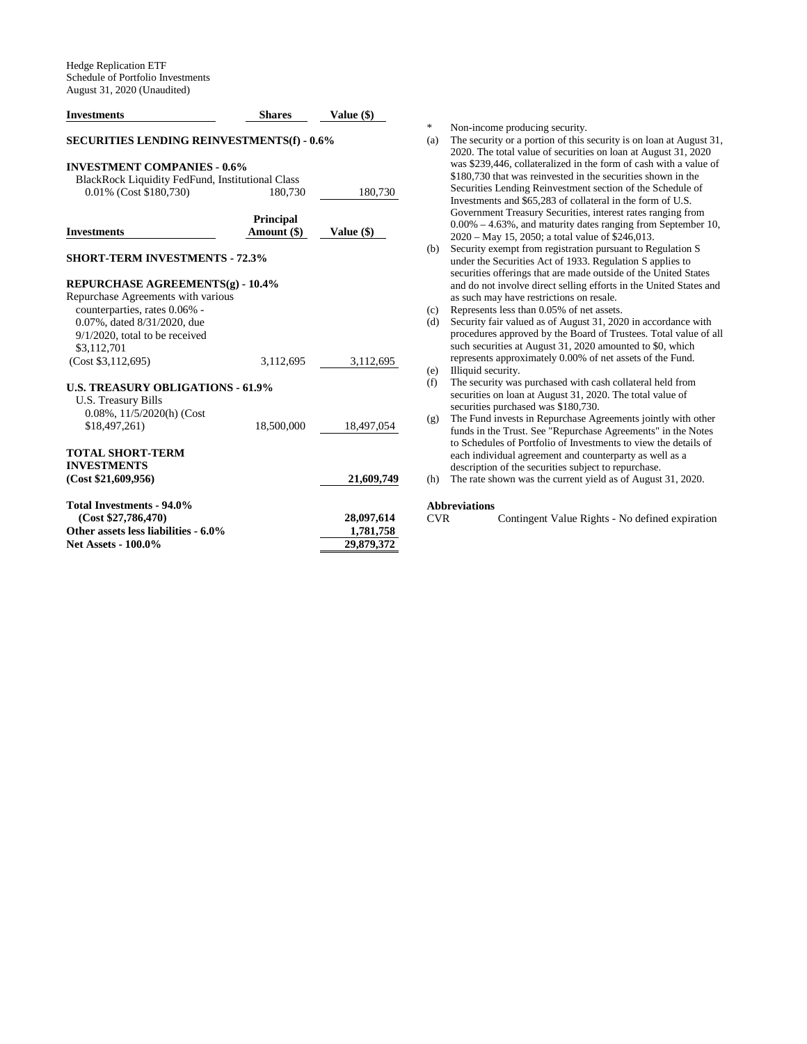Hedge Replication ETF
Schedule of Portfolio Investments
August 31, 2020 (Unaudited)

| Investments | Shares | Value ($) |
|---|---|---|
| **SECURITIES LENDING REINVESTMENTS(f) - 0.6%** | | |
| **INVESTMENT COMPANIES - 0.6%** | | |
| BlackRock Liquidity FedFund, Institutional Class 0.01% (Cost $180,730) | 180,730 | 180,730 |

| Investments | Principal Amount ($) | Value ($) |
|---|---|---|
| **SHORT-TERM INVESTMENTS - 72.3%** | | |
| **REPURCHASE AGREEMENTS(g) - 10.4%** | | |
| Repurchase Agreements with various counterparties, rates 0.06% - 0.07%, dated 8/31/2020, due 9/1/2020, total to be received $3,112,701 (Cost $3,112,695) | 3,112,695 | 3,112,695 |
| **U.S. TREASURY OBLIGATIONS - 61.9%** | | |
| U.S. Treasury Bills 0.08%, 11/5/2020(h) (Cost $18,497,261) | 18,500,000 | 18,497,054 |
| **TOTAL SHORT-TERM INVESTMENTS (Cost $21,609,956)** | | **21,609,749** |
| **Total Investments - 94.0% (Cost $27,786,470)** | | **28,097,614** |
| **Other assets less liabilities - 6.0%** | | **1,781,758** |
| **Net Assets - 100.0%** | | **29,879,372** |

\* Non-income producing security.

(a) The security or a portion of this security is on loan at August 31, 2020. The total value of securities on loan at August 31, 2020 was $239,446, collateralized in the form of cash with a value of $180,730 that was reinvested in the securities shown in the Securities Lending Reinvestment section of the Schedule of Investments and $65,283 of collateral in the form of U.S. Government Treasury Securities, interest rates ranging from 0.00% – 4.63%, and maturity dates ranging from September 10, 2020 – May 15, 2050; a total value of $246,013.

(b) Security exempt from registration pursuant to Regulation S under the Securities Act of 1933. Regulation S applies to securities offerings that are made outside of the United States and do not involve direct selling efforts in the United States and as such may have restrictions on resale.

(c) Represents less than 0.05% of net assets.

(d) Security fair valued as of August 31, 2020 in accordance with procedures approved by the Board of Trustees. Total value of all such securities at August 31, 2020 amounted to $0, which represents approximately 0.00% of net assets of the Fund.

(e) Illiquid security.

(f) The security was purchased with cash collateral held from securities on loan at August 31, 2020. The total value of securities purchased was $180,730.

(g) The Fund invests in Repurchase Agreements jointly with other funds in the Trust. See "Repurchase Agreements" in the Notes to Schedules of Portfolio of Investments to view the details of each individual agreement and counterparty as well as a description of the securities subject to repurchase.

(h) The rate shown was the current yield as of August 31, 2020.

**Abbreviations**

CVR Contingent Value Rights - No defined expiration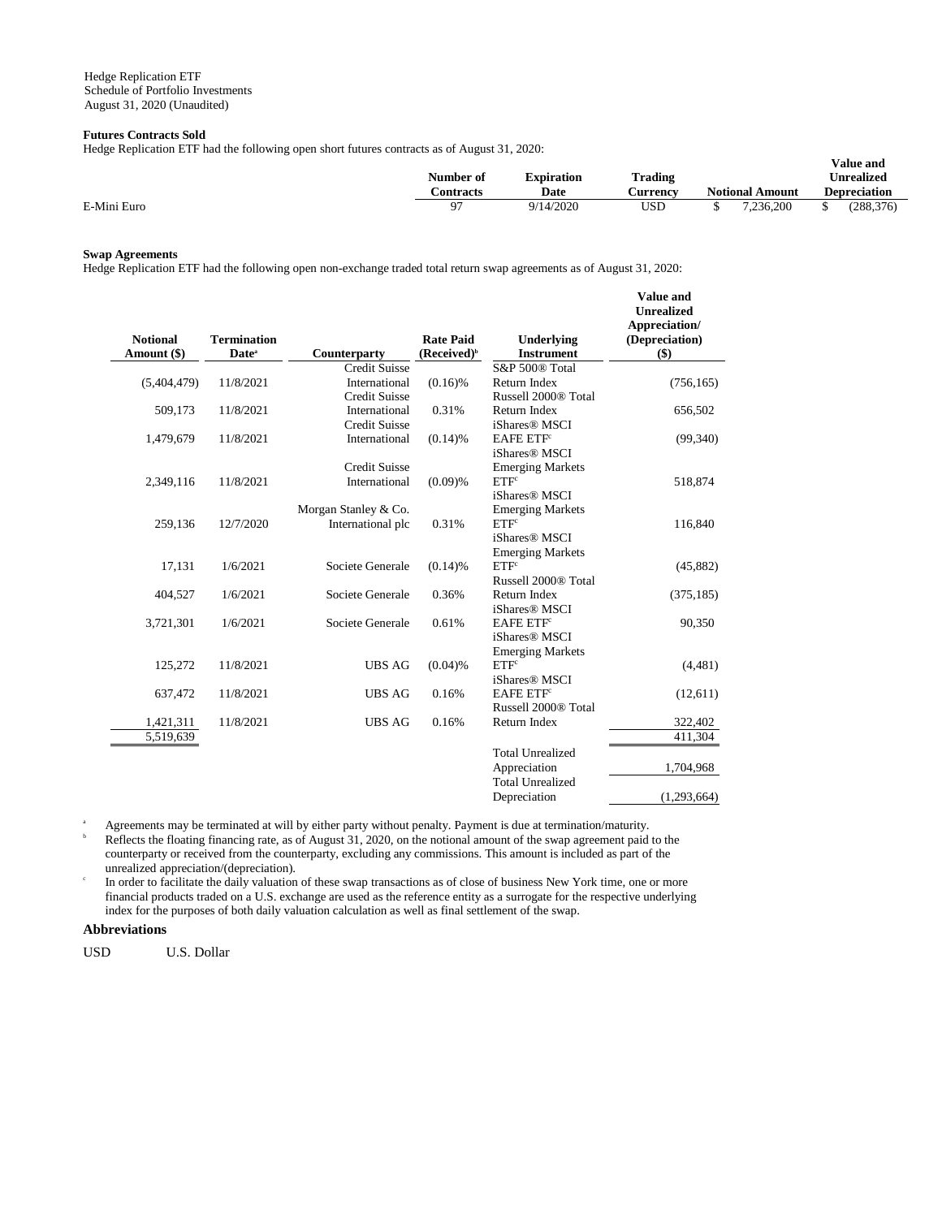Hedge Replication ETF
Schedule of Portfolio Investments
August 31, 2020 (Unaudited)

**Futures Contracts Sold**

Hedge Replication ETF had the following open short futures contracts as of August 31, 2020:

| | Number of Contracts | Expiration Date | Trading Currency | Notional Amount | Value and Unrealized Depreciation |
|---|---|---|---|---|---|
| E-Mini Euro | 97 | 9/14/2020 | USD | $ 7,236,200 | $ (288,376) |

**Swap Agreements**

Hedge Replication ETF had the following open non-exchange traded total return swap agreements as of August 31, 2020:

| Notional Amount ($) | Termination Date[a] | Counterparty | Rate Paid (Received)[b] | Underlying Instrument | Value and Unrealized Appreciation/ (Depreciation) ($) |
|---|---|---|---|---|---|
| (5,404,479) | 11/8/2021 | Credit Suisse International | (0.16)% | S&P 500® Total Return Index | (756,165) |
| 509,173 | 11/8/2021 | Credit Suisse International | 0.31% | Russell 2000® Total Return Index | 656,502 |
| 1,479,679 | 11/8/2021 | Credit Suisse International | (0.14)% | iShares® MSCI EAFE ETF[c] | (99,340) |
| 2,349,116 | 11/8/2021 | Credit Suisse International | (0.09)% | iShares® MSCI Emerging Markets ETF[c] | 518,874 |
| 259,136 | 12/7/2020 | Morgan Stanley & Co. International plc | 0.31% | iShares® MSCI Emerging Markets ETF[c] | 116,840 |
| 17,131 | 1/6/2021 | Societe Generale | (0.14)% | iShares® MSCI Emerging Markets ETF[c] | (45,882) |
| 404,527 | 1/6/2021 | Societe Generale | 0.36% | Russell 2000® Total Return Index | (375,185) |
| 3,721,301 | 1/6/2021 | Societe Generale | 0.61% | iShares® MSCI EAFE ETF[c] | 90,350 |
| 125,272 | 11/8/2021 | UBS AG | (0.04)% | iShares® MSCI Emerging Markets ETF[c] | (4,481) |
| 637,472 | 11/8/2021 | UBS AG | 0.16% | iShares® MSCI EAFE ETF[c] | (12,611) |
| 1,421,311 | 11/8/2021 | UBS AG | 0.16% | Russell 2000® Total Return Index | 322,402 |
| 5,519,639 | | | | | 411,304 |
| | | | | Total Unrealized Appreciation | 1,704,968 |
| | | | | Total Unrealized Depreciation | (1,293,664) |

[a] Agreements may be terminated at will by either party without penalty. Payment is due at termination/maturity.

[b] Reflects the floating financing rate, as of August 31, 2020, on the notional amount of the swap agreement paid to the counterparty or received from the counterparty, excluding any commissions. This amount is included as part of the unrealized appreciation/(depreciation).

[c] In order to facilitate the daily valuation of these swap transactions as of close of business New York time, one or more financial products traded on a U.S. exchange are used as the reference entity as a surrogate for the respective underlying index for the purposes of both daily valuation calculation as well as final settlement of the swap.

**Abbreviations**

USD U.S. Dollar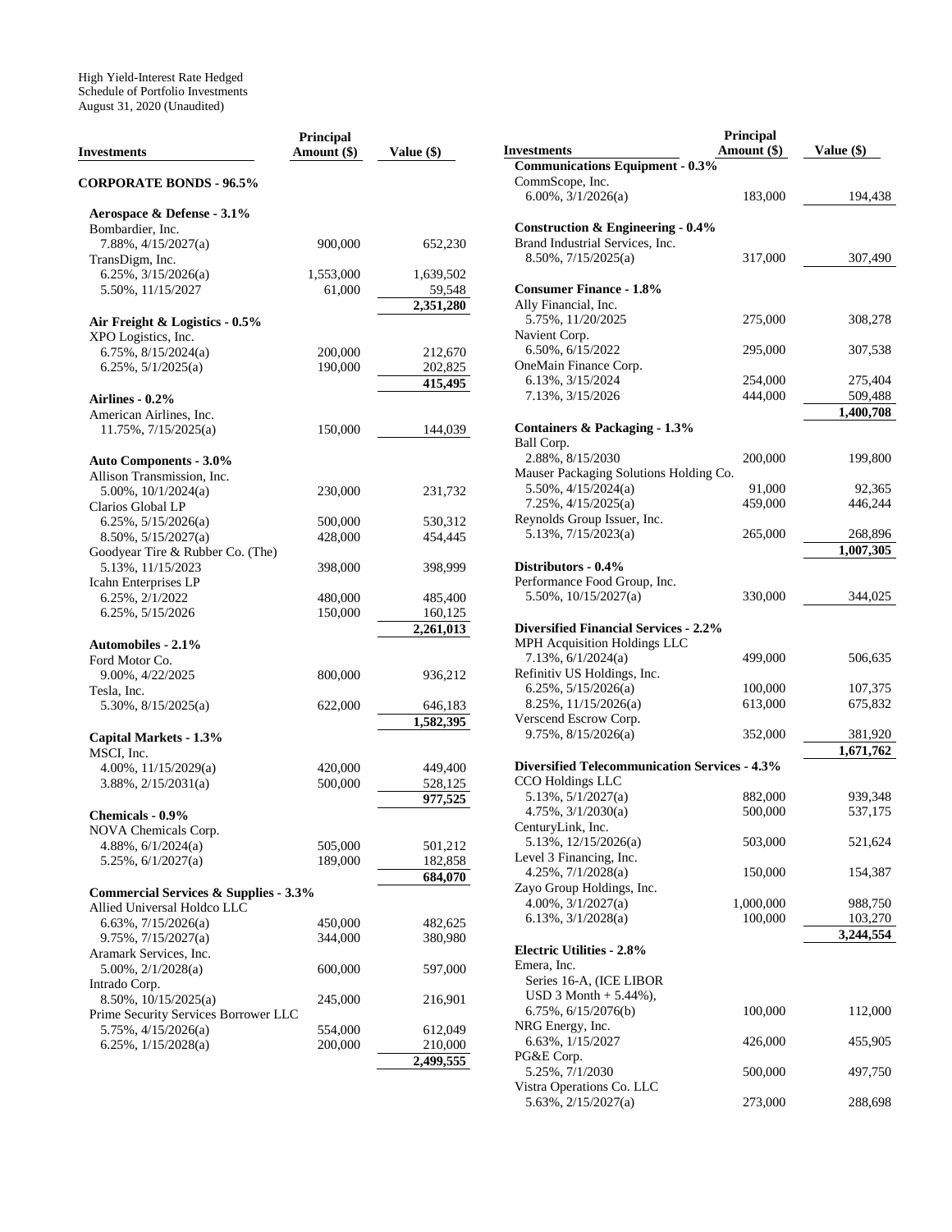High Yield-Interest Rate Hedged
Schedule of Portfolio Investments
August 31, 2020 (Unaudited)

| Investments | Principal Amount ($) | Value ($) |
|---|---|---|
| **CORPORATE BONDS - 96.5%** | | |
| **Aerospace & Defense - 3.1%** | | |
| Bombardier, Inc. | | |
| 7.88%, 4/15/2027(a) | 900,000 | 652,230 |
| TransDigm, Inc. | | |
| 6.25%, 3/15/2026(a) | 1,553,000 | 1,639,502 |
| 5.50%, 11/15/2027 | 61,000 | 59,548 |
| | | **2,351,280** |
| **Air Freight & Logistics - 0.5%** | | |
| XPO Logistics, Inc. | | |
| 6.75%, 8/15/2024(a) | 200,000 | 212,670 |
| 6.25%, 5/1/2025(a) | 190,000 | 202,825 |
| | | **415,495** |
| **Airlines - 0.2%** | | |
| American Airlines, Inc. | | |
| 11.75%, 7/15/2025(a) | 150,000 | 144,039 |
| **Auto Components - 3.0%** | | |
| Allison Transmission, Inc. | | |
| 5.00%, 10/1/2024(a) | 230,000 | 231,732 |
| Clarios Global LP | | |
| 6.25%, 5/15/2026(a) | 500,000 | 530,312 |
| 8.50%, 5/15/2027(a) | 428,000 | 454,445 |
| Goodyear Tire & Rubber Co. (The) | | |
| 5.13%, 11/15/2023 | 398,000 | 398,999 |
| Icahn Enterprises LP | | |
| 6.25%, 2/1/2022 | 480,000 | 485,400 |
| 6.25%, 5/15/2026 | 150,000 | 160,125 |
| | | **2,261,013** |
| **Automobiles - 2.1%** | | |
| Ford Motor Co. | | |
| 9.00%, 4/22/2025 | 800,000 | 936,212 |
| Tesla, Inc. | | |
| 5.30%, 8/15/2025(a) | 622,000 | 646,183 |
| | | **1,582,395** |
| **Capital Markets - 1.3%** | | |
| MSCI, Inc. | | |
| 4.00%, 11/15/2029(a) | 420,000 | 449,400 |
| 3.88%, 2/15/2031(a) | 500,000 | 528,125 |
| | | **977,525** |
| **Chemicals - 0.9%** | | |
| NOVA Chemicals Corp. | | |
| 4.88%, 6/1/2024(a) | 505,000 | 501,212 |
| 5.25%, 6/1/2027(a) | 189,000 | 182,858 |
| | | **684,070** |
| **Commercial Services & Supplies - 3.3%** | | |
| Allied Universal Holdco LLC | | |
| 6.63%, 7/15/2026(a) | 450,000 | 482,625 |
| 9.75%, 7/15/2027(a) | 344,000 | 380,980 |
| Aramark Services, Inc. | | |
| 5.00%, 2/1/2028(a) | 600,000 | 597,000 |
| Intrado Corp. | | |
| 8.50%, 10/15/2025(a) | 245,000 | 216,901 |
| Prime Security Services Borrower LLC | | |
| 5.75%, 4/15/2026(a) | 554,000 | 612,049 |
| 6.25%, 1/15/2028(a) | 200,000 | 210,000 |
| | | **2,499,555** |
| **Communications Equipment - 0.3%** | | |
| CommScope, Inc. | | |
| 6.00%, 3/1/2026(a) | 183,000 | 194,438 |
| **Construction & Engineering - 0.4%** | | |
| Brand Industrial Services, Inc. | | |
| 8.50%, 7/15/2025(a) | 317,000 | 307,490 |
| **Consumer Finance - 1.8%** | | |
| Ally Financial, Inc. | | |
| 5.75%, 11/20/2025 | 275,000 | 308,278 |
| Navient Corp. | | |
| 6.50%, 6/15/2022 | 295,000 | 307,538 |
| OneMain Finance Corp. | | |
| 6.13%, 3/15/2024 | 254,000 | 275,404 |
| 7.13%, 3/15/2026 | 444,000 | 509,488 |
| | | **1,400,708** |
| **Containers & Packaging - 1.3%** | | |
| Ball Corp. | | |
| 2.88%, 8/15/2030 | 200,000 | 199,800 |
| Mauser Packaging Solutions Holding Co. | | |
| 5.50%, 4/15/2024(a) | 91,000 | 92,365 |
| 7.25%, 4/15/2025(a) | 459,000 | 446,244 |
| Reynolds Group Issuer, Inc. | | |
| 5.13%, 7/15/2023(a) | 265,000 | 268,896 |
| | | **1,007,305** |
| **Distributors - 0.4%** | | |
| Performance Food Group, Inc. | | |
| 5.50%, 10/15/2027(a) | 330,000 | 344,025 |
| **Diversified Financial Services - 2.2%** | | |
| MPH Acquisition Holdings LLC | | |
| 7.13%, 6/1/2024(a) | 499,000 | 506,635 |
| Refinitiv US Holdings, Inc. | | |
| 6.25%, 5/15/2026(a) | 100,000 | 107,375 |
| 8.25%, 11/15/2026(a) | 613,000 | 675,832 |
| Verscend Escrow Corp. | | |
| 9.75%, 8/15/2026(a) | 352,000 | 381,920 |
| | | **1,671,762** |
| **Diversified Telecommunication Services - 4.3%** | | |
| CCO Holdings LLC | | |
| 5.13%, 5/1/2027(a) | 882,000 | 939,348 |
| 4.75%, 3/1/2030(a) | 500,000 | 537,175 |
| CenturyLink, Inc. | | |
| 5.13%, 12/15/2026(a) | 503,000 | 521,624 |
| Level 3 Financing, Inc. | | |
| 4.25%, 7/1/2028(a) | 150,000 | 154,387 |
| Zayo Group Holdings, Inc. | | |
| 4.00%, 3/1/2027(a) | 1,000,000 | 988,750 |
| 6.13%, 3/1/2028(a) | 100,000 | 103,270 |
| | | **3,244,554** |
| **Electric Utilities - 2.8%** | | |
| Emera, Inc. | | |
| Series 16-A, (ICE LIBOR USD 3 Month + 5.44%), 6.75%, 6/15/2076(b) | 100,000 | 112,000 |
| NRG Energy, Inc. | | |
| 6.63%, 1/15/2027 | 426,000 | 455,905 |
| PG&E Corp. | | |
| 5.25%, 7/1/2030 | 500,000 | 497,750 |
| Vistra Operations Co. LLC | | |
| 5.63%, 2/15/2027(a) | 273,000 | 288,698 |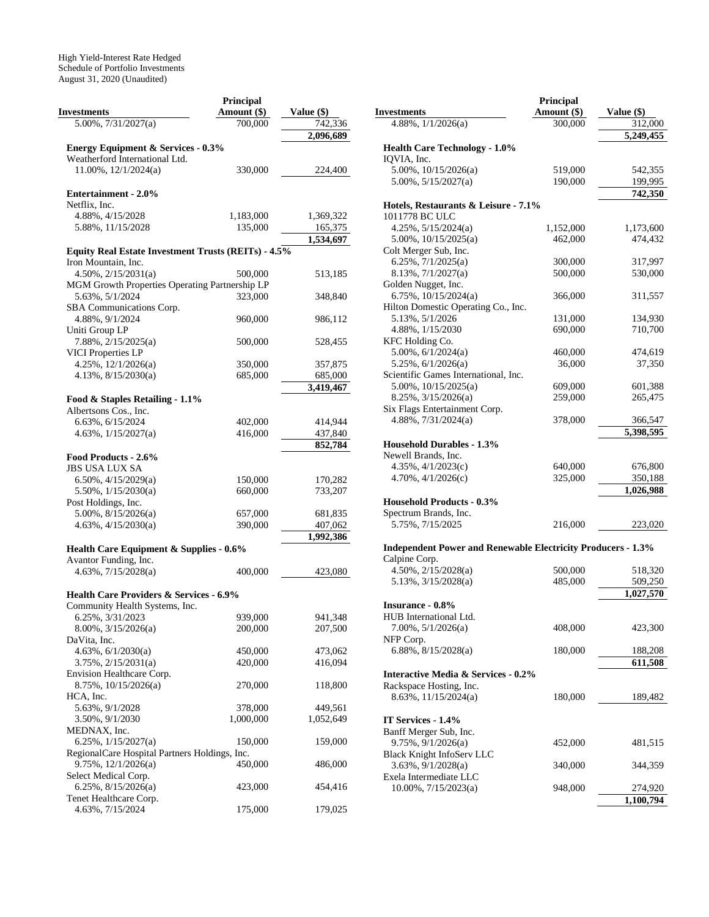High Yield-Interest Rate Hedged
Schedule of Portfolio Investments
August 31, 2020 (Unaudited)

| Investments | Principal Amount ($) | Value ($) |
|---|---|---|
| 5.00%, 7/31/2027(a) | 700,000 | 742,336 |
| | | 2,096,689 |
| **Energy Equipment & Services - 0.3%** | | |
| Weatherford International Ltd. | | |
| 11.00%, 12/1/2024(a) | 330,000 | 224,400 |
| **Entertainment - 2.0%** | | |
| Netflix, Inc. | | |
| 4.88%, 4/15/2028 | 1,183,000 | 1,369,322 |
| 5.88%, 11/15/2028 | 135,000 | 165,375 |
| | | 1,534,697 |
| **Equity Real Estate Investment Trusts (REITs) - 4.5%** | | |
| Iron Mountain, Inc. | | |
| 4.50%, 2/15/2031(a) | 500,000 | 513,185 |
| MGM Growth Properties Operating Partnership LP | | |
| 5.63%, 5/1/2024 | 323,000 | 348,840 |
| SBA Communications Corp. | | |
| 4.88%, 9/1/2024 | 960,000 | 986,112 |
| Uniti Group LP | | |
| 7.88%, 2/15/2025(a) | 500,000 | 528,455 |
| VICI Properties LP | | |
| 4.25%, 12/1/2026(a) | 350,000 | 357,875 |
| 4.13%, 8/15/2030(a) | 685,000 | 685,000 |
| | | 3,419,467 |
| **Food & Staples Retailing - 1.1%** | | |
| Albertsons Cos., Inc. | | |
| 6.63%, 6/15/2024 | 402,000 | 414,944 |
| 4.63%, 1/15/2027(a) | 416,000 | 437,840 |
| | | 852,784 |
| **Food Products - 2.6%** | | |
| JBS USA LUX SA | | |
| 6.50%, 4/15/2029(a) | 150,000 | 170,282 |
| 5.50%, 1/15/2030(a) | 660,000 | 733,207 |
| Post Holdings, Inc. | | |
| 5.00%, 8/15/2026(a) | 657,000 | 681,835 |
| 4.63%, 4/15/2030(a) | 390,000 | 407,062 |
| | | 1,992,386 |
| **Health Care Equipment & Supplies - 0.6%** | | |
| Avantor Funding, Inc. | | |
| 4.63%, 7/15/2028(a) | 400,000 | 423,080 |
| **Health Care Providers & Services - 6.9%** | | |
| Community Health Systems, Inc. | | |
| 6.25%, 3/31/2023 | 939,000 | 941,348 |
| 8.00%, 3/15/2026(a) | 200,000 | 207,500 |
| DaVita, Inc. | | |
| 4.63%, 6/1/2030(a) | 450,000 | 473,062 |
| 3.75%, 2/15/2031(a) | 420,000 | 416,094 |
| Envision Healthcare Corp. | | |
| 8.75%, 10/15/2026(a) | 270,000 | 118,800 |
| HCA, Inc. | | |
| 5.63%, 9/1/2028 | 378,000 | 449,561 |
| 3.50%, 9/1/2030 | 1,000,000 | 1,052,649 |
| MEDNAX, Inc. | | |
| 6.25%, 1/15/2027(a) | 150,000 | 159,000 |
| RegionalCare Hospital Partners Holdings, Inc. | | |
| 9.75%, 12/1/2026(a) | 450,000 | 486,000 |
| Select Medical Corp. | | |
| 6.25%, 8/15/2026(a) | 423,000 | 454,416 |
| Tenet Healthcare Corp. | | |
| 4.63%, 7/15/2024 | 175,000 | 179,025 |
| 4.88%, 1/1/2026(a) | 300,000 | 312,000 |
| | | 5,249,455 |
| **Health Care Technology - 1.0%** | | |
| IQVIA, Inc. | | |
| 5.00%, 10/15/2026(a) | 519,000 | 542,355 |
| 5.00%, 5/15/2027(a) | 190,000 | 199,995 |
| | | 742,350 |
| **Hotels, Restaurants & Leisure - 7.1%** | | |
| 1011778 BC ULC | | |
| 4.25%, 5/15/2024(a) | 1,152,000 | 1,173,600 |
| 5.00%, 10/15/2025(a) | 462,000 | 474,432 |
| Colt Merger Sub, Inc. | | |
| 6.25%, 7/1/2025(a) | 300,000 | 317,997 |
| 8.13%, 7/1/2027(a) | 500,000 | 530,000 |
| Golden Nugget, Inc. | | |
| 6.75%, 10/15/2024(a) | 366,000 | 311,557 |
| Hilton Domestic Operating Co., Inc. | | |
| 5.13%, 5/1/2026 | 131,000 | 134,930 |
| 4.88%, 1/15/2030 | 690,000 | 710,700 |
| KFC Holding Co. | | |
| 5.00%, 6/1/2024(a) | 460,000 | 474,619 |
| 5.25%, 6/1/2026(a) | 36,000 | 37,350 |
| Scientific Games International, Inc. | | |
| 5.00%, 10/15/2025(a) | 609,000 | 601,388 |
| 8.25%, 3/15/2026(a) | 259,000 | 265,475 |
| Six Flags Entertainment Corp. | | |
| 4.88%, 7/31/2024(a) | 378,000 | 366,547 |
| | | 5,398,595 |
| **Household Durables - 1.3%** | | |
| Newell Brands, Inc. | | |
| 4.35%, 4/1/2023(c) | 640,000 | 676,800 |
| 4.70%, 4/1/2026(c) | 325,000 | 350,188 |
| | | 1,026,988 |
| **Household Products - 0.3%** | | |
| Spectrum Brands, Inc. | | |
| 5.75%, 7/15/2025 | 216,000 | 223,020 |
| **Independent Power and Renewable Electricity Producers - 1.3%** | | |
| Calpine Corp. | | |
| 4.50%, 2/15/2028(a) | 500,000 | 518,320 |
| 5.13%, 3/15/2028(a) | 485,000 | 509,250 |
| | | 1,027,570 |
| **Insurance - 0.8%** | | |
| HUB International Ltd. | | |
| 7.00%, 5/1/2026(a) | 408,000 | 423,300 |
| NFP Corp. | | |
| 6.88%, 8/15/2028(a) | 180,000 | 188,208 |
| | | 611,508 |
| **Interactive Media & Services - 0.2%** | | |
| Rackspace Hosting, Inc. | | |
| 8.63%, 11/15/2024(a) | 180,000 | 189,482 |
| **IT Services - 1.4%** | | |
| Banff Merger Sub, Inc. | | |
| 9.75%, 9/1/2026(a) | 452,000 | 481,515 |
| Black Knight InfoServ LLC | | |
| 3.63%, 9/1/2028(a) | 340,000 | 344,359 |
| Exela Intermediate LLC | | |
| 10.00%, 7/15/2023(a) | 948,000 | 274,920 |
| | | 1,100,794 |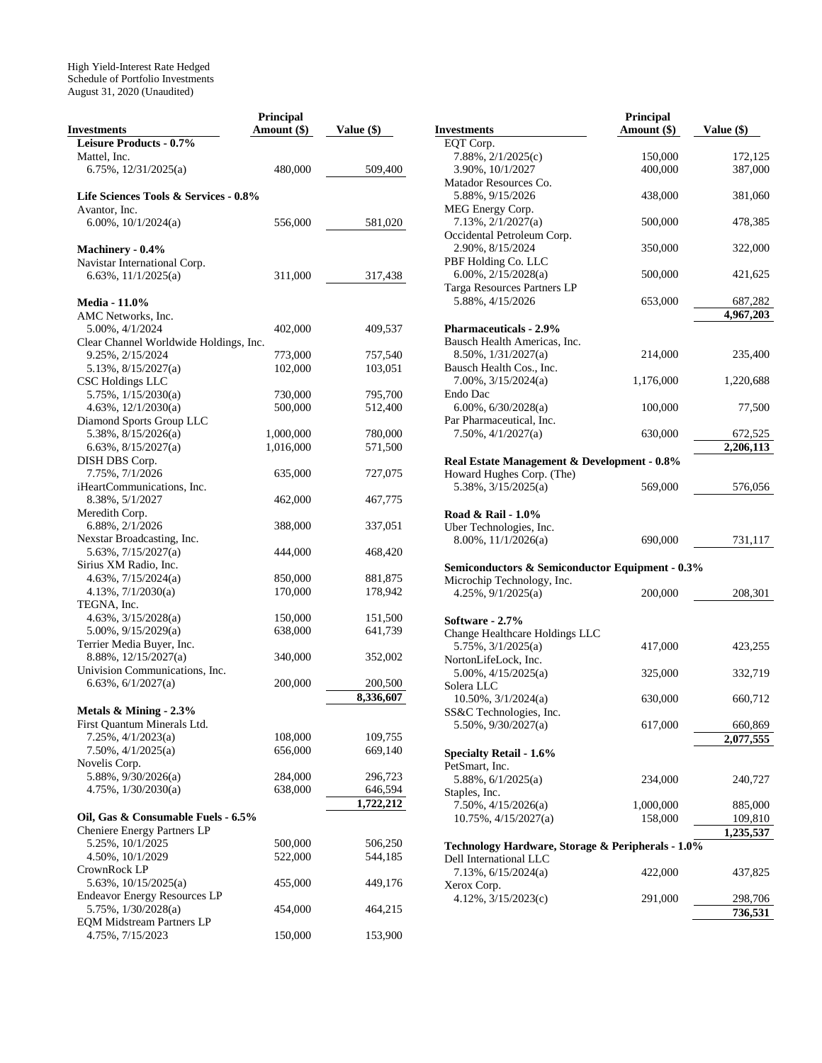High Yield-Interest Rate Hedged
Schedule of Portfolio Investments
August 31, 2020 (Unaudited)

| Investments | Principal Amount ($) | Value ($) |
|---|---|---|
| **Leisure Products - 0.7%** | | |
| Mattel, Inc. | | |
| 6.75%, 12/31/2025(a) | 480,000 | 509,400 |
| **Life Sciences Tools & Services - 0.8%** | | |
| Avantor, Inc. | | |
| 6.00%, 10/1/2024(a) | 556,000 | 581,020 |
| **Machinery - 0.4%** | | |
| Navistar International Corp. | | |
| 6.63%, 11/1/2025(a) | 311,000 | 317,438 |
| **Media - 11.0%** | | |
| AMC Networks, Inc. | | |
| 5.00%, 4/1/2024 | 402,000 | 409,537 |
| Clear Channel Worldwide Holdings, Inc. | | |
| 9.25%, 2/15/2024 | 773,000 | 757,540 |
| 5.13%, 8/15/2027(a) | 102,000 | 103,051 |
| CSC Holdings LLC | | |
| 5.75%, 1/15/2030(a) | 730,000 | 795,700 |
| 4.63%, 12/1/2030(a) | 500,000 | 512,400 |
| Diamond Sports Group LLC | | |
| 5.38%, 8/15/2026(a) | 1,000,000 | 780,000 |
| 6.63%, 8/15/2027(a) | 1,016,000 | 571,500 |
| DISH DBS Corp. | | |
| 7.75%, 7/1/2026 | 635,000 | 727,075 |
| iHeartCommunications, Inc. | | |
| 8.38%, 5/1/2027 | 462,000 | 467,775 |
| Meredith Corp. | | |
| 6.88%, 2/1/2026 | 388,000 | 337,051 |
| Nexstar Broadcasting, Inc. | | |
| 5.63%, 7/15/2027(a) | 444,000 | 468,420 |
| Sirius XM Radio, Inc. | | |
| 4.63%, 7/15/2024(a) | 850,000 | 881,875 |
| 4.13%, 7/1/2030(a) | 170,000 | 178,942 |
| TEGNA, Inc. | | |
| 4.63%, 3/15/2028(a) | 150,000 | 151,500 |
| 5.00%, 9/15/2029(a) | 638,000 | 641,739 |
| Terrier Media Buyer, Inc. | | |
| 8.88%, 12/15/2027(a) | 340,000 | 352,002 |
| Univision Communications, Inc. | | |
| 6.63%, 6/1/2027(a) | 200,000 | 200,500 |
| | | 8,336,607 |
| **Metals & Mining - 2.3%** | | |
| First Quantum Minerals Ltd. | | |
| 7.25%, 4/1/2023(a) | 108,000 | 109,755 |
| 7.50%, 4/1/2025(a) | 656,000 | 669,140 |
| Novelis Corp. | | |
| 5.88%, 9/30/2026(a) | 284,000 | 296,723 |
| 4.75%, 1/30/2030(a) | 638,000 | 646,594 |
| | | 1,722,212 |
| **Oil, Gas & Consumable Fuels - 6.5%** | | |
| Cheniere Energy Partners LP | | |
| 5.25%, 10/1/2025 | 500,000 | 506,250 |
| 4.50%, 10/1/2029 | 522,000 | 544,185 |
| CrownRock LP | | |
| 5.63%, 10/15/2025(a) | 455,000 | 449,176 |
| Endeavor Energy Resources LP | | |
| 5.75%, 1/30/2028(a) | 454,000 | 464,215 |
| EQM Midstream Partners LP | | |
| 4.75%, 7/15/2023 | 150,000 | 153,900 |
| EQT Corp. | | |
| 7.88%, 2/1/2025(c) | 150,000 | 172,125 |
| 3.90%, 10/1/2027 | 400,000 | 387,000 |
| Matador Resources Co. | | |
| 5.88%, 9/15/2026 | 438,000 | 381,060 |
| MEG Energy Corp. | | |
| 7.13%, 2/1/2027(a) | 500,000 | 478,385 |
| Occidental Petroleum Corp. | | |
| 2.90%, 8/15/2024 | 350,000 | 322,000 |
| PBF Holding Co. LLC | | |
| 6.00%, 2/15/2028(a) | 500,000 | 421,625 |
| Targa Resources Partners LP | | |
| 5.88%, 4/15/2026 | 653,000 | 687,282 |
| | | 4,967,203 |
| **Pharmaceuticals - 2.9%** | | |
| Bausch Health Americas, Inc. | | |
| 8.50%, 1/31/2027(a) | 214,000 | 235,400 |
| Bausch Health Cos., Inc. | | |
| 7.00%, 3/15/2024(a) | 1,176,000 | 1,220,688 |
| Endo Dac | | |
| 6.00%, 6/30/2028(a) | 100,000 | 77,500 |
| Par Pharmaceutical, Inc. | | |
| 7.50%, 4/1/2027(a) | 630,000 | 672,525 |
| | | 2,206,113 |
| **Real Estate Management & Development - 0.8%** | | |
| Howard Hughes Corp. (The) | | |
| 5.38%, 3/15/2025(a) | 569,000 | 576,056 |
| **Road & Rail - 1.0%** | | |
| Uber Technologies, Inc. | | |
| 8.00%, 11/1/2026(a) | 690,000 | 731,117 |
| **Semiconductors & Semiconductor Equipment - 0.3%** | | |
| Microchip Technology, Inc. | | |
| 4.25%, 9/1/2025(a) | 200,000 | 208,301 |
| **Software - 2.7%** | | |
| Change Healthcare Holdings LLC | | |
| 5.75%, 3/1/2025(a) | 417,000 | 423,255 |
| NortonLifeLock, Inc. | | |
| 5.00%, 4/15/2025(a) | 325,000 | 332,719 |
| Solera LLC | | |
| 10.50%, 3/1/2024(a) | 630,000 | 660,712 |
| SS&C Technologies, Inc. | | |
| 5.50%, 9/30/2027(a) | 617,000 | 660,869 |
| | | 2,077,555 |
| **Specialty Retail - 1.6%** | | |
| PetSmart, Inc. | | |
| 5.88%, 6/1/2025(a) | 234,000 | 240,727 |
| Staples, Inc. | | |
| 7.50%, 4/15/2026(a) | 1,000,000 | 885,000 |
| 10.75%, 4/15/2027(a) | 158,000 | 109,810 |
| | | 1,235,537 |
| **Technology Hardware, Storage & Peripherals - 1.0%** | | |
| Dell International LLC | | |
| 7.13%, 6/15/2024(a) | 422,000 | 437,825 |
| Xerox Corp. | | |
| 4.12%, 3/15/2023(c) | 291,000 | 298,706 |
| | | 736,531 |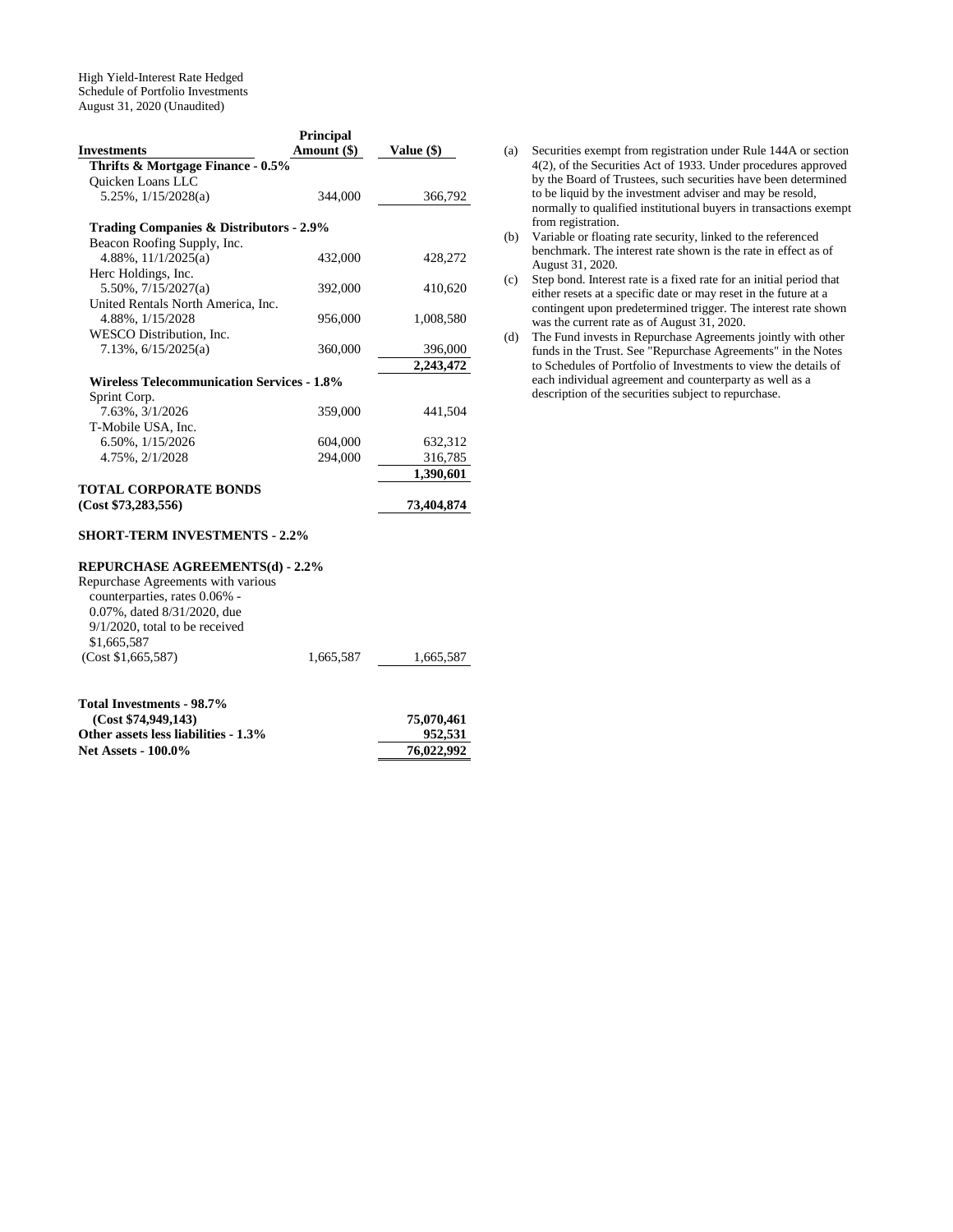High Yield-Interest Rate Hedged
Schedule of Portfolio Investments
August 31, 2020 (Unaudited)

| Investments | Principal Amount ($) | Value ($) |
|---|---|---|
| **Thrifts & Mortgage Finance - 0.5%** | | |
| Quicken Loans LLC | | |
| 5.25%, 1/15/2028(a) | 344,000 | 366,792 |
| **Trading Companies & Distributors - 2.9%** | | |
| Beacon Roofing Supply, Inc. | | |
| 4.88%, 11/1/2025(a) | 432,000 | 428,272 |
| Herc Holdings, Inc. | | |
| 5.50%, 7/15/2027(a) | 392,000 | 410,620 |
| United Rentals North America, Inc. | | |
| 4.88%, 1/15/2028 | 956,000 | 1,008,580 |
| WESCO Distribution, Inc. | | |
| 7.13%, 6/15/2025(a) | 360,000 | 396,000 |
| | | **2,243,472** |
| **Wireless Telecommunication Services - 1.8%** | | |
| Sprint Corp. | | |
| 7.63%, 3/1/2026 | 359,000 | 441,504 |
| T-Mobile USA, Inc. | | |
| 6.50%, 1/15/2026 | 604,000 | 632,312 |
| 4.75%, 2/1/2028 | 294,000 | 316,785 |
| | | **1,390,601** |
| **TOTAL CORPORATE BONDS (Cost $73,283,556)** | | **73,404,874** |
| **SHORT-TERM INVESTMENTS - 2.2%** | | |
| **REPURCHASE AGREEMENTS(d) - 2.2%** | | |
| Repurchase Agreements with various counterparties, rates 0.06% - 0.07%, dated 8/31/2020, due 9/1/2020, total to be received $1,665,587 (Cost $1,665,587) | 1,665,587 | 1,665,587 |
| **Total Investments - 98.7% (Cost $74,949,143)** | | **75,070,461** |
| **Other assets less liabilities - 1.3%** | | **952,531** |
| **Net Assets - 100.0%** | | **76,022,992** |

(a) Securities exempt from registration under Rule 144A or section 4(2), of the Securities Act of 1933. Under procedures approved by the Board of Trustees, such securities have been determined to be liquid by the investment adviser and may be resold, normally to qualified institutional buyers in transactions exempt from registration.

(b) Variable or floating rate security, linked to the referenced benchmark. The interest rate shown is the rate in effect as of August 31, 2020.

(c) Step bond. Interest rate is a fixed rate for an initial period that either resets at a specific date or may reset in the future at a contingent upon predetermined trigger. The interest rate shown was the current rate as of August 31, 2020.

(d) The Fund invests in Repurchase Agreements jointly with other funds in the Trust. See "Repurchase Agreements" in the Notes to Schedules of Portfolio of Investments to view the details of each individual agreement and counterparty as well as a description of the securities subject to repurchase.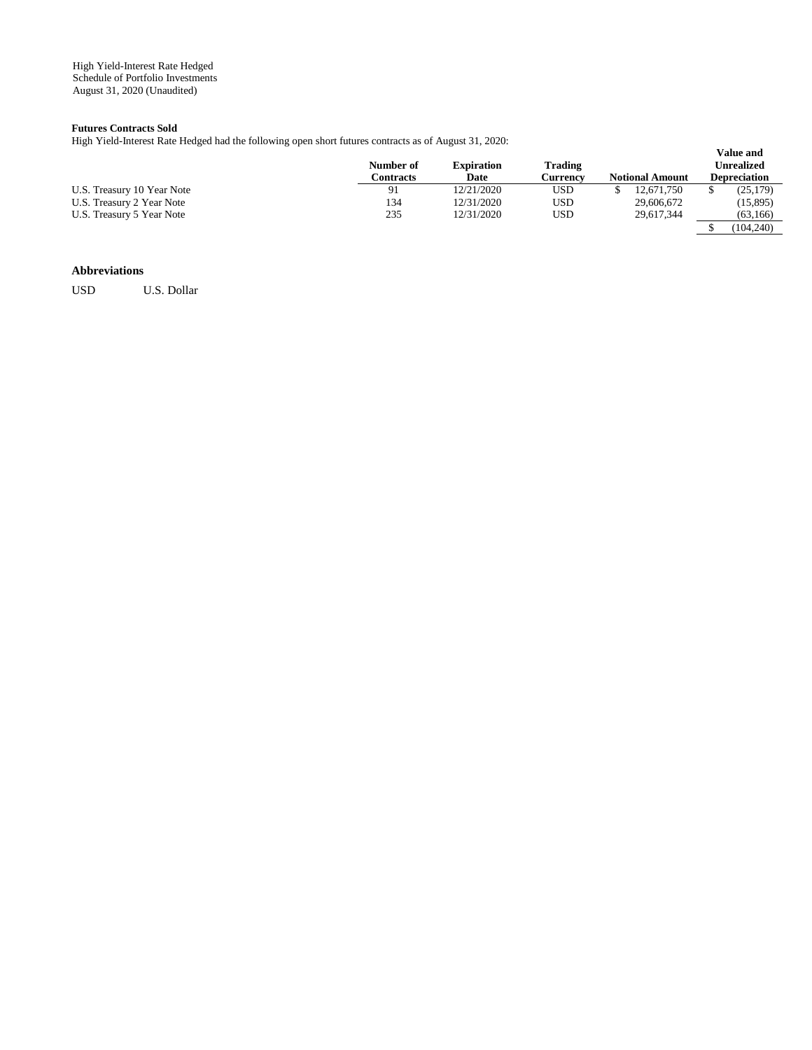High Yield-Interest Rate Hedged
Schedule of Portfolio Investments
August 31, 2020 (Unaudited)

**Futures Contracts Sold**

High Yield-Interest Rate Hedged had the following open short futures contracts as of August 31, 2020:

| | Number of Contracts | Expiration Date | Trading Currency | Notional Amount | Value and Unrealized Depreciation |
|---|---|---|---|---|---|
| U.S. Treasury 10 Year Note | 91 | 12/21/2020 | USD | $ 12,671,750 | $ (25,179) |
| U.S. Treasury 2 Year Note | 134 | 12/31/2020 | USD | 29,606,672 | (15,895) |
| U.S. Treasury 5 Year Note | 235 | 12/31/2020 | USD | 29,617,344 | (63,166) |
| | | | | | $ (104,240) |

**Abbreviations**

USD U.S. Dollar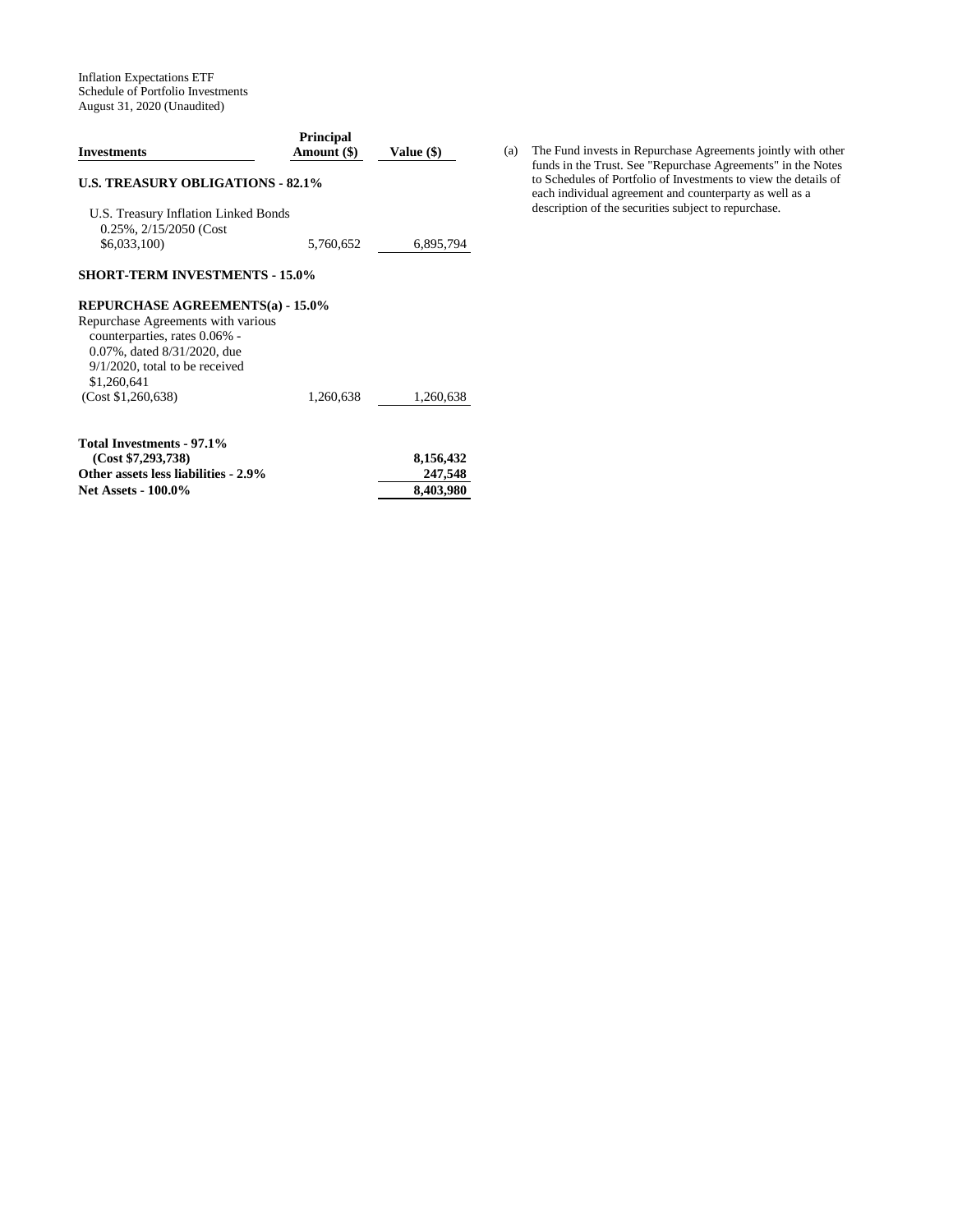Inflation Expectations ETF
Schedule of Portfolio Investments
August 31, 2020 (Unaudited)

| Investments | Principal Amount ($) | Value ($) |
|---|---|---|
| **U.S. TREASURY OBLIGATIONS - 82.1%** | | |
| U.S. Treasury Inflation Linked Bonds 0.25%, 2/15/2050 (Cost $6,033,100) | 5,760,652 | 6,895,794 |
| **SHORT-TERM INVESTMENTS - 15.0%** | | |
| **REPURCHASE AGREEMENTS(a) - 15.0%** | | |
| Repurchase Agreements with various counterparties, rates 0.06% - 0.07%, dated 8/31/2020, due 9/1/2020, total to be received $1,260,641 (Cost $1,260,638) | 1,260,638 | 1,260,638 |
| **Total Investments - 97.1% (Cost $7,293,738)** | | **8,156,432** |
| **Other assets less liabilities - 2.9%** | | **247,548** |
| **Net Assets - 100.0%** | | **8,403,980** |

(a) The Fund invests in Repurchase Agreements jointly with other funds in the Trust. See "Repurchase Agreements" in the Notes to Schedules of Portfolio of Investments to view the details of each individual agreement and counterparty as well as a description of the securities subject to repurchase.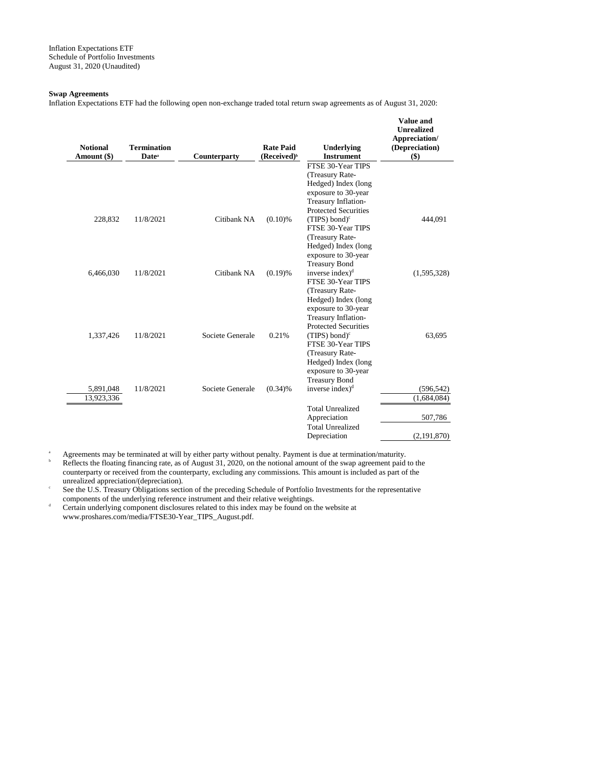Inflation Expectations ETF
Schedule of Portfolio Investments
August 31, 2020 (Unaudited)

**Swap Agreements**

Inflation Expectations ETF had the following open non-exchange traded total return swap agreements as of August 31, 2020:

| Notional Amount ($) | Termination Date[a] | Counterparty | Rate Paid (Received)[b] | Underlying Instrument | Value and Unrealized Appreciation/ (Depreciation) ($) |
|---|---|---|---|---|---|
| 228,832 | 11/8/2021 | Citibank NA | (0.10)% | FTSE 30-Year TIPS (Treasury Rate-Hedged) Index (long exposure to 30-year Treasury Inflation-Protected Securities (TIPS) bond)[c] | 444,091 |
| 6,466,030 | 11/8/2021 | Citibank NA | (0.19)% | FTSE 30-Year TIPS (Treasury Rate-Hedged) Index (long exposure to 30-year Treasury Bond inverse index)[d] | (1,595,328) |
| 1,337,426 | 11/8/2021 | Societe Generale | 0.21% | FTSE 30-Year TIPS (Treasury Rate-Hedged) Index (long exposure to 30-year Treasury Inflation-Protected Securities (TIPS) bond)[c] | 63,695 |
| 5,891,048 | 11/8/2021 | Societe Generale | (0.34)% | FTSE 30-Year TIPS (Treasury Rate-Hedged) Index (long exposure to 30-year Treasury Bond inverse index)[d] | (596,542) |
| 13,923,336 | | | | | (1,684,084) |
| | | | | Total Unrealized Appreciation | 507,786 |
| | | | | Total Unrealized Depreciation | (2,191,870) |

[a] Agreements may be terminated at will by either party without penalty. Payment is due at termination/maturity.

[b] Reflects the floating financing rate, as of August 31, 2020, on the notional amount of the swap agreement paid to the counterparty or received from the counterparty, excluding any commissions. This amount is included as part of the unrealized appreciation/(depreciation).

[c] See the U.S. Treasury Obligations section of the preceding Schedule of Portfolio Investments for the representative components of the underlying reference instrument and their relative weightings.

[d] Certain underlying component disclosures related to this index may be found on the website at www.proshares.com/media/FTSE30-Year_TIPS_August.pdf.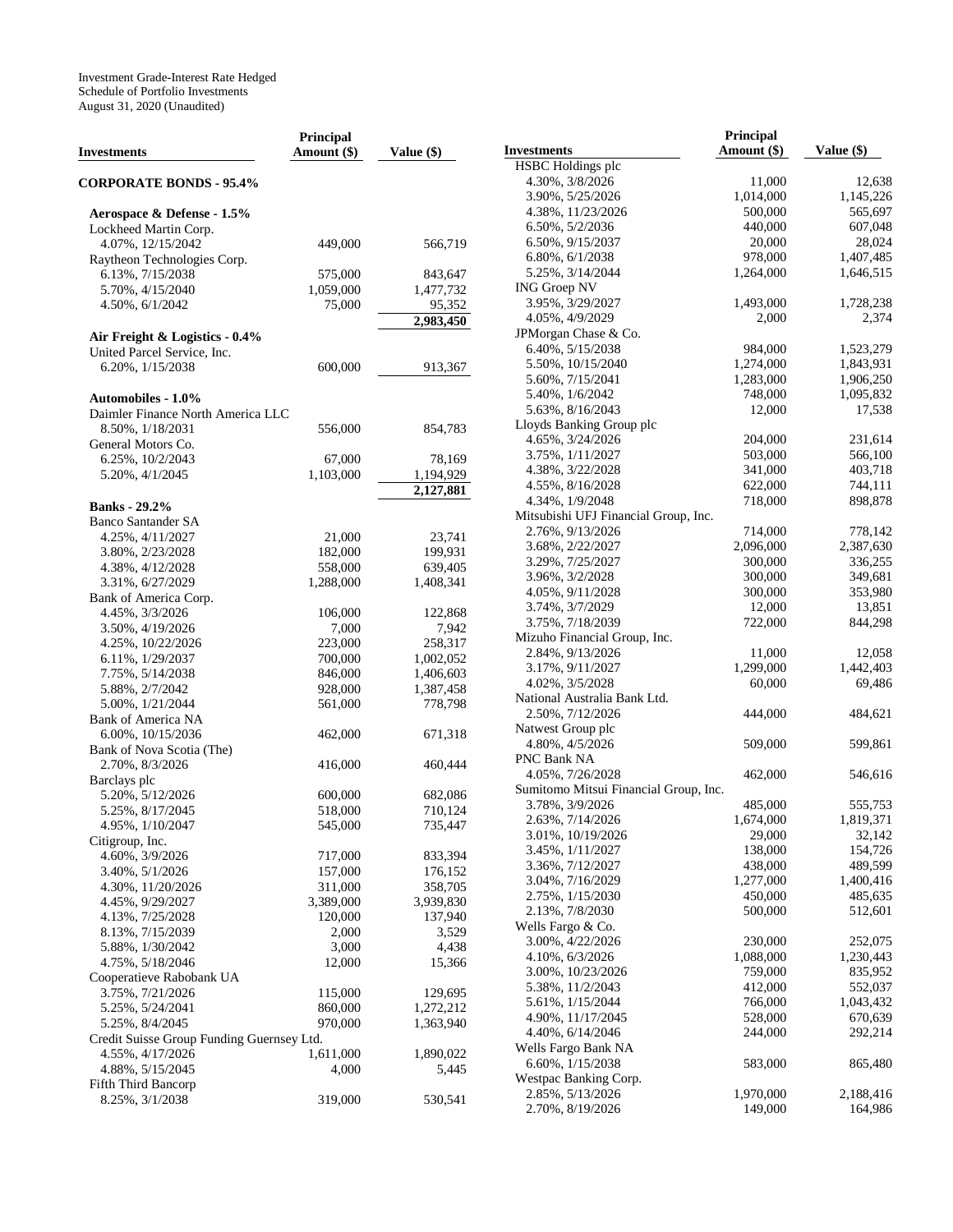Investment Grade-Interest Rate Hedged
Schedule of Portfolio Investments
August 31, 2020 (Unaudited)

| Investments | Principal Amount ($) | Value ($) |
|---|---|---|
| **CORPORATE BONDS - 95.4%** | | |
| **Aerospace & Defense - 1.5%** | | |
| Lockheed Martin Corp. | | |
| 4.07%, 12/15/2042 | 449,000 | 566,719 |
| Raytheon Technologies Corp. | | |
| 6.13%, 7/15/2038 | 575,000 | 843,647 |
| 5.70%, 4/15/2040 | 1,059,000 | 1,477,732 |
| 4.50%, 6/1/2042 | 75,000 | 95,352 |
| | | 2,983,450 |
| **Air Freight & Logistics - 0.4%** | | |
| United Parcel Service, Inc. | | |
| 6.20%, 1/15/2038 | 600,000 | 913,367 |
| **Automobiles - 1.0%** | | |
| Daimler Finance North America LLC | | |
| 8.50%, 1/18/2031 | 556,000 | 854,783 |
| General Motors Co. | | |
| 6.25%, 10/2/2043 | 67,000 | 78,169 |
| 5.20%, 4/1/2045 | 1,103,000 | 1,194,929 |
| | | 2,127,881 |
| **Banks - 29.2%** | | |
| Banco Santander SA | | |
| 4.25%, 4/11/2027 | 21,000 | 23,741 |
| 3.80%, 2/23/2028 | 182,000 | 199,931 |
| 4.38%, 4/12/2028 | 558,000 | 639,405 |
| 3.31%, 6/27/2029 | 1,288,000 | 1,408,341 |
| Bank of America Corp. | | |
| 4.45%, 3/3/2026 | 106,000 | 122,868 |
| 3.50%, 4/19/2026 | 7,000 | 7,942 |
| 4.25%, 10/22/2026 | 223,000 | 258,317 |
| 6.11%, 1/29/2037 | 700,000 | 1,002,052 |
| 7.75%, 5/14/2038 | 846,000 | 1,406,603 |
| 5.88%, 2/7/2042 | 928,000 | 1,387,458 |
| 5.00%, 1/21/2044 | 561,000 | 778,798 |
| Bank of America NA | | |
| 6.00%, 10/15/2036 | 462,000 | 671,318 |
| Bank of Nova Scotia (The) | | |
| 2.70%, 8/3/2026 | 416,000 | 460,444 |
| Barclays plc | | |
| 5.20%, 5/12/2026 | 600,000 | 682,086 |
| 5.25%, 8/17/2045 | 518,000 | 710,124 |
| 4.95%, 1/10/2047 | 545,000 | 735,447 |
| Citigroup, Inc. | | |
| 4.60%, 3/9/2026 | 717,000 | 833,394 |
| 3.40%, 5/1/2026 | 157,000 | 176,152 |
| 4.30%, 11/20/2026 | 311,000 | 358,705 |
| 4.45%, 9/29/2027 | 3,389,000 | 3,939,830 |
| 4.13%, 7/25/2028 | 120,000 | 137,940 |
| 8.13%, 7/15/2039 | 2,000 | 3,529 |
| 5.88%, 1/30/2042 | 3,000 | 4,438 |
| 4.75%, 5/18/2046 | 12,000 | 15,366 |
| Cooperatieve Rabobank UA | | |
| 3.75%, 7/21/2026 | 115,000 | 129,695 |
| 5.25%, 5/24/2041 | 860,000 | 1,272,212 |
| 5.25%, 8/4/2045 | 970,000 | 1,363,940 |
| Credit Suisse Group Funding Guernsey Ltd. | | |
| 4.55%, 4/17/2026 | 1,611,000 | 1,890,022 |
| 4.88%, 5/15/2045 | 4,000 | 5,445 |
| Fifth Third Bancorp | | |
| 8.25%, 3/1/2038 | 319,000 | 530,541 |
| HSBC Holdings plc | | |
| 4.30%, 3/8/2026 | 11,000 | 12,638 |
| 3.90%, 5/25/2026 | 1,014,000 | 1,145,226 |
| 4.38%, 11/23/2026 | 500,000 | 565,697 |
| 6.50%, 5/2/2036 | 440,000 | 607,048 |
| 6.50%, 9/15/2037 | 20,000 | 28,024 |
| 6.80%, 6/1/2038 | 978,000 | 1,407,485 |
| 5.25%, 3/14/2044 | 1,264,000 | 1,646,515 |
| ING Groep NV | | |
| 3.95%, 3/29/2027 | 1,493,000 | 1,728,238 |
| 4.05%, 4/9/2029 | 2,000 | 2,374 |
| JPMorgan Chase & Co. | | |
| 6.40%, 5/15/2038 | 984,000 | 1,523,279 |
| 5.50%, 10/15/2040 | 1,274,000 | 1,843,931 |
| 5.60%, 7/15/2041 | 1,283,000 | 1,906,250 |
| 5.40%, 1/6/2042 | 748,000 | 1,095,832 |
| 5.63%, 8/16/2043 | 12,000 | 17,538 |
| Lloyds Banking Group plc | | |
| 4.65%, 3/24/2026 | 204,000 | 231,614 |
| 3.75%, 1/11/2027 | 503,000 | 566,100 |
| 4.38%, 3/22/2028 | 341,000 | 403,718 |
| 4.55%, 8/16/2028 | 622,000 | 744,111 |
| 4.34%, 1/9/2048 | 718,000 | 898,878 |
| Mitsubishi UFJ Financial Group, Inc. | | |
| 2.76%, 9/13/2026 | 714,000 | 778,142 |
| 3.68%, 2/22/2027 | 2,096,000 | 2,387,630 |
| 3.29%, 7/25/2027 | 300,000 | 336,255 |
| 3.96%, 3/2/2028 | 300,000 | 349,681 |
| 4.05%, 9/11/2028 | 300,000 | 353,980 |
| 3.74%, 3/7/2029 | 12,000 | 13,851 |
| 3.75%, 7/18/2039 | 722,000 | 844,298 |
| Mizuho Financial Group, Inc. | | |
| 2.84%, 9/13/2026 | 11,000 | 12,058 |
| 3.17%, 9/11/2027 | 1,299,000 | 1,442,403 |
| 4.02%, 3/5/2028 | 60,000 | 69,486 |
| National Australia Bank Ltd. | | |
| 2.50%, 7/12/2026 | 444,000 | 484,621 |
| Natwest Group plc | | |
| 4.80%, 4/5/2026 | 509,000 | 599,861 |
| PNC Bank NA | | |
| 4.05%, 7/26/2028 | 462,000 | 546,616 |
| Sumitomo Mitsui Financial Group, Inc. | | |
| 3.78%, 3/9/2026 | 485,000 | 555,753 |
| 2.63%, 7/14/2026 | 1,674,000 | 1,819,371 |
| 3.01%, 10/19/2026 | 29,000 | 32,142 |
| 3.45%, 1/11/2027 | 138,000 | 154,726 |
| 3.36%, 7/12/2027 | 438,000 | 489,599 |
| 3.04%, 7/16/2029 | 1,277,000 | 1,400,416 |
| 2.75%, 1/15/2030 | 450,000 | 485,635 |
| 2.13%, 7/8/2030 | 500,000 | 512,601 |
| Wells Fargo & Co. | | |
| 3.00%, 4/22/2026 | 230,000 | 252,075 |
| 4.10%, 6/3/2026 | 1,088,000 | 1,230,443 |
| 3.00%, 10/23/2026 | 759,000 | 835,952 |
| 5.38%, 11/2/2043 | 412,000 | 552,037 |
| 5.61%, 1/15/2044 | 766,000 | 1,043,432 |
| 4.90%, 11/17/2045 | 528,000 | 670,639 |
| 4.40%, 6/14/2046 | 244,000 | 292,214 |
| Wells Fargo Bank NA | | |
| 6.60%, 1/15/2038 | 583,000 | 865,480 |
| Westpac Banking Corp. | | |
| 2.85%, 5/13/2026 | 1,970,000 | 2,188,416 |
| 2.70%, 8/19/2026 | 149,000 | 164,986 |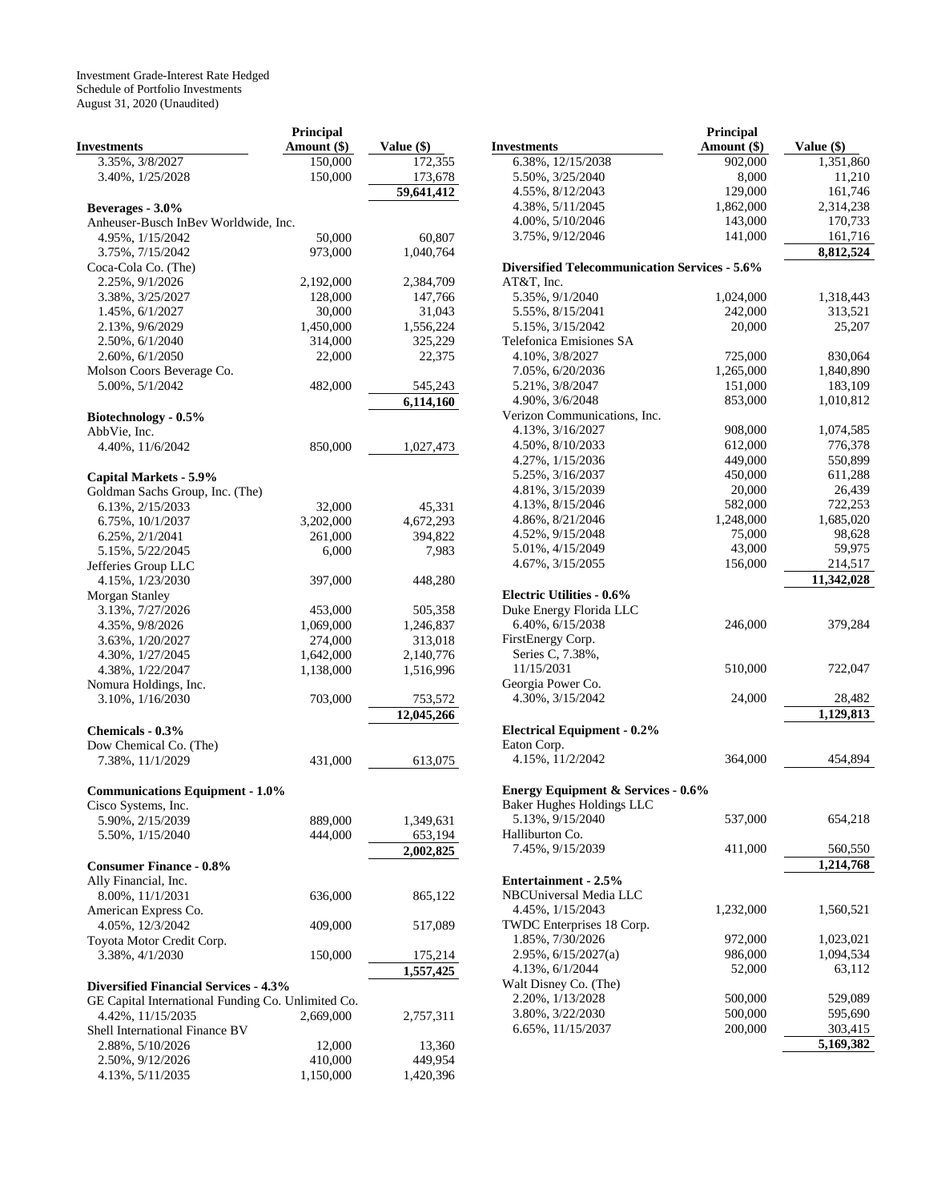Investment Grade-Interest Rate Hedged
Schedule of Portfolio Investments
August 31, 2020 (Unaudited)

| Investments | Principal Amount ($) | Value ($) |
|---|---|---|
| 3.35%, 3/8/2027 | 150,000 | 172,355 |
| 3.40%, 1/25/2028 | 150,000 | 173,678 |
| | | 59,641,412 |
| **Beverages - 3.0%** | | |
| Anheuser-Busch InBev Worldwide, Inc. | | |
| 4.95%, 1/15/2042 | 50,000 | 60,807 |
| 3.75%, 7/15/2042 | 973,000 | 1,040,764 |
| Coca-Cola Co. (The) | | |
| 2.25%, 9/1/2026 | 2,192,000 | 2,384,709 |
| 3.38%, 3/25/2027 | 128,000 | 147,766 |
| 1.45%, 6/1/2027 | 30,000 | 31,043 |
| 2.13%, 9/6/2029 | 1,450,000 | 1,556,224 |
| 2.50%, 6/1/2040 | 314,000 | 325,229 |
| 2.60%, 6/1/2050 | 22,000 | 22,375 |
| Molson Coors Beverage Co. | | |
| 5.00%, 5/1/2042 | 482,000 | 545,243 |
| | | 6,114,160 |
| **Biotechnology - 0.5%** | | |
| AbbVie, Inc. | | |
| 4.40%, 11/6/2042 | 850,000 | 1,027,473 |
| **Capital Markets - 5.9%** | | |
| Goldman Sachs Group, Inc. (The) | | |
| 6.13%, 2/15/2033 | 32,000 | 45,331 |
| 6.75%, 10/1/2037 | 3,202,000 | 4,672,293 |
| 6.25%, 2/1/2041 | 261,000 | 394,822 |
| 5.15%, 5/22/2045 | 6,000 | 7,983 |
| Jefferies Group LLC | | |
| 4.15%, 1/23/2030 | 397,000 | 448,280 |
| Morgan Stanley | | |
| 3.13%, 7/27/2026 | 453,000 | 505,358 |
| 4.35%, 9/8/2026 | 1,069,000 | 1,246,837 |
| 3.63%, 1/20/2027 | 274,000 | 313,018 |
| 4.30%, 1/27/2045 | 1,642,000 | 2,140,776 |
| 4.38%, 1/22/2047 | 1,138,000 | 1,516,996 |
| Nomura Holdings, Inc. | | |
| 3.10%, 1/16/2030 | 703,000 | 753,572 |
| | | 12,045,266 |
| **Chemicals - 0.3%** | | |
| Dow Chemical Co. (The) | | |
| 7.38%, 11/1/2029 | 431,000 | 613,075 |
| **Communications Equipment - 1.0%** | | |
| Cisco Systems, Inc. | | |
| 5.90%, 2/15/2039 | 889,000 | 1,349,631 |
| 5.50%, 1/15/2040 | 444,000 | 653,194 |
| | | 2,002,825 |
| **Consumer Finance - 0.8%** | | |
| Ally Financial, Inc. | | |
| 8.00%, 11/1/2031 | 636,000 | 865,122 |
| American Express Co. | | |
| 4.05%, 12/3/2042 | 409,000 | 517,089 |
| Toyota Motor Credit Corp. | | |
| 3.38%, 4/1/2030 | 150,000 | 175,214 |
| | | 1,557,425 |
| **Diversified Financial Services - 4.3%** | | |
| GE Capital International Funding Co. Unlimited Co. | | |
| 4.42%, 11/15/2035 | 2,669,000 | 2,757,311 |
| Shell International Finance BV | | |
| 2.88%, 5/10/2026 | 12,000 | 13,360 |
| 2.50%, 9/12/2026 | 410,000 | 449,954 |
| 4.13%, 5/11/2035 | 1,150,000 | 1,420,396 |
| 6.38%, 12/15/2038 | 902,000 | 1,351,860 |
| 5.50%, 3/25/2040 | 8,000 | 11,210 |
| 4.55%, 8/12/2043 | 129,000 | 161,746 |
| 4.38%, 5/11/2045 | 1,862,000 | 2,314,238 |
| 4.00%, 5/10/2046 | 143,000 | 170,733 |
| 3.75%, 9/12/2046 | 141,000 | 161,716 |
| | | 8,812,524 |
| **Diversified Telecommunication Services - 5.6%** | | |
| AT&T, Inc. | | |
| 5.35%, 9/1/2040 | 1,024,000 | 1,318,443 |
| 5.55%, 8/15/2041 | 242,000 | 313,521 |
| 5.15%, 3/15/2042 | 20,000 | 25,207 |
| Telefonica Emisiones SA | | |
| 4.10%, 3/8/2027 | 725,000 | 830,064 |
| 7.05%, 6/20/2036 | 1,265,000 | 1,840,890 |
| 5.21%, 3/8/2047 | 151,000 | 183,109 |
| 4.90%, 3/6/2048 | 853,000 | 1,010,812 |
| Verizon Communications, Inc. | | |
| 4.13%, 3/16/2027 | 908,000 | 1,074,585 |
| 4.50%, 8/10/2033 | 612,000 | 776,378 |
| 4.27%, 1/15/2036 | 449,000 | 550,899 |
| 5.25%, 3/16/2037 | 450,000 | 611,288 |
| 4.81%, 3/15/2039 | 20,000 | 26,439 |
| 4.13%, 8/15/2046 | 582,000 | 722,253 |
| 4.86%, 8/21/2046 | 1,248,000 | 1,685,020 |
| 4.52%, 9/15/2048 | 75,000 | 98,628 |
| 5.01%, 4/15/2049 | 43,000 | 59,975 |
| 4.67%, 3/15/2055 | 156,000 | 214,517 |
| | | 11,342,028 |
| **Electric Utilities - 0.6%** | | |
| Duke Energy Florida LLC | | |
| 6.40%, 6/15/2038 | 246,000 | 379,284 |
| FirstEnergy Corp. | | |
| Series C, 7.38%, 11/15/2031 | 510,000 | 722,047 |
| Georgia Power Co. | | |
| 4.30%, 3/15/2042 | 24,000 | 28,482 |
| | | 1,129,813 |
| **Electrical Equipment - 0.2%** | | |
| Eaton Corp. | | |
| 4.15%, 11/2/2042 | 364,000 | 454,894 |
| **Energy Equipment & Services - 0.6%** | | |
| Baker Hughes Holdings LLC | | |
| 5.13%, 9/15/2040 | 537,000 | 654,218 |
| Halliburton Co. | | |
| 7.45%, 9/15/2039 | 411,000 | 560,550 |
| | | 1,214,768 |
| **Entertainment - 2.5%** | | |
| NBCUniversal Media LLC | | |
| 4.45%, 1/15/2043 | 1,232,000 | 1,560,521 |
| TWDC Enterprises 18 Corp. | | |
| 1.85%, 7/30/2026 | 972,000 | 1,023,021 |
| 2.95%, 6/15/2027(a) | 986,000 | 1,094,534 |
| 4.13%, 6/1/2044 | 52,000 | 63,112 |
| Walt Disney Co. (The) | | |
| 2.20%, 1/13/2028 | 500,000 | 529,089 |
| 3.80%, 3/22/2030 | 500,000 | 595,690 |
| 6.65%, 11/15/2037 | 200,000 | 303,415 |
| | | 5,169,382 |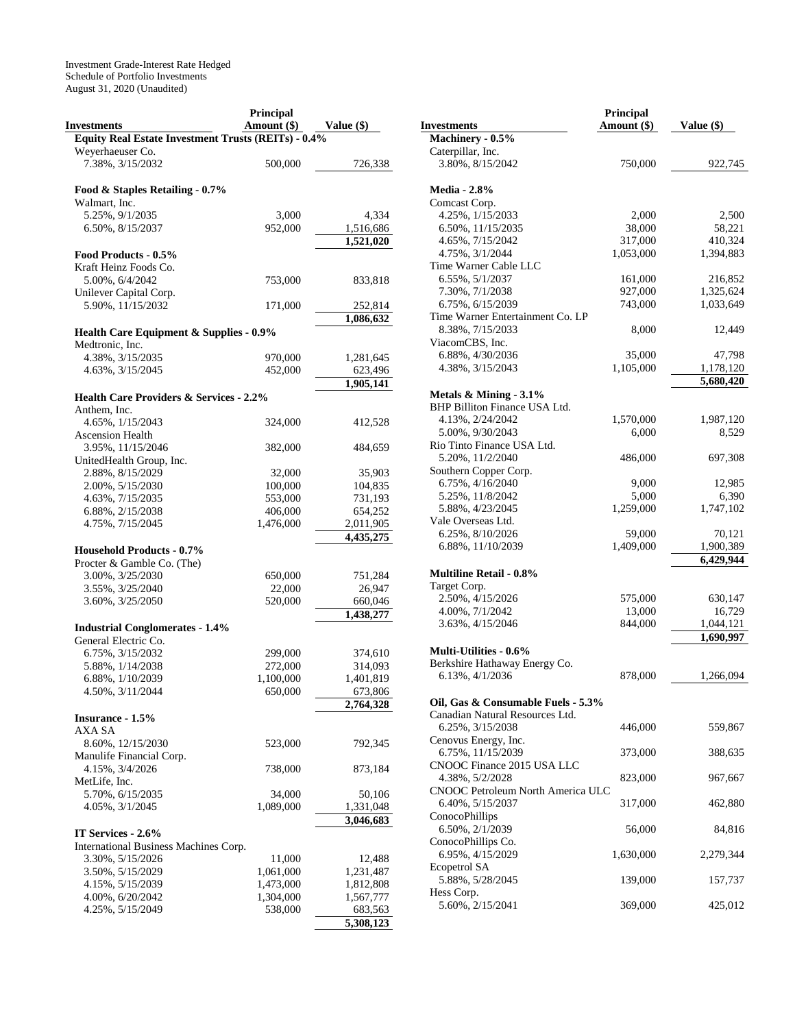Investment Grade-Interest Rate Hedged
Schedule of Portfolio Investments
August 31, 2020 (Unaudited)

| Investments | Principal Amount ($) | Value ($) |
|---|---|---|
| **Equity Real Estate Investment Trusts (REITs) - 0.4%** | | |
| Weyerhaeuser Co. | | |
| 7.38%, 3/15/2032 | 500,000 | 726,338 |
| **Food & Staples Retailing - 0.7%** | | |
| Walmart, Inc. | | |
| 5.25%, 9/1/2035 | 3,000 | 4,334 |
| 6.50%, 8/15/2037 | 952,000 | 1,516,686 |
| | | 1,521,020 |
| **Food Products - 0.5%** | | |
| Kraft Heinz Foods Co. | | |
| 5.00%, 6/4/2042 | 753,000 | 833,818 |
| Unilever Capital Corp. | | |
| 5.90%, 11/15/2032 | 171,000 | 252,814 |
| | | 1,086,632 |
| **Health Care Equipment & Supplies - 0.9%** | | |
| Medtronic, Inc. | | |
| 4.38%, 3/15/2035 | 970,000 | 1,281,645 |
| 4.63%, 3/15/2045 | 452,000 | 623,496 |
| | | 1,905,141 |
| **Health Care Providers & Services - 2.2%** | | |
| Anthem, Inc. | | |
| 4.65%, 1/15/2043 | 324,000 | 412,528 |
| Ascension Health | | |
| 3.95%, 11/15/2046 | 382,000 | 484,659 |
| UnitedHealth Group, Inc. | | |
| 2.88%, 8/15/2029 | 32,000 | 35,903 |
| 2.00%, 5/15/2030 | 100,000 | 104,835 |
| 4.63%, 7/15/2035 | 553,000 | 731,193 |
| 6.88%, 2/15/2038 | 406,000 | 654,252 |
| 4.75%, 7/15/2045 | 1,476,000 | 2,011,905 |
| | | 4,435,275 |
| **Household Products - 0.7%** | | |
| Procter & Gamble Co. (The) | | |
| 3.00%, 3/25/2030 | 650,000 | 751,284 |
| 3.55%, 3/25/2040 | 22,000 | 26,947 |
| 3.60%, 3/25/2050 | 520,000 | 660,046 |
| | | 1,438,277 |
| **Industrial Conglomerates - 1.4%** | | |
| General Electric Co. | | |
| 6.75%, 3/15/2032 | 299,000 | 374,610 |
| 5.88%, 1/14/2038 | 272,000 | 314,093 |
| 6.88%, 1/10/2039 | 1,100,000 | 1,401,819 |
| 4.50%, 3/11/2044 | 650,000 | 673,806 |
| | | 2,764,328 |
| **Insurance - 1.5%** | | |
| AXA SA | | |
| 8.60%, 12/15/2030 | 523,000 | 792,345 |
| Manulife Financial Corp. | | |
| 4.15%, 3/4/2026 | 738,000 | 873,184 |
| MetLife, Inc. | | |
| 5.70%, 6/15/2035 | 34,000 | 50,106 |
| 4.05%, 3/1/2045 | 1,089,000 | 1,331,048 |
| | | 3,046,683 |
| **IT Services - 2.6%** | | |
| International Business Machines Corp. | | |
| 3.30%, 5/15/2026 | 11,000 | 12,488 |
| 3.50%, 5/15/2029 | 1,061,000 | 1,231,487 |
| 4.15%, 5/15/2039 | 1,473,000 | 1,812,808 |
| 4.00%, 6/20/2042 | 1,304,000 | 1,567,777 |
| 4.25%, 5/15/2049 | 538,000 | 683,563 |
| | | 5,308,123 |
| **Machinery - 0.5%** | | |
| Caterpillar, Inc. | | |
| 3.80%, 8/15/2042 | 750,000 | 922,745 |
| **Media - 2.8%** | | |
| Comcast Corp. | | |
| 4.25%, 1/15/2033 | 2,000 | 2,500 |
| 6.50%, 11/15/2035 | 38,000 | 58,221 |
| 4.65%, 7/15/2042 | 317,000 | 410,324 |
| 4.75%, 3/1/2044 | 1,053,000 | 1,394,883 |
| Time Warner Cable LLC | | |
| 6.55%, 5/1/2037 | 161,000 | 216,852 |
| 7.30%, 7/1/2038 | 927,000 | 1,325,624 |
| 6.75%, 6/15/2039 | 743,000 | 1,033,649 |
| Time Warner Entertainment Co. LP | | |
| 8.38%, 7/15/2033 | 8,000 | 12,449 |
| ViacomCBS, Inc. | | |
| 6.88%, 4/30/2036 | 35,000 | 47,798 |
| 4.38%, 3/15/2043 | 1,105,000 | 1,178,120 |
| | | 5,680,420 |
| **Metals & Mining - 3.1%** | | |
| BHP Billiton Finance USA Ltd. | | |
| 4.13%, 2/24/2042 | 1,570,000 | 1,987,120 |
| 5.00%, 9/30/2043 | 6,000 | 8,529 |
| Rio Tinto Finance USA Ltd. | | |
| 5.20%, 11/2/2040 | 486,000 | 697,308 |
| Southern Copper Corp. | | |
| 6.75%, 4/16/2040 | 9,000 | 12,985 |
| 5.25%, 11/8/2042 | 5,000 | 6,390 |
| 5.88%, 4/23/2045 | 1,259,000 | 1,747,102 |
| Vale Overseas Ltd. | | |
| 6.25%, 8/10/2026 | 59,000 | 70,121 |
| 6.88%, 11/10/2039 | 1,409,000 | 1,900,389 |
| | | 6,429,944 |
| **Multiline Retail - 0.8%** | | |
| Target Corp. | | |
| 2.50%, 4/15/2026 | 575,000 | 630,147 |
| 4.00%, 7/1/2042 | 13,000 | 16,729 |
| 3.63%, 4/15/2046 | 844,000 | 1,044,121 |
| | | 1,690,997 |
| **Multi-Utilities - 0.6%** | | |
| Berkshire Hathaway Energy Co. | | |
| 6.13%, 4/1/2036 | 878,000 | 1,266,094 |
| **Oil, Gas & Consumable Fuels - 5.3%** | | |
| Canadian Natural Resources Ltd. | | |
| 6.25%, 3/15/2038 | 446,000 | 559,867 |
| Cenovus Energy, Inc. | | |
| 6.75%, 11/15/2039 | 373,000 | 388,635 |
| CNOOC Finance 2015 USA LLC | | |
| 4.38%, 5/2/2028 | 823,000 | 967,667 |
| CNOOC Petroleum North America ULC | | |
| 6.40%, 5/15/2037 | 317,000 | 462,880 |
| ConocoPhillips | | |
| 6.50%, 2/1/2039 | 56,000 | 84,816 |
| ConocoPhillips Co. | | |
| 6.95%, 4/15/2029 | 1,630,000 | 2,279,344 |
| Ecopetrol SA | | |
| 5.88%, 5/28/2045 | 139,000 | 157,737 |
| Hess Corp. | | |
| 5.60%, 2/15/2041 | 369,000 | 425,012 |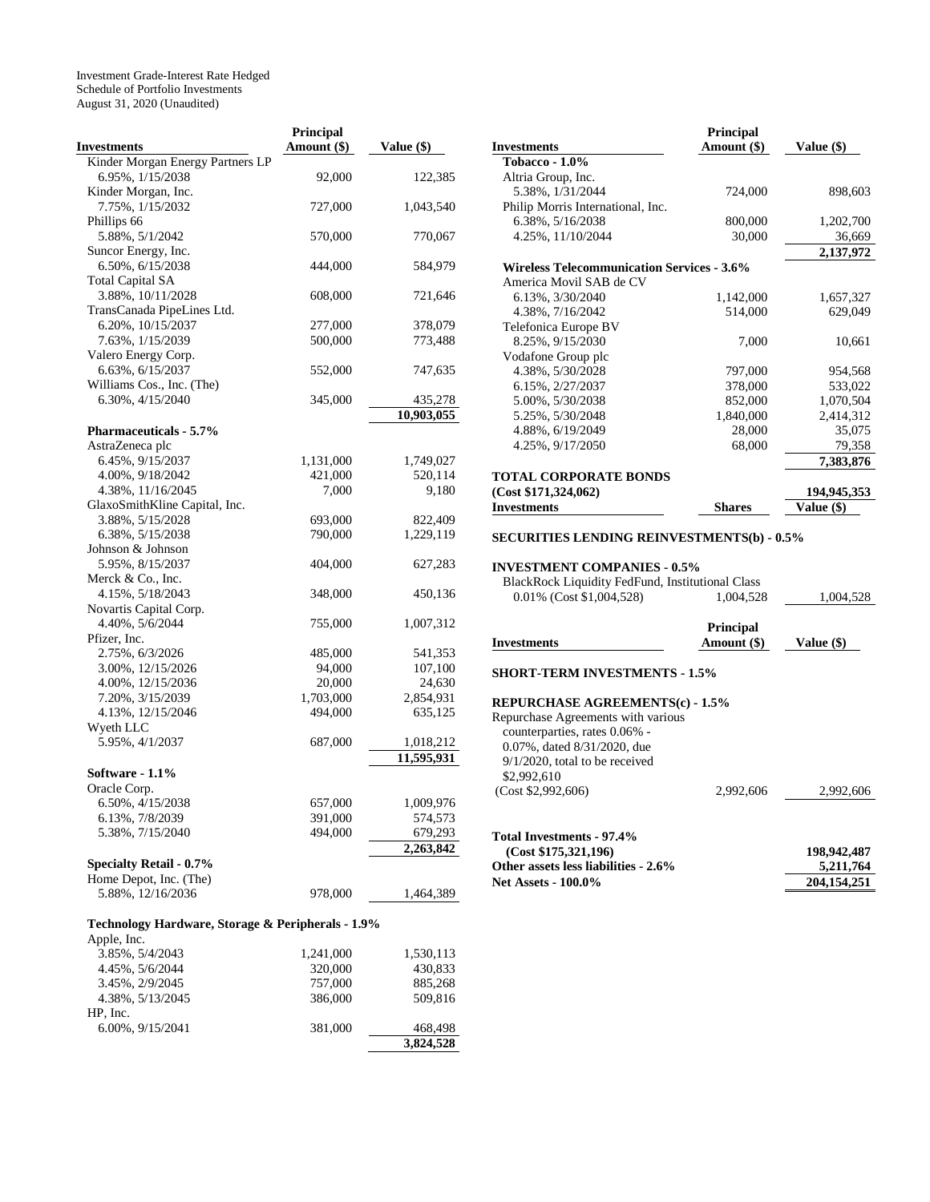Investment Grade-Interest Rate Hedged
Schedule of Portfolio Investments
August 31, 2020 (Unaudited)

| Investments | Principal Amount ($) | Value ($) |
|---|---|---|
| Kinder Morgan Energy Partners LP | | |
| 6.95%, 1/15/2038 | 92,000 | 122,385 |
| Kinder Morgan, Inc. | | |
| 7.75%, 1/15/2032 | 727,000 | 1,043,540 |
| Phillips 66 | | |
| 5.88%, 5/1/2042 | 570,000 | 770,067 |
| Suncor Energy, Inc. | | |
| 6.50%, 6/15/2038 | 444,000 | 584,979 |
| Total Capital SA | | |
| 3.88%, 10/11/2028 | 608,000 | 721,646 |
| TransCanada PipeLines Ltd. | | |
| 6.20%, 10/15/2037 | 277,000 | 378,079 |
| 7.63%, 1/15/2039 | 500,000 | 773,488 |
| Valero Energy Corp. | | |
| 6.63%, 6/15/2037 | 552,000 | 747,635 |
| Williams Cos., Inc. (The) | | |
| 6.30%, 4/15/2040 | 345,000 | 435,278 |
| | | **10,903,055** |
| **Pharmaceuticals - 5.7%** | | |
| AstraZeneca plc | | |
| 6.45%, 9/15/2037 | 1,131,000 | 1,749,027 |
| 4.00%, 9/18/2042 | 421,000 | 520,114 |
| 4.38%, 11/16/2045 | 7,000 | 9,180 |
| GlaxoSmithKline Capital, Inc. | | |
| 3.88%, 5/15/2028 | 693,000 | 822,409 |
| 6.38%, 5/15/2038 | 790,000 | 1,229,119 |
| Johnson & Johnson | | |
| 5.95%, 8/15/2037 | 404,000 | 627,283 |
| Merck & Co., Inc. | | |
| 4.15%, 5/18/2043 | 348,000 | 450,136 |
| Novartis Capital Corp. | | |
| 4.40%, 5/6/2044 | 755,000 | 1,007,312 |
| Pfizer, Inc. | | |
| 2.75%, 6/3/2026 | 485,000 | 541,353 |
| 3.00%, 12/15/2026 | 94,000 | 107,100 |
| 4.00%, 12/15/2036 | 20,000 | 24,630 |
| 7.20%, 3/15/2039 | 1,703,000 | 2,854,931 |
| 4.13%, 12/15/2046 | 494,000 | 635,125 |
| Wyeth LLC | | |
| 5.95%, 4/1/2037 | 687,000 | 1,018,212 |
| | | **11,595,931** |
| **Software - 1.1%** | | |
| Oracle Corp. | | |
| 6.50%, 4/15/2038 | 657,000 | 1,009,976 |
| 6.13%, 7/8/2039 | 391,000 | 574,573 |
| 5.38%, 7/15/2040 | 494,000 | 679,293 |
| | | **2,263,842** |
| **Specialty Retail - 0.7%** | | |
| Home Depot, Inc. (The) | | |
| 5.88%, 12/16/2036 | 978,000 | 1,464,389 |
| **Technology Hardware, Storage & Peripherals - 1.9%** | | |
| Apple, Inc. | | |
| 3.85%, 5/4/2043 | 1,241,000 | 1,530,113 |
| 4.45%, 5/6/2044 | 320,000 | 430,833 |
| 3.45%, 2/9/2045 | 757,000 | 885,268 |
| 4.38%, 5/13/2045 | 386,000 | 509,816 |
| HP, Inc. | | |
| 6.00%, 9/15/2041 | 381,000 | 468,498 |
| | | **3,824,528** |
| **Tobacco - 1.0%** | | |
| Altria Group, Inc. | | |
| 5.38%, 1/31/2044 | 724,000 | 898,603 |
| Philip Morris International, Inc. | | |
| 6.38%, 5/16/2038 | 800,000 | 1,202,700 |
| 4.25%, 11/10/2044 | 30,000 | 36,669 |
| | | **2,137,972** |
| **Wireless Telecommunication Services - 3.6%** | | |
| America Movil SAB de CV | | |
| 6.13%, 3/30/2040 | 1,142,000 | 1,657,327 |
| 4.38%, 7/16/2042 | 514,000 | 629,049 |
| Telefonica Europe BV | | |
| 8.25%, 9/15/2030 | 7,000 | 10,661 |
| Vodafone Group plc | | |
| 4.38%, 5/30/2028 | 797,000 | 954,568 |
| 6.15%, 2/27/2037 | 378,000 | 533,022 |
| 5.00%, 5/30/2038 | 852,000 | 1,070,504 |
| 5.25%, 5/30/2048 | 1,840,000 | 2,414,312 |
| 4.88%, 6/19/2049 | 28,000 | 35,075 |
| 4.25%, 9/17/2050 | 68,000 | 79,358 |
| | | **7,383,876** |
| **TOTAL CORPORATE BONDS** | | |
| **(Cost $171,324,062)** | | **194,945,353** |

| Investments | Shares | Value ($) |
|---|---|---|
| **SECURITIES LENDING REINVESTMENTS(b) - 0.5%** | | |
| **INVESTMENT COMPANIES - 0.5%** | | |
| BlackRock Liquidity FedFund, Institutional Class | | |
| 0.01% (Cost $1,004,528) | 1,004,528 | 1,004,528 |

| Investments | Principal Amount ($) | Value ($) |
|---|---|---|
| **SHORT-TERM INVESTMENTS - 1.5%** | | |
| **REPURCHASE AGREEMENTS(c) - 1.5%** | | |
| Repurchase Agreements with various counterparties, rates 0.06% - 0.07%, dated 8/31/2020, due 9/1/2020, total to be received $2,992,610 (Cost $2,992,606) | 2,992,606 | 2,992,606 |
| **Total Investments - 97.4%** | | |
| **(Cost $175,321,196)** | | **198,942,487** |
| **Other assets less liabilities - 2.6%** | | **5,211,764** |
| **Net Assets - 100.0%** | | **204,154,251** |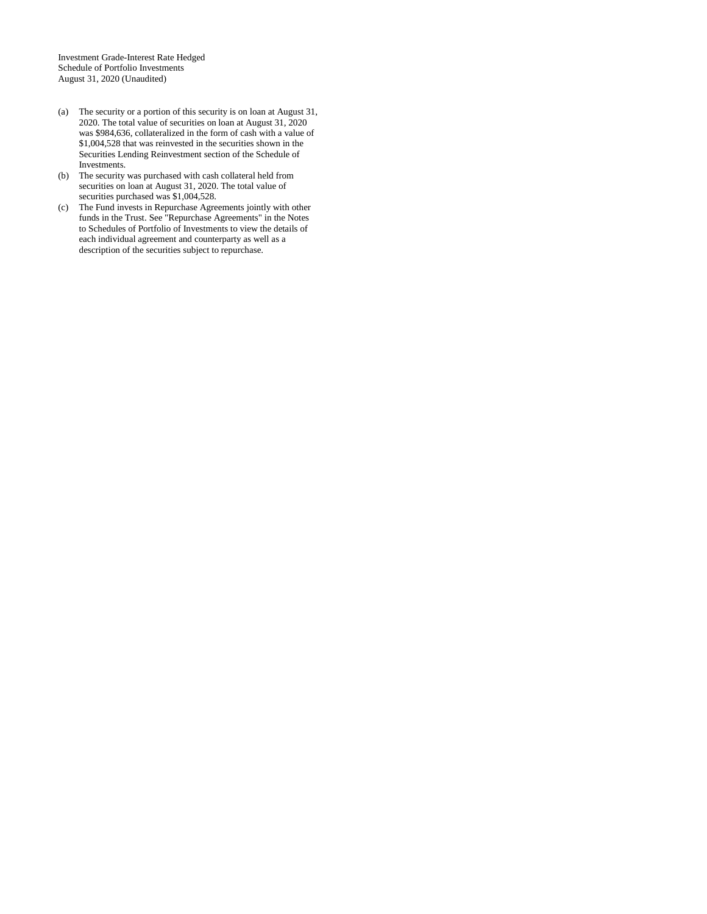Investment Grade-Interest Rate Hedged
Schedule of Portfolio Investments
August 31, 2020 (Unaudited)

(a) The security or a portion of this security is on loan at August 31, 2020. The total value of securities on loan at August 31, 2020 was $984,636, collateralized in the form of cash with a value of $1,004,528 that was reinvested in the securities shown in the Securities Lending Reinvestment section of the Schedule of Investments.

(b) The security was purchased with cash collateral held from securities on loan at August 31, 2020. The total value of securities purchased was $1,004,528.

(c) The Fund invests in Repurchase Agreements jointly with other funds in the Trust. See "Repurchase Agreements" in the Notes to Schedules of Portfolio of Investments to view the details of each individual agreement and counterparty as well as a description of the securities subject to repurchase.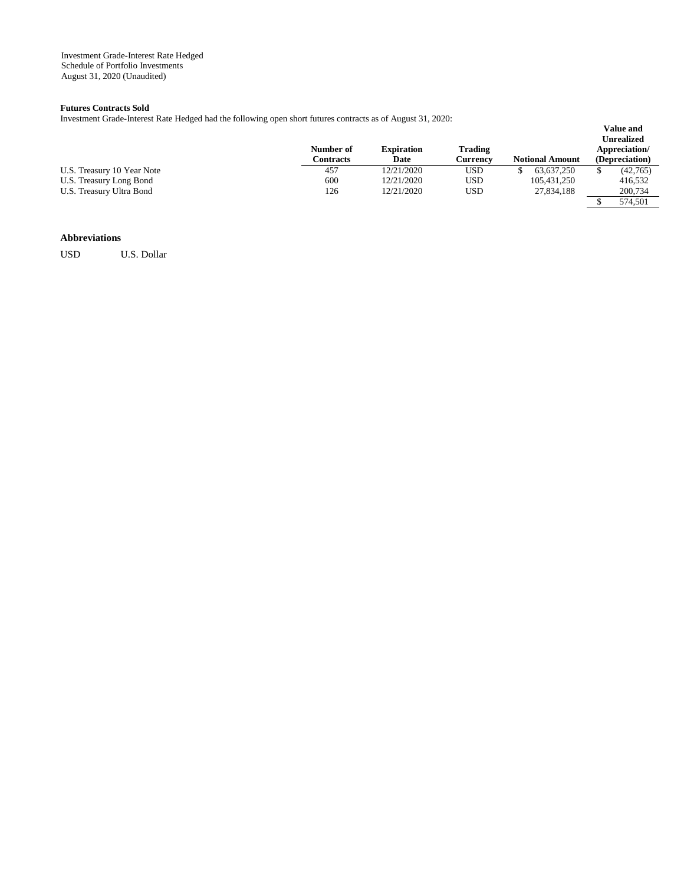Investment Grade-Interest Rate Hedged
Schedule of Portfolio Investments
August 31, 2020 (Unaudited)

**Futures Contracts Sold**

Investment Grade-Interest Rate Hedged had the following open short futures contracts as of August 31, 2020:

| | Number of Contracts | Expiration Date | Trading Currency | Notional Amount | Value and Unrealized Appreciation/ (Depreciation) |
|---|---|---|---|---|---|
| U.S. Treasury 10 Year Note | 457 | 12/21/2020 | USD | $ 63,637,250 | $ (42,765) |
| U.S. Treasury Long Bond | 600 | 12/21/2020 | USD | 105,431,250 | 416,532 |
| U.S. Treasury Ultra Bond | 126 | 12/21/2020 | USD | 27,834,188 | 200,734 |
| | | | | | $ 574,501 |

**Abbreviations**

USD U.S. Dollar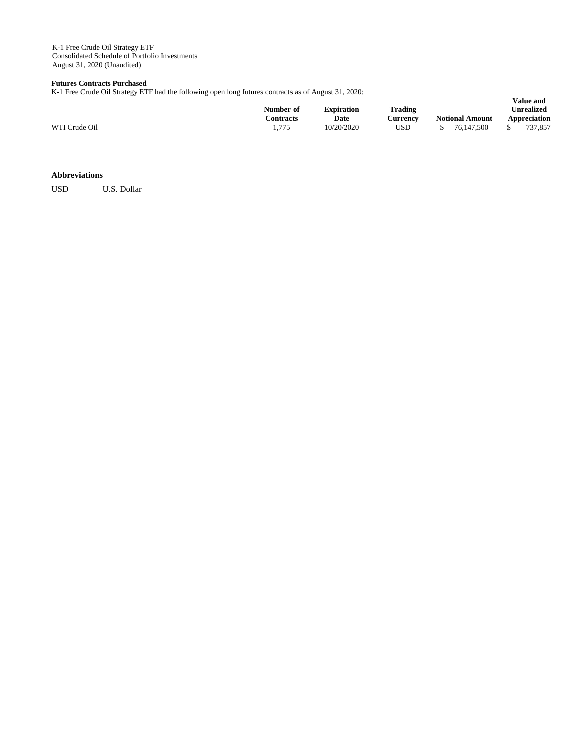K-1 Free Crude Oil Strategy ETF
Consolidated Schedule of Portfolio Investments
August 31, 2020 (Unaudited)

**Futures Contracts Purchased**

K-1 Free Crude Oil Strategy ETF had the following open long futures contracts as of August 31, 2020:

| | Number of Contracts | Expiration Date | Trading Currency | Notional Amount | Value and Unrealized Appreciation |
|---|---|---|---|---|---|
| WTI Crude Oil | 1,775 | 10/20/2020 | USD | $ 76,147,500 | $ 737,857 |

**Abbreviations**

USD U.S. Dollar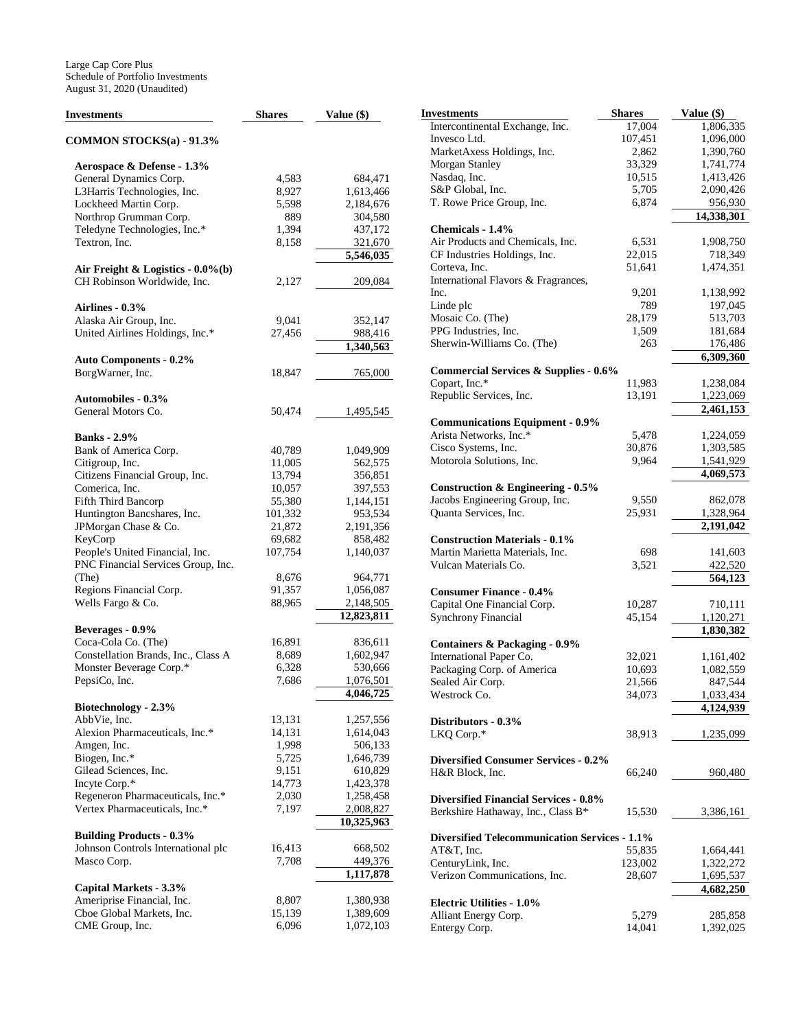Large Cap Core Plus
Schedule of Portfolio Investments
August 31, 2020 (Unaudited)

| Investments | Shares | Value ($) |
|---|---|---|
| **COMMON STOCKS(a) - 91.3%** | | |
| **Aerospace & Defense - 1.3%** | | |
| General Dynamics Corp. | 4,583 | 684,471 |
| L3Harris Technologies, Inc. | 8,927 | 1,613,466 |
| Lockheed Martin Corp. | 5,598 | 2,184,676 |
| Northrop Grumman Corp. | 889 | 304,580 |
| Teledyne Technologies, Inc.* | 1,394 | 437,172 |
| Textron, Inc. | 8,158 | 321,670 |
| | | **5,546,035** |
| **Air Freight & Logistics - 0.0%(b)** | | |
| CH Robinson Worldwide, Inc. | 2,127 | 209,084 |
| **Airlines - 0.3%** | | |
| Alaska Air Group, Inc. | 9,041 | 352,147 |
| United Airlines Holdings, Inc.* | 27,456 | 988,416 |
| | | **1,340,563** |
| **Auto Components - 0.2%** | | |
| BorgWarner, Inc. | 18,847 | 765,000 |
| **Automobiles - 0.3%** | | |
| General Motors Co. | 50,474 | 1,495,545 |
| **Banks - 2.9%** | | |
| Bank of America Corp. | 40,789 | 1,049,909 |
| Citigroup, Inc. | 11,005 | 562,575 |
| Citizens Financial Group, Inc. | 13,794 | 356,851 |
| Comerica, Inc. | 10,057 | 397,553 |
| Fifth Third Bancorp | 55,380 | 1,144,151 |
| Huntington Bancshares, Inc. | 101,332 | 953,534 |
| JPMorgan Chase & Co. | 21,872 | 2,191,356 |
| KeyCorp | 69,682 | 858,482 |
| People's United Financial, Inc. | 107,754 | 1,140,037 |
| PNC Financial Services Group, Inc. (The) | 8,676 | 964,771 |
| Regions Financial Corp. | 91,357 | 1,056,087 |
| Wells Fargo & Co. | 88,965 | 2,148,505 |
| | | **12,823,811** |
| **Beverages - 0.9%** | | |
| Coca-Cola Co. (The) | 16,891 | 836,611 |
| Constellation Brands, Inc., Class A | 8,689 | 1,602,947 |
| Monster Beverage Corp.* | 6,328 | 530,666 |
| PepsiCo, Inc. | 7,686 | 1,076,501 |
| | | **4,046,725** |
| **Biotechnology - 2.3%** | | |
| AbbVie, Inc. | 13,131 | 1,257,556 |
| Alexion Pharmaceuticals, Inc.* | 14,131 | 1,614,043 |
| Amgen, Inc. | 1,998 | 506,133 |
| Biogen, Inc.* | 5,725 | 1,646,739 |
| Gilead Sciences, Inc. | 9,151 | 610,829 |
| Incyte Corp.* | 14,773 | 1,423,378 |
| Regeneron Pharmaceuticals, Inc.* | 2,030 | 1,258,458 |
| Vertex Pharmaceuticals, Inc.* | 7,197 | 2,008,827 |
| | | **10,325,963** |
| **Building Products - 0.3%** | | |
| Johnson Controls International plc | 16,413 | 668,502 |
| Masco Corp. | 7,708 | 449,376 |
| | | **1,117,878** |
| **Capital Markets - 3.3%** | | |
| Ameriprise Financial, Inc. | 8,807 | 1,380,938 |
| Cboe Global Markets, Inc. | 15,139 | 1,389,609 |
| CME Group, Inc. | 6,096 | 1,072,103 |
| Intercontinental Exchange, Inc. | 17,004 | 1,806,335 |
| Invesco Ltd. | 107,451 | 1,096,000 |
| MarketAxess Holdings, Inc. | 2,862 | 1,390,760 |
| Morgan Stanley | 33,329 | 1,741,774 |
| Nasdaq, Inc. | 10,515 | 1,413,426 |
| S&P Global, Inc. | 5,705 | 2,090,426 |
| T. Rowe Price Group, Inc. | 6,874 | 956,930 |
| | | **14,338,301** |
| **Chemicals - 1.4%** | | |
| Air Products and Chemicals, Inc. | 6,531 | 1,908,750 |
| CF Industries Holdings, Inc. | 22,015 | 718,349 |
| Corteva, Inc. | 51,641 | 1,474,351 |
| International Flavors & Fragrances, Inc. | 9,201 | 1,138,992 |
| Linde plc | 789 | 197,045 |
| Mosaic Co. (The) | 28,179 | 513,703 |
| PPG Industries, Inc. | 1,509 | 181,684 |
| Sherwin-Williams Co. (The) | 263 | 176,486 |
| | | **6,309,360** |
| **Commercial Services & Supplies - 0.6%** | | |
| Copart, Inc.* | 11,983 | 1,238,084 |
| Republic Services, Inc. | 13,191 | 1,223,069 |
| | | **2,461,153** |
| **Communications Equipment - 0.9%** | | |
| Arista Networks, Inc.* | 5,478 | 1,224,059 |
| Cisco Systems, Inc. | 30,876 | 1,303,585 |
| Motorola Solutions, Inc. | 9,964 | 1,541,929 |
| | | **4,069,573** |
| **Construction & Engineering - 0.5%** | | |
| Jacobs Engineering Group, Inc. | 9,550 | 862,078 |
| Quanta Services, Inc. | 25,931 | 1,328,964 |
| | | **2,191,042** |
| **Construction Materials - 0.1%** | | |
| Martin Marietta Materials, Inc. | 698 | 141,603 |
| Vulcan Materials Co. | 3,521 | 422,520 |
| | | **564,123** |
| **Consumer Finance - 0.4%** | | |
| Capital One Financial Corp. | 10,287 | 710,111 |
| Synchrony Financial | 45,154 | 1,120,271 |
| | | **1,830,382** |
| **Containers & Packaging - 0.9%** | | |
| International Paper Co. | 32,021 | 1,161,402 |
| Packaging Corp. of America | 10,693 | 1,082,559 |
| Sealed Air Corp. | 21,566 | 847,544 |
| Westrock Co. | 34,073 | 1,033,434 |
| | | **4,124,939** |
| **Distributors - 0.3%** | | |
| LKQ Corp.* | 38,913 | 1,235,099 |
| **Diversified Consumer Services - 0.2%** | | |
| H&R Block, Inc. | 66,240 | 960,480 |
| **Diversified Financial Services - 0.8%** | | |
| Berkshire Hathaway, Inc., Class B* | 15,530 | 3,386,161 |
| **Diversified Telecommunication Services - 1.1%** | | |
| AT&T, Inc. | 55,835 | 1,664,441 |
| CenturyLink, Inc. | 123,002 | 1,322,272 |
| Verizon Communications, Inc. | 28,607 | 1,695,537 |
| | | **4,682,250** |
| **Electric Utilities - 1.0%** | | |
| Alliant Energy Corp. | 5,279 | 285,858 |
| Entergy Corp. | 14,041 | 1,392,025 |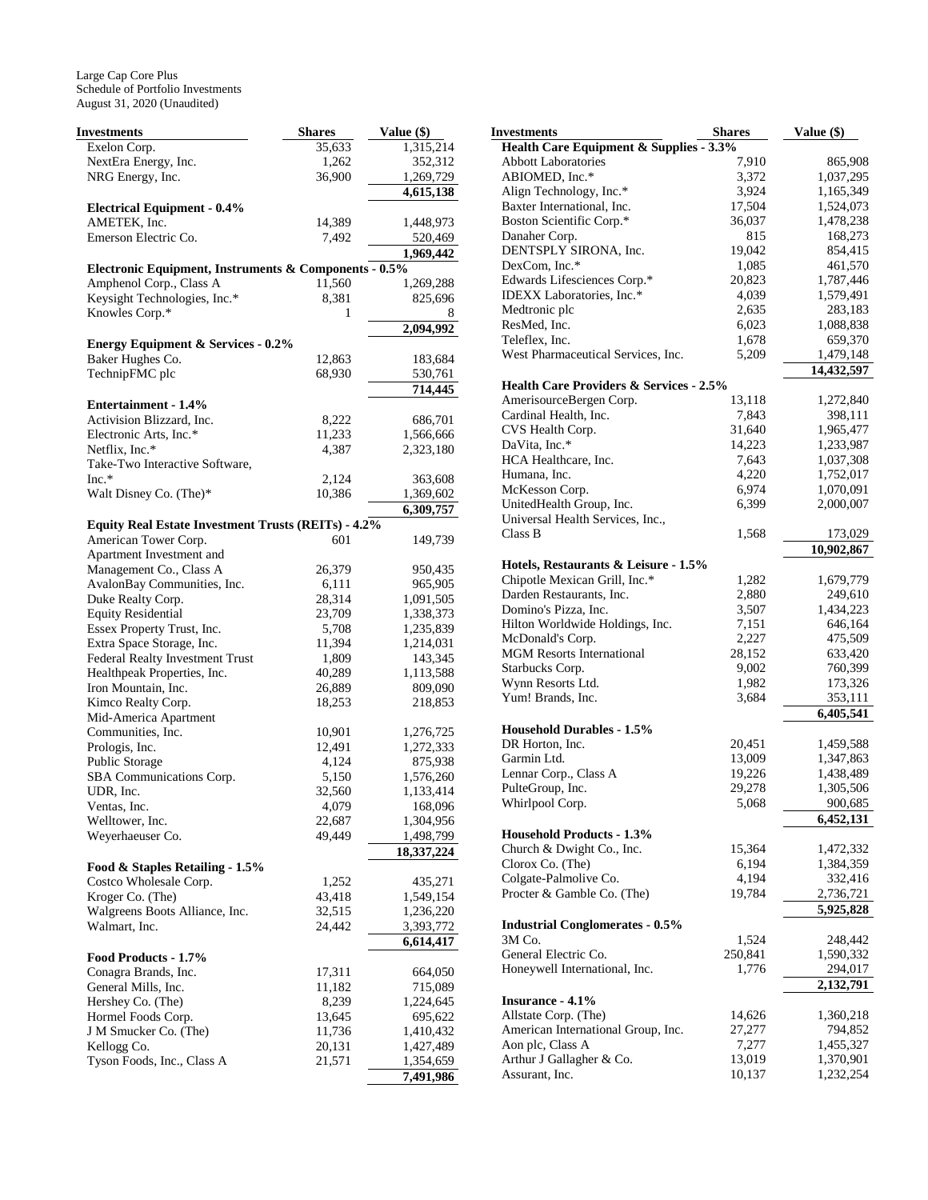Large Cap Core Plus
Schedule of Portfolio Investments
August 31, 2020 (Unaudited)

| Investments | Shares | Value ($) |
|---|---|---|
| Exelon Corp. | 35,633 | 1,315,214 |
| NextEra Energy, Inc. | 1,262 | 352,312 |
| NRG Energy, Inc. | 36,900 | 1,269,729 |
| | | **4,615,138** |
| **Electrical Equipment - 0.4%** | | |
| AMETEK, Inc. | 14,389 | 1,448,973 |
| Emerson Electric Co. | 7,492 | 520,469 |
| | | **1,969,442** |
| **Electronic Equipment, Instruments & Components - 0.5%** | | |
| Amphenol Corp., Class A | 11,560 | 1,269,288 |
| Keysight Technologies, Inc.* | 8,381 | 825,696 |
| Knowles Corp.* | 1 | 8 |
| | | **2,094,992** |
| **Energy Equipment & Services - 0.2%** | | |
| Baker Hughes Co. | 12,863 | 183,684 |
| TechnipFMC plc | 68,930 | 530,761 |
| | | **714,445** |
| **Entertainment - 1.4%** | | |
| Activision Blizzard, Inc. | 8,222 | 686,701 |
| Electronic Arts, Inc.* | 11,233 | 1,566,666 |
| Netflix, Inc.* | 4,387 | 2,323,180 |
| Take-Two Interactive Software, Inc.* | 2,124 | 363,608 |
| Walt Disney Co. (The)* | 10,386 | 1,369,602 |
| | | **6,309,757** |
| **Equity Real Estate Investment Trusts (REITs) - 4.2%** | | |
| American Tower Corp. | 601 | 149,739 |
| Apartment Investment and Management Co., Class A | 26,379 | 950,435 |
| AvalonBay Communities, Inc. | 6,111 | 965,905 |
| Duke Realty Corp. | 28,314 | 1,091,505 |
| Equity Residential | 23,709 | 1,338,373 |
| Essex Property Trust, Inc. | 5,708 | 1,235,839 |
| Extra Space Storage, Inc. | 11,394 | 1,214,031 |
| Federal Realty Investment Trust | 1,809 | 143,345 |
| Healthpeak Properties, Inc. | 40,289 | 1,113,588 |
| Iron Mountain, Inc. | 26,889 | 809,090 |
| Kimco Realty Corp. | 18,253 | 218,853 |
| Mid-America Apartment Communities, Inc. | 10,901 | 1,276,725 |
| Prologis, Inc. | 12,491 | 1,272,333 |
| Public Storage | 4,124 | 875,938 |
| SBA Communications Corp. | 5,150 | 1,576,260 |
| UDR, Inc. | 32,560 | 1,133,414 |
| Ventas, Inc. | 4,079 | 168,096 |
| Welltower, Inc. | 22,687 | 1,304,956 |
| Weyerhaeuser Co. | 49,449 | 1,498,799 |
| | | **18,337,224** |
| **Food & Staples Retailing - 1.5%** | | |
| Costco Wholesale Corp. | 1,252 | 435,271 |
| Kroger Co. (The) | 43,418 | 1,549,154 |
| Walgreens Boots Alliance, Inc. | 32,515 | 1,236,220 |
| Walmart, Inc. | 24,442 | 3,393,772 |
| | | **6,614,417** |
| **Food Products - 1.7%** | | |
| Conagra Brands, Inc. | 17,311 | 664,050 |
| General Mills, Inc. | 11,182 | 715,089 |
| Hershey Co. (The) | 8,239 | 1,224,645 |
| Hormel Foods Corp. | 13,645 | 695,622 |
| J M Smucker Co. (The) | 11,736 | 1,410,432 |
| Kellogg Co. | 20,131 | 1,427,489 |
| Tyson Foods, Inc., Class A | 21,571 | 1,354,659 |
| | | **7,491,986** |
| **Health Care Equipment & Supplies - 3.3%** | | |
| Abbott Laboratories | 7,910 | 865,908 |
| ABIOMED, Inc.* | 3,372 | 1,037,295 |
| Align Technology, Inc.* | 3,924 | 1,165,349 |
| Baxter International, Inc. | 17,504 | 1,524,073 |
| Boston Scientific Corp.* | 36,037 | 1,478,238 |
| Danaher Corp. | 815 | 168,273 |
| DENTSPLY SIRONA, Inc. | 19,042 | 854,415 |
| DexCom, Inc.* | 1,085 | 461,570 |
| Edwards Lifesciences Corp.* | 20,823 | 1,787,446 |
| IDEXX Laboratories, Inc.* | 4,039 | 1,579,491 |
| Medtronic plc | 2,635 | 283,183 |
| ResMed, Inc. | 6,023 | 1,088,838 |
| Teleflex, Inc. | 1,678 | 659,370 |
| West Pharmaceutical Services, Inc. | 5,209 | 1,479,148 |
| | | **14,432,597** |
| **Health Care Providers & Services - 2.5%** | | |
| AmerisourceBergen Corp. | 13,118 | 1,272,840 |
| Cardinal Health, Inc. | 7,843 | 398,111 |
| CVS Health Corp. | 31,640 | 1,965,477 |
| DaVita, Inc.* | 14,223 | 1,233,987 |
| HCA Healthcare, Inc. | 7,643 | 1,037,308 |
| Humana, Inc. | 4,220 | 1,752,017 |
| McKesson Corp. | 6,974 | 1,070,091 |
| UnitedHealth Group, Inc. | 6,399 | 2,000,007 |
| Universal Health Services, Inc., Class B | 1,568 | 173,029 |
| | | **10,902,867** |
| **Hotels, Restaurants & Leisure - 1.5%** | | |
| Chipotle Mexican Grill, Inc.* | 1,282 | 1,679,779 |
| Darden Restaurants, Inc. | 2,880 | 249,610 |
| Domino's Pizza, Inc. | 3,507 | 1,434,223 |
| Hilton Worldwide Holdings, Inc. | 7,151 | 646,164 |
| McDonald's Corp. | 2,227 | 475,509 |
| MGM Resorts International | 28,152 | 633,420 |
| Starbucks Corp. | 9,002 | 760,399 |
| Wynn Resorts Ltd. | 1,982 | 173,326 |
| Yum! Brands, Inc. | 3,684 | 353,111 |
| | | **6,405,541** |
| **Household Durables - 1.5%** | | |
| DR Horton, Inc. | 20,451 | 1,459,588 |
| Garmin Ltd. | 13,009 | 1,347,863 |
| Lennar Corp., Class A | 19,226 | 1,438,489 |
| PulteGroup, Inc. | 29,278 | 1,305,506 |
| Whirlpool Corp. | 5,068 | 900,685 |
| | | **6,452,131** |
| **Household Products - 1.3%** | | |
| Church & Dwight Co., Inc. | 15,364 | 1,472,332 |
| Clorox Co. (The) | 6,194 | 1,384,359 |
| Colgate-Palmolive Co. | 4,194 | 332,416 |
| Procter & Gamble Co. (The) | 19,784 | 2,736,721 |
| | | **5,925,828** |
| **Industrial Conglomerates - 0.5%** | | |
| 3M Co. | 1,524 | 248,442 |
| General Electric Co. | 250,841 | 1,590,332 |
| Honeywell International, Inc. | 1,776 | 294,017 |
| | | **2,132,791** |
| **Insurance - 4.1%** | | |
| Allstate Corp. (The) | 14,626 | 1,360,218 |
| American International Group, Inc. | 27,277 | 794,852 |
| Aon plc, Class A | 7,277 | 1,455,327 |
| Arthur J Gallagher & Co. | 13,019 | 1,370,901 |
| Assurant, Inc. | 10,137 | 1,232,254 |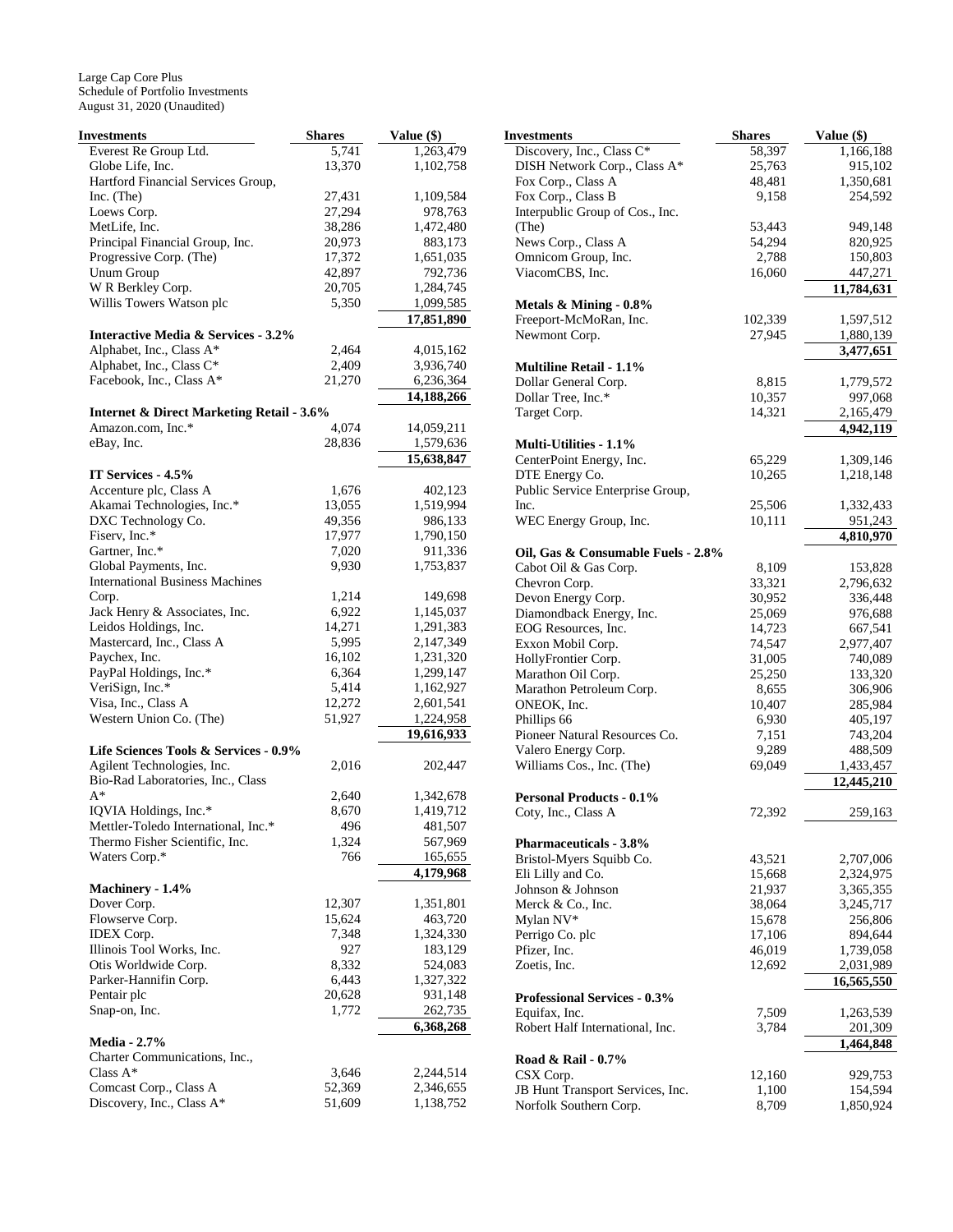Large Cap Core Plus
Schedule of Portfolio Investments
August 31, 2020 (Unaudited)

| Investments | Shares | Value ($) |
|---|---|---|
| Everest Re Group Ltd. | 5,741 | 1,263,479 |
| Globe Life, Inc. | 13,370 | 1,102,758 |
| Hartford Financial Services Group, Inc. (The) | 27,431 | 1,109,584 |
| Loews Corp. | 27,294 | 978,763 |
| MetLife, Inc. | 38,286 | 1,472,480 |
| Principal Financial Group, Inc. | 20,973 | 883,173 |
| Progressive Corp. (The) | 17,372 | 1,651,035 |
| Unum Group | 42,897 | 792,736 |
| W R Berkley Corp. | 20,705 | 1,284,745 |
| Willis Towers Watson plc | 5,350 | 1,099,585 |
| | | **17,851,890** |
| **Interactive Media & Services - 3.2%** | | |
| Alphabet, Inc., Class A* | 2,464 | 4,015,162 |
| Alphabet, Inc., Class C* | 2,409 | 3,936,740 |
| Facebook, Inc., Class A* | 21,270 | 6,236,364 |
| | | **14,188,266** |
| **Internet & Direct Marketing Retail - 3.6%** | | |
| Amazon.com, Inc.* | 4,074 | 14,059,211 |
| eBay, Inc. | 28,836 | 1,579,636 |
| | | **15,638,847** |
| **IT Services - 4.5%** | | |
| Accenture plc, Class A | 1,676 | 402,123 |
| Akamai Technologies, Inc.* | 13,055 | 1,519,994 |
| DXC Technology Co. | 49,356 | 986,133 |
| Fiserv, Inc.* | 17,977 | 1,790,150 |
| Gartner, Inc.* | 7,020 | 911,336 |
| Global Payments, Inc. | 9,930 | 1,753,837 |
| International Business Machines Corp. | 1,214 | 149,698 |
| Jack Henry & Associates, Inc. | 6,922 | 1,145,037 |
| Leidos Holdings, Inc. | 14,271 | 1,291,383 |
| Mastercard, Inc., Class A | 5,995 | 2,147,349 |
| Paychex, Inc. | 16,102 | 1,231,320 |
| PayPal Holdings, Inc.* | 6,364 | 1,299,147 |
| VeriSign, Inc.* | 5,414 | 1,162,927 |
| Visa, Inc., Class A | 12,272 | 2,601,541 |
| Western Union Co. (The) | 51,927 | 1,224,958 |
| | | **19,616,933** |
| **Life Sciences Tools & Services - 0.9%** | | |
| Agilent Technologies, Inc. | 2,016 | 202,447 |
| Bio-Rad Laboratories, Inc., Class A* | 2,640 | 1,342,678 |
| IQVIA Holdings, Inc.* | 8,670 | 1,419,712 |
| Mettler-Toledo International, Inc.* | 496 | 481,507 |
| Thermo Fisher Scientific, Inc. | 1,324 | 567,969 |
| Waters Corp.* | 766 | 165,655 |
| | | **4,179,968** |
| **Machinery - 1.4%** | | |
| Dover Corp. | 12,307 | 1,351,801 |
| Flowserve Corp. | 15,624 | 463,720 |
| IDEX Corp. | 7,348 | 1,324,330 |
| Illinois Tool Works, Inc. | 927 | 183,129 |
| Otis Worldwide Corp. | 8,332 | 524,083 |
| Parker-Hannifin Corp. | 6,443 | 1,327,322 |
| Pentair plc | 20,628 | 931,148 |
| Snap-on, Inc. | 1,772 | 262,735 |
| | | **6,368,268** |
| **Media - 2.7%** | | |
| Charter Communications, Inc., Class A* | 3,646 | 2,244,514 |
| Comcast Corp., Class A | 52,369 | 2,346,655 |
| Discovery, Inc., Class A* | 51,609 | 1,138,752 |
| Discovery, Inc., Class C* | 58,397 | 1,166,188 |
| DISH Network Corp., Class A* | 25,763 | 915,102 |
| Fox Corp., Class A | 48,481 | 1,350,681 |
| Fox Corp., Class B | 9,158 | 254,592 |
| Interpublic Group of Cos., Inc. (The) | 53,443 | 949,148 |
| News Corp., Class A | 54,294 | 820,925 |
| Omnicom Group, Inc. | 2,788 | 150,803 |
| ViacomCBS, Inc. | 16,060 | 447,271 |
| | | **11,784,631** |
| **Metals & Mining - 0.8%** | | |
| Freeport-McMoRan, Inc. | 102,339 | 1,597,512 |
| Newmont Corp. | 27,945 | 1,880,139 |
| | | **3,477,651** |
| **Multiline Retail - 1.1%** | | |
| Dollar General Corp. | 8,815 | 1,779,572 |
| Dollar Tree, Inc.* | 10,357 | 997,068 |
| Target Corp. | 14,321 | 2,165,479 |
| | | **4,942,119** |
| **Multi-Utilities - 1.1%** | | |
| CenterPoint Energy, Inc. | 65,229 | 1,309,146 |
| DTE Energy Co. | 10,265 | 1,218,148 |
| Public Service Enterprise Group, Inc. | 25,506 | 1,332,433 |
| WEC Energy Group, Inc. | 10,111 | 951,243 |
| | | **4,810,970** |
| **Oil, Gas & Consumable Fuels - 2.8%** | | |
| Cabot Oil & Gas Corp. | 8,109 | 153,828 |
| Chevron Corp. | 33,321 | 2,796,632 |
| Devon Energy Corp. | 30,952 | 336,448 |
| Diamondback Energy, Inc. | 25,069 | 976,688 |
| EOG Resources, Inc. | 14,723 | 667,541 |
| Exxon Mobil Corp. | 74,547 | 2,977,407 |
| HollyFrontier Corp. | 31,005 | 740,089 |
| Marathon Oil Corp. | 25,250 | 133,320 |
| Marathon Petroleum Corp. | 8,655 | 306,906 |
| ONEOK, Inc. | 10,407 | 285,984 |
| Phillips 66 | 6,930 | 405,197 |
| Pioneer Natural Resources Co. | 7,151 | 743,204 |
| Valero Energy Corp. | 9,289 | 488,509 |
| Williams Cos., Inc. (The) | 69,049 | 1,433,457 |
| | | **12,445,210** |
| **Personal Products - 0.1%** | | |
| Coty, Inc., Class A | 72,392 | 259,163 |
| **Pharmaceuticals - 3.8%** | | |
| Bristol-Myers Squibb Co. | 43,521 | 2,707,006 |
| Eli Lilly and Co. | 15,668 | 2,324,975 |
| Johnson & Johnson | 21,937 | 3,365,355 |
| Merck & Co., Inc. | 38,064 | 3,245,717 |
| Mylan NV* | 15,678 | 256,806 |
| Perrigo Co. plc | 17,106 | 894,644 |
| Pfizer, Inc. | 46,019 | 1,739,058 |
| Zoetis, Inc. | 12,692 | 2,031,989 |
| | | **16,565,550** |
| **Professional Services - 0.3%** | | |
| Equifax, Inc. | 7,509 | 1,263,539 |
| Robert Half International, Inc. | 3,784 | 201,309 |
| | | **1,464,848** |
| **Road & Rail - 0.7%** | | |
| CSX Corp. | 12,160 | 929,753 |
| JB Hunt Transport Services, Inc. | 1,100 | 154,594 |
| Norfolk Southern Corp. | 8,709 | 1,850,924 |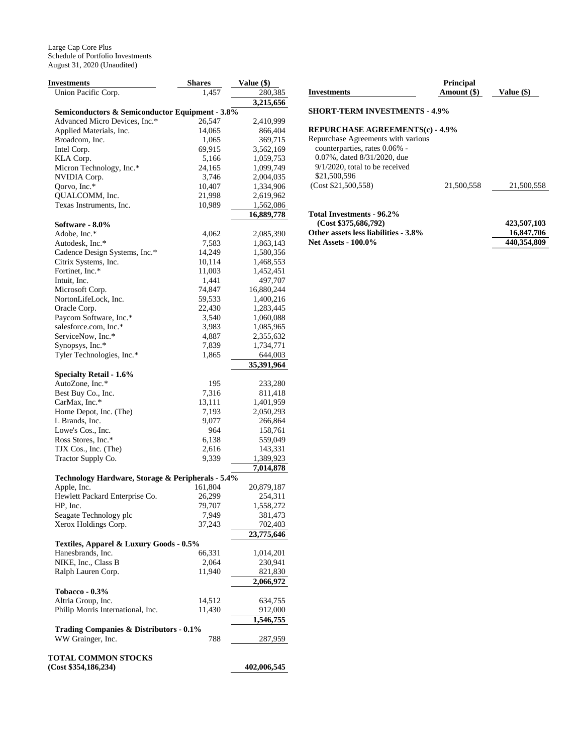Large Cap Core Plus
Schedule of Portfolio Investments
August 31, 2020 (Unaudited)

| Investments | Shares | Value ($) |
|---|---|---|
| Union Pacific Corp. | 1,457 | 280,385 |
| | | 3,215,656 |
| **Semiconductors & Semiconductor Equipment - 3.8%** | | |
| Advanced Micro Devices, Inc.* | 26,547 | 2,410,999 |
| Applied Materials, Inc. | 14,065 | 866,404 |
| Broadcom, Inc. | 1,065 | 369,715 |
| Intel Corp. | 69,915 | 3,562,169 |
| KLA Corp. | 5,166 | 1,059,753 |
| Micron Technology, Inc.* | 24,165 | 1,099,749 |
| NVIDIA Corp. | 3,746 | 2,004,035 |
| Qorvo, Inc.* | 10,407 | 1,334,906 |
| QUALCOMM, Inc. | 21,998 | 2,619,962 |
| Texas Instruments, Inc. | 10,989 | 1,562,086 |
| | | 16,889,778 |
| **Software - 8.0%** | | |
| Adobe, Inc.* | 4,062 | 2,085,390 |
| Autodesk, Inc.* | 7,583 | 1,863,143 |
| Cadence Design Systems, Inc.* | 14,249 | 1,580,356 |
| Citrix Systems, Inc. | 10,114 | 1,468,553 |
| Fortinet, Inc.* | 11,003 | 1,452,451 |
| Intuit, Inc. | 1,441 | 497,707 |
| Microsoft Corp. | 74,847 | 16,880,244 |
| NortonLifeLock, Inc. | 59,533 | 1,400,216 |
| Oracle Corp. | 22,430 | 1,283,445 |
| Paycom Software, Inc.* | 3,540 | 1,060,088 |
| salesforce.com, Inc.* | 3,983 | 1,085,965 |
| ServiceNow, Inc.* | 4,887 | 2,355,632 |
| Synopsys, Inc.* | 7,839 | 1,734,771 |
| Tyler Technologies, Inc.* | 1,865 | 644,003 |
| | | 35,391,964 |
| **Specialty Retail - 1.6%** | | |
| AutoZone, Inc.* | 195 | 233,280 |
| Best Buy Co., Inc. | 7,316 | 811,418 |
| CarMax, Inc.* | 13,111 | 1,401,959 |
| Home Depot, Inc. (The) | 7,193 | 2,050,293 |
| L Brands, Inc. | 9,077 | 266,864 |
| Lowe's Cos., Inc. | 964 | 158,761 |
| Ross Stores, Inc.* | 6,138 | 559,049 |
| TJX Cos., Inc. (The) | 2,616 | 143,331 |
| Tractor Supply Co. | 9,339 | 1,389,923 |
| | | 7,014,878 |
| **Technology Hardware, Storage & Peripherals - 5.4%** | | |
| Apple, Inc. | 161,804 | 20,879,187 |
| Hewlett Packard Enterprise Co. | 26,299 | 254,311 |
| HP, Inc. | 79,707 | 1,558,272 |
| Seagate Technology plc | 7,949 | 381,473 |
| Xerox Holdings Corp. | 37,243 | 702,403 |
| | | 23,775,646 |
| **Textiles, Apparel & Luxury Goods - 0.5%** | | |
| Hanesbrands, Inc. | 66,331 | 1,014,201 |
| NIKE, Inc., Class B | 2,064 | 230,941 |
| Ralph Lauren Corp. | 11,940 | 821,830 |
| | | 2,066,972 |
| **Tobacco - 0.3%** | | |
| Altria Group, Inc. | 14,512 | 634,755 |
| Philip Morris International, Inc. | 11,430 | 912,000 |
| | | 1,546,755 |
| **Trading Companies & Distributors - 0.1%** | | |
| WW Grainger, Inc. | 788 | 287,959 |
| **TOTAL COMMON STOCKS (Cost $354,186,234)** | | **402,006,545** |

| Investments | Principal Amount ($) | Value ($) |
|---|---|---|
| **SHORT-TERM INVESTMENTS - 4.9%** | | |
| **REPURCHASE AGREEMENTS(c) - 4.9%** | | |
| Repurchase Agreements with various counterparties, rates 0.06% - 0.07%, dated 8/31/2020, due 9/1/2020, total to be received $21,500,596 (Cost $21,500,558) | 21,500,558 | 21,500,558 |
| **Total Investments - 96.2% (Cost $375,686,792)** | | **423,507,103** |
| **Other assets less liabilities - 3.8%** | | **16,847,706** |
| **Net Assets - 100.0%** | | **440,354,809** |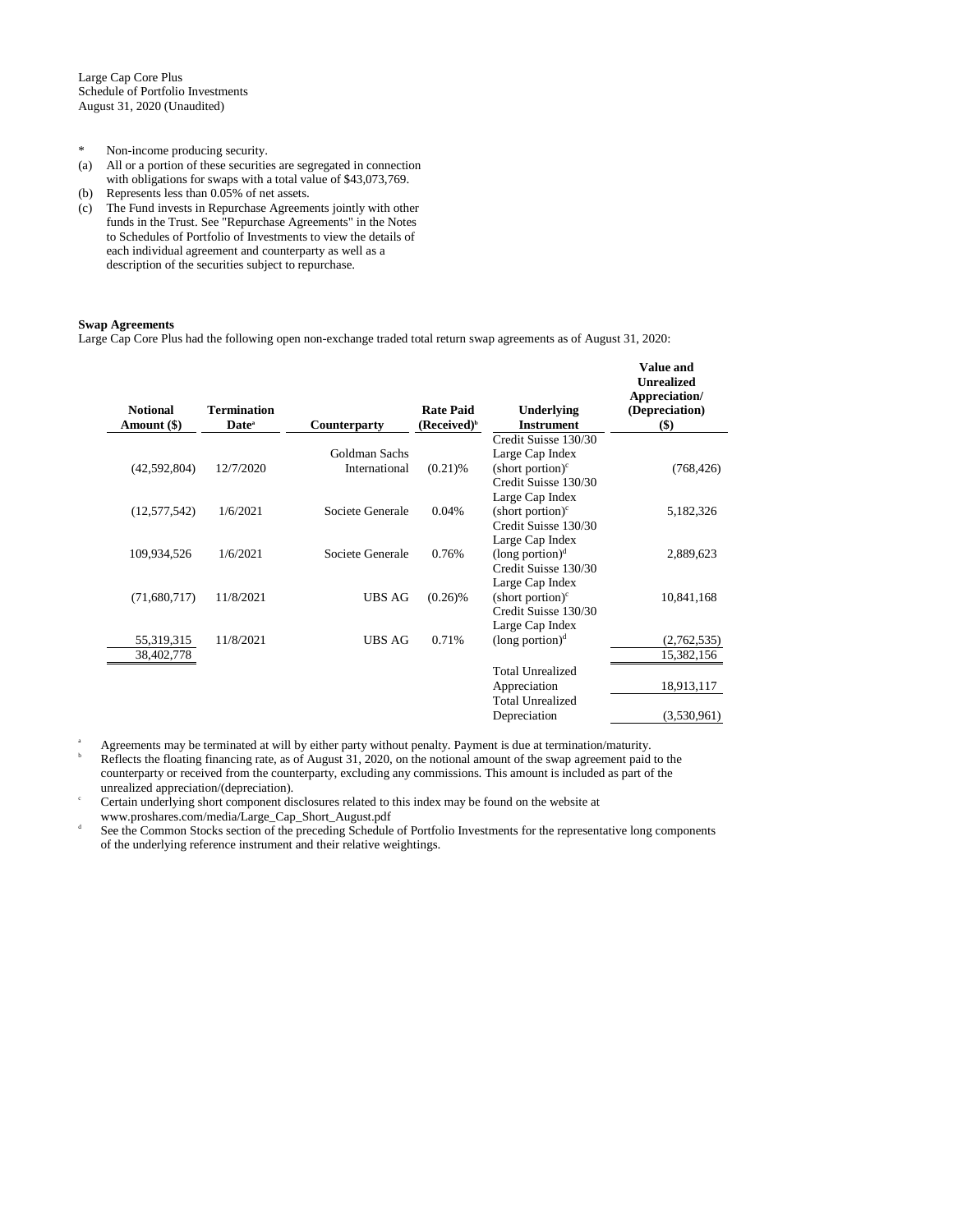Large Cap Core Plus
Schedule of Portfolio Investments
August 31, 2020 (Unaudited)

- \* Non-income producing security.
- (a) All or a portion of these securities are segregated in connection with obligations for swaps with a total value of $43,073,769.
- (b) Represents less than 0.05% of net assets.
- (c) The Fund invests in Repurchase Agreements jointly with other funds in the Trust. See "Repurchase Agreements" in the Notes to Schedules of Portfolio Investments to view the details of each individual agreement and counterparty as well as a description of the securities subject to repurchase.

**Swap Agreements**

Large Cap Core Plus had the following open non-exchange traded total return swap agreements as of August 31, 2020:

| Notional Amount ($) | Termination Date[a] | Counterparty | Rate Paid (Received)[b] | Underlying Instrument | Value and Unrealized Appreciation/ (Depreciation) ($) |
|---|---|---|---|---|---|
| (42,592,804) | 12/7/2020 | Goldman Sachs International | (0.21)% | Credit Suisse 130/30 Large Cap Index (short portion)[c] | (768,426) |
| (12,577,542) | 1/6/2021 | Societe Generale | 0.04% | Credit Suisse 130/30 Large Cap Index (short portion)[c] | 5,182,326 |
| 109,934,526 | 1/6/2021 | Societe Generale | 0.76% | Credit Suisse 130/30 Large Cap Index (long portion)[d] | 2,889,623 |
| (71,680,717) | 11/8/2021 | UBS AG | (0.26)% | Credit Suisse 130/30 Large Cap Index (short portion)[c] | 10,841,168 |
| 55,319,315 | 11/8/2021 | UBS AG | 0.71% | Credit Suisse 130/30 Large Cap Index (long portion)[d] | (2,762,535) |
| 38,402,778 | | | | | 15,382,156 |
| | | | | Total Unrealized Appreciation | 18,913,117 |
| | | | | Total Unrealized Depreciation | (3,530,961) |

[a] Agreements may be terminated at will by either party without penalty. Payment is due at termination/maturity.

[b] Reflects the floating financing rate, as of August 31, 2020, on the notional amount of the swap agreement paid to the counterparty or received from the counterparty, excluding any commissions. This amount is included as part of the unrealized appreciation/(depreciation).

[c] Certain underlying short component disclosures related to this index may be found on the website at www.proshares.com/media/Large_Cap_Short_August.pdf

[d] See the Common Stocks section of the preceding Schedule of Portfolio Investments for the representative long components of the underlying reference instrument and their relative weightings.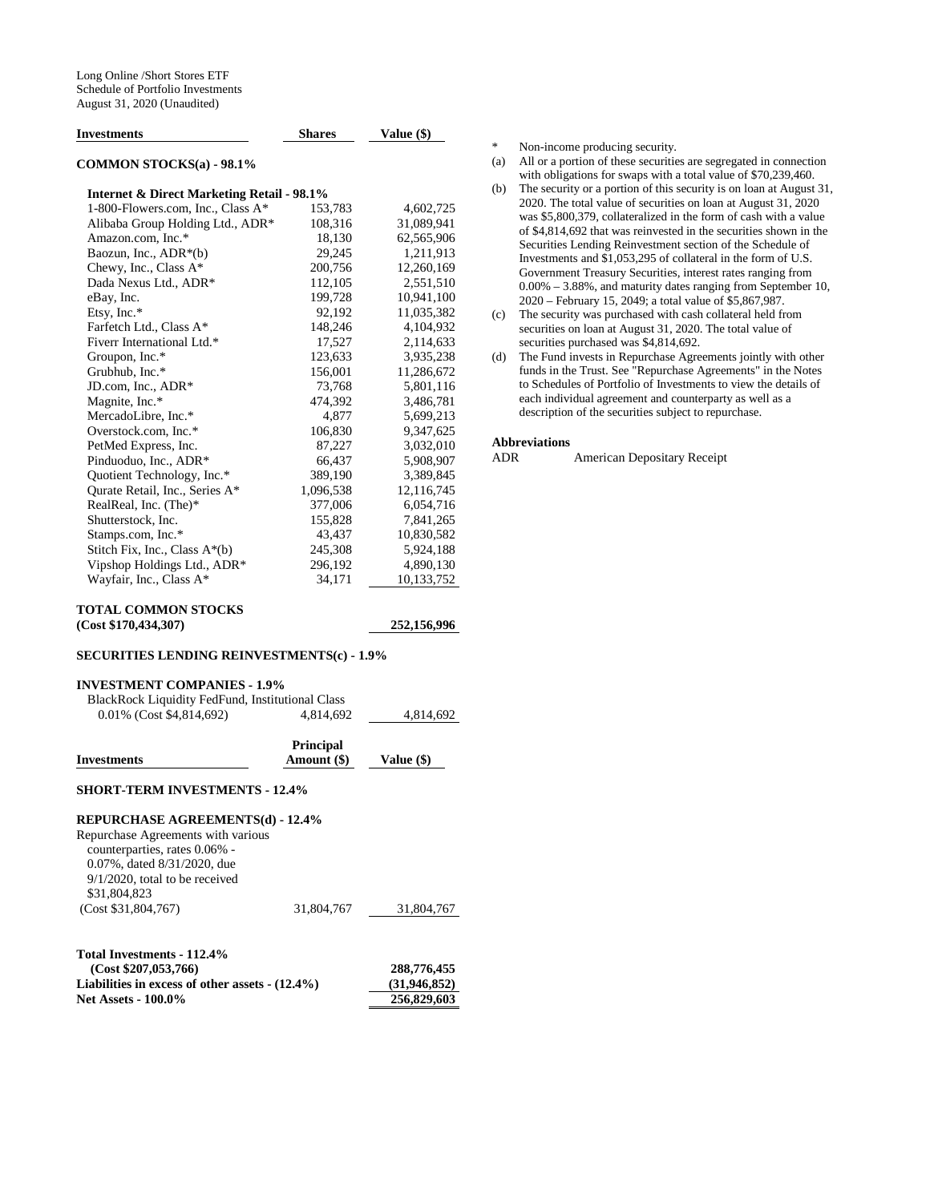Long Online /Short Stores ETF
Schedule of Portfolio Investments
August 31, 2020 (Unaudited)

| Investments | Shares | Value ($) |
|---|---|---|
| **COMMON STOCKS(a) - 98.1%** | | |
| **Internet & Direct Marketing Retail - 98.1%** | | |
| 1-800-Flowers.com, Inc., Class A* | 153,783 | 4,602,725 |
| Alibaba Group Holding Ltd., ADR* | 108,316 | 31,089,941 |
| Amazon.com, Inc.* | 18,130 | 62,565,906 |
| Baozun, Inc., ADR*(b) | 29,245 | 1,211,913 |
| Chewy, Inc., Class A* | 200,756 | 12,260,169 |
| Dada Nexus Ltd., ADR* | 112,105 | 2,551,510 |
| eBay, Inc. | 199,728 | 10,941,100 |
| Etsy, Inc.* | 92,192 | 11,035,382 |
| Farfetch Ltd., Class A* | 148,246 | 4,104,932 |
| Fiverr International Ltd.* | 17,527 | 2,114,633 |
| Groupon, Inc.* | 123,633 | 3,935,238 |
| Grubhub, Inc.* | 156,001 | 11,286,672 |
| JD.com, Inc., ADR* | 73,768 | 5,801,116 |
| Magnite, Inc.* | 474,392 | 3,486,781 |
| MercadoLibre, Inc.* | 4,877 | 5,699,213 |
| Overstock.com, Inc.* | 106,830 | 9,347,625 |
| PetMed Express, Inc. | 87,227 | 3,032,010 |
| Pinduoduo, Inc., ADR* | 66,437 | 5,908,907 |
| Quotient Technology, Inc.* | 389,190 | 3,389,845 |
| Qurate Retail, Inc., Series A* | 1,096,538 | 12,116,745 |
| RealReal, Inc. (The)* | 377,006 | 6,054,716 |
| Shutterstock, Inc. | 155,828 | 7,841,265 |
| Stamps.com, Inc.* | 43,437 | 10,830,582 |
| Stitch Fix, Inc., Class A*(b) | 245,308 | 5,924,188 |
| Vipshop Holdings Ltd., ADR* | 296,192 | 4,890,130 |
| Wayfair, Inc., Class A* | 34,171 | 10,133,752 |
| **TOTAL COMMON STOCKS (Cost $170,434,307)** | | **252,156,996** |
| **SECURITIES LENDING REINVESTMENTS(c) - 1.9%** | | |
| **INVESTMENT COMPANIES - 1.9%** | | |
| BlackRock Liquidity FedFund, Institutional Class 0.01% (Cost $4,814,692) | 4,814,692 | 4,814,692 |

| Investments | Principal Amount ($) | Value ($) |
|---|---|---|
| **SHORT-TERM INVESTMENTS - 12.4%** | | |
| **REPURCHASE AGREEMENTS(d) - 12.4%** | | |
| Repurchase Agreements with various counterparties, rates 0.06% - 0.07%, dated 8/31/2020, due 9/1/2020, total to be received $31,804,823 (Cost $31,804,767) | 31,804,767 | 31,804,767 |
| **Total Investments - 112.4% (Cost $207,053,766)** | | **288,776,455** |
| **Liabilities in excess of other assets - (12.4%)** | | **(31,946,852)** |
| **Net Assets - 100.0%** | | **256,829,603** |

\* Non-income producing security.

(a) All or a portion of these securities are segregated in connection with obligations for swaps with a total value of $70,239,460.

(b) The security or a portion of this security is on loan at August 31, 2020. The total value of securities on loan at August 31, 2020 was $5,800,379, collateralized in the form of cash with a value of $4,814,692 that was reinvested in the securities shown in the Securities Lending Reinvestment section of the Schedule of Investments and $1,053,295 of collateral in the form of U.S. Government Treasury Securities, interest rates ranging from 0.00% – 3.88%, and maturity dates ranging from September 10, 2020 – February 15, 2049; a total value of $5,867,987.

(c) The security was purchased with cash collateral held from securities on loan at August 31, 2020. The total value of securities purchased was $4,814,692.

(d) The Fund invests in Repurchase Agreements jointly with other funds in the Trust. See "Repurchase Agreements" in the Notes to Schedules of Portfolio of Investments to view the details of each individual agreement and counterparty as well as a description of the securities subject to repurchase.

**Abbreviations**

ADR American Depositary Receipt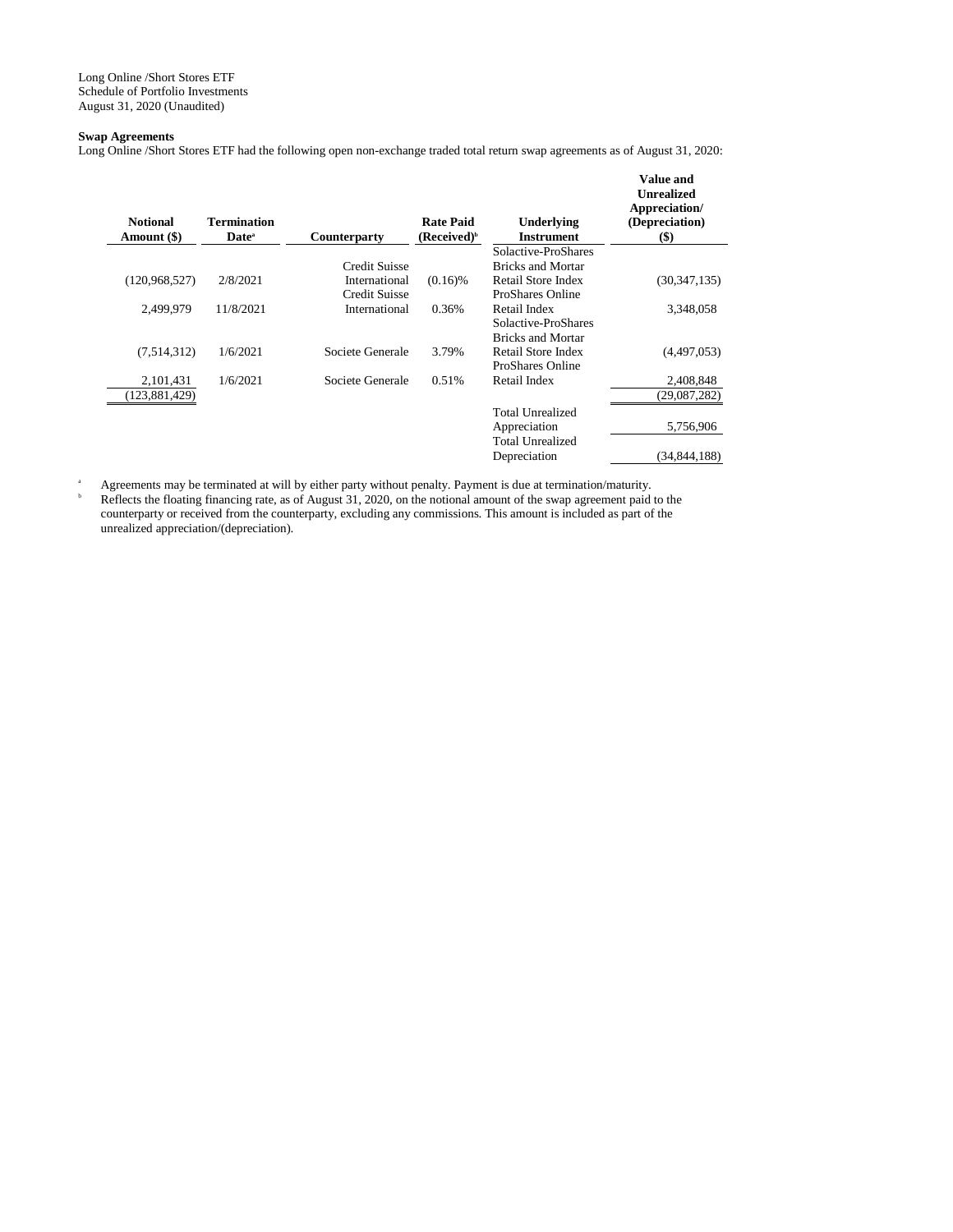Long Online /Short Stores ETF
Schedule of Portfolio Investments
August 31, 2020 (Unaudited)

**Swap Agreements**

Long Online /Short Stores ETF had the following open non-exchange traded total return swap agreements as of August 31, 2020:

| Notional Amount ($) | Termination Date[a] | Counterparty | Rate Paid (Received)[b] | Underlying Instrument | Value and Unrealized Appreciation/ (Depreciation) ($) |
|---|---|---|---|---|---|
| (120,968,527) | 2/8/2021 | Credit Suisse International | (0.16)% | Solactive-ProShares Bricks and Mortar Retail Store Index | (30,347,135) |
| 2,499,979 | 11/8/2021 | Credit Suisse International | 0.36% | ProShares Online Retail Index | 3,348,058 |
| (7,514,312) | 1/6/2021 | Societe Generale | 3.79% | Solactive-ProShares Bricks and Mortar Retail Store Index | (4,497,053) |
| 2,101,431 | 1/6/2021 | Societe Generale | 0.51% | ProShares Online Retail Index | 2,408,848 |
| (123,881,429) | | | | | (29,087,282) |
| | | | | Total Unrealized Appreciation | 5,756,906 |
| | | | | Total Unrealized Depreciation | (34,844,188) |

[a] Agreements may be terminated at will by either party without penalty. Payment is due at termination/maturity.

[b] Reflects the floating financing rate, as of August 31, 2020, on the notional amount of the swap agreement paid to the counterparty or received from the counterparty, excluding any commissions. This amount is included as part of the unrealized appreciation/(depreciation).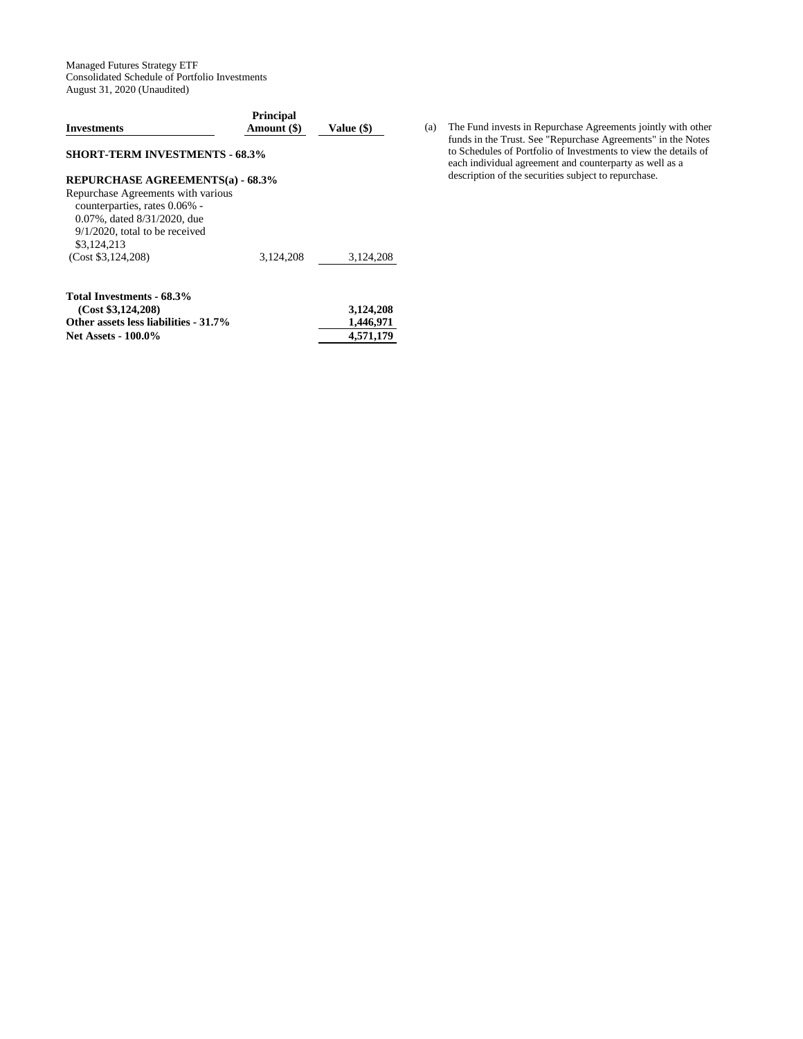Managed Futures Strategy ETF
Consolidated Schedule of Portfolio Investments
August 31, 2020 (Unaudited)

| Investments | Principal Amount ($) | Value ($) |
|---|---|---|
| **SHORT-TERM INVESTMENTS - 68.3%** | | |
| **REPURCHASE AGREEMENTS(a) - 68.3%** | | |
| Repurchase Agreements with various counterparties, rates 0.06% - 0.07%, dated 8/31/2020, due 9/1/2020, total to be received $3,124,213 (Cost $3,124,208) | 3,124,208 | 3,124,208 |
| **Total Investments - 68.3% (Cost $3,124,208)** | | **3,124,208** |
| **Other assets less liabilities - 31.7%** | | **1,446,971** |
| **Net Assets - 100.0%** | | **4,571,179** |

(a) The Fund invests in Repurchase Agreements jointly with other funds in the Trust. See "Repurchase Agreements" in the Notes to Schedules of Portfolio of Investments to view the details of each individual agreement and counterparty as well as a description of the securities subject to repurchase.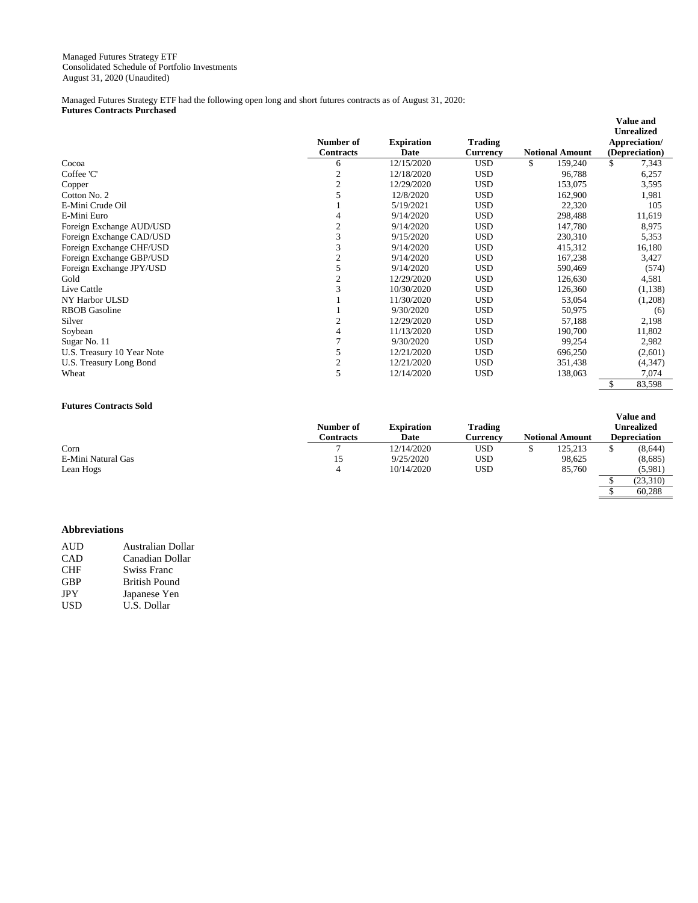Managed Futures Strategy ETF
Consolidated Schedule of Portfolio Investments
August 31, 2020 (Unaudited)

Managed Futures Strategy ETF had the following open long and short futures contracts as of August 31, 2020:

**Futures Contracts Purchased**

| | Number of Contracts | Expiration Date | Trading Currency | Notional Amount | Value and Unrealized Appreciation/ (Depreciation) |
|---|---|---|---|---|---|
| Cocoa | 6 | 12/15/2020 | USD | $ 159,240 | $ 7,343 |
| Coffee 'C' | 2 | 12/18/2020 | USD | 96,788 | 6,257 |
| Copper | 2 | 12/29/2020 | USD | 153,075 | 3,595 |
| Cotton No. 2 | 5 | 12/8/2020 | USD | 162,900 | 1,981 |
| E-Mini Crude Oil | 1 | 5/19/2021 | USD | 22,320 | 105 |
| E-Mini Euro | 4 | 9/14/2020 | USD | 298,488 | 11,619 |
| Foreign Exchange AUD/USD | 2 | 9/14/2020 | USD | 147,780 | 8,975 |
| Foreign Exchange CAD/USD | 3 | 9/15/2020 | USD | 230,310 | 5,353 |
| Foreign Exchange CHF/USD | 3 | 9/14/2020 | USD | 415,312 | 16,180 |
| Foreign Exchange GBP/USD | 2 | 9/14/2020 | USD | 167,238 | 3,427 |
| Foreign Exchange JPY/USD | 5 | 9/14/2020 | USD | 590,469 | (574) |
| Gold | 2 | 12/29/2020 | USD | 126,630 | 4,581 |
| Live Cattle | 3 | 10/30/2020 | USD | 126,360 | (1,138) |
| NY Harbor ULSD | 1 | 11/30/2020 | USD | 53,054 | (1,208) |
| RBOB Gasoline | 1 | 9/30/2020 | USD | 50,975 | (6) |
| Silver | 2 | 12/29/2020 | USD | 57,188 | 2,198 |
| Soybean | 4 | 11/13/2020 | USD | 190,700 | 11,802 |
| Sugar No. 11 | 7 | 9/30/2020 | USD | 99,254 | 2,982 |
| U.S. Treasury 10 Year Note | 5 | 12/21/2020 | USD | 696,250 | (2,601) |
| U.S. Treasury Long Bond | 2 | 12/21/2020 | USD | 351,438 | (4,347) |
| Wheat | 5 | 12/14/2020 | USD | 138,063 | 7,074 |
| | | | | | $ 83,598 |

**Futures Contracts Sold**

| | Number of Contracts | Expiration Date | Trading Currency | Notional Amount | Value and Unrealized Depreciation |
|---|---|---|---|---|---|
| Corn | 7 | 12/14/2020 | USD | $ 125,213 | $ (8,644) |
| E-Mini Natural Gas | 15 | 9/25/2020 | USD | 98,625 | (8,685) |
| Lean Hogs | 4 | 10/14/2020 | USD | 85,760 | (5,981) |
| | | | | | $ (23,310) |
| | | | | | $ 60,288 |

**Abbreviations**

| | |
|---|---|
| AUD | Australian Dollar |
| CAD | Canadian Dollar |
| CHF | Swiss Franc |
| GBP | British Pound |
| JPY | Japanese Yen |
| USD | U.S. Dollar |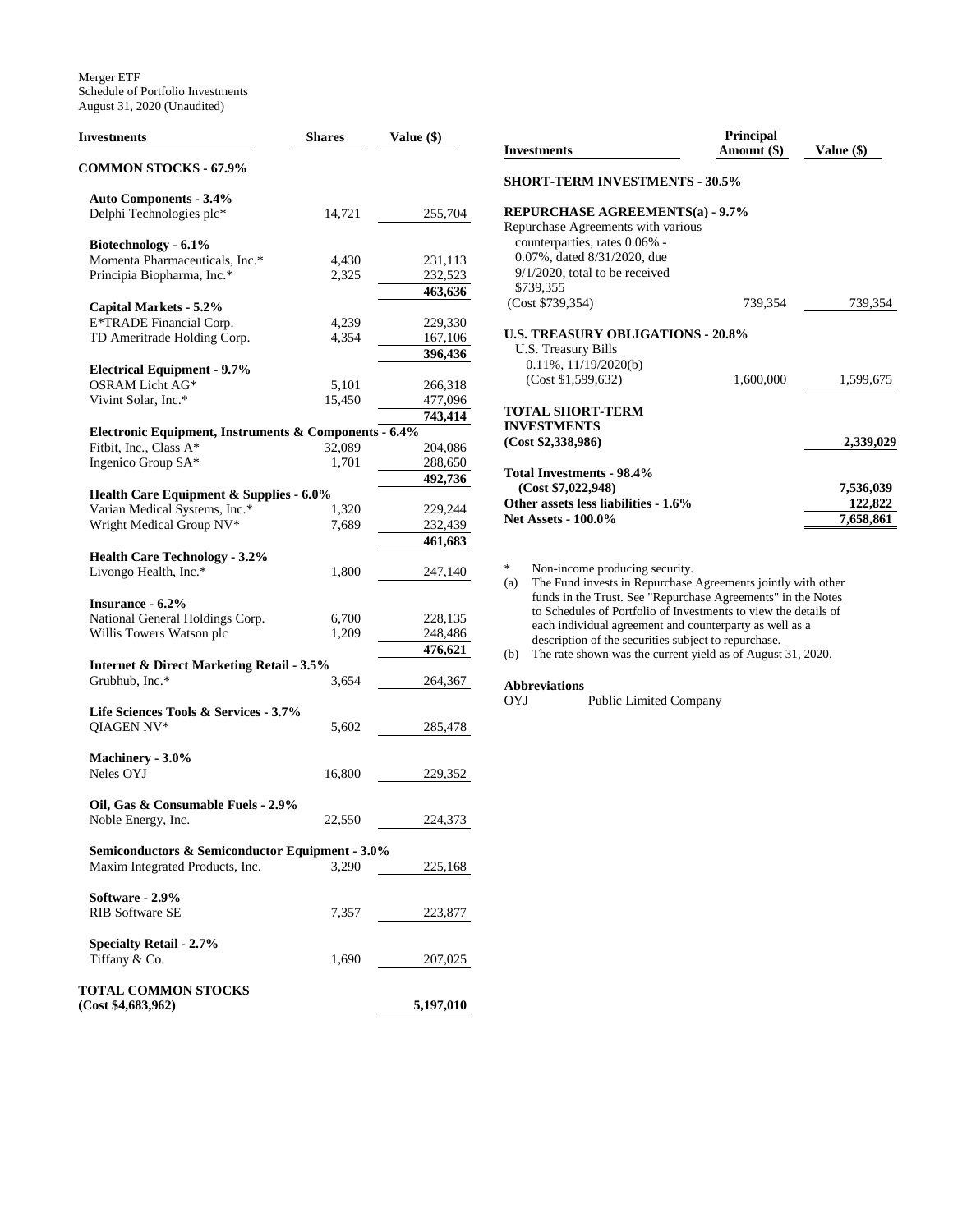Merger ETF
Schedule of Portfolio Investments
August 31, 2020 (Unaudited)

| Investments | Shares | Value ($) |
|---|---|---|
| **COMMON STOCKS - 67.9%** | | |
| **Auto Components - 3.4%** | | |
| Delphi Technologies plc* | 14,721 | 255,704 |
| **Biotechnology - 6.1%** | | |
| Momenta Pharmaceuticals, Inc.* | 4,430 | 231,113 |
| Principia Biopharma, Inc.* | 2,325 | 232,523 |
| | | **463,636** |
| **Capital Markets - 5.2%** | | |
| E*TRADE Financial Corp. | 4,239 | 229,330 |
| TD Ameritrade Holding Corp. | 4,354 | 167,106 |
| | | **396,436** |
| **Electrical Equipment - 9.7%** | | |
| OSRAM Licht AG* | 5,101 | 266,318 |
| Vivint Solar, Inc.* | 15,450 | 477,096 |
| | | **743,414** |
| **Electronic Equipment, Instruments & Components - 6.4%** | | |
| Fitbit, Inc., Class A* | 32,089 | 204,086 |
| Ingenico Group SA* | 1,701 | 288,650 |
| | | **492,736** |
| **Health Care Equipment & Supplies - 6.0%** | | |
| Varian Medical Systems, Inc.* | 1,320 | 229,244 |
| Wright Medical Group NV* | 7,689 | 232,439 |
| | | **461,683** |
| **Health Care Technology - 3.2%** | | |
| Livongo Health, Inc.* | 1,800 | 247,140 |
| **Insurance - 6.2%** | | |
| National General Holdings Corp. | 6,700 | 228,135 |
| Willis Towers Watson plc | 1,209 | 248,486 |
| | | **476,621** |
| **Internet & Direct Marketing Retail - 3.5%** | | |
| Grubhub, Inc.* | 3,654 | 264,367 |
| **Life Sciences Tools & Services - 3.7%** | | |
| QIAGEN NV* | 5,602 | 285,478 |
| **Machinery - 3.0%** | | |
| Neles OYJ | 16,800 | 229,352 |
| **Oil, Gas & Consumable Fuels - 2.9%** | | |
| Noble Energy, Inc. | 22,550 | 224,373 |
| **Semiconductors & Semiconductor Equipment - 3.0%** | | |
| Maxim Integrated Products, Inc. | 3,290 | 225,168 |
| **Software - 2.9%** | | |
| RIB Software SE | 7,357 | 223,877 |
| **Specialty Retail - 2.7%** | | |
| Tiffany & Co. | 1,690 | 207,025 |
| **TOTAL COMMON STOCKS (Cost $4,683,962)** | | **5,197,010** |

| Investments | Principal Amount ($) | Value ($) |
|---|---|---|
| **SHORT-TERM INVESTMENTS - 30.5%** | | |
| **REPURCHASE AGREEMENTS(a) - 9.7%** | | |
| Repurchase Agreements with various counterparties, rates 0.06% - 0.07%, dated 8/31/2020, due 9/1/2020, total to be received $739,355 (Cost $739,354) | 739,354 | 739,354 |
| **U.S. TREASURY OBLIGATIONS - 20.8%** | | |
| U.S. Treasury Bills 0.11%, 11/19/2020(b) (Cost $1,599,632) | 1,600,000 | 1,599,675 |
| **TOTAL SHORT-TERM INVESTMENTS (Cost $2,338,986)** | | **2,339,029** |
| **Total Investments - 98.4% (Cost $7,022,948)** | | **7,536,039** |
| **Other assets less liabilities - 1.6%** | | **122,822** |
| **Net Assets - 100.0%** | | **7,658,861** |

\* Non-income producing security.

(a) The Fund invests in Repurchase Agreements jointly with other funds in the Trust. See "Repurchase Agreements" in the Notes to Schedules of Portfolio of Investments to view the details of each individual agreement and counterparty as well as a description of the securities subject to repurchase.

(b) The rate shown was the current yield as of August 31, 2020.

**Abbreviations**

OYJ Public Limited Company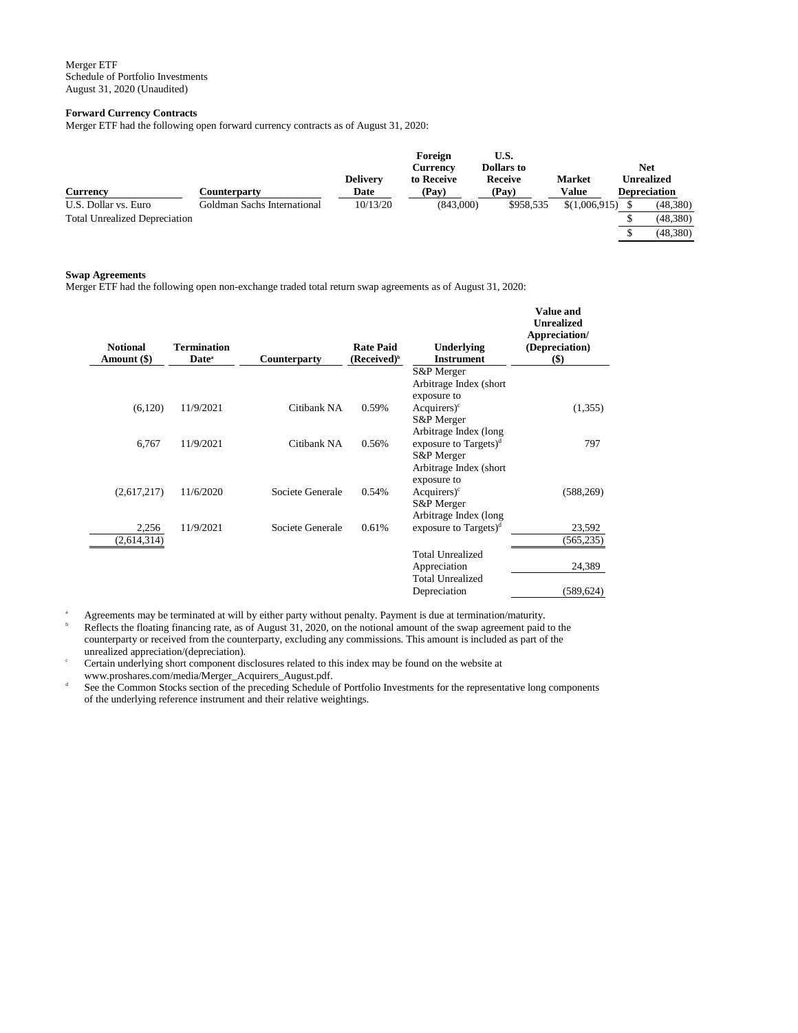Merger ETF
Schedule of Portfolio Investments
August 31, 2020 (Unaudited)

**Forward Currency Contracts**

Merger ETF had the following open forward currency contracts as of August 31, 2020:

| Currency | Counterparty | Delivery Date | Foreign Currency to Receive (Pay) | U.S. Dollars to Receive (Pay) | Market Value | Net Unrealized Depreciation |
|---|---|---|---|---|---|---|
| U.S. Dollar vs. Euro | Goldman Sachs International | 10/13/20 | (843,000) | $958,535 | $(1,006,915) | $ (48,380) |
| Total Unrealized Depreciation | | | | | | $ (48,380) |
| | | | | | | $ (48,380) |

**Swap Agreements**

Merger ETF had the following open non-exchange traded total return swap agreements as of August 31, 2020:

| Notional Amount ($) | Termination Date[a] | Counterparty | Rate Paid (Received)[b] | Underlying Instrument | Value and Unrealized Appreciation/ (Depreciation) ($) |
|---|---|---|---|---|---|
| (6,120) | 11/9/2021 | Citibank NA | 0.59% | S&P Merger Arbitrage Index (short exposure to Acquirers)[c] | (1,355) |
| 6,767 | 11/9/2021 | Citibank NA | 0.56% | S&P Merger Arbitrage Index (long exposure to Targets)[d] | 797 |
| (2,617,217) | 11/6/2020 | Societe Generale | 0.54% | S&P Merger Arbitrage Index (short exposure to Acquirers)[c] | (588,269) |
| 2,256 | 11/9/2021 | Societe Generale | 0.61% | S&P Merger Arbitrage Index (long exposure to Targets)[d] | 23,592 |
| (2,614,314) | | | | | (565,235) |
| | | | | Total Unrealized Appreciation | 24,389 |
| | | | | Total Unrealized Depreciation | (589,624) |

[a] Agreements may be terminated at will by either party without penalty. Payment is due at termination/maturity.

[b] Reflects the floating financing rate, as of August 31, 2020, on the notional amount of the swap agreement paid to the counterparty or received from the counterparty, excluding any commissions. This amount is included as part of the unrealized appreciation/(depreciation).

[c] Certain underlying short component disclosures related to this index may be found on the website at www.proshares.com/media/Merger_Acquirers_August.pdf.

[d] See the Common Stocks section of the preceding Schedule of Portfolio Investments for the representative long components of the underlying reference instrument and their relative weightings.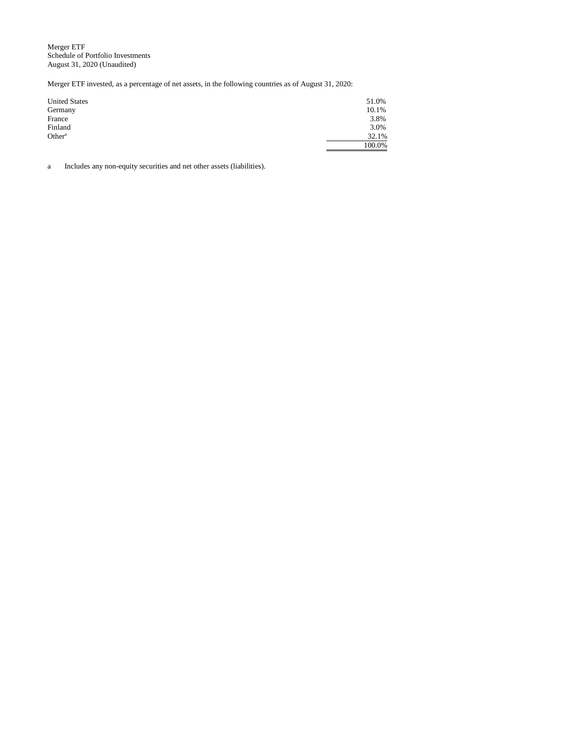Merger ETF
Schedule of Portfolio Investments
August 31, 2020 (Unaudited)

Merger ETF invested, as a percentage of net assets, in the following countries as of August 31, 2020:

| | |
|---|---|
| United States | 51.0% |
| Germany | 10.1% |
| France | 3.8% |
| Finland | 3.0% |
| Other[a] | 32.1% |
| | 100.0% |

a Includes any non-equity securities and net other assets (liabilities).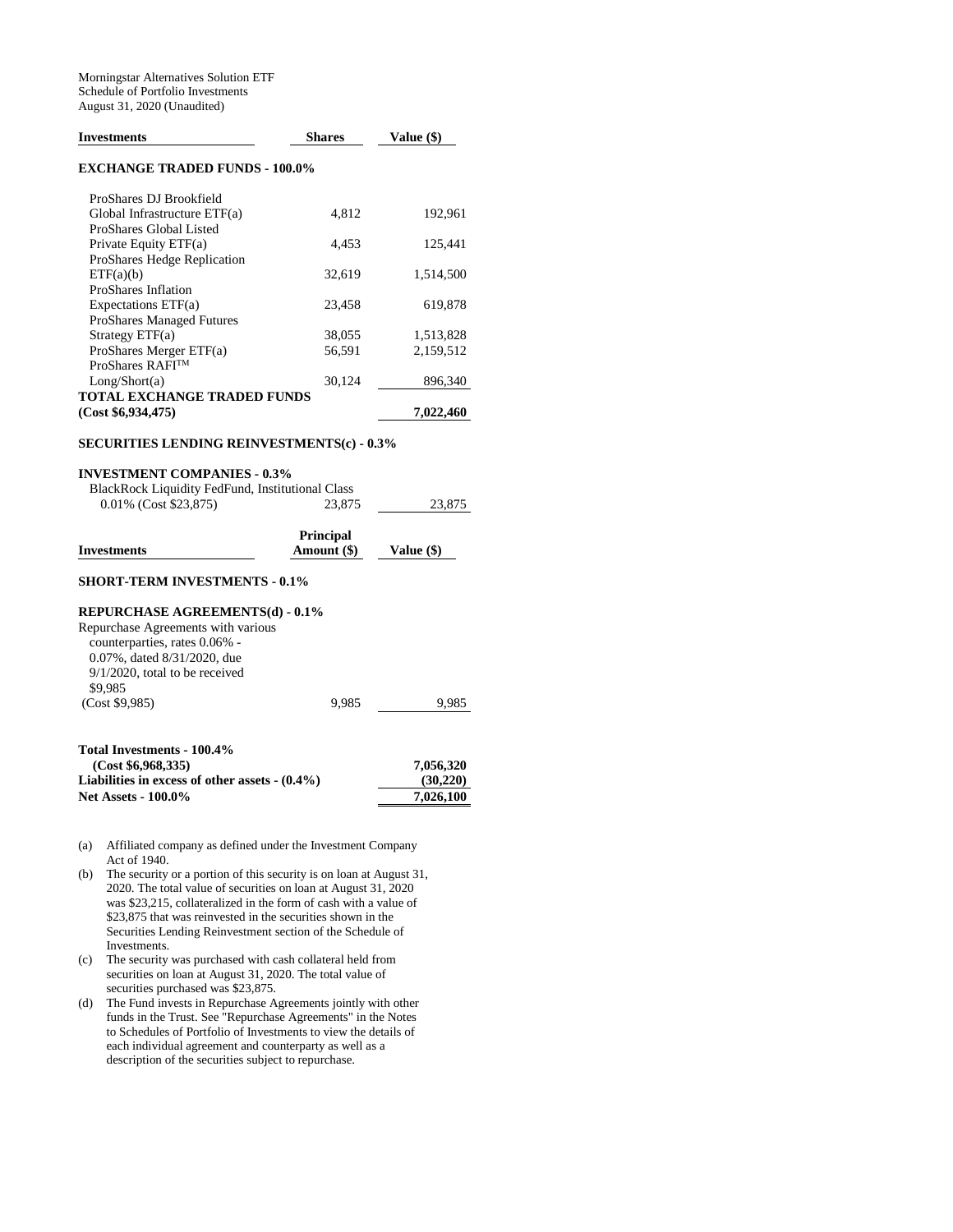Morningstar Alternatives Solution ETF
Schedule of Portfolio Investments
August 31, 2020 (Unaudited)

| Investments | Shares | Value ($) |
|---|---|---|
| **EXCHANGE TRADED FUNDS - 100.0%** | | |
| ProShares DJ Brookfield Global Infrastructure ETF(a) | 4,812 | 192,961 |
| ProShares Global Listed Private Equity ETF(a) | 4,453 | 125,441 |
| ProShares Hedge Replication ETF(a)(b) | 32,619 | 1,514,500 |
| ProShares Inflation Expectations ETF(a) | 23,458 | 619,878 |
| ProShares Managed Futures Strategy ETF(a) | 38,055 | 1,513,828 |
| ProShares Merger ETF(a) | 56,591 | 2,159,512 |
| ProShares RAFI™ Long/Short(a) | 30,124 | 896,340 |
| **TOTAL EXCHANGE TRADED FUNDS (Cost $6,934,475)** | | **7,022,460** |
| **SECURITIES LENDING REINVESTMENTS(c) - 0.3%** | | |
| **INVESTMENT COMPANIES - 0.3%** | | |
| BlackRock Liquidity FedFund, Institutional Class 0.01% (Cost $23,875) | 23,875 | 23,875 |

| Investments | Principal Amount ($) | Value ($) |
|---|---|---|
| **SHORT-TERM INVESTMENTS - 0.1%** | | |
| **REPURCHASE AGREEMENTS(d) - 0.1%** | | |
| Repurchase Agreements with various counterparties, rates 0.06% - 0.07%, dated 8/31/2020, due 9/1/2020, total to be received $9,985 (Cost $9,985) | 9,985 | 9,985 |

| | |
|---|---|
| **Total Investments - 100.4% (Cost $6,968,335)** | **7,056,320** |
| **Liabilities in excess of other assets - (0.4%)** | **(30,220)** |
| **Net Assets - 100.0%** | **7,026,100** |

(a) Affiliated company as defined under the Investment Company Act of 1940.

(b) The security or a portion of this security is on loan at August 31, 2020. The total value of securities on loan at August 31, 2020 was $23,215, collateralized in the form of cash with a value of $23,875 that was reinvested in the securities shown in the Securities Lending Reinvestment section of the Schedule of Investments.

(c) The security was purchased with cash collateral held from securities on loan at August 31, 2020. The total value of securities purchased was $23,875.

(d) The Fund invests in Repurchase Agreements jointly with other funds in the Trust. See "Repurchase Agreements" in the Notes to Schedules of Portfolio of Investments to view the details of each individual agreement and counterparty as well as a description of the securities subject to repurchase.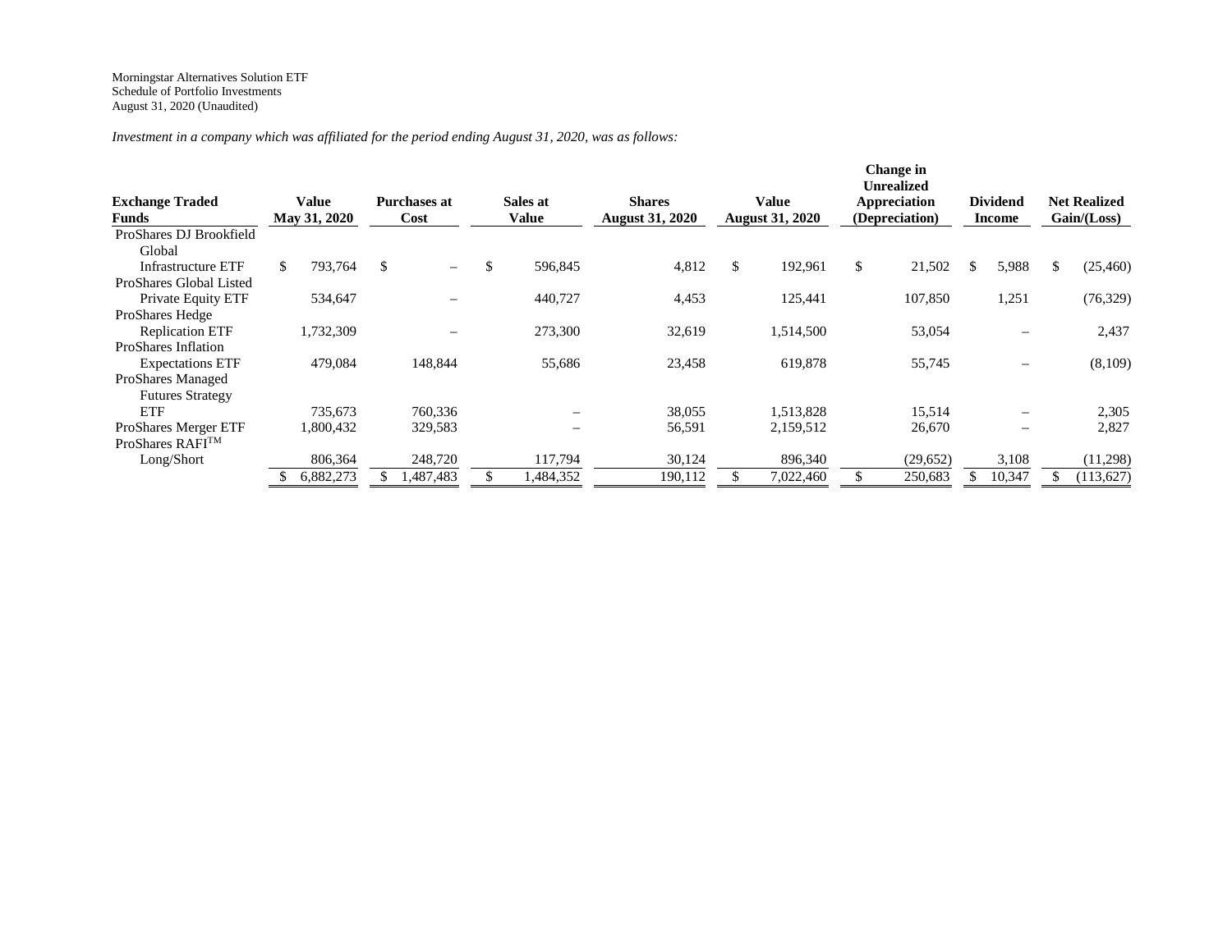Morningstar Alternatives Solution ETF
Schedule of Portfolio Investments
August 31, 2020 (Unaudited)

*Investment in a company which was affiliated for the period ending August 31, 2020, was as follows:*

| Exchange Traded Funds | Value May 31, 2020 | Purchases at Cost | Sales at Value | Shares August 31, 2020 | Value August 31, 2020 | Change in Unrealized Appreciation (Depreciation) | Dividend Income | Net Realized Gain/(Loss) |
|---|---|---|---|---|---|---|---|---|
| ProShares DJ Brookfield Global Infrastructure ETF | $ 793,764 | $ – | $ 596,845 | 4,812 | $ 192,961 | $ 21,502 | $ 5,988 | $ (25,460) |
| ProShares Global Listed Private Equity ETF | 534,647 | – | 440,727 | 4,453 | 125,441 | 107,850 | 1,251 | (76,329) |
| ProShares Hedge Replication ETF | 1,732,309 | – | 273,300 | 32,619 | 1,514,500 | 53,054 | – | 2,437 |
| ProShares Inflation Expectations ETF | 479,084 | 148,844 | 55,686 | 23,458 | 619,878 | 55,745 | – | (8,109) |
| ProShares Managed Futures Strategy ETF | 735,673 | 760,336 | – | 38,055 | 1,513,828 | 15,514 | – | 2,305 |
| ProShares Merger ETF | 1,800,432 | 329,583 | – | 56,591 | 2,159,512 | 26,670 | – | 2,827 |
| ProShares RAFI™ Long/Short | 806,364 | 248,720 | 117,794 | 30,124 | 896,340 | (29,652) | 3,108 | (11,298) |
| | $ 6,882,273 | $ 1,487,483 | $ 1,484,352 | 190,112 | $ 7,022,460 | $ 250,683 | $ 10,347 | $ (113,627) |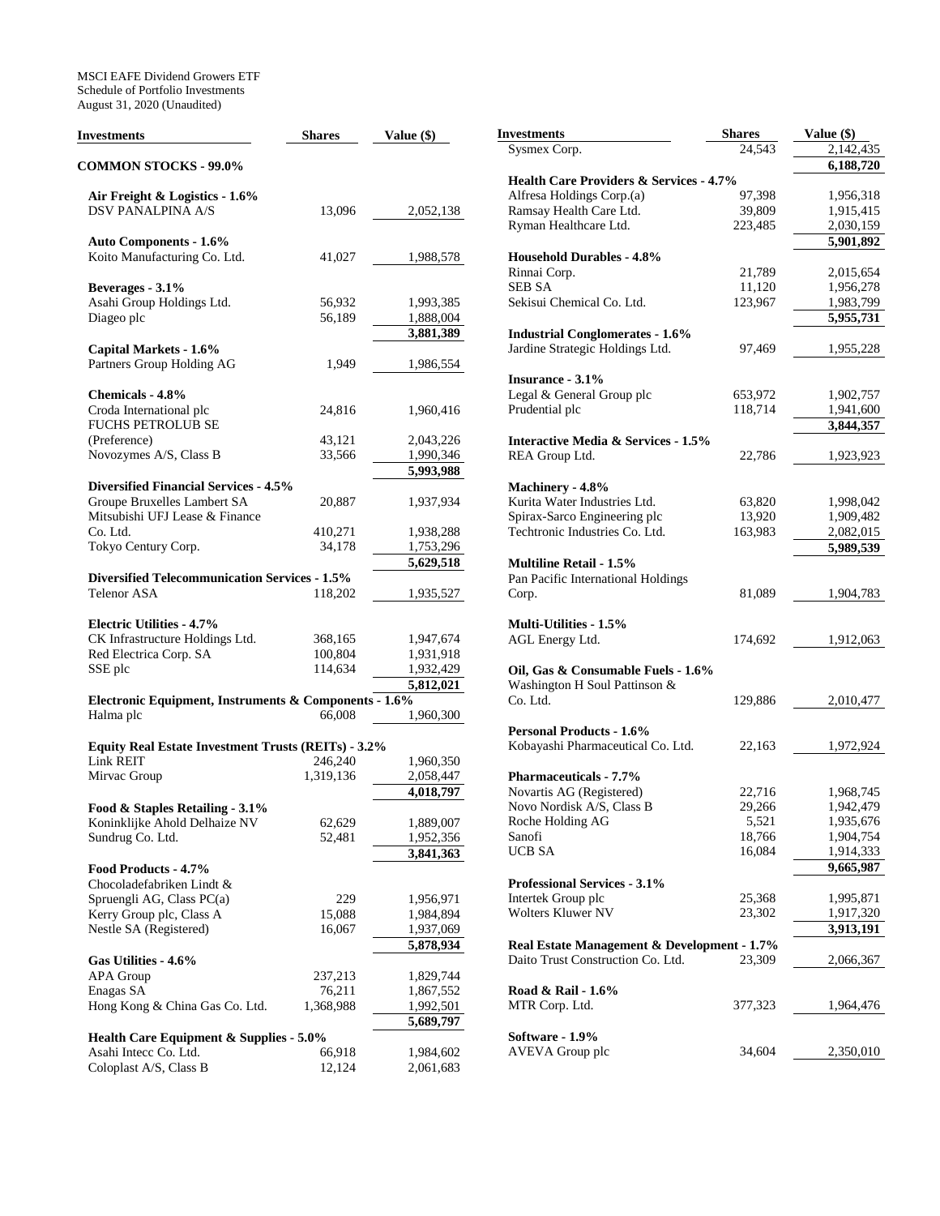MSCI EAFE Dividend Growers ETF
Schedule of Portfolio Investments
August 31, 2020 (Unaudited)

| Investments | Shares | Value ($) |
|---|---|---|
| **COMMON STOCKS - 99.0%** | | |
| **Air Freight & Logistics - 1.6%** | | |
| DSV PANALPINA A/S | 13,096 | 2,052,138 |
| **Auto Components - 1.6%** | | |
| Koito Manufacturing Co. Ltd. | 41,027 | 1,988,578 |
| **Beverages - 3.1%** | | |
| Asahi Group Holdings Ltd. | 56,932 | 1,993,385 |
| Diageo plc | 56,189 | 1,888,004 |
| | | **3,881,389** |
| **Capital Markets - 1.6%** | | |
| Partners Group Holding AG | 1,949 | 1,986,554 |
| **Chemicals - 4.8%** | | |
| Croda International plc | 24,816 | 1,960,416 |
| FUCHS PETROLUB SE (Preference) | 43,121 | 2,043,226 |
| Novozymes A/S, Class B | 33,566 | 1,990,346 |
| | | **5,993,988** |
| **Diversified Financial Services - 4.5%** | | |
| Groupe Bruxelles Lambert SA | 20,887 | 1,937,934 |
| Mitsubishi UFJ Lease & Finance Co. Ltd. | 410,271 | 1,938,288 |
| Tokyo Century Corp. | 34,178 | 1,753,296 |
| | | **5,629,518** |
| **Diversified Telecommunication Services - 1.5%** | | |
| Telenor ASA | 118,202 | 1,935,527 |
| **Electric Utilities - 4.7%** | | |
| CK Infrastructure Holdings Ltd. | 368,165 | 1,947,674 |
| Red Electrica Corp. SA | 100,804 | 1,931,918 |
| SSE plc | 114,634 | 1,932,429 |
| | | **5,812,021** |
| **Electronic Equipment, Instruments & Components - 1.6%** | | |
| Halma plc | 66,008 | 1,960,300 |
| **Equity Real Estate Investment Trusts (REITs) - 3.2%** | | |
| Link REIT | 246,240 | 1,960,350 |
| Mirvac Group | 1,319,136 | 2,058,447 |
| | | **4,018,797** |
| **Food & Staples Retailing - 3.1%** | | |
| Koninklijke Ahold Delhaize NV | 62,629 | 1,889,007 |
| Sundrug Co. Ltd. | 52,481 | 1,952,356 |
| | | **3,841,363** |
| **Food Products - 4.7%** | | |
| Chocoladefabriken Lindt & Spruengli AG, Class PC(a) | 229 | 1,956,971 |
| Kerry Group plc, Class A | 15,088 | 1,984,894 |
| Nestle SA (Registered) | 16,067 | 1,937,069 |
| | | **5,878,934** |
| **Gas Utilities - 4.6%** | | |
| APA Group | 237,213 | 1,829,744 |
| Enagas SA | 76,211 | 1,867,552 |
| Hong Kong & China Gas Co. Ltd. | 1,368,988 | 1,992,501 |
| | | **5,689,797** |
| **Health Care Equipment & Supplies - 5.0%** | | |
| Asahi Intecc Co. Ltd. | 66,918 | 1,984,602 |
| Coloplast A/S, Class B | 12,124 | 2,061,683 |
| Sysmex Corp. | 24,543 | 2,142,435 |
| | | **6,188,720** |
| **Health Care Providers & Services - 4.7%** | | |
| Alfresa Holdings Corp.(a) | 97,398 | 1,956,318 |
| Ramsay Health Care Ltd. | 39,809 | 1,915,415 |
| Ryman Healthcare Ltd. | 223,485 | 2,030,159 |
| | | **5,901,892** |
| **Household Durables - 4.8%** | | |
| Rinnai Corp. | 21,789 | 2,015,654 |
| SEB SA | 11,120 | 1,956,278 |
| Sekisui Chemical Co. Ltd. | 123,967 | 1,983,799 |
| | | **5,955,731** |
| **Industrial Conglomerates - 1.6%** | | |
| Jardine Strategic Holdings Ltd. | 97,469 | 1,955,228 |
| **Insurance - 3.1%** | | |
| Legal & General Group plc | 653,972 | 1,902,757 |
| Prudential plc | 118,714 | 1,941,600 |
| | | **3,844,357** |
| **Interactive Media & Services - 1.5%** | | |
| REA Group Ltd. | 22,786 | 1,923,923 |
| **Machinery - 4.8%** | | |
| Kurita Water Industries Ltd. | 63,820 | 1,998,042 |
| Spirax-Sarco Engineering plc | 13,920 | 1,909,482 |
| Techtronic Industries Co. Ltd. | 163,983 | 2,082,015 |
| | | **5,989,539** |
| **Multiline Retail - 1.5%** | | |
| Pan Pacific International Holdings Corp. | 81,089 | 1,904,783 |
| **Multi-Utilities - 1.5%** | | |
| AGL Energy Ltd. | 174,692 | 1,912,063 |
| **Oil, Gas & Consumable Fuels - 1.6%** | | |
| Washington H Soul Pattinson & Co. Ltd. | 129,886 | 2,010,477 |
| **Personal Products - 1.6%** | | |
| Kobayashi Pharmaceutical Co. Ltd. | 22,163 | 1,972,924 |
| **Pharmaceuticals - 7.7%** | | |
| Novartis AG (Registered) | 22,716 | 1,968,745 |
| Novo Nordisk A/S, Class B | 29,266 | 1,942,479 |
| Roche Holding AG | 5,521 | 1,935,676 |
| Sanofi | 18,766 | 1,904,754 |
| UCB SA | 16,084 | 1,914,333 |
| | | **9,665,987** |
| **Professional Services - 3.1%** | | |
| Intertek Group plc | 25,368 | 1,995,871 |
| Wolters Kluwer NV | 23,302 | 1,917,320 |
| | | **3,913,191** |
| **Real Estate Management & Development - 1.7%** | | |
| Daito Trust Construction Co. Ltd. | 23,309 | 2,066,367 |
| **Road & Rail - 1.6%** | | |
| MTR Corp. Ltd. | 377,323 | 1,964,476 |
| **Software - 1.9%** | | |
| AVEVA Group plc | 34,604 | 2,350,010 |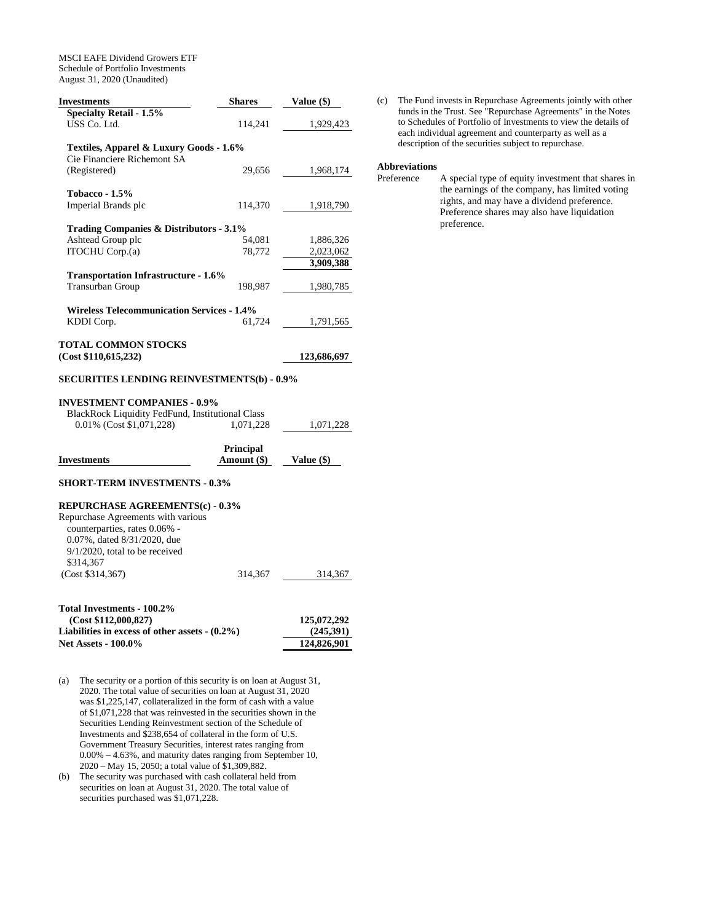MSCI EAFE Dividend Growers ETF
Schedule of Portfolio Investments
August 31, 2020 (Unaudited)

| Investments | Shares | Value ($) |
|---|---|---|
| **Specialty Retail - 1.5%** | | |
| USS Co. Ltd. | 114,241 | 1,929,423 |
| **Textiles, Apparel & Luxury Goods - 1.6%** | | |
| Cie Financiere Richemont SA (Registered) | 29,656 | 1,968,174 |
| **Tobacco - 1.5%** | | |
| Imperial Brands plc | 114,370 | 1,918,790 |
| **Trading Companies & Distributors - 3.1%** | | |
| Ashtead Group plc | 54,081 | 1,886,326 |
| ITOCHU Corp.(a) | 78,772 | 2,023,062 |
| | | **3,909,388** |
| **Transportation Infrastructure - 1.6%** | | |
| Transurban Group | 198,987 | 1,980,785 |
| **Wireless Telecommunication Services - 1.4%** | | |
| KDDI Corp. | 61,724 | 1,791,565 |
| **TOTAL COMMON STOCKS (Cost $110,615,232)** | | **123,686,697** |
| **SECURITIES LENDING REINVESTMENTS(b) - 0.9%** | | |
| **INVESTMENT COMPANIES - 0.9%** | | |
| BlackRock Liquidity FedFund, Institutional Class 0.01% (Cost $1,071,228) | 1,071,228 | 1,071,228 |

| Investments | Principal Amount ($) | Value ($) |
|---|---|---|
| **SHORT-TERM INVESTMENTS - 0.3%** | | |
| **REPURCHASE AGREEMENTS(c) - 0.3%** | | |
| Repurchase Agreements with various counterparties, rates 0.06% - 0.07%, dated 8/31/2020, due 9/1/2020, total to be received $314,367 (Cost $314,367) | 314,367 | 314,367 |

| | |
|---|---|
| **Total Investments - 100.2% (Cost $112,000,827)** | **125,072,292** |
| **Liabilities in excess of other assets - (0.2%)** | **(245,391)** |
| **Net Assets - 100.0%** | **124,826,901** |

(a) The security or a portion of this security is on loan at August 31, 2020. The total value of securities on loan at August 31, 2020 was $1,225,147, collateralized in the form of cash with a value of $1,071,228 that was reinvested in the securities shown in the Securities Lending Reinvestment section of the Schedule of Investments and $238,654 of collateral in the form of U.S. Government Treasury Securities, interest rates ranging from 0.00% – 4.63%, and maturity dates ranging from September 10, 2020 – May 15, 2050; a total value of $1,309,882.

(b) The security was purchased with cash collateral held from securities on loan at August 31, 2020. The total value of securities purchased was $1,071,228.

(c) The Fund invests in Repurchase Agreements jointly with other funds in the Trust. See "Repurchase Agreements" in the Notes to Schedules of Portfolio of Investments to view the details of each individual agreement and counterparty as well as a description of the securities subject to repurchase.

**Abbreviations**

Preference — A special type of equity investment that shares in the earnings of the company, has limited voting rights, and may have a dividend preference. Preference shares may also have liquidation preference.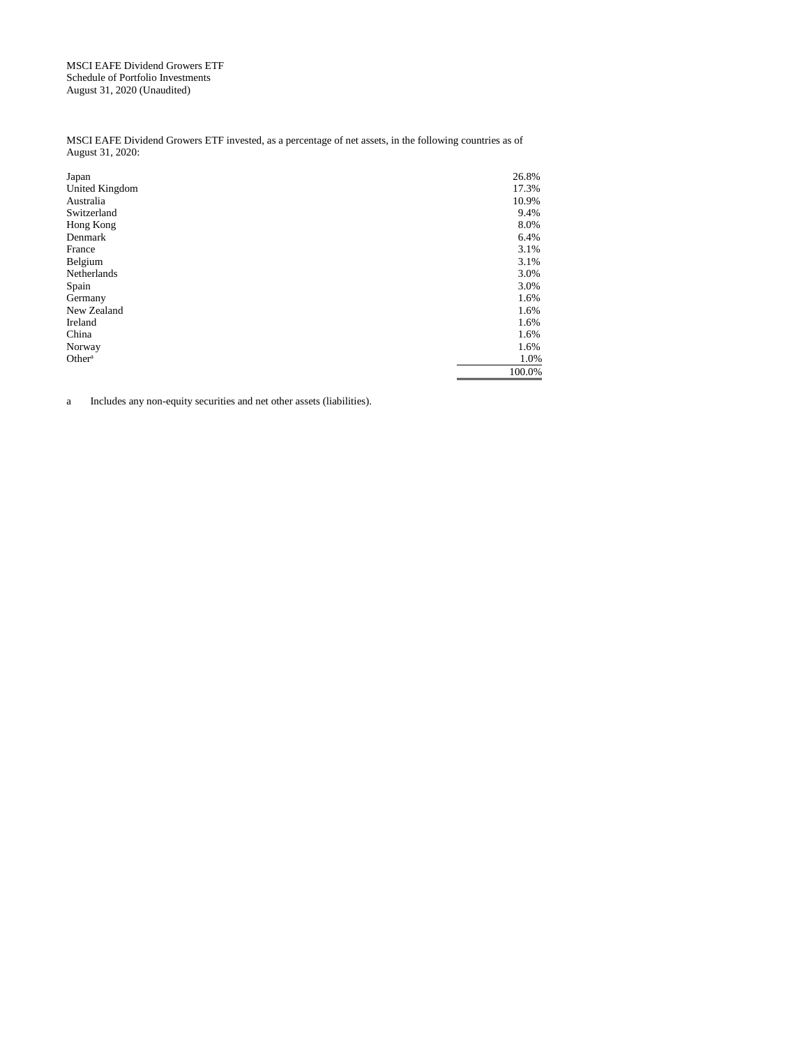MSCI EAFE Dividend Growers ETF
Schedule of Portfolio Investments
August 31, 2020 (Unaudited)

MSCI EAFE Dividend Growers ETF invested, as a percentage of net assets, in the following countries as of August 31, 2020:

| Country | % of Net Assets |
|---|---|
| Japan | 26.8% |
| United Kingdom | 17.3% |
| Australia | 10.9% |
| Switzerland | 9.4% |
| Hong Kong | 8.0% |
| Denmark | 6.4% |
| France | 3.1% |
| Belgium | 3.1% |
| Netherlands | 3.0% |
| Spain | 3.0% |
| Germany | 1.6% |
| New Zealand | 1.6% |
| Ireland | 1.6% |
| China | 1.6% |
| Norway | 1.6% |
| Other[a] | 1.0% |
| | 100.0% |

a Includes any non-equity securities and net other assets (liabilities).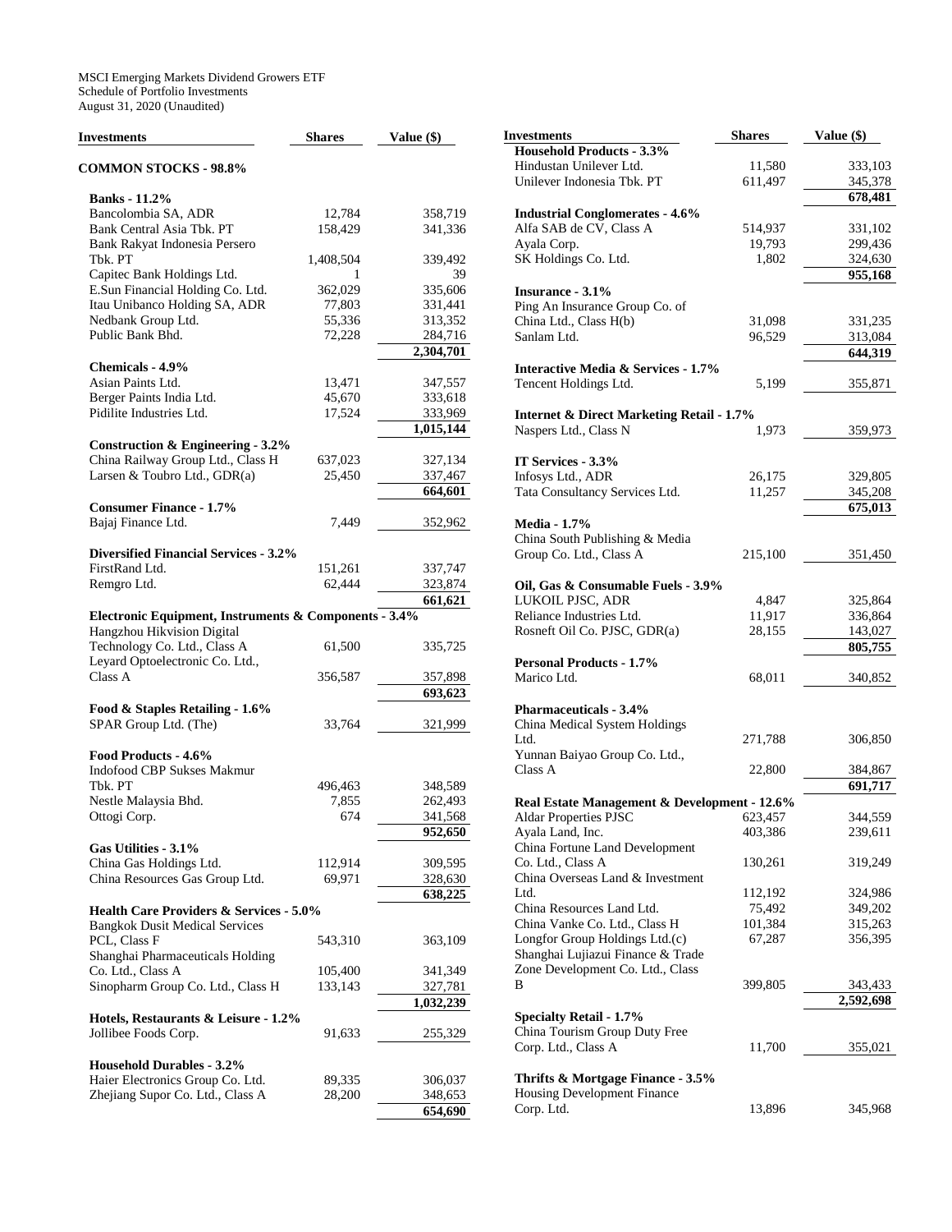MSCI Emerging Markets Dividend Growers ETF
Schedule of Portfolio Investments
August 31, 2020 (Unaudited)

| Investments | Shares | Value ($) |
|---|---|---|
| **COMMON STOCKS - 98.8%** | | |
| **Banks - 11.2%** | | |
| Bancolombia SA, ADR | 12,784 | 358,719 |
| Bank Central Asia Tbk. PT | 158,429 | 341,336 |
| Bank Rakyat Indonesia Persero Tbk. PT | 1,408,504 | 339,492 |
| Capitec Bank Holdings Ltd. | 1 | 39 |
| E.Sun Financial Holding Co. Ltd. | 362,029 | 335,606 |
| Itau Unibanco Holding SA, ADR | 77,803 | 331,441 |
| Nedbank Group Ltd. | 55,336 | 313,352 |
| Public Bank Bhd. | 72,228 | 284,716 |
| | | **2,304,701** |
| **Chemicals - 4.9%** | | |
| Asian Paints Ltd. | 13,471 | 347,557 |
| Berger Paints India Ltd. | 45,670 | 333,618 |
| Pidilite Industries Ltd. | 17,524 | 333,969 |
| | | **1,015,144** |
| **Construction & Engineering - 3.2%** | | |
| China Railway Group Ltd., Class H | 637,023 | 327,134 |
| Larsen & Toubro Ltd., GDR(a) | 25,450 | 337,467 |
| | | **664,601** |
| **Consumer Finance - 1.7%** | | |
| Bajaj Finance Ltd. | 7,449 | 352,962 |
| **Diversified Financial Services - 3.2%** | | |
| FirstRand Ltd. | 151,261 | 337,747 |
| Remgro Ltd. | 62,444 | 323,874 |
| | | **661,621** |
| **Electronic Equipment, Instruments & Components - 3.4%** | | |
| Hangzhou Hikvision Digital Technology Co. Ltd., Class A | 61,500 | 335,725 |
| Leyard Optoelectronic Co. Ltd., Class A | 356,587 | 357,898 |
| | | **693,623** |
| **Food & Staples Retailing - 1.6%** | | |
| SPAR Group Ltd. (The) | 33,764 | 321,999 |
| **Food Products - 4.6%** | | |
| Indofood CBP Sukses Makmur Tbk. PT | 496,463 | 348,589 |
| Nestle Malaysia Bhd. | 7,855 | 262,493 |
| Ottogi Corp. | 674 | 341,568 |
| | | **952,650** |
| **Gas Utilities - 3.1%** | | |
| China Gas Holdings Ltd. | 112,914 | 309,595 |
| China Resources Gas Group Ltd. | 69,971 | 328,630 |
| | | **638,225** |
| **Health Care Providers & Services - 5.0%** | | |
| Bangkok Dusit Medical Services PCL, Class F | 543,310 | 363,109 |
| Shanghai Pharmaceuticals Holding Co. Ltd., Class A | 105,400 | 341,349 |
| Sinopharm Group Co. Ltd., Class H | 133,143 | 327,781 |
| | | **1,032,239** |
| **Hotels, Restaurants & Leisure - 1.2%** | | |
| Jollibee Foods Corp. | 91,633 | 255,329 |
| **Household Durables - 3.2%** | | |
| Haier Electronics Group Co. Ltd. | 89,335 | 306,037 |
| Zhejiang Supor Co. Ltd., Class A | 28,200 | 348,653 |
| | | **654,690** |
| **Household Products - 3.3%** | | |
| Hindustan Unilever Ltd. | 11,580 | 333,103 |
| Unilever Indonesia Tbk. PT | 611,497 | 345,378 |
| | | **678,481** |
| **Industrial Conglomerates - 4.6%** | | |
| Alfa SAB de CV, Class A | 514,937 | 331,102 |
| Ayala Corp. | 19,793 | 299,436 |
| SK Holdings Co. Ltd. | 1,802 | 324,630 |
| | | **955,168** |
| **Insurance - 3.1%** | | |
| Ping An Insurance Group Co. of China Ltd., Class H(b) | 31,098 | 331,235 |
| Sanlam Ltd. | 96,529 | 313,084 |
| | | **644,319** |
| **Interactive Media & Services - 1.7%** | | |
| Tencent Holdings Ltd. | 5,199 | 355,871 |
| **Internet & Direct Marketing Retail - 1.7%** | | |
| Naspers Ltd., Class N | 1,973 | 359,973 |
| **IT Services - 3.3%** | | |
| Infosys Ltd., ADR | 26,175 | 329,805 |
| Tata Consultancy Services Ltd. | 11,257 | 345,208 |
| | | **675,013** |
| **Media - 1.7%** | | |
| China South Publishing & Media Group Co. Ltd., Class A | 215,100 | 351,450 |
| **Oil, Gas & Consumable Fuels - 3.9%** | | |
| LUKOIL PJSC, ADR | 4,847 | 325,864 |
| Reliance Industries Ltd. | 11,917 | 336,864 |
| Rosneft Oil Co. PJSC, GDR(a) | 28,155 | 143,027 |
| | | **805,755** |
| **Personal Products - 1.7%** | | |
| Marico Ltd. | 68,011 | 340,852 |
| **Pharmaceuticals - 3.4%** | | |
| China Medical System Holdings Ltd. | 271,788 | 306,850 |
| Yunnan Baiyao Group Co. Ltd., Class A | 22,800 | 384,867 |
| | | **691,717** |
| **Real Estate Management & Development - 12.6%** | | |
| Aldar Properties PJSC | 623,457 | 344,559 |
| Ayala Land, Inc. | 403,386 | 239,611 |
| China Fortune Land Development Co. Ltd., Class A | 130,261 | 319,249 |
| China Overseas Land & Investment Ltd. | 112,192 | 324,986 |
| China Resources Land Ltd. | 75,492 | 349,202 |
| China Vanke Co. Ltd., Class H | 101,384 | 315,263 |
| Longfor Group Holdings Ltd.(c) | 67,287 | 356,395 |
| Shanghai Lujiazui Finance & Trade Zone Development Co. Ltd., Class B | 399,805 | 343,433 |
| | | **2,592,698** |
| **Specialty Retail - 1.7%** | | |
| China Tourism Group Duty Free Corp. Ltd., Class A | 11,700 | 355,021 |
| **Thrifts & Mortgage Finance - 3.5%** | | |
| Housing Development Finance Corp. Ltd. | 13,896 | 345,968 |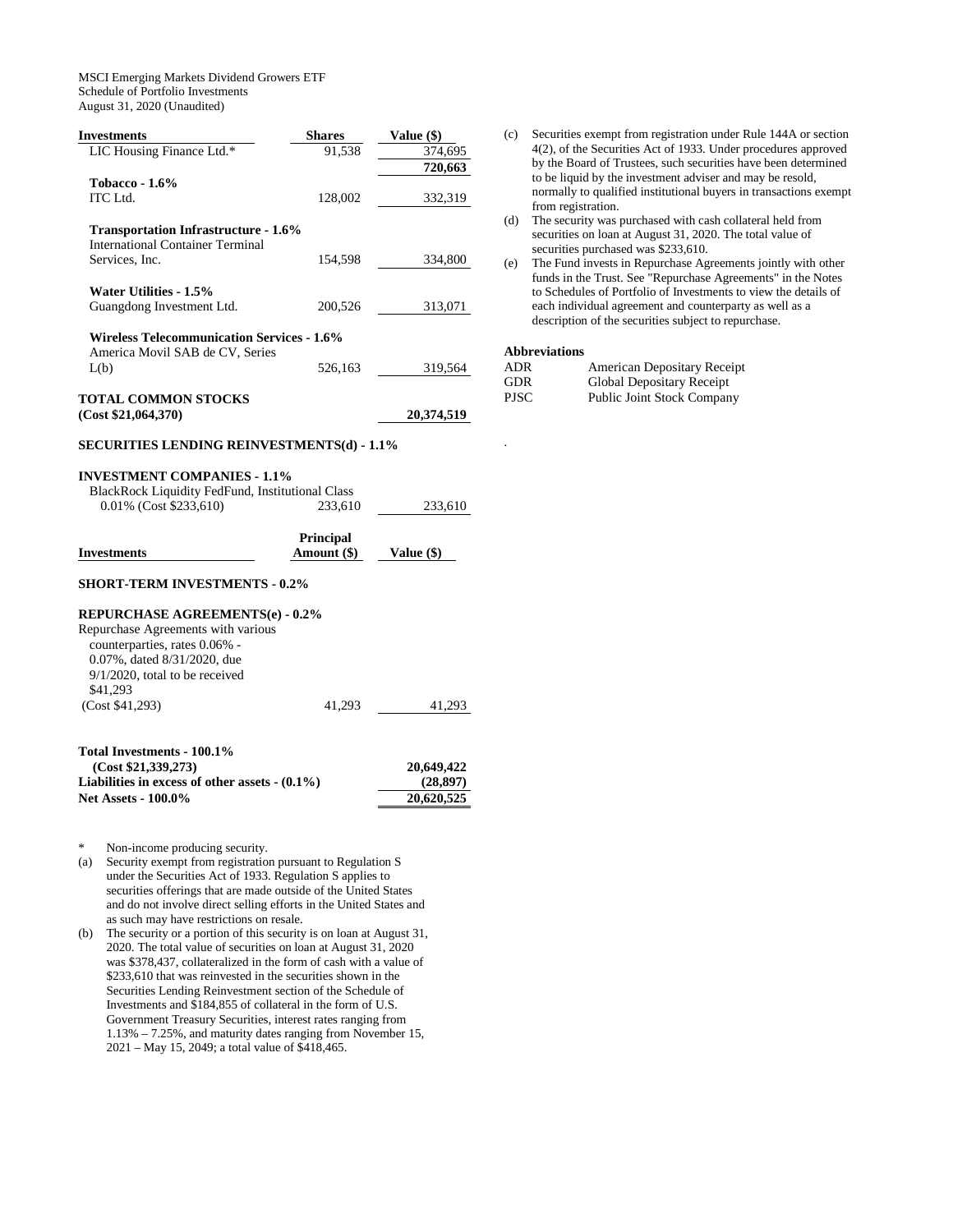MSCI Emerging Markets Dividend Growers ETF
Schedule of Portfolio Investments
August 31, 2020 (Unaudited)

| Investments | Shares | Value ($) |
|---|---|---|
| LIC Housing Finance Ltd.* | 91,538 | 374,695 |
| | | **720,663** |
| **Tobacco - 1.6%** | | |
| ITC Ltd. | 128,002 | 332,319 |
| **Transportation Infrastructure - 1.6%** | | |
| International Container Terminal Services, Inc. | 154,598 | 334,800 |
| **Water Utilities - 1.5%** | | |
| Guangdong Investment Ltd. | 200,526 | 313,071 |
| **Wireless Telecommunication Services - 1.6%** | | |
| America Movil SAB de CV, Series L(b) | 526,163 | 319,564 |
| **TOTAL COMMON STOCKS (Cost $21,064,370)** | | **20,374,519** |
| **SECURITIES LENDING REINVESTMENTS(d) - 1.1%** | | |
| **INVESTMENT COMPANIES - 1.1%** | | |
| BlackRock Liquidity FedFund, Institutional Class 0.01% (Cost $233,610) | 233,610 | 233,610 |

| Investments | Principal Amount ($) | Value ($) |
|---|---|---|
| **SHORT-TERM INVESTMENTS - 0.2%** | | |
| **REPURCHASE AGREEMENTS(e) - 0.2%** | | |
| Repurchase Agreements with various counterparties, rates 0.06% - 0.07%, dated 8/31/2020, due 9/1/2020, total to be received $41,293 (Cost $41,293) | 41,293 | 41,293 |
| **Total Investments - 100.1% (Cost $21,339,273)** | | **20,649,422** |
| **Liabilities in excess of other assets - (0.1%)** | | **(28,897)** |
| **Net Assets - 100.0%** | | **20,620,525** |

\* Non-income producing security.

(a) Security exempt from registration pursuant to Regulation S under the Securities Act of 1933. Regulation S applies to securities offerings that are made outside of the United States and do not involve direct selling efforts in the United States and as such may have restrictions on resale.

(b) The security or a portion of this security is on loan at August 31, 2020. The total value of securities on loan at August 31, 2020 was $378,437, collateralized in the form of cash with a value of $233,610 that was reinvested in the securities shown in the Securities Lending Reinvestment section of the Schedule of Investments and $184,855 of collateral in the form of U.S. Government Treasury Securities, interest rates ranging from 1.13% – 7.25%, and maturity dates ranging from November 15, 2021 – May 15, 2049; a total value of $418,465.

(c) Securities exempt from registration under Rule 144A or section 4(2), of the Securities Act of 1933. Under procedures approved by the Board of Trustees, such securities have been determined to be liquid by the investment adviser and may be resold, normally to qualified institutional buyers in transactions exempt from registration.

(d) The security was purchased with cash collateral held from securities on loan at August 31, 2020. The total value of securities purchased was $233,610.

(e) The Fund invests in Repurchase Agreements jointly with other funds in the Trust. See "Repurchase Agreements" in the Notes to Schedules of Portfolio of Investments to view the details of each individual agreement and counterparty as well as a description of the securities subject to repurchase.

**Abbreviations**

| | |
|---|---|
| ADR | American Depositary Receipt |
| GDR | Global Depositary Receipt |
| PJSC | Public Joint Stock Company |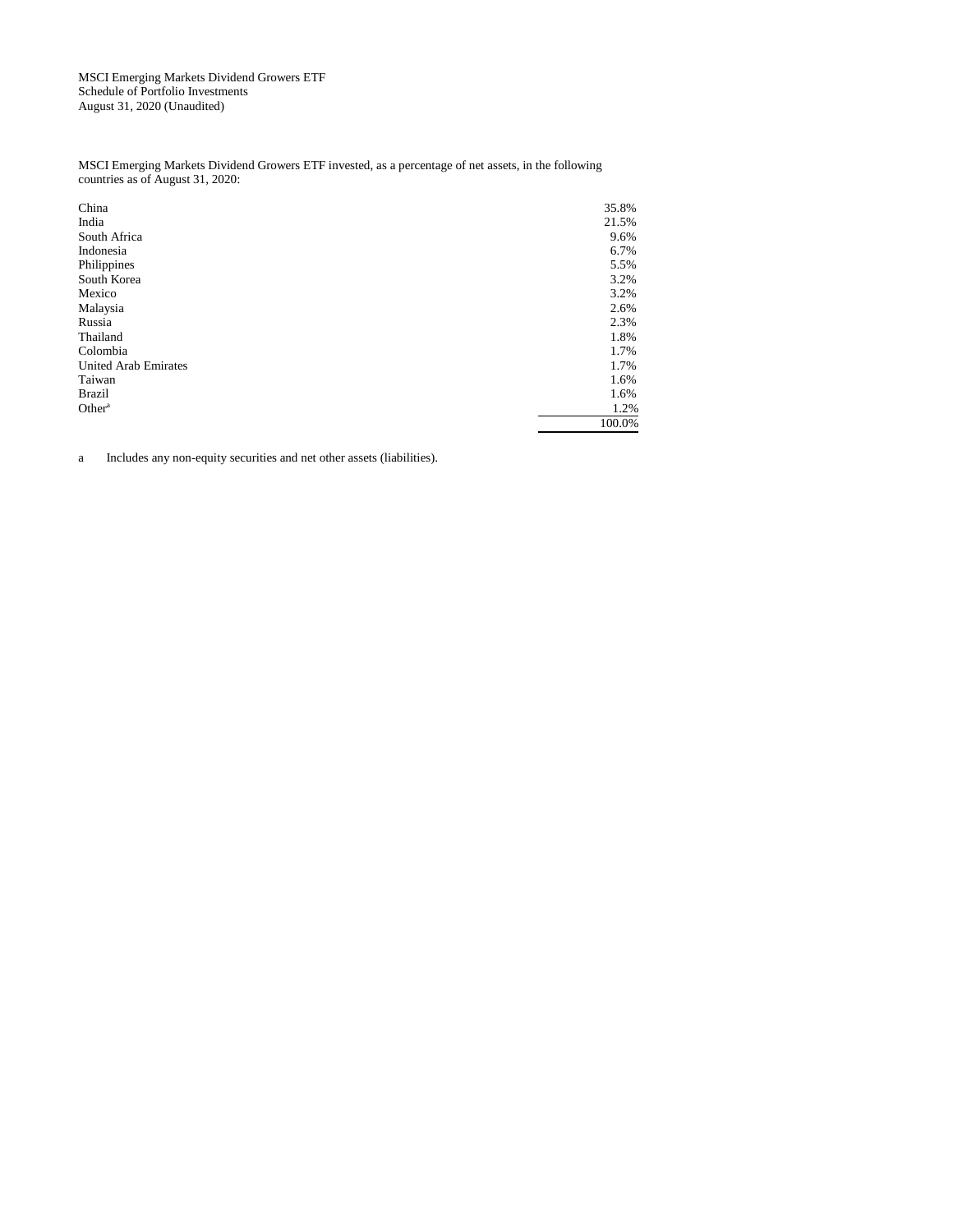MSCI Emerging Markets Dividend Growers ETF
Schedule of Portfolio Investments
August 31, 2020 (Unaudited)

MSCI Emerging Markets Dividend Growers ETF invested, as a percentage of net assets, in the following countries as of August 31, 2020:

| | |
|---|---|
| China | 35.8% |
| India | 21.5% |
| South Africa | 9.6% |
| Indonesia | 6.7% |
| Philippines | 5.5% |
| South Korea | 3.2% |
| Mexico | 3.2% |
| Malaysia | 2.6% |
| Russia | 2.3% |
| Thailand | 1.8% |
| Colombia | 1.7% |
| United Arab Emirates | 1.7% |
| Taiwan | 1.6% |
| Brazil | 1.6% |
| Other[a] | 1.2% |
| | 100.0% |

a Includes any non-equity securities and net other assets (liabilities).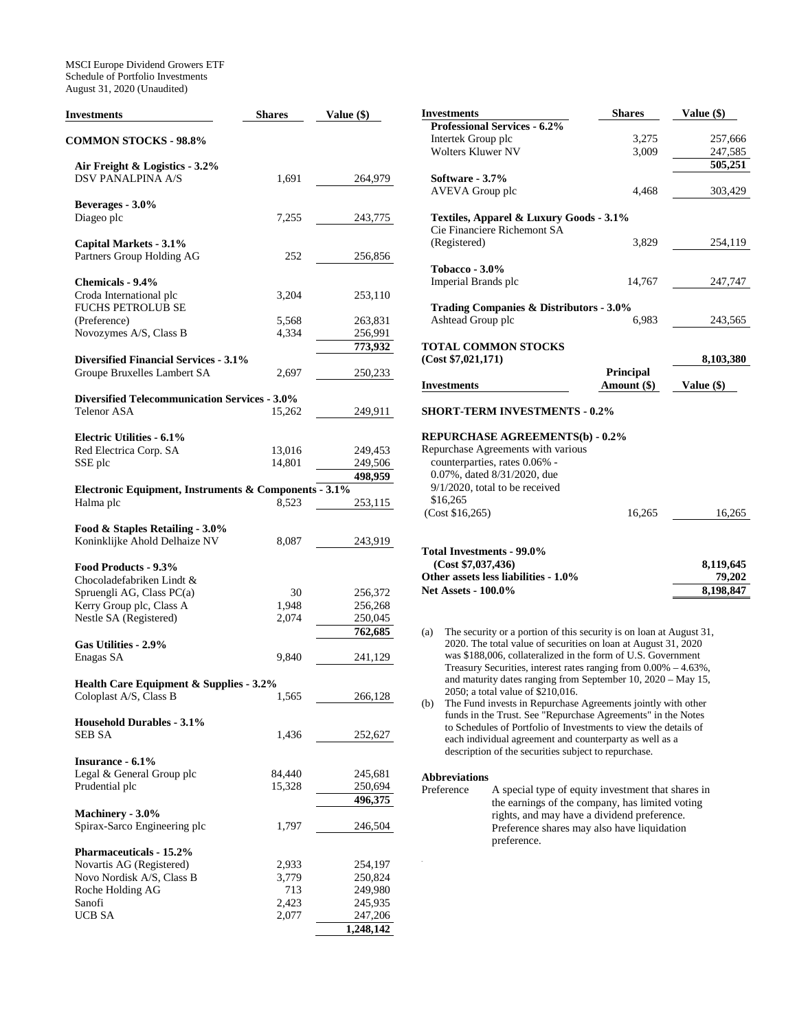MSCI Europe Dividend Growers ETF
Schedule of Portfolio Investments
August 31, 2020 (Unaudited)

| Investments | Shares | Value ($) |
|---|---|---|
| **COMMON STOCKS - 98.8%** | | |
| **Air Freight & Logistics - 3.2%** | | |
| DSV PANALPINA A/S | 1,691 | 264,979 |
| **Beverages - 3.0%** | | |
| Diageo plc | 7,255 | 243,775 |
| **Capital Markets - 3.1%** | | |
| Partners Group Holding AG | 252 | 256,856 |
| **Chemicals - 9.4%** | | |
| Croda International plc | 3,204 | 253,110 |
| FUCHS PETROLUB SE (Preference) | 5,568 | 263,831 |
| Novozymes A/S, Class B | 4,334 | 256,991 |
| | | **773,932** |
| **Diversified Financial Services - 3.1%** | | |
| Groupe Bruxelles Lambert SA | 2,697 | 250,233 |
| **Diversified Telecommunication Services - 3.0%** | | |
| Telenor ASA | 15,262 | 249,911 |
| **Electric Utilities - 6.1%** | | |
| Red Electrica Corp. SA | 13,016 | 249,453 |
| SSE plc | 14,801 | 249,506 |
| | | **498,959** |
| **Electronic Equipment, Instruments & Components - 3.1%** | | |
| Halma plc | 8,523 | 253,115 |
| **Food & Staples Retailing - 3.0%** | | |
| Koninklijke Ahold Delhaize NV | 8,087 | 243,919 |
| **Food Products - 9.3%** | | |
| Chocoladefabriken Lindt & Spruengli AG, Class PC(a) | 30 | 256,372 |
| Kerry Group plc, Class A | 1,948 | 256,268 |
| Nestle SA (Registered) | 2,074 | 250,045 |
| | | **762,685** |
| **Gas Utilities - 2.9%** | | |
| Enagas SA | 9,840 | 241,129 |
| **Health Care Equipment & Supplies - 3.2%** | | |
| Coloplast A/S, Class B | 1,565 | 266,128 |
| **Household Durables - 3.1%** | | |
| SEB SA | 1,436 | 252,627 |
| **Insurance - 6.1%** | | |
| Legal & General Group plc | 84,440 | 245,681 |
| Prudential plc | 15,328 | 250,694 |
| | | **496,375** |
| **Machinery - 3.0%** | | |
| Spirax-Sarco Engineering plc | 1,797 | 246,504 |
| **Pharmaceuticals - 15.2%** | | |
| Novartis AG (Registered) | 2,933 | 254,197 |
| Novo Nordisk A/S, Class B | 3,779 | 250,824 |
| Roche Holding AG | 713 | 249,980 |
| Sanofi | 2,423 | 245,935 |
| UCB SA | 2,077 | 247,206 |
| | | **1,248,142** |
| **Professional Services - 6.2%** | | |
| Intertek Group plc | 3,275 | 257,666 |
| Wolters Kluwer NV | 3,009 | 247,585 |
| | | **505,251** |
| **Software - 3.7%** | | |
| AVEVA Group plc | 4,468 | 303,429 |
| **Textiles, Apparel & Luxury Goods - 3.1%** | | |
| Cie Financiere Richemont SA (Registered) | 3,829 | 254,119 |
| **Tobacco - 3.0%** | | |
| Imperial Brands plc | 14,767 | 247,747 |
| **Trading Companies & Distributors - 3.0%** | | |
| Ashtead Group plc | 6,983 | 243,565 |
| **TOTAL COMMON STOCKS (Cost $7,021,171)** | | **8,103,380** |

| Investments | Principal Amount ($) | Value ($) |
|---|---|---|
| **SHORT-TERM INVESTMENTS - 0.2%** | | |
| **REPURCHASE AGREEMENTS(b) - 0.2%** | | |
| Repurchase Agreements with various counterparties, rates 0.06% - 0.07%, dated 8/31/2020, due 9/1/2020, total to be received $16,265 (Cost $16,265) | 16,265 | 16,265 |
| **Total Investments - 99.0% (Cost $7,037,436)** | | **8,119,645** |
| **Other assets less liabilities - 1.0%** | | **79,202** |
| **Net Assets - 100.0%** | | **8,198,847** |

(a) The security or a portion of this security is on loan at August 31, 2020. The total value of securities on loan at August 31, 2020 was $188,006, collateralized in the form of U.S. Government Treasury Securities, interest rates ranging from 0.00% – 4.63%, and maturity dates ranging from September 10, 2020 – May 15, 2050; a total value of $210,016.

(b) The Fund invests in Repurchase Agreements jointly with other funds in the Trust. See "Repurchase Agreements" in the Notes to Schedules of Portfolio of Investments to view the details of each individual agreement and counterparty as well as a description of the securities subject to repurchase.

**Abbreviations**

Preference — A special type of equity investment that shares in the earnings of the company, has limited voting rights, and may have a dividend preference. Preference shares may also have liquidation preference.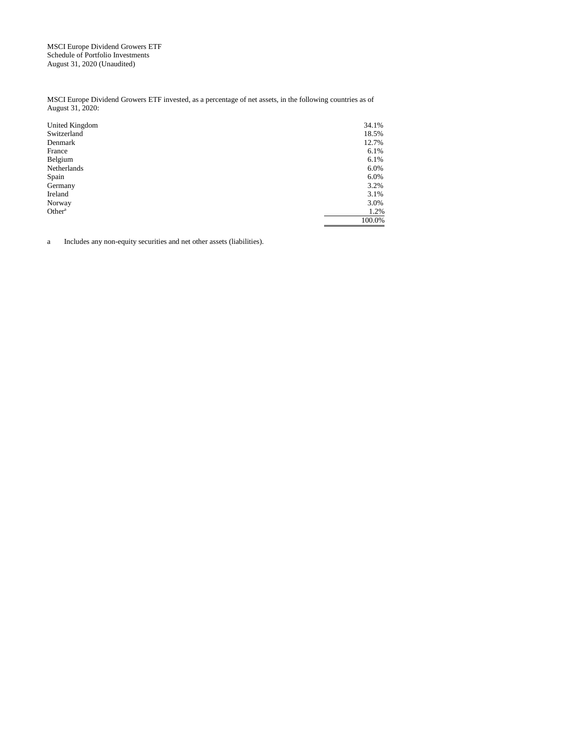MSCI Europe Dividend Growers ETF
Schedule of Portfolio Investments
August 31, 2020 (Unaudited)

MSCI Europe Dividend Growers ETF invested, as a percentage of net assets, in the following countries as of August 31, 2020:

| | |
|---|---|
| United Kingdom | 34.1% |
| Switzerland | 18.5% |
| Denmark | 12.7% |
| France | 6.1% |
| Belgium | 6.1% |
| Netherlands | 6.0% |
| Spain | 6.0% |
| Germany | 3.2% |
| Ireland | 3.1% |
| Norway | 3.0% |
| Other[a] | 1.2% |
| | 100.0% |

a Includes any non-equity securities and net other assets (liabilities).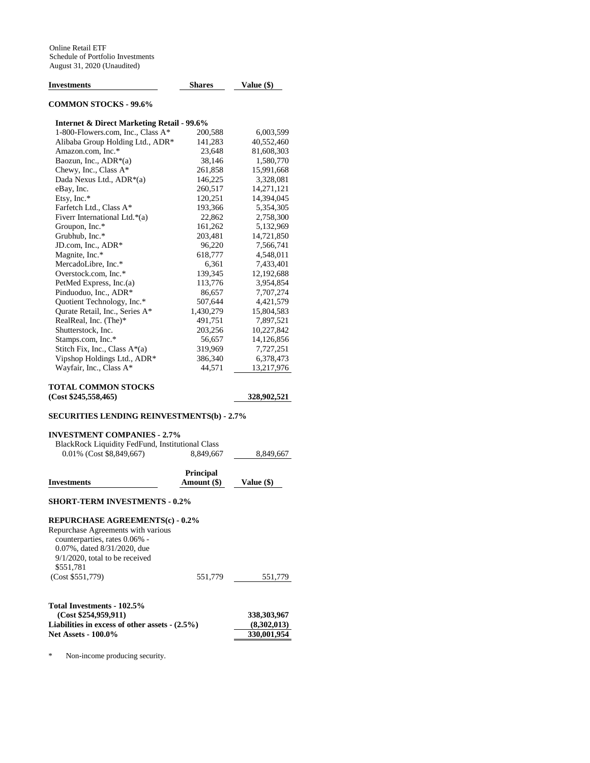Online Retail ETF
Schedule of Portfolio Investments
August 31, 2020 (Unaudited)

| Investments | Shares | Value ($) |
|---|---|---|
| **COMMON STOCKS - 99.6%** | | |
| **Internet & Direct Marketing Retail - 99.6%** | | |
| 1-800-Flowers.com, Inc., Class A* | 200,588 | 6,003,599 |
| Alibaba Group Holding Ltd., ADR* | 141,283 | 40,552,460 |
| Amazon.com, Inc.* | 23,648 | 81,608,303 |
| Baozun, Inc., ADR*(a) | 38,146 | 1,580,770 |
| Chewy, Inc., Class A* | 261,858 | 15,991,668 |
| Dada Nexus Ltd., ADR*(a) | 146,225 | 3,328,081 |
| eBay, Inc. | 260,517 | 14,271,121 |
| Etsy, Inc.* | 120,251 | 14,394,045 |
| Farfetch Ltd., Class A* | 193,366 | 5,354,305 |
| Fiverr International Ltd.*(a) | 22,862 | 2,758,300 |
| Groupon, Inc.* | 161,262 | 5,132,969 |
| Grubhub, Inc.* | 203,481 | 14,721,850 |
| JD.com, Inc., ADR* | 96,220 | 7,566,741 |
| Magnite, Inc.* | 618,777 | 4,548,011 |
| MercadoLibre, Inc.* | 6,361 | 7,433,401 |
| Overstock.com, Inc.* | 139,345 | 12,192,688 |
| PetMed Express, Inc.(a) | 113,776 | 3,954,854 |
| Pinduoduo, Inc., ADR* | 86,657 | 7,707,274 |
| Quotient Technology, Inc.* | 507,644 | 4,421,579 |
| Qurate Retail, Inc., Series A* | 1,430,279 | 15,804,583 |
| RealReal, Inc. (The)* | 491,751 | 7,897,521 |
| Shutterstock, Inc. | 203,256 | 10,227,842 |
| Stamps.com, Inc.* | 56,657 | 14,126,856 |
| Stitch Fix, Inc., Class A*(a) | 319,969 | 7,727,251 |
| Vipshop Holdings Ltd., ADR* | 386,340 | 6,378,473 |
| Wayfair, Inc., Class A* | 44,571 | 13,217,976 |
| **TOTAL COMMON STOCKS (Cost $245,558,465)** | | **328,902,521** |
| **SECURITIES LENDING REINVESTMENTS(b) - 2.7%** | | |
| **INVESTMENT COMPANIES - 2.7%** | | |
| BlackRock Liquidity FedFund, Institutional Class 0.01% (Cost $8,849,667) | 8,849,667 | 8,849,667 |

| Investments | Principal Amount ($) | Value ($) |
|---|---|---|
| **SHORT-TERM INVESTMENTS - 0.2%** | | |
| **REPURCHASE AGREEMENTS(c) - 0.2%** | | |
| Repurchase Agreements with various counterparties, rates 0.06% - 0.07%, dated 8/31/2020, due 9/1/2020, total to be received $551,781 (Cost $551,779) | 551,779 | 551,779 |

| | |
|---|---|
| **Total Investments - 102.5% (Cost $254,959,911)** | **338,303,967** |
| **Liabilities in excess of other assets - (2.5%)** | **(8,302,013)** |
| **Net Assets - 100.0%** | **330,001,954** |

* Non-income producing security.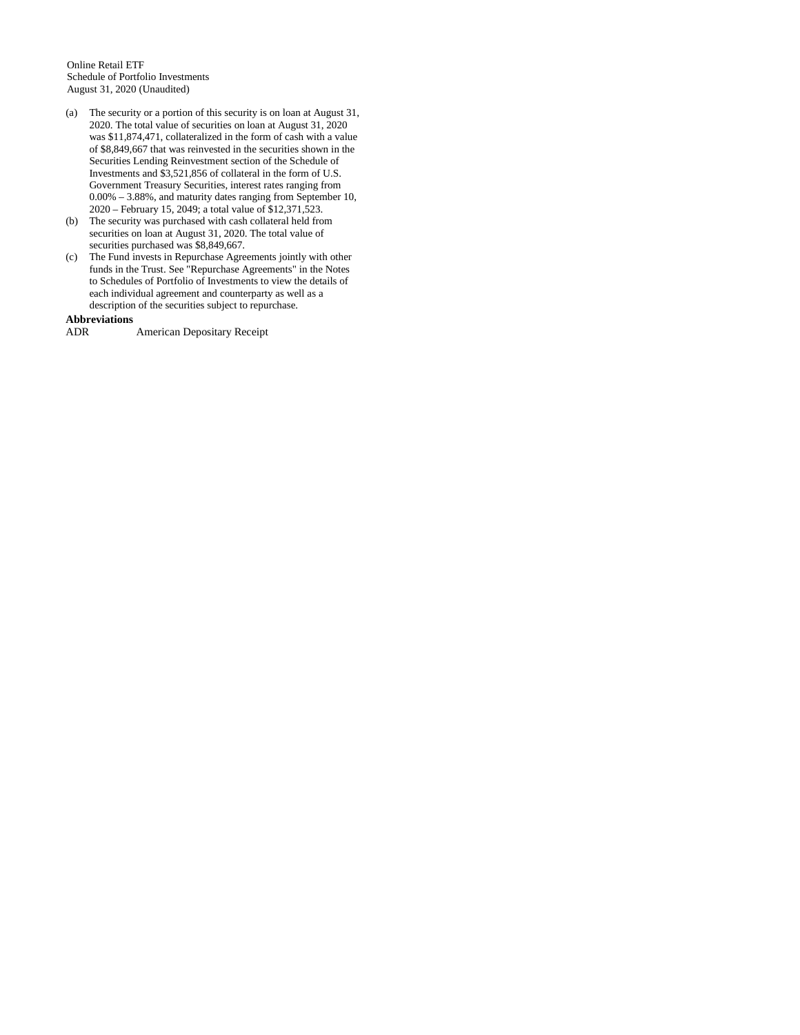Online Retail ETF
Schedule of Portfolio Investments
August 31, 2020 (Unaudited)

(a) The security or a portion of this security is on loan at August 31, 2020. The total value of securities on loan at August 31, 2020 was $11,874,471, collateralized in the form of cash with a value of $8,849,667 that was reinvested in the securities shown in the Securities Lending Reinvestment section of the Schedule of Investments and $3,521,856 of collateral in the form of U.S. Government Treasury Securities, interest rates ranging from 0.00% – 3.88%, and maturity dates ranging from September 10, 2020 – February 15, 2049; a total value of $12,371,523.

(b) The security was purchased with cash collateral held from securities on loan at August 31, 2020. The total value of securities purchased was $8,849,667.

(c) The Fund invests in Repurchase Agreements jointly with other funds in the Trust. See "Repurchase Agreements" in the Notes to Schedules of Portfolio of Investments to view the details of each individual agreement and counterparty as well as a description of the securities subject to repurchase.

**Abbreviations**

ADR American Depositary Receipt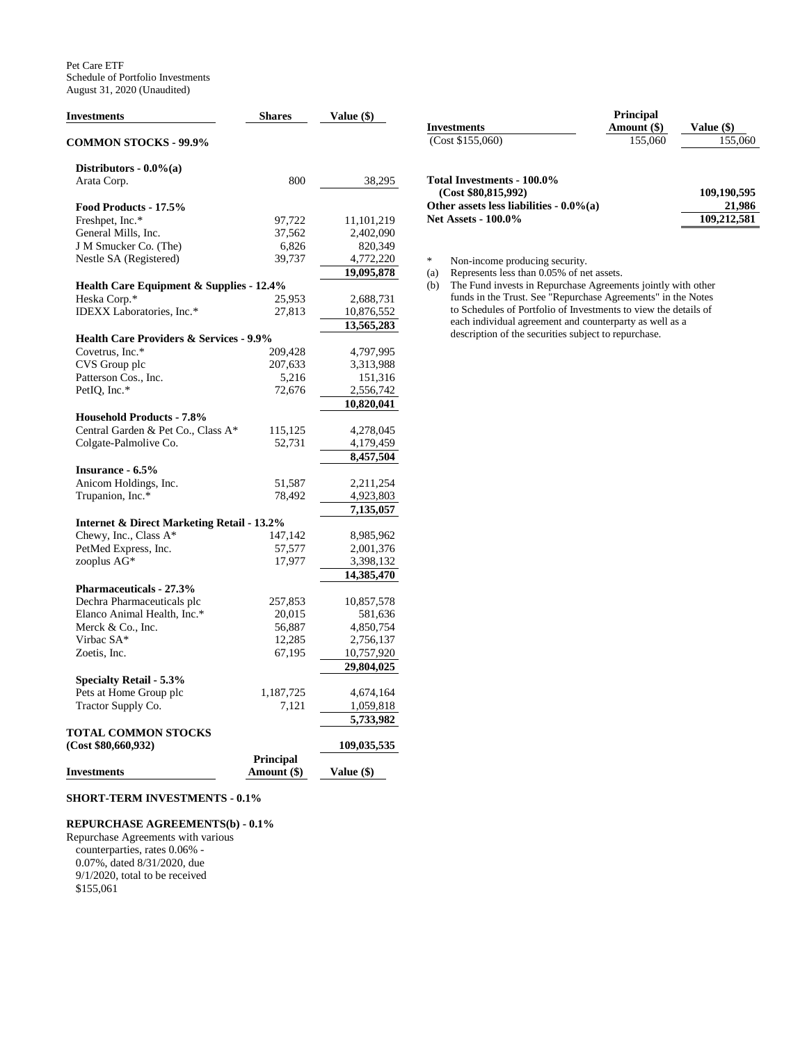Pet Care ETF
Schedule of Portfolio Investments
August 31, 2020 (Unaudited)

| Investments | Shares | Value ($) |
|---|---|---|
| **COMMON STOCKS - 99.9%** | | |
| **Distributors - 0.0%(a)** | | |
| Arata Corp. | 800 | 38,295 |
| **Food Products - 17.5%** | | |
| Freshpet, Inc.* | 97,722 | 11,101,219 |
| General Mills, Inc. | 37,562 | 2,402,090 |
| J M Smucker Co. (The) | 6,826 | 820,349 |
| Nestle SA (Registered) | 39,737 | 4,772,220 |
| | | **19,095,878** |
| **Health Care Equipment & Supplies - 12.4%** | | |
| Heska Corp.* | 25,953 | 2,688,731 |
| IDEXX Laboratories, Inc.* | 27,813 | 10,876,552 |
| | | **13,565,283** |
| **Health Care Providers & Services - 9.9%** | | |
| Covetrus, Inc.* | 209,428 | 4,797,995 |
| CVS Group plc | 207,633 | 3,313,988 |
| Patterson Cos., Inc. | 5,216 | 151,316 |
| PetIQ, Inc.* | 72,676 | 2,556,742 |
| | | **10,820,041** |
| **Household Products - 7.8%** | | |
| Central Garden & Pet Co., Class A* | 115,125 | 4,278,045 |
| Colgate-Palmolive Co. | 52,731 | 4,179,459 |
| | | **8,457,504** |
| **Insurance - 6.5%** | | |
| Anicom Holdings, Inc. | 51,587 | 2,211,254 |
| Trupanion, Inc.* | 78,492 | 4,923,803 |
| | | **7,135,057** |
| **Internet & Direct Marketing Retail - 13.2%** | | |
| Chewy, Inc., Class A* | 147,142 | 8,985,962 |
| PetMed Express, Inc. | 57,577 | 2,001,376 |
| zooplus AG* | 17,977 | 3,398,132 |
| | | **14,385,470** |
| **Pharmaceuticals - 27.3%** | | |
| Dechra Pharmaceuticals plc | 257,853 | 10,857,578 |
| Elanco Animal Health, Inc.* | 20,015 | 581,636 |
| Merck & Co., Inc. | 56,887 | 4,850,754 |
| Virbac SA* | 12,285 | 2,756,137 |
| Zoetis, Inc. | 67,195 | 10,757,920 |
| | | **29,804,025** |
| **Specialty Retail - 5.3%** | | |
| Pets at Home Group plc | 1,187,725 | 4,674,164 |
| Tractor Supply Co. | 7,121 | 1,059,818 |
| | | **5,733,982** |
| **TOTAL COMMON STOCKS (Cost $80,660,932)** | | **109,035,535** |

| Investments | Principal Amount ($) | Value ($) |
|---|---|---|
| **SHORT-TERM INVESTMENTS - 0.1%** | | |
| **REPURCHASE AGREEMENTS(b) - 0.1%** | | |
| Repurchase Agreements with various counterparties, rates 0.06% - 0.07%, dated 8/31/2020, due 9/1/2020, total to be received $155,061 (Cost $155,060) | 155,060 | 155,060 |
| **Total Investments - 100.0% (Cost $80,815,992)** | | **109,190,595** |
| **Other assets less liabilities - 0.0%(a)** | | **21,986** |
| **Net Assets - 100.0%** | | **109,212,581** |

\* Non-income producing security.

(a) Represents less than 0.05% of net assets.

(b) The Fund invests in Repurchase Agreements jointly with other funds in the Trust. See "Repurchase Agreements" in the Notes to Schedules of Portfolio of Investments to view the details of each individual agreement and counterparty as well as a description of the securities subject to repurchase.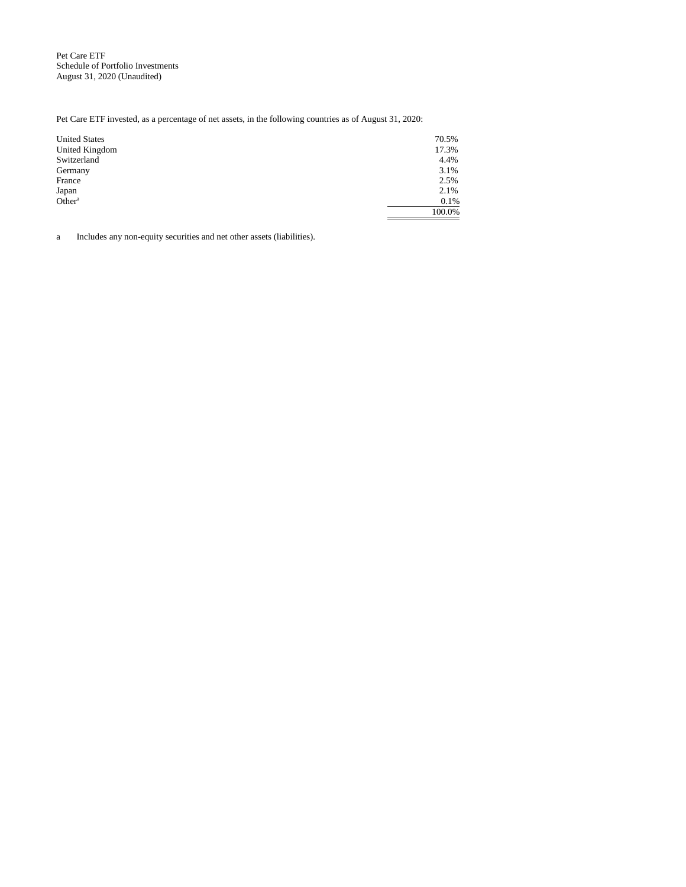Pet Care ETF
Schedule of Portfolio Investments
August 31, 2020 (Unaudited)

Pet Care ETF invested, as a percentage of net assets, in the following countries as of August 31, 2020:

| | |
|---|---|
| United States | 70.5% |
| United Kingdom | 17.3% |
| Switzerland | 4.4% |
| Germany | 3.1% |
| France | 2.5% |
| Japan | 2.1% |
| Other[a] | 0.1% |
| | 100.0% |

a Includes any non-equity securities and net other assets (liabilities).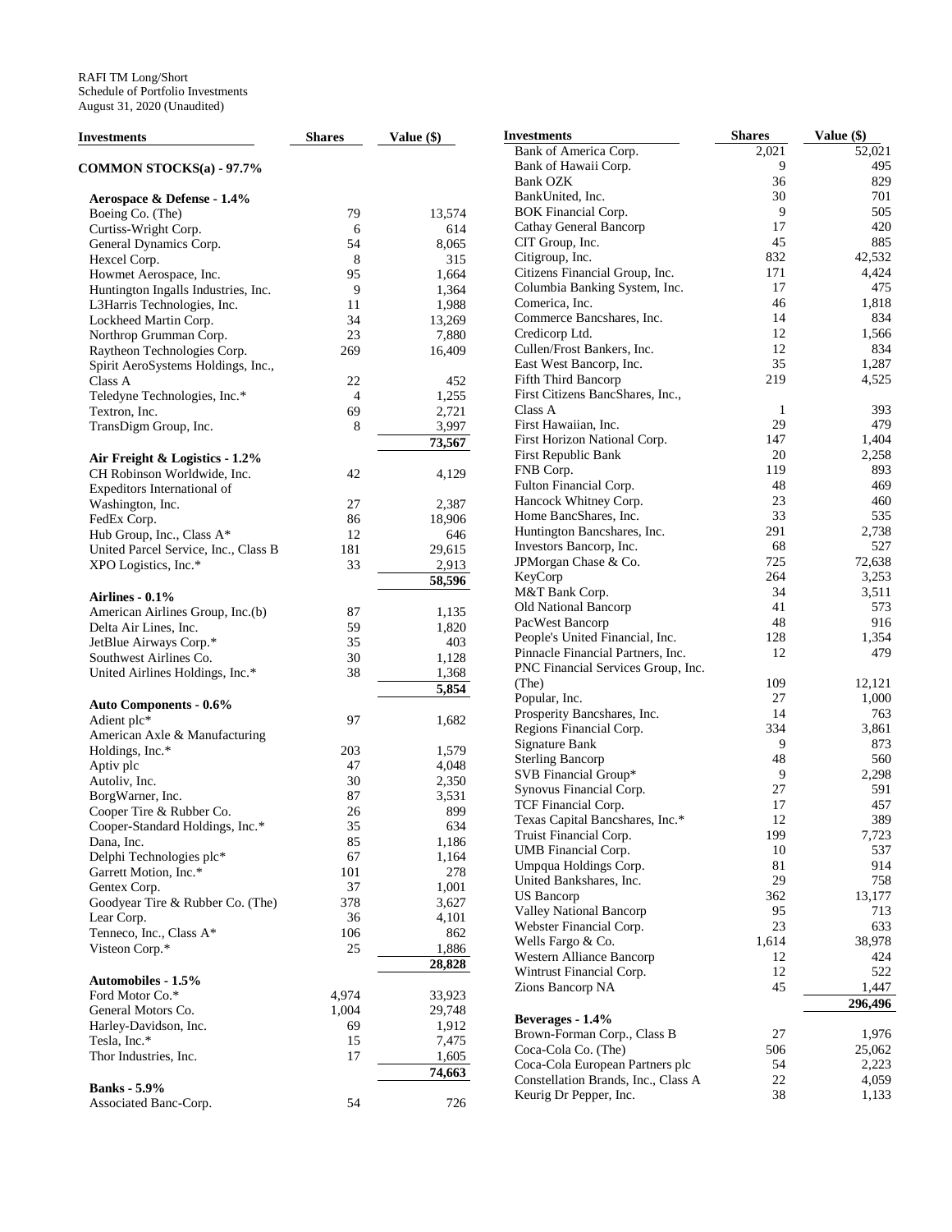RAFI TM Long/Short
Schedule of Portfolio Investments
August 31, 2020 (Unaudited)

| Investments | Shares | Value ($) |
|---|---|---|
| **COMMON STOCKS(a) - 97.7%** | | |
| **Aerospace & Defense - 1.4%** | | |
| Boeing Co. (The) | 79 | 13,574 |
| Curtiss-Wright Corp. | 6 | 614 |
| General Dynamics Corp. | 54 | 8,065 |
| Hexcel Corp. | 8 | 315 |
| Howmet Aerospace, Inc. | 95 | 1,664 |
| Huntington Ingalls Industries, Inc. | 9 | 1,364 |
| L3Harris Technologies, Inc. | 11 | 1,988 |
| Lockheed Martin Corp. | 34 | 13,269 |
| Northrop Grumman Corp. | 23 | 7,880 |
| Raytheon Technologies Corp. | 269 | 16,409 |
| Spirit AeroSystems Holdings, Inc., Class A | 22 | 452 |
| Teledyne Technologies, Inc.* | 4 | 1,255 |
| Textron, Inc. | 69 | 2,721 |
| TransDigm Group, Inc. | 8 | 3,997 |
| | | **73,567** |
| **Air Freight & Logistics - 1.2%** | | |
| CH Robinson Worldwide, Inc. | 42 | 4,129 |
| Expeditors International of Washington, Inc. | 27 | 2,387 |
| FedEx Corp. | 86 | 18,906 |
| Hub Group, Inc., Class A* | 12 | 646 |
| United Parcel Service, Inc., Class B | 181 | 29,615 |
| XPO Logistics, Inc.* | 33 | 2,913 |
| | | **58,596** |
| **Airlines - 0.1%** | | |
| American Airlines Group, Inc.(b) | 87 | 1,135 |
| Delta Air Lines, Inc. | 59 | 1,820 |
| JetBlue Airways Corp.* | 35 | 403 |
| Southwest Airlines Co. | 30 | 1,128 |
| United Airlines Holdings, Inc.* | 38 | 1,368 |
| | | **5,854** |
| **Auto Components - 0.6%** | | |
| Adient plc* | 97 | 1,682 |
| American Axle & Manufacturing Holdings, Inc.* | 203 | 1,579 |
| Aptiv plc | 47 | 4,048 |
| Autoliv, Inc. | 30 | 2,350 |
| BorgWarner, Inc. | 87 | 3,531 |
| Cooper Tire & Rubber Co. | 26 | 899 |
| Cooper-Standard Holdings, Inc.* | 35 | 634 |
| Dana, Inc. | 85 | 1,186 |
| Delphi Technologies plc* | 67 | 1,164 |
| Garrett Motion, Inc.* | 101 | 278 |
| Gentex Corp. | 37 | 1,001 |
| Goodyear Tire & Rubber Co. (The) | 378 | 3,627 |
| Lear Corp. | 36 | 4,101 |
| Tenneco, Inc., Class A* | 106 | 862 |
| Visteon Corp.* | 25 | 1,886 |
| | | **28,828** |
| **Automobiles - 1.5%** | | |
| Ford Motor Co.* | 4,974 | 33,923 |
| General Motors Co. | 1,004 | 29,748 |
| Harley-Davidson, Inc. | 69 | 1,912 |
| Tesla, Inc.* | 15 | 7,475 |
| Thor Industries, Inc. | 17 | 1,605 |
| | | **74,663** |
| **Banks - 5.9%** | | |
| Associated Banc-Corp. | 54 | 726 |
| Bank of America Corp. | 2,021 | 52,021 |
| Bank of Hawaii Corp. | 9 | 495 |
| Bank OZK | 36 | 829 |
| BankUnited, Inc. | 30 | 701 |
| BOK Financial Corp. | 9 | 505 |
| Cathay General Bancorp | 17 | 420 |
| CIT Group, Inc. | 45 | 885 |
| Citigroup, Inc. | 832 | 42,532 |
| Citizens Financial Group, Inc. | 171 | 4,424 |
| Columbia Banking System, Inc. | 17 | 475 |
| Comerica, Inc. | 46 | 1,818 |
| Commerce Bancshares, Inc. | 14 | 834 |
| Credicorp Ltd. | 12 | 1,566 |
| Cullen/Frost Bankers, Inc. | 12 | 834 |
| East West Bancorp, Inc. | 35 | 1,287 |
| Fifth Third Bancorp | 219 | 4,525 |
| First Citizens BancShares, Inc., Class A | 1 | 393 |
| First Hawaiian, Inc. | 29 | 479 |
| First Horizon National Corp. | 147 | 1,404 |
| First Republic Bank | 20 | 2,258 |
| FNB Corp. | 119 | 893 |
| Fulton Financial Corp. | 48 | 469 |
| Hancock Whitney Corp. | 23 | 460 |
| Home BancShares, Inc. | 33 | 535 |
| Huntington Bancshares, Inc. | 291 | 2,738 |
| Investors Bancorp, Inc. | 68 | 527 |
| JPMorgan Chase & Co. | 725 | 72,638 |
| KeyCorp | 264 | 3,253 |
| M&T Bank Corp. | 34 | 3,511 |
| Old National Bancorp | 41 | 573 |
| PacWest Bancorp | 48 | 916 |
| People's United Financial, Inc. | 128 | 1,354 |
| Pinnacle Financial Partners, Inc. | 12 | 479 |
| PNC Financial Services Group, Inc. (The) | 109 | 12,121 |
| Popular, Inc. | 27 | 1,000 |
| Prosperity Bancshares, Inc. | 14 | 763 |
| Regions Financial Corp. | 334 | 3,861 |
| Signature Bank | 9 | 873 |
| Sterling Bancorp | 48 | 560 |
| SVB Financial Group* | 9 | 2,298 |
| Synovus Financial Corp. | 27 | 591 |
| TCF Financial Corp. | 17 | 457 |
| Texas Capital Bancshares, Inc.* | 12 | 389 |
| Truist Financial Corp. | 199 | 7,723 |
| UMB Financial Corp. | 10 | 537 |
| Umpqua Holdings Corp. | 81 | 914 |
| United Bankshares, Inc. | 29 | 758 |
| US Bancorp | 362 | 13,177 |
| Valley National Bancorp | 95 | 713 |
| Webster Financial Corp. | 23 | 633 |
| Wells Fargo & Co. | 1,614 | 38,978 |
| Western Alliance Bancorp | 12 | 424 |
| Wintrust Financial Corp. | 12 | 522 |
| Zions Bancorp NA | 45 | 1,447 |
| | | **296,496** |
| **Beverages - 1.4%** | | |
| Brown-Forman Corp., Class B | 27 | 1,976 |
| Coca-Cola Co. (The) | 506 | 25,062 |
| Coca-Cola European Partners plc | 54 | 2,223 |
| Constellation Brands, Inc., Class A | 22 | 4,059 |
| Keurig Dr Pepper, Inc. | 38 | 1,133 |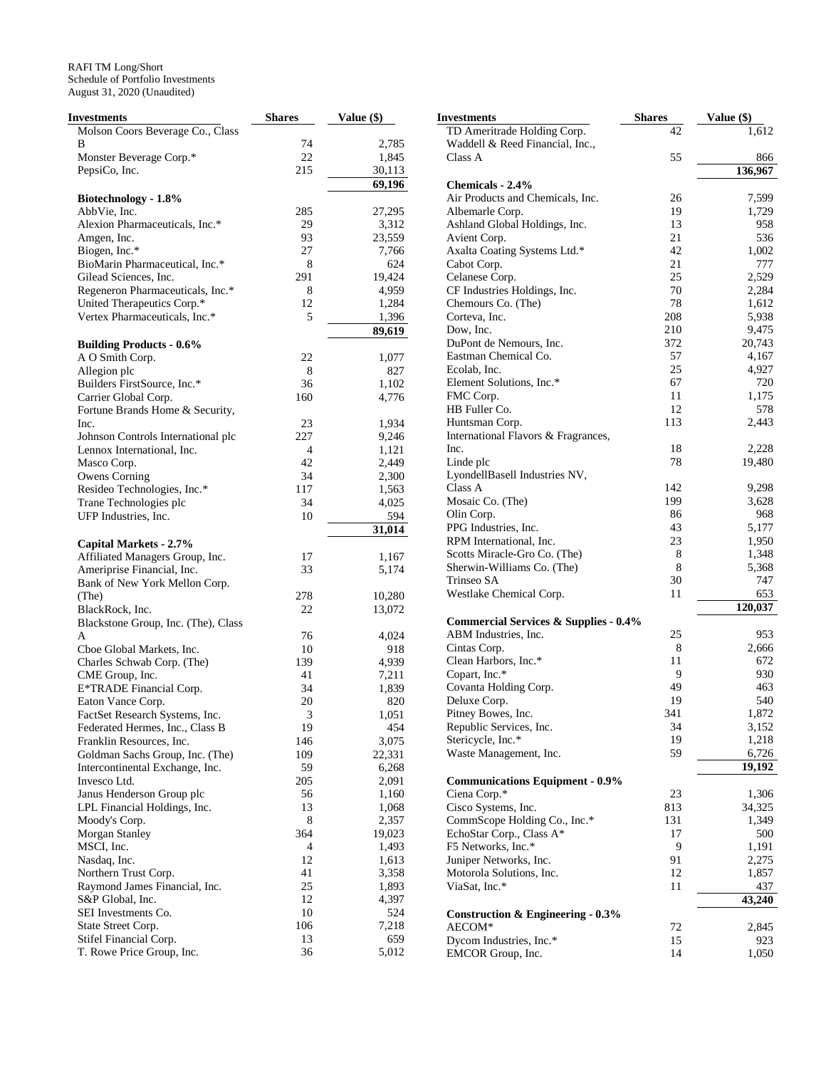RAFI TM Long/Short
Schedule of Portfolio Investments
August 31, 2020 (Unaudited)

| Investments | Shares | Value ($) |
|---|---|---|
| Molson Coors Beverage Co., Class B | 74 | 2,785 |
| Monster Beverage Corp.* | 22 | 1,845 |
| PepsiCo, Inc. | 215 | 30,113 |
| | | 69,196 |
| **Biotechnology - 1.8%** | | |
| AbbVie, Inc. | 285 | 27,295 |
| Alexion Pharmaceuticals, Inc.* | 29 | 3,312 |
| Amgen, Inc. | 93 | 23,559 |
| Biogen, Inc.* | 27 | 7,766 |
| BioMarin Pharmaceutical, Inc.* | 8 | 624 |
| Gilead Sciences, Inc. | 291 | 19,424 |
| Regeneron Pharmaceuticals, Inc.* | 8 | 4,959 |
| United Therapeutics Corp.* | 12 | 1,284 |
| Vertex Pharmaceuticals, Inc.* | 5 | 1,396 |
| | | 89,619 |
| **Building Products - 0.6%** | | |
| A O Smith Corp. | 22 | 1,077 |
| Allegion plc | 8 | 827 |
| Builders FirstSource, Inc.* | 36 | 1,102 |
| Carrier Global Corp. | 160 | 4,776 |
| Fortune Brands Home & Security, Inc. | 23 | 1,934 |
| Johnson Controls International plc | 227 | 9,246 |
| Lennox International, Inc. | 4 | 1,121 |
| Masco Corp. | 42 | 2,449 |
| Owens Corning | 34 | 2,300 |
| Resideo Technologies, Inc.* | 117 | 1,563 |
| Trane Technologies plc | 34 | 4,025 |
| UFP Industries, Inc. | 10 | 594 |
| | | 31,014 |
| **Capital Markets - 2.7%** | | |
| Affiliated Managers Group, Inc. | 17 | 1,167 |
| Ameriprise Financial, Inc. | 33 | 5,174 |
| Bank of New York Mellon Corp. (The) | 278 | 10,280 |
| BlackRock, Inc. | 22 | 13,072 |
| Blackstone Group, Inc. (The), Class A | 76 | 4,024 |
| Cboe Global Markets, Inc. | 10 | 918 |
| Charles Schwab Corp. (The) | 139 | 4,939 |
| CME Group, Inc. | 41 | 7,211 |
| E*TRADE Financial Corp. | 34 | 1,839 |
| Eaton Vance Corp. | 20 | 820 |
| FactSet Research Systems, Inc. | 3 | 1,051 |
| Federated Hermes, Inc., Class B | 19 | 454 |
| Franklin Resources, Inc. | 146 | 3,075 |
| Goldman Sachs Group, Inc. (The) | 109 | 22,331 |
| Intercontinental Exchange, Inc. | 59 | 6,268 |
| Invesco Ltd. | 205 | 2,091 |
| Janus Henderson Group plc | 56 | 1,160 |
| LPL Financial Holdings, Inc. | 13 | 1,068 |
| Moody's Corp. | 8 | 2,357 |
| Morgan Stanley | 364 | 19,023 |
| MSCI, Inc. | 4 | 1,493 |
| Nasdaq, Inc. | 12 | 1,613 |
| Northern Trust Corp. | 41 | 3,358 |
| Raymond James Financial, Inc. | 25 | 1,893 |
| S&P Global, Inc. | 12 | 4,397 |
| SEI Investments Co. | 10 | 524 |
| State Street Corp. | 106 | 7,218 |
| Stifel Financial Corp. | 13 | 659 |
| T. Rowe Price Group, Inc. | 36 | 5,012 |
| TD Ameritrade Holding Corp. | 42 | 1,612 |
| Waddell & Reed Financial, Inc., Class A | 55 | 866 |
| | | 136,967 |
| **Chemicals - 2.4%** | | |
| Air Products and Chemicals, Inc. | 26 | 7,599 |
| Albemarle Corp. | 19 | 1,729 |
| Ashland Global Holdings, Inc. | 13 | 958 |
| Avient Corp. | 21 | 536 |
| Axalta Coating Systems Ltd.* | 42 | 1,002 |
| Cabot Corp. | 21 | 777 |
| Celanese Corp. | 25 | 2,529 |
| CF Industries Holdings, Inc. | 70 | 2,284 |
| Chemours Co. (The) | 78 | 1,612 |
| Corteva, Inc. | 208 | 5,938 |
| Dow, Inc. | 210 | 9,475 |
| DuPont de Nemours, Inc. | 372 | 20,743 |
| Eastman Chemical Co. | 57 | 4,167 |
| Ecolab, Inc. | 25 | 4,927 |
| Element Solutions, Inc.* | 67 | 720 |
| FMC Corp. | 11 | 1,175 |
| HB Fuller Co. | 12 | 578 |
| Huntsman Corp. | 113 | 2,443 |
| International Flavors & Fragrances, Inc. | 18 | 2,228 |
| Linde plc | 78 | 19,480 |
| LyondellBasell Industries NV, Class A | 142 | 9,298 |
| Mosaic Co. (The) | 199 | 3,628 |
| Olin Corp. | 86 | 968 |
| PPG Industries, Inc. | 43 | 5,177 |
| RPM International, Inc. | 23 | 1,950 |
| Scotts Miracle-Gro Co. (The) | 8 | 1,348 |
| Sherwin-Williams Co. (The) | 8 | 5,368 |
| Trinseo SA | 30 | 747 |
| Westlake Chemical Corp. | 11 | 653 |
| | | 120,037 |
| **Commercial Services & Supplies - 0.4%** | | |
| ABM Industries, Inc. | 25 | 953 |
| Cintas Corp. | 8 | 2,666 |
| Clean Harbors, Inc.* | 11 | 672 |
| Copart, Inc.* | 9 | 930 |
| Covanta Holding Corp. | 49 | 463 |
| Deluxe Corp. | 19 | 540 |
| Pitney Bowes, Inc. | 341 | 1,872 |
| Republic Services, Inc. | 34 | 3,152 |
| Stericycle, Inc.* | 19 | 1,218 |
| Waste Management, Inc. | 59 | 6,726 |
| | | 19,192 |
| **Communications Equipment - 0.9%** | | |
| Ciena Corp.* | 23 | 1,306 |
| Cisco Systems, Inc. | 813 | 34,325 |
| CommScope Holding Co., Inc.* | 131 | 1,349 |
| EchoStar Corp., Class A* | 17 | 500 |
| F5 Networks, Inc.* | 9 | 1,191 |
| Juniper Networks, Inc. | 91 | 2,275 |
| Motorola Solutions, Inc. | 12 | 1,857 |
| ViaSat, Inc.* | 11 | 437 |
| | | 43,240 |
| **Construction & Engineering - 0.3%** | | |
| AECOM* | 72 | 2,845 |
| Dycom Industries, Inc.* | 15 | 923 |
| EMCOR Group, Inc. | 14 | 1,050 |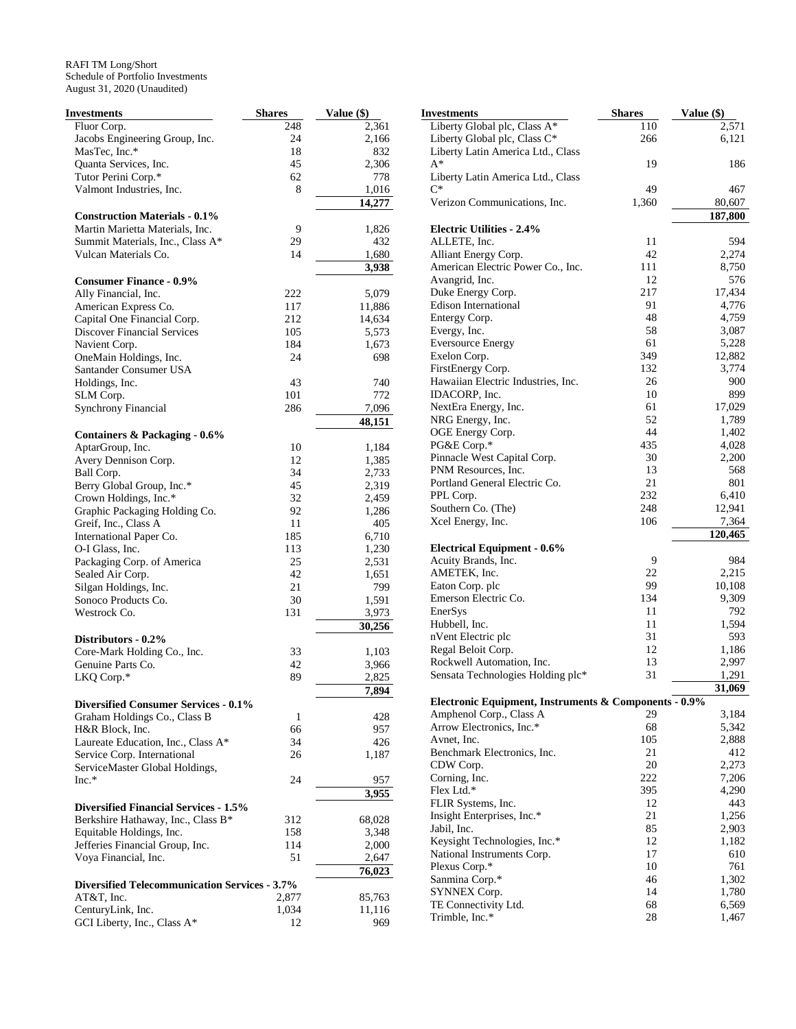RAFI TM Long/Short
Schedule of Portfolio Investments
August 31, 2020 (Unaudited)

| Investments | Shares | Value ($) |
|---|---|---|
| Fluor Corp. | 248 | 2,361 |
| Jacobs Engineering Group, Inc. | 24 | 2,166 |
| MasTec, Inc.* | 18 | 832 |
| Quanta Services, Inc. | 45 | 2,306 |
| Tutor Perini Corp.* | 62 | 778 |
| Valmont Industries, Inc. | 8 | 1,016 |
| | | **14,277** |
| **Construction Materials - 0.1%** | | |
| Martin Marietta Materials, Inc. | 9 | 1,826 |
| Summit Materials, Inc., Class A* | 29 | 432 |
| Vulcan Materials Co. | 14 | 1,680 |
| | | **3,938** |
| **Consumer Finance - 0.9%** | | |
| Ally Financial, Inc. | 222 | 5,079 |
| American Express Co. | 117 | 11,886 |
| Capital One Financial Corp. | 212 | 14,634 |
| Discover Financial Services | 105 | 5,573 |
| Navient Corp. | 184 | 1,673 |
| OneMain Holdings, Inc. | 24 | 698 |
| Santander Consumer USA Holdings, Inc. | 43 | 740 |
| SLM Corp. | 101 | 772 |
| Synchrony Financial | 286 | 7,096 |
| | | **48,151** |
| **Containers & Packaging - 0.6%** | | |
| AptarGroup, Inc. | 10 | 1,184 |
| Avery Dennison Corp. | 12 | 1,385 |
| Ball Corp. | 34 | 2,733 |
| Berry Global Group, Inc.* | 45 | 2,319 |
| Crown Holdings, Inc.* | 32 | 2,459 |
| Graphic Packaging Holding Co. | 92 | 1,286 |
| Greif, Inc., Class A | 11 | 405 |
| International Paper Co. | 185 | 6,710 |
| O-I Glass, Inc. | 113 | 1,230 |
| Packaging Corp. of America | 25 | 2,531 |
| Sealed Air Corp. | 42 | 1,651 |
| Silgan Holdings, Inc. | 21 | 799 |
| Sonoco Products Co. | 30 | 1,591 |
| Westrock Co. | 131 | 3,973 |
| | | **30,256** |
| **Distributors - 0.2%** | | |
| Core-Mark Holding Co., Inc. | 33 | 1,103 |
| Genuine Parts Co. | 42 | 3,966 |
| LKQ Corp.* | 89 | 2,825 |
| | | **7,894** |
| **Diversified Consumer Services - 0.1%** | | |
| Graham Holdings Co., Class B | 1 | 428 |
| H&R Block, Inc. | 66 | 957 |
| Laureate Education, Inc., Class A* | 34 | 426 |
| Service Corp. International | 26 | 1,187 |
| ServiceMaster Global Holdings, Inc.* | 24 | 957 |
| | | **3,955** |
| **Diversified Financial Services - 1.5%** | | |
| Berkshire Hathaway, Inc., Class B* | 312 | 68,028 |
| Equitable Holdings, Inc. | 158 | 3,348 |
| Jefferies Financial Group, Inc. | 114 | 2,000 |
| Voya Financial, Inc. | 51 | 2,647 |
| | | **76,023** |
| **Diversified Telecommunication Services - 3.7%** | | |
| AT&T, Inc. | 2,877 | 85,763 |
| CenturyLink, Inc. | 1,034 | 11,116 |
| GCI Liberty, Inc., Class A* | 12 | 969 |
| Liberty Global plc, Class A* | 110 | 2,571 |
| Liberty Global plc, Class C* | 266 | 6,121 |
| Liberty Latin America Ltd., Class A* | 19 | 186 |
| Liberty Latin America Ltd., Class C* | 49 | 467 |
| Verizon Communications, Inc. | 1,360 | 80,607 |
| | | **187,800** |
| **Electric Utilities - 2.4%** | | |
| ALLETE, Inc. | 11 | 594 |
| Alliant Energy Corp. | 42 | 2,274 |
| American Electric Power Co., Inc. | 111 | 8,750 |
| Avangrid, Inc. | 12 | 576 |
| Duke Energy Corp. | 217 | 17,434 |
| Edison International | 91 | 4,776 |
| Entergy Corp. | 48 | 4,759 |
| Evergy, Inc. | 58 | 3,087 |
| Eversource Energy | 61 | 5,228 |
| Exelon Corp. | 349 | 12,882 |
| FirstEnergy Corp. | 132 | 3,774 |
| Hawaiian Electric Industries, Inc. | 26 | 900 |
| IDACORP, Inc. | 10 | 899 |
| NextEra Energy, Inc. | 61 | 17,029 |
| NRG Energy, Inc. | 52 | 1,789 |
| OGE Energy Corp. | 44 | 1,402 |
| PG&E Corp.* | 435 | 4,028 |
| Pinnacle West Capital Corp. | 30 | 2,200 |
| PNM Resources, Inc. | 13 | 568 |
| Portland General Electric Co. | 21 | 801 |
| PPL Corp. | 232 | 6,410 |
| Southern Co. (The) | 248 | 12,941 |
| Xcel Energy, Inc. | 106 | 7,364 |
| | | **120,465** |
| **Electrical Equipment - 0.6%** | | |
| Acuity Brands, Inc. | 9 | 984 |
| AMETEK, Inc. | 22 | 2,215 |
| Eaton Corp. plc | 99 | 10,108 |
| Emerson Electric Co. | 134 | 9,309 |
| EnerSys | 11 | 792 |
| Hubbell, Inc. | 11 | 1,594 |
| nVent Electric plc | 31 | 593 |
| Regal Beloit Corp. | 12 | 1,186 |
| Rockwell Automation, Inc. | 13 | 2,997 |
| Sensata Technologies Holding plc* | 31 | 1,291 |
| | | **31,069** |
| **Electronic Equipment, Instruments & Components - 0.9%** | | |
| Amphenol Corp., Class A | 29 | 3,184 |
| Arrow Electronics, Inc.* | 68 | 5,342 |
| Avnet, Inc. | 105 | 2,888 |
| Benchmark Electronics, Inc. | 21 | 412 |
| CDW Corp. | 20 | 2,273 |
| Corning, Inc. | 222 | 7,206 |
| Flex Ltd.* | 395 | 4,290 |
| FLIR Systems, Inc. | 12 | 443 |
| Insight Enterprises, Inc.* | 21 | 1,256 |
| Jabil, Inc. | 85 | 2,903 |
| Keysight Technologies, Inc.* | 12 | 1,182 |
| National Instruments Corp. | 17 | 610 |
| Plexus Corp.* | 10 | 761 |
| Sanmina Corp.* | 46 | 1,302 |
| SYNNEX Corp. | 14 | 1,780 |
| TE Connectivity Ltd. | 68 | 6,569 |
| Trimble, Inc.* | 28 | 1,467 |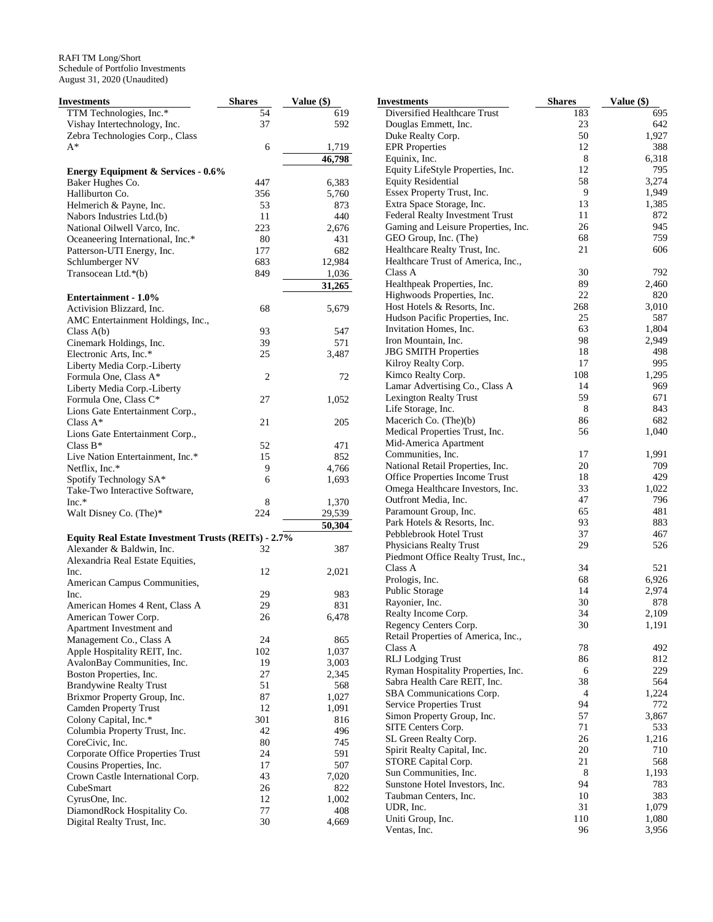RAFI TM Long/Short
Schedule of Portfolio Investments
August 31, 2020 (Unaudited)

| Investments | Shares | Value ($) |
|---|---|---|
| TTM Technologies, Inc.* | 54 | 619 |
| Vishay Intertechnology, Inc. | 37 | 592 |
| Zebra Technologies Corp., Class A* | 6 | 1,719 |
| | | **46,798** |
| **Energy Equipment & Services - 0.6%** | | |
| Baker Hughes Co. | 447 | 6,383 |
| Halliburton Co. | 356 | 5,760 |
| Helmerich & Payne, Inc. | 53 | 873 |
| Nabors Industries Ltd.(b) | 11 | 440 |
| National Oilwell Varco, Inc. | 223 | 2,676 |
| Oceaneering International, Inc.* | 80 | 431 |
| Patterson-UTI Energy, Inc. | 177 | 682 |
| Schlumberger NV | 683 | 12,984 |
| Transocean Ltd.*(b) | 849 | 1,036 |
| | | **31,265** |
| **Entertainment - 1.0%** | | |
| Activision Blizzard, Inc. | 68 | 5,679 |
| AMC Entertainment Holdings, Inc., Class A(b) | 93 | 547 |
| Cinemark Holdings, Inc. | 39 | 571 |
| Electronic Arts, Inc.* | 25 | 3,487 |
| Liberty Media Corp.-Liberty Formula One, Class A* | 2 | 72 |
| Liberty Media Corp.-Liberty Formula One, Class C* | 27 | 1,052 |
| Lions Gate Entertainment Corp., Class A* | 21 | 205 |
| Lions Gate Entertainment Corp., Class B* | 52 | 471 |
| Live Nation Entertainment, Inc.* | 15 | 852 |
| Netflix, Inc.* | 9 | 4,766 |
| Spotify Technology SA* | 6 | 1,693 |
| Take-Two Interactive Software, Inc.* | 8 | 1,370 |
| Walt Disney Co. (The)* | 224 | 29,539 |
| | | **50,304** |
| **Equity Real Estate Investment Trusts (REITs) - 2.7%** | | |
| Alexander & Baldwin, Inc. | 32 | 387 |
| Alexandria Real Estate Equities, Inc. | 12 | 2,021 |
| American Campus Communities, Inc. | 29 | 983 |
| American Homes 4 Rent, Class A | 29 | 831 |
| American Tower Corp. | 26 | 6,478 |
| Apartment Investment and Management Co., Class A | 24 | 865 |
| Apple Hospitality REIT, Inc. | 102 | 1,037 |
| AvalonBay Communities, Inc. | 19 | 3,003 |
| Boston Properties, Inc. | 27 | 2,345 |
| Brandywine Realty Trust | 51 | 568 |
| Brixmor Property Group, Inc. | 87 | 1,027 |
| Camden Property Trust | 12 | 1,091 |
| Colony Capital, Inc.* | 301 | 816 |
| Columbia Property Trust, Inc. | 42 | 496 |
| CoreCivic, Inc. | 80 | 745 |
| Corporate Office Properties Trust | 24 | 591 |
| Cousins Properties, Inc. | 17 | 507 |
| Crown Castle International Corp. | 43 | 7,020 |
| CubeSmart | 26 | 822 |
| CyrusOne, Inc. | 12 | 1,002 |
| DiamondRock Hospitality Co. | 77 | 408 |
| Digital Realty Trust, Inc. | 30 | 4,669 |
| Diversified Healthcare Trust | 183 | 695 |
| Douglas Emmett, Inc. | 23 | 642 |
| Duke Realty Corp. | 50 | 1,927 |
| EPR Properties | 12 | 388 |
| Equinix, Inc. | 8 | 6,318 |
| Equity LifeStyle Properties, Inc. | 12 | 795 |
| Equity Residential | 58 | 3,274 |
| Essex Property Trust, Inc. | 9 | 1,949 |
| Extra Space Storage, Inc. | 13 | 1,385 |
| Federal Realty Investment Trust | 11 | 872 |
| Gaming and Leisure Properties, Inc. | 26 | 945 |
| GEO Group, Inc. (The) | 68 | 759 |
| Healthcare Realty Trust, Inc. | 21 | 606 |
| Healthcare Trust of America, Inc., Class A | 30 | 792 |
| Healthpeak Properties, Inc. | 89 | 2,460 |
| Highwoods Properties, Inc. | 22 | 820 |
| Host Hotels & Resorts, Inc. | 268 | 3,010 |
| Hudson Pacific Properties, Inc. | 25 | 587 |
| Invitation Homes, Inc. | 63 | 1,804 |
| Iron Mountain, Inc. | 98 | 2,949 |
| JBG SMITH Properties | 18 | 498 |
| Kilroy Realty Corp. | 17 | 995 |
| Kimco Realty Corp. | 108 | 1,295 |
| Lamar Advertising Co., Class A | 14 | 969 |
| Lexington Realty Trust | 59 | 671 |
| Life Storage, Inc. | 8 | 843 |
| Macerich Co. (The)(b) | 86 | 682 |
| Medical Properties Trust, Inc. | 56 | 1,040 |
| Mid-America Apartment Communities, Inc. | 17 | 1,991 |
| National Retail Properties, Inc. | 20 | 709 |
| Office Properties Income Trust | 18 | 429 |
| Omega Healthcare Investors, Inc. | 33 | 1,022 |
| Outfront Media, Inc. | 47 | 796 |
| Paramount Group, Inc. | 65 | 481 |
| Park Hotels & Resorts, Inc. | 93 | 883 |
| Pebblebrook Hotel Trust | 37 | 467 |
| Physicians Realty Trust | 29 | 526 |
| Piedmont Office Realty Trust, Inc., Class A | 34 | 521 |
| Prologis, Inc. | 68 | 6,926 |
| Public Storage | 14 | 2,974 |
| Rayonier, Inc. | 30 | 878 |
| Realty Income Corp. | 34 | 2,109 |
| Regency Centers Corp. | 30 | 1,191 |
| Retail Properties of America, Inc., Class A | 78 | 492 |
| RLJ Lodging Trust | 86 | 812 |
| Ryman Hospitality Properties, Inc. | 6 | 229 |
| Sabra Health Care REIT, Inc. | 38 | 564 |
| SBA Communications Corp. | 4 | 1,224 |
| Service Properties Trust | 94 | 772 |
| Simon Property Group, Inc. | 57 | 3,867 |
| SITE Centers Corp. | 71 | 533 |
| SL Green Realty Corp. | 26 | 1,216 |
| Spirit Realty Capital, Inc. | 20 | 710 |
| STORE Capital Corp. | 21 | 568 |
| Sun Communities, Inc. | 8 | 1,193 |
| Sunstone Hotel Investors, Inc. | 94 | 783 |
| Taubman Centers, Inc. | 10 | 383 |
| UDR, Inc. | 31 | 1,079 |
| Uniti Group, Inc. | 110 | 1,080 |
| Ventas, Inc. | 96 | 3,956 |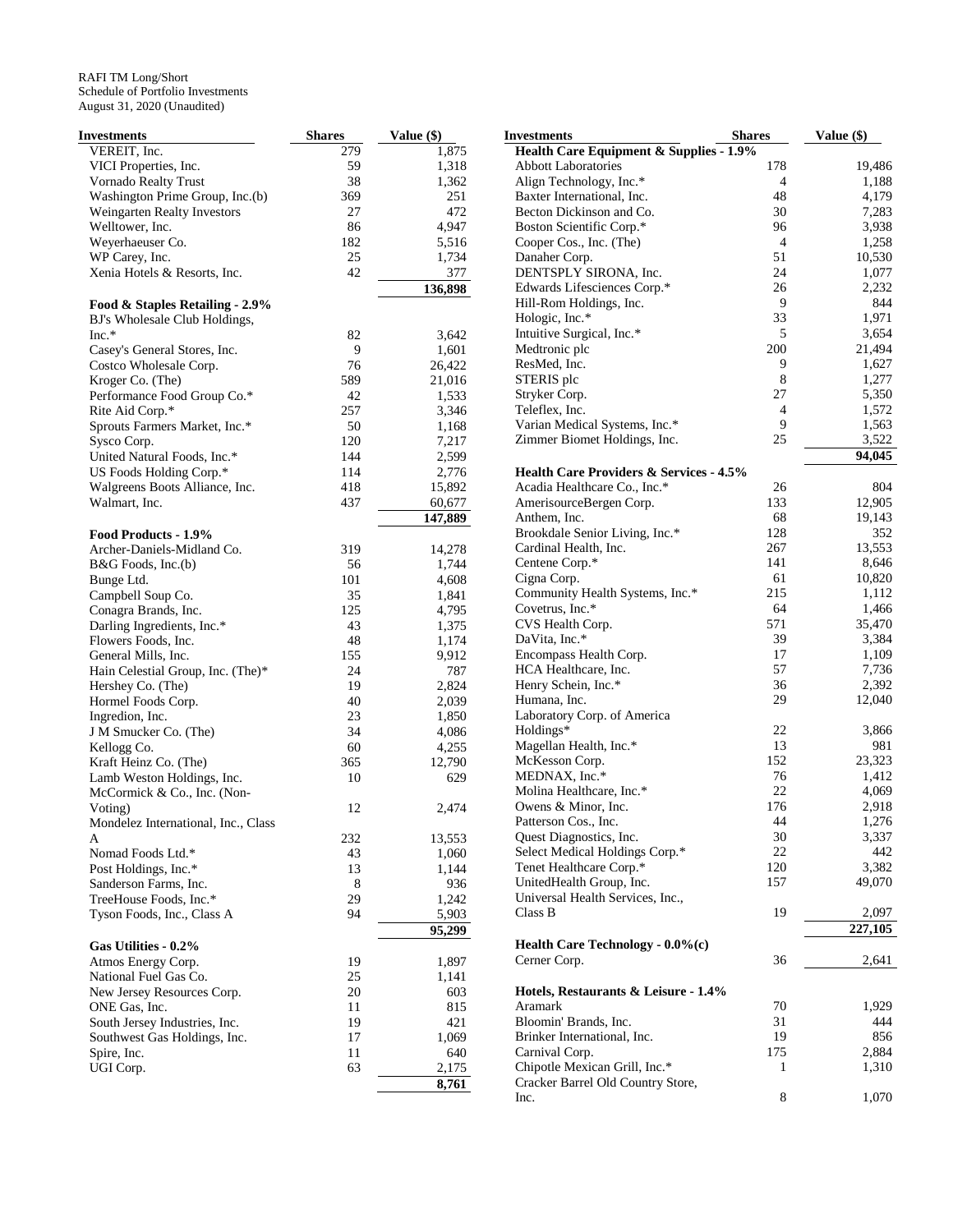RAFI TM Long/Short
Schedule of Portfolio Investments
August 31, 2020 (Unaudited)

| Investments | Shares | Value ($) |
|---|---|---|
| VEREIT, Inc. | 279 | 1,875 |
| VICI Properties, Inc. | 59 | 1,318 |
| Vornado Realty Trust | 38 | 1,362 |
| Washington Prime Group, Inc.(b) | 369 | 251 |
| Weingarten Realty Investors | 27 | 472 |
| Welltower, Inc. | 86 | 4,947 |
| Weyerhaeuser Co. | 182 | 5,516 |
| WP Carey, Inc. | 25 | 1,734 |
| Xenia Hotels & Resorts, Inc. | 42 | 377 |
| | | **136,898** |
| **Food & Staples Retailing - 2.9%** | | |
| BJ's Wholesale Club Holdings, Inc.* | 82 | 3,642 |
| Casey's General Stores, Inc. | 9 | 1,601 |
| Costco Wholesale Corp. | 76 | 26,422 |
| Kroger Co. (The) | 589 | 21,016 |
| Performance Food Group Co.* | 42 | 1,533 |
| Rite Aid Corp.* | 257 | 3,346 |
| Sprouts Farmers Market, Inc.* | 50 | 1,168 |
| Sysco Corp. | 120 | 7,217 |
| United Natural Foods, Inc.* | 144 | 2,599 |
| US Foods Holding Corp.* | 114 | 2,776 |
| Walgreens Boots Alliance, Inc. | 418 | 15,892 |
| Walmart, Inc. | 437 | 60,677 |
| | | **147,889** |
| **Food Products - 1.9%** | | |
| Archer-Daniels-Midland Co. | 319 | 14,278 |
| B&G Foods, Inc.(b) | 56 | 1,744 |
| Bunge Ltd. | 101 | 4,608 |
| Campbell Soup Co. | 35 | 1,841 |
| Conagra Brands, Inc. | 125 | 4,795 |
| Darling Ingredients, Inc.* | 43 | 1,375 |
| Flowers Foods, Inc. | 48 | 1,174 |
| General Mills, Inc. | 155 | 9,912 |
| Hain Celestial Group, Inc. (The)* | 24 | 787 |
| Hershey Co. (The) | 19 | 2,824 |
| Hormel Foods Corp. | 40 | 2,039 |
| Ingredion, Inc. | 23 | 1,850 |
| J M Smucker Co. (The) | 34 | 4,086 |
| Kellogg Co. | 60 | 4,255 |
| Kraft Heinz Co. (The) | 365 | 12,790 |
| Lamb Weston Holdings, Inc. | 10 | 629 |
| McCormick & Co., Inc. (Non-Voting) | 12 | 2,474 |
| Mondelez International, Inc., Class A | 232 | 13,553 |
| Nomad Foods Ltd.* | 43 | 1,060 |
| Post Holdings, Inc.* | 13 | 1,144 |
| Sanderson Farms, Inc. | 8 | 936 |
| TreeHouse Foods, Inc.* | 29 | 1,242 |
| Tyson Foods, Inc., Class A | 94 | 5,903 |
| | | **95,299** |
| **Gas Utilities - 0.2%** | | |
| Atmos Energy Corp. | 19 | 1,897 |
| National Fuel Gas Co. | 25 | 1,141 |
| New Jersey Resources Corp. | 20 | 603 |
| ONE Gas, Inc. | 11 | 815 |
| South Jersey Industries, Inc. | 19 | 421 |
| Southwest Gas Holdings, Inc. | 17 | 1,069 |
| Spire, Inc. | 11 | 640 |
| UGI Corp. | 63 | 2,175 |
| | | **8,761** |
| **Health Care Equipment & Supplies - 1.9%** | | |
| Abbott Laboratories | 178 | 19,486 |
| Align Technology, Inc.* | 4 | 1,188 |
| Baxter International, Inc. | 48 | 4,179 |
| Becton Dickinson and Co. | 30 | 7,283 |
| Boston Scientific Corp.* | 96 | 3,938 |
| Cooper Cos., Inc. (The) | 4 | 1,258 |
| Danaher Corp. | 51 | 10,530 |
| DENTSPLY SIRONA, Inc. | 24 | 1,077 |
| Edwards Lifesciences Corp.* | 26 | 2,232 |
| Hill-Rom Holdings, Inc. | 9 | 844 |
| Hologic, Inc.* | 33 | 1,971 |
| Intuitive Surgical, Inc.* | 5 | 3,654 |
| Medtronic plc | 200 | 21,494 |
| ResMed, Inc. | 9 | 1,627 |
| STERIS plc | 8 | 1,277 |
| Stryker Corp. | 27 | 5,350 |
| Teleflex, Inc. | 4 | 1,572 |
| Varian Medical Systems, Inc.* | 9 | 1,563 |
| Zimmer Biomet Holdings, Inc. | 25 | 3,522 |
| | | **94,045** |
| **Health Care Providers & Services - 4.5%** | | |
| Acadia Healthcare Co., Inc.* | 26 | 804 |
| AmerisourceBergen Corp. | 133 | 12,905 |
| Anthem, Inc. | 68 | 19,143 |
| Brookdale Senior Living, Inc.* | 128 | 352 |
| Cardinal Health, Inc. | 267 | 13,553 |
| Centene Corp.* | 141 | 8,646 |
| Cigna Corp. | 61 | 10,820 |
| Community Health Systems, Inc.* | 215 | 1,112 |
| Covetrus, Inc.* | 64 | 1,466 |
| CVS Health Corp. | 571 | 35,470 |
| DaVita, Inc.* | 39 | 3,384 |
| Encompass Health Corp. | 17 | 1,109 |
| HCA Healthcare, Inc. | 57 | 7,736 |
| Henry Schein, Inc.* | 36 | 2,392 |
| Humana, Inc. | 29 | 12,040 |
| Laboratory Corp. of America Holdings* | 22 | 3,866 |
| Magellan Health, Inc.* | 13 | 981 |
| McKesson Corp. | 152 | 23,323 |
| MEDNAX, Inc.* | 76 | 1,412 |
| Molina Healthcare, Inc.* | 22 | 4,069 |
| Owens & Minor, Inc. | 176 | 2,918 |
| Patterson Cos., Inc. | 44 | 1,276 |
| Quest Diagnostics, Inc. | 30 | 3,337 |
| Select Medical Holdings Corp.* | 22 | 442 |
| Tenet Healthcare Corp.* | 120 | 3,382 |
| UnitedHealth Group, Inc. | 157 | 49,070 |
| Universal Health Services, Inc., Class B | 19 | 2,097 |
| | | **227,105** |
| **Health Care Technology - 0.0%(c)** | | |
| Cerner Corp. | 36 | 2,641 |
| **Hotels, Restaurants & Leisure - 1.4%** | | |
| Aramark | 70 | 1,929 |
| Bloomin' Brands, Inc. | 31 | 444 |
| Brinker International, Inc. | 19 | 856 |
| Carnival Corp. | 175 | 2,884 |
| Chipotle Mexican Grill, Inc.* | 1 | 1,310 |
| Cracker Barrel Old Country Store, Inc. | 8 | 1,070 |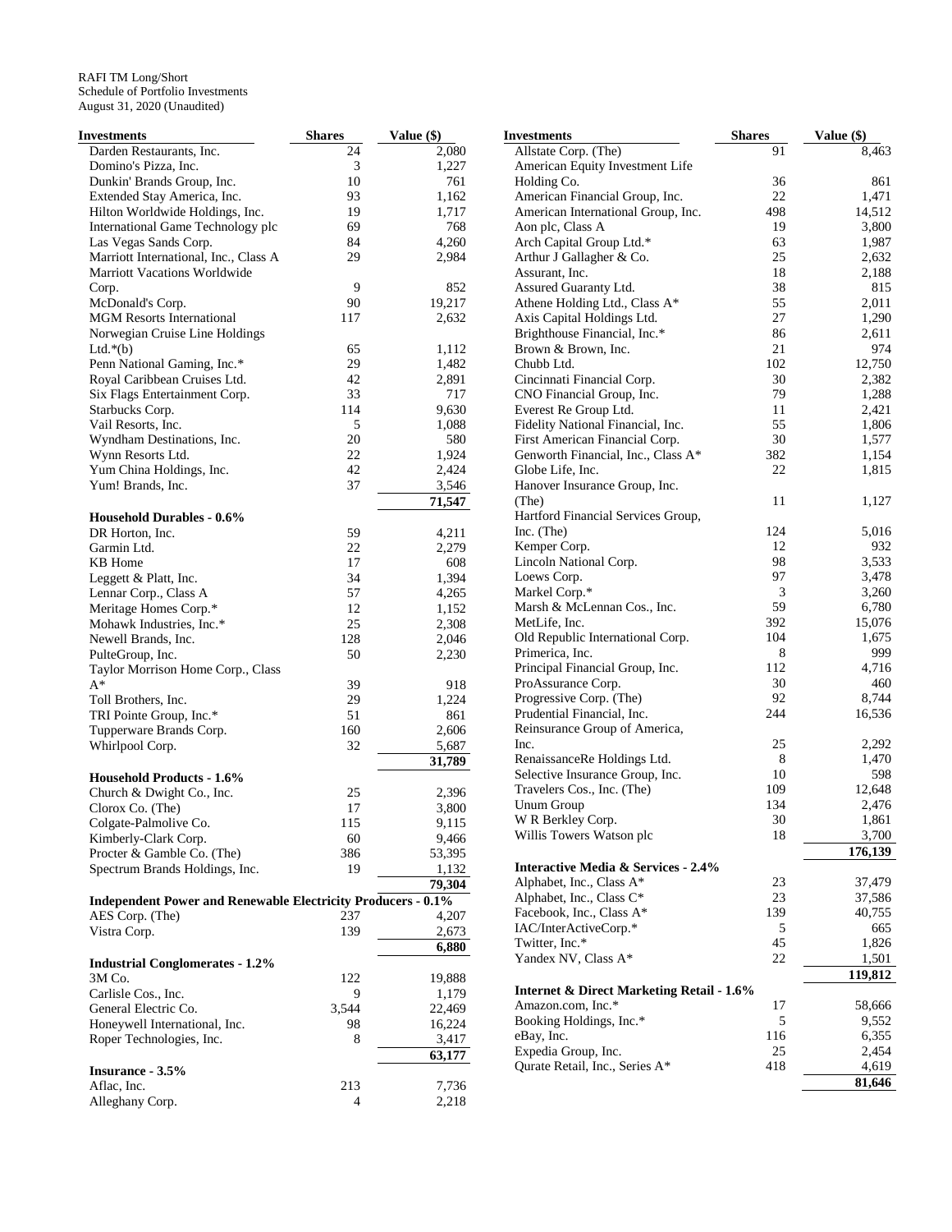RAFI TM Long/Short
Schedule of Portfolio Investments
August 31, 2020 (Unaudited)

| Investments | Shares | Value ($) |
|---|---|---|
| Darden Restaurants, Inc. | 24 | 2,080 |
| Domino's Pizza, Inc. | 3 | 1,227 |
| Dunkin' Brands Group, Inc. | 10 | 761 |
| Extended Stay America, Inc. | 93 | 1,162 |
| Hilton Worldwide Holdings, Inc. | 19 | 1,717 |
| International Game Technology plc | 69 | 768 |
| Las Vegas Sands Corp. | 84 | 4,260 |
| Marriott International, Inc., Class A | 29 | 2,984 |
| Marriott Vacations Worldwide Corp. | 9 | 852 |
| McDonald's Corp. | 90 | 19,217 |
| MGM Resorts International | 117 | 2,632 |
| Norwegian Cruise Line Holdings Ltd.*(b) | 65 | 1,112 |
| Penn National Gaming, Inc.* | 29 | 1,482 |
| Royal Caribbean Cruises Ltd. | 42 | 2,891 |
| Six Flags Entertainment Corp. | 33 | 717 |
| Starbucks Corp. | 114 | 9,630 |
| Vail Resorts, Inc. | 5 | 1,088 |
| Wyndham Destinations, Inc. | 20 | 580 |
| Wynn Resorts Ltd. | 22 | 1,924 |
| Yum China Holdings, Inc. | 42 | 2,424 |
| Yum! Brands, Inc. | 37 | 3,546 |
| | | **71,547** |
| **Household Durables - 0.6%** | | |
| DR Horton, Inc. | 59 | 4,211 |
| Garmin Ltd. | 22 | 2,279 |
| KB Home | 17 | 608 |
| Leggett & Platt, Inc. | 34 | 1,394 |
| Lennar Corp., Class A | 57 | 4,265 |
| Meritage Homes Corp.* | 12 | 1,152 |
| Mohawk Industries, Inc.* | 25 | 2,308 |
| Newell Brands, Inc. | 128 | 2,046 |
| PulteGroup, Inc. | 50 | 2,230 |
| Taylor Morrison Home Corp., Class A* | 39 | 918 |
| Toll Brothers, Inc. | 29 | 1,224 |
| TRI Pointe Group, Inc.* | 51 | 861 |
| Tupperware Brands Corp. | 160 | 2,606 |
| Whirlpool Corp. | 32 | 5,687 |
| | | **31,789** |
| **Household Products - 1.6%** | | |
| Church & Dwight Co., Inc. | 25 | 2,396 |
| Clorox Co. (The) | 17 | 3,800 |
| Colgate-Palmolive Co. | 115 | 9,115 |
| Kimberly-Clark Corp. | 60 | 9,466 |
| Procter & Gamble Co. (The) | 386 | 53,395 |
| Spectrum Brands Holdings, Inc. | 19 | 1,132 |
| | | **79,304** |
| **Independent Power and Renewable Electricity Producers - 0.1%** | | |
| AES Corp. (The) | 237 | 4,207 |
| Vistra Corp. | 139 | 2,673 |
| | | **6,880** |
| **Industrial Conglomerates - 1.2%** | | |
| 3M Co. | 122 | 19,888 |
| Carlisle Cos., Inc. | 9 | 1,179 |
| General Electric Co. | 3,544 | 22,469 |
| Honeywell International, Inc. | 98 | 16,224 |
| Roper Technologies, Inc. | 8 | 3,417 |
| | | **63,177** |
| **Insurance - 3.5%** | | |
| Aflac, Inc. | 213 | 7,736 |
| Alleghany Corp. | 4 | 2,218 |
| Allstate Corp. (The) | 91 | 8,463 |
| American Equity Investment Life Holding Co. | 36 | 861 |
| American Financial Group, Inc. | 22 | 1,471 |
| American International Group, Inc. | 498 | 14,512 |
| Aon plc, Class A | 19 | 3,800 |
| Arch Capital Group Ltd.* | 63 | 1,987 |
| Arthur J Gallagher & Co. | 25 | 2,632 |
| Assurant, Inc. | 18 | 2,188 |
| Assured Guaranty Ltd. | 38 | 815 |
| Athene Holding Ltd., Class A* | 55 | 2,011 |
| Axis Capital Holdings Ltd. | 27 | 1,290 |
| Brighthouse Financial, Inc.* | 86 | 2,611 |
| Brown & Brown, Inc. | 21 | 974 |
| Chubb Ltd. | 102 | 12,750 |
| Cincinnati Financial Corp. | 30 | 2,382 |
| CNO Financial Group, Inc. | 79 | 1,288 |
| Everest Re Group Ltd. | 11 | 2,421 |
| Fidelity National Financial, Inc. | 55 | 1,806 |
| First American Financial Corp. | 30 | 1,577 |
| Genworth Financial, Inc., Class A* | 382 | 1,154 |
| Globe Life, Inc. | 22 | 1,815 |
| Hanover Insurance Group, Inc. (The) | 11 | 1,127 |
| Hartford Financial Services Group, Inc. (The) | 124 | 5,016 |
| Kemper Corp. | 12 | 932 |
| Lincoln National Corp. | 98 | 3,533 |
| Loews Corp. | 97 | 3,478 |
| Markel Corp.* | 3 | 3,260 |
| Marsh & McLennan Cos., Inc. | 59 | 6,780 |
| MetLife, Inc. | 392 | 15,076 |
| Old Republic International Corp. | 104 | 1,675 |
| Primerica, Inc. | 8 | 999 |
| Principal Financial Group, Inc. | 112 | 4,716 |
| ProAssurance Corp. | 30 | 460 |
| Progressive Corp. (The) | 92 | 8,744 |
| Prudential Financial, Inc. | 244 | 16,536 |
| Reinsurance Group of America, Inc. | 25 | 2,292 |
| RenaissanceRe Holdings Ltd. | 8 | 1,470 |
| Selective Insurance Group, Inc. | 10 | 598 |
| Travelers Cos., Inc. (The) | 109 | 12,648 |
| Unum Group | 134 | 2,476 |
| W R Berkley Corp. | 30 | 1,861 |
| Willis Towers Watson plc | 18 | 3,700 |
| | | **176,139** |
| **Interactive Media & Services - 2.4%** | | |
| Alphabet, Inc., Class A* | 23 | 37,479 |
| Alphabet, Inc., Class C* | 23 | 37,586 |
| Facebook, Inc., Class A* | 139 | 40,755 |
| IAC/InterActiveCorp.* | 5 | 665 |
| Twitter, Inc.* | 45 | 1,826 |
| Yandex NV, Class A* | 22 | 1,501 |
| | | **119,812** |
| **Internet & Direct Marketing Retail - 1.6%** | | |
| Amazon.com, Inc.* | 17 | 58,666 |
| Booking Holdings, Inc.* | 5 | 9,552 |
| eBay, Inc. | 116 | 6,355 |
| Expedia Group, Inc. | 25 | 2,454 |
| Qurate Retail, Inc., Series A* | 418 | 4,619 |
| | | **81,646** |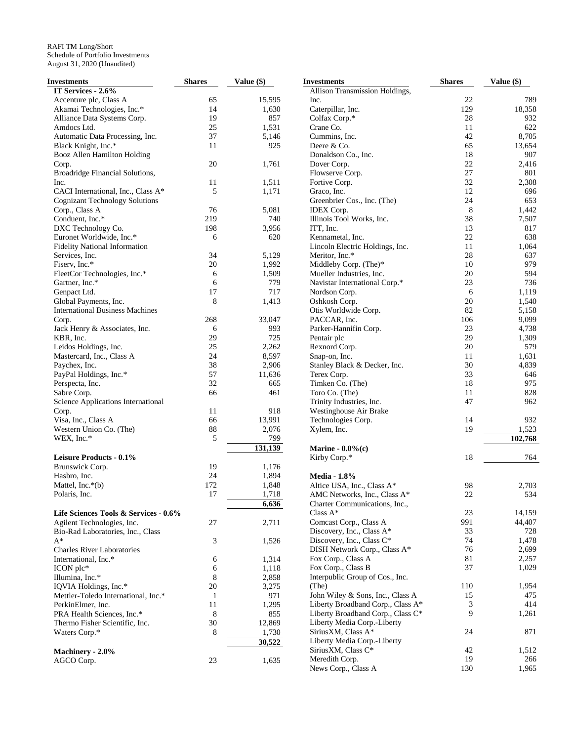RAFI TM Long/Short
Schedule of Portfolio Investments
August 31, 2020 (Unaudited)

| Investments | Shares | Value ($) |
|---|---|---|
| **IT Services - 2.6%** | | |
| Accenture plc, Class A | 65 | 15,595 |
| Akamai Technologies, Inc.* | 14 | 1,630 |
| Alliance Data Systems Corp. | 19 | 857 |
| Amdocs Ltd. | 25 | 1,531 |
| Automatic Data Processing, Inc. | 37 | 5,146 |
| Black Knight, Inc.* | 11 | 925 |
| Booz Allen Hamilton Holding Corp. | 20 | 1,761 |
| Broadridge Financial Solutions, Inc. | 11 | 1,511 |
| CACI International, Inc., Class A* | 5 | 1,171 |
| Cognizant Technology Solutions Corp., Class A | 76 | 5,081 |
| Conduent, Inc.* | 219 | 740 |
| DXC Technology Co. | 198 | 3,956 |
| Euronet Worldwide, Inc.* | 6 | 620 |
| Fidelity National Information Services, Inc. | 34 | 5,129 |
| Fiserv, Inc.* | 20 | 1,992 |
| FleetCor Technologies, Inc.* | 6 | 1,509 |
| Gartner, Inc.* | 6 | 779 |
| Genpact Ltd. | 17 | 717 |
| Global Payments, Inc. | 8 | 1,413 |
| International Business Machines Corp. | 268 | 33,047 |
| Jack Henry & Associates, Inc. | 6 | 993 |
| KBR, Inc. | 29 | 725 |
| Leidos Holdings, Inc. | 25 | 2,262 |
| Mastercard, Inc., Class A | 24 | 8,597 |
| Paychex, Inc. | 38 | 2,906 |
| PayPal Holdings, Inc.* | 57 | 11,636 |
| Perspecta, Inc. | 32 | 665 |
| Sabre Corp. | 66 | 461 |
| Science Applications International Corp. | 11 | 918 |
| Visa, Inc., Class A | 66 | 13,991 |
| Western Union Co. (The) | 88 | 2,076 |
| WEX, Inc.* | 5 | 799 |
| | | **131,139** |
| **Leisure Products - 0.1%** | | |
| Brunswick Corp. | 19 | 1,176 |
| Hasbro, Inc. | 24 | 1,894 |
| Mattel, Inc.*(b) | 172 | 1,848 |
| Polaris, Inc. | 17 | 1,718 |
| | | **6,636** |
| **Life Sciences Tools & Services - 0.6%** | | |
| Agilent Technologies, Inc. | 27 | 2,711 |
| Bio-Rad Laboratories, Inc., Class A* | 3 | 1,526 |
| Charles River Laboratories International, Inc.* | 6 | 1,314 |
| ICON plc* | 6 | 1,118 |
| Illumina, Inc.* | 8 | 2,858 |
| IQVIA Holdings, Inc.* | 20 | 3,275 |
| Mettler-Toledo International, Inc.* | 1 | 971 |
| PerkinElmer, Inc. | 11 | 1,295 |
| PRA Health Sciences, Inc.* | 8 | 855 |
| Thermo Fisher Scientific, Inc. | 30 | 12,869 |
| Waters Corp.* | 8 | 1,730 |
| | | **30,522** |
| **Machinery - 2.0%** | | |
| AGCO Corp. | 23 | 1,635 |
| Allison Transmission Holdings, Inc. | 22 | 789 |
| Caterpillar, Inc. | 129 | 18,358 |
| Colfax Corp.* | 28 | 932 |
| Crane Co. | 11 | 622 |
| Cummins, Inc. | 42 | 8,705 |
| Deere & Co. | 65 | 13,654 |
| Donaldson Co., Inc. | 18 | 907 |
| Dover Corp. | 22 | 2,416 |
| Flowserve Corp. | 27 | 801 |
| Fortive Corp. | 32 | 2,308 |
| Graco, Inc. | 12 | 696 |
| Greenbrier Cos., Inc. (The) | 24 | 653 |
| IDEX Corp. | 8 | 1,442 |
| Illinois Tool Works, Inc. | 38 | 7,507 |
| ITT, Inc. | 13 | 817 |
| Kennametal, Inc. | 22 | 638 |
| Lincoln Electric Holdings, Inc. | 11 | 1,064 |
| Meritor, Inc.* | 28 | 637 |
| Middleby Corp. (The)* | 10 | 979 |
| Mueller Industries, Inc. | 20 | 594 |
| Navistar International Corp.* | 23 | 736 |
| Nordson Corp. | 6 | 1,119 |
| Oshkosh Corp. | 20 | 1,540 |
| Otis Worldwide Corp. | 82 | 5,158 |
| PACCAR, Inc. | 106 | 9,099 |
| Parker-Hannifin Corp. | 23 | 4,738 |
| Pentair plc | 29 | 1,309 |
| Rexnord Corp. | 20 | 579 |
| Snap-on, Inc. | 11 | 1,631 |
| Stanley Black & Decker, Inc. | 30 | 4,839 |
| Terex Corp. | 33 | 646 |
| Timken Co. (The) | 18 | 975 |
| Toro Co. (The) | 11 | 828 |
| Trinity Industries, Inc. | 47 | 962 |
| Westinghouse Air Brake Technologies Corp. | 14 | 932 |
| Xylem, Inc. | 19 | 1,523 |
| | | **102,768** |
| **Marine - 0.0%(c)** | | |
| Kirby Corp.* | 18 | 764 |
| **Media - 1.8%** | | |
| Altice USA, Inc., Class A* | 98 | 2,703 |
| AMC Networks, Inc., Class A* | 22 | 534 |
| Charter Communications, Inc., Class A* | 23 | 14,159 |
| Comcast Corp., Class A | 991 | 44,407 |
| Discovery, Inc., Class A* | 33 | 728 |
| Discovery, Inc., Class C* | 74 | 1,478 |
| DISH Network Corp., Class A* | 76 | 2,699 |
| Fox Corp., Class A | 81 | 2,257 |
| Fox Corp., Class B | 37 | 1,029 |
| Interpublic Group of Cos., Inc. (The) | 110 | 1,954 |
| John Wiley & Sons, Inc., Class A | 15 | 475 |
| Liberty Broadband Corp., Class A* | 3 | 414 |
| Liberty Broadband Corp., Class C* | 9 | 1,261 |
| Liberty Media Corp.-Liberty SiriusXM, Class A* | 24 | 871 |
| Liberty Media Corp.-Liberty SiriusXM, Class C* | 42 | 1,512 |
| Meredith Corp. | 19 | 266 |
| News Corp., Class A | 130 | 1,965 |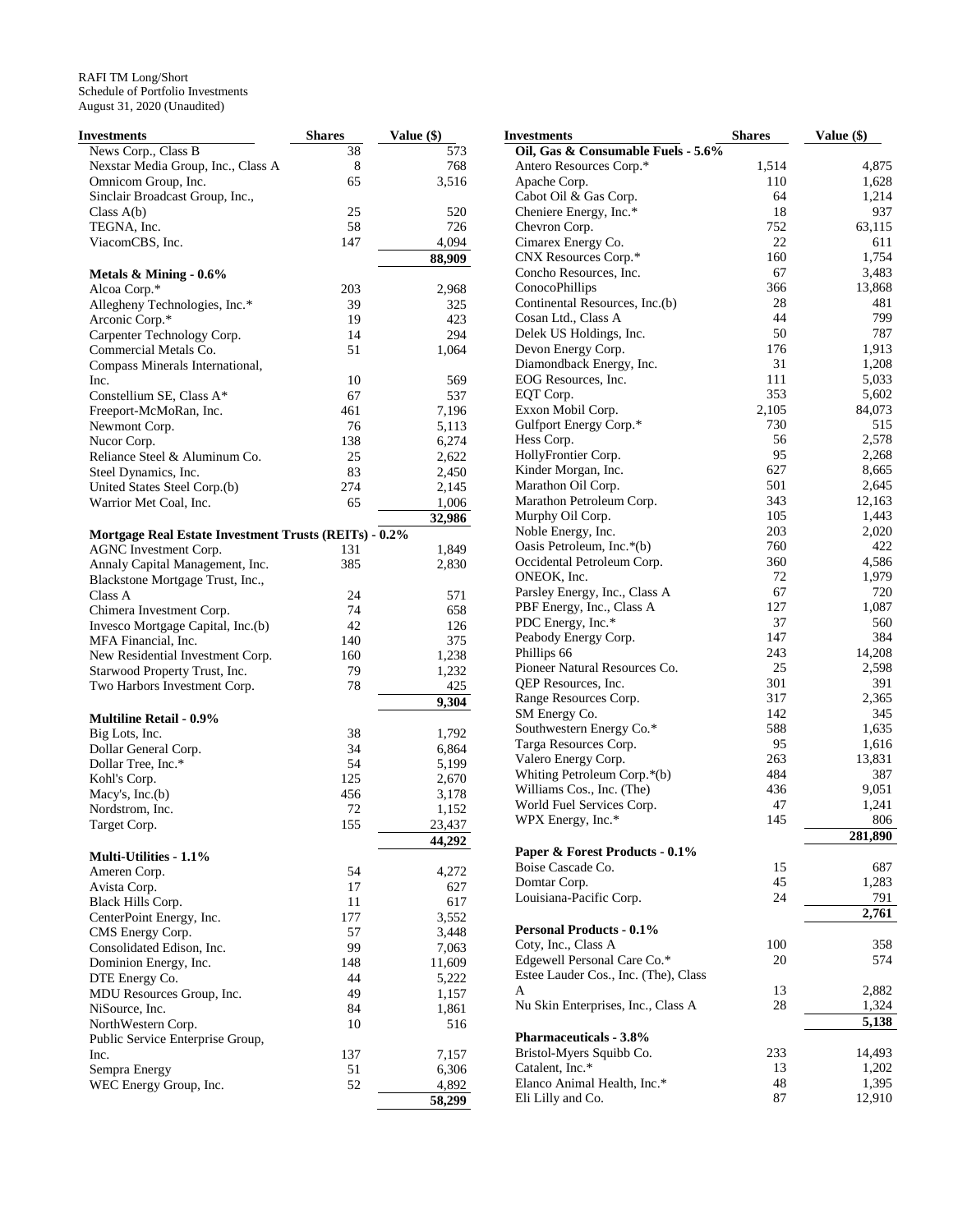RAFI TM Long/Short
Schedule of Portfolio Investments
August 31, 2020 (Unaudited)

| Investments | Shares | Value ($) |
|---|---|---|
| News Corp., Class B | 38 | 573 |
| Nexstar Media Group, Inc., Class A | 8 | 768 |
| Omnicom Group, Inc. | 65 | 3,516 |
| Sinclair Broadcast Group, Inc., Class A(b) | 25 | 520 |
| TEGNA, Inc. | 58 | 726 |
| ViacomCBS, Inc. | 147 | 4,094 |
| | | **88,909** |
| **Metals & Mining - 0.6%** | | |
| Alcoa Corp.* | 203 | 2,968 |
| Allegheny Technologies, Inc.* | 39 | 325 |
| Arconic Corp.* | 19 | 423 |
| Carpenter Technology Corp. | 14 | 294 |
| Commercial Metals Co. | 51 | 1,064 |
| Compass Minerals International, Inc. | 10 | 569 |
| Constellium SE, Class A* | 67 | 537 |
| Freeport-McMoRan, Inc. | 461 | 7,196 |
| Newmont Corp. | 76 | 5,113 |
| Nucor Corp. | 138 | 6,274 |
| Reliance Steel & Aluminum Co. | 25 | 2,622 |
| Steel Dynamics, Inc. | 83 | 2,450 |
| United States Steel Corp.(b) | 274 | 2,145 |
| Warrior Met Coal, Inc. | 65 | 1,006 |
| | | **32,986** |
| **Mortgage Real Estate Investment Trusts (REITs) - 0.2%** | | |
| AGNC Investment Corp. | 131 | 1,849 |
| Annaly Capital Management, Inc. | 385 | 2,830 |
| Blackstone Mortgage Trust, Inc., Class A | 24 | 571 |
| Chimera Investment Corp. | 74 | 658 |
| Invesco Mortgage Capital, Inc.(b) | 42 | 126 |
| MFA Financial, Inc. | 140 | 375 |
| New Residential Investment Corp. | 160 | 1,238 |
| Starwood Property Trust, Inc. | 79 | 1,232 |
| Two Harbors Investment Corp. | 78 | 425 |
| | | **9,304** |
| **Multiline Retail - 0.9%** | | |
| Big Lots, Inc. | 38 | 1,792 |
| Dollar General Corp. | 34 | 6,864 |
| Dollar Tree, Inc.* | 54 | 5,199 |
| Kohl's Corp. | 125 | 2,670 |
| Macy's, Inc.(b) | 456 | 3,178 |
| Nordstrom, Inc. | 72 | 1,152 |
| Target Corp. | 155 | 23,437 |
| | | **44,292** |
| **Multi-Utilities - 1.1%** | | |
| Ameren Corp. | 54 | 4,272 |
| Avista Corp. | 17 | 627 |
| Black Hills Corp. | 11 | 617 |
| CenterPoint Energy, Inc. | 177 | 3,552 |
| CMS Energy Corp. | 57 | 3,448 |
| Consolidated Edison, Inc. | 99 | 7,063 |
| Dominion Energy, Inc. | 148 | 11,609 |
| DTE Energy Co. | 44 | 5,222 |
| MDU Resources Group, Inc. | 49 | 1,157 |
| NiSource, Inc. | 84 | 1,861 |
| NorthWestern Corp. | 10 | 516 |
| Public Service Enterprise Group, Inc. | 137 | 7,157 |
| Sempra Energy | 51 | 6,306 |
| WEC Energy Group, Inc. | 52 | 4,892 |
| | | **58,299** |
| **Oil, Gas & Consumable Fuels - 5.6%** | | |
| Antero Resources Corp.* | 1,514 | 4,875 |
| Apache Corp. | 110 | 1,628 |
| Cabot Oil & Gas Corp. | 64 | 1,214 |
| Cheniere Energy, Inc.* | 18 | 937 |
| Chevron Corp. | 752 | 63,115 |
| Cimarex Energy Co. | 22 | 611 |
| CNX Resources Corp.* | 160 | 1,754 |
| Concho Resources, Inc. | 67 | 3,483 |
| ConocoPhillips | 366 | 13,868 |
| Continental Resources, Inc.(b) | 28 | 481 |
| Cosan Ltd., Class A | 44 | 799 |
| Delek US Holdings, Inc. | 50 | 787 |
| Devon Energy Corp. | 176 | 1,913 |
| Diamondback Energy, Inc. | 31 | 1,208 |
| EOG Resources, Inc. | 111 | 5,033 |
| EQT Corp. | 353 | 5,602 |
| Exxon Mobil Corp. | 2,105 | 84,073 |
| Gulfport Energy Corp.* | 730 | 515 |
| Hess Corp. | 56 | 2,578 |
| HollyFrontier Corp. | 95 | 2,268 |
| Kinder Morgan, Inc. | 627 | 8,665 |
| Marathon Oil Corp. | 501 | 2,645 |
| Marathon Petroleum Corp. | 343 | 12,163 |
| Murphy Oil Corp. | 105 | 1,443 |
| Noble Energy, Inc. | 203 | 2,020 |
| Oasis Petroleum, Inc.*(b) | 760 | 422 |
| Occidental Petroleum Corp. | 360 | 4,586 |
| ONEOK, Inc. | 72 | 1,979 |
| Parsley Energy, Inc., Class A | 67 | 720 |
| PBF Energy, Inc., Class A | 127 | 1,087 |
| PDC Energy, Inc.* | 37 | 560 |
| Peabody Energy Corp. | 147 | 384 |
| Phillips 66 | 243 | 14,208 |
| Pioneer Natural Resources Co. | 25 | 2,598 |
| QEP Resources, Inc. | 301 | 391 |
| Range Resources Corp. | 317 | 2,365 |
| SM Energy Co. | 142 | 345 |
| Southwestern Energy Co.* | 588 | 1,635 |
| Targa Resources Corp. | 95 | 1,616 |
| Valero Energy Corp. | 263 | 13,831 |
| Whiting Petroleum Corp.*(b) | 484 | 387 |
| Williams Cos., Inc. (The) | 436 | 9,051 |
| World Fuel Services Corp. | 47 | 1,241 |
| WPX Energy, Inc.* | 145 | 806 |
| | | **281,890** |
| **Paper & Forest Products - 0.1%** | | |
| Boise Cascade Co. | 15 | 687 |
| Domtar Corp. | 45 | 1,283 |
| Louisiana-Pacific Corp. | 24 | 791 |
| | | **2,761** |
| **Personal Products - 0.1%** | | |
| Coty, Inc., Class A | 100 | 358 |
| Edgewell Personal Care Co.* | 20 | 574 |
| Estee Lauder Cos., Inc. (The), Class A | 13 | 2,882 |
| Nu Skin Enterprises, Inc., Class A | 28 | 1,324 |
| | | **5,138** |
| **Pharmaceuticals - 3.8%** | | |
| Bristol-Myers Squibb Co. | 233 | 14,493 |
| Catalent, Inc.* | 13 | 1,202 |
| Elanco Animal Health, Inc.* | 48 | 1,395 |
| Eli Lilly and Co. | 87 | 12,910 |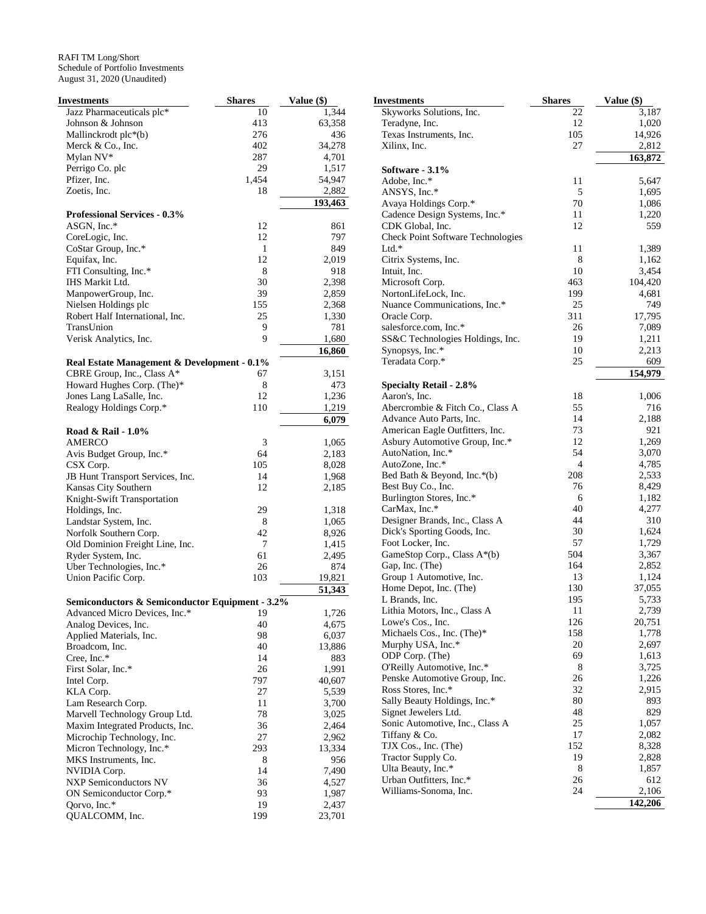RAFI TM Long/Short
Schedule of Portfolio Investments
August 31, 2020 (Unaudited)

| Investments | Shares | Value ($) |
|---|---|---|
| Jazz Pharmaceuticals plc* | 10 | 1,344 |
| Johnson & Johnson | 413 | 63,358 |
| Mallinckrodt plc*(b) | 276 | 436 |
| Merck & Co., Inc. | 402 | 34,278 |
| Mylan NV* | 287 | 4,701 |
| Perrigo Co. plc | 29 | 1,517 |
| Pfizer, Inc. | 1,454 | 54,947 |
| Zoetis, Inc. | 18 | 2,882 |
| | | **193,463** |
| **Professional Services - 0.3%** | | |
| ASGN, Inc.* | 12 | 861 |
| CoreLogic, Inc. | 12 | 797 |
| CoStar Group, Inc.* | 1 | 849 |
| Equifax, Inc. | 12 | 2,019 |
| FTI Consulting, Inc.* | 8 | 918 |
| IHS Markit Ltd. | 30 | 2,398 |
| ManpowerGroup, Inc. | 39 | 2,859 |
| Nielsen Holdings plc | 155 | 2,368 |
| Robert Half International, Inc. | 25 | 1,330 |
| TransUnion | 9 | 781 |
| Verisk Analytics, Inc. | 9 | 1,680 |
| | | **16,860** |
| **Real Estate Management & Development - 0.1%** | | |
| CBRE Group, Inc., Class A* | 67 | 3,151 |
| Howard Hughes Corp. (The)* | 8 | 473 |
| Jones Lang LaSalle, Inc. | 12 | 1,236 |
| Realogy Holdings Corp.* | 110 | 1,219 |
| | | **6,079** |
| **Road & Rail - 1.0%** | | |
| AMERCO | 3 | 1,065 |
| Avis Budget Group, Inc.* | 64 | 2,183 |
| CSX Corp. | 105 | 8,028 |
| JB Hunt Transport Services, Inc. | 14 | 1,968 |
| Kansas City Southern | 12 | 2,185 |
| Knight-Swift Transportation Holdings, Inc. | 29 | 1,318 |
| Landstar System, Inc. | 8 | 1,065 |
| Norfolk Southern Corp. | 42 | 8,926 |
| Old Dominion Freight Line, Inc. | 7 | 1,415 |
| Ryder System, Inc. | 61 | 2,495 |
| Uber Technologies, Inc.* | 26 | 874 |
| Union Pacific Corp. | 103 | 19,821 |
| | | **51,343** |
| **Semiconductors & Semiconductor Equipment - 3.2%** | | |
| Advanced Micro Devices, Inc.* | 19 | 1,726 |
| Analog Devices, Inc. | 40 | 4,675 |
| Applied Materials, Inc. | 98 | 6,037 |
| Broadcom, Inc. | 40 | 13,886 |
| Cree, Inc.* | 14 | 883 |
| First Solar, Inc.* | 26 | 1,991 |
| Intel Corp. | 797 | 40,607 |
| KLA Corp. | 27 | 5,539 |
| Lam Research Corp. | 11 | 3,700 |
| Marvell Technology Group Ltd. | 78 | 3,025 |
| Maxim Integrated Products, Inc. | 36 | 2,464 |
| Microchip Technology, Inc. | 27 | 2,962 |
| Micron Technology, Inc.* | 293 | 13,334 |
| MKS Instruments, Inc. | 8 | 956 |
| NVIDIA Corp. | 14 | 7,490 |
| NXP Semiconductors NV | 36 | 4,527 |
| ON Semiconductor Corp.* | 93 | 1,987 |
| Qorvo, Inc.* | 19 | 2,437 |
| QUALCOMM, Inc. | 199 | 23,701 |
| Skyworks Solutions, Inc. | 22 | 3,187 |
| Teradyne, Inc. | 12 | 1,020 |
| Texas Instruments, Inc. | 105 | 14,926 |
| Xilinx, Inc. | 27 | 2,812 |
| | | **163,872** |
| **Software - 3.1%** | | |
| Adobe, Inc.* | 11 | 5,647 |
| ANSYS, Inc.* | 5 | 1,695 |
| Avaya Holdings Corp.* | 70 | 1,086 |
| Cadence Design Systems, Inc.* | 11 | 1,220 |
| CDK Global, Inc. | 12 | 559 |
| Check Point Software Technologies Ltd.* | 11 | 1,389 |
| Citrix Systems, Inc. | 8 | 1,162 |
| Intuit, Inc. | 10 | 3,454 |
| Microsoft Corp. | 463 | 104,420 |
| NortonLifeLock, Inc. | 199 | 4,681 |
| Nuance Communications, Inc.* | 25 | 749 |
| Oracle Corp. | 311 | 17,795 |
| salesforce.com, Inc.* | 26 | 7,089 |
| SS&C Technologies Holdings, Inc. | 19 | 1,211 |
| Synopsys, Inc.* | 10 | 2,213 |
| Teradata Corp.* | 25 | 609 |
| | | **154,979** |
| **Specialty Retail - 2.8%** | | |
| Aaron's, Inc. | 18 | 1,006 |
| Abercrombie & Fitch Co., Class A | 55 | 716 |
| Advance Auto Parts, Inc. | 14 | 2,188 |
| American Eagle Outfitters, Inc. | 73 | 921 |
| Asbury Automotive Group, Inc.* | 12 | 1,269 |
| AutoNation, Inc.* | 54 | 3,070 |
| AutoZone, Inc.* | 4 | 4,785 |
| Bed Bath & Beyond, Inc.*(b) | 208 | 2,533 |
| Best Buy Co., Inc. | 76 | 8,429 |
| Burlington Stores, Inc.* | 6 | 1,182 |
| CarMax, Inc.* | 40 | 4,277 |
| Designer Brands, Inc., Class A | 44 | 310 |
| Dick's Sporting Goods, Inc. | 30 | 1,624 |
| Foot Locker, Inc. | 57 | 1,729 |
| GameStop Corp., Class A*(b) | 504 | 3,367 |
| Gap, Inc. (The) | 164 | 2,852 |
| Group 1 Automotive, Inc. | 13 | 1,124 |
| Home Depot, Inc. (The) | 130 | 37,055 |
| L Brands, Inc. | 195 | 5,733 |
| Lithia Motors, Inc., Class A | 11 | 2,739 |
| Lowe's Cos., Inc. | 126 | 20,751 |
| Michaels Cos., Inc. (The)* | 158 | 1,778 |
| Murphy USA, Inc.* | 20 | 2,697 |
| ODP Corp. (The) | 69 | 1,613 |
| O'Reilly Automotive, Inc.* | 8 | 3,725 |
| Penske Automotive Group, Inc. | 26 | 1,226 |
| Ross Stores, Inc.* | 32 | 2,915 |
| Sally Beauty Holdings, Inc.* | 80 | 893 |
| Signet Jewelers Ltd. | 48 | 829 |
| Sonic Automotive, Inc., Class A | 25 | 1,057 |
| Tiffany & Co. | 17 | 2,082 |
| TJX Cos., Inc. (The) | 152 | 8,328 |
| Tractor Supply Co. | 19 | 2,828 |
| Ulta Beauty, Inc.* | 8 | 1,857 |
| Urban Outfitters, Inc.* | 26 | 612 |
| Williams-Sonoma, Inc. | 24 | 2,106 |
| | | **142,206** |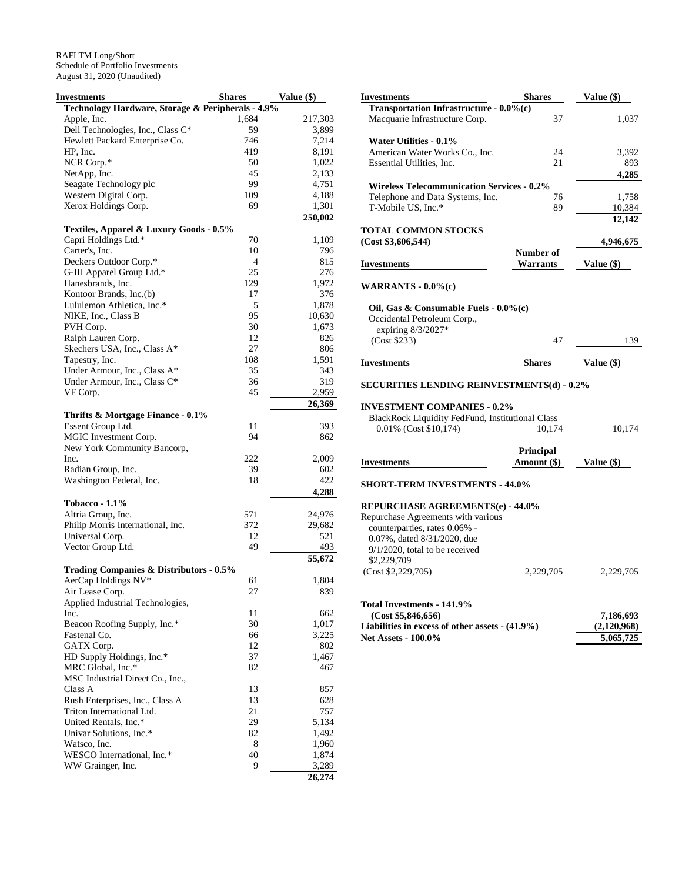RAFI TM Long/Short
Schedule of Portfolio Investments
August 31, 2020 (Unaudited)

| Investments | Shares | Value ($) |
|---|---|---|
| **Technology Hardware, Storage & Peripherals - 4.9%** | | |
| Apple, Inc. | 1,684 | 217,303 |
| Dell Technologies, Inc., Class C* | 59 | 3,899 |
| Hewlett Packard Enterprise Co. | 746 | 7,214 |
| HP, Inc. | 419 | 8,191 |
| NCR Corp.* | 50 | 1,022 |
| NetApp, Inc. | 45 | 2,133 |
| Seagate Technology plc | 99 | 4,751 |
| Western Digital Corp. | 109 | 4,188 |
| Xerox Holdings Corp. | 69 | 1,301 |
| | | **250,002** |
| **Textiles, Apparel & Luxury Goods - 0.5%** | | |
| Capri Holdings Ltd.* | 70 | 1,109 |
| Carter's, Inc. | 10 | 796 |
| Deckers Outdoor Corp.* | 4 | 815 |
| G-III Apparel Group Ltd.* | 25 | 276 |
| Hanesbrands, Inc. | 129 | 1,972 |
| Kontoor Brands, Inc.(b) | 17 | 376 |
| Lululemon Athletica, Inc.* | 5 | 1,878 |
| NIKE, Inc., Class B | 95 | 10,630 |
| PVH Corp. | 30 | 1,673 |
| Ralph Lauren Corp. | 12 | 826 |
| Skechers USA, Inc., Class A* | 27 | 806 |
| Tapestry, Inc. | 108 | 1,591 |
| Under Armour, Inc., Class A* | 35 | 343 |
| Under Armour, Inc., Class C* | 36 | 319 |
| VF Corp. | 45 | 2,959 |
| | | **26,369** |
| **Thrifts & Mortgage Finance - 0.1%** | | |
| Essent Group Ltd. | 11 | 393 |
| MGIC Investment Corp. | 94 | 862 |
| New York Community Bancorp, Inc. | 222 | 2,009 |
| Radian Group, Inc. | 39 | 602 |
| Washington Federal, Inc. | 18 | 422 |
| | | **4,288** |
| **Tobacco - 1.1%** | | |
| Altria Group, Inc. | 571 | 24,976 |
| Philip Morris International, Inc. | 372 | 29,682 |
| Universal Corp. | 12 | 521 |
| Vector Group Ltd. | 49 | 493 |
| | | **55,672** |
| **Trading Companies & Distributors - 0.5%** | | |
| AerCap Holdings NV* | 61 | 1,804 |
| Air Lease Corp. | 27 | 839 |
| Applied Industrial Technologies, Inc. | 11 | 662 |
| Beacon Roofing Supply, Inc.* | 30 | 1,017 |
| Fastenal Co. | 66 | 3,225 |
| GATX Corp. | 12 | 802 |
| HD Supply Holdings, Inc.* | 37 | 1,467 |
| MRC Global, Inc.* | 82 | 467 |
| MSC Industrial Direct Co., Inc., Class A | 13 | 857 |
| Rush Enterprises, Inc., Class A | 13 | 628 |
| Triton International Ltd. | 21 | 757 |
| United Rentals, Inc.* | 29 | 5,134 |
| Univar Solutions, Inc.* | 82 | 1,492 |
| Watsco, Inc. | 8 | 1,960 |
| WESCO International, Inc.* | 40 | 1,874 |
| WW Grainger, Inc. | 9 | 3,289 |
| | | **26,274** |
| **Transportation Infrastructure - 0.0%(c)** | | |
| Macquarie Infrastructure Corp. | 37 | 1,037 |
| **Water Utilities - 0.1%** | | |
| American Water Works Co., Inc. | 24 | 3,392 |
| Essential Utilities, Inc. | 21 | 893 |
| | | **4,285** |
| **Wireless Telecommunication Services - 0.2%** | | |
| Telephone and Data Systems, Inc. | 76 | 1,758 |
| T-Mobile US, Inc.* | 89 | 10,384 |
| | | **12,142** |
| **TOTAL COMMON STOCKS (Cost $3,606,544)** | | **4,946,675** |

| Investments | Number of Warrants | Value ($) |
|---|---|---|
| **WARRANTS - 0.0%(c)** | | |
| **Oil, Gas & Consumable Fuels - 0.0%(c)** | | |
| Occidental Petroleum Corp., expiring 8/3/2027* (Cost $233) | 47 | 139 |

| Investments | Shares | Value ($) |
|---|---|---|
| **SECURITIES LENDING REINVESTMENTS(d) - 0.2%** | | |
| **INVESTMENT COMPANIES - 0.2%** | | |
| BlackRock Liquidity FedFund, Institutional Class 0.01% (Cost $10,174) | 10,174 | 10,174 |

| Investments | Principal Amount ($) | Value ($) |
|---|---|---|
| **SHORT-TERM INVESTMENTS - 44.0%** | | |
| **REPURCHASE AGREEMENTS(e) - 44.0%** | | |
| Repurchase Agreements with various counterparties, rates 0.06% - 0.07%, dated 8/31/2020, due 9/1/2020, total to be received $2,229,709 (Cost $2,229,705) | 2,229,705 | 2,229,705 |
| **Total Investments - 141.9% (Cost $5,846,656)** | | **7,186,693** |
| **Liabilities in excess of other assets - (41.9%)** | | **(2,120,968)** |
| **Net Assets - 100.0%** | | **5,065,725** |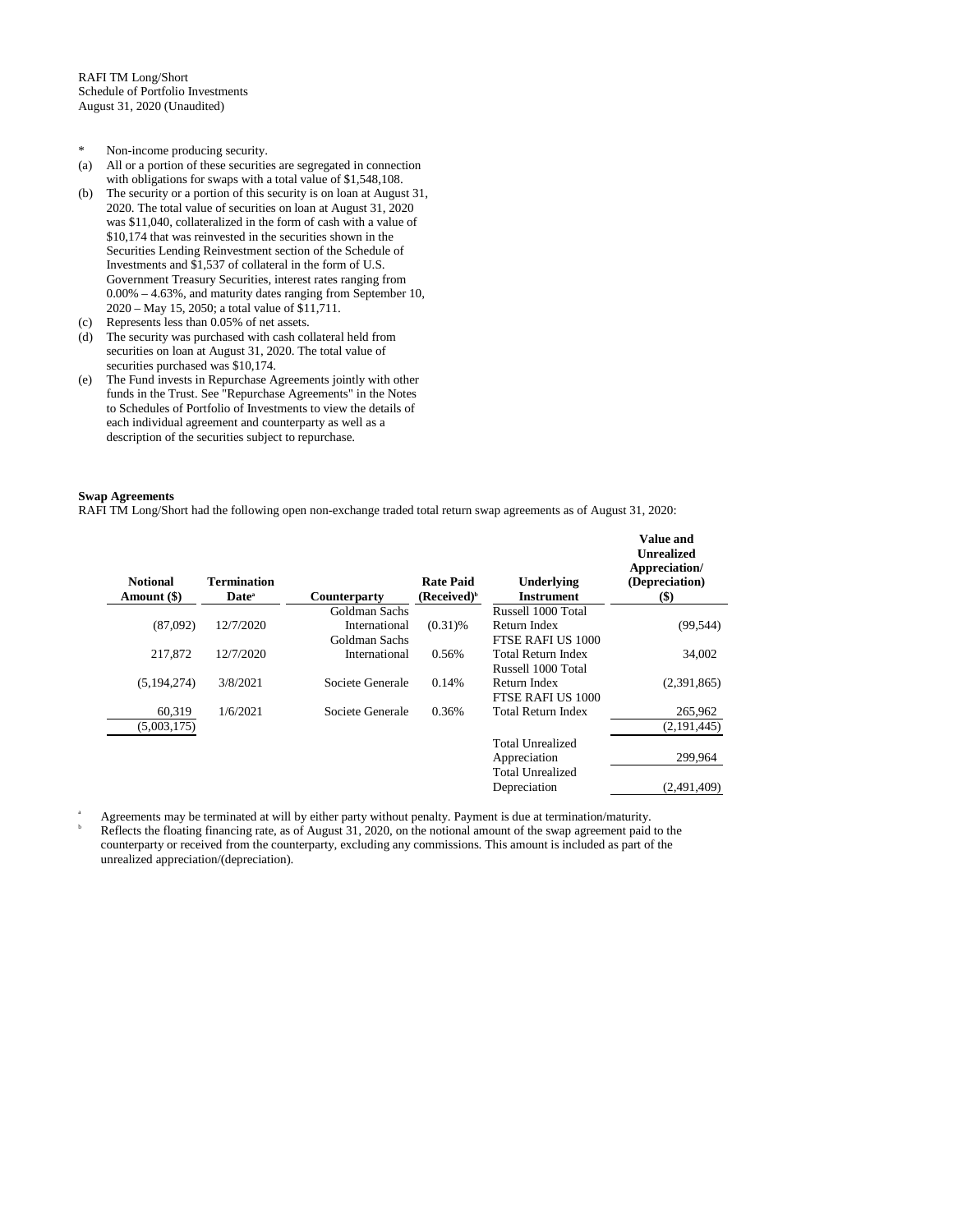RAFI TM Long/Short
Schedule of Portfolio Investments
August 31, 2020 (Unaudited)

- \* Non-income producing security.
- (a) All or a portion of these securities are segregated in connection with obligations for swaps with a total value of $1,548,108.
- (b) The security or a portion of this security is on loan at August 31, 2020. The total value of securities on loan at August 31, 2020 was $11,040, collateralized in the form of cash with a value of $10,174 that was reinvested in the securities shown in the Securities Lending Reinvestment section of the Schedule of Investments and $1,537 of collateral in the form of U.S. Government Treasury Securities, interest rates ranging from 0.00% – 4.63%, and maturity dates ranging from September 10, 2020 – May 15, 2050; a total value of $11,711.
- (c) Represents less than 0.05% of net assets.
- (d) The security was purchased with cash collateral held from securities on loan at August 31, 2020. The total value of securities purchased was $10,174.
- (e) The Fund invests in Repurchase Agreements jointly with other funds in the Trust. See "Repurchase Agreements" in the Notes to Schedules of Portfolio of Investments to view the details of each individual agreement and counterparty as well as a description of the securities subject to repurchase.

**Swap Agreements**

RAFI TM Long/Short had the following open non-exchange traded total return swap agreements as of August 31, 2020:

| Notional Amount ($) | Termination Date[a] | Counterparty | Rate Paid (Received)[b] | Underlying Instrument | Value and Unrealized Appreciation/ (Depreciation) ($) |
|---|---|---|---|---|---|
| (87,092) | 12/7/2020 | Goldman Sachs International | (0.31)% | Russell 1000 Total Return Index | (99,544) |
| 217,872 | 12/7/2020 | Goldman Sachs International | 0.56% | FTSE RAFI US 1000 Total Return Index | 34,002 |
| (5,194,274) | 3/8/2021 | Societe Generale | 0.14% | Russell 1000 Total Return Index | (2,391,865) |
| 60,319 | 1/6/2021 | Societe Generale | 0.36% | FTSE RAFI US 1000 Total Return Index | 265,962 |
| (5,003,175) | | | | | (2,191,445) |
| | | | | Total Unrealized Appreciation | 299,964 |
| | | | | Total Unrealized Depreciation | (2,491,409) |

[a] Agreements may be terminated at will by either party without penalty. Payment is due at termination/maturity.

[b] Reflects the floating financing rate, as of August 31, 2020, on the notional amount of the swap agreement paid to the counterparty or received from the counterparty, excluding any commissions. This amount is included as part of the unrealized appreciation/(depreciation).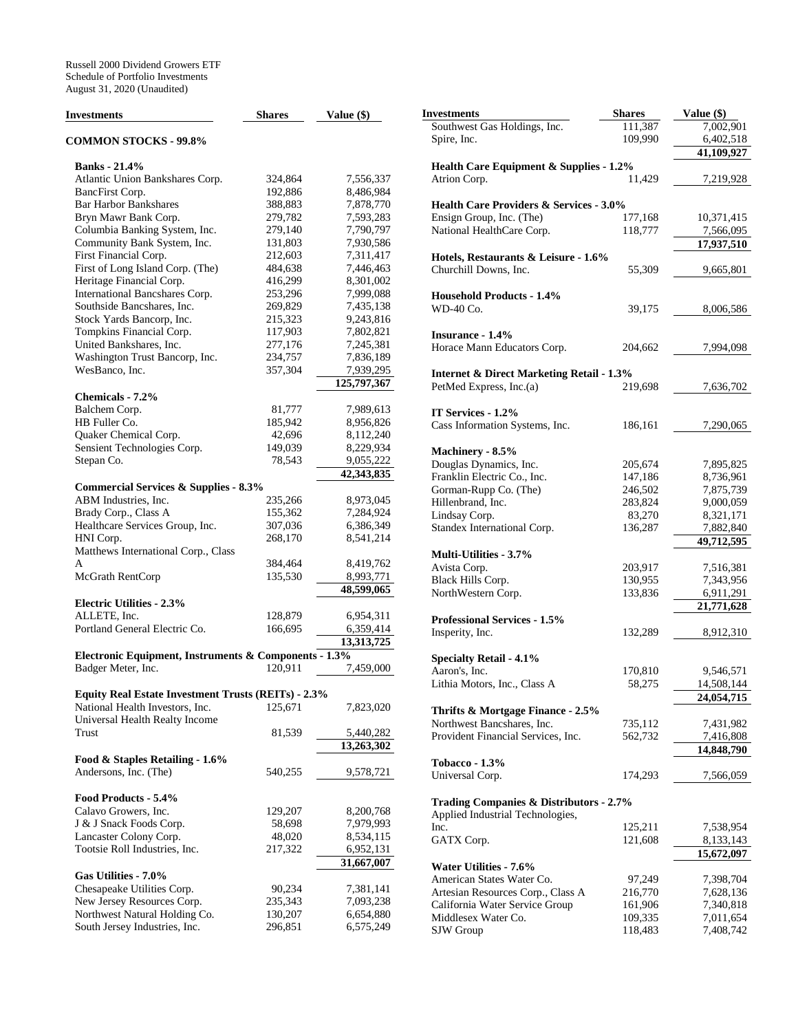Russell 2000 Dividend Growers ETF
Schedule of Portfolio Investments
August 31, 2020 (Unaudited)

| Investments | Shares | Value ($) |
|---|---|---|
| **COMMON STOCKS - 99.8%** | | |
| **Banks - 21.4%** | | |
| Atlantic Union Bankshares Corp. | 324,864 | 7,556,337 |
| BancFirst Corp. | 192,886 | 8,486,984 |
| Bar Harbor Bankshares | 388,883 | 7,878,770 |
| Bryn Mawr Bank Corp. | 279,782 | 7,593,283 |
| Columbia Banking System, Inc. | 279,140 | 7,790,797 |
| Community Bank System, Inc. | 131,803 | 7,930,586 |
| First Financial Corp. | 212,603 | 7,311,417 |
| First of Long Island Corp. (The) | 484,638 | 7,446,463 |
| Heritage Financial Corp. | 416,299 | 8,301,002 |
| International Bancshares Corp. | 253,296 | 7,999,088 |
| Southside Bancshares, Inc. | 269,829 | 7,435,138 |
| Stock Yards Bancorp, Inc. | 215,323 | 9,243,816 |
| Tompkins Financial Corp. | 117,903 | 7,802,821 |
| United Bankshares, Inc. | 277,176 | 7,245,381 |
| Washington Trust Bancorp, Inc. | 234,757 | 7,836,189 |
| WesBanco, Inc. | 357,304 | 7,939,295 |
| | | **125,797,367** |
| **Chemicals - 7.2%** | | |
| Balchem Corp. | 81,777 | 7,989,613 |
| HB Fuller Co. | 185,942 | 8,956,826 |
| Quaker Chemical Corp. | 42,696 | 8,112,240 |
| Sensient Technologies Corp. | 149,039 | 8,229,934 |
| Stepan Co. | 78,543 | 9,055,222 |
| | | **42,343,835** |
| **Commercial Services & Supplies - 8.3%** | | |
| ABM Industries, Inc. | 235,266 | 8,973,045 |
| Brady Corp., Class A | 155,362 | 7,284,924 |
| Healthcare Services Group, Inc. | 307,036 | 6,386,349 |
| HNI Corp. | 268,170 | 8,541,214 |
| Matthews International Corp., Class A | 384,464 | 8,419,762 |
| McGrath RentCorp | 135,530 | 8,993,771 |
| | | **48,599,065** |
| **Electric Utilities - 2.3%** | | |
| ALLETE, Inc. | 128,879 | 6,954,311 |
| Portland General Electric Co. | 166,695 | 6,359,414 |
| | | **13,313,725** |
| **Electronic Equipment, Instruments & Components - 1.3%** | | |
| Badger Meter, Inc. | 120,911 | 7,459,000 |
| **Equity Real Estate Investment Trusts (REITs) - 2.3%** | | |
| National Health Investors, Inc. | 125,671 | 7,823,020 |
| Universal Health Realty Income Trust | 81,539 | 5,440,282 |
| | | **13,263,302** |
| **Food & Staples Retailing - 1.6%** | | |
| Andersons, Inc. (The) | 540,255 | 9,578,721 |
| **Food Products - 5.4%** | | |
| Calavo Growers, Inc. | 129,207 | 8,200,768 |
| J & J Snack Foods Corp. | 58,698 | 7,979,993 |
| Lancaster Colony Corp. | 48,020 | 8,534,115 |
| Tootsie Roll Industries, Inc. | 217,322 | 6,952,131 |
| | | **31,667,007** |
| **Gas Utilities - 7.0%** | | |
| Chesapeake Utilities Corp. | 90,234 | 7,381,141 |
| New Jersey Resources Corp. | 235,343 | 7,093,238 |
| Northwest Natural Holding Co. | 130,207 | 6,654,880 |
| South Jersey Industries, Inc. | 296,851 | 6,575,249 |
| Southwest Gas Holdings, Inc. | 111,387 | 7,002,901 |
| Spire, Inc. | 109,990 | 6,402,518 |
| | | **41,109,927** |
| **Health Care Equipment & Supplies - 1.2%** | | |
| Atrion Corp. | 11,429 | 7,219,928 |
| **Health Care Providers & Services - 3.0%** | | |
| Ensign Group, Inc. (The) | 177,168 | 10,371,415 |
| National HealthCare Corp. | 118,777 | 7,566,095 |
| | | **17,937,510** |
| **Hotels, Restaurants & Leisure - 1.6%** | | |
| Churchill Downs, Inc. | 55,309 | 9,665,801 |
| **Household Products - 1.4%** | | |
| WD-40 Co. | 39,175 | 8,006,586 |
| **Insurance - 1.4%** | | |
| Horace Mann Educators Corp. | 204,662 | 7,994,098 |
| **Internet & Direct Marketing Retail - 1.3%** | | |
| PetMed Express, Inc.(a) | 219,698 | 7,636,702 |
| **IT Services - 1.2%** | | |
| Cass Information Systems, Inc. | 186,161 | 7,290,065 |
| **Machinery - 8.5%** | | |
| Douglas Dynamics, Inc. | 205,674 | 7,895,825 |
| Franklin Electric Co., Inc. | 147,186 | 8,736,961 |
| Gorman-Rupp Co. (The) | 246,502 | 7,875,739 |
| Hillenbrand, Inc. | 283,824 | 9,000,059 |
| Lindsay Corp. | 83,270 | 8,321,171 |
| Standex International Corp. | 136,287 | 7,882,840 |
| | | **49,712,595** |
| **Multi-Utilities - 3.7%** | | |
| Avista Corp. | 203,917 | 7,516,381 |
| Black Hills Corp. | 130,955 | 7,343,956 |
| NorthWestern Corp. | 133,836 | 6,911,291 |
| | | **21,771,628** |
| **Professional Services - 1.5%** | | |
| Insperity, Inc. | 132,289 | 8,912,310 |
| **Specialty Retail - 4.1%** | | |
| Aaron's, Inc. | 170,810 | 9,546,571 |
| Lithia Motors, Inc., Class A | 58,275 | 14,508,144 |
| | | **24,054,715** |
| **Thrifts & Mortgage Finance - 2.5%** | | |
| Northwest Bancshares, Inc. | 735,112 | 7,431,982 |
| Provident Financial Services, Inc. | 562,732 | 7,416,808 |
| | | **14,848,790** |
| **Tobacco - 1.3%** | | |
| Universal Corp. | 174,293 | 7,566,059 |
| **Trading Companies & Distributors - 2.7%** | | |
| Applied Industrial Technologies, Inc. | 125,211 | 7,538,954 |
| GATX Corp. | 121,608 | 8,133,143 |
| | | **15,672,097** |
| **Water Utilities - 7.6%** | | |
| American States Water Co. | 97,249 | 7,398,704 |
| Artesian Resources Corp., Class A | 216,770 | 7,628,136 |
| California Water Service Group | 161,906 | 7,340,818 |
| Middlesex Water Co. | 109,335 | 7,011,654 |
| SJW Group | 118,483 | 7,408,742 |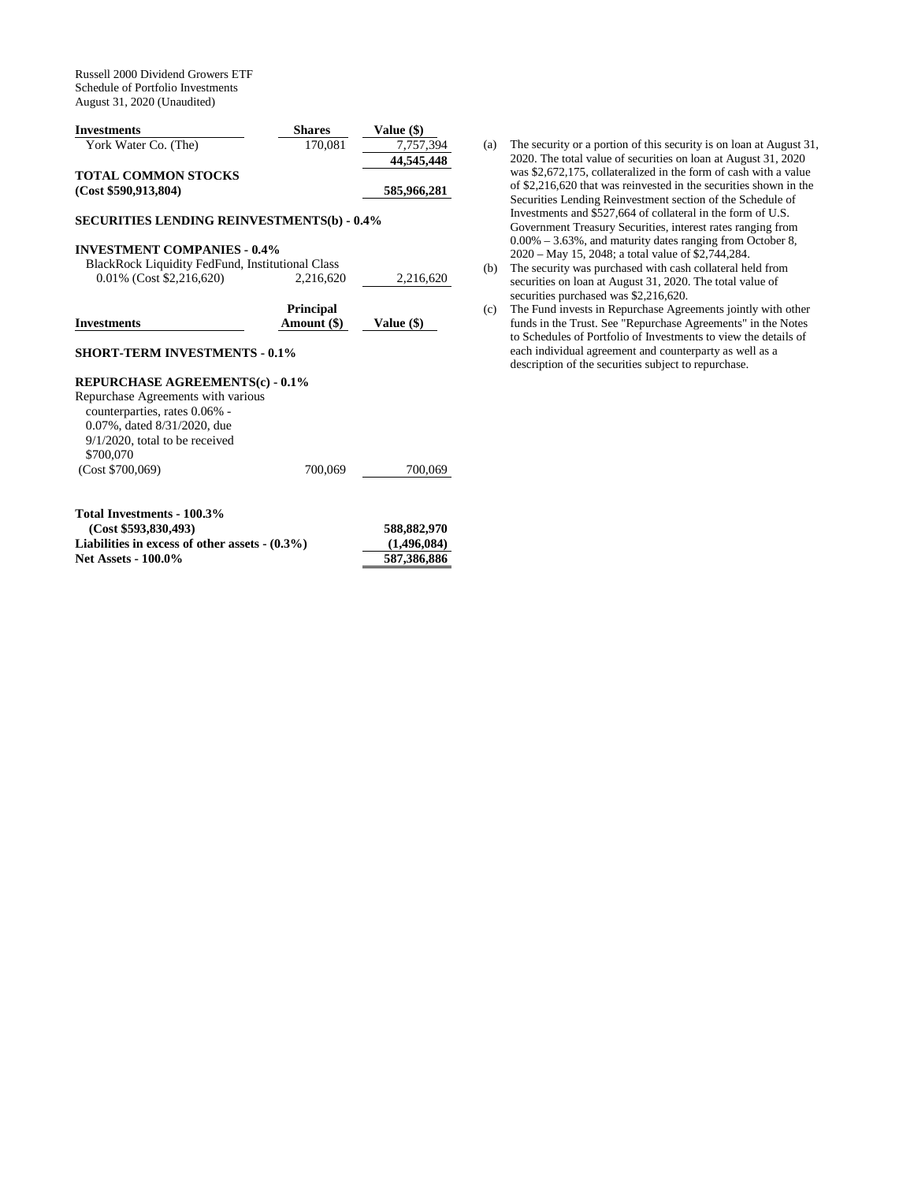Russell 2000 Dividend Growers ETF
Schedule of Portfolio Investments
August 31, 2020 (Unaudited)

| Investments | Shares | Value ($) |
|---|---|---|
| York Water Co. (The) | 170,081 | 7,757,394 |
| | | 44,545,448 |
| **TOTAL COMMON STOCKS (Cost $590,913,804)** | | **585,966,281** |

**SECURITIES LENDING REINVESTMENTS(b) - 0.4%**

**INVESTMENT COMPANIES - 0.4%**

| Investments | Shares | Value ($) |
|---|---|---|
| BlackRock Liquidity FedFund, Institutional Class 0.01% (Cost $2,216,620) | 2,216,620 | 2,216,620 |

| Investments | Principal Amount ($) | Value ($) |
|---|---|---|

**SHORT-TERM INVESTMENTS - 0.1%**

**REPURCHASE AGREEMENTS(c) - 0.1%**

| Investments | Principal Amount ($) | Value ($) |
|---|---|---|
| Repurchase Agreements with various counterparties, rates 0.06% - 0.07%, dated 8/31/2020, due 9/1/2020, total to be received $700,070 (Cost $700,069) | 700,069 | 700,069 |

| | |
|---|---|
| **Total Investments - 100.3% (Cost $593,830,493)** | **588,882,970** |
| **Liabilities in excess of other assets - (0.3%)** | **(1,496,084)** |
| **Net Assets - 100.0%** | **587,386,886** |

(a) The security or a portion of this security is on loan at August 31, 2020. The total value of securities on loan at August 31, 2020 was $2,672,175, collateralized in the form of cash with a value of $2,216,620 that was reinvested in the securities shown in the Securities Lending Reinvestment section of the Schedule of Investments and $527,664 of collateral in the form of U.S. Government Treasury Securities, interest rates ranging from 0.00% – 3.63%, and maturity dates ranging from October 8, 2020 – May 15, 2048; a total value of $2,744,284.

(b) The security was purchased with cash collateral held from securities on loan at August 31, 2020. The total value of securities purchased was $2,216,620.

(c) The Fund invests in Repurchase Agreements jointly with other funds in the Trust. See "Repurchase Agreements" in the Notes to Schedules of Portfolio of Investments to view the details of each individual agreement and counterparty as well as a description of the securities subject to repurchase.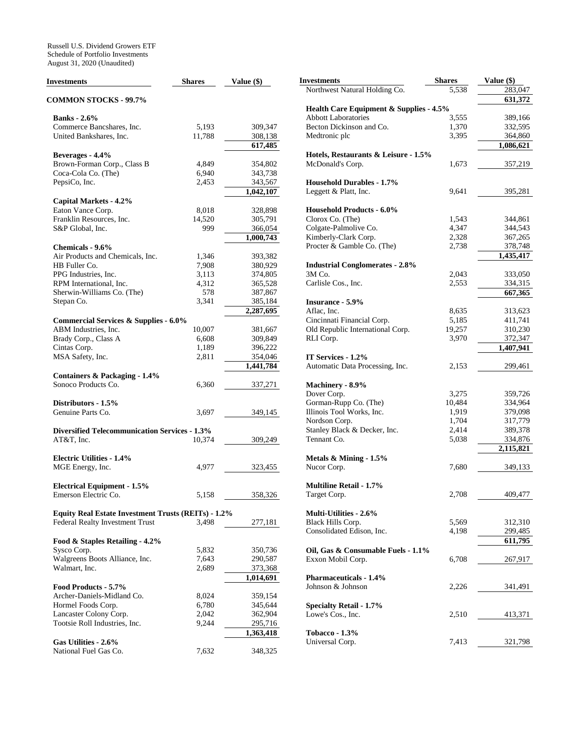Russell U.S. Dividend Growers ETF
Schedule of Portfolio Investments
August 31, 2020 (Unaudited)

| Investments | Shares | Value ($) |
|---|---|---|
| **COMMON STOCKS - 99.7%** | | |
| **Banks - 2.6%** | | |
| Commerce Bancshares, Inc. | 5,193 | 309,347 |
| United Bankshares, Inc. | 11,788 | 308,138 |
| | | **617,485** |
| **Beverages - 4.4%** | | |
| Brown-Forman Corp., Class B | 4,849 | 354,802 |
| Coca-Cola Co. (The) | 6,940 | 343,738 |
| PepsiCo, Inc. | 2,453 | 343,567 |
| | | **1,042,107** |
| **Capital Markets - 4.2%** | | |
| Eaton Vance Corp. | 8,018 | 328,898 |
| Franklin Resources, Inc. | 14,520 | 305,791 |
| S&P Global, Inc. | 999 | 366,054 |
| | | **1,000,743** |
| **Chemicals - 9.6%** | | |
| Air Products and Chemicals, Inc. | 1,346 | 393,382 |
| HB Fuller Co. | 7,908 | 380,929 |
| PPG Industries, Inc. | 3,113 | 374,805 |
| RPM International, Inc. | 4,312 | 365,528 |
| Sherwin-Williams Co. (The) | 578 | 387,867 |
| Stepan Co. | 3,341 | 385,184 |
| | | **2,287,695** |
| **Commercial Services & Supplies - 6.0%** | | |
| ABM Industries, Inc. | 10,007 | 381,667 |
| Brady Corp., Class A | 6,608 | 309,849 |
| Cintas Corp. | 1,189 | 396,222 |
| MSA Safety, Inc. | 2,811 | 354,046 |
| | | **1,441,784** |
| **Containers & Packaging - 1.4%** | | |
| Sonoco Products Co. | 6,360 | 337,271 |
| **Distributors - 1.5%** | | |
| Genuine Parts Co. | 3,697 | 349,145 |
| **Diversified Telecommunication Services - 1.3%** | | |
| AT&T, Inc. | 10,374 | 309,249 |
| **Electric Utilities - 1.4%** | | |
| MGE Energy, Inc. | 4,977 | 323,455 |
| **Electrical Equipment - 1.5%** | | |
| Emerson Electric Co. | 5,158 | 358,326 |
| **Equity Real Estate Investment Trusts (REITs) - 1.2%** | | |
| Federal Realty Investment Trust | 3,498 | 277,181 |
| **Food & Staples Retailing - 4.2%** | | |
| Sysco Corp. | 5,832 | 350,736 |
| Walgreens Boots Alliance, Inc. | 7,643 | 290,587 |
| Walmart, Inc. | 2,689 | 373,368 |
| | | **1,014,691** |
| **Food Products - 5.7%** | | |
| Archer-Daniels-Midland Co. | 8,024 | 359,154 |
| Hormel Foods Corp. | 6,780 | 345,644 |
| Lancaster Colony Corp. | 2,042 | 362,904 |
| Tootsie Roll Industries, Inc. | 9,244 | 295,716 |
| | | **1,363,418** |
| **Gas Utilities - 2.6%** | | |
| National Fuel Gas Co. | 7,632 | 348,325 |
| Northwest Natural Holding Co. | 5,538 | 283,047 |
| | | **631,372** |
| **Health Care Equipment & Supplies - 4.5%** | | |
| Abbott Laboratories | 3,555 | 389,166 |
| Becton Dickinson and Co. | 1,370 | 332,595 |
| Medtronic plc | 3,395 | 364,860 |
| | | **1,086,621** |
| **Hotels, Restaurants & Leisure - 1.5%** | | |
| McDonald's Corp. | 1,673 | 357,219 |
| **Household Durables - 1.7%** | | |
| Leggett & Platt, Inc. | 9,641 | 395,281 |
| **Household Products - 6.0%** | | |
| Clorox Co. (The) | 1,543 | 344,861 |
| Colgate-Palmolive Co. | 4,347 | 344,543 |
| Kimberly-Clark Corp. | 2,328 | 367,265 |
| Procter & Gamble Co. (The) | 2,738 | 378,748 |
| | | **1,435,417** |
| **Industrial Conglomerates - 2.8%** | | |
| 3M Co. | 2,043 | 333,050 |
| Carlisle Cos., Inc. | 2,553 | 334,315 |
| | | **667,365** |
| **Insurance - 5.9%** | | |
| Aflac, Inc. | 8,635 | 313,623 |
| Cincinnati Financial Corp. | 5,185 | 411,741 |
| Old Republic International Corp. | 19,257 | 310,230 |
| RLI Corp. | 3,970 | 372,347 |
| | | **1,407,941** |
| **IT Services - 1.2%** | | |
| Automatic Data Processing, Inc. | 2,153 | 299,461 |
| **Machinery - 8.9%** | | |
| Dover Corp. | 3,275 | 359,726 |
| Gorman-Rupp Co. (The) | 10,484 | 334,964 |
| Illinois Tool Works, Inc. | 1,919 | 379,098 |
| Nordson Corp. | 1,704 | 317,779 |
| Stanley Black & Decker, Inc. | 2,414 | 389,378 |
| Tennant Co. | 5,038 | 334,876 |
| | | **2,115,821** |
| **Metals & Mining - 1.5%** | | |
| Nucor Corp. | 7,680 | 349,133 |
| **Multiline Retail - 1.7%** | | |
| Target Corp. | 2,708 | 409,477 |
| **Multi-Utilities - 2.6%** | | |
| Black Hills Corp. | 5,569 | 312,310 |
| Consolidated Edison, Inc. | 4,198 | 299,485 |
| | | **611,795** |
| **Oil, Gas & Consumable Fuels - 1.1%** | | |
| Exxon Mobil Corp. | 6,708 | 267,917 |
| **Pharmaceuticals - 1.4%** | | |
| Johnson & Johnson | 2,226 | 341,491 |
| **Specialty Retail - 1.7%** | | |
| Lowe's Cos., Inc. | 2,510 | 413,371 |
| **Tobacco - 1.3%** | | |
| Universal Corp. | 7,413 | 321,798 |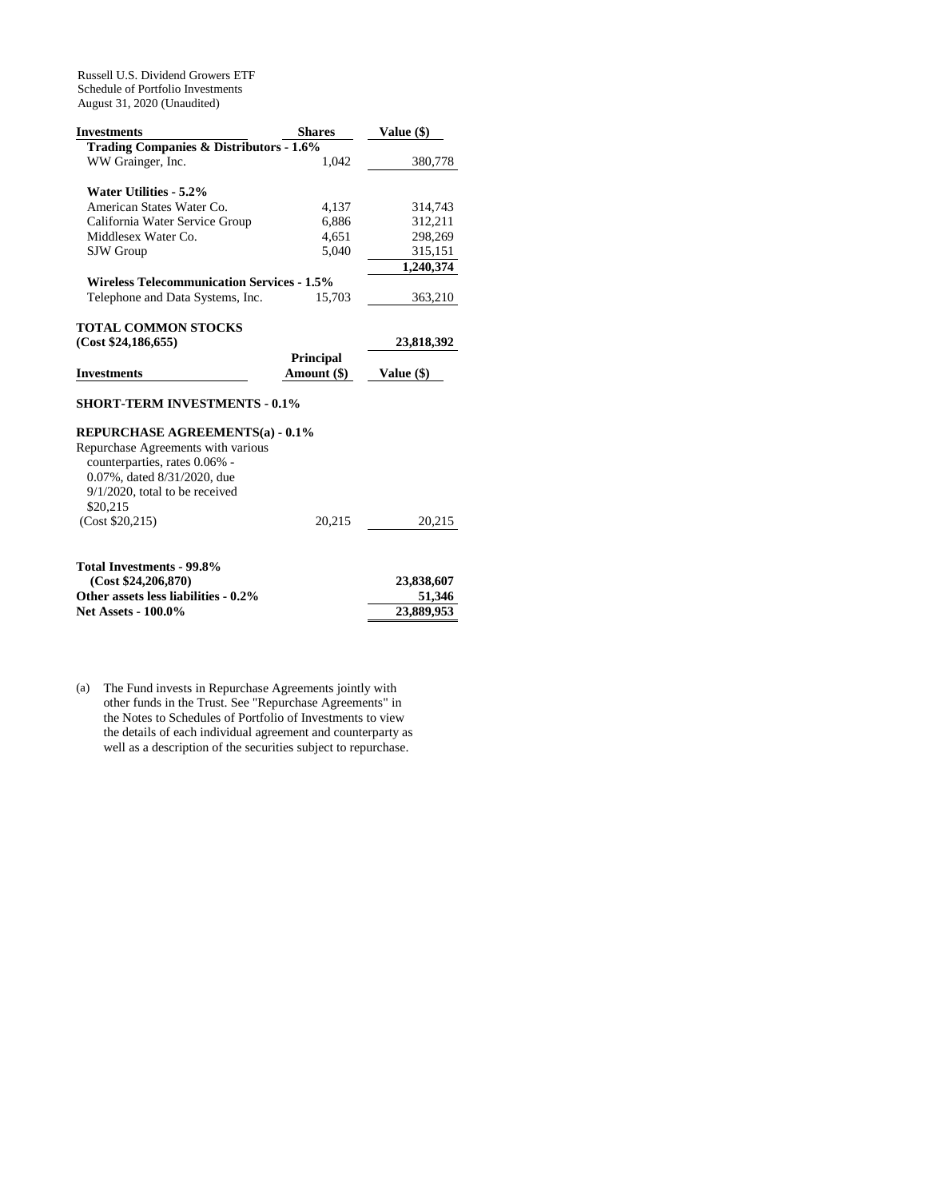Russell U.S. Dividend Growers ETF
Schedule of Portfolio Investments
August 31, 2020 (Unaudited)

| Investments | Shares | Value ($) |
|---|---|---|
| **Trading Companies & Distributors - 1.6%** | | |
| WW Grainger, Inc. | 1,042 | 380,778 |
| | | |
| **Water Utilities - 5.2%** | | |
| American States Water Co. | 4,137 | 314,743 |
| California Water Service Group | 6,886 | 312,211 |
| Middlesex Water Co. | 4,651 | 298,269 |
| SJW Group | 5,040 | 315,151 |
| | | **1,240,374** |
| **Wireless Telecommunication Services - 1.5%** | | |
| Telephone and Data Systems, Inc. | 15,703 | 363,210 |
| | | |
| **TOTAL COMMON STOCKS (Cost $24,186,655)** | | **23,818,392** |

| Investments | Principal Amount ($) | Value ($) |
|---|---|---|
| **SHORT-TERM INVESTMENTS - 0.1%** | | |
| **REPURCHASE AGREEMENTS(a) - 0.1%** | | |
| Repurchase Agreements with various counterparties, rates 0.06% - 0.07%, dated 8/31/2020, due 9/1/2020, total to be received $20,215 (Cost $20,215) | 20,215 | 20,215 |
| | | |
| **Total Investments - 99.8% (Cost $24,206,870)** | | **23,838,607** |
| **Other assets less liabilities - 0.2%** | | **51,346** |
| **Net Assets - 100.0%** | | **23,889,953** |

(a) The Fund invests in Repurchase Agreements jointly with other funds in the Trust. See "Repurchase Agreements" in the Notes to Schedules of Portfolio of Investments to view the details of each individual agreement and counterparty as well as a description of the securities subject to repurchase.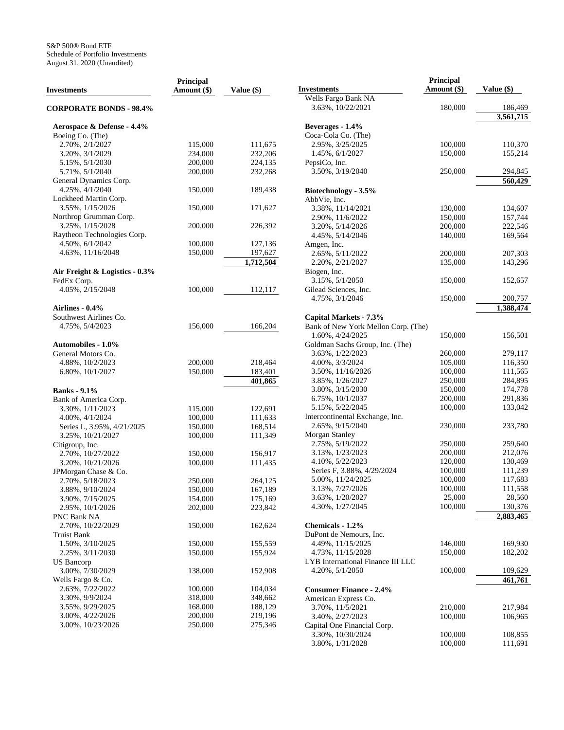S&P 500® Bond ETF
Schedule of Portfolio Investments
August 31, 2020 (Unaudited)

| Investments | Principal Amount ($) | Value ($) |
|---|---|---|
| **CORPORATE BONDS - 98.4%** | | |
| **Aerospace & Defense - 4.4%** | | |
| Boeing Co. (The) | | |
| 2.70%, 2/1/2027 | 115,000 | 111,675 |
| 3.20%, 3/1/2029 | 234,000 | 232,206 |
| 5.15%, 5/1/2030 | 200,000 | 224,135 |
| 5.71%, 5/1/2040 | 200,000 | 232,268 |
| General Dynamics Corp. | | |
| 4.25%, 4/1/2040 | 150,000 | 189,438 |
| Lockheed Martin Corp. | | |
| 3.55%, 1/15/2026 | 150,000 | 171,627 |
| Northrop Grumman Corp. | | |
| 3.25%, 1/15/2028 | 200,000 | 226,392 |
| Raytheon Technologies Corp. | | |
| 4.50%, 6/1/2042 | 100,000 | 127,136 |
| 4.63%, 11/16/2048 | 150,000 | 197,627 |
| | | **1,712,504** |
| **Air Freight & Logistics - 0.3%** | | |
| FedEx Corp. | | |
| 4.05%, 2/15/2048 | 100,000 | 112,117 |
| **Airlines - 0.4%** | | |
| Southwest Airlines Co. | | |
| 4.75%, 5/4/2023 | 156,000 | 166,204 |
| **Automobiles - 1.0%** | | |
| General Motors Co. | | |
| 4.88%, 10/2/2023 | 200,000 | 218,464 |
| 6.80%, 10/1/2027 | 150,000 | 183,401 |
| | | **401,865** |
| **Banks - 9.1%** | | |
| Bank of America Corp. | | |
| 3.30%, 1/11/2023 | 115,000 | 122,691 |
| 4.00%, 4/1/2024 | 100,000 | 111,633 |
| Series L, 3.95%, 4/21/2025 | 150,000 | 168,514 |
| 3.25%, 10/21/2027 | 100,000 | 111,349 |
| Citigroup, Inc. | | |
| 2.70%, 10/27/2022 | 150,000 | 156,917 |
| 3.20%, 10/21/2026 | 100,000 | 111,435 |
| JPMorgan Chase & Co. | | |
| 2.70%, 5/18/2023 | 250,000 | 264,125 |
| 3.88%, 9/10/2024 | 150,000 | 167,189 |
| 3.90%, 7/15/2025 | 154,000 | 175,169 |
| 2.95%, 10/1/2026 | 202,000 | 223,842 |
| PNC Bank NA | | |
| 2.70%, 10/22/2029 | 150,000 | 162,624 |
| Truist Bank | | |
| 1.50%, 3/10/2025 | 150,000 | 155,559 |
| 2.25%, 3/11/2030 | 150,000 | 155,924 |
| US Bancorp | | |
| 3.00%, 7/30/2029 | 138,000 | 152,908 |
| Wells Fargo & Co. | | |
| 2.63%, 7/22/2022 | 100,000 | 104,034 |
| 3.30%, 9/9/2024 | 318,000 | 348,662 |
| 3.55%, 9/29/2025 | 168,000 | 188,129 |
| 3.00%, 4/22/2026 | 200,000 | 219,196 |
| 3.00%, 10/23/2026 | 250,000 | 275,346 |
| Wells Fargo Bank NA | | |
| 3.63%, 10/22/2021 | 180,000 | 186,469 |
| | | **3,561,715** |
| **Beverages - 1.4%** | | |
| Coca-Cola Co. (The) | | |
| 2.95%, 3/25/2025 | 100,000 | 110,370 |
| 1.45%, 6/1/2027 | 150,000 | 155,214 |
| PepsiCo, Inc. | | |
| 3.50%, 3/19/2040 | 250,000 | 294,845 |
| | | **560,429** |
| **Biotechnology - 3.5%** | | |
| AbbVie, Inc. | | |
| 3.38%, 11/14/2021 | 130,000 | 134,607 |
| 2.90%, 11/6/2022 | 150,000 | 157,744 |
| 3.20%, 5/14/2026 | 200,000 | 222,546 |
| 4.45%, 5/14/2046 | 140,000 | 169,564 |
| Amgen, Inc. | | |
| 2.65%, 5/11/2022 | 200,000 | 207,303 |
| 2.20%, 2/21/2027 | 135,000 | 143,296 |
| Biogen, Inc. | | |
| 3.15%, 5/1/2050 | 150,000 | 152,657 |
| Gilead Sciences, Inc. | | |
| 4.75%, 3/1/2046 | 150,000 | 200,757 |
| | | **1,388,474** |
| **Capital Markets - 7.3%** | | |
| Bank of New York Mellon Corp. (The) | | |
| 1.60%, 4/24/2025 | 150,000 | 156,501 |
| Goldman Sachs Group, Inc. (The) | | |
| 3.63%, 1/22/2023 | 260,000 | 279,117 |
| 4.00%, 3/3/2024 | 105,000 | 116,350 |
| 3.50%, 11/16/2026 | 100,000 | 111,565 |
| 3.85%, 1/26/2027 | 250,000 | 284,895 |
| 3.80%, 3/15/2030 | 150,000 | 174,778 |
| 6.75%, 10/1/2037 | 200,000 | 291,836 |
| 5.15%, 5/22/2045 | 100,000 | 133,042 |
| Intercontinental Exchange, Inc. | | |
| 2.65%, 9/15/2040 | 230,000 | 233,780 |
| Morgan Stanley | | |
| 2.75%, 5/19/2022 | 250,000 | 259,640 |
| 3.13%, 1/23/2023 | 200,000 | 212,076 |
| 4.10%, 5/22/2023 | 120,000 | 130,469 |
| Series F, 3.88%, 4/29/2024 | 100,000 | 111,239 |
| 5.00%, 11/24/2025 | 100,000 | 117,683 |
| 3.13%, 7/27/2026 | 100,000 | 111,558 |
| 3.63%, 1/20/2027 | 25,000 | 28,560 |
| 4.30%, 1/27/2045 | 100,000 | 130,376 |
| | | **2,883,465** |
| **Chemicals - 1.2%** | | |
| DuPont de Nemours, Inc. | | |
| 4.49%, 11/15/2025 | 146,000 | 169,930 |
| 4.73%, 11/15/2028 | 150,000 | 182,202 |
| LYB International Finance III LLC | | |
| 4.20%, 5/1/2050 | 100,000 | 109,629 |
| | | **461,761** |
| **Consumer Finance - 2.4%** | | |
| American Express Co. | | |
| 3.70%, 11/5/2021 | 210,000 | 217,984 |
| 3.40%, 2/27/2023 | 100,000 | 106,965 |
| Capital One Financial Corp. | | |
| 3.30%, 10/30/2024 | 100,000 | 108,855 |
| 3.80%, 1/31/2028 | 100,000 | 111,691 |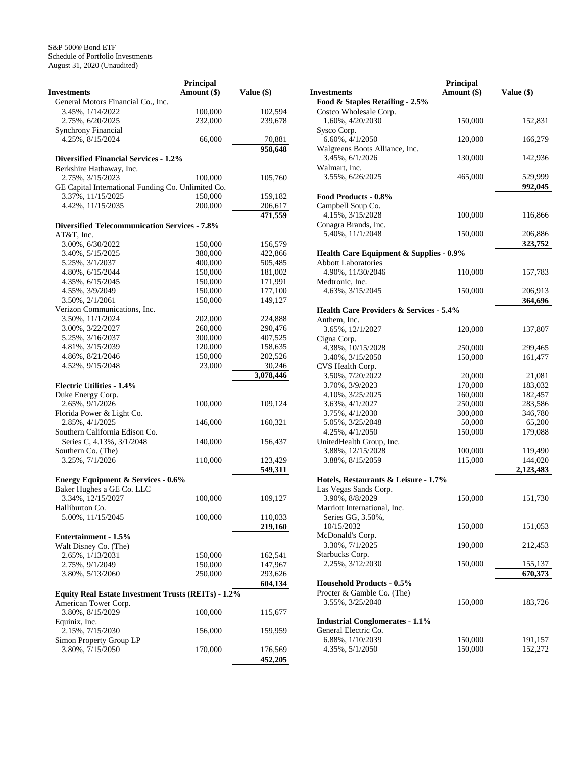S&P 500® Bond ETF
Schedule of Portfolio Investments
August 31, 2020 (Unaudited)

| Investments | Principal Amount ($) | Value ($) |
|---|---|---|
| General Motors Financial Co., Inc. | | |
| 3.45%, 1/14/2022 | 100,000 | 102,594 |
| 2.75%, 6/20/2025 | 232,000 | 239,678 |
| Synchrony Financial | | |
| 4.25%, 8/15/2024 | 66,000 | 70,881 |
| | | 958,648 |
| **Diversified Financial Services - 1.2%** | | |
| Berkshire Hathaway, Inc. | | |
| 2.75%, 3/15/2023 | 100,000 | 105,760 |
| GE Capital International Funding Co. Unlimited Co. | | |
| 3.37%, 11/15/2025 | 150,000 | 159,182 |
| 4.42%, 11/15/2035 | 200,000 | 206,617 |
| | | 471,559 |
| **Diversified Telecommunication Services - 7.8%** | | |
| AT&T, Inc. | | |
| 3.00%, 6/30/2022 | 150,000 | 156,579 |
| 3.40%, 5/15/2025 | 380,000 | 422,866 |
| 5.25%, 3/1/2037 | 400,000 | 505,485 |
| 4.80%, 6/15/2044 | 150,000 | 181,002 |
| 4.35%, 6/15/2045 | 150,000 | 171,991 |
| 4.55%, 3/9/2049 | 150,000 | 177,100 |
| 3.50%, 2/1/2061 | 150,000 | 149,127 |
| Verizon Communications, Inc. | | |
| 3.50%, 11/1/2024 | 202,000 | 224,888 |
| 3.00%, 3/22/2027 | 260,000 | 290,476 |
| 5.25%, 3/16/2037 | 300,000 | 407,525 |
| 4.81%, 3/15/2039 | 120,000 | 158,635 |
| 4.86%, 8/21/2046 | 150,000 | 202,526 |
| 4.52%, 9/15/2048 | 23,000 | 30,246 |
| | | 3,078,446 |
| **Electric Utilities - 1.4%** | | |
| Duke Energy Corp. | | |
| 2.65%, 9/1/2026 | 100,000 | 109,124 |
| Florida Power & Light Co. | | |
| 2.85%, 4/1/2025 | 146,000 | 160,321 |
| Southern California Edison Co. | | |
| Series C, 4.13%, 3/1/2048 | 140,000 | 156,437 |
| Southern Co. (The) | | |
| 3.25%, 7/1/2026 | 110,000 | 123,429 |
| | | 549,311 |
| **Energy Equipment & Services - 0.6%** | | |
| Baker Hughes a GE Co. LLC | | |
| 3.34%, 12/15/2027 | 100,000 | 109,127 |
| Halliburton Co. | | |
| 5.00%, 11/15/2045 | 100,000 | 110,033 |
| | | 219,160 |
| **Entertainment - 1.5%** | | |
| Walt Disney Co. (The) | | |
| 2.65%, 1/13/2031 | 150,000 | 162,541 |
| 2.75%, 9/1/2049 | 150,000 | 147,967 |
| 3.80%, 5/13/2060 | 250,000 | 293,626 |
| | | 604,134 |
| **Equity Real Estate Investment Trusts (REITs) - 1.2%** | | |
| American Tower Corp. | | |
| 3.80%, 8/15/2029 | 100,000 | 115,677 |
| Equinix, Inc. | | |
| 2.15%, 7/15/2030 | 156,000 | 159,959 |
| Simon Property Group LP | | |
| 3.80%, 7/15/2050 | 170,000 | 176,569 |
| | | 452,205 |
| **Food & Staples Retailing - 2.5%** | | |
| Costco Wholesale Corp. | | |
| 1.60%, 4/20/2030 | 150,000 | 152,831 |
| Sysco Corp. | | |
| 6.60%, 4/1/2050 | 120,000 | 166,279 |
| Walgreens Boots Alliance, Inc. | | |
| 3.45%, 6/1/2026 | 130,000 | 142,936 |
| Walmart, Inc. | | |
| 3.55%, 6/26/2025 | 465,000 | 529,999 |
| | | 992,045 |
| **Food Products - 0.8%** | | |
| Campbell Soup Co. | | |
| 4.15%, 3/15/2028 | 100,000 | 116,866 |
| Conagra Brands, Inc. | | |
| 5.40%, 11/1/2048 | 150,000 | 206,886 |
| | | 323,752 |
| **Health Care Equipment & Supplies - 0.9%** | | |
| Abbott Laboratories | | |
| 4.90%, 11/30/2046 | 110,000 | 157,783 |
| Medtronic, Inc. | | |
| 4.63%, 3/15/2045 | 150,000 | 206,913 |
| | | 364,696 |
| **Health Care Providers & Services - 5.4%** | | |
| Anthem, Inc. | | |
| 3.65%, 12/1/2027 | 120,000 | 137,807 |
| Cigna Corp. | | |
| 4.38%, 10/15/2028 | 250,000 | 299,465 |
| 3.40%, 3/15/2050 | 150,000 | 161,477 |
| CVS Health Corp. | | |
| 3.50%, 7/20/2022 | 20,000 | 21,081 |
| 3.70%, 3/9/2023 | 170,000 | 183,032 |
| 4.10%, 3/25/2025 | 160,000 | 182,457 |
| 3.63%, 4/1/2027 | 250,000 | 283,586 |
| 3.75%, 4/1/2030 | 300,000 | 346,780 |
| 5.05%, 3/25/2048 | 50,000 | 65,200 |
| 4.25%, 4/1/2050 | 150,000 | 179,088 |
| UnitedHealth Group, Inc. | | |
| 3.88%, 12/15/2028 | 100,000 | 119,490 |
| 3.88%, 8/15/2059 | 115,000 | 144,020 |
| | | 2,123,483 |
| **Hotels, Restaurants & Leisure - 1.7%** | | |
| Las Vegas Sands Corp. | | |
| 3.90%, 8/8/2029 | 150,000 | 151,730 |
| Marriott International, Inc. | | |
| Series GG, 3.50%, 10/15/2032 | 150,000 | 151,053 |
| McDonald's Corp. | | |
| 3.30%, 7/1/2025 | 190,000 | 212,453 |
| Starbucks Corp. | | |
| 2.25%, 3/12/2030 | 150,000 | 155,137 |
| | | 670,373 |
| **Household Products - 0.5%** | | |
| Procter & Gamble Co. (The) | | |
| 3.55%, 3/25/2040 | 150,000 | 183,726 |
| **Industrial Conglomerates - 1.1%** | | |
| General Electric Co. | | |
| 6.88%, 1/10/2039 | 150,000 | 191,157 |
| 4.35%, 5/1/2050 | 150,000 | 152,272 |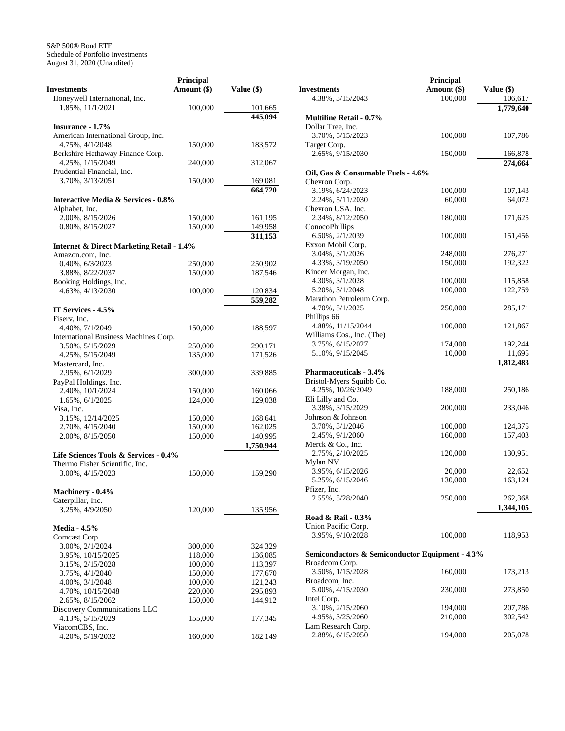S&P 500® Bond ETF
Schedule of Portfolio Investments
August 31, 2020 (Unaudited)

| Investments | Principal Amount ($) | Value ($) |
|---|---|---|
| Honeywell International, Inc. | | |
| 1.85%, 11/1/2021 | 100,000 | 101,665 |
| | | **445,094** |
| **Insurance - 1.7%** | | |
| American International Group, Inc. | | |
| 4.75%, 4/1/2048 | 150,000 | 183,572 |
| Berkshire Hathaway Finance Corp. | | |
| 4.25%, 1/15/2049 | 240,000 | 312,067 |
| Prudential Financial, Inc. | | |
| 3.70%, 3/13/2051 | 150,000 | 169,081 |
| | | **664,720** |
| **Interactive Media & Services - 0.8%** | | |
| Alphabet, Inc. | | |
| 2.00%, 8/15/2026 | 150,000 | 161,195 |
| 0.80%, 8/15/2027 | 150,000 | 149,958 |
| | | **311,153** |
| **Internet & Direct Marketing Retail - 1.4%** | | |
| Amazon.com, Inc. | | |
| 0.40%, 6/3/2023 | 250,000 | 250,902 |
| 3.88%, 8/22/2037 | 150,000 | 187,546 |
| Booking Holdings, Inc. | | |
| 4.63%, 4/13/2030 | 100,000 | 120,834 |
| | | **559,282** |
| **IT Services - 4.5%** | | |
| Fiserv, Inc. | | |
| 4.40%, 7/1/2049 | 150,000 | 188,597 |
| International Business Machines Corp. | | |
| 3.50%, 5/15/2029 | 250,000 | 290,171 |
| 4.25%, 5/15/2049 | 135,000 | 171,526 |
| Mastercard, Inc. | | |
| 2.95%, 6/1/2029 | 300,000 | 339,885 |
| PayPal Holdings, Inc. | | |
| 2.40%, 10/1/2024 | 150,000 | 160,066 |
| 1.65%, 6/1/2025 | 124,000 | 129,038 |
| Visa, Inc. | | |
| 3.15%, 12/14/2025 | 150,000 | 168,641 |
| 2.70%, 4/15/2040 | 150,000 | 162,025 |
| 2.00%, 8/15/2050 | 150,000 | 140,995 |
| | | **1,750,944** |
| **Life Sciences Tools & Services - 0.4%** | | |
| Thermo Fisher Scientific, Inc. | | |
| 3.00%, 4/15/2023 | 150,000 | 159,290 |
| **Machinery - 0.4%** | | |
| Caterpillar, Inc. | | |
| 3.25%, 4/9/2050 | 120,000 | 135,956 |
| **Media - 4.5%** | | |
| Comcast Corp. | | |
| 3.00%, 2/1/2024 | 300,000 | 324,329 |
| 3.95%, 10/15/2025 | 118,000 | 136,085 |
| 3.15%, 2/15/2028 | 100,000 | 113,397 |
| 3.75%, 4/1/2040 | 150,000 | 177,670 |
| 4.00%, 3/1/2048 | 100,000 | 121,243 |
| 4.70%, 10/15/2048 | 220,000 | 295,893 |
| 2.65%, 8/15/2062 | 150,000 | 144,912 |
| Discovery Communications LLC | | |
| 4.13%, 5/15/2029 | 155,000 | 177,345 |
| ViacomCBS, Inc. | | |
| 4.20%, 5/19/2032 | 160,000 | 182,149 |
| 4.38%, 3/15/2043 | 100,000 | 106,617 |
| | | **1,779,640** |
| **Multiline Retail - 0.7%** | | |
| Dollar Tree, Inc. | | |
| 3.70%, 5/15/2023 | 100,000 | 107,786 |
| Target Corp. | | |
| 2.65%, 9/15/2030 | 150,000 | 166,878 |
| | | **274,664** |
| **Oil, Gas & Consumable Fuels - 4.6%** | | |
| Chevron Corp. | | |
| 3.19%, 6/24/2023 | 100,000 | 107,143 |
| 2.24%, 5/11/2030 | 60,000 | 64,072 |
| Chevron USA, Inc. | | |
| 2.34%, 8/12/2050 | 180,000 | 171,625 |
| ConocoPhillips | | |
| 6.50%, 2/1/2039 | 100,000 | 151,456 |
| Exxon Mobil Corp. | | |
| 3.04%, 3/1/2026 | 248,000 | 276,271 |
| 4.33%, 3/19/2050 | 150,000 | 192,322 |
| Kinder Morgan, Inc. | | |
| 4.30%, 3/1/2028 | 100,000 | 115,858 |
| 5.20%, 3/1/2048 | 100,000 | 122,759 |
| Marathon Petroleum Corp. | | |
| 4.70%, 5/1/2025 | 250,000 | 285,171 |
| Phillips 66 | | |
| 4.88%, 11/15/2044 | 100,000 | 121,867 |
| Williams Cos., Inc. (The) | | |
| 3.75%, 6/15/2027 | 174,000 | 192,244 |
| 5.10%, 9/15/2045 | 10,000 | 11,695 |
| | | **1,812,483** |
| **Pharmaceuticals - 3.4%** | | |
| Bristol-Myers Squibb Co. | | |
| 4.25%, 10/26/2049 | 188,000 | 250,186 |
| Eli Lilly and Co. | | |
| 3.38%, 3/15/2029 | 200,000 | 233,046 |
| Johnson & Johnson | | |
| 3.70%, 3/1/2046 | 100,000 | 124,375 |
| 2.45%, 9/1/2060 | 160,000 | 157,403 |
| Merck & Co., Inc. | | |
| 2.75%, 2/10/2025 | 120,000 | 130,951 |
| Mylan NV | | |
| 3.95%, 6/15/2026 | 20,000 | 22,652 |
| 5.25%, 6/15/2046 | 130,000 | 163,124 |
| Pfizer, Inc. | | |
| 2.55%, 5/28/2040 | 250,000 | 262,368 |
| | | **1,344,105** |
| **Road & Rail - 0.3%** | | |
| Union Pacific Corp. | | |
| 3.95%, 9/10/2028 | 100,000 | 118,953 |
| **Semiconductors & Semiconductor Equipment - 4.3%** | | |
| Broadcom Corp. | | |
| 3.50%, 1/15/2028 | 160,000 | 173,213 |
| Broadcom, Inc. | | |
| 5.00%, 4/15/2030 | 230,000 | 273,850 |
| Intel Corp. | | |
| 3.10%, 2/15/2060 | 194,000 | 207,786 |
| 4.95%, 3/25/2060 | 210,000 | 302,542 |
| Lam Research Corp. | | |
| 2.88%, 6/15/2050 | 194,000 | 205,078 |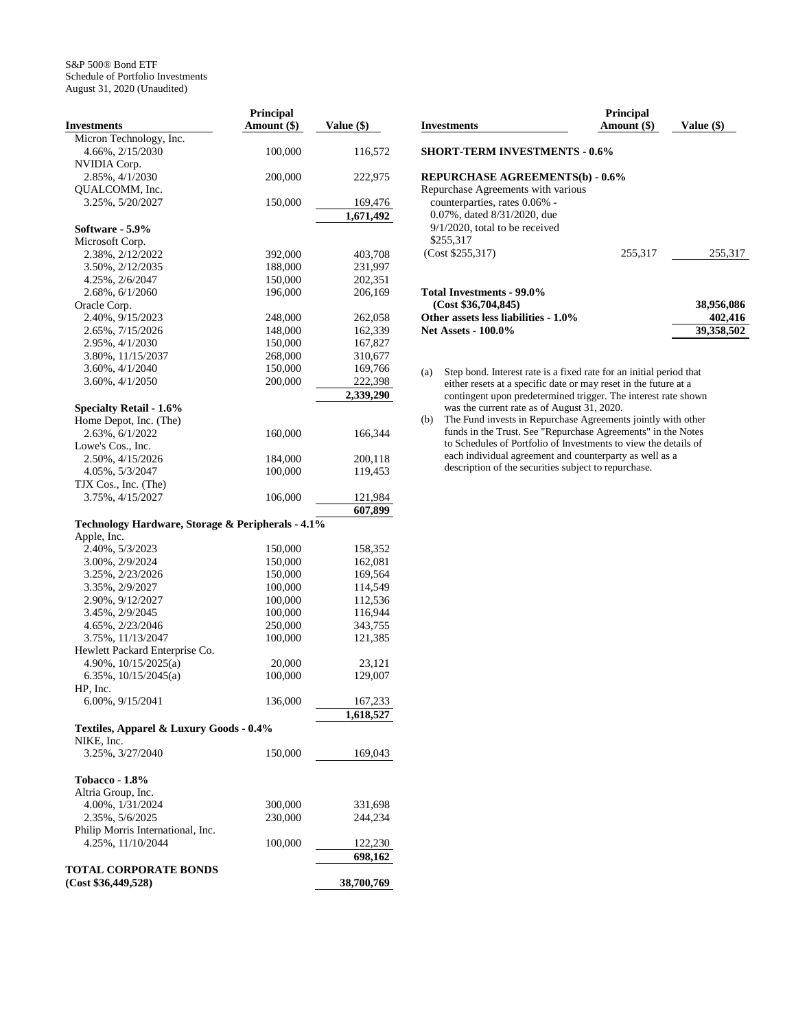S&P 500® Bond ETF
Schedule of Portfolio Investments
August 31, 2020 (Unaudited)

| Investments | Principal Amount ($) | Value ($) |
|---|---|---|
| Micron Technology, Inc. | | |
| 4.66%, 2/15/2030 | 100,000 | 116,572 |
| NVIDIA Corp. | | |
| 2.85%, 4/1/2030 | 200,000 | 222,975 |
| QUALCOMM, Inc. | | |
| 3.25%, 5/20/2027 | 150,000 | 169,476 |
| | | **1,671,492** |
| **Software - 5.9%** | | |
| Microsoft Corp. | | |
| 2.38%, 2/12/2022 | 392,000 | 403,708 |
| 3.50%, 2/12/2035 | 188,000 | 231,997 |
| 4.25%, 2/6/2047 | 150,000 | 202,351 |
| 2.68%, 6/1/2060 | 196,000 | 206,169 |
| Oracle Corp. | | |
| 2.40%, 9/15/2023 | 248,000 | 262,058 |
| 2.65%, 7/15/2026 | 148,000 | 162,339 |
| 2.95%, 4/1/2030 | 150,000 | 167,827 |
| 3.80%, 11/15/2037 | 268,000 | 310,677 |
| 3.60%, 4/1/2040 | 150,000 | 169,766 |
| 3.60%, 4/1/2050 | 200,000 | 222,398 |
| | | **2,339,290** |
| **Specialty Retail - 1.6%** | | |
| Home Depot, Inc. (The) | | |
| 2.63%, 6/1/2022 | 160,000 | 166,344 |
| Lowe's Cos., Inc. | | |
| 2.50%, 4/15/2026 | 184,000 | 200,118 |
| 4.05%, 5/3/2047 | 100,000 | 119,453 |
| TJX Cos., Inc. (The) | | |
| 3.75%, 4/15/2027 | 106,000 | 121,984 |
| | | **607,899** |
| **Technology Hardware, Storage & Peripherals - 4.1%** | | |
| Apple, Inc. | | |
| 2.40%, 5/3/2023 | 150,000 | 158,352 |
| 3.00%, 2/9/2024 | 150,000 | 162,081 |
| 3.25%, 2/23/2026 | 150,000 | 169,564 |
| 3.35%, 2/9/2027 | 100,000 | 114,549 |
| 2.90%, 9/12/2027 | 100,000 | 112,536 |
| 3.45%, 2/9/2045 | 100,000 | 116,944 |
| 4.65%, 2/23/2046 | 250,000 | 343,755 |
| 3.75%, 11/13/2047 | 100,000 | 121,385 |
| Hewlett Packard Enterprise Co. | | |
| 4.90%, 10/15/2025(a) | 20,000 | 23,121 |
| 6.35%, 10/15/2045(a) | 100,000 | 129,007 |
| HP, Inc. | | |
| 6.00%, 9/15/2041 | 136,000 | 167,233 |
| | | **1,618,527** |
| **Textiles, Apparel & Luxury Goods - 0.4%** | | |
| NIKE, Inc. | | |
| 3.25%, 3/27/2040 | 150,000 | 169,043 |
| **Tobacco - 1.8%** | | |
| Altria Group, Inc. | | |
| 4.00%, 1/31/2024 | 300,000 | 331,698 |
| 2.35%, 5/6/2025 | 230,000 | 244,234 |
| Philip Morris International, Inc. | | |
| 4.25%, 11/10/2044 | 100,000 | 122,230 |
| | | **698,162** |
| **TOTAL CORPORATE BONDS (Cost $36,449,528)** | | **38,700,769** |

| Investments | Principal Amount ($) | Value ($) |
|---|---|---|
| **SHORT-TERM INVESTMENTS - 0.6%** | | |
| **REPURCHASE AGREEMENTS(b) - 0.6%** | | |
| Repurchase Agreements with various counterparties, rates 0.06% - 0.07%, dated 8/31/2020, due 9/1/2020, total to be received $255,317 (Cost $255,317) | 255,317 | 255,317 |
| **Total Investments - 99.0% (Cost $36,704,845)** | | **38,956,086** |
| **Other assets less liabilities - 1.0%** | | **402,416** |
| **Net Assets - 100.0%** | | **39,358,502** |

(a) Step bond. Interest rate is a fixed rate for an initial period that either resets at a specific date or may reset in the future at a contingent upon predetermined trigger. The interest rate shown was the current rate as of August 31, 2020.

(b) The Fund invests in Repurchase Agreements jointly with other funds in the Trust. See "Repurchase Agreements" in the Notes to Schedules of Portfolio of Investments to view the details of each individual agreement and counterparty as well as a description of the securities subject to repurchase.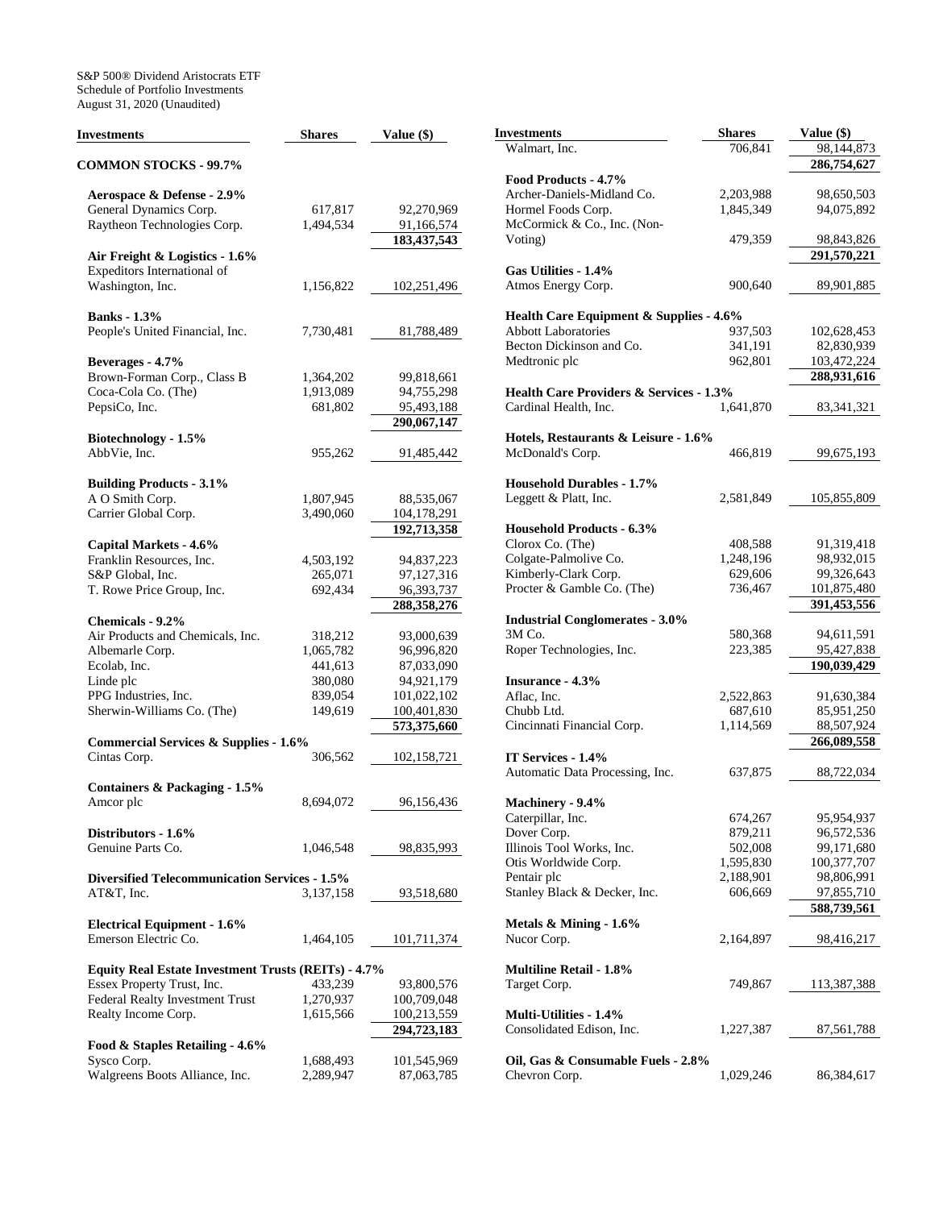S&P 500® Dividend Aristocrats ETF
Schedule of Portfolio Investments
August 31, 2020 (Unaudited)

| Investments | Shares | Value ($) |
|---|---|---|
| **COMMON STOCKS - 99.7%** | | |
| **Aerospace & Defense - 2.9%** | | |
| General Dynamics Corp. | 617,817 | 92,270,969 |
| Raytheon Technologies Corp. | 1,494,534 | 91,166,574 |
| | | **183,437,543** |
| **Air Freight & Logistics - 1.6%** | | |
| Expeditors International of Washington, Inc. | 1,156,822 | 102,251,496 |
| **Banks - 1.3%** | | |
| People's United Financial, Inc. | 7,730,481 | 81,788,489 |
| **Beverages - 4.7%** | | |
| Brown-Forman Corp., Class B | 1,364,202 | 99,818,661 |
| Coca-Cola Co. (The) | 1,913,089 | 94,755,298 |
| PepsiCo, Inc. | 681,802 | 95,493,188 |
| | | **290,067,147** |
| **Biotechnology - 1.5%** | | |
| AbbVie, Inc. | 955,262 | 91,485,442 |
| **Building Products - 3.1%** | | |
| A O Smith Corp. | 1,807,945 | 88,535,067 |
| Carrier Global Corp. | 3,490,060 | 104,178,291 |
| | | **192,713,358** |
| **Capital Markets - 4.6%** | | |
| Franklin Resources, Inc. | 4,503,192 | 94,837,223 |
| S&P Global, Inc. | 265,071 | 97,127,316 |
| T. Rowe Price Group, Inc. | 692,434 | 96,393,737 |
| | | **288,358,276** |
| **Chemicals - 9.2%** | | |
| Air Products and Chemicals, Inc. | 318,212 | 93,000,639 |
| Albemarle Corp. | 1,065,782 | 96,996,820 |
| Ecolab, Inc. | 441,613 | 87,033,090 |
| Linde plc | 380,080 | 94,921,179 |
| PPG Industries, Inc. | 839,054 | 101,022,102 |
| Sherwin-Williams Co. (The) | 149,619 | 100,401,830 |
| | | **573,375,660** |
| **Commercial Services & Supplies - 1.6%** | | |
| Cintas Corp. | 306,562 | 102,158,721 |
| **Containers & Packaging - 1.5%** | | |
| Amcor plc | 8,694,072 | 96,156,436 |
| **Distributors - 1.6%** | | |
| Genuine Parts Co. | 1,046,548 | 98,835,993 |
| **Diversified Telecommunication Services - 1.5%** | | |
| AT&T, Inc. | 3,137,158 | 93,518,680 |
| **Electrical Equipment - 1.6%** | | |
| Emerson Electric Co. | 1,464,105 | 101,711,374 |
| **Equity Real Estate Investment Trusts (REITs) - 4.7%** | | |
| Essex Property Trust, Inc. | 433,239 | 93,800,576 |
| Federal Realty Investment Trust | 1,270,937 | 100,709,048 |
| Realty Income Corp. | 1,615,566 | 100,213,559 |
| | | **294,723,183** |
| **Food & Staples Retailing - 4.6%** | | |
| Sysco Corp. | 1,688,493 | 101,545,969 |
| Walgreens Boots Alliance, Inc. | 2,289,947 | 87,063,785 |
| Walmart, Inc. | 706,841 | 98,144,873 |
| | | **286,754,627** |
| **Food Products - 4.7%** | | |
| Archer-Daniels-Midland Co. | 2,203,988 | 98,650,503 |
| Hormel Foods Corp. | 1,845,349 | 94,075,892 |
| McCormick & Co., Inc. (Non-Voting) | 479,359 | 98,843,826 |
| | | **291,570,221** |
| **Gas Utilities - 1.4%** | | |
| Atmos Energy Corp. | 900,640 | 89,901,885 |
| **Health Care Equipment & Supplies - 4.6%** | | |
| Abbott Laboratories | 937,503 | 102,628,453 |
| Becton Dickinson and Co. | 341,191 | 82,830,939 |
| Medtronic plc | 962,801 | 103,472,224 |
| | | **288,931,616** |
| **Health Care Providers & Services - 1.3%** | | |
| Cardinal Health, Inc. | 1,641,870 | 83,341,321 |
| **Hotels, Restaurants & Leisure - 1.6%** | | |
| McDonald's Corp. | 466,819 | 99,675,193 |
| **Household Durables - 1.7%** | | |
| Leggett & Platt, Inc. | 2,581,849 | 105,855,809 |
| **Household Products - 6.3%** | | |
| Clorox Co. (The) | 408,588 | 91,319,418 |
| Colgate-Palmolive Co. | 1,248,196 | 98,932,015 |
| Kimberly-Clark Corp. | 629,606 | 99,326,643 |
| Procter & Gamble Co. (The) | 736,467 | 101,875,480 |
| | | **391,453,556** |
| **Industrial Conglomerates - 3.0%** | | |
| 3M Co. | 580,368 | 94,611,591 |
| Roper Technologies, Inc. | 223,385 | 95,427,838 |
| | | **190,039,429** |
| **Insurance - 4.3%** | | |
| Aflac, Inc. | 2,522,863 | 91,630,384 |
| Chubb Ltd. | 687,610 | 85,951,250 |
| Cincinnati Financial Corp. | 1,114,569 | 88,507,924 |
| | | **266,089,558** |
| **IT Services - 1.4%** | | |
| Automatic Data Processing, Inc. | 637,875 | 88,722,034 |
| **Machinery - 9.4%** | | |
| Caterpillar, Inc. | 674,267 | 95,954,937 |
| Dover Corp. | 879,211 | 96,572,536 |
| Illinois Tool Works, Inc. | 502,008 | 99,171,680 |
| Otis Worldwide Corp. | 1,595,830 | 100,377,707 |
| Pentair plc | 2,188,901 | 98,806,991 |
| Stanley Black & Decker, Inc. | 606,669 | 97,855,710 |
| | | **588,739,561** |
| **Metals & Mining - 1.6%** | | |
| Nucor Corp. | 2,164,897 | 98,416,217 |
| **Multiline Retail - 1.8%** | | |
| Target Corp. | 749,867 | 113,387,388 |
| **Multi-Utilities - 1.4%** | | |
| Consolidated Edison, Inc. | 1,227,387 | 87,561,788 |
| **Oil, Gas & Consumable Fuels - 2.8%** | | |
| Chevron Corp. | 1,029,246 | 86,384,617 |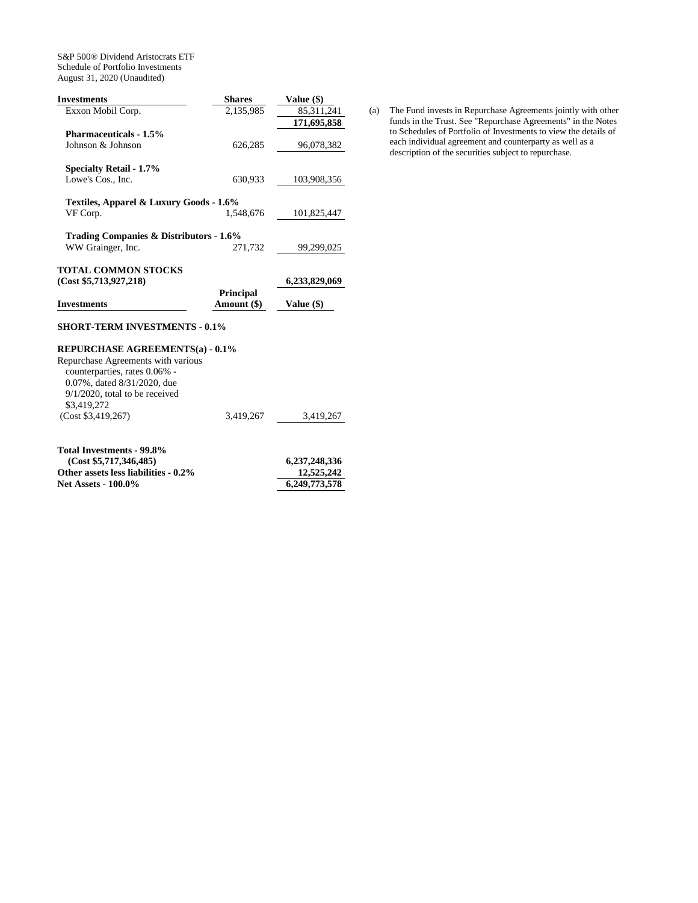S&P 500® Dividend Aristocrats ETF
Schedule of Portfolio Investments
August 31, 2020 (Unaudited)

| Investments | Shares | Value ($) |
|---|---|---|
| Exxon Mobil Corp. | 2,135,985 | 85,311,241 |
| | | **171,695,858** |
| **Pharmaceuticals - 1.5%** | | |
| Johnson & Johnson | 626,285 | 96,078,382 |
| **Specialty Retail - 1.7%** | | |
| Lowe's Cos., Inc. | 630,933 | 103,908,356 |
| **Textiles, Apparel & Luxury Goods - 1.6%** | | |
| VF Corp. | 1,548,676 | 101,825,447 |
| **Trading Companies & Distributors - 1.6%** | | |
| WW Grainger, Inc. | 271,732 | 99,299,025 |
| **TOTAL COMMON STOCKS (Cost $5,713,927,218)** | | **6,233,829,069** |

| Investments | Principal Amount ($) | Value ($) |
|---|---|---|
| **SHORT-TERM INVESTMENTS - 0.1%** | | |
| **REPURCHASE AGREEMENTS(a) - 0.1%** | | |
| Repurchase Agreements with various counterparties, rates 0.06% - 0.07%, dated 8/31/2020, due 9/1/2020, total to be received $3,419,272 (Cost $3,419,267) | 3,419,267 | 3,419,267 |
| **Total Investments - 99.8% (Cost $5,717,346,485)** | | **6,237,248,336** |
| **Other assets less liabilities - 0.2%** | | **12,525,242** |
| **Net Assets - 100.0%** | | **6,249,773,578** |

(a) The Fund invests in Repurchase Agreements jointly with other funds in the Trust. See "Repurchase Agreements" in the Notes to Schedules of Portfolio of Investments to view the details of each individual agreement and counterparty as well as a description of the securities subject to repurchase.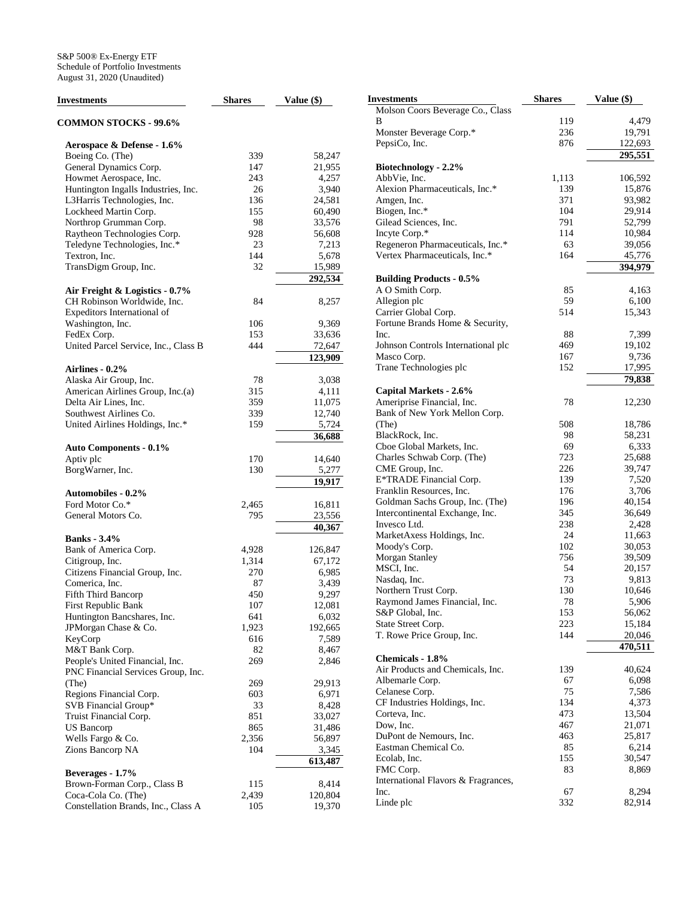S&P 500® Ex-Energy ETF
Schedule of Portfolio Investments
August 31, 2020 (Unaudited)

| Investments | Shares | Value ($) |
|---|---|---|
| **COMMON STOCKS - 99.6%** | | |
| **Aerospace & Defense - 1.6%** | | |
| Boeing Co. (The) | 339 | 58,247 |
| General Dynamics Corp. | 147 | 21,955 |
| Howmet Aerospace, Inc. | 243 | 4,257 |
| Huntington Ingalls Industries, Inc. | 26 | 3,940 |
| L3Harris Technologies, Inc. | 136 | 24,581 |
| Lockheed Martin Corp. | 155 | 60,490 |
| Northrop Grumman Corp. | 98 | 33,576 |
| Raytheon Technologies Corp. | 928 | 56,608 |
| Teledyne Technologies, Inc.* | 23 | 7,213 |
| Textron, Inc. | 144 | 5,678 |
| TransDigm Group, Inc. | 32 | 15,989 |
| | | **292,534** |
| **Air Freight & Logistics - 0.7%** | | |
| CH Robinson Worldwide, Inc. | 84 | 8,257 |
| Expeditors International of Washington, Inc. | 106 | 9,369 |
| FedEx Corp. | 153 | 33,636 |
| United Parcel Service, Inc., Class B | 444 | 72,647 |
| | | **123,909** |
| **Airlines - 0.2%** | | |
| Alaska Air Group, Inc. | 78 | 3,038 |
| American Airlines Group, Inc.(a) | 315 | 4,111 |
| Delta Air Lines, Inc. | 359 | 11,075 |
| Southwest Airlines Co. | 339 | 12,740 |
| United Airlines Holdings, Inc.* | 159 | 5,724 |
| | | **36,688** |
| **Auto Components - 0.1%** | | |
| Aptiv plc | 170 | 14,640 |
| BorgWarner, Inc. | 130 | 5,277 |
| | | **19,917** |
| **Automobiles - 0.2%** | | |
| Ford Motor Co.* | 2,465 | 16,811 |
| General Motors Co. | 795 | 23,556 |
| | | **40,367** |
| **Banks - 3.4%** | | |
| Bank of America Corp. | 4,928 | 126,847 |
| Citigroup, Inc. | 1,314 | 67,172 |
| Citizens Financial Group, Inc. | 270 | 6,985 |
| Comerica, Inc. | 87 | 3,439 |
| Fifth Third Bancorp | 450 | 9,297 |
| First Republic Bank | 107 | 12,081 |
| Huntington Bancshares, Inc. | 641 | 6,032 |
| JPMorgan Chase & Co. | 1,923 | 192,665 |
| KeyCorp | 616 | 7,589 |
| M&T Bank Corp. | 82 | 8,467 |
| People's United Financial, Inc. | 269 | 2,846 |
| PNC Financial Services Group, Inc. (The) | 269 | 29,913 |
| Regions Financial Corp. | 603 | 6,971 |
| SVB Financial Group* | 33 | 8,428 |
| Truist Financial Corp. | 851 | 33,027 |
| US Bancorp | 865 | 31,486 |
| Wells Fargo & Co. | 2,356 | 56,897 |
| Zions Bancorp NA | 104 | 3,345 |
| | | **613,487** |
| **Beverages - 1.7%** | | |
| Brown-Forman Corp., Class B | 115 | 8,414 |
| Coca-Cola Co. (The) | 2,439 | 120,804 |
| Constellation Brands, Inc., Class A | 105 | 19,370 |
| Molson Coors Beverage Co., Class B | 119 | 4,479 |
| Monster Beverage Corp.* | 236 | 19,791 |
| PepsiCo, Inc. | 876 | 122,693 |
| | | **295,551** |
| **Biotechnology - 2.2%** | | |
| AbbVie, Inc. | 1,113 | 106,592 |
| Alexion Pharmaceuticals, Inc.* | 139 | 15,876 |
| Amgen, Inc. | 371 | 93,982 |
| Biogen, Inc.* | 104 | 29,914 |
| Gilead Sciences, Inc. | 791 | 52,799 |
| Incyte Corp.* | 114 | 10,984 |
| Regeneron Pharmaceuticals, Inc.* | 63 | 39,056 |
| Vertex Pharmaceuticals, Inc.* | 164 | 45,776 |
| | | **394,979** |
| **Building Products - 0.5%** | | |
| A O Smith Corp. | 85 | 4,163 |
| Allegion plc | 59 | 6,100 |
| Carrier Global Corp. | 514 | 15,343 |
| Fortune Brands Home & Security, Inc. | 88 | 7,399 |
| Johnson Controls International plc | 469 | 19,102 |
| Masco Corp. | 167 | 9,736 |
| Trane Technologies plc | 152 | 17,995 |
| | | **79,838** |
| **Capital Markets - 2.6%** | | |
| Ameriprise Financial, Inc. | 78 | 12,230 |
| Bank of New York Mellon Corp. (The) | 508 | 18,786 |
| BlackRock, Inc. | 98 | 58,231 |
| Cboe Global Markets, Inc. | 69 | 6,333 |
| Charles Schwab Corp. (The) | 723 | 25,688 |
| CME Group, Inc. | 226 | 39,747 |
| E*TRADE Financial Corp. | 139 | 7,520 |
| Franklin Resources, Inc. | 176 | 3,706 |
| Goldman Sachs Group, Inc. (The) | 196 | 40,154 |
| Intercontinental Exchange, Inc. | 345 | 36,649 |
| Invesco Ltd. | 238 | 2,428 |
| MarketAxess Holdings, Inc. | 24 | 11,663 |
| Moody's Corp. | 102 | 30,053 |
| Morgan Stanley | 756 | 39,509 |
| MSCI, Inc. | 54 | 20,157 |
| Nasdaq, Inc. | 73 | 9,813 |
| Northern Trust Corp. | 130 | 10,646 |
| Raymond James Financial, Inc. | 78 | 5,906 |
| S&P Global, Inc. | 153 | 56,062 |
| State Street Corp. | 223 | 15,184 |
| T. Rowe Price Group, Inc. | 144 | 20,046 |
| | | **470,511** |
| **Chemicals - 1.8%** | | |
| Air Products and Chemicals, Inc. | 139 | 40,624 |
| Albemarle Corp. | 67 | 6,098 |
| Celanese Corp. | 75 | 7,586 |
| CF Industries Holdings, Inc. | 134 | 4,373 |
| Corteva, Inc. | 473 | 13,504 |
| Dow, Inc. | 467 | 21,071 |
| DuPont de Nemours, Inc. | 463 | 25,817 |
| Eastman Chemical Co. | 85 | 6,214 |
| Ecolab, Inc. | 155 | 30,547 |
| FMC Corp. | 83 | 8,869 |
| International Flavors & Fragrances, Inc. | 67 | 8,294 |
| Linde plc | 332 | 82,914 |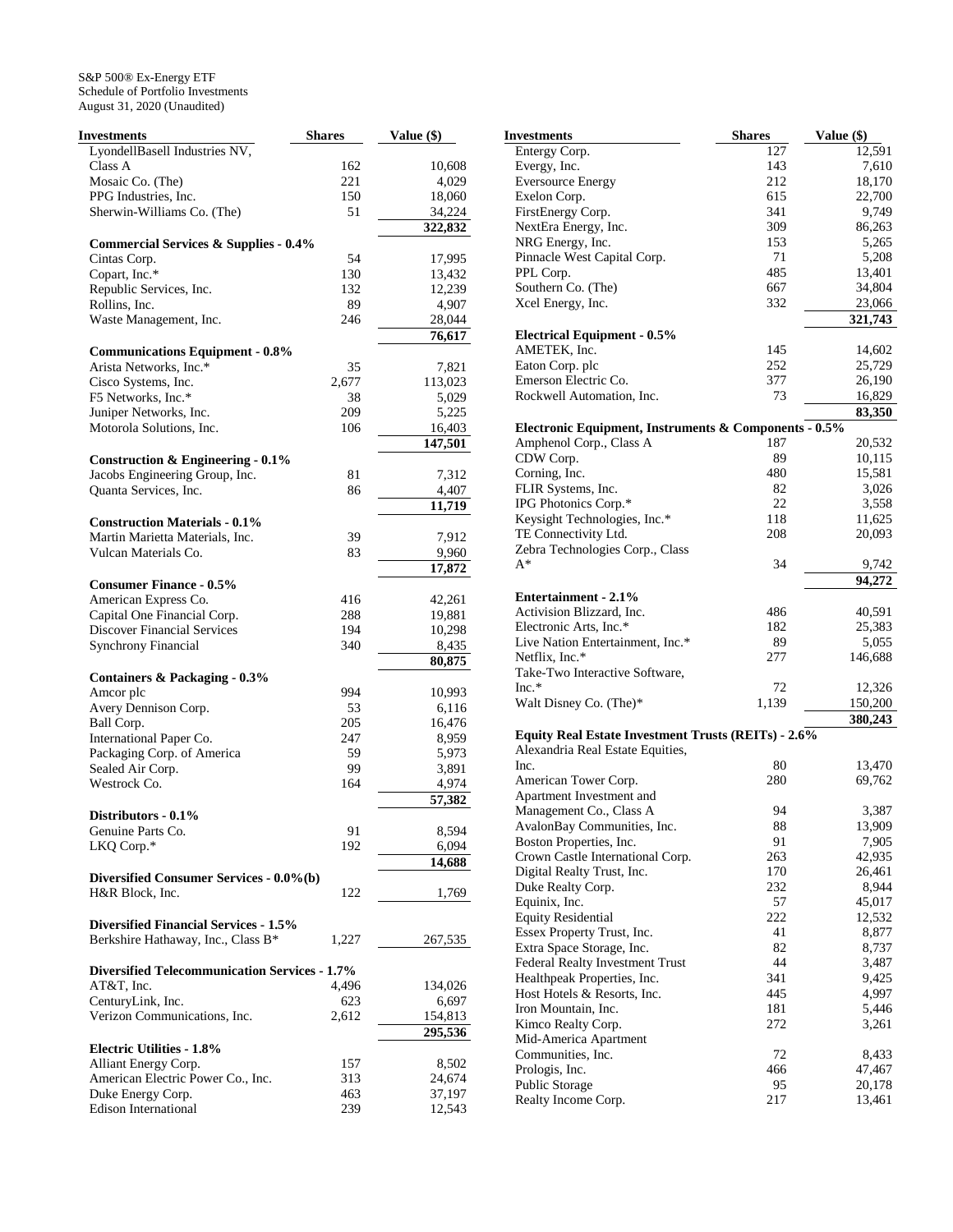S&P 500® Ex-Energy ETF
Schedule of Portfolio Investments
August 31, 2020 (Unaudited)

| Investments | Shares | Value ($) |
|---|---|---|
| LyondellBasell Industries NV, Class A | 162 | 10,608 |
| Mosaic Co. (The) | 221 | 4,029 |
| PPG Industries, Inc. | 150 | 18,060 |
| Sherwin-Williams Co. (The) | 51 | 34,224 |
| | | **322,832** |
| **Commercial Services & Supplies - 0.4%** | | |
| Cintas Corp. | 54 | 17,995 |
| Copart, Inc.* | 130 | 13,432 |
| Republic Services, Inc. | 132 | 12,239 |
| Rollins, Inc. | 89 | 4,907 |
| Waste Management, Inc. | 246 | 28,044 |
| | | **76,617** |
| **Communications Equipment - 0.8%** | | |
| Arista Networks, Inc.* | 35 | 7,821 |
| Cisco Systems, Inc. | 2,677 | 113,023 |
| F5 Networks, Inc.* | 38 | 5,029 |
| Juniper Networks, Inc. | 209 | 5,225 |
| Motorola Solutions, Inc. | 106 | 16,403 |
| | | **147,501** |
| **Construction & Engineering - 0.1%** | | |
| Jacobs Engineering Group, Inc. | 81 | 7,312 |
| Quanta Services, Inc. | 86 | 4,407 |
| | | **11,719** |
| **Construction Materials - 0.1%** | | |
| Martin Marietta Materials, Inc. | 39 | 7,912 |
| Vulcan Materials Co. | 83 | 9,960 |
| | | **17,872** |
| **Consumer Finance - 0.5%** | | |
| American Express Co. | 416 | 42,261 |
| Capital One Financial Corp. | 288 | 19,881 |
| Discover Financial Services | 194 | 10,298 |
| Synchrony Financial | 340 | 8,435 |
| | | **80,875** |
| **Containers & Packaging - 0.3%** | | |
| Amcor plc | 994 | 10,993 |
| Avery Dennison Corp. | 53 | 6,116 |
| Ball Corp. | 205 | 16,476 |
| International Paper Co. | 247 | 8,959 |
| Packaging Corp. of America | 59 | 5,973 |
| Sealed Air Corp. | 99 | 3,891 |
| Westrock Co. | 164 | 4,974 |
| | | **57,382** |
| **Distributors - 0.1%** | | |
| Genuine Parts Co. | 91 | 8,594 |
| LKQ Corp.* | 192 | 6,094 |
| | | **14,688** |
| **Diversified Consumer Services - 0.0%(b)** | | |
| H&R Block, Inc. | 122 | 1,769 |
| **Diversified Financial Services - 1.5%** | | |
| Berkshire Hathaway, Inc., Class B* | 1,227 | 267,535 |
| **Diversified Telecommunication Services - 1.7%** | | |
| AT&T, Inc. | 4,496 | 134,026 |
| CenturyLink, Inc. | 623 | 6,697 |
| Verizon Communications, Inc. | 2,612 | 154,813 |
| | | **295,536** |
| **Electric Utilities - 1.8%** | | |
| Alliant Energy Corp. | 157 | 8,502 |
| American Electric Power Co., Inc. | 313 | 24,674 |
| Duke Energy Corp. | 463 | 37,197 |
| Edison International | 239 | 12,543 |
| Entergy Corp. | 127 | 12,591 |
| Evergy, Inc. | 143 | 7,610 |
| Eversource Energy | 212 | 18,170 |
| Exelon Corp. | 615 | 22,700 |
| FirstEnergy Corp. | 341 | 9,749 |
| NextEra Energy, Inc. | 309 | 86,263 |
| NRG Energy, Inc. | 153 | 5,265 |
| Pinnacle West Capital Corp. | 71 | 5,208 |
| PPL Corp. | 485 | 13,401 |
| Southern Co. (The) | 667 | 34,804 |
| Xcel Energy, Inc. | 332 | 23,066 |
| | | **321,743** |
| **Electrical Equipment - 0.5%** | | |
| AMETEK, Inc. | 145 | 14,602 |
| Eaton Corp. plc | 252 | 25,729 |
| Emerson Electric Co. | 377 | 26,190 |
| Rockwell Automation, Inc. | 73 | 16,829 |
| | | **83,350** |
| **Electronic Equipment, Instruments & Components - 0.5%** | | |
| Amphenol Corp., Class A | 187 | 20,532 |
| CDW Corp. | 89 | 10,115 |
| Corning, Inc. | 480 | 15,581 |
| FLIR Systems, Inc. | 82 | 3,026 |
| IPG Photonics Corp.* | 22 | 3,558 |
| Keysight Technologies, Inc.* | 118 | 11,625 |
| TE Connectivity Ltd. | 208 | 20,093 |
| Zebra Technologies Corp., Class A* | 34 | 9,742 |
| | | **94,272** |
| **Entertainment - 2.1%** | | |
| Activision Blizzard, Inc. | 486 | 40,591 |
| Electronic Arts, Inc.* | 182 | 25,383 |
| Live Nation Entertainment, Inc.* | 89 | 5,055 |
| Netflix, Inc.* | 277 | 146,688 |
| Take-Two Interactive Software, Inc.* | 72 | 12,326 |
| Walt Disney Co. (The)* | 1,139 | 150,200 |
| | | **380,243** |
| **Equity Real Estate Investment Trusts (REITs) - 2.6%** | | |
| Alexandria Real Estate Equities, Inc. | 80 | 13,470 |
| American Tower Corp. | 280 | 69,762 |
| Apartment Investment and Management Co., Class A | 94 | 3,387 |
| AvalonBay Communities, Inc. | 88 | 13,909 |
| Boston Properties, Inc. | 91 | 7,905 |
| Crown Castle International Corp. | 263 | 42,935 |
| Digital Realty Trust, Inc. | 170 | 26,461 |
| Duke Realty Corp. | 232 | 8,944 |
| Equinix, Inc. | 57 | 45,017 |
| Equity Residential | 222 | 12,532 |
| Essex Property Trust, Inc. | 41 | 8,877 |
| Extra Space Storage, Inc. | 82 | 8,737 |
| Federal Realty Investment Trust | 44 | 3,487 |
| Healthpeak Properties, Inc. | 341 | 9,425 |
| Host Hotels & Resorts, Inc. | 445 | 4,997 |
| Iron Mountain, Inc. | 181 | 5,446 |
| Kimco Realty Corp. | 272 | 3,261 |
| Mid-America Apartment Communities, Inc. | 72 | 8,433 |
| Prologis, Inc. | 466 | 47,467 |
| Public Storage | 95 | 20,178 |
| Realty Income Corp. | 217 | 13,461 |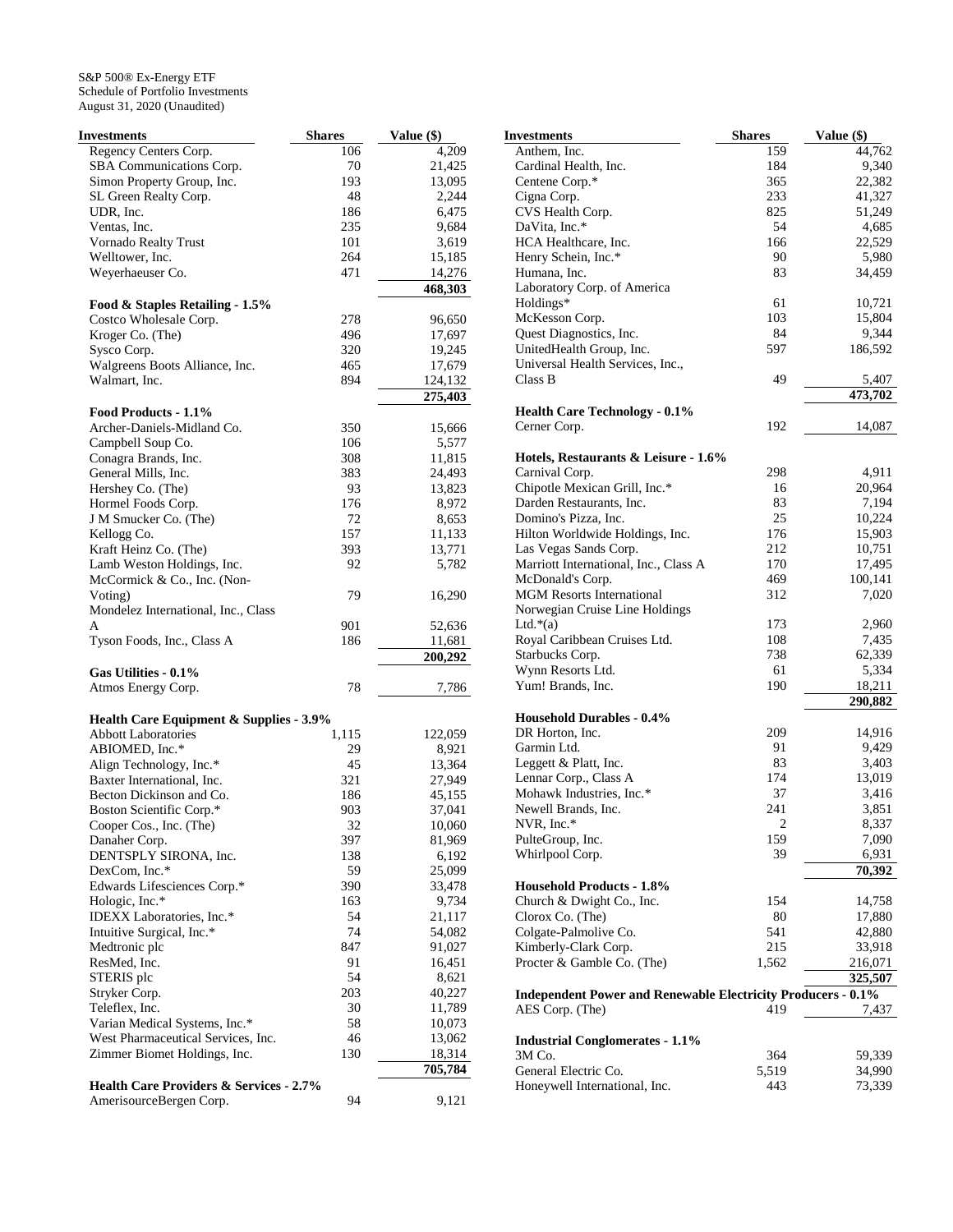S&P 500® Ex-Energy ETF
Schedule of Portfolio Investments
August 31, 2020 (Unaudited)

| Investments | Shares | Value ($) |
|---|---|---|
| Regency Centers Corp. | 106 | 4,209 |
| SBA Communications Corp. | 70 | 21,425 |
| Simon Property Group, Inc. | 193 | 13,095 |
| SL Green Realty Corp. | 48 | 2,244 |
| UDR, Inc. | 186 | 6,475 |
| Ventas, Inc. | 235 | 9,684 |
| Vornado Realty Trust | 101 | 3,619 |
| Welltower, Inc. | 264 | 15,185 |
| Weyerhaeuser Co. | 471 | 14,276 |
| | | **468,303** |
| **Food & Staples Retailing - 1.5%** | | |
| Costco Wholesale Corp. | 278 | 96,650 |
| Kroger Co. (The) | 496 | 17,697 |
| Sysco Corp. | 320 | 19,245 |
| Walgreens Boots Alliance, Inc. | 465 | 17,679 |
| Walmart, Inc. | 894 | 124,132 |
| | | **275,403** |
| **Food Products - 1.1%** | | |
| Archer-Daniels-Midland Co. | 350 | 15,666 |
| Campbell Soup Co. | 106 | 5,577 |
| Conagra Brands, Inc. | 308 | 11,815 |
| General Mills, Inc. | 383 | 24,493 |
| Hershey Co. (The) | 93 | 13,823 |
| Hormel Foods Corp. | 176 | 8,972 |
| J M Smucker Co. (The) | 72 | 8,653 |
| Kellogg Co. | 157 | 11,133 |
| Kraft Heinz Co. (The) | 393 | 13,771 |
| Lamb Weston Holdings, Inc. | 92 | 5,782 |
| McCormick & Co., Inc. (Non-Voting) | 79 | 16,290 |
| Mondelez International, Inc., Class A | 901 | 52,636 |
| Tyson Foods, Inc., Class A | 186 | 11,681 |
| | | **200,292** |
| **Gas Utilities - 0.1%** | | |
| Atmos Energy Corp. | 78 | 7,786 |
| **Health Care Equipment & Supplies - 3.9%** | | |
| Abbott Laboratories | 1,115 | 122,059 |
| ABIOMED, Inc.* | 29 | 8,921 |
| Align Technology, Inc.* | 45 | 13,364 |
| Baxter International, Inc. | 321 | 27,949 |
| Becton Dickinson and Co. | 186 | 45,155 |
| Boston Scientific Corp.* | 903 | 37,041 |
| Cooper Cos., Inc. (The) | 32 | 10,060 |
| Danaher Corp. | 397 | 81,969 |
| DENTSPLY SIRONA, Inc. | 138 | 6,192 |
| DexCom, Inc.* | 59 | 25,099 |
| Edwards Lifesciences Corp.* | 390 | 33,478 |
| Hologic, Inc.* | 163 | 9,734 |
| IDEXX Laboratories, Inc.* | 54 | 21,117 |
| Intuitive Surgical, Inc.* | 74 | 54,082 |
| Medtronic plc | 847 | 91,027 |
| ResMed, Inc. | 91 | 16,451 |
| STERIS plc | 54 | 8,621 |
| Stryker Corp. | 203 | 40,227 |
| Teleflex, Inc. | 30 | 11,789 |
| Varian Medical Systems, Inc.* | 58 | 10,073 |
| West Pharmaceutical Services, Inc. | 46 | 13,062 |
| Zimmer Biomet Holdings, Inc. | 130 | 18,314 |
| | | **705,784** |
| **Health Care Providers & Services - 2.7%** | | |
| AmerisourceBergen Corp. | 94 | 9,121 |
| Anthem, Inc. | 159 | 44,762 |
| Cardinal Health, Inc. | 184 | 9,340 |
| Centene Corp.* | 365 | 22,382 |
| Cigna Corp. | 233 | 41,327 |
| CVS Health Corp. | 825 | 51,249 |
| DaVita, Inc.* | 54 | 4,685 |
| HCA Healthcare, Inc. | 166 | 22,529 |
| Henry Schein, Inc.* | 90 | 5,980 |
| Humana, Inc. | 83 | 34,459 |
| Laboratory Corp. of America Holdings* | 61 | 10,721 |
| McKesson Corp. | 103 | 15,804 |
| Quest Diagnostics, Inc. | 84 | 9,344 |
| UnitedHealth Group, Inc. | 597 | 186,592 |
| Universal Health Services, Inc., Class B | 49 | 5,407 |
| | | **473,702** |
| **Health Care Technology - 0.1%** | | |
| Cerner Corp. | 192 | 14,087 |
| **Hotels, Restaurants & Leisure - 1.6%** | | |
| Carnival Corp. | 298 | 4,911 |
| Chipotle Mexican Grill, Inc.* | 16 | 20,964 |
| Darden Restaurants, Inc. | 83 | 7,194 |
| Domino's Pizza, Inc. | 25 | 10,224 |
| Hilton Worldwide Holdings, Inc. | 176 | 15,903 |
| Las Vegas Sands Corp. | 212 | 10,751 |
| Marriott International, Inc., Class A | 170 | 17,495 |
| McDonald's Corp. | 469 | 100,141 |
| MGM Resorts International | 312 | 7,020 |
| Norwegian Cruise Line Holdings Ltd.*(a) | 173 | 2,960 |
| Royal Caribbean Cruises Ltd. | 108 | 7,435 |
| Starbucks Corp. | 738 | 62,339 |
| Wynn Resorts Ltd. | 61 | 5,334 |
| Yum! Brands, Inc. | 190 | 18,211 |
| | | **290,882** |
| **Household Durables - 0.4%** | | |
| DR Horton, Inc. | 209 | 14,916 |
| Garmin Ltd. | 91 | 9,429 |
| Leggett & Platt, Inc. | 83 | 3,403 |
| Lennar Corp., Class A | 174 | 13,019 |
| Mohawk Industries, Inc.* | 37 | 3,416 |
| Newell Brands, Inc. | 241 | 3,851 |
| NVR, Inc.* | 2 | 8,337 |
| PulteGroup, Inc. | 159 | 7,090 |
| Whirlpool Corp. | 39 | 6,931 |
| | | **70,392** |
| **Household Products - 1.8%** | | |
| Church & Dwight Co., Inc. | 154 | 14,758 |
| Clorox Co. (The) | 80 | 17,880 |
| Colgate-Palmolive Co. | 541 | 42,880 |
| Kimberly-Clark Corp. | 215 | 33,918 |
| Procter & Gamble Co. (The) | 1,562 | 216,071 |
| | | **325,507** |
| **Independent Power and Renewable Electricity Producers - 0.1%** | | |
| AES Corp. (The) | 419 | 7,437 |
| **Industrial Conglomerates - 1.1%** | | |
| 3M Co. | 364 | 59,339 |
| General Electric Co. | 5,519 | 34,990 |
| Honeywell International, Inc. | 443 | 73,339 |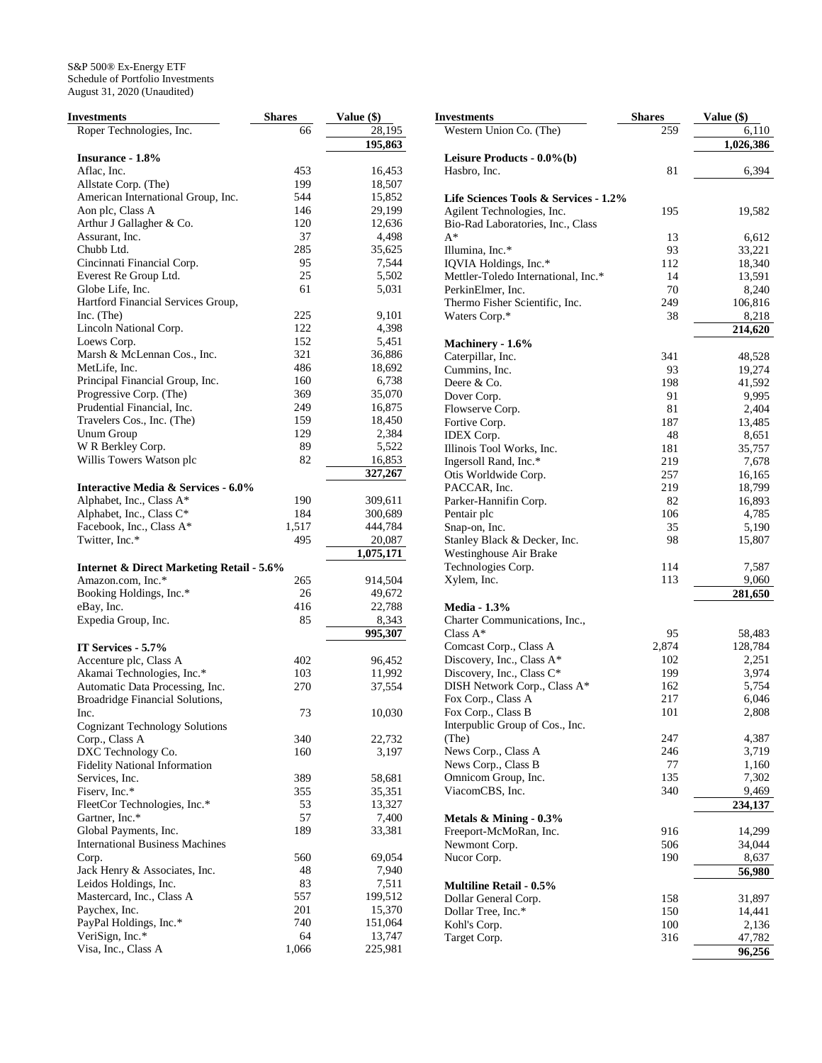S&P 500® Ex-Energy ETF
Schedule of Portfolio Investments
August 31, 2020 (Unaudited)

| Investments | Shares | Value ($) |
|---|---|---|
| Roper Technologies, Inc. | 66 | 28,195 |
| | | 195,863 |
| **Insurance - 1.8%** | | |
| Aflac, Inc. | 453 | 16,453 |
| Allstate Corp. (The) | 199 | 18,507 |
| American International Group, Inc. | 544 | 15,852 |
| Aon plc, Class A | 146 | 29,199 |
| Arthur J Gallagher & Co. | 120 | 12,636 |
| Assurant, Inc. | 37 | 4,498 |
| Chubb Ltd. | 285 | 35,625 |
| Cincinnati Financial Corp. | 95 | 7,544 |
| Everest Re Group Ltd. | 25 | 5,502 |
| Globe Life, Inc. | 61 | 5,031 |
| Hartford Financial Services Group, Inc. (The) | 225 | 9,101 |
| Lincoln National Corp. | 122 | 4,398 |
| Loews Corp. | 152 | 5,451 |
| Marsh & McLennan Cos., Inc. | 321 | 36,886 |
| MetLife, Inc. | 486 | 18,692 |
| Principal Financial Group, Inc. | 160 | 6,738 |
| Progressive Corp. (The) | 369 | 35,070 |
| Prudential Financial, Inc. | 249 | 16,875 |
| Travelers Cos., Inc. (The) | 159 | 18,450 |
| Unum Group | 129 | 2,384 |
| W R Berkley Corp. | 89 | 5,522 |
| Willis Towers Watson plc | 82 | 16,853 |
| | | 327,267 |
| **Interactive Media & Services - 6.0%** | | |
| Alphabet, Inc., Class A* | 190 | 309,611 |
| Alphabet, Inc., Class C* | 184 | 300,689 |
| Facebook, Inc., Class A* | 1,517 | 444,784 |
| Twitter, Inc.* | 495 | 20,087 |
| | | 1,075,171 |
| **Internet & Direct Marketing Retail - 5.6%** | | |
| Amazon.com, Inc.* | 265 | 914,504 |
| Booking Holdings, Inc.* | 26 | 49,672 |
| eBay, Inc. | 416 | 22,788 |
| Expedia Group, Inc. | 85 | 8,343 |
| | | 995,307 |
| **IT Services - 5.7%** | | |
| Accenture plc, Class A | 402 | 96,452 |
| Akamai Technologies, Inc.* | 103 | 11,992 |
| Automatic Data Processing, Inc. | 270 | 37,554 |
| Broadridge Financial Solutions, Inc. | 73 | 10,030 |
| Cognizant Technology Solutions Corp., Class A | 340 | 22,732 |
| DXC Technology Co. | 160 | 3,197 |
| Fidelity National Information Services, Inc. | 389 | 58,681 |
| Fiserv, Inc.* | 355 | 35,351 |
| FleetCor Technologies, Inc.* | 53 | 13,327 |
| Gartner, Inc.* | 57 | 7,400 |
| Global Payments, Inc. | 189 | 33,381 |
| International Business Machines Corp. | 560 | 69,054 |
| Jack Henry & Associates, Inc. | 48 | 7,940 |
| Leidos Holdings, Inc. | 83 | 7,511 |
| Mastercard, Inc., Class A | 557 | 199,512 |
| Paychex, Inc. | 201 | 15,370 |
| PayPal Holdings, Inc.* | 740 | 151,064 |
| VeriSign, Inc.* | 64 | 13,747 |
| Visa, Inc., Class A | 1,066 | 225,981 |
| Western Union Co. (The) | 259 | 6,110 |
| | | 1,026,386 |
| **Leisure Products - 0.0%(b)** | | |
| Hasbro, Inc. | 81 | 6,394 |
| **Life Sciences Tools & Services - 1.2%** | | |
| Agilent Technologies, Inc. | 195 | 19,582 |
| Bio-Rad Laboratories, Inc., Class A* | 13 | 6,612 |
| Illumina, Inc.* | 93 | 33,221 |
| IQVIA Holdings, Inc.* | 112 | 18,340 |
| Mettler-Toledo International, Inc.* | 14 | 13,591 |
| PerkinElmer, Inc. | 70 | 8,240 |
| Thermo Fisher Scientific, Inc. | 249 | 106,816 |
| Waters Corp.* | 38 | 8,218 |
| | | 214,620 |
| **Machinery - 1.6%** | | |
| Caterpillar, Inc. | 341 | 48,528 |
| Cummins, Inc. | 93 | 19,274 |
| Deere & Co. | 198 | 41,592 |
| Dover Corp. | 91 | 9,995 |
| Flowserve Corp. | 81 | 2,404 |
| Fortive Corp. | 187 | 13,485 |
| IDEX Corp. | 48 | 8,651 |
| Illinois Tool Works, Inc. | 181 | 35,757 |
| Ingersoll Rand, Inc.* | 219 | 7,678 |
| Otis Worldwide Corp. | 257 | 16,165 |
| PACCAR, Inc. | 219 | 18,799 |
| Parker-Hannifin Corp. | 82 | 16,893 |
| Pentair plc | 106 | 4,785 |
| Snap-on, Inc. | 35 | 5,190 |
| Stanley Black & Decker, Inc. | 98 | 15,807 |
| Westinghouse Air Brake Technologies Corp. | 114 | 7,587 |
| Xylem, Inc. | 113 | 9,060 |
| | | 281,650 |
| **Media - 1.3%** | | |
| Charter Communications, Inc., Class A* | 95 | 58,483 |
| Comcast Corp., Class A | 2,874 | 128,784 |
| Discovery, Inc., Class A* | 102 | 2,251 |
| Discovery, Inc., Class C* | 199 | 3,974 |
| DISH Network Corp., Class A* | 162 | 5,754 |
| Fox Corp., Class A | 217 | 6,046 |
| Fox Corp., Class B | 101 | 2,808 |
| Interpublic Group of Cos., Inc. (The) | 247 | 4,387 |
| News Corp., Class A | 246 | 3,719 |
| News Corp., Class B | 77 | 1,160 |
| Omnicom Group, Inc. | 135 | 7,302 |
| ViacomCBS, Inc. | 340 | 9,469 |
| | | 234,137 |
| **Metals & Mining - 0.3%** | | |
| Freeport-McMoRan, Inc. | 916 | 14,299 |
| Newmont Corp. | 506 | 34,044 |
| Nucor Corp. | 190 | 8,637 |
| | | 56,980 |
| **Multiline Retail - 0.5%** | | |
| Dollar General Corp. | 158 | 31,897 |
| Dollar Tree, Inc.* | 150 | 14,441 |
| Kohl's Corp. | 100 | 2,136 |
| Target Corp. | 316 | 47,782 |
| | | 96,256 |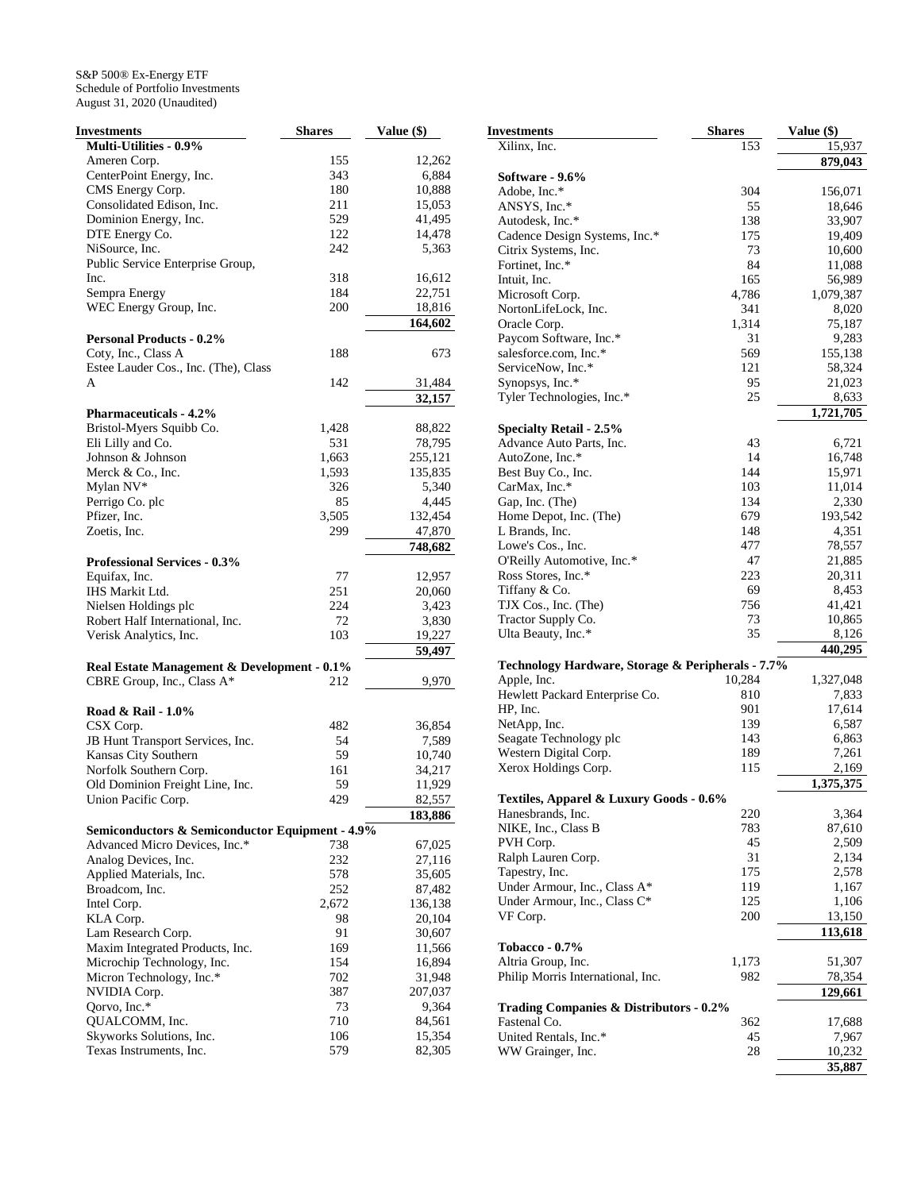S&P 500® Ex-Energy ETF
Schedule of Portfolio Investments
August 31, 2020 (Unaudited)

| Investments | Shares | Value ($) |
|---|---|---|
| **Multi-Utilities - 0.9%** | | |
| Ameren Corp. | 155 | 12,262 |
| CenterPoint Energy, Inc. | 343 | 6,884 |
| CMS Energy Corp. | 180 | 10,888 |
| Consolidated Edison, Inc. | 211 | 15,053 |
| Dominion Energy, Inc. | 529 | 41,495 |
| DTE Energy Co. | 122 | 14,478 |
| NiSource, Inc. | 242 | 5,363 |
| Public Service Enterprise Group, Inc. | 318 | 16,612 |
| Sempra Energy | 184 | 22,751 |
| WEC Energy Group, Inc. | 200 | 18,816 |
| | | **164,602** |
| **Personal Products - 0.2%** | | |
| Coty, Inc., Class A | 188 | 673 |
| Estee Lauder Cos., Inc. (The), Class A | 142 | 31,484 |
| | | **32,157** |
| **Pharmaceuticals - 4.2%** | | |
| Bristol-Myers Squibb Co. | 1,428 | 88,822 |
| Eli Lilly and Co. | 531 | 78,795 |
| Johnson & Johnson | 1,663 | 255,121 |
| Merck & Co., Inc. | 1,593 | 135,835 |
| Mylan NV* | 326 | 5,340 |
| Perrigo Co. plc | 85 | 4,445 |
| Pfizer, Inc. | 3,505 | 132,454 |
| Zoetis, Inc. | 299 | 47,870 |
| | | **748,682** |
| **Professional Services - 0.3%** | | |
| Equifax, Inc. | 77 | 12,957 |
| IHS Markit Ltd. | 251 | 20,060 |
| Nielsen Holdings plc | 224 | 3,423 |
| Robert Half International, Inc. | 72 | 3,830 |
| Verisk Analytics, Inc. | 103 | 19,227 |
| | | **59,497** |
| **Real Estate Management & Development - 0.1%** | | |
| CBRE Group, Inc., Class A* | 212 | 9,970 |
| **Road & Rail - 1.0%** | | |
| CSX Corp. | 482 | 36,854 |
| JB Hunt Transport Services, Inc. | 54 | 7,589 |
| Kansas City Southern | 59 | 10,740 |
| Norfolk Southern Corp. | 161 | 34,217 |
| Old Dominion Freight Line, Inc. | 59 | 11,929 |
| Union Pacific Corp. | 429 | 82,557 |
| | | **183,886** |
| **Semiconductors & Semiconductor Equipment - 4.9%** | | |
| Advanced Micro Devices, Inc.* | 738 | 67,025 |
| Analog Devices, Inc. | 232 | 27,116 |
| Applied Materials, Inc. | 578 | 35,605 |
| Broadcom, Inc. | 252 | 87,482 |
| Intel Corp. | 2,672 | 136,138 |
| KLA Corp. | 98 | 20,104 |
| Lam Research Corp. | 91 | 30,607 |
| Maxim Integrated Products, Inc. | 169 | 11,566 |
| Microchip Technology, Inc. | 154 | 16,894 |
| Micron Technology, Inc.* | 702 | 31,948 |
| NVIDIA Corp. | 387 | 207,037 |
| Qorvo, Inc.* | 73 | 9,364 |
| QUALCOMM, Inc. | 710 | 84,561 |
| Skyworks Solutions, Inc. | 106 | 15,354 |
| Texas Instruments, Inc. | 579 | 82,305 |
| Xilinx, Inc. | 153 | 15,937 |
| | | **879,043** |
| **Software - 9.6%** | | |
| Adobe, Inc.* | 304 | 156,071 |
| ANSYS, Inc.* | 55 | 18,646 |
| Autodesk, Inc.* | 138 | 33,907 |
| Cadence Design Systems, Inc.* | 175 | 19,409 |
| Citrix Systems, Inc. | 73 | 10,600 |
| Fortinet, Inc.* | 84 | 11,088 |
| Intuit, Inc. | 165 | 56,989 |
| Microsoft Corp. | 4,786 | 1,079,387 |
| NortonLifeLock, Inc. | 341 | 8,020 |
| Oracle Corp. | 1,314 | 75,187 |
| Paycom Software, Inc.* | 31 | 9,283 |
| salesforce.com, Inc.* | 569 | 155,138 |
| ServiceNow, Inc.* | 121 | 58,324 |
| Synopsys, Inc.* | 95 | 21,023 |
| Tyler Technologies, Inc.* | 25 | 8,633 |
| | | **1,721,705** |
| **Specialty Retail - 2.5%** | | |
| Advance Auto Parts, Inc. | 43 | 6,721 |
| AutoZone, Inc.* | 14 | 16,748 |
| Best Buy Co., Inc. | 144 | 15,971 |
| CarMax, Inc.* | 103 | 11,014 |
| Gap, Inc. (The) | 134 | 2,330 |
| Home Depot, Inc. (The) | 679 | 193,542 |
| L Brands, Inc. | 148 | 4,351 |
| Lowe's Cos., Inc. | 477 | 78,557 |
| O'Reilly Automotive, Inc.* | 47 | 21,885 |
| Ross Stores, Inc.* | 223 | 20,311 |
| Tiffany & Co. | 69 | 8,453 |
| TJX Cos., Inc. (The) | 756 | 41,421 |
| Tractor Supply Co. | 73 | 10,865 |
| Ulta Beauty, Inc.* | 35 | 8,126 |
| | | **440,295** |
| **Technology Hardware, Storage & Peripherals - 7.7%** | | |
| Apple, Inc. | 10,284 | 1,327,048 |
| Hewlett Packard Enterprise Co. | 810 | 7,833 |
| HP, Inc. | 901 | 17,614 |
| NetApp, Inc. | 139 | 6,587 |
| Seagate Technology plc | 143 | 6,863 |
| Western Digital Corp. | 189 | 7,261 |
| Xerox Holdings Corp. | 115 | 2,169 |
| | | **1,375,375** |
| **Textiles, Apparel & Luxury Goods - 0.6%** | | |
| Hanesbrands, Inc. | 220 | 3,364 |
| NIKE, Inc., Class B | 783 | 87,610 |
| PVH Corp. | 45 | 2,509 |
| Ralph Lauren Corp. | 31 | 2,134 |
| Tapestry, Inc. | 175 | 2,578 |
| Under Armour, Inc., Class A* | 119 | 1,167 |
| Under Armour, Inc., Class C* | 125 | 1,106 |
| VF Corp. | 200 | 13,150 |
| | | **113,618** |
| **Tobacco - 0.7%** | | |
| Altria Group, Inc. | 1,173 | 51,307 |
| Philip Morris International, Inc. | 982 | 78,354 |
| | | **129,661** |
| **Trading Companies & Distributors - 0.2%** | | |
| Fastenal Co. | 362 | 17,688 |
| United Rentals, Inc.* | 45 | 7,967 |
| WW Grainger, Inc. | 28 | 10,232 |
| | | **35,887** |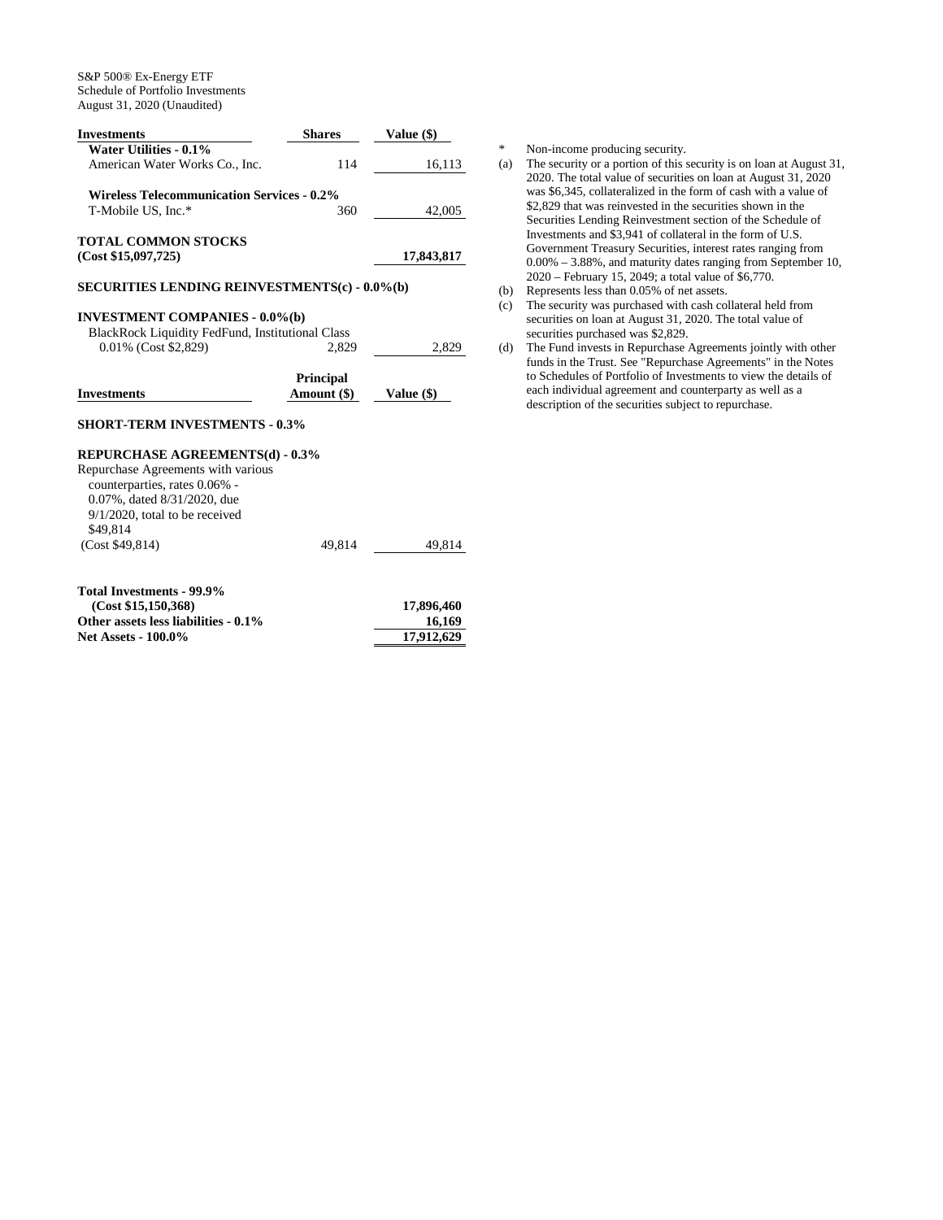S&P 500® Ex-Energy ETF
Schedule of Portfolio Investments
August 31, 2020 (Unaudited)

| Investments | Shares | Value ($) |
|---|---|---|
| **Water Utilities - 0.1%** | | |
| American Water Works Co., Inc. | 114 | 16,113 |
| **Wireless Telecommunication Services - 0.2%** | | |
| T-Mobile US, Inc.* | 360 | 42,005 |
| **TOTAL COMMON STOCKS (Cost $15,097,725)** | | **17,843,817** |
| **SECURITIES LENDING REINVESTMENTS(c) - 0.0%(b)** | | |
| **INVESTMENT COMPANIES - 0.0%(b)** | | |
| BlackRock Liquidity FedFund, Institutional Class 0.01% (Cost $2,829) | 2,829 | 2,829 |

| Investments | Principal Amount ($) | Value ($) |
|---|---|---|
| **SHORT-TERM INVESTMENTS - 0.3%** | | |
| **REPURCHASE AGREEMENTS(d) - 0.3%** | | |
| Repurchase Agreements with various counterparties, rates 0.06% - 0.07%, dated 8/31/2020, due 9/1/2020, total to be received $49,814 (Cost $49,814) | 49,814 | 49,814 |
| **Total Investments - 99.9% (Cost $15,150,368)** | | **17,896,460** |
| **Other assets less liabilities - 0.1%** | | **16,169** |
| **Net Assets - 100.0%** | | **17,912,629** |

\* Non-income producing security.

(a) The security or a portion of this security is on loan at August 31, 2020. The total value of securities on loan at August 31, 2020 was $6,345, collateralized in the form of cash with a value of $2,829 that was reinvested in the securities shown in the Securities Lending Reinvestment section of the Schedule of Investments and $3,941 of collateral in the form of U.S. Government Treasury Securities, interest rates ranging from 0.00% – 3.88%, and maturity dates ranging from September 10, 2020 – February 15, 2049; a total value of $6,770.

(b) Represents less than 0.05% of net assets.

(c) The security was purchased with cash collateral held from securities on loan at August 31, 2020. The total value of securities purchased was $2,829.

(d) The Fund invests in Repurchase Agreements jointly with other funds in the Trust. See "Repurchase Agreements" in the Notes to Schedules of Portfolio of Investments to view the details of each individual agreement and counterparty as well as a description of the securities subject to repurchase.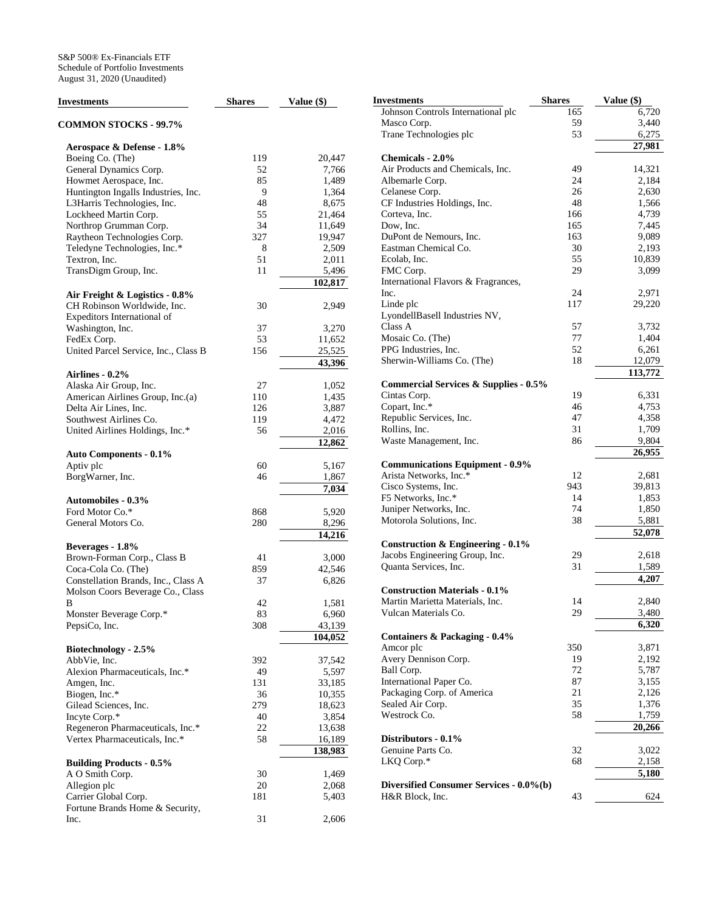S&P 500® Ex-Financials ETF
Schedule of Portfolio Investments
August 31, 2020 (Unaudited)

| Investments | Shares | Value ($) |
|---|---|---|
| **COMMON STOCKS - 99.7%** | | |
| **Aerospace & Defense - 1.8%** | | |
| Boeing Co. (The) | 119 | 20,447 |
| General Dynamics Corp. | 52 | 7,766 |
| Howmet Aerospace, Inc. | 85 | 1,489 |
| Huntington Ingalls Industries, Inc. | 9 | 1,364 |
| L3Harris Technologies, Inc. | 48 | 8,675 |
| Lockheed Martin Corp. | 55 | 21,464 |
| Northrop Grumman Corp. | 34 | 11,649 |
| Raytheon Technologies Corp. | 327 | 19,947 |
| Teledyne Technologies, Inc.* | 8 | 2,509 |
| Textron, Inc. | 51 | 2,011 |
| TransDigm Group, Inc. | 11 | 5,496 |
| | | **102,817** |
| **Air Freight & Logistics - 0.8%** | | |
| CH Robinson Worldwide, Inc. | 30 | 2,949 |
| Expeditors International of Washington, Inc. | 37 | 3,270 |
| FedEx Corp. | 53 | 11,652 |
| United Parcel Service, Inc., Class B | 156 | 25,525 |
| | | **43,396** |
| **Airlines - 0.2%** | | |
| Alaska Air Group, Inc. | 27 | 1,052 |
| American Airlines Group, Inc.(a) | 110 | 1,435 |
| Delta Air Lines, Inc. | 126 | 3,887 |
| Southwest Airlines Co. | 119 | 4,472 |
| United Airlines Holdings, Inc.* | 56 | 2,016 |
| | | **12,862** |
| **Auto Components - 0.1%** | | |
| Aptiv plc | 60 | 5,167 |
| BorgWarner, Inc. | 46 | 1,867 |
| | | **7,034** |
| **Automobiles - 0.3%** | | |
| Ford Motor Co.* | 868 | 5,920 |
| General Motors Co. | 280 | 8,296 |
| | | **14,216** |
| **Beverages - 1.8%** | | |
| Brown-Forman Corp., Class B | 41 | 3,000 |
| Coca-Cola Co. (The) | 859 | 42,546 |
| Constellation Brands, Inc., Class A | 37 | 6,826 |
| Molson Coors Beverage Co., Class B | 42 | 1,581 |
| Monster Beverage Corp.* | 83 | 6,960 |
| PepsiCo, Inc. | 308 | 43,139 |
| | | **104,052** |
| **Biotechnology - 2.5%** | | |
| AbbVie, Inc. | 392 | 37,542 |
| Alexion Pharmaceuticals, Inc.* | 49 | 5,597 |
| Amgen, Inc. | 131 | 33,185 |
| Biogen, Inc.* | 36 | 10,355 |
| Gilead Sciences, Inc. | 279 | 18,623 |
| Incyte Corp.* | 40 | 3,854 |
| Regeneron Pharmaceuticals, Inc.* | 22 | 13,638 |
| Vertex Pharmaceuticals, Inc.* | 58 | 16,189 |
| | | **138,983** |
| **Building Products - 0.5%** | | |
| A O Smith Corp. | 30 | 1,469 |
| Allegion plc | 20 | 2,068 |
| Carrier Global Corp. | 181 | 5,403 |
| Fortune Brands Home & Security, Inc. | 31 | 2,606 |
| Johnson Controls International plc | 165 | 6,720 |
| Masco Corp. | 59 | 3,440 |
| Trane Technologies plc | 53 | 6,275 |
| | | **27,981** |
| **Chemicals - 2.0%** | | |
| Air Products and Chemicals, Inc. | 49 | 14,321 |
| Albemarle Corp. | 24 | 2,184 |
| Celanese Corp. | 26 | 2,630 |
| CF Industries Holdings, Inc. | 48 | 1,566 |
| Corteva, Inc. | 166 | 4,739 |
| Dow, Inc. | 165 | 7,445 |
| DuPont de Nemours, Inc. | 163 | 9,089 |
| Eastman Chemical Co. | 30 | 2,193 |
| Ecolab, Inc. | 55 | 10,839 |
| FMC Corp. | 29 | 3,099 |
| International Flavors & Fragrances, Inc. | 24 | 2,971 |
| Linde plc | 117 | 29,220 |
| LyondellBasell Industries NV, Class A | 57 | 3,732 |
| Mosaic Co. (The) | 77 | 1,404 |
| PPG Industries, Inc. | 52 | 6,261 |
| Sherwin-Williams Co. (The) | 18 | 12,079 |
| | | **113,772** |
| **Commercial Services & Supplies - 0.5%** | | |
| Cintas Corp. | 19 | 6,331 |
| Copart, Inc.* | 46 | 4,753 |
| Republic Services, Inc. | 47 | 4,358 |
| Rollins, Inc. | 31 | 1,709 |
| Waste Management, Inc. | 86 | 9,804 |
| | | **26,955** |
| **Communications Equipment - 0.9%** | | |
| Arista Networks, Inc.* | 12 | 2,681 |
| Cisco Systems, Inc. | 943 | 39,813 |
| F5 Networks, Inc.* | 14 | 1,853 |
| Juniper Networks, Inc. | 74 | 1,850 |
| Motorola Solutions, Inc. | 38 | 5,881 |
| | | **52,078** |
| **Construction & Engineering - 0.1%** | | |
| Jacobs Engineering Group, Inc. | 29 | 2,618 |
| Quanta Services, Inc. | 31 | 1,589 |
| | | **4,207** |
| **Construction Materials - 0.1%** | | |
| Martin Marietta Materials, Inc. | 14 | 2,840 |
| Vulcan Materials Co. | 29 | 3,480 |
| | | **6,320** |
| **Containers & Packaging - 0.4%** | | |
| Amcor plc | 350 | 3,871 |
| Avery Dennison Corp. | 19 | 2,192 |
| Ball Corp. | 72 | 5,787 |
| International Paper Co. | 87 | 3,155 |
| Packaging Corp. of America | 21 | 2,126 |
| Sealed Air Corp. | 35 | 1,376 |
| Westrock Co. | 58 | 1,759 |
| | | **20,266** |
| **Distributors - 0.1%** | | |
| Genuine Parts Co. | 32 | 3,022 |
| LKQ Corp.* | 68 | 2,158 |
| | | **5,180** |
| **Diversified Consumer Services - 0.0%(b)** | | |
| H&R Block, Inc. | 43 | 624 |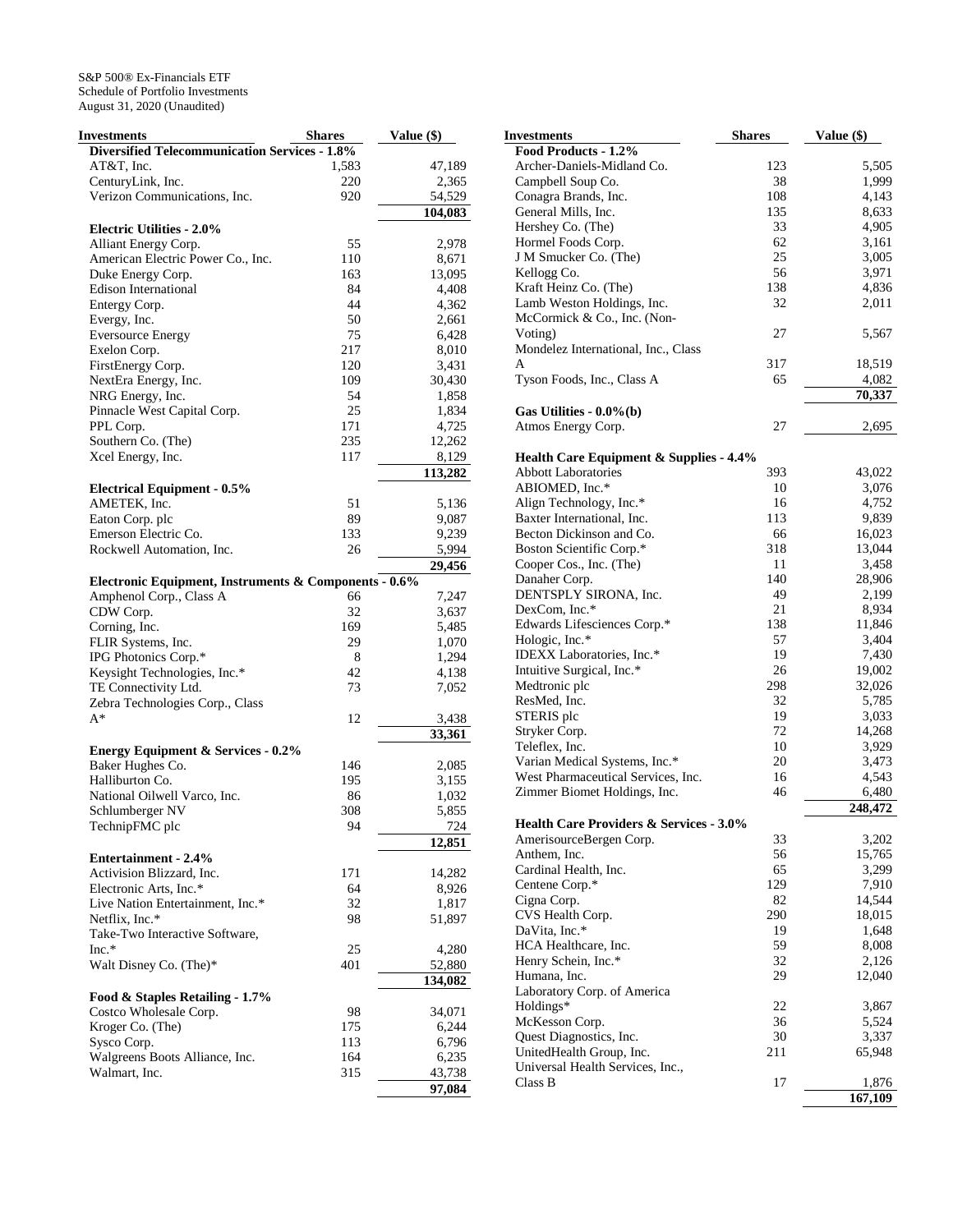S&P 500® Ex-Financials ETF
Schedule of Portfolio Investments
August 31, 2020 (Unaudited)

| Investments | Shares | Value ($) |
|---|---|---|
| **Diversified Telecommunication Services - 1.8%** | | |
| AT&T, Inc. | 1,583 | 47,189 |
| CenturyLink, Inc. | 220 | 2,365 |
| Verizon Communications, Inc. | 920 | 54,529 |
| | | **104,083** |
| **Electric Utilities - 2.0%** | | |
| Alliant Energy Corp. | 55 | 2,978 |
| American Electric Power Co., Inc. | 110 | 8,671 |
| Duke Energy Corp. | 163 | 13,095 |
| Edison International | 84 | 4,408 |
| Entergy Corp. | 44 | 4,362 |
| Evergy, Inc. | 50 | 2,661 |
| Eversource Energy | 75 | 6,428 |
| Exelon Corp. | 217 | 8,010 |
| FirstEnergy Corp. | 120 | 3,431 |
| NextEra Energy, Inc. | 109 | 30,430 |
| NRG Energy, Inc. | 54 | 1,858 |
| Pinnacle West Capital Corp. | 25 | 1,834 |
| PPL Corp. | 171 | 4,725 |
| Southern Co. (The) | 235 | 12,262 |
| Xcel Energy, Inc. | 117 | 8,129 |
| | | **113,282** |
| **Electrical Equipment - 0.5%** | | |
| AMETEK, Inc. | 51 | 5,136 |
| Eaton Corp. plc | 89 | 9,087 |
| Emerson Electric Co. | 133 | 9,239 |
| Rockwell Automation, Inc. | 26 | 5,994 |
| | | **29,456** |
| **Electronic Equipment, Instruments & Components - 0.6%** | | |
| Amphenol Corp., Class A | 66 | 7,247 |
| CDW Corp. | 32 | 3,637 |
| Corning, Inc. | 169 | 5,485 |
| FLIR Systems, Inc. | 29 | 1,070 |
| IPG Photonics Corp.* | 8 | 1,294 |
| Keysight Technologies, Inc.* | 42 | 4,138 |
| TE Connectivity Ltd. | 73 | 7,052 |
| Zebra Technologies Corp., Class A* | 12 | 3,438 |
| | | **33,361** |
| **Energy Equipment & Services - 0.2%** | | |
| Baker Hughes Co. | 146 | 2,085 |
| Halliburton Co. | 195 | 3,155 |
| National Oilwell Varco, Inc. | 86 | 1,032 |
| Schlumberger NV | 308 | 5,855 |
| TechnipFMC plc | 94 | 724 |
| | | **12,851** |
| **Entertainment - 2.4%** | | |
| Activision Blizzard, Inc. | 171 | 14,282 |
| Electronic Arts, Inc.* | 64 | 8,926 |
| Live Nation Entertainment, Inc.* | 32 | 1,817 |
| Netflix, Inc.* | 98 | 51,897 |
| Take-Two Interactive Software, Inc.* | 25 | 4,280 |
| Walt Disney Co. (The)* | 401 | 52,880 |
| | | **134,082** |
| **Food & Staples Retailing - 1.7%** | | |
| Costco Wholesale Corp. | 98 | 34,071 |
| Kroger Co. (The) | 175 | 6,244 |
| Sysco Corp. | 113 | 6,796 |
| Walgreens Boots Alliance, Inc. | 164 | 6,235 |
| Walmart, Inc. | 315 | 43,738 |
| | | **97,084** |
| **Food Products - 1.2%** | | |
| Archer-Daniels-Midland Co. | 123 | 5,505 |
| Campbell Soup Co. | 38 | 1,999 |
| Conagra Brands, Inc. | 108 | 4,143 |
| General Mills, Inc. | 135 | 8,633 |
| Hershey Co. (The) | 33 | 4,905 |
| Hormel Foods Corp. | 62 | 3,161 |
| J M Smucker Co. (The) | 25 | 3,005 |
| Kellogg Co. | 56 | 3,971 |
| Kraft Heinz Co. (The) | 138 | 4,836 |
| Lamb Weston Holdings, Inc. | 32 | 2,011 |
| McCormick & Co., Inc. (Non-Voting) | 27 | 5,567 |
| Mondelez International, Inc., Class A | 317 | 18,519 |
| Tyson Foods, Inc., Class A | 65 | 4,082 |
| | | **70,337** |
| **Gas Utilities - 0.0%(b)** | | |
| Atmos Energy Corp. | 27 | 2,695 |
| **Health Care Equipment & Supplies - 4.4%** | | |
| Abbott Laboratories | 393 | 43,022 |
| ABIOMED, Inc.* | 10 | 3,076 |
| Align Technology, Inc.* | 16 | 4,752 |
| Baxter International, Inc. | 113 | 9,839 |
| Becton Dickinson and Co. | 66 | 16,023 |
| Boston Scientific Corp.* | 318 | 13,044 |
| Cooper Cos., Inc. (The) | 11 | 3,458 |
| Danaher Corp. | 140 | 28,906 |
| DENTSPLY SIRONA, Inc. | 49 | 2,199 |
| DexCom, Inc.* | 21 | 8,934 |
| Edwards Lifesciences Corp.* | 138 | 11,846 |
| Hologic, Inc.* | 57 | 3,404 |
| IDEXX Laboratories, Inc.* | 19 | 7,430 |
| Intuitive Surgical, Inc.* | 26 | 19,002 |
| Medtronic plc | 298 | 32,026 |
| ResMed, Inc. | 32 | 5,785 |
| STERIS plc | 19 | 3,033 |
| Stryker Corp. | 72 | 14,268 |
| Teleflex, Inc. | 10 | 3,929 |
| Varian Medical Systems, Inc.* | 20 | 3,473 |
| West Pharmaceutical Services, Inc. | 16 | 4,543 |
| Zimmer Biomet Holdings, Inc. | 46 | 6,480 |
| | | **248,472** |
| **Health Care Providers & Services - 3.0%** | | |
| AmerisourceBergen Corp. | 33 | 3,202 |
| Anthem, Inc. | 56 | 15,765 |
| Cardinal Health, Inc. | 65 | 3,299 |
| Centene Corp.* | 129 | 7,910 |
| Cigna Corp. | 82 | 14,544 |
| CVS Health Corp. | 290 | 18,015 |
| DaVita, Inc.* | 19 | 1,648 |
| HCA Healthcare, Inc. | 59 | 8,008 |
| Henry Schein, Inc.* | 32 | 2,126 |
| Humana, Inc. | 29 | 12,040 |
| Laboratory Corp. of America Holdings* | 22 | 3,867 |
| McKesson Corp. | 36 | 5,524 |
| Quest Diagnostics, Inc. | 30 | 3,337 |
| UnitedHealth Group, Inc. | 211 | 65,948 |
| Universal Health Services, Inc., Class B | 17 | 1,876 |
| | | **167,109** |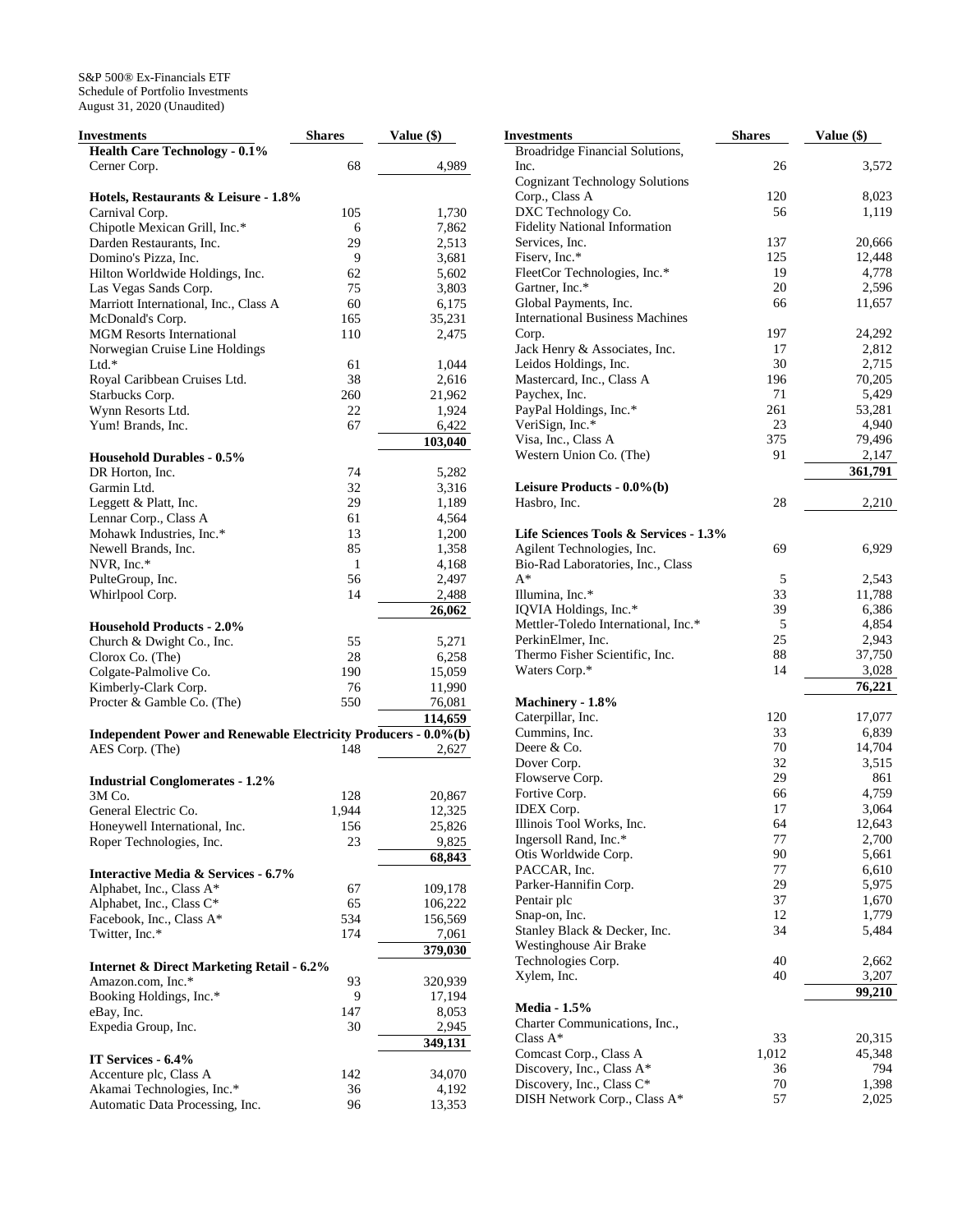S&P 500® Ex-Financials ETF
Schedule of Portfolio Investments
August 31, 2020 (Unaudited)

| Investments | Shares | Value ($) |
|---|---|---|
| **Health Care Technology - 0.1%** | | |
| Cerner Corp. | 68 | 4,989 |
| **Hotels, Restaurants & Leisure - 1.8%** | | |
| Carnival Corp. | 105 | 1,730 |
| Chipotle Mexican Grill, Inc.* | 6 | 7,862 |
| Darden Restaurants, Inc. | 29 | 2,513 |
| Domino's Pizza, Inc. | 9 | 3,681 |
| Hilton Worldwide Holdings, Inc. | 62 | 5,602 |
| Las Vegas Sands Corp. | 75 | 3,803 |
| Marriott International, Inc., Class A | 60 | 6,175 |
| McDonald's Corp. | 165 | 35,231 |
| MGM Resorts International | 110 | 2,475 |
| Norwegian Cruise Line Holdings Ltd.* | 61 | 1,044 |
| Royal Caribbean Cruises Ltd. | 38 | 2,616 |
| Starbucks Corp. | 260 | 21,962 |
| Wynn Resorts Ltd. | 22 | 1,924 |
| Yum! Brands, Inc. | 67 | 6,422 |
| | | **103,040** |
| **Household Durables - 0.5%** | | |
| DR Horton, Inc. | 74 | 5,282 |
| Garmin Ltd. | 32 | 3,316 |
| Leggett & Platt, Inc. | 29 | 1,189 |
| Lennar Corp., Class A | 61 | 4,564 |
| Mohawk Industries, Inc.* | 13 | 1,200 |
| Newell Brands, Inc. | 85 | 1,358 |
| NVR, Inc.* | 1 | 4,168 |
| PulteGroup, Inc. | 56 | 2,497 |
| Whirlpool Corp. | 14 | 2,488 |
| | | **26,062** |
| **Household Products - 2.0%** | | |
| Church & Dwight Co., Inc. | 55 | 5,271 |
| Clorox Co. (The) | 28 | 6,258 |
| Colgate-Palmolive Co. | 190 | 15,059 |
| Kimberly-Clark Corp. | 76 | 11,990 |
| Procter & Gamble Co. (The) | 550 | 76,081 |
| | | **114,659** |
| **Independent Power and Renewable Electricity Producers - 0.0%(b)** | | |
| AES Corp. (The) | 148 | 2,627 |
| **Industrial Conglomerates - 1.2%** | | |
| 3M Co. | 128 | 20,867 |
| General Electric Co. | 1,944 | 12,325 |
| Honeywell International, Inc. | 156 | 25,826 |
| Roper Technologies, Inc. | 23 | 9,825 |
| | | **68,843** |
| **Interactive Media & Services - 6.7%** | | |
| Alphabet, Inc., Class A* | 67 | 109,178 |
| Alphabet, Inc., Class C* | 65 | 106,222 |
| Facebook, Inc., Class A* | 534 | 156,569 |
| Twitter, Inc.* | 174 | 7,061 |
| | | **379,030** |
| **Internet & Direct Marketing Retail - 6.2%** | | |
| Amazon.com, Inc.* | 93 | 320,939 |
| Booking Holdings, Inc.* | 9 | 17,194 |
| eBay, Inc. | 147 | 8,053 |
| Expedia Group, Inc. | 30 | 2,945 |
| | | **349,131** |
| **IT Services - 6.4%** | | |
| Accenture plc, Class A | 142 | 34,070 |
| Akamai Technologies, Inc.* | 36 | 4,192 |
| Automatic Data Processing, Inc. | 96 | 13,353 |
| Broadridge Financial Solutions, Inc. | 26 | 3,572 |
| Cognizant Technology Solutions Corp., Class A | 120 | 8,023 |
| DXC Technology Co. | 56 | 1,119 |
| Fidelity National Information Services, Inc. | 137 | 20,666 |
| Fiserv, Inc.* | 125 | 12,448 |
| FleetCor Technologies, Inc.* | 19 | 4,778 |
| Gartner, Inc.* | 20 | 2,596 |
| Global Payments, Inc. | 66 | 11,657 |
| International Business Machines Corp. | 197 | 24,292 |
| Jack Henry & Associates, Inc. | 17 | 2,812 |
| Leidos Holdings, Inc. | 30 | 2,715 |
| Mastercard, Inc., Class A | 196 | 70,205 |
| Paychex, Inc. | 71 | 5,429 |
| PayPal Holdings, Inc.* | 261 | 53,281 |
| VeriSign, Inc.* | 23 | 4,940 |
| Visa, Inc., Class A | 375 | 79,496 |
| Western Union Co. (The) | 91 | 2,147 |
| | | **361,791** |
| **Leisure Products - 0.0%(b)** | | |
| Hasbro, Inc. | 28 | 2,210 |
| **Life Sciences Tools & Services - 1.3%** | | |
| Agilent Technologies, Inc. | 69 | 6,929 |
| Bio-Rad Laboratories, Inc., Class A* | 5 | 2,543 |
| Illumina, Inc.* | 33 | 11,788 |
| IQVIA Holdings, Inc.* | 39 | 6,386 |
| Mettler-Toledo International, Inc.* | 5 | 4,854 |
| PerkinElmer, Inc. | 25 | 2,943 |
| Thermo Fisher Scientific, Inc. | 88 | 37,750 |
| Waters Corp.* | 14 | 3,028 |
| | | **76,221** |
| **Machinery - 1.8%** | | |
| Caterpillar, Inc. | 120 | 17,077 |
| Cummins, Inc. | 33 | 6,839 |
| Deere & Co. | 70 | 14,704 |
| Dover Corp. | 32 | 3,515 |
| Flowserve Corp. | 29 | 861 |
| Fortive Corp. | 66 | 4,759 |
| IDEX Corp. | 17 | 3,064 |
| Illinois Tool Works, Inc. | 64 | 12,643 |
| Ingersoll Rand, Inc.* | 77 | 2,700 |
| Otis Worldwide Corp. | 90 | 5,661 |
| PACCAR, Inc. | 77 | 6,610 |
| Parker-Hannifin Corp. | 29 | 5,975 |
| Pentair plc | 37 | 1,670 |
| Snap-on, Inc. | 12 | 1,779 |
| Stanley Black & Decker, Inc. | 34 | 5,484 |
| Westinghouse Air Brake Technologies Corp. | 40 | 2,662 |
| Xylem, Inc. | 40 | 3,207 |
| | | **99,210** |
| **Media - 1.5%** | | |
| Charter Communications, Inc., Class A* | 33 | 20,315 |
| Comcast Corp., Class A | 1,012 | 45,348 |
| Discovery, Inc., Class A* | 36 | 794 |
| Discovery, Inc., Class C* | 70 | 1,398 |
| DISH Network Corp., Class A* | 57 | 2,025 |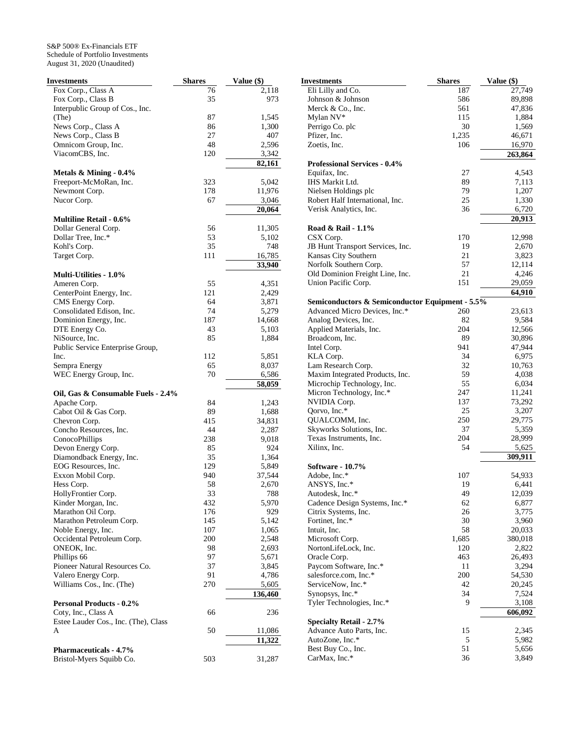S&P 500® Ex-Financials ETF
Schedule of Portfolio Investments
August 31, 2020 (Unaudited)

| Investments | Shares | Value ($) |
|---|---|---|
| Fox Corp., Class A | 76 | 2,118 |
| Fox Corp., Class B | 35 | 973 |
| Interpublic Group of Cos., Inc. (The) | 87 | 1,545 |
| News Corp., Class A | 86 | 1,300 |
| News Corp., Class B | 27 | 407 |
| Omnicom Group, Inc. | 48 | 2,596 |
| ViacomCBS, Inc. | 120 | 3,342 |
| | | **82,161** |
| **Metals & Mining - 0.4%** | | |
| Freeport-McMoRan, Inc. | 323 | 5,042 |
| Newmont Corp. | 178 | 11,976 |
| Nucor Corp. | 67 | 3,046 |
| | | **20,064** |
| **Multiline Retail - 0.6%** | | |
| Dollar General Corp. | 56 | 11,305 |
| Dollar Tree, Inc.* | 53 | 5,102 |
| Kohl's Corp. | 35 | 748 |
| Target Corp. | 111 | 16,785 |
| | | **33,940** |
| **Multi-Utilities - 1.0%** | | |
| Ameren Corp. | 55 | 4,351 |
| CenterPoint Energy, Inc. | 121 | 2,429 |
| CMS Energy Corp. | 64 | 3,871 |
| Consolidated Edison, Inc. | 74 | 5,279 |
| Dominion Energy, Inc. | 187 | 14,668 |
| DTE Energy Co. | 43 | 5,103 |
| NiSource, Inc. | 85 | 1,884 |
| Public Service Enterprise Group, Inc. | 112 | 5,851 |
| Sempra Energy | 65 | 8,037 |
| WEC Energy Group, Inc. | 70 | 6,586 |
| | | **58,059** |
| **Oil, Gas & Consumable Fuels - 2.4%** | | |
| Apache Corp. | 84 | 1,243 |
| Cabot Oil & Gas Corp. | 89 | 1,688 |
| Chevron Corp. | 415 | 34,831 |
| Concho Resources, Inc. | 44 | 2,287 |
| ConocoPhillips | 238 | 9,018 |
| Devon Energy Corp. | 85 | 924 |
| Diamondback Energy, Inc. | 35 | 1,364 |
| EOG Resources, Inc. | 129 | 5,849 |
| Exxon Mobil Corp. | 940 | 37,544 |
| Hess Corp. | 58 | 2,670 |
| HollyFrontier Corp. | 33 | 788 |
| Kinder Morgan, Inc. | 432 | 5,970 |
| Marathon Oil Corp. | 176 | 929 |
| Marathon Petroleum Corp. | 145 | 5,142 |
| Noble Energy, Inc. | 107 | 1,065 |
| Occidental Petroleum Corp. | 200 | 2,548 |
| ONEOK, Inc. | 98 | 2,693 |
| Phillips 66 | 97 | 5,671 |
| Pioneer Natural Resources Co. | 37 | 3,845 |
| Valero Energy Corp. | 91 | 4,786 |
| Williams Cos., Inc. (The) | 270 | 5,605 |
| | | **136,460** |
| **Personal Products - 0.2%** | | |
| Coty, Inc., Class A | 66 | 236 |
| Estee Lauder Cos., Inc. (The), Class A | 50 | 11,086 |
| | | **11,322** |
| **Pharmaceuticals - 4.7%** | | |
| Bristol-Myers Squibb Co. | 503 | 31,287 |
| Eli Lilly and Co. | 187 | 27,749 |
| Johnson & Johnson | 586 | 89,898 |
| Merck & Co., Inc. | 561 | 47,836 |
| Mylan NV* | 115 | 1,884 |
| Perrigo Co. plc | 30 | 1,569 |
| Pfizer, Inc. | 1,235 | 46,671 |
| Zoetis, Inc. | 106 | 16,970 |
| | | **263,864** |
| **Professional Services - 0.4%** | | |
| Equifax, Inc. | 27 | 4,543 |
| IHS Markit Ltd. | 89 | 7,113 |
| Nielsen Holdings plc | 79 | 1,207 |
| Robert Half International, Inc. | 25 | 1,330 |
| Verisk Analytics, Inc. | 36 | 6,720 |
| | | **20,913** |
| **Road & Rail - 1.1%** | | |
| CSX Corp. | 170 | 12,998 |
| JB Hunt Transport Services, Inc. | 19 | 2,670 |
| Kansas City Southern | 21 | 3,823 |
| Norfolk Southern Corp. | 57 | 12,114 |
| Old Dominion Freight Line, Inc. | 21 | 4,246 |
| Union Pacific Corp. | 151 | 29,059 |
| | | **64,910** |
| **Semiconductors & Semiconductor Equipment - 5.5%** | | |
| Advanced Micro Devices, Inc.* | 260 | 23,613 |
| Analog Devices, Inc. | 82 | 9,584 |
| Applied Materials, Inc. | 204 | 12,566 |
| Broadcom, Inc. | 89 | 30,896 |
| Intel Corp. | 941 | 47,944 |
| KLA Corp. | 34 | 6,975 |
| Lam Research Corp. | 32 | 10,763 |
| Maxim Integrated Products, Inc. | 59 | 4,038 |
| Microchip Technology, Inc. | 55 | 6,034 |
| Micron Technology, Inc.* | 247 | 11,241 |
| NVIDIA Corp. | 137 | 73,292 |
| Qorvo, Inc.* | 25 | 3,207 |
| QUALCOMM, Inc. | 250 | 29,775 |
| Skyworks Solutions, Inc. | 37 | 5,359 |
| Texas Instruments, Inc. | 204 | 28,999 |
| Xilinx, Inc. | 54 | 5,625 |
| | | **309,911** |
| **Software - 10.7%** | | |
| Adobe, Inc.* | 107 | 54,933 |
| ANSYS, Inc.* | 19 | 6,441 |
| Autodesk, Inc.* | 49 | 12,039 |
| Cadence Design Systems, Inc.* | 62 | 6,877 |
| Citrix Systems, Inc. | 26 | 3,775 |
| Fortinet, Inc.* | 30 | 3,960 |
| Intuit, Inc. | 58 | 20,033 |
| Microsoft Corp. | 1,685 | 380,018 |
| NortonLifeLock, Inc. | 120 | 2,822 |
| Oracle Corp. | 463 | 26,493 |
| Paycom Software, Inc.* | 11 | 3,294 |
| salesforce.com, Inc.* | 200 | 54,530 |
| ServiceNow, Inc.* | 42 | 20,245 |
| Synopsys, Inc.* | 34 | 7,524 |
| Tyler Technologies, Inc.* | 9 | 3,108 |
| | | **606,092** |
| **Specialty Retail - 2.7%** | | |
| Advance Auto Parts, Inc. | 15 | 2,345 |
| AutoZone, Inc.* | 5 | 5,982 |
| Best Buy Co., Inc. | 51 | 5,656 |
| CarMax, Inc.* | 36 | 3,849 |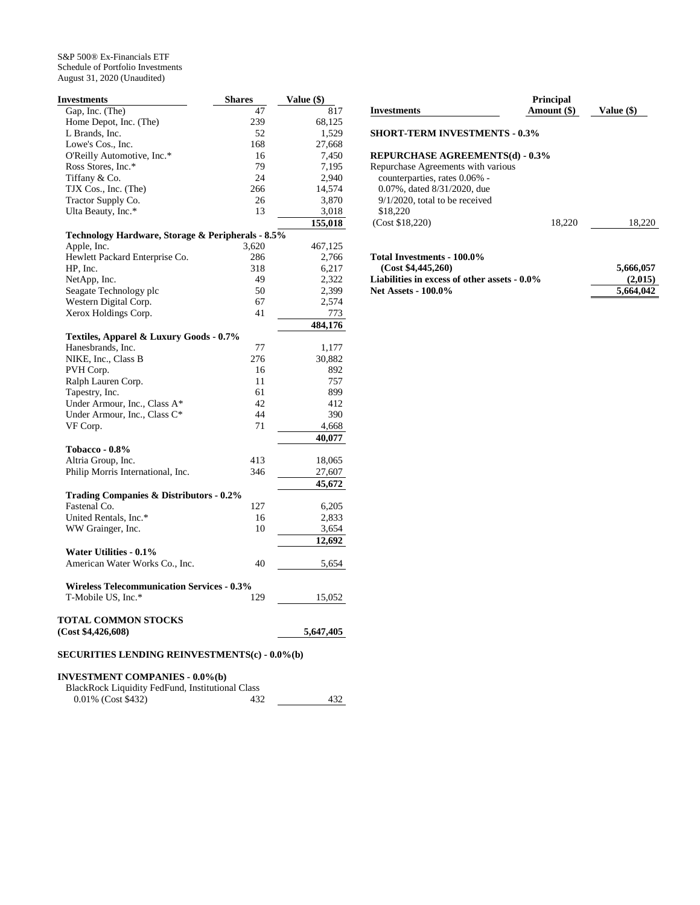S&P 500® Ex-Financials ETF
Schedule of Portfolio Investments
August 31, 2020 (Unaudited)

| Investments | Shares | Value ($) |
|---|---|---|
| Gap, Inc. (The) | 47 | 817 |
| Home Depot, Inc. (The) | 239 | 68,125 |
| L Brands, Inc. | 52 | 1,529 |
| Lowe's Cos., Inc. | 168 | 27,668 |
| O'Reilly Automotive, Inc.* | 16 | 7,450 |
| Ross Stores, Inc.* | 79 | 7,195 |
| Tiffany & Co. | 24 | 2,940 |
| TJX Cos., Inc. (The) | 266 | 14,574 |
| Tractor Supply Co. | 26 | 3,870 |
| Ulta Beauty, Inc.* | 13 | 3,018 |
| | | **155,018** |
| **Technology Hardware, Storage & Peripherals - 8.5%** | | |
| Apple, Inc. | 3,620 | 467,125 |
| Hewlett Packard Enterprise Co. | 286 | 2,766 |
| HP, Inc. | 318 | 6,217 |
| NetApp, Inc. | 49 | 2,322 |
| Seagate Technology plc | 50 | 2,399 |
| Western Digital Corp. | 67 | 2,574 |
| Xerox Holdings Corp. | 41 | 773 |
| | | **484,176** |
| **Textiles, Apparel & Luxury Goods - 0.7%** | | |
| Hanesbrands, Inc. | 77 | 1,177 |
| NIKE, Inc., Class B | 276 | 30,882 |
| PVH Corp. | 16 | 892 |
| Ralph Lauren Corp. | 11 | 757 |
| Tapestry, Inc. | 61 | 899 |
| Under Armour, Inc., Class A* | 42 | 412 |
| Under Armour, Inc., Class C* | 44 | 390 |
| VF Corp. | 71 | 4,668 |
| | | **40,077** |
| **Tobacco - 0.8%** | | |
| Altria Group, Inc. | 413 | 18,065 |
| Philip Morris International, Inc. | 346 | 27,607 |
| | | **45,672** |
| **Trading Companies & Distributors - 0.2%** | | |
| Fastenal Co. | 127 | 6,205 |
| United Rentals, Inc.* | 16 | 2,833 |
| WW Grainger, Inc. | 10 | 3,654 |
| | | **12,692** |
| **Water Utilities - 0.1%** | | |
| American Water Works Co., Inc. | 40 | 5,654 |
| **Wireless Telecommunication Services - 0.3%** | | |
| T-Mobile US, Inc.* | 129 | 15,052 |
| **TOTAL COMMON STOCKS (Cost $4,426,608)** | | **5,647,405** |

**SECURITIES LENDING REINVESTMENTS(c) - 0.0%(b)**

**INVESTMENT COMPANIES - 0.0%(b)**

| Investments | Shares | Value ($) |
|---|---|---|
| BlackRock Liquidity FedFund, Institutional Class 0.01% (Cost $432) | 432 | 432 |

| Investments | Principal Amount ($) | Value ($) |
|---|---|---|
| **SHORT-TERM INVESTMENTS - 0.3%** | | |
| **REPURCHASE AGREEMENTS(d) - 0.3%** | | |
| Repurchase Agreements with various counterparties, rates 0.06% - 0.07%, dated 8/31/2020, due 9/1/2020, total to be received $18,220 (Cost $18,220) | 18,220 | 18,220 |

| | |
|---|---|
| **Total Investments - 100.0% (Cost $4,445,260)** | **5,666,057** |
| **Liabilities in excess of other assets - 0.0%** | **(2,015)** |
| **Net Assets - 100.0%** | **5,664,042** |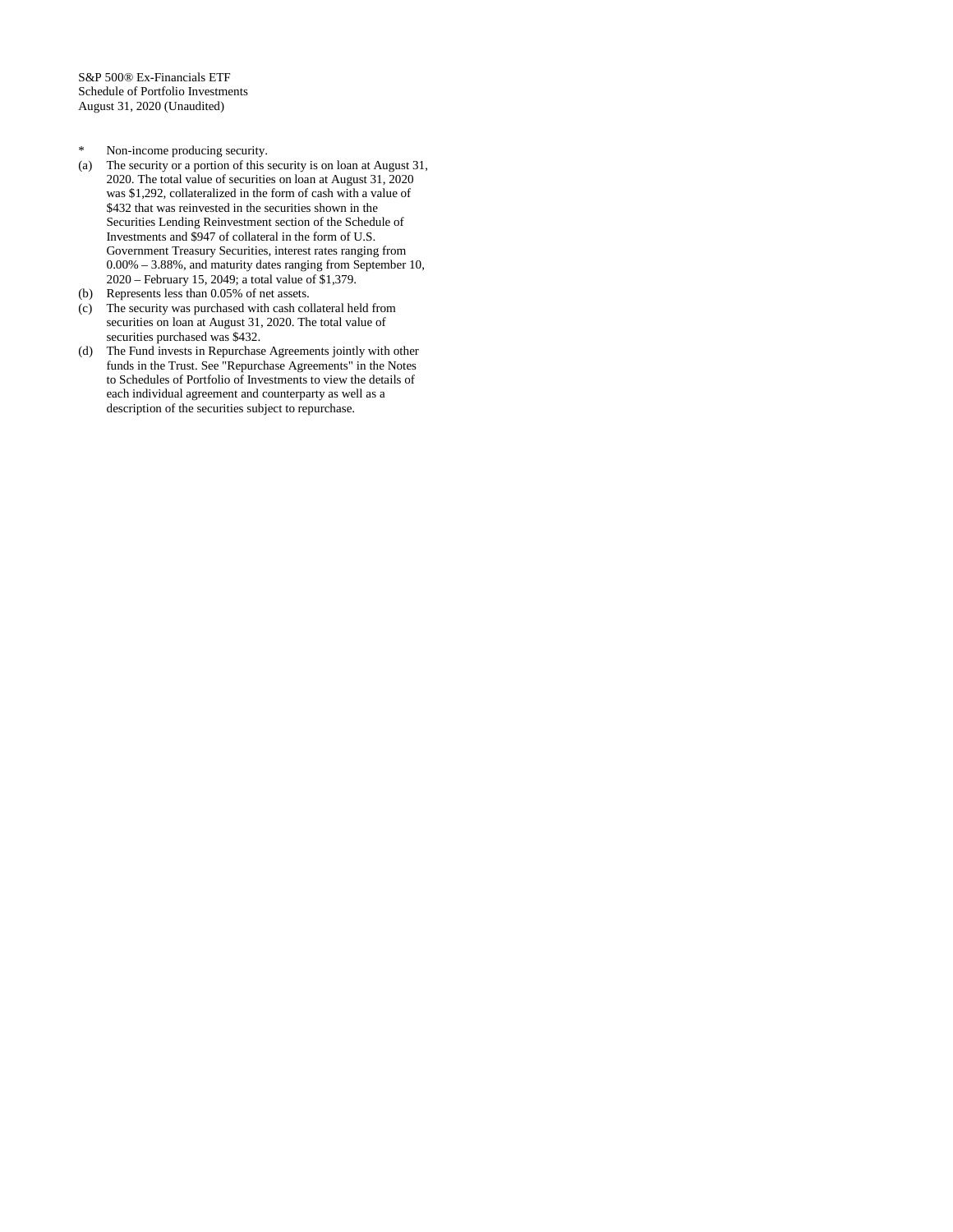S&P 500® Ex-Financials ETF
Schedule of Portfolio Investments
August 31, 2020 (Unaudited)

- \* Non-income producing security.
- (a) The security or a portion of this security is on loan at August 31, 2020. The total value of securities on loan at August 31, 2020 was $1,292, collateralized in the form of cash with a value of $432 that was reinvested in the securities shown in the Securities Lending Reinvestment section of the Schedule of Investments and $947 of collateral in the form of U.S. Government Treasury Securities, interest rates ranging from 0.00% – 3.88%, and maturity dates ranging from September 10, 2020 – February 15, 2049; a total value of $1,379.
- (b) Represents less than 0.05% of net assets.
- (c) The security was purchased with cash collateral held from securities on loan at August 31, 2020. The total value of securities purchased was $432.
- (d) The Fund invests in Repurchase Agreements jointly with other funds in the Trust. See "Repurchase Agreements" in the Notes to Schedules of Portfolio of Investments to view the details of each individual agreement and counterparty as well as a description of the securities subject to repurchase.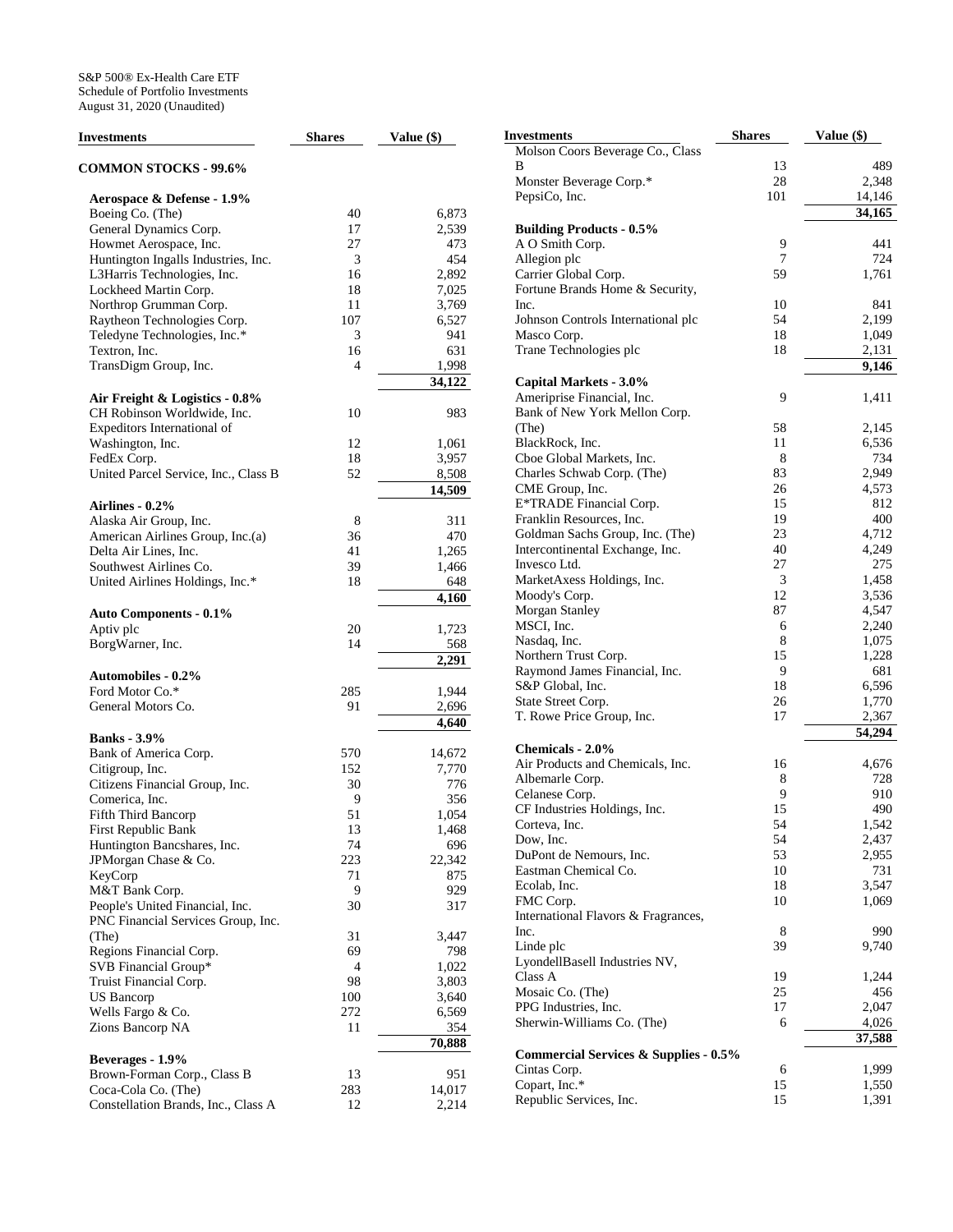S&P 500® Ex-Health Care ETF
Schedule of Portfolio Investments
August 31, 2020 (Unaudited)

| Investments | Shares | Value ($) |
|---|---|---|
| **COMMON STOCKS - 99.6%** | | |
| **Aerospace & Defense - 1.9%** | | |
| Boeing Co. (The) | 40 | 6,873 |
| General Dynamics Corp. | 17 | 2,539 |
| Howmet Aerospace, Inc. | 27 | 473 |
| Huntington Ingalls Industries, Inc. | 3 | 454 |
| L3Harris Technologies, Inc. | 16 | 2,892 |
| Lockheed Martin Corp. | 18 | 7,025 |
| Northrop Grumman Corp. | 11 | 3,769 |
| Raytheon Technologies Corp. | 107 | 6,527 |
| Teledyne Technologies, Inc.* | 3 | 941 |
| Textron, Inc. | 16 | 631 |
| TransDigm Group, Inc. | 4 | 1,998 |
| | | **34,122** |
| **Air Freight & Logistics - 0.8%** | | |
| CH Robinson Worldwide, Inc. | 10 | 983 |
| Expeditors International of Washington, Inc. | 12 | 1,061 |
| FedEx Corp. | 18 | 3,957 |
| United Parcel Service, Inc., Class B | 52 | 8,508 |
| | | **14,509** |
| **Airlines - 0.2%** | | |
| Alaska Air Group, Inc. | 8 | 311 |
| American Airlines Group, Inc.(a) | 36 | 470 |
| Delta Air Lines, Inc. | 41 | 1,265 |
| Southwest Airlines Co. | 39 | 1,466 |
| United Airlines Holdings, Inc.* | 18 | 648 |
| | | **4,160** |
| **Auto Components - 0.1%** | | |
| Aptiv plc | 20 | 1,723 |
| BorgWarner, Inc. | 14 | 568 |
| | | **2,291** |
| **Automobiles - 0.2%** | | |
| Ford Motor Co.* | 285 | 1,944 |
| General Motors Co. | 91 | 2,696 |
| | | **4,640** |
| **Banks - 3.9%** | | |
| Bank of America Corp. | 570 | 14,672 |
| Citigroup, Inc. | 152 | 7,770 |
| Citizens Financial Group, Inc. | 30 | 776 |
| Comerica, Inc. | 9 | 356 |
| Fifth Third Bancorp | 51 | 1,054 |
| First Republic Bank | 13 | 1,468 |
| Huntington Bancshares, Inc. | 74 | 696 |
| JPMorgan Chase & Co. | 223 | 22,342 |
| KeyCorp | 71 | 875 |
| M&T Bank Corp. | 9 | 929 |
| People's United Financial, Inc. | 30 | 317 |
| PNC Financial Services Group, Inc. (The) | 31 | 3,447 |
| Regions Financial Corp. | 69 | 798 |
| SVB Financial Group* | 4 | 1,022 |
| Truist Financial Corp. | 98 | 3,803 |
| US Bancorp | 100 | 3,640 |
| Wells Fargo & Co. | 272 | 6,569 |
| Zions Bancorp NA | 11 | 354 |
| | | **70,888** |
| **Beverages - 1.9%** | | |
| Brown-Forman Corp., Class B | 13 | 951 |
| Coca-Cola Co. (The) | 283 | 14,017 |
| Constellation Brands, Inc., Class A | 12 | 2,214 |
| Molson Coors Beverage Co., Class B | 13 | 489 |
| Monster Beverage Corp.* | 28 | 2,348 |
| PepsiCo, Inc. | 101 | 14,146 |
| | | **34,165** |
| **Building Products - 0.5%** | | |
| A O Smith Corp. | 9 | 441 |
| Allegion plc | 7 | 724 |
| Carrier Global Corp. | 59 | 1,761 |
| Fortune Brands Home & Security, Inc. | 10 | 841 |
| Johnson Controls International plc | 54 | 2,199 |
| Masco Corp. | 18 | 1,049 |
| Trane Technologies plc | 18 | 2,131 |
| | | **9,146** |
| **Capital Markets - 3.0%** | | |
| Ameriprise Financial, Inc. | 9 | 1,411 |
| Bank of New York Mellon Corp. (The) | 58 | 2,145 |
| BlackRock, Inc. | 11 | 6,536 |
| Cboe Global Markets, Inc. | 8 | 734 |
| Charles Schwab Corp. (The) | 83 | 2,949 |
| CME Group, Inc. | 26 | 4,573 |
| E*TRADE Financial Corp. | 15 | 812 |
| Franklin Resources, Inc. | 19 | 400 |
| Goldman Sachs Group, Inc. (The) | 23 | 4,712 |
| Intercontinental Exchange, Inc. | 40 | 4,249 |
| Invesco Ltd. | 27 | 275 |
| MarketAxess Holdings, Inc. | 3 | 1,458 |
| Moody's Corp. | 12 | 3,536 |
| Morgan Stanley | 87 | 4,547 |
| MSCI, Inc. | 6 | 2,240 |
| Nasdaq, Inc. | 8 | 1,075 |
| Northern Trust Corp. | 15 | 1,228 |
| Raymond James Financial, Inc. | 9 | 681 |
| S&P Global, Inc. | 18 | 6,596 |
| State Street Corp. | 26 | 1,770 |
| T. Rowe Price Group, Inc. | 17 | 2,367 |
| | | **54,294** |
| **Chemicals - 2.0%** | | |
| Air Products and Chemicals, Inc. | 16 | 4,676 |
| Albemarle Corp. | 8 | 728 |
| Celanese Corp. | 9 | 910 |
| CF Industries Holdings, Inc. | 15 | 490 |
| Corteva, Inc. | 54 | 1,542 |
| Dow, Inc. | 54 | 2,437 |
| DuPont de Nemours, Inc. | 53 | 2,955 |
| Eastman Chemical Co. | 10 | 731 |
| Ecolab, Inc. | 18 | 3,547 |
| FMC Corp. | 10 | 1,069 |
| International Flavors & Fragrances, Inc. | 8 | 990 |
| Linde plc | 39 | 9,740 |
| LyondellBasell Industries NV, Class A | 19 | 1,244 |
| Mosaic Co. (The) | 25 | 456 |
| PPG Industries, Inc. | 17 | 2,047 |
| Sherwin-Williams Co. (The) | 6 | 4,026 |
| | | **37,588** |
| **Commercial Services & Supplies - 0.5%** | | |
| Cintas Corp. | 6 | 1,999 |
| Copart, Inc.* | 15 | 1,550 |
| Republic Services, Inc. | 15 | 1,391 |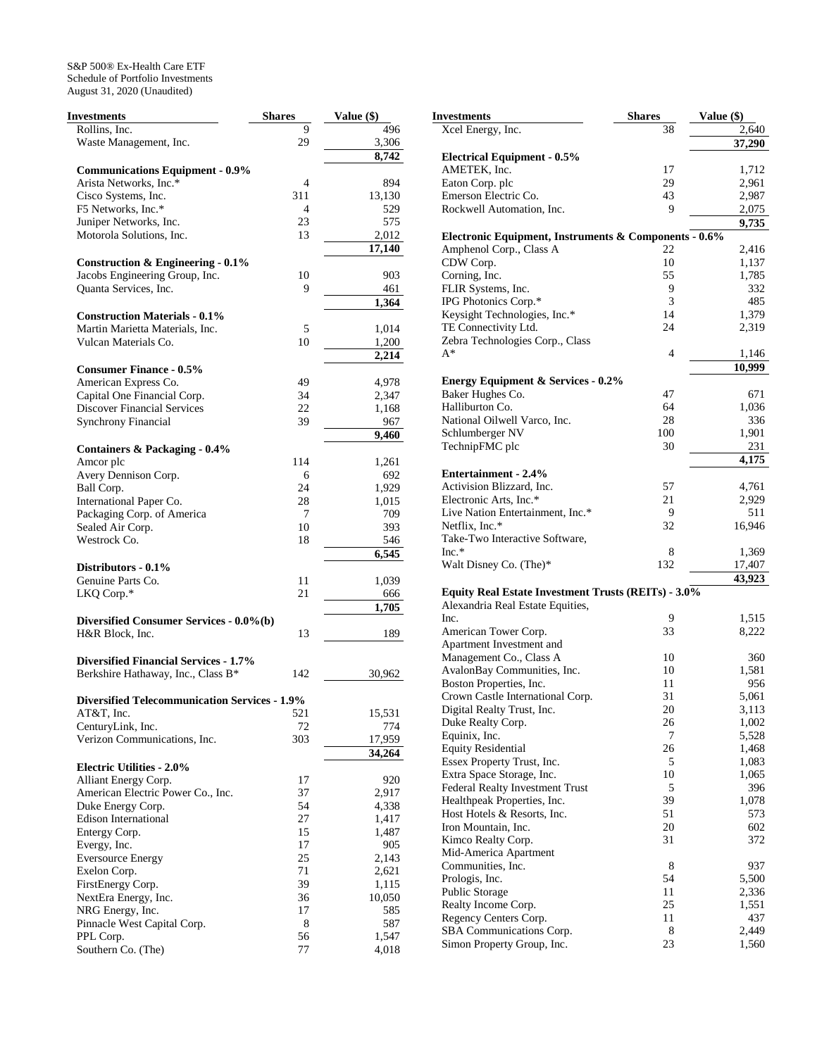S&P 500® Ex-Health Care ETF
Schedule of Portfolio Investments
August 31, 2020 (Unaudited)

| Investments | Shares | Value ($) |
|---|---|---|
| Rollins, Inc. | 9 | 496 |
| Waste Management, Inc. | 29 | 3,306 |
| | | **8,742** |
| **Communications Equipment - 0.9%** | | |
| Arista Networks, Inc.* | 4 | 894 |
| Cisco Systems, Inc. | 311 | 13,130 |
| F5 Networks, Inc.* | 4 | 529 |
| Juniper Networks, Inc. | 23 | 575 |
| Motorola Solutions, Inc. | 13 | 2,012 |
| | | **17,140** |
| **Construction & Engineering - 0.1%** | | |
| Jacobs Engineering Group, Inc. | 10 | 903 |
| Quanta Services, Inc. | 9 | 461 |
| | | **1,364** |
| **Construction Materials - 0.1%** | | |
| Martin Marietta Materials, Inc. | 5 | 1,014 |
| Vulcan Materials Co. | 10 | 1,200 |
| | | **2,214** |
| **Consumer Finance - 0.5%** | | |
| American Express Co. | 49 | 4,978 |
| Capital One Financial Corp. | 34 | 2,347 |
| Discover Financial Services | 22 | 1,168 |
| Synchrony Financial | 39 | 967 |
| | | **9,460** |
| **Containers & Packaging - 0.4%** | | |
| Amcor plc | 114 | 1,261 |
| Avery Dennison Corp. | 6 | 692 |
| Ball Corp. | 24 | 1,929 |
| International Paper Co. | 28 | 1,015 |
| Packaging Corp. of America | 7 | 709 |
| Sealed Air Corp. | 10 | 393 |
| Westrock Co. | 18 | 546 |
| | | **6,545** |
| **Distributors - 0.1%** | | |
| Genuine Parts Co. | 11 | 1,039 |
| LKQ Corp.* | 21 | 666 |
| | | **1,705** |
| **Diversified Consumer Services - 0.0%(b)** | | |
| H&R Block, Inc. | 13 | 189 |
| **Diversified Financial Services - 1.7%** | | |
| Berkshire Hathaway, Inc., Class B* | 142 | 30,962 |
| **Diversified Telecommunication Services - 1.9%** | | |
| AT&T, Inc. | 521 | 15,531 |
| CenturyLink, Inc. | 72 | 774 |
| Verizon Communications, Inc. | 303 | 17,959 |
| | | **34,264** |
| **Electric Utilities - 2.0%** | | |
| Alliant Energy Corp. | 17 | 920 |
| American Electric Power Co., Inc. | 37 | 2,917 |
| Duke Energy Corp. | 54 | 4,338 |
| Edison International | 27 | 1,417 |
| Entergy Corp. | 15 | 1,487 |
| Evergy, Inc. | 17 | 905 |
| Eversource Energy | 25 | 2,143 |
| Exelon Corp. | 71 | 2,621 |
| FirstEnergy Corp. | 39 | 1,115 |
| NextEra Energy, Inc. | 36 | 10,050 |
| NRG Energy, Inc. | 17 | 585 |
| Pinnacle West Capital Corp. | 8 | 587 |
| PPL Corp. | 56 | 1,547 |
| Southern Co. (The) | 77 | 4,018 |
| Xcel Energy, Inc. | 38 | 2,640 |
| | | **37,290** |
| **Electrical Equipment - 0.5%** | | |
| AMETEK, Inc. | 17 | 1,712 |
| Eaton Corp. plc | 29 | 2,961 |
| Emerson Electric Co. | 43 | 2,987 |
| Rockwell Automation, Inc. | 9 | 2,075 |
| | | **9,735** |
| **Electronic Equipment, Instruments & Components - 0.6%** | | |
| Amphenol Corp., Class A | 22 | 2,416 |
| CDW Corp. | 10 | 1,137 |
| Corning, Inc. | 55 | 1,785 |
| FLIR Systems, Inc. | 9 | 332 |
| IPG Photonics Corp.* | 3 | 485 |
| Keysight Technologies, Inc.* | 14 | 1,379 |
| TE Connectivity Ltd. | 24 | 2,319 |
| Zebra Technologies Corp., Class A* | 4 | 1,146 |
| | | **10,999** |
| **Energy Equipment & Services - 0.2%** | | |
| Baker Hughes Co. | 47 | 671 |
| Halliburton Co. | 64 | 1,036 |
| National Oilwell Varco, Inc. | 28 | 336 |
| Schlumberger NV | 100 | 1,901 |
| TechnipFMC plc | 30 | 231 |
| | | **4,175** |
| **Entertainment - 2.4%** | | |
| Activision Blizzard, Inc. | 57 | 4,761 |
| Electronic Arts, Inc.* | 21 | 2,929 |
| Live Nation Entertainment, Inc.* | 9 | 511 |
| Netflix, Inc.* | 32 | 16,946 |
| Take-Two Interactive Software, Inc.* | 8 | 1,369 |
| Walt Disney Co. (The)* | 132 | 17,407 |
| | | **43,923** |
| **Equity Real Estate Investment Trusts (REITs) - 3.0%** | | |
| Alexandria Real Estate Equities, Inc. | 9 | 1,515 |
| American Tower Corp. | 33 | 8,222 |
| Apartment Investment and Management Co., Class A | 10 | 360 |
| AvalonBay Communities, Inc. | 10 | 1,581 |
| Boston Properties, Inc. | 11 | 956 |
| Crown Castle International Corp. | 31 | 5,061 |
| Digital Realty Trust, Inc. | 20 | 3,113 |
| Duke Realty Corp. | 26 | 1,002 |
| Equinix, Inc. | 7 | 5,528 |
| Equity Residential | 26 | 1,468 |
| Essex Property Trust, Inc. | 5 | 1,083 |
| Extra Space Storage, Inc. | 10 | 1,065 |
| Federal Realty Investment Trust | 5 | 396 |
| Healthpeak Properties, Inc. | 39 | 1,078 |
| Host Hotels & Resorts, Inc. | 51 | 573 |
| Iron Mountain, Inc. | 20 | 602 |
| Kimco Realty Corp. | 31 | 372 |
| Mid-America Apartment Communities, Inc. | 8 | 937 |
| Prologis, Inc. | 54 | 5,500 |
| Public Storage | 11 | 2,336 |
| Realty Income Corp. | 25 | 1,551 |
| Regency Centers Corp. | 11 | 437 |
| SBA Communications Corp. | 8 | 2,449 |
| Simon Property Group, Inc. | 23 | 1,560 |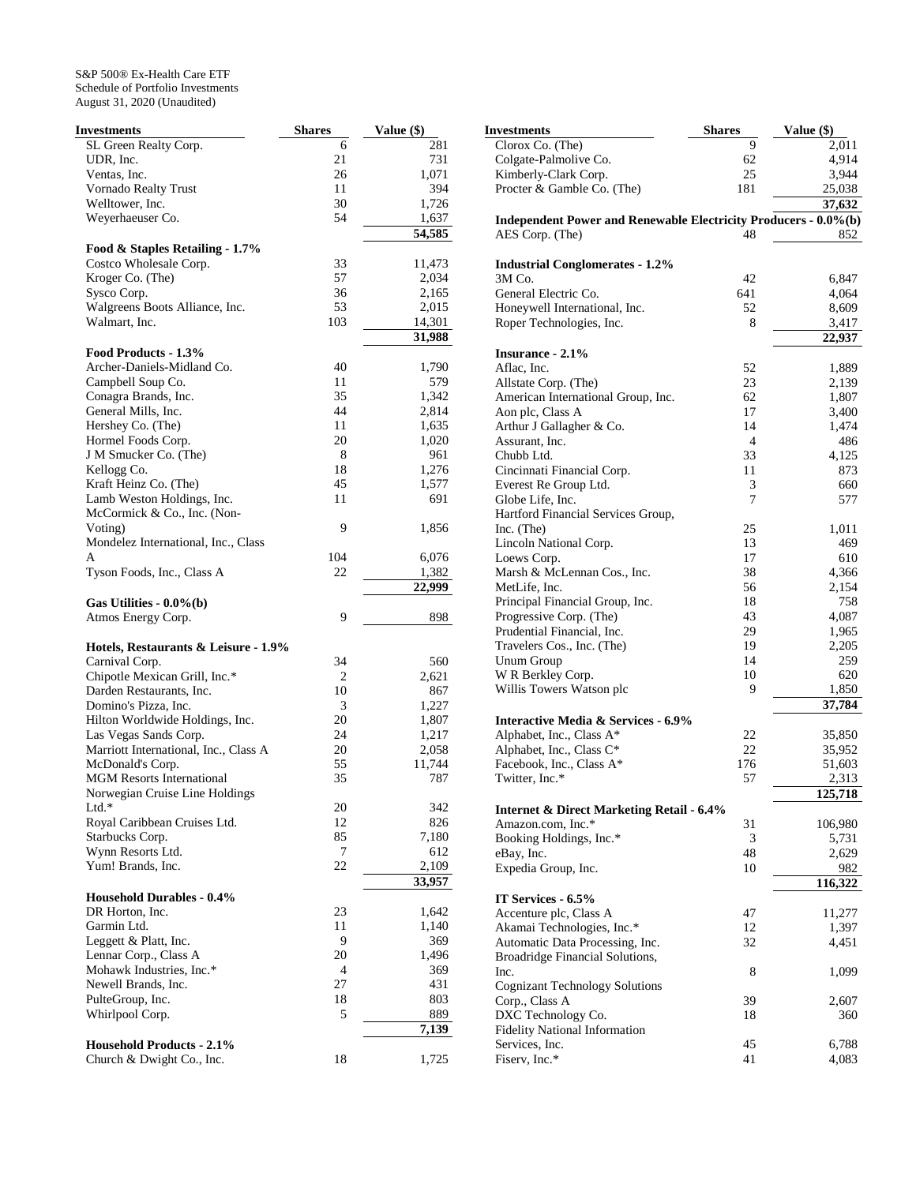S&P 500® Ex-Health Care ETF
Schedule of Portfolio Investments
August 31, 2020 (Unaudited)

| Investments | Shares | Value ($) |
|---|---|---|
| SL Green Realty Corp. | 6 | 281 |
| UDR, Inc. | 21 | 731 |
| Ventas, Inc. | 26 | 1,071 |
| Vornado Realty Trust | 11 | 394 |
| Welltower, Inc. | 30 | 1,726 |
| Weyerhaeuser Co. | 54 | 1,637 |
| | | **54,585** |
| **Food & Staples Retailing - 1.7%** | | |
| Costco Wholesale Corp. | 33 | 11,473 |
| Kroger Co. (The) | 57 | 2,034 |
| Sysco Corp. | 36 | 2,165 |
| Walgreens Boots Alliance, Inc. | 53 | 2,015 |
| Walmart, Inc. | 103 | 14,301 |
| | | **31,988** |
| **Food Products - 1.3%** | | |
| Archer-Daniels-Midland Co. | 40 | 1,790 |
| Campbell Soup Co. | 11 | 579 |
| Conagra Brands, Inc. | 35 | 1,342 |
| General Mills, Inc. | 44 | 2,814 |
| Hershey Co. (The) | 11 | 1,635 |
| Hormel Foods Corp. | 20 | 1,020 |
| J M Smucker Co. (The) | 8 | 961 |
| Kellogg Co. | 18 | 1,276 |
| Kraft Heinz Co. (The) | 45 | 1,577 |
| Lamb Weston Holdings, Inc. | 11 | 691 |
| McCormick & Co., Inc. (Non-Voting) | 9 | 1,856 |
| Mondelez International, Inc., Class A | 104 | 6,076 |
| Tyson Foods, Inc., Class A | 22 | 1,382 |
| | | **22,999** |
| **Gas Utilities - 0.0%(b)** | | |
| Atmos Energy Corp. | 9 | 898 |
| **Hotels, Restaurants & Leisure - 1.9%** | | |
| Carnival Corp. | 34 | 560 |
| Chipotle Mexican Grill, Inc.* | 2 | 2,621 |
| Darden Restaurants, Inc. | 10 | 867 |
| Domino's Pizza, Inc. | 3 | 1,227 |
| Hilton Worldwide Holdings, Inc. | 20 | 1,807 |
| Las Vegas Sands Corp. | 24 | 1,217 |
| Marriott International, Inc., Class A | 20 | 2,058 |
| McDonald's Corp. | 55 | 11,744 |
| MGM Resorts International | 35 | 787 |
| Norwegian Cruise Line Holdings Ltd.* | 20 | 342 |
| Royal Caribbean Cruises Ltd. | 12 | 826 |
| Starbucks Corp. | 85 | 7,180 |
| Wynn Resorts Ltd. | 7 | 612 |
| Yum! Brands, Inc. | 22 | 2,109 |
| | | **33,957** |
| **Household Durables - 0.4%** | | |
| DR Horton, Inc. | 23 | 1,642 |
| Garmin Ltd. | 11 | 1,140 |
| Leggett & Platt, Inc. | 9 | 369 |
| Lennar Corp., Class A | 20 | 1,496 |
| Mohawk Industries, Inc.* | 4 | 369 |
| Newell Brands, Inc. | 27 | 431 |
| PulteGroup, Inc. | 18 | 803 |
| Whirlpool Corp. | 5 | 889 |
| | | **7,139** |
| **Household Products - 2.1%** | | |
| Church & Dwight Co., Inc. | 18 | 1,725 |
| Clorox Co. (The) | 9 | 2,011 |
| Colgate-Palmolive Co. | 62 | 4,914 |
| Kimberly-Clark Corp. | 25 | 3,944 |
| Procter & Gamble Co. (The) | 181 | 25,038 |
| | | **37,632** |
| **Independent Power and Renewable Electricity Producers - 0.0%(b)** | | |
| AES Corp. (The) | 48 | 852 |
| **Industrial Conglomerates - 1.2%** | | |
| 3M Co. | 42 | 6,847 |
| General Electric Co. | 641 | 4,064 |
| Honeywell International, Inc. | 52 | 8,609 |
| Roper Technologies, Inc. | 8 | 3,417 |
| | | **22,937** |
| **Insurance - 2.1%** | | |
| Aflac, Inc. | 52 | 1,889 |
| Allstate Corp. (The) | 23 | 2,139 |
| American International Group, Inc. | 62 | 1,807 |
| Aon plc, Class A | 17 | 3,400 |
| Arthur J Gallagher & Co. | 14 | 1,474 |
| Assurant, Inc. | 4 | 486 |
| Chubb Ltd. | 33 | 4,125 |
| Cincinnati Financial Corp. | 11 | 873 |
| Everest Re Group Ltd. | 3 | 660 |
| Globe Life, Inc. | 7 | 577 |
| Hartford Financial Services Group, Inc. (The) | 25 | 1,011 |
| Lincoln National Corp. | 13 | 469 |
| Loews Corp. | 17 | 610 |
| Marsh & McLennan Cos., Inc. | 38 | 4,366 |
| MetLife, Inc. | 56 | 2,154 |
| Principal Financial Group, Inc. | 18 | 758 |
| Progressive Corp. (The) | 43 | 4,087 |
| Prudential Financial, Inc. | 29 | 1,965 |
| Travelers Cos., Inc. (The) | 19 | 2,205 |
| Unum Group | 14 | 259 |
| W R Berkley Corp. | 10 | 620 |
| Willis Towers Watson plc | 9 | 1,850 |
| | | **37,784** |
| **Interactive Media & Services - 6.9%** | | |
| Alphabet, Inc., Class A* | 22 | 35,850 |
| Alphabet, Inc., Class C* | 22 | 35,952 |
| Facebook, Inc., Class A* | 176 | 51,603 |
| Twitter, Inc.* | 57 | 2,313 |
| | | **125,718** |
| **Internet & Direct Marketing Retail - 6.4%** | | |
| Amazon.com, Inc.* | 31 | 106,980 |
| Booking Holdings, Inc.* | 3 | 5,731 |
| eBay, Inc. | 48 | 2,629 |
| Expedia Group, Inc. | 10 | 982 |
| | | **116,322** |
| **IT Services - 6.5%** | | |
| Accenture plc, Class A | 47 | 11,277 |
| Akamai Technologies, Inc.* | 12 | 1,397 |
| Automatic Data Processing, Inc. | 32 | 4,451 |
| Broadridge Financial Solutions, Inc. | 8 | 1,099 |
| Cognizant Technology Solutions Corp., Class A | 39 | 2,607 |
| DXC Technology Co. | 18 | 360 |
| Fidelity National Information Services, Inc. | 45 | 6,788 |
| Fiserv, Inc.* | 41 | 4,083 |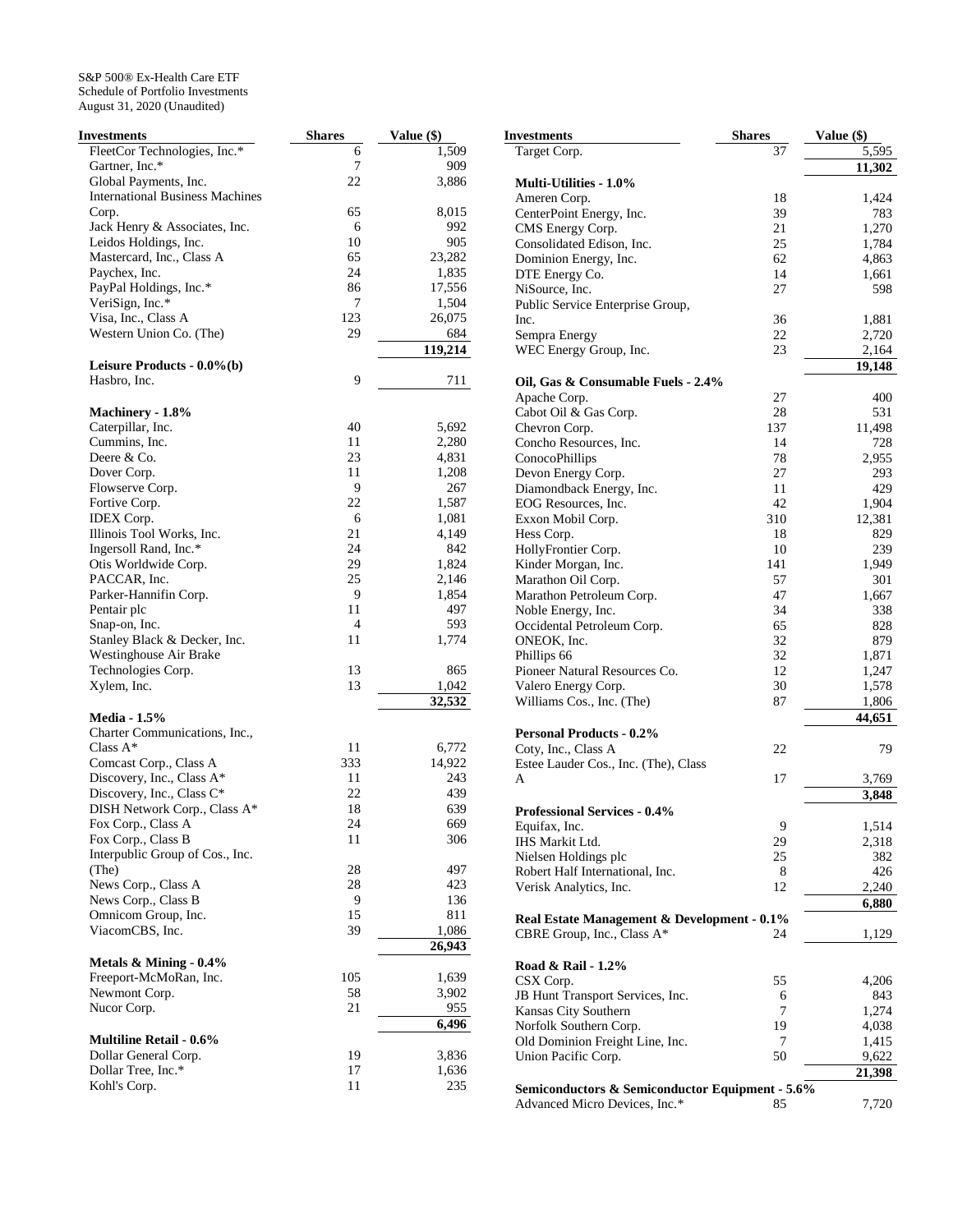S&P 500® Ex-Health Care ETF
Schedule of Portfolio Investments
August 31, 2020 (Unaudited)

| Investments | Shares | Value ($) |
|---|---|---|
| FleetCor Technologies, Inc.* | 6 | 1,509 |
| Gartner, Inc.* | 7 | 909 |
| Global Payments, Inc. | 22 | 3,886 |
| International Business Machines Corp. | 65 | 8,015 |
| Jack Henry & Associates, Inc. | 6 | 992 |
| Leidos Holdings, Inc. | 10 | 905 |
| Mastercard, Inc., Class A | 65 | 23,282 |
| Paychex, Inc. | 24 | 1,835 |
| PayPal Holdings, Inc.* | 86 | 17,556 |
| VeriSign, Inc.* | 7 | 1,504 |
| Visa, Inc., Class A | 123 | 26,075 |
| Western Union Co. (The) | 29 | 684 |
| | | **119,214** |
| **Leisure Products - 0.0%(b)** | | |
| Hasbro, Inc. | 9 | 711 |
| **Machinery - 1.8%** | | |
| Caterpillar, Inc. | 40 | 5,692 |
| Cummins, Inc. | 11 | 2,280 |
| Deere & Co. | 23 | 4,831 |
| Dover Corp. | 11 | 1,208 |
| Flowserve Corp. | 9 | 267 |
| Fortive Corp. | 22 | 1,587 |
| IDEX Corp. | 6 | 1,081 |
| Illinois Tool Works, Inc. | 21 | 4,149 |
| Ingersoll Rand, Inc.* | 24 | 842 |
| Otis Worldwide Corp. | 29 | 1,824 |
| PACCAR, Inc. | 25 | 2,146 |
| Parker-Hannifin Corp. | 9 | 1,854 |
| Pentair plc | 11 | 497 |
| Snap-on, Inc. | 4 | 593 |
| Stanley Black & Decker, Inc. | 11 | 1,774 |
| Westinghouse Air Brake Technologies Corp. | 13 | 865 |
| Xylem, Inc. | 13 | 1,042 |
| | | **32,532** |
| **Media - 1.5%** | | |
| Charter Communications, Inc., Class A* | 11 | 6,772 |
| Comcast Corp., Class A | 333 | 14,922 |
| Discovery, Inc., Class A* | 11 | 243 |
| Discovery, Inc., Class C* | 22 | 439 |
| DISH Network Corp., Class A* | 18 | 639 |
| Fox Corp., Class A | 24 | 669 |
| Fox Corp., Class B | 11 | 306 |
| Interpublic Group of Cos., Inc. (The) | 28 | 497 |
| News Corp., Class A | 28 | 423 |
| News Corp., Class B | 9 | 136 |
| Omnicom Group, Inc. | 15 | 811 |
| ViacomCBS, Inc. | 39 | 1,086 |
| | | **26,943** |
| **Metals & Mining - 0.4%** | | |
| Freeport-McMoRan, Inc. | 105 | 1,639 |
| Newmont Corp. | 58 | 3,902 |
| Nucor Corp. | 21 | 955 |
| | | **6,496** |
| **Multiline Retail - 0.6%** | | |
| Dollar General Corp. | 19 | 3,836 |
| Dollar Tree, Inc.* | 17 | 1,636 |
| Kohl's Corp. | 11 | 235 |
| Target Corp. | 37 | 5,595 |
| | | **11,302** |
| **Multi-Utilities - 1.0%** | | |
| Ameren Corp. | 18 | 1,424 |
| CenterPoint Energy, Inc. | 39 | 783 |
| CMS Energy Corp. | 21 | 1,270 |
| Consolidated Edison, Inc. | 25 | 1,784 |
| Dominion Energy, Inc. | 62 | 4,863 |
| DTE Energy Co. | 14 | 1,661 |
| NiSource, Inc. | 27 | 598 |
| Public Service Enterprise Group, Inc. | 36 | 1,881 |
| Sempra Energy | 22 | 2,720 |
| WEC Energy Group, Inc. | 23 | 2,164 |
| | | **19,148** |
| **Oil, Gas & Consumable Fuels - 2.4%** | | |
| Apache Corp. | 27 | 400 |
| Cabot Oil & Gas Corp. | 28 | 531 |
| Chevron Corp. | 137 | 11,498 |
| Concho Resources, Inc. | 14 | 728 |
| ConocoPhillips | 78 | 2,955 |
| Devon Energy Corp. | 27 | 293 |
| Diamondback Energy, Inc. | 11 | 429 |
| EOG Resources, Inc. | 42 | 1,904 |
| Exxon Mobil Corp. | 310 | 12,381 |
| Hess Corp. | 18 | 829 |
| HollyFrontier Corp. | 10 | 239 |
| Kinder Morgan, Inc. | 141 | 1,949 |
| Marathon Oil Corp. | 57 | 301 |
| Marathon Petroleum Corp. | 47 | 1,667 |
| Noble Energy, Inc. | 34 | 338 |
| Occidental Petroleum Corp. | 65 | 828 |
| ONEOK, Inc. | 32 | 879 |
| Phillips 66 | 32 | 1,871 |
| Pioneer Natural Resources Co. | 12 | 1,247 |
| Valero Energy Corp. | 30 | 1,578 |
| Williams Cos., Inc. (The) | 87 | 1,806 |
| | | **44,651** |
| **Personal Products - 0.2%** | | |
| Coty, Inc., Class A | 22 | 79 |
| Estee Lauder Cos., Inc. (The), Class A | 17 | 3,769 |
| | | **3,848** |
| **Professional Services - 0.4%** | | |
| Equifax, Inc. | 9 | 1,514 |
| IHS Markit Ltd. | 29 | 2,318 |
| Nielsen Holdings plc | 25 | 382 |
| Robert Half International, Inc. | 8 | 426 |
| Verisk Analytics, Inc. | 12 | 2,240 |
| | | **6,880** |
| **Real Estate Management & Development - 0.1%** | | |
| CBRE Group, Inc., Class A* | 24 | 1,129 |
| **Road & Rail - 1.2%** | | |
| CSX Corp. | 55 | 4,206 |
| JB Hunt Transport Services, Inc. | 6 | 843 |
| Kansas City Southern | 7 | 1,274 |
| Norfolk Southern Corp. | 19 | 4,038 |
| Old Dominion Freight Line, Inc. | 7 | 1,415 |
| Union Pacific Corp. | 50 | 9,622 |
| | | **21,398** |
| **Semiconductors & Semiconductor Equipment - 5.6%** | | |
| Advanced Micro Devices, Inc.* | 85 | 7,720 |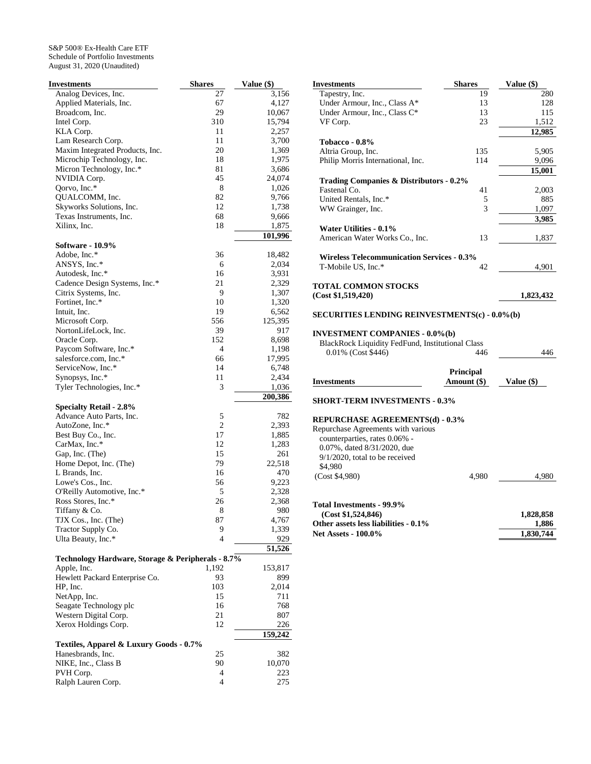S&P 500® Ex-Health Care ETF
Schedule of Portfolio Investments
August 31, 2020 (Unaudited)

| Investments | Shares | Value ($) |
|---|---|---|
| Analog Devices, Inc. | 27 | 3,156 |
| Applied Materials, Inc. | 67 | 4,127 |
| Broadcom, Inc. | 29 | 10,067 |
| Intel Corp. | 310 | 15,794 |
| KLA Corp. | 11 | 2,257 |
| Lam Research Corp. | 11 | 3,700 |
| Maxim Integrated Products, Inc. | 20 | 1,369 |
| Microchip Technology, Inc. | 18 | 1,975 |
| Micron Technology, Inc.* | 81 | 3,686 |
| NVIDIA Corp. | 45 | 24,074 |
| Qorvo, Inc.* | 8 | 1,026 |
| QUALCOMM, Inc. | 82 | 9,766 |
| Skyworks Solutions, Inc. | 12 | 1,738 |
| Texas Instruments, Inc. | 68 | 9,666 |
| Xilinx, Inc. | 18 | 1,875 |
| | | **101,996** |
| **Software - 10.9%** | | |
| Adobe, Inc.* | 36 | 18,482 |
| ANSYS, Inc.* | 6 | 2,034 |
| Autodesk, Inc.* | 16 | 3,931 |
| Cadence Design Systems, Inc.* | 21 | 2,329 |
| Citrix Systems, Inc. | 9 | 1,307 |
| Fortinet, Inc.* | 10 | 1,320 |
| Intuit, Inc. | 19 | 6,562 |
| Microsoft Corp. | 556 | 125,395 |
| NortonLifeLock, Inc. | 39 | 917 |
| Oracle Corp. | 152 | 8,698 |
| Paycom Software, Inc.* | 4 | 1,198 |
| salesforce.com, Inc.* | 66 | 17,995 |
| ServiceNow, Inc.* | 14 | 6,748 |
| Synopsys, Inc.* | 11 | 2,434 |
| Tyler Technologies, Inc.* | 3 | 1,036 |
| | | **200,386** |
| **Specialty Retail - 2.8%** | | |
| Advance Auto Parts, Inc. | 5 | 782 |
| AutoZone, Inc.* | 2 | 2,393 |
| Best Buy Co., Inc. | 17 | 1,885 |
| CarMax, Inc.* | 12 | 1,283 |
| Gap, Inc. (The) | 15 | 261 |
| Home Depot, Inc. (The) | 79 | 22,518 |
| L Brands, Inc. | 16 | 470 |
| Lowe's Cos., Inc. | 56 | 9,223 |
| O'Reilly Automotive, Inc.* | 5 | 2,328 |
| Ross Stores, Inc.* | 26 | 2,368 |
| Tiffany & Co. | 8 | 980 |
| TJX Cos., Inc. (The) | 87 | 4,767 |
| Tractor Supply Co. | 9 | 1,339 |
| Ulta Beauty, Inc.* | 4 | 929 |
| | | **51,526** |
| **Technology Hardware, Storage & Peripherals - 8.7%** | | |
| Apple, Inc. | 1,192 | 153,817 |
| Hewlett Packard Enterprise Co. | 93 | 899 |
| HP, Inc. | 103 | 2,014 |
| NetApp, Inc. | 15 | 711 |
| Seagate Technology plc | 16 | 768 |
| Western Digital Corp. | 21 | 807 |
| Xerox Holdings Corp. | 12 | 226 |
| | | **159,242** |
| **Textiles, Apparel & Luxury Goods - 0.7%** | | |
| Hanesbrands, Inc. | 25 | 382 |
| NIKE, Inc., Class B | 90 | 10,070 |
| PVH Corp. | 4 | 223 |
| Ralph Lauren Corp. | 4 | 275 |
| Tapestry, Inc. | 19 | 280 |
| Under Armour, Inc., Class A* | 13 | 128 |
| Under Armour, Inc., Class C* | 13 | 115 |
| VF Corp. | 23 | 1,512 |
| | | **12,985** |
| **Tobacco - 0.8%** | | |
| Altria Group, Inc. | 135 | 5,905 |
| Philip Morris International, Inc. | 114 | 9,096 |
| | | **15,001** |
| **Trading Companies & Distributors - 0.2%** | | |
| Fastenal Co. | 41 | 2,003 |
| United Rentals, Inc.* | 5 | 885 |
| WW Grainger, Inc. | 3 | 1,097 |
| | | **3,985** |
| **Water Utilities - 0.1%** | | |
| American Water Works Co., Inc. | 13 | 1,837 |
| **Wireless Telecommunication Services - 0.3%** | | |
| T-Mobile US, Inc.* | 42 | 4,901 |
| **TOTAL COMMON STOCKS (Cost $1,519,420)** | | **1,823,432** |
| **SECURITIES LENDING REINVESTMENTS(c) - 0.0%(b)** | | |
| **INVESTMENT COMPANIES - 0.0%(b)** | | |
| BlackRock Liquidity FedFund, Institutional Class 0.01% (Cost $446) | 446 | 446 |

| Investments | Principal Amount ($) | Value ($) |
|---|---|---|
| **SHORT-TERM INVESTMENTS - 0.3%** | | |
| **REPURCHASE AGREEMENTS(d) - 0.3%** | | |
| Repurchase Agreements with various counterparties, rates 0.06% - 0.07%, dated 8/31/2020, due 9/1/2020, total to be received $4,980 (Cost $4,980) | 4,980 | 4,980 |
| **Total Investments - 99.9% (Cost $1,524,846)** | | **1,828,858** |
| **Other assets less liabilities - 0.1%** | | **1,886** |
| **Net Assets - 100.0%** | | **1,830,744** |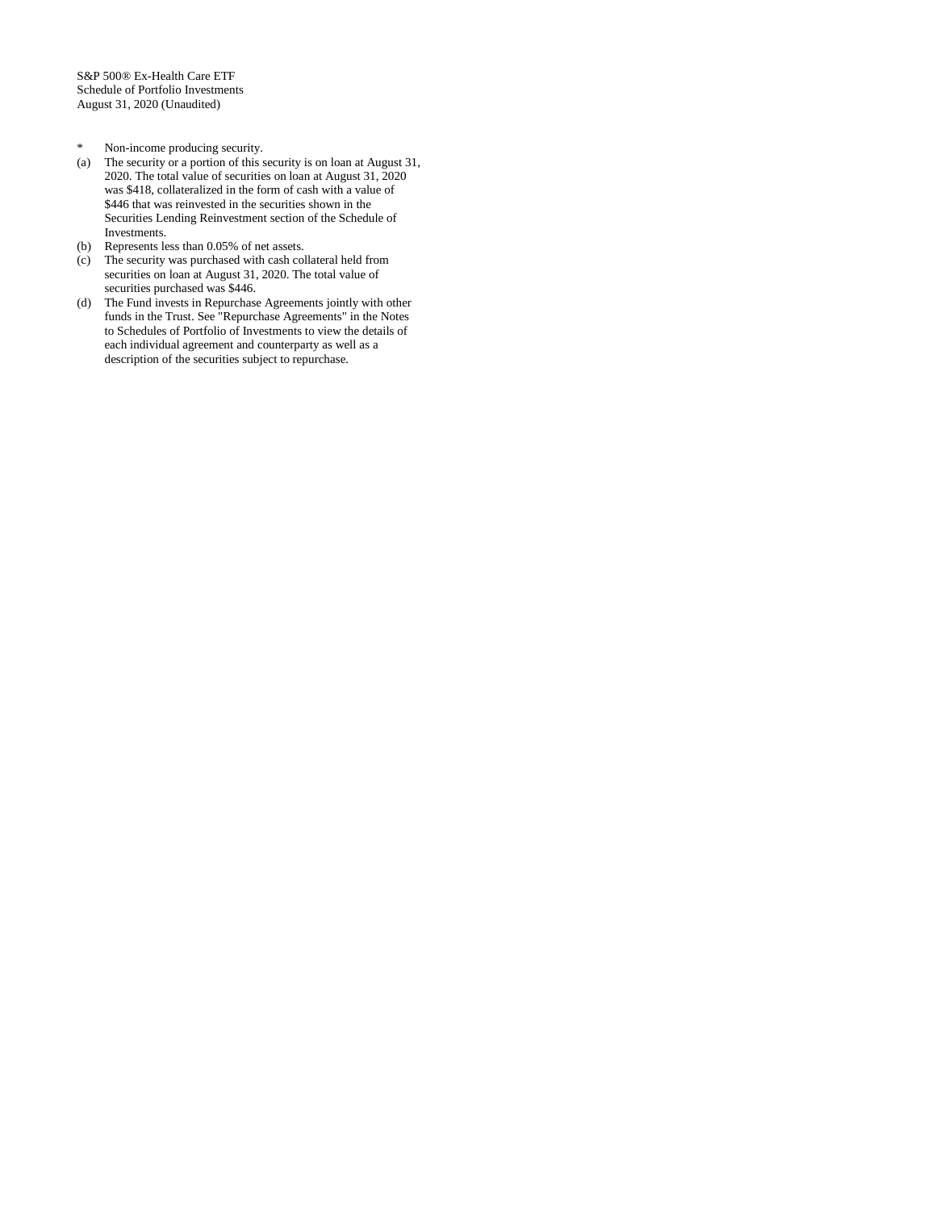S&P 500® Ex-Health Care ETF
Schedule of Portfolio Investments
August 31, 2020 (Unaudited)

- \* Non-income producing security.
- (a) The security or a portion of this security is on loan at August 31, 2020. The total value of securities on loan at August 31, 2020 was $418, collateralized in the form of cash with a value of $446 that was reinvested in the securities shown in the Securities Lending Reinvestment section of the Schedule of Investments.
- (b) Represents less than 0.05% of net assets.
- (c) The security was purchased with cash collateral held from securities on loan at August 31, 2020. The total value of securities purchased was $446.
- (d) The Fund invests in Repurchase Agreements jointly with other funds in the Trust. See "Repurchase Agreements" in the Notes to Schedules of Portfolio of Investments to view the details of each individual agreement and counterparty as well as a description of the securities subject to repurchase.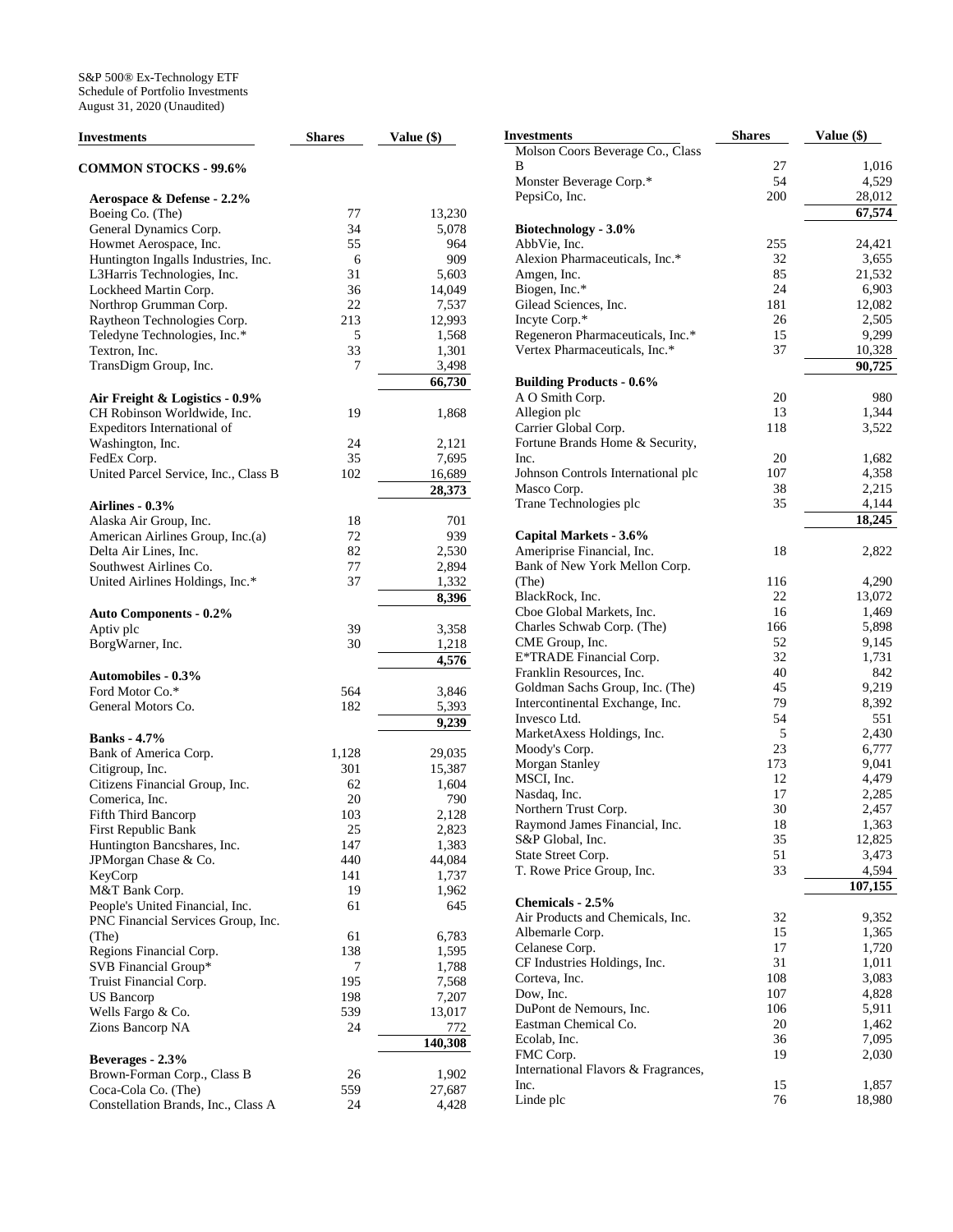S&P 500® Ex-Technology ETF
Schedule of Portfolio Investments
August 31, 2020 (Unaudited)

| Investments | Shares | Value ($) |
|---|---|---|
| **COMMON STOCKS - 99.6%** | | |
| **Aerospace & Defense - 2.2%** | | |
| Boeing Co. (The) | 77 | 13,230 |
| General Dynamics Corp. | 34 | 5,078 |
| Howmet Aerospace, Inc. | 55 | 964 |
| Huntington Ingalls Industries, Inc. | 6 | 909 |
| L3Harris Technologies, Inc. | 31 | 5,603 |
| Lockheed Martin Corp. | 36 | 14,049 |
| Northrop Grumman Corp. | 22 | 7,537 |
| Raytheon Technologies Corp. | 213 | 12,993 |
| Teledyne Technologies, Inc.* | 5 | 1,568 |
| Textron, Inc. | 33 | 1,301 |
| TransDigm Group, Inc. | 7 | 3,498 |
| | | **66,730** |
| **Air Freight & Logistics - 0.9%** | | |
| CH Robinson Worldwide, Inc. | 19 | 1,868 |
| Expeditors International of Washington, Inc. | 24 | 2,121 |
| FedEx Corp. | 35 | 7,695 |
| United Parcel Service, Inc., Class B | 102 | 16,689 |
| | | **28,373** |
| **Airlines - 0.3%** | | |
| Alaska Air Group, Inc. | 18 | 701 |
| American Airlines Group, Inc.(a) | 72 | 939 |
| Delta Air Lines, Inc. | 82 | 2,530 |
| Southwest Airlines Co. | 77 | 2,894 |
| United Airlines Holdings, Inc.* | 37 | 1,332 |
| | | **8,396** |
| **Auto Components - 0.2%** | | |
| Aptiv plc | 39 | 3,358 |
| BorgWarner, Inc. | 30 | 1,218 |
| | | **4,576** |
| **Automobiles - 0.3%** | | |
| Ford Motor Co.* | 564 | 3,846 |
| General Motors Co. | 182 | 5,393 |
| | | **9,239** |
| **Banks - 4.7%** | | |
| Bank of America Corp. | 1,128 | 29,035 |
| Citigroup, Inc. | 301 | 15,387 |
| Citizens Financial Group, Inc. | 62 | 1,604 |
| Comerica, Inc. | 20 | 790 |
| Fifth Third Bancorp | 103 | 2,128 |
| First Republic Bank | 25 | 2,823 |
| Huntington Bancshares, Inc. | 147 | 1,383 |
| JPMorgan Chase & Co. | 440 | 44,084 |
| KeyCorp | 141 | 1,737 |
| M&T Bank Corp. | 19 | 1,962 |
| People's United Financial, Inc. | 61 | 645 |
| PNC Financial Services Group, Inc. (The) | 61 | 6,783 |
| Regions Financial Corp. | 138 | 1,595 |
| SVB Financial Group* | 7 | 1,788 |
| Truist Financial Corp. | 195 | 7,568 |
| US Bancorp | 198 | 7,207 |
| Wells Fargo & Co. | 539 | 13,017 |
| Zions Bancorp NA | 24 | 772 |
| | | **140,308** |
| **Beverages - 2.3%** | | |
| Brown-Forman Corp., Class B | 26 | 1,902 |
| Coca-Cola Co. (The) | 559 | 27,687 |
| Constellation Brands, Inc., Class A | 24 | 4,428 |
| Molson Coors Beverage Co., Class B | 27 | 1,016 |
| Monster Beverage Corp.* | 54 | 4,529 |
| PepsiCo, Inc. | 200 | 28,012 |
| | | **67,574** |
| **Biotechnology - 3.0%** | | |
| AbbVie, Inc. | 255 | 24,421 |
| Alexion Pharmaceuticals, Inc.* | 32 | 3,655 |
| Amgen, Inc. | 85 | 21,532 |
| Biogen, Inc.* | 24 | 6,903 |
| Gilead Sciences, Inc. | 181 | 12,082 |
| Incyte Corp.* | 26 | 2,505 |
| Regeneron Pharmaceuticals, Inc.* | 15 | 9,299 |
| Vertex Pharmaceuticals, Inc.* | 37 | 10,328 |
| | | **90,725** |
| **Building Products - 0.6%** | | |
| A O Smith Corp. | 20 | 980 |
| Allegion plc | 13 | 1,344 |
| Carrier Global Corp. | 118 | 3,522 |
| Fortune Brands Home & Security, Inc. | 20 | 1,682 |
| Johnson Controls International plc | 107 | 4,358 |
| Masco Corp. | 38 | 2,215 |
| Trane Technologies plc | 35 | 4,144 |
| | | **18,245** |
| **Capital Markets - 3.6%** | | |
| Ameriprise Financial, Inc. | 18 | 2,822 |
| Bank of New York Mellon Corp. (The) | 116 | 4,290 |
| BlackRock, Inc. | 22 | 13,072 |
| Cboe Global Markets, Inc. | 16 | 1,469 |
| Charles Schwab Corp. (The) | 166 | 5,898 |
| CME Group, Inc. | 52 | 9,145 |
| E*TRADE Financial Corp. | 32 | 1,731 |
| Franklin Resources, Inc. | 40 | 842 |
| Goldman Sachs Group, Inc. (The) | 45 | 9,219 |
| Intercontinental Exchange, Inc. | 79 | 8,392 |
| Invesco Ltd. | 54 | 551 |
| MarketAxess Holdings, Inc. | 5 | 2,430 |
| Moody's Corp. | 23 | 6,777 |
| Morgan Stanley | 173 | 9,041 |
| MSCI, Inc. | 12 | 4,479 |
| Nasdaq, Inc. | 17 | 2,285 |
| Northern Trust Corp. | 30 | 2,457 |
| Raymond James Financial, Inc. | 18 | 1,363 |
| S&P Global, Inc. | 35 | 12,825 |
| State Street Corp. | 51 | 3,473 |
| T. Rowe Price Group, Inc. | 33 | 4,594 |
| | | **107,155** |
| **Chemicals - 2.5%** | | |
| Air Products and Chemicals, Inc. | 32 | 9,352 |
| Albemarle Corp. | 15 | 1,365 |
| Celanese Corp. | 17 | 1,720 |
| CF Industries Holdings, Inc. | 31 | 1,011 |
| Corteva, Inc. | 108 | 3,083 |
| Dow, Inc. | 107 | 4,828 |
| DuPont de Nemours, Inc. | 106 | 5,911 |
| Eastman Chemical Co. | 20 | 1,462 |
| Ecolab, Inc. | 36 | 7,095 |
| FMC Corp. | 19 | 2,030 |
| International Flavors & Fragrances, Inc. | 15 | 1,857 |
| Linde plc | 76 | 18,980 |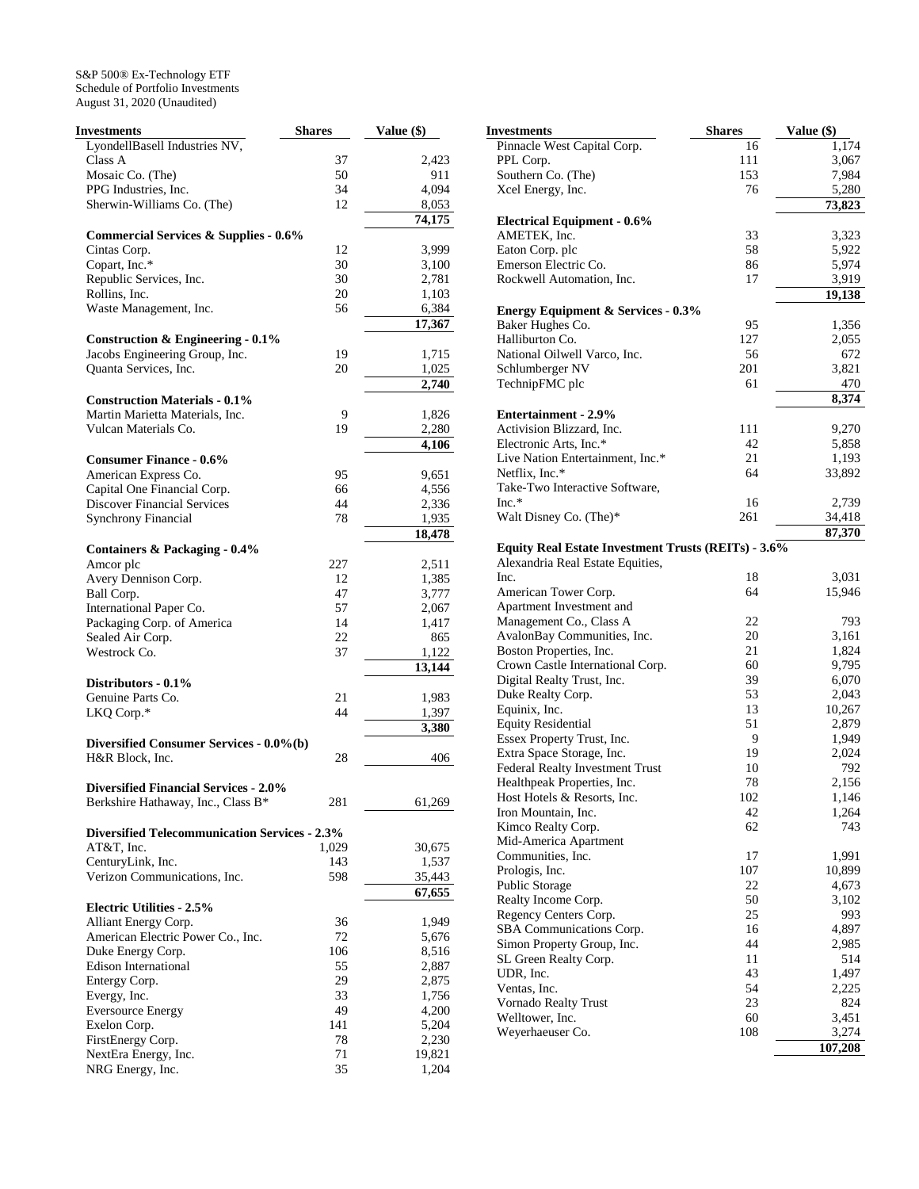S&P 500® Ex-Technology ETF
Schedule of Portfolio Investments
August 31, 2020 (Unaudited)

| Investments | Shares | Value ($) |
|---|---|---|
| LyondellBasell Industries NV, Class A | 37 | 2,423 |
| Mosaic Co. (The) | 50 | 911 |
| PPG Industries, Inc. | 34 | 4,094 |
| Sherwin-Williams Co. (The) | 12 | 8,053 |
| | | **74,175** |
| **Commercial Services & Supplies - 0.6%** | | |
| Cintas Corp. | 12 | 3,999 |
| Copart, Inc.* | 30 | 3,100 |
| Republic Services, Inc. | 30 | 2,781 |
| Rollins, Inc. | 20 | 1,103 |
| Waste Management, Inc. | 56 | 6,384 |
| | | **17,367** |
| **Construction & Engineering - 0.1%** | | |
| Jacobs Engineering Group, Inc. | 19 | 1,715 |
| Quanta Services, Inc. | 20 | 1,025 |
| | | **2,740** |
| **Construction Materials - 0.1%** | | |
| Martin Marietta Materials, Inc. | 9 | 1,826 |
| Vulcan Materials Co. | 19 | 2,280 |
| | | **4,106** |
| **Consumer Finance - 0.6%** | | |
| American Express Co. | 95 | 9,651 |
| Capital One Financial Corp. | 66 | 4,556 |
| Discover Financial Services | 44 | 2,336 |
| Synchrony Financial | 78 | 1,935 |
| | | **18,478** |
| **Containers & Packaging - 0.4%** | | |
| Amcor plc | 227 | 2,511 |
| Avery Dennison Corp. | 12 | 1,385 |
| Ball Corp. | 47 | 3,777 |
| International Paper Co. | 57 | 2,067 |
| Packaging Corp. of America | 14 | 1,417 |
| Sealed Air Corp. | 22 | 865 |
| Westrock Co. | 37 | 1,122 |
| | | **13,144** |
| **Distributors - 0.1%** | | |
| Genuine Parts Co. | 21 | 1,983 |
| LKQ Corp.* | 44 | 1,397 |
| | | **3,380** |
| **Diversified Consumer Services - 0.0%(b)** | | |
| H&R Block, Inc. | 28 | 406 |
| **Diversified Financial Services - 2.0%** | | |
| Berkshire Hathaway, Inc., Class B* | 281 | 61,269 |
| **Diversified Telecommunication Services - 2.3%** | | |
| AT&T, Inc. | 1,029 | 30,675 |
| CenturyLink, Inc. | 143 | 1,537 |
| Verizon Communications, Inc. | 598 | 35,443 |
| | | **67,655** |
| **Electric Utilities - 2.5%** | | |
| Alliant Energy Corp. | 36 | 1,949 |
| American Electric Power Co., Inc. | 72 | 5,676 |
| Duke Energy Corp. | 106 | 8,516 |
| Edison International | 55 | 2,887 |
| Entergy Corp. | 29 | 2,875 |
| Evergy, Inc. | 33 | 1,756 |
| Eversource Energy | 49 | 4,200 |
| Exelon Corp. | 141 | 5,204 |
| FirstEnergy Corp. | 78 | 2,230 |
| NextEra Energy, Inc. | 71 | 19,821 |
| NRG Energy, Inc. | 35 | 1,204 |
| Pinnacle West Capital Corp. | 16 | 1,174 |
| PPL Corp. | 111 | 3,067 |
| Southern Co. (The) | 153 | 7,984 |
| Xcel Energy, Inc. | 76 | 5,280 |
| | | **73,823** |
| **Electrical Equipment - 0.6%** | | |
| AMETEK, Inc. | 33 | 3,323 |
| Eaton Corp. plc | 58 | 5,922 |
| Emerson Electric Co. | 86 | 5,974 |
| Rockwell Automation, Inc. | 17 | 3,919 |
| | | **19,138** |
| **Energy Equipment & Services - 0.3%** | | |
| Baker Hughes Co. | 95 | 1,356 |
| Halliburton Co. | 127 | 2,055 |
| National Oilwell Varco, Inc. | 56 | 672 |
| Schlumberger NV | 201 | 3,821 |
| TechnipFMC plc | 61 | 470 |
| | | **8,374** |
| **Entertainment - 2.9%** | | |
| Activision Blizzard, Inc. | 111 | 9,270 |
| Electronic Arts, Inc.* | 42 | 5,858 |
| Live Nation Entertainment, Inc.* | 21 | 1,193 |
| Netflix, Inc.* | 64 | 33,892 |
| Take-Two Interactive Software, Inc.* | 16 | 2,739 |
| Walt Disney Co. (The)* | 261 | 34,418 |
| | | **87,370** |
| **Equity Real Estate Investment Trusts (REITs) - 3.6%** | | |
| Alexandria Real Estate Equities, Inc. | 18 | 3,031 |
| American Tower Corp. | 64 | 15,946 |
| Apartment Investment and Management Co., Class A | 22 | 793 |
| AvalonBay Communities, Inc. | 20 | 3,161 |
| Boston Properties, Inc. | 21 | 1,824 |
| Crown Castle International Corp. | 60 | 9,795 |
| Digital Realty Trust, Inc. | 39 | 6,070 |
| Duke Realty Corp. | 53 | 2,043 |
| Equinix, Inc. | 13 | 10,267 |
| Equity Residential | 51 | 2,879 |
| Essex Property Trust, Inc. | 9 | 1,949 |
| Extra Space Storage, Inc. | 19 | 2,024 |
| Federal Realty Investment Trust | 10 | 792 |
| Healthpeak Properties, Inc. | 78 | 2,156 |
| Host Hotels & Resorts, Inc. | 102 | 1,146 |
| Iron Mountain, Inc. | 42 | 1,264 |
| Kimco Realty Corp. | 62 | 743 |
| Mid-America Apartment Communities, Inc. | 17 | 1,991 |
| Prologis, Inc. | 107 | 10,899 |
| Public Storage | 22 | 4,673 |
| Realty Income Corp. | 50 | 3,102 |
| Regency Centers Corp. | 25 | 993 |
| SBA Communications Corp. | 16 | 4,897 |
| Simon Property Group, Inc. | 44 | 2,985 |
| SL Green Realty Corp. | 11 | 514 |
| UDR, Inc. | 43 | 1,497 |
| Ventas, Inc. | 54 | 2,225 |
| Vornado Realty Trust | 23 | 824 |
| Welltower, Inc. | 60 | 3,451 |
| Weyerhaeuser Co. | 108 | 3,274 |
| | | **107,208** |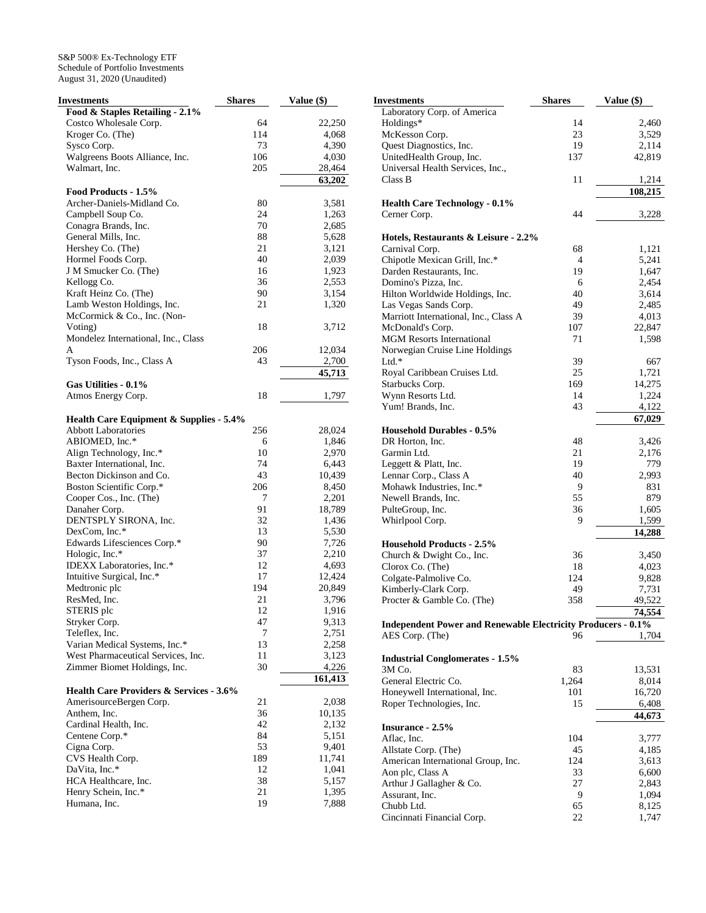S&P 500® Ex-Technology ETF
Schedule of Portfolio Investments
August 31, 2020 (Unaudited)

| Investments | Shares | Value ($) |
|---|---|---|
| **Food & Staples Retailing - 2.1%** | | |
| Costco Wholesale Corp. | 64 | 22,250 |
| Kroger Co. (The) | 114 | 4,068 |
| Sysco Corp. | 73 | 4,390 |
| Walgreens Boots Alliance, Inc. | 106 | 4,030 |
| Walmart, Inc. | 205 | 28,464 |
| | | **63,202** |
| **Food Products - 1.5%** | | |
| Archer-Daniels-Midland Co. | 80 | 3,581 |
| Campbell Soup Co. | 24 | 1,263 |
| Conagra Brands, Inc. | 70 | 2,685 |
| General Mills, Inc. | 88 | 5,628 |
| Hershey Co. (The) | 21 | 3,121 |
| Hormel Foods Corp. | 40 | 2,039 |
| J M Smucker Co. (The) | 16 | 1,923 |
| Kellogg Co. | 36 | 2,553 |
| Kraft Heinz Co. (The) | 90 | 3,154 |
| Lamb Weston Holdings, Inc. | 21 | 1,320 |
| McCormick & Co., Inc. (Non-Voting) | 18 | 3,712 |
| Mondelez International, Inc., Class A | 206 | 12,034 |
| Tyson Foods, Inc., Class A | 43 | 2,700 |
| | | **45,713** |
| **Gas Utilities - 0.1%** | | |
| Atmos Energy Corp. | 18 | 1,797 |
| **Health Care Equipment & Supplies - 5.4%** | | |
| Abbott Laboratories | 256 | 28,024 |
| ABIOMED, Inc.* | 6 | 1,846 |
| Align Technology, Inc.* | 10 | 2,970 |
| Baxter International, Inc. | 74 | 6,443 |
| Becton Dickinson and Co. | 43 | 10,439 |
| Boston Scientific Corp.* | 206 | 8,450 |
| Cooper Cos., Inc. (The) | 7 | 2,201 |
| Danaher Corp. | 91 | 18,789 |
| DENTSPLY SIRONA, Inc. | 32 | 1,436 |
| DexCom, Inc.* | 13 | 5,530 |
| Edwards Lifesciences Corp.* | 90 | 7,726 |
| Hologic, Inc.* | 37 | 2,210 |
| IDEXX Laboratories, Inc.* | 12 | 4,693 |
| Intuitive Surgical, Inc.* | 17 | 12,424 |
| Medtronic plc | 194 | 20,849 |
| ResMed, Inc. | 21 | 3,796 |
| STERIS plc | 12 | 1,916 |
| Stryker Corp. | 47 | 9,313 |
| Teleflex, Inc. | 7 | 2,751 |
| Varian Medical Systems, Inc.* | 13 | 2,258 |
| West Pharmaceutical Services, Inc. | 11 | 3,123 |
| Zimmer Biomet Holdings, Inc. | 30 | 4,226 |
| | | **161,413** |
| **Health Care Providers & Services - 3.6%** | | |
| AmerisourceBergen Corp. | 21 | 2,038 |
| Anthem, Inc. | 36 | 10,135 |
| Cardinal Health, Inc. | 42 | 2,132 |
| Centene Corp.* | 84 | 5,151 |
| Cigna Corp. | 53 | 9,401 |
| CVS Health Corp. | 189 | 11,741 |
| DaVita, Inc.* | 12 | 1,041 |
| HCA Healthcare, Inc. | 38 | 5,157 |
| Henry Schein, Inc.* | 21 | 1,395 |
| Humana, Inc. | 19 | 7,888 |
| Laboratory Corp. of America Holdings* | 14 | 2,460 |
| McKesson Corp. | 23 | 3,529 |
| Quest Diagnostics, Inc. | 19 | 2,114 |
| UnitedHealth Group, Inc. | 137 | 42,819 |
| Universal Health Services, Inc., Class B | 11 | 1,214 |
| | | **108,215** |
| **Health Care Technology - 0.1%** | | |
| Cerner Corp. | 44 | 3,228 |
| **Hotels, Restaurants & Leisure - 2.2%** | | |
| Carnival Corp. | 68 | 1,121 |
| Chipotle Mexican Grill, Inc.* | 4 | 5,241 |
| Darden Restaurants, Inc. | 19 | 1,647 |
| Domino's Pizza, Inc. | 6 | 2,454 |
| Hilton Worldwide Holdings, Inc. | 40 | 3,614 |
| Las Vegas Sands Corp. | 49 | 2,485 |
| Marriott International, Inc., Class A | 39 | 4,013 |
| McDonald's Corp. | 107 | 22,847 |
| MGM Resorts International | 71 | 1,598 |
| Norwegian Cruise Line Holdings Ltd.* | 39 | 667 |
| Royal Caribbean Cruises Ltd. | 25 | 1,721 |
| Starbucks Corp. | 169 | 14,275 |
| Wynn Resorts Ltd. | 14 | 1,224 |
| Yum! Brands, Inc. | 43 | 4,122 |
| | | **67,029** |
| **Household Durables - 0.5%** | | |
| DR Horton, Inc. | 48 | 3,426 |
| Garmin Ltd. | 21 | 2,176 |
| Leggett & Platt, Inc. | 19 | 779 |
| Lennar Corp., Class A | 40 | 2,993 |
| Mohawk Industries, Inc.* | 9 | 831 |
| Newell Brands, Inc. | 55 | 879 |
| PulteGroup, Inc. | 36 | 1,605 |
| Whirlpool Corp. | 9 | 1,599 |
| | | **14,288** |
| **Household Products - 2.5%** | | |
| Church & Dwight Co., Inc. | 36 | 3,450 |
| Clorox Co. (The) | 18 | 4,023 |
| Colgate-Palmolive Co. | 124 | 9,828 |
| Kimberly-Clark Corp. | 49 | 7,731 |
| Procter & Gamble Co. (The) | 358 | 49,522 |
| | | **74,554** |
| **Independent Power and Renewable Electricity Producers - 0.1%** | | |
| AES Corp. (The) | 96 | 1,704 |
| **Industrial Conglomerates - 1.5%** | | |
| 3M Co. | 83 | 13,531 |
| General Electric Co. | 1,264 | 8,014 |
| Honeywell International, Inc. | 101 | 16,720 |
| Roper Technologies, Inc. | 15 | 6,408 |
| | | **44,673** |
| **Insurance - 2.5%** | | |
| Aflac, Inc. | 104 | 3,777 |
| Allstate Corp. (The) | 45 | 4,185 |
| American International Group, Inc. | 124 | 3,613 |
| Aon plc, Class A | 33 | 6,600 |
| Arthur J Gallagher & Co. | 27 | 2,843 |
| Assurant, Inc. | 9 | 1,094 |
| Chubb Ltd. | 65 | 8,125 |
| Cincinnati Financial Corp. | 22 | 1,747 |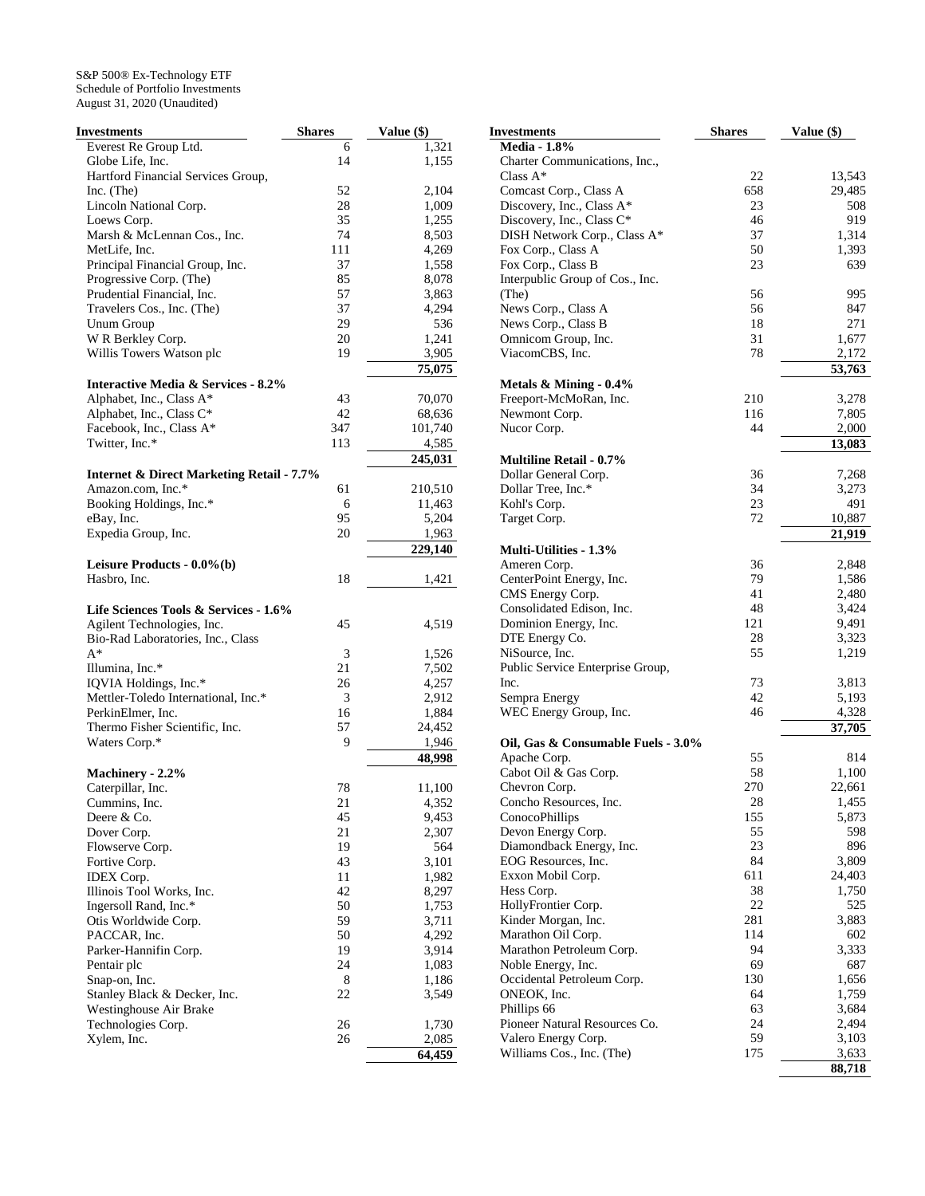S&P 500® Ex-Technology ETF
Schedule of Portfolio Investments
August 31, 2020 (Unaudited)

| Investments | Shares | Value ($) |
|---|---|---|
| Everest Re Group Ltd. | 6 | 1,321 |
| Globe Life, Inc. | 14 | 1,155 |
| Hartford Financial Services Group, Inc. (The) | 52 | 2,104 |
| Lincoln National Corp. | 28 | 1,009 |
| Loews Corp. | 35 | 1,255 |
| Marsh & McLennan Cos., Inc. | 74 | 8,503 |
| MetLife, Inc. | 111 | 4,269 |
| Principal Financial Group, Inc. | 37 | 1,558 |
| Progressive Corp. (The) | 85 | 8,078 |
| Prudential Financial, Inc. | 57 | 3,863 |
| Travelers Cos., Inc. (The) | 37 | 4,294 |
| Unum Group | 29 | 536 |
| W R Berkley Corp. | 20 | 1,241 |
| Willis Towers Watson plc | 19 | 3,905 |
| | | 75,075 |
| **Interactive Media & Services - 8.2%** | | |
| Alphabet, Inc., Class A* | 43 | 70,070 |
| Alphabet, Inc., Class C* | 42 | 68,636 |
| Facebook, Inc., Class A* | 347 | 101,740 |
| Twitter, Inc.* | 113 | 4,585 |
| | | 245,031 |
| **Internet & Direct Marketing Retail - 7.7%** | | |
| Amazon.com, Inc.* | 61 | 210,510 |
| Booking Holdings, Inc.* | 6 | 11,463 |
| eBay, Inc. | 95 | 5,204 |
| Expedia Group, Inc. | 20 | 1,963 |
| | | 229,140 |
| **Leisure Products - 0.0%(b)** | | |
| Hasbro, Inc. | 18 | 1,421 |
| **Life Sciences Tools & Services - 1.6%** | | |
| Agilent Technologies, Inc. | 45 | 4,519 |
| Bio-Rad Laboratories, Inc., Class A* | 3 | 1,526 |
| Illumina, Inc.* | 21 | 7,502 |
| IQVIA Holdings, Inc.* | 26 | 4,257 |
| Mettler-Toledo International, Inc.* | 3 | 2,912 |
| PerkinElmer, Inc. | 16 | 1,884 |
| Thermo Fisher Scientific, Inc. | 57 | 24,452 |
| Waters Corp.* | 9 | 1,946 |
| | | 48,998 |
| **Machinery - 2.2%** | | |
| Caterpillar, Inc. | 78 | 11,100 |
| Cummins, Inc. | 21 | 4,352 |
| Deere & Co. | 45 | 9,453 |
| Dover Corp. | 21 | 2,307 |
| Flowserve Corp. | 19 | 564 |
| Fortive Corp. | 43 | 3,101 |
| IDEX Corp. | 11 | 1,982 |
| Illinois Tool Works, Inc. | 42 | 8,297 |
| Ingersoll Rand, Inc.* | 50 | 1,753 |
| Otis Worldwide Corp. | 59 | 3,711 |
| PACCAR, Inc. | 50 | 4,292 |
| Parker-Hannifin Corp. | 19 | 3,914 |
| Pentair plc | 24 | 1,083 |
| Snap-on, Inc. | 8 | 1,186 |
| Stanley Black & Decker, Inc. | 22 | 3,549 |
| Westinghouse Air Brake Technologies Corp. | 26 | 1,730 |
| Xylem, Inc. | 26 | 2,085 |
| | | 64,459 |
| **Media - 1.8%** | | |
| Charter Communications, Inc., Class A* | 22 | 13,543 |
| Comcast Corp., Class A | 658 | 29,485 |
| Discovery, Inc., Class A* | 23 | 508 |
| Discovery, Inc., Class C* | 46 | 919 |
| DISH Network Corp., Class A* | 37 | 1,314 |
| Fox Corp., Class A | 50 | 1,393 |
| Fox Corp., Class B | 23 | 639 |
| Interpublic Group of Cos., Inc. (The) | 56 | 995 |
| News Corp., Class A | 56 | 847 |
| News Corp., Class B | 18 | 271 |
| Omnicom Group, Inc. | 31 | 1,677 |
| ViacomCBS, Inc. | 78 | 2,172 |
| | | 53,763 |
| **Metals & Mining - 0.4%** | | |
| Freeport-McMoRan, Inc. | 210 | 3,278 |
| Newmont Corp. | 116 | 7,805 |
| Nucor Corp. | 44 | 2,000 |
| | | 13,083 |
| **Multiline Retail - 0.7%** | | |
| Dollar General Corp. | 36 | 7,268 |
| Dollar Tree, Inc.* | 34 | 3,273 |
| Kohl's Corp. | 23 | 491 |
| Target Corp. | 72 | 10,887 |
| | | 21,919 |
| **Multi-Utilities - 1.3%** | | |
| Ameren Corp. | 36 | 2,848 |
| CenterPoint Energy, Inc. | 79 | 1,586 |
| CMS Energy Corp. | 41 | 2,480 |
| Consolidated Edison, Inc. | 48 | 3,424 |
| Dominion Energy, Inc. | 121 | 9,491 |
| DTE Energy Co. | 28 | 3,323 |
| NiSource, Inc. | 55 | 1,219 |
| Public Service Enterprise Group, Inc. | 73 | 3,813 |
| Sempra Energy | 42 | 5,193 |
| WEC Energy Group, Inc. | 46 | 4,328 |
| | | 37,705 |
| **Oil, Gas & Consumable Fuels - 3.0%** | | |
| Apache Corp. | 55 | 814 |
| Cabot Oil & Gas Corp. | 58 | 1,100 |
| Chevron Corp. | 270 | 22,661 |
| Concho Resources, Inc. | 28 | 1,455 |
| ConocoPhillips | 155 | 5,873 |
| Devon Energy Corp. | 55 | 598 |
| Diamondback Energy, Inc. | 23 | 896 |
| EOG Resources, Inc. | 84 | 3,809 |
| Exxon Mobil Corp. | 611 | 24,403 |
| Hess Corp. | 38 | 1,750 |
| HollyFrontier Corp. | 22 | 525 |
| Kinder Morgan, Inc. | 281 | 3,883 |
| Marathon Oil Corp. | 114 | 602 |
| Marathon Petroleum Corp. | 94 | 3,333 |
| Noble Energy, Inc. | 69 | 687 |
| Occidental Petroleum Corp. | 130 | 1,656 |
| ONEOK, Inc. | 64 | 1,759 |
| Phillips 66 | 63 | 3,684 |
| Pioneer Natural Resources Co. | 24 | 2,494 |
| Valero Energy Corp. | 59 | 3,103 |
| Williams Cos., Inc. (The) | 175 | 3,633 |
| | | 88,718 |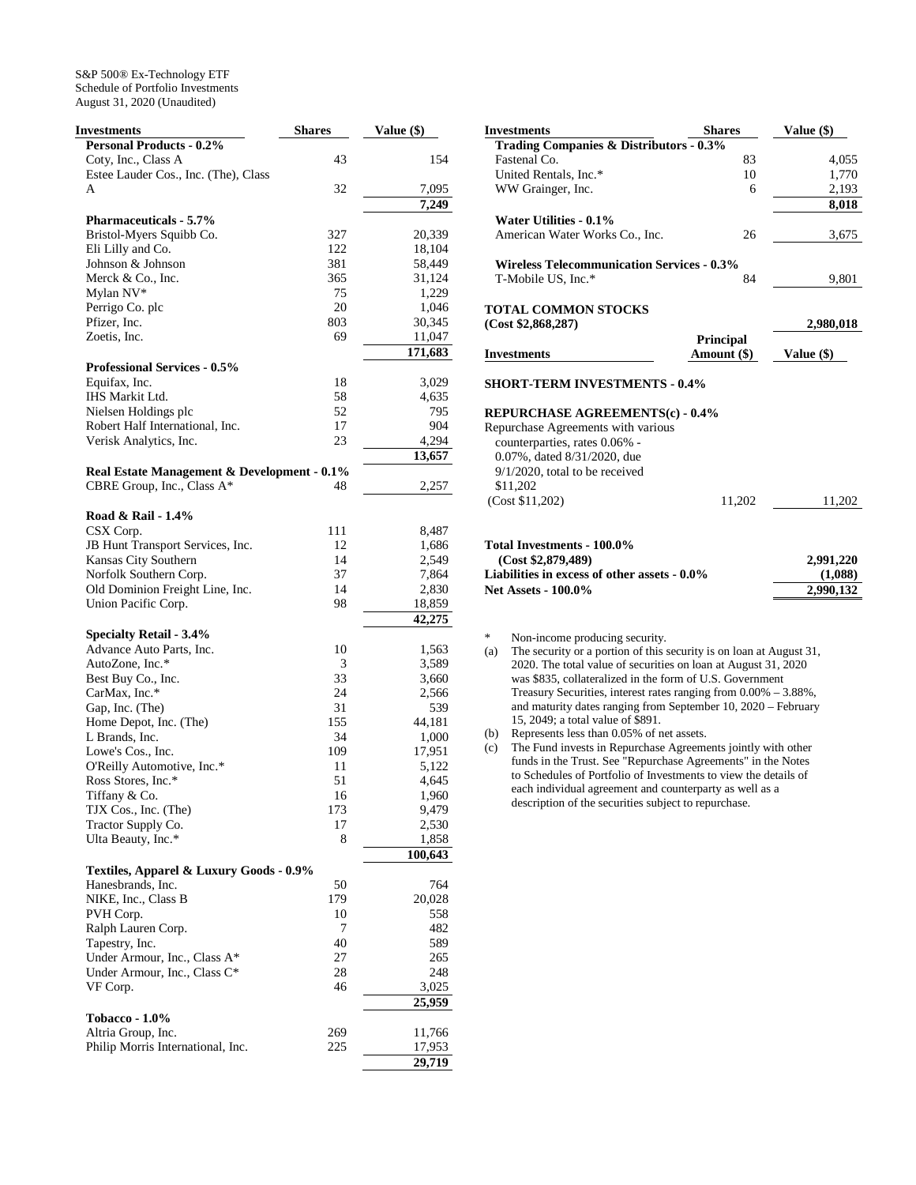S&P 500® Ex-Technology ETF
Schedule of Portfolio Investments
August 31, 2020 (Unaudited)

| Investments | Shares | Value ($) |
|---|---|---|
| **Personal Products - 0.2%** | | |
| Coty, Inc., Class A | 43 | 154 |
| Estee Lauder Cos., Inc. (The), Class A | 32 | 7,095 |
| | | **7,249** |
| **Pharmaceuticals - 5.7%** | | |
| Bristol-Myers Squibb Co. | 327 | 20,339 |
| Eli Lilly and Co. | 122 | 18,104 |
| Johnson & Johnson | 381 | 58,449 |
| Merck & Co., Inc. | 365 | 31,124 |
| Mylan NV* | 75 | 1,229 |
| Perrigo Co. plc | 20 | 1,046 |
| Pfizer, Inc. | 803 | 30,345 |
| Zoetis, Inc. | 69 | 11,047 |
| | | **171,683** |
| **Professional Services - 0.5%** | | |
| Equifax, Inc. | 18 | 3,029 |
| IHS Markit Ltd. | 58 | 4,635 |
| Nielsen Holdings plc | 52 | 795 |
| Robert Half International, Inc. | 17 | 904 |
| Verisk Analytics, Inc. | 23 | 4,294 |
| | | **13,657** |
| **Real Estate Management & Development - 0.1%** | | |
| CBRE Group, Inc., Class A* | 48 | 2,257 |
| **Road & Rail - 1.4%** | | |
| CSX Corp. | 111 | 8,487 |
| JB Hunt Transport Services, Inc. | 12 | 1,686 |
| Kansas City Southern | 14 | 2,549 |
| Norfolk Southern Corp. | 37 | 7,864 |
| Old Dominion Freight Line, Inc. | 14 | 2,830 |
| Union Pacific Corp. | 98 | 18,859 |
| | | **42,275** |
| **Specialty Retail - 3.4%** | | |
| Advance Auto Parts, Inc. | 10 | 1,563 |
| AutoZone, Inc.* | 3 | 3,589 |
| Best Buy Co., Inc. | 33 | 3,660 |
| CarMax, Inc.* | 24 | 2,566 |
| Gap, Inc. (The) | 31 | 539 |
| Home Depot, Inc. (The) | 155 | 44,181 |
| L Brands, Inc. | 34 | 1,000 |
| Lowe's Cos., Inc. | 109 | 17,951 |
| O'Reilly Automotive, Inc.* | 11 | 5,122 |
| Ross Stores, Inc.* | 51 | 4,645 |
| Tiffany & Co. | 16 | 1,960 |
| TJX Cos., Inc. (The) | 173 | 9,479 |
| Tractor Supply Co. | 17 | 2,530 |
| Ulta Beauty, Inc.* | 8 | 1,858 |
| | | **100,643** |
| **Textiles, Apparel & Luxury Goods - 0.9%** | | |
| Hanesbrands, Inc. | 50 | 764 |
| NIKE, Inc., Class B | 179 | 20,028 |
| PVH Corp. | 10 | 558 |
| Ralph Lauren Corp. | 7 | 482 |
| Tapestry, Inc. | 40 | 589 |
| Under Armour, Inc., Class A* | 27 | 265 |
| Under Armour, Inc., Class C* | 28 | 248 |
| VF Corp. | 46 | 3,025 |
| | | **25,959** |
| **Tobacco - 1.0%** | | |
| Altria Group, Inc. | 269 | 11,766 |
| Philip Morris International, Inc. | 225 | 17,953 |
| | | **29,719** |
| **Trading Companies & Distributors - 0.3%** | | |
| Fastenal Co. | 83 | 4,055 |
| United Rentals, Inc.* | 10 | 1,770 |
| WW Grainger, Inc. | 6 | 2,193 |
| | | **8,018** |
| **Water Utilities - 0.1%** | | |
| American Water Works Co., Inc. | 26 | 3,675 |
| **Wireless Telecommunication Services - 0.3%** | | |
| T-Mobile US, Inc.* | 84 | 9,801 |
| **TOTAL COMMON STOCKS (Cost $2,868,287)** | | **2,980,018** |

| Investments | Principal Amount ($) | Value ($) |
|---|---|---|
| **SHORT-TERM INVESTMENTS - 0.4%** | | |
| **REPURCHASE AGREEMENTS(c) - 0.4%** | | |
| Repurchase Agreements with various counterparties, rates 0.06% - 0.07%, dated 8/31/2020, due 9/1/2020, total to be received $11,202 (Cost $11,202) | 11,202 | 11,202 |
| **Total Investments - 100.0% (Cost $2,879,489)** | | **2,991,220** |
| **Liabilities in excess of other assets - 0.0%** | | **(1,088)** |
| **Net Assets - 100.0%** | | **2,990,132** |

\* Non-income producing security.

(a) The security or a portion of this security is on loan at August 31, 2020. The total value of securities on loan at August 31, 2020 was $835, collateralized in the form of U.S. Government Treasury Securities, interest rates ranging from 0.00% – 3.88%, and maturity dates ranging from September 10, 2020 – February 15, 2049; a total value of $891.

(b) Represents less than 0.05% of net assets.

(c) The Fund invests in Repurchase Agreements jointly with other funds in the Trust. See "Repurchase Agreements" in the Notes to Schedules of Portfolio of Investments to view the details of each individual agreement and counterparty as well as a description of the securities subject to repurchase.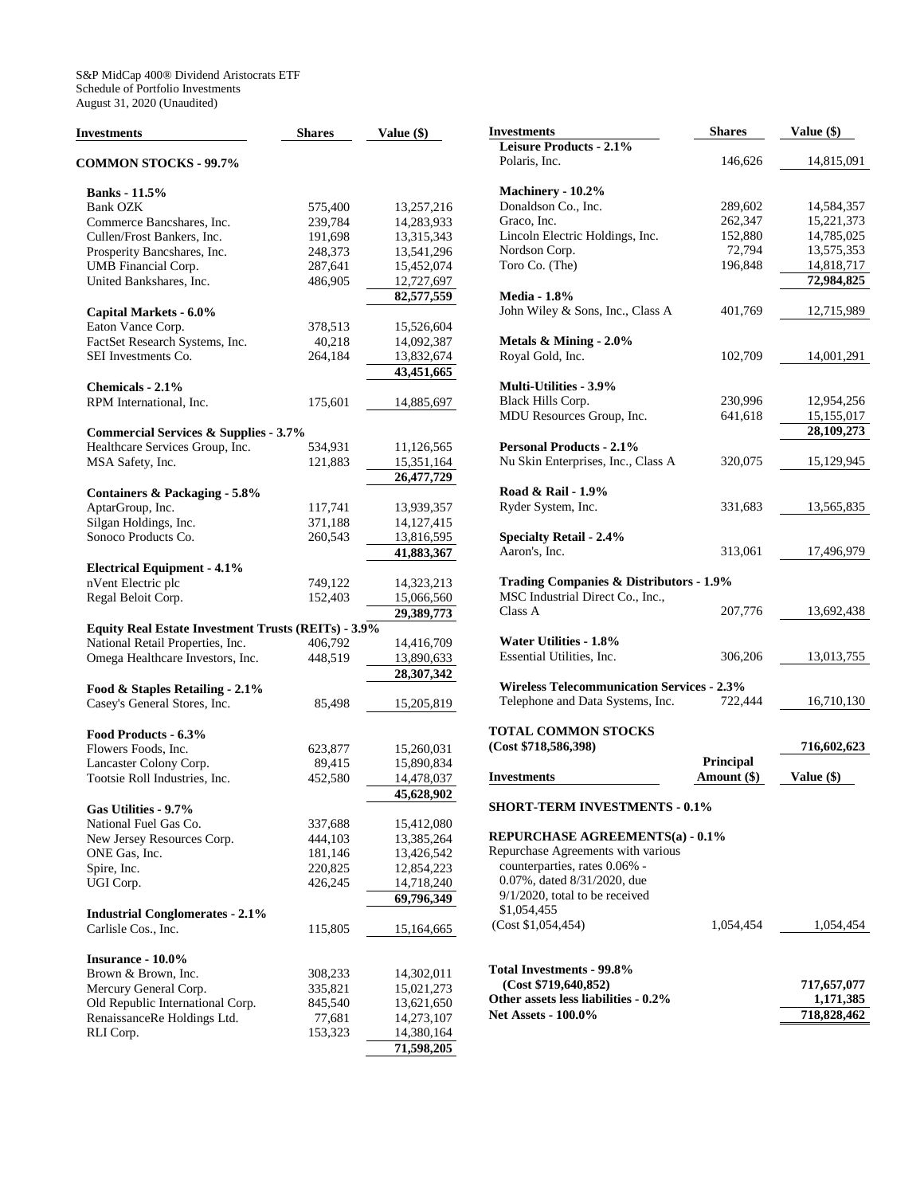S&P MidCap 400® Dividend Aristocrats ETF
Schedule of Portfolio Investments
August 31, 2020 (Unaudited)

| Investments | Shares | Value ($) |
|---|---|---|
| **COMMON STOCKS - 99.7%** | | |
| **Banks - 11.5%** | | |
| Bank OZK | 575,400 | 13,257,216 |
| Commerce Bancshares, Inc. | 239,784 | 14,283,933 |
| Cullen/Frost Bankers, Inc. | 191,698 | 13,315,343 |
| Prosperity Bancshares, Inc. | 248,373 | 13,541,296 |
| UMB Financial Corp. | 287,641 | 15,452,074 |
| United Bankshares, Inc. | 486,905 | 12,727,697 |
| | | **82,577,559** |
| **Capital Markets - 6.0%** | | |
| Eaton Vance Corp. | 378,513 | 15,526,604 |
| FactSet Research Systems, Inc. | 40,218 | 14,092,387 |
| SEI Investments Co. | 264,184 | 13,832,674 |
| | | **43,451,665** |
| **Chemicals - 2.1%** | | |
| RPM International, Inc. | 175,601 | 14,885,697 |
| **Commercial Services & Supplies - 3.7%** | | |
| Healthcare Services Group, Inc. | 534,931 | 11,126,565 |
| MSA Safety, Inc. | 121,883 | 15,351,164 |
| | | **26,477,729** |
| **Containers & Packaging - 5.8%** | | |
| AptarGroup, Inc. | 117,741 | 13,939,357 |
| Silgan Holdings, Inc. | 371,188 | 14,127,415 |
| Sonoco Products Co. | 260,543 | 13,816,595 |
| | | **41,883,367** |
| **Electrical Equipment - 4.1%** | | |
| nVent Electric plc | 749,122 | 14,323,213 |
| Regal Beloit Corp. | 152,403 | 15,066,560 |
| | | **29,389,773** |
| **Equity Real Estate Investment Trusts (REITs) - 3.9%** | | |
| National Retail Properties, Inc. | 406,792 | 14,416,709 |
| Omega Healthcare Investors, Inc. | 448,519 | 13,890,633 |
| | | **28,307,342** |
| **Food & Staples Retailing - 2.1%** | | |
| Casey's General Stores, Inc. | 85,498 | 15,205,819 |
| **Food Products - 6.3%** | | |
| Flowers Foods, Inc. | 623,877 | 15,260,031 |
| Lancaster Colony Corp. | 89,415 | 15,890,834 |
| Tootsie Roll Industries, Inc. | 452,580 | 14,478,037 |
| | | **45,628,902** |
| **Gas Utilities - 9.7%** | | |
| National Fuel Gas Co. | 337,688 | 15,412,080 |
| New Jersey Resources Corp. | 444,103 | 13,385,264 |
| ONE Gas, Inc. | 181,146 | 13,426,542 |
| Spire, Inc. | 220,825 | 12,854,223 |
| UGI Corp. | 426,245 | 14,718,240 |
| | | **69,796,349** |
| **Industrial Conglomerates - 2.1%** | | |
| Carlisle Cos., Inc. | 115,805 | 15,164,665 |
| **Insurance - 10.0%** | | |
| Brown & Brown, Inc. | 308,233 | 14,302,011 |
| Mercury General Corp. | 335,821 | 15,021,273 |
| Old Republic International Corp. | 845,540 | 13,621,650 |
| RenaissanceRe Holdings Ltd. | 77,681 | 14,273,107 |
| RLI Corp. | 153,323 | 14,380,164 |
| | | **71,598,205** |
| **Leisure Products - 2.1%** | | |
| Polaris, Inc. | 146,626 | 14,815,091 |
| **Machinery - 10.2%** | | |
| Donaldson Co., Inc. | 289,602 | 14,584,357 |
| Graco, Inc. | 262,347 | 15,221,373 |
| Lincoln Electric Holdings, Inc. | 152,880 | 14,785,025 |
| Nordson Corp. | 72,794 | 13,575,353 |
| Toro Co. (The) | 196,848 | 14,818,717 |
| | | **72,984,825** |
| **Media - 1.8%** | | |
| John Wiley & Sons, Inc., Class A | 401,769 | 12,715,989 |
| **Metals & Mining - 2.0%** | | |
| Royal Gold, Inc. | 102,709 | 14,001,291 |
| **Multi-Utilities - 3.9%** | | |
| Black Hills Corp. | 230,996 | 12,954,256 |
| MDU Resources Group, Inc. | 641,618 | 15,155,017 |
| | | **28,109,273** |
| **Personal Products - 2.1%** | | |
| Nu Skin Enterprises, Inc., Class A | 320,075 | 15,129,945 |
| **Road & Rail - 1.9%** | | |
| Ryder System, Inc. | 331,683 | 13,565,835 |
| **Specialty Retail - 2.4%** | | |
| Aaron's, Inc. | 313,061 | 17,496,979 |
| **Trading Companies & Distributors - 1.9%** | | |
| MSC Industrial Direct Co., Inc., Class A | 207,776 | 13,692,438 |
| **Water Utilities - 1.8%** | | |
| Essential Utilities, Inc. | 306,206 | 13,013,755 |
| **Wireless Telecommunication Services - 2.3%** | | |
| Telephone and Data Systems, Inc. | 722,444 | 16,710,130 |
| **TOTAL COMMON STOCKS (Cost $718,586,398)** | | **716,602,623** |

| Investments | Principal Amount ($) | Value ($) |
|---|---|---|
| **SHORT-TERM INVESTMENTS - 0.1%** | | |
| **REPURCHASE AGREEMENTS(a) - 0.1%** | | |
| Repurchase Agreements with various counterparties, rates 0.06% - 0.07%, dated 8/31/2020, due 9/1/2020, total to be received $1,054,455 (Cost $1,054,454) | 1,054,454 | 1,054,454 |
| **Total Investments - 99.8% (Cost $719,640,852)** | | **717,657,077** |
| **Other assets less liabilities - 0.2%** | | **1,171,385** |
| **Net Assets - 100.0%** | | **718,828,462** |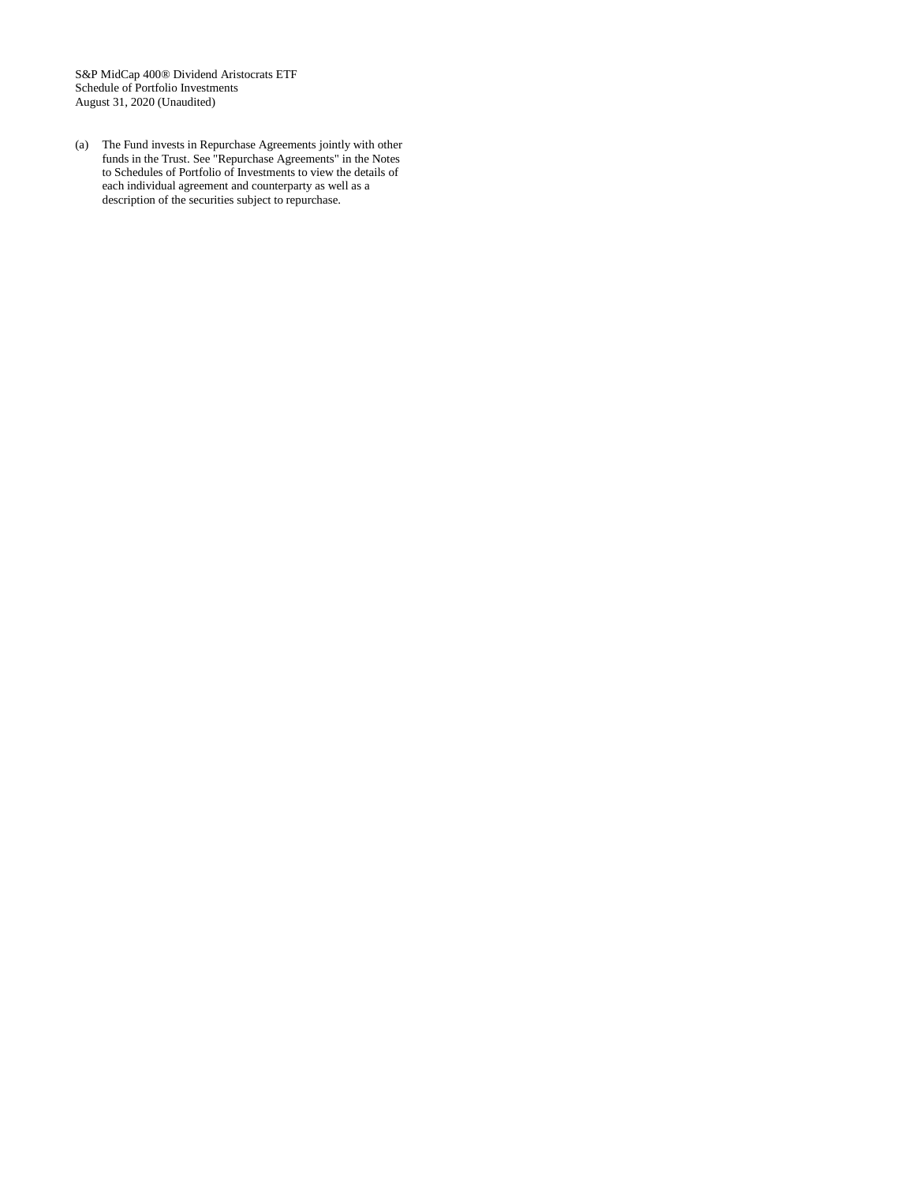S&P MidCap 400® Dividend Aristocrats ETF
Schedule of Portfolio Investments
August 31, 2020 (Unaudited)

(a) The Fund invests in Repurchase Agreements jointly with other funds in the Trust. See "Repurchase Agreements" in the Notes to Schedules of Portfolio of Investments to view the details of each individual agreement and counterparty as well as a description of the securities subject to repurchase.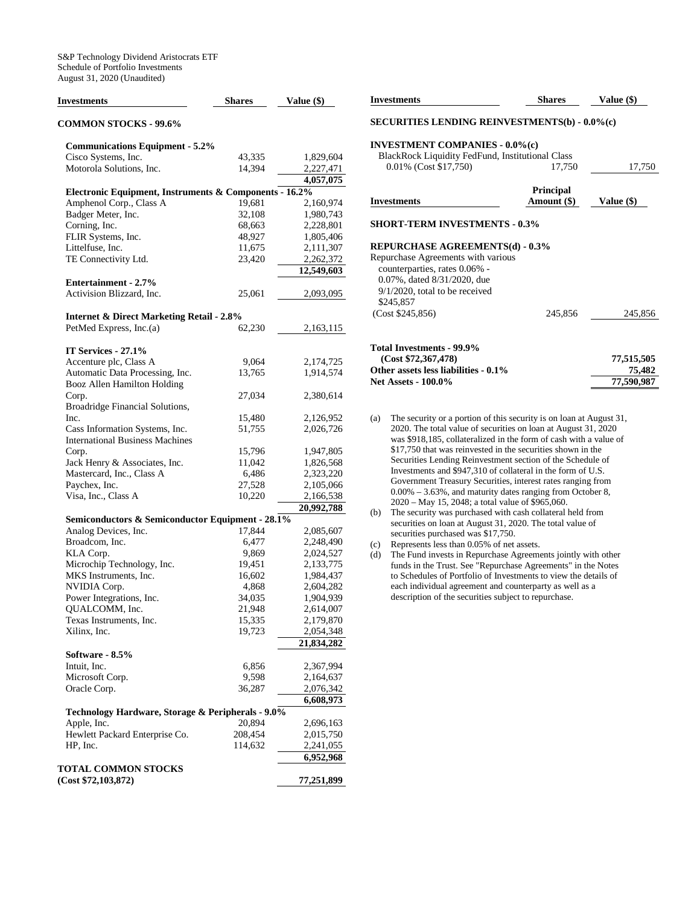S&P Technology Dividend Aristocrats ETF
Schedule of Portfolio Investments
August 31, 2020 (Unaudited)

| Investments | Shares | Value ($) |
|---|---|---|
| **COMMON STOCKS - 99.6%** | | |
| **Communications Equipment - 5.2%** | | |
| Cisco Systems, Inc. | 43,335 | 1,829,604 |
| Motorola Solutions, Inc. | 14,394 | 2,227,471 |
| | | **4,057,075** |
| **Electronic Equipment, Instruments & Components - 16.2%** | | |
| Amphenol Corp., Class A | 19,681 | 2,160,974 |
| Badger Meter, Inc. | 32,108 | 1,980,743 |
| Corning, Inc. | 68,663 | 2,228,801 |
| FLIR Systems, Inc. | 48,927 | 1,805,406 |
| Littelfuse, Inc. | 11,675 | 2,111,307 |
| TE Connectivity Ltd. | 23,420 | 2,262,372 |
| | | **12,549,603** |
| **Entertainment - 2.7%** | | |
| Activision Blizzard, Inc. | 25,061 | 2,093,095 |
| **Internet & Direct Marketing Retail - 2.8%** | | |
| PetMed Express, Inc.(a) | 62,230 | 2,163,115 |
| **IT Services - 27.1%** | | |
| Accenture plc, Class A | 9,064 | 2,174,725 |
| Automatic Data Processing, Inc. | 13,765 | 1,914,574 |
| Booz Allen Hamilton Holding Corp. | 27,034 | 2,380,614 |
| Broadridge Financial Solutions, Inc. | 15,480 | 2,126,952 |
| Cass Information Systems, Inc. | 51,755 | 2,026,726 |
| International Business Machines Corp. | 15,796 | 1,947,805 |
| Jack Henry & Associates, Inc. | 11,042 | 1,826,568 |
| Mastercard, Inc., Class A | 6,486 | 2,323,220 |
| Paychex, Inc. | 27,528 | 2,105,066 |
| Visa, Inc., Class A | 10,220 | 2,166,538 |
| | | **20,992,788** |
| **Semiconductors & Semiconductor Equipment - 28.1%** | | |
| Analog Devices, Inc. | 17,844 | 2,085,607 |
| Broadcom, Inc. | 6,477 | 2,248,490 |
| KLA Corp. | 9,869 | 2,024,527 |
| Microchip Technology, Inc. | 19,451 | 2,133,775 |
| MKS Instruments, Inc. | 16,602 | 1,984,437 |
| NVIDIA Corp. | 4,868 | 2,604,282 |
| Power Integrations, Inc. | 34,035 | 1,904,939 |
| QUALCOMM, Inc. | 21,948 | 2,614,007 |
| Texas Instruments, Inc. | 15,335 | 2,179,870 |
| Xilinx, Inc. | 19,723 | 2,054,348 |
| | | **21,834,282** |
| **Software - 8.5%** | | |
| Intuit, Inc. | 6,856 | 2,367,994 |
| Microsoft Corp. | 9,598 | 2,164,637 |
| Oracle Corp. | 36,287 | 2,076,342 |
| | | **6,608,973** |
| **Technology Hardware, Storage & Peripherals - 9.0%** | | |
| Apple, Inc. | 20,894 | 2,696,163 |
| Hewlett Packard Enterprise Co. | 208,454 | 2,015,750 |
| HP, Inc. | 114,632 | 2,241,055 |
| | | **6,952,968** |
| **TOTAL COMMON STOCKS (Cost $72,103,872)** | | **77,251,899** |

| Investments | Shares | Value ($) |
|---|---|---|
| **SECURITIES LENDING REINVESTMENTS(b) - 0.0%(c)** | | |
| **INVESTMENT COMPANIES - 0.0%(c)** | | |
| BlackRock Liquidity FedFund, Institutional Class 0.01% (Cost $17,750) | 17,750 | 17,750 |

| Investments | Principal Amount ($) | Value ($) |
|---|---|---|
| **SHORT-TERM INVESTMENTS - 0.3%** | | |
| **REPURCHASE AGREEMENTS(d) - 0.3%** | | |
| Repurchase Agreements with various counterparties, rates 0.06% - 0.07%, dated 8/31/2020, due 9/1/2020, total to be received $245,857 (Cost $245,856) | 245,856 | 245,856 |
| **Total Investments - 99.9% (Cost $72,367,478)** | | **77,515,505** |
| **Other assets less liabilities - 0.1%** | | **75,482** |
| **Net Assets - 100.0%** | | **77,590,987** |

(a) The security or a portion of this security is on loan at August 31, 2020. The total value of securities on loan at August 31, 2020 was $918,185, collateralized in the form of cash with a value of $17,750 that was reinvested in the securities shown in the Securities Lending Reinvestment section of the Schedule of Investments and $947,310 of collateral in the form of U.S. Government Treasury Securities, interest rates ranging from 0.00% – 3.63%, and maturity dates ranging from October 8, 2020 – May 15, 2048; a total value of $965,060.

(b) The security was purchased with cash collateral held from securities on loan at August 31, 2020. The total value of securities purchased was $17,750.

(c) Represents less than 0.05% of net assets.

(d) The Fund invests in Repurchase Agreements jointly with other funds in the Trust. See "Repurchase Agreements" in the Notes to Schedules of Portfolio of Investments to view the details of each individual agreement and counterparty as well as a description of the securities subject to repurchase.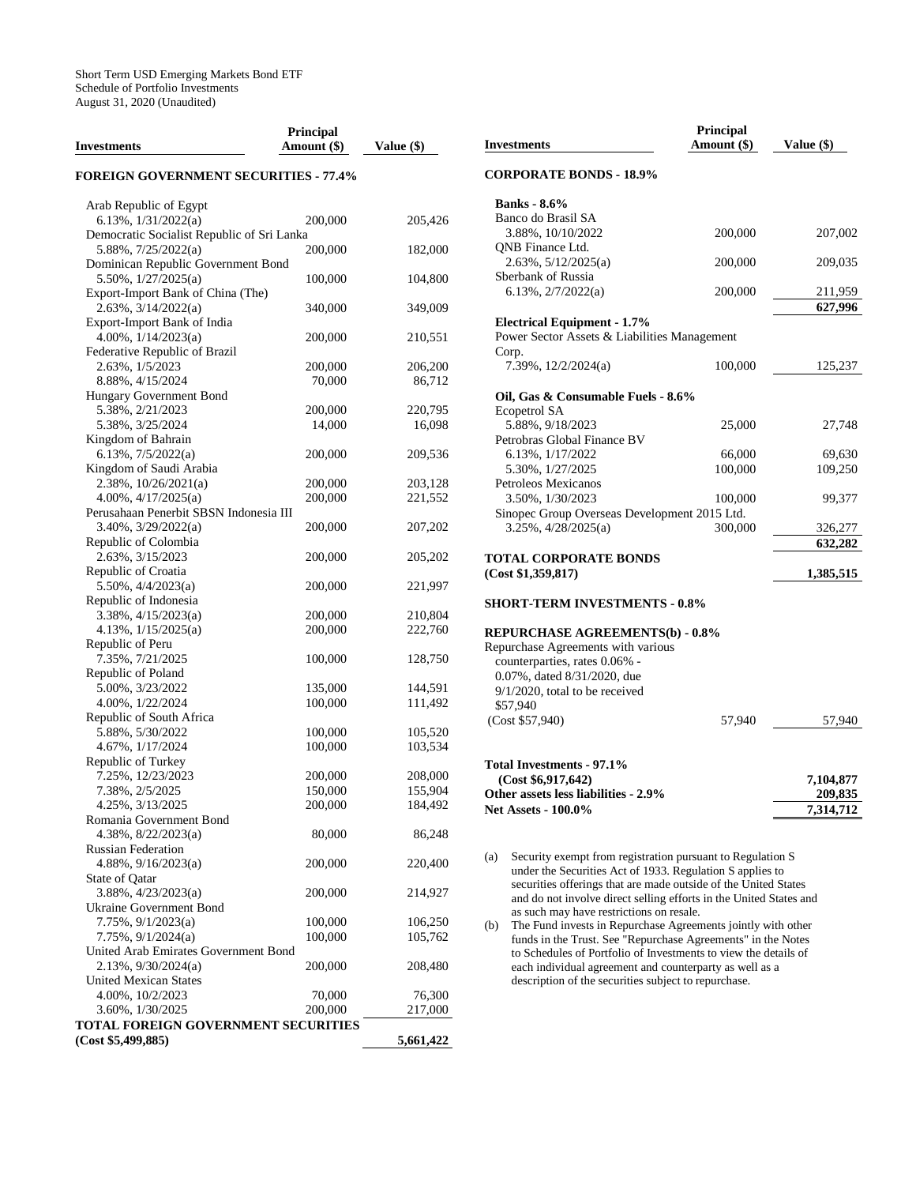Short Term USD Emerging Markets Bond ETF
Schedule of Portfolio Investments
August 31, 2020 (Unaudited)

| Investments | Principal Amount ($) | Value ($) |
|---|---|---|
| **FOREIGN GOVERNMENT SECURITIES - 77.4%** | | |
| Arab Republic of Egypt | | |
| 6.13%, 1/31/2022(a) | 200,000 | 205,426 |
| Democratic Socialist Republic of Sri Lanka | | |
| 5.88%, 7/25/2022(a) | 200,000 | 182,000 |
| Dominican Republic Government Bond | | |
| 5.50%, 1/27/2025(a) | 100,000 | 104,800 |
| Export-Import Bank of China (The) | | |
| 2.63%, 3/14/2022(a) | 340,000 | 349,009 |
| Export-Import Bank of India | | |
| 4.00%, 1/14/2023(a) | 200,000 | 210,551 |
| Federative Republic of Brazil | | |
| 2.63%, 1/5/2023 | 200,000 | 206,200 |
| 8.88%, 4/15/2024 | 70,000 | 86,712 |
| Hungary Government Bond | | |
| 5.38%, 2/21/2023 | 200,000 | 220,795 |
| 5.38%, 3/25/2024 | 14,000 | 16,098 |
| Kingdom of Bahrain | | |
| 6.13%, 7/5/2022(a) | 200,000 | 209,536 |
| Kingdom of Saudi Arabia | | |
| 2.38%, 10/26/2021(a) | 200,000 | 203,128 |
| 4.00%, 4/17/2025(a) | 200,000 | 221,552 |
| Perusahaan Penerbit SBSN Indonesia III | | |
| 3.40%, 3/29/2022(a) | 200,000 | 207,202 |
| Republic of Colombia | | |
| 2.63%, 3/15/2023 | 200,000 | 205,202 |
| Republic of Croatia | | |
| 5.50%, 4/4/2023(a) | 200,000 | 221,997 |
| Republic of Indonesia | | |
| 3.38%, 4/15/2023(a) | 200,000 | 210,804 |
| 4.13%, 1/15/2025(a) | 200,000 | 222,760 |
| Republic of Peru | | |
| 7.35%, 7/21/2025 | 100,000 | 128,750 |
| Republic of Poland | | |
| 5.00%, 3/23/2022 | 135,000 | 144,591 |
| 4.00%, 1/22/2024 | 100,000 | 111,492 |
| Republic of South Africa | | |
| 5.88%, 5/30/2022 | 100,000 | 105,520 |
| 4.67%, 1/17/2024 | 100,000 | 103,534 |
| Republic of Turkey | | |
| 7.25%, 12/23/2023 | 200,000 | 208,000 |
| 7.38%, 2/5/2025 | 150,000 | 155,904 |
| 4.25%, 3/13/2025 | 200,000 | 184,492 |
| Romania Government Bond | | |
| 4.38%, 8/22/2023(a) | 80,000 | 86,248 |
| Russian Federation | | |
| 4.88%, 9/16/2023(a) | 200,000 | 220,400 |
| State of Qatar | | |
| 3.88%, 4/23/2023(a) | 200,000 | 214,927 |
| Ukraine Government Bond | | |
| 7.75%, 9/1/2023(a) | 100,000 | 106,250 |
| 7.75%, 9/1/2024(a) | 100,000 | 105,762 |
| United Arab Emirates Government Bond | | |
| 2.13%, 9/30/2024(a) | 200,000 | 208,480 |
| United Mexican States | | |
| 4.00%, 10/2/2023 | 70,000 | 76,300 |
| 3.60%, 1/30/2025 | 200,000 | 217,000 |
| **TOTAL FOREIGN GOVERNMENT SECURITIES (Cost $5,499,885)** | | **5,661,422** |
| **CORPORATE BONDS - 18.9%** | | |
| **Banks - 8.6%** | | |
| Banco do Brasil SA | | |
| 3.88%, 10/10/2022 | 200,000 | 207,002 |
| QNB Finance Ltd. | | |
| 2.63%, 5/12/2025(a) | 200,000 | 209,035 |
| Sberbank of Russia | | |
| 6.13%, 2/7/2022(a) | 200,000 | 211,959 |
| | | **627,996** |
| **Electrical Equipment - 1.7%** | | |
| Power Sector Assets & Liabilities Management Corp. | | |
| 7.39%, 12/2/2024(a) | 100,000 | 125,237 |
| **Oil, Gas & Consumable Fuels - 8.6%** | | |
| Ecopetrol SA | | |
| 5.88%, 9/18/2023 | 25,000 | 27,748 |
| Petrobras Global Finance BV | | |
| 6.13%, 1/17/2022 | 66,000 | 69,630 |
| 5.30%, 1/27/2025 | 100,000 | 109,250 |
| Petroleos Mexicanos | | |
| 3.50%, 1/30/2023 | 100,000 | 99,377 |
| Sinopec Group Overseas Development 2015 Ltd. | | |
| 3.25%, 4/28/2025(a) | 300,000 | 326,277 |
| | | **632,282** |
| **TOTAL CORPORATE BONDS (Cost $1,359,817)** | | **1,385,515** |
| **SHORT-TERM INVESTMENTS - 0.8%** | | |
| **REPURCHASE AGREEMENTS(b) - 0.8%** | | |
| Repurchase Agreements with various counterparties, rates 0.06% - 0.07%, dated 8/31/2020, due 9/1/2020, total to be received $57,940 (Cost $57,940) | 57,940 | 57,940 |
| **Total Investments - 97.1% (Cost $6,917,642)** | | **7,104,877** |
| **Other assets less liabilities - 2.9%** | | **209,835** |
| **Net Assets - 100.0%** | | **7,314,712** |

(a) Security exempt from registration pursuant to Regulation S under the Securities Act of 1933. Regulation S applies to securities offerings that are made outside of the United States and do not involve direct selling efforts in the United States and as such may have restrictions on resale.

(b) The Fund invests in Repurchase Agreements jointly with other funds in the Trust. See "Repurchase Agreements" in the Notes to Schedules of Portfolio of Investments to view the details of each individual agreement and counterparty as well as a description of the securities subject to repurchase.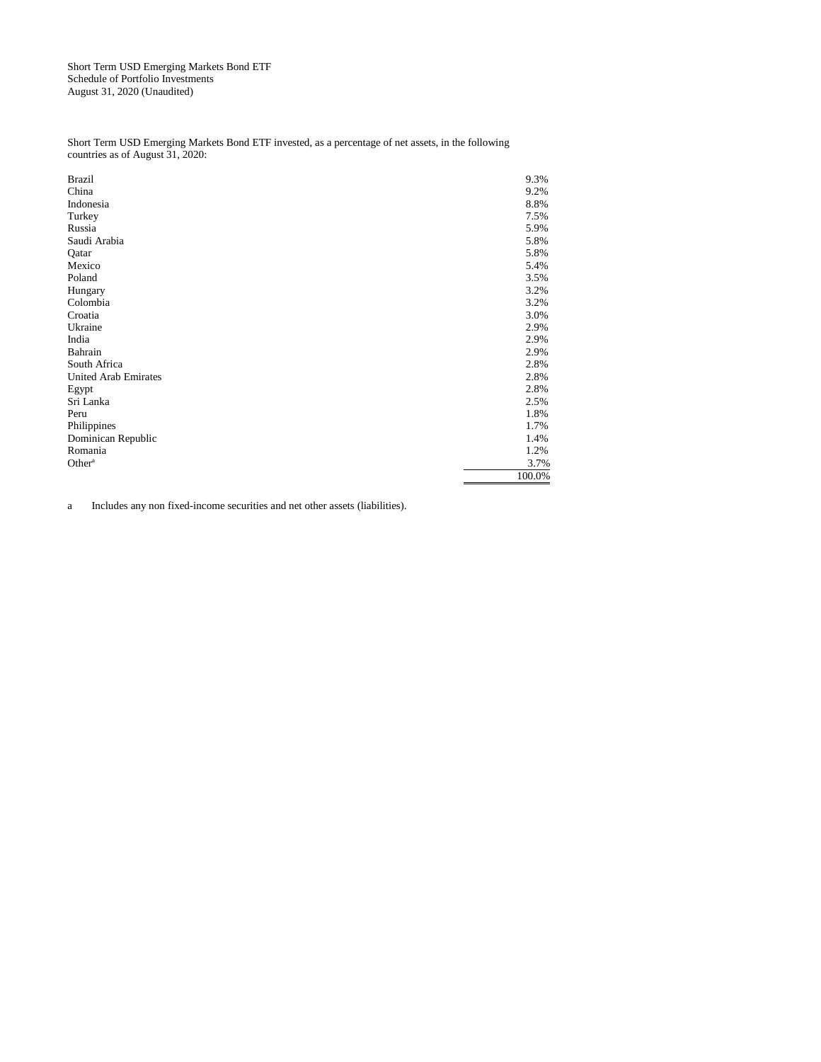Short Term USD Emerging Markets Bond ETF
Schedule of Portfolio Investments
August 31, 2020 (Unaudited)

Short Term USD Emerging Markets Bond ETF invested, as a percentage of net assets, in the following countries as of August 31, 2020:

| Country | % |
|---|---|
| Brazil | 9.3% |
| China | 9.2% |
| Indonesia | 8.8% |
| Turkey | 7.5% |
| Russia | 5.9% |
| Saudi Arabia | 5.8% |
| Qatar | 5.8% |
| Mexico | 5.4% |
| Poland | 3.5% |
| Hungary | 3.2% |
| Colombia | 3.2% |
| Croatia | 3.0% |
| Ukraine | 2.9% |
| India | 2.9% |
| Bahrain | 2.9% |
| South Africa | 2.8% |
| United Arab Emirates | 2.8% |
| Egypt | 2.8% |
| Sri Lanka | 2.5% |
| Peru | 1.8% |
| Philippines | 1.7% |
| Dominican Republic | 1.4% |
| Romania | 1.2% |
| Other[a] | 3.7% |
| | 100.0% |

a Includes any non fixed-income securities and net other assets (liabilities).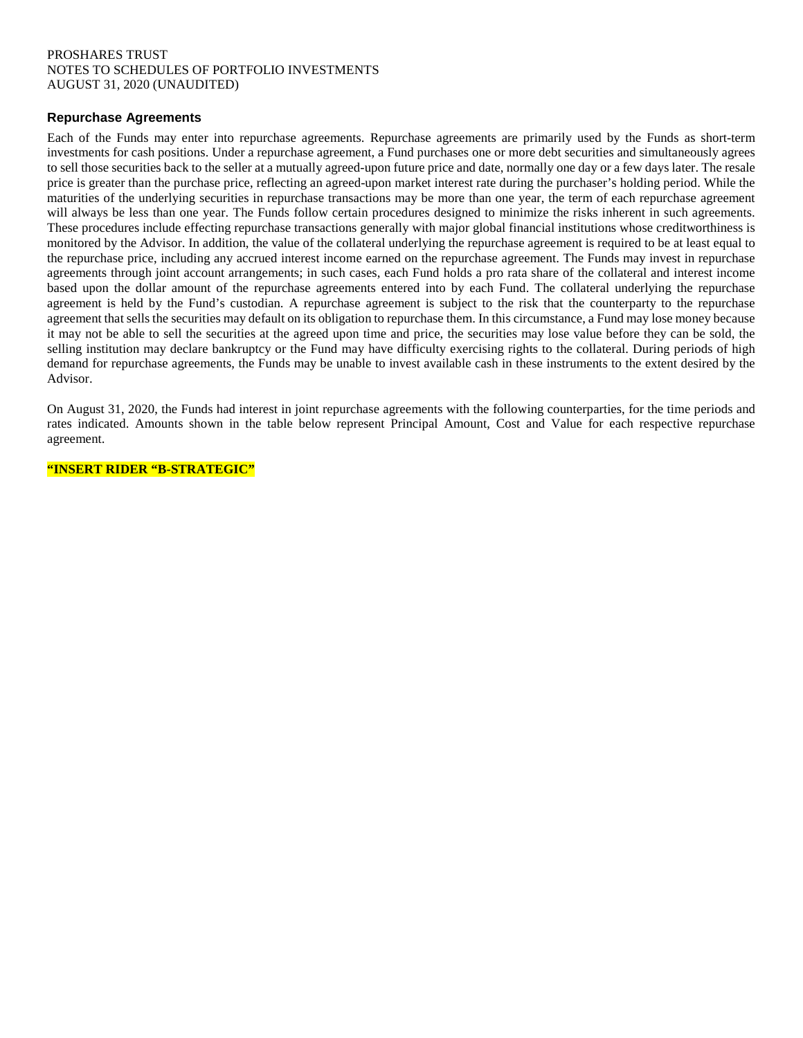### Repurchase Agreements

Each of the Funds may enter into repurchase agreements. Repurchase agreements are primarily used by the Funds as short-term investments for cash positions. Under a repurchase agreement, a Fund purchases one or more debt securities and simultaneously agrees to sell those securities back to the seller at a mutually agreed-upon future price and date, normally one day or a few days later. The resale price is greater than the purchase price, reflecting an agreed-upon market interest rate during the purchaser's holding period. While the maturities of the underlying securities in repurchase transactions may be more than one year, the term of each repurchase agreement will always be less than one year. The Funds follow certain procedures designed to minimize the risks inherent in such agreements. These procedures include effecting repurchase transactions generally with major global financial institutions whose creditworthiness is monitored by the Advisor. In addition, the value of the collateral underlying the repurchase agreement is required to be at least equal to the repurchase price, including any accrued interest income earned on the repurchase agreement. The Funds may invest in repurchase agreements through joint account arrangements; in such cases, each Fund holds a pro rata share of the collateral and interest income based upon the dollar amount of the repurchase agreements entered into by each Fund. The collateral underlying the repurchase agreement is held by the Fund's custodian. A repurchase agreement is subject to the risk that the counterparty to the repurchase agreement that sells the securities may default on its obligation to repurchase them. In this circumstance, a Fund may lose money because it may not be able to sell the securities at the agreed upon time and price, the securities may lose value before they can be sold, the selling institution may declare bankruptcy or the Fund may have difficulty exercising rights to the collateral. During periods of high demand for repurchase agreements, the Funds may be unable to invest available cash in these instruments to the extent desired by the Advisor.

On August 31, 2020, the Funds had interest in joint repurchase agreements with the following counterparties, for the time periods and rates indicated. Amounts shown in the table below represent Principal Amount, Cost and Value for each respective repurchase agreement.

**"INSERT RIDER "B-STRATEGIC"**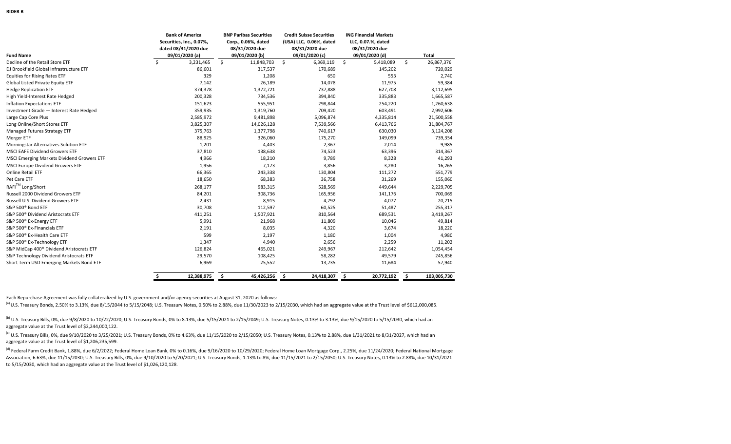**RIDER B**

| Fund Name | Bank of America Securities, Inc., 0.07%, dated 08/31/2020 due 09/01/2020 (a) | BNP Paribas Securities Corp., 0.06%, dated 08/31/2020 due 09/01/2020 (b) | Credit Suisse Securities (USA) LLC, 0.06%, dated 08/31/2020 due 09/01/2020 (c) | ING Financial Markets LLC, 0.07.%, dated 08/31/2020 due 09/01/2020 (d) | Total |
|---|---|---|---|---|---|
| Decline of the Retail Store ETF | $ 3,231,465 | $ 11,848,703 | $ 6,369,119 | $ 5,418,089 | $ 26,867,376 |
| DJ Brookfield Global Infrastructure ETF | 86,601 | 317,537 | 170,689 | 145,202 | 720,029 |
| Equities for Rising Rates ETF | 329 | 1,208 | 650 | 553 | 2,740 |
| Global Listed Private Equity ETF | 7,142 | 26,189 | 14,078 | 11,975 | 59,384 |
| Hedge Replication ETF | 374,378 | 1,372,721 | 737,888 | 627,708 | 3,112,695 |
| High Yield-Interest Rate Hedged | 200,328 | 734,536 | 394,840 | 335,883 | 1,665,587 |
| Inflation Expectations ETF | 151,623 | 555,951 | 298,844 | 254,220 | 1,260,638 |
| Investment Grade — Interest Rate Hedged | 359,935 | 1,319,760 | 709,420 | 603,491 | 2,992,606 |
| Large Cap Core Plus | 2,585,972 | 9,481,898 | 5,096,874 | 4,335,814 | 21,500,558 |
| Long Online/Short Stores ETF | 3,825,307 | 14,026,128 | 7,539,566 | 6,413,766 | 31,804,767 |
| Managed Futures Strategy ETF | 375,763 | 1,377,798 | 740,617 | 630,030 | 3,124,208 |
| Merger ETF | 88,925 | 326,060 | 175,270 | 149,099 | 739,354 |
| Morningstar Alternatives Solution ETF | 1,201 | 4,403 | 2,367 | 2,014 | 9,985 |
| MSCI EAFE Dividend Growers ETF | 37,810 | 138,638 | 74,523 | 63,396 | 314,367 |
| MSCI Emerging Markets Dividend Growers ETF | 4,966 | 18,210 | 9,789 | 8,328 | 41,293 |
| MSCI Europe Dividend Growers ETF | 1,956 | 7,173 | 3,856 | 3,280 | 16,265 |
| Online Retail ETF | 66,365 | 243,338 | 130,804 | 111,272 | 551,779 |
| Pet Care ETF | 18,650 | 68,383 | 36,758 | 31,269 | 155,060 |
| RAFI™ Long/Short | 268,177 | 983,315 | 528,569 | 449,644 | 2,229,705 |
| Russell 2000 Dividend Growers ETF | 84,201 | 308,736 | 165,956 | 141,176 | 700,069 |
| Russell U.S. Dividend Growers ETF | 2,431 | 8,915 | 4,792 | 4,077 | 20,215 |
| S&P 500® Bond ETF | 30,708 | 112,597 | 60,525 | 51,487 | 255,317 |
| S&P 500® Dividend Aristocrats ETF | 411,251 | 1,507,921 | 810,564 | 689,531 | 3,419,267 |
| S&P 500® Ex-Energy ETF | 5,991 | 21,968 | 11,809 | 10,046 | 49,814 |
| S&P 500® Ex-Financials ETF | 2,191 | 8,035 | 4,320 | 3,674 | 18,220 |
| S&P 500® Ex-Health Care ETF | 599 | 2,197 | 1,180 | 1,004 | 4,980 |
| S&P 500® Ex-Technology ETF | 1,347 | 4,940 | 2,656 | 2,259 | 11,202 |
| S&P MidCap 400® Dividend Aristocrats ETF | 126,824 | 465,021 | 249,967 | 212,642 | 1,054,454 |
| S&P Technology Dividend Aristocrats ETF | 29,570 | 108,425 | 58,282 | 49,579 | 245,856 |
| Short Term USD Emerging Markets Bond ETF | 6,969 | 25,552 | 13,735 | 11,684 | 57,940 |
| | $ 12,388,975 | $ 45,426,256 | $ 24,418,307 | $ 20,772,192 | $ 103,005,730 |

Each Repurchase Agreement was fully collateralized by U.S. government and/or agency securities at August 31, 2020 as follows:

[a] U.S. Treasury Bonds, 2.50% to 3.13%, due 8/15/2044 to 5/15/2048; U.S. Treasury Notes, 0.50% to 2.88%, due 11/30/2023 to 2/15/2030, which had an aggregate value at the Trust level of $612,000,085.

[b] U.S. Treasury Bills, 0%, due 9/8/2020 to 10/22/2020; U.S. Treasury Bonds, 0% to 8.13%, due 5/15/2021 to 2/15/2049; U.S. Treasury Notes, 0.13% to 3.13%, due 9/15/2020 to 5/15/2030, which had an aggregate value at the Trust level of $2,244,000,122.

[c] U.S. Treasury Bills, 0%, due 9/10/2020 to 3/25/2021; U.S. Treasury Bonds, 0% to 4.63%, due 11/15/2020 to 2/15/2050; U.S. Treasury Notes, 0.13% to 2.88%, due 1/31/2021 to 8/31/2027, which had an aggregate value at the Trust level of $1,206,235,599.

[d] Federal Farm Credit Bank, 1.88%, due 6/2/2022; Federal Home Loan Bank, 0% to 0.16%, due 9/16/2020 to 10/29/2020; Federal Home Loan Mortgage Corp., 2.25%, due 11/24/2020; Federal National Mortgage Association, 6.63%, due 11/15/2030; U.S. Treasury Bills, 0%, due 9/10/2020 to 5/20/2021; U.S. Treasury Bonds, 1.13% to 8%, due 11/15/2021 to 2/15/2050; U.S. Treasury Notes, 0.13% to 2.88%, due 10/31/2021 to 5/15/2030, which had an aggregate value at the Trust level of $1,026,120,128.